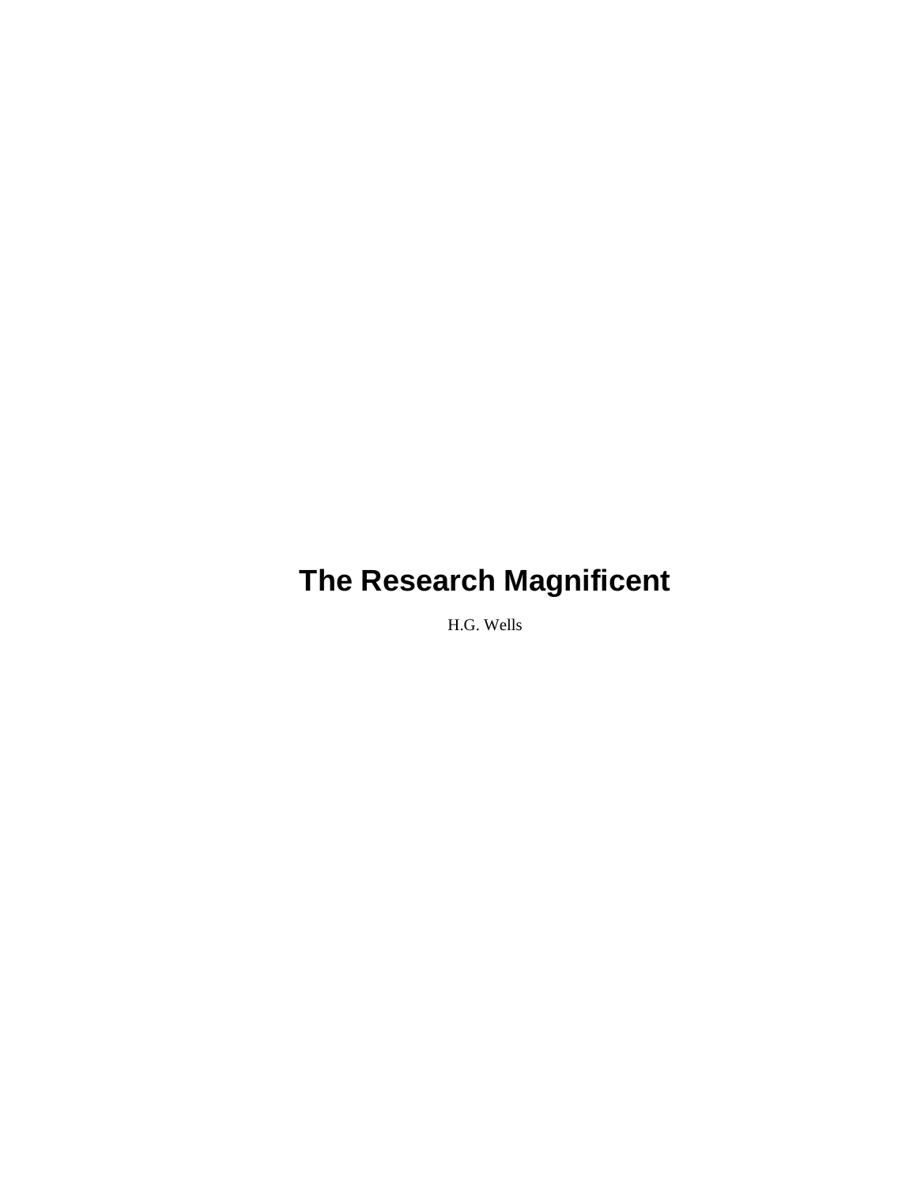# The Research Magnificent

H.G. Wells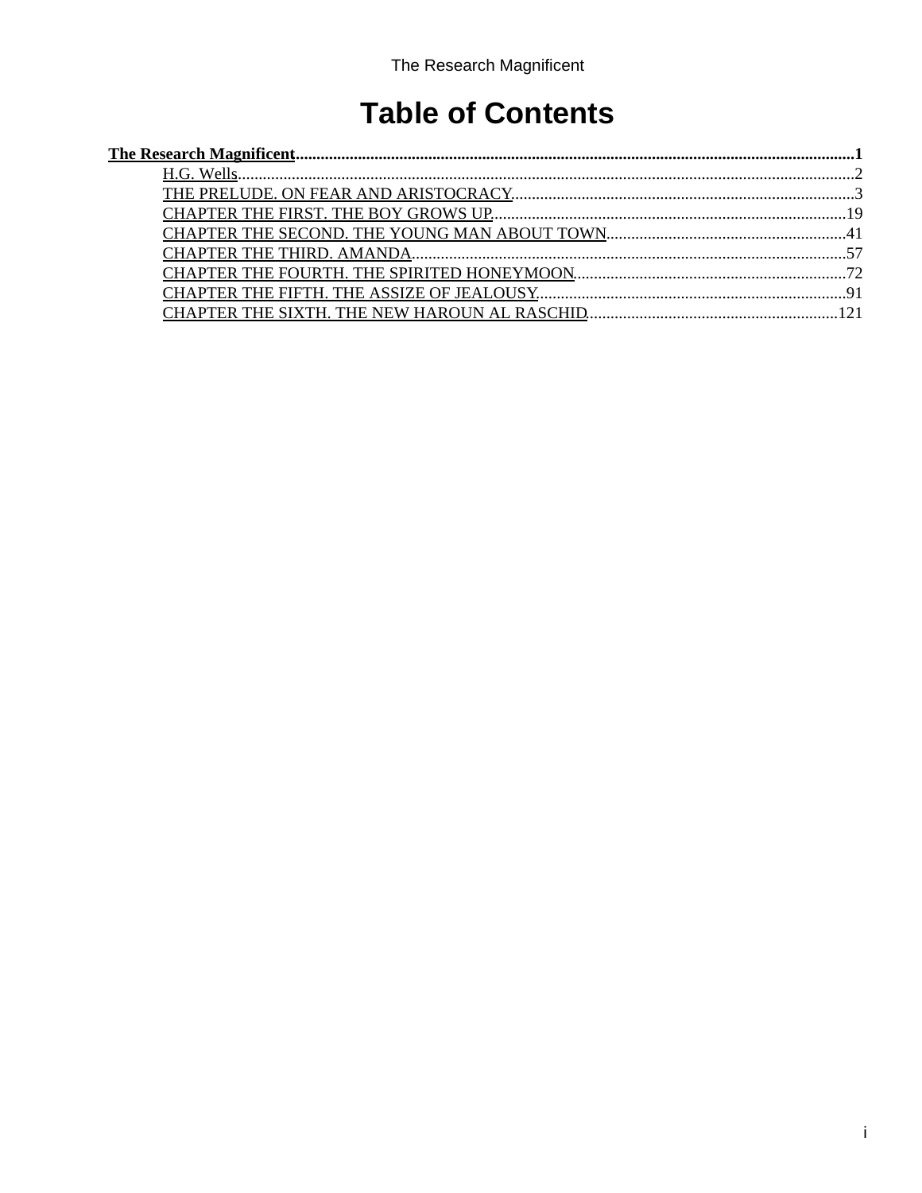# Table of Contents

**The Research Magnificent**.....1

- H.G. Wells.....2
- THE PRELUDE. ON FEAR AND ARISTOCRACY.....3
- CHAPTER THE FIRST. THE BOY GROWS UP.....19
- CHAPTER THE SECOND. THE YOUNG MAN ABOUT TOWN.....41
- CHAPTER THE THIRD. AMANDA.....57
- CHAPTER THE FOURTH. THE SPIRITED HONEYMOON.....72
- CHAPTER THE FIFTH. THE ASSIZE OF JEALOUSY.....91
- CHAPTER THE SIXTH. THE NEW HAROUN AL RASCHID.....121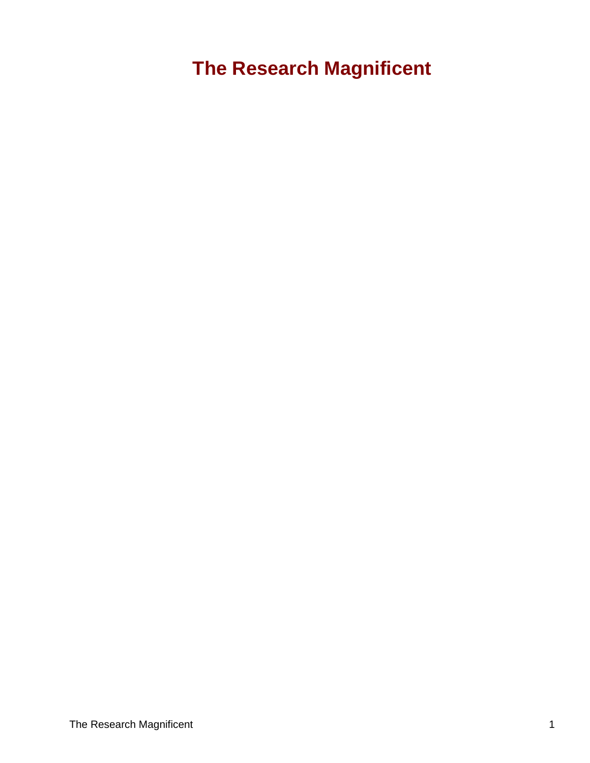# The Research Magnificent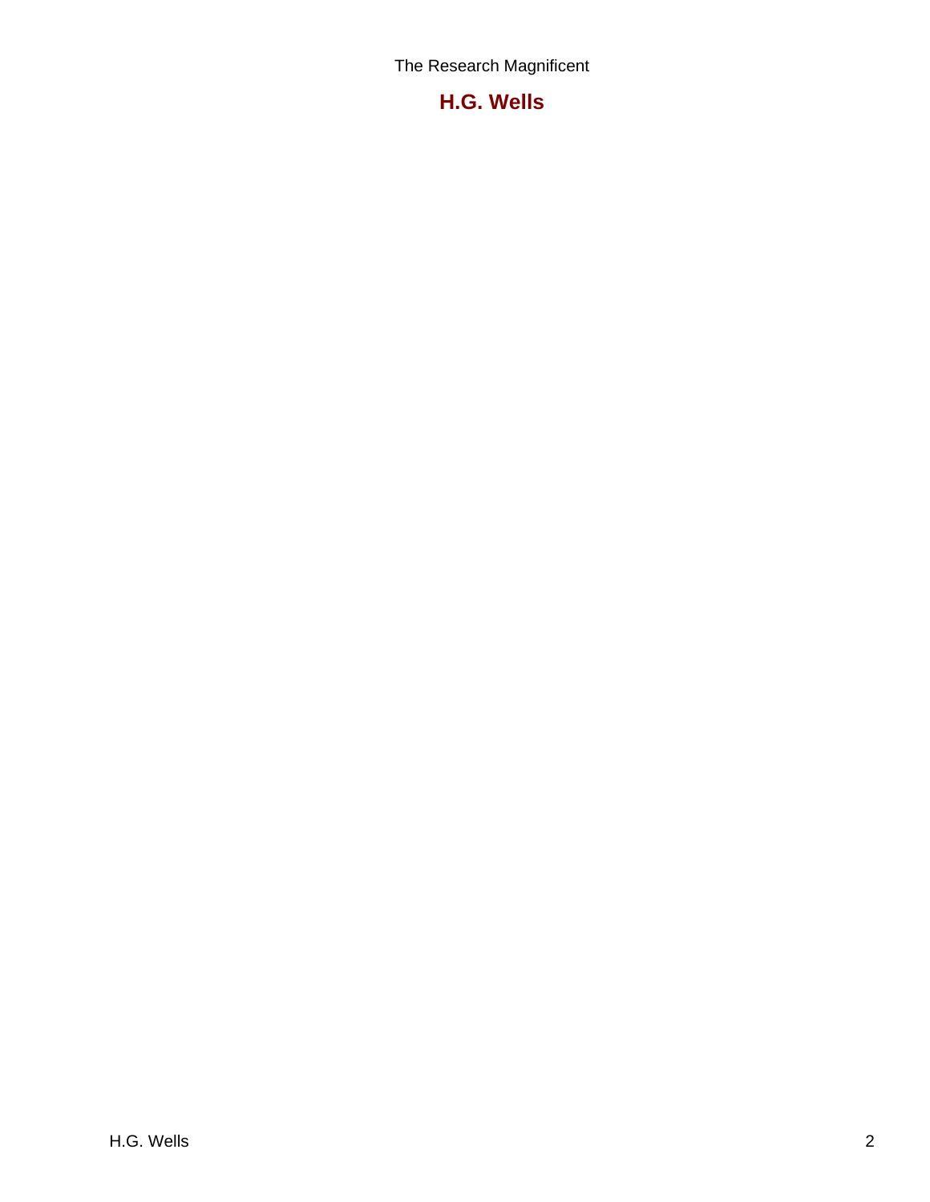# H.G. Wells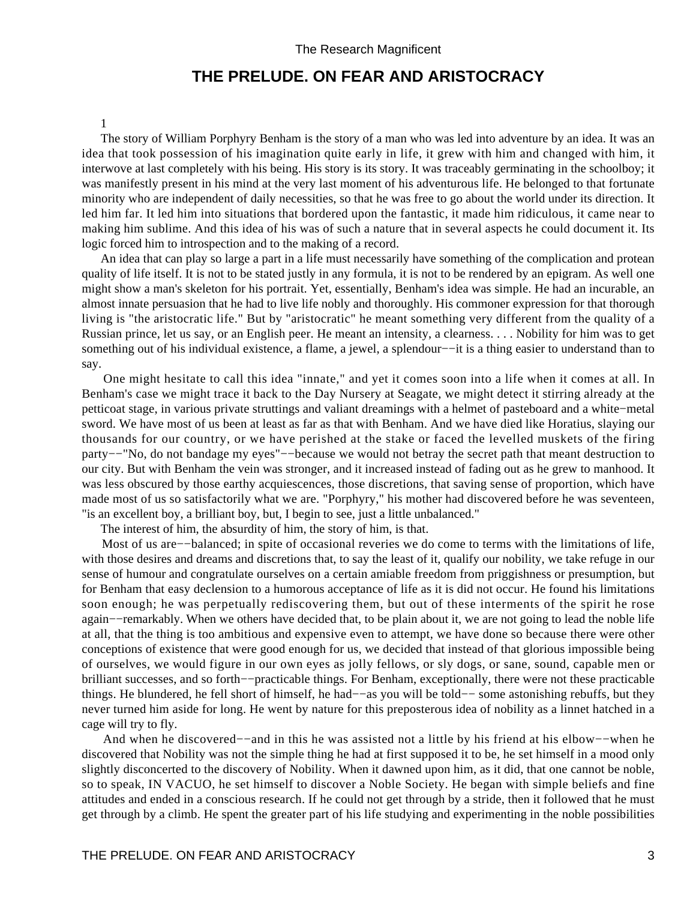## THE PRELUDE. ON FEAR AND ARISTOCRACY

1

The story of William Porphyry Benham is the story of a man who was led into adventure by an idea. It was an idea that took possession of his imagination quite early in life, it grew with him and changed with him, it interwove at last completely with his being. His story is its story. It was traceably germinating in the schoolboy; it was manifestly present in his mind at the very last moment of his adventurous life. He belonged to that fortunate minority who are independent of daily necessities, so that he was free to go about the world under its direction. It led him far. It led him into situations that bordered upon the fantastic, it made him ridiculous, it came near to making him sublime. And this idea of his was of such a nature that in several aspects he could document it. Its logic forced him to introspection and to the making of a record.

An idea that can play so large a part in a life must necessarily have something of the complication and protean quality of life itself. It is not to be stated justly in any formula, it is not to be rendered by an epigram. As well one might show a man's skeleton for his portrait. Yet, essentially, Benham's idea was simple. He had an incurable, an almost innate persuasion that he had to live life nobly and thoroughly. His commoner expression for that thorough living is "the aristocratic life." But by "aristocratic" he meant something very different from the quality of a Russian prince, let us say, or an English peer. He meant an intensity, a clearness. . . . Nobility for him was to get something out of his individual existence, a flame, a jewel, a splendour−−it is a thing easier to understand than to say.

One might hesitate to call this idea "innate," and yet it comes soon into a life when it comes at all. In Benham's case we might trace it back to the Day Nursery at Seagate, we might detect it stirring already at the petticoat stage, in various private struttings and valiant dreamings with a helmet of pasteboard and a white−metal sword. We have most of us been at least as far as that with Benham. And we have died like Horatius, slaying our thousands for our country, or we have perished at the stake or faced the levelled muskets of the firing party−−"No, do not bandage my eyes"−−because we would not betray the secret path that meant destruction to our city. But with Benham the vein was stronger, and it increased instead of fading out as he grew to manhood. It was less obscured by those earthy acquiescences, those discretions, that saving sense of proportion, which have made most of us so satisfactorily what we are. "Porphyry," his mother had discovered before he was seventeen, "is an excellent boy, a brilliant boy, but, I begin to see, just a little unbalanced."

The interest of him, the absurdity of him, the story of him, is that.

Most of us are−−balanced; in spite of occasional reveries we do come to terms with the limitations of life, with those desires and dreams and discretions that, to say the least of it, qualify our nobility, we take refuge in our sense of humour and congratulate ourselves on a certain amiable freedom from priggishness or presumption, but for Benham that easy declension to a humorous acceptance of life as it is did not occur. He found his limitations soon enough; he was perpetually rediscovering them, but out of these interments of the spirit he rose again−−remarkably. When we others have decided that, to be plain about it, we are not going to lead the noble life at all, that the thing is too ambitious and expensive even to attempt, we have done so because there were other conceptions of existence that were good enough for us, we decided that instead of that glorious impossible being of ourselves, we would figure in our own eyes as jolly fellows, or sly dogs, or sane, sound, capable men or brilliant successes, and so forth−−practicable things. For Benham, exceptionally, there were not these practicable things. He blundered, he fell short of himself, he had−−as you will be told−− some astonishing rebuffs, but they never turned him aside for long. He went by nature for this preposterous idea of nobility as a linnet hatched in a cage will try to fly.

And when he discovered−−and in this he was assisted not a little by his friend at his elbow−−when he discovered that Nobility was not the simple thing he had at first supposed it to be, he set himself in a mood only slightly disconcerted to the discovery of Nobility. When it dawned upon him, as it did, that one cannot be noble, so to speak, IN VACUO, he set himself to discover a Noble Society. He began with simple beliefs and fine attitudes and ended in a conscious research. If he could not get through by a stride, then it followed that he must get through by a climb. He spent the greater part of his life studying and experimenting in the noble possibilities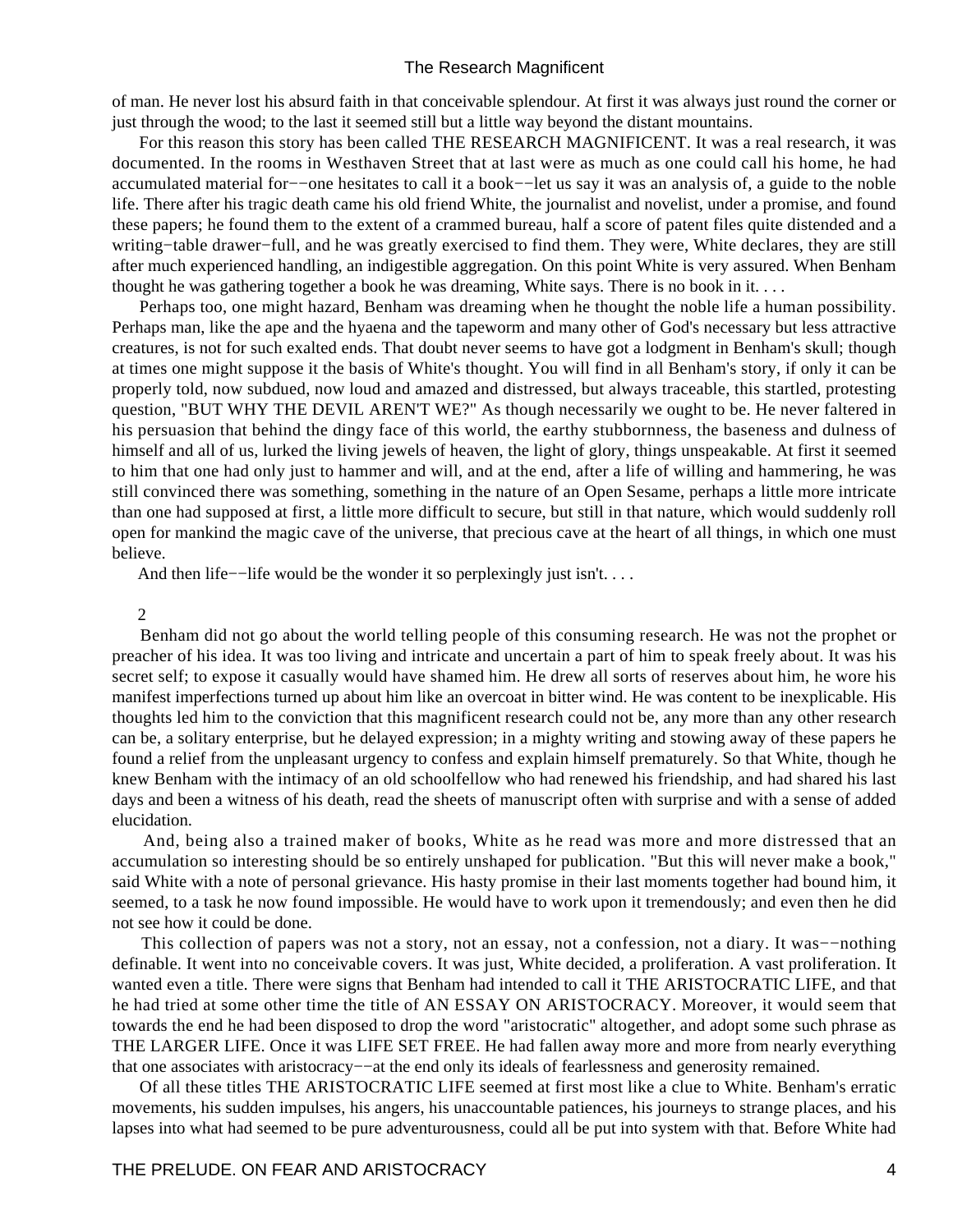of man. He never lost his absurd faith in that conceivable splendour. At first it was always just round the corner or just through the wood; to the last it seemed still but a little way beyond the distant mountains.

For this reason this story has been called THE RESEARCH MAGNIFICENT. It was a real research, it was documented. In the rooms in Westhaven Street that at last were as much as one could call his home, he had accumulated material for−−one hesitates to call it a book−−let us say it was an analysis of, a guide to the noble life. There after his tragic death came his old friend White, the journalist and novelist, under a promise, and found these papers; he found them to the extent of a crammed bureau, half a score of patent files quite distended and a writing−table drawer−full, and he was greatly exercised to find them. They were, White declares, they are still after much experienced handling, an indigestible aggregation. On this point White is very assured. When Benham thought he was gathering together a book he was dreaming, White says. There is no book in it. . . .

Perhaps too, one might hazard, Benham was dreaming when he thought the noble life a human possibility. Perhaps man, like the ape and the hyaena and the tapeworm and many other of God's necessary but less attractive creatures, is not for such exalted ends. That doubt never seems to have got a lodgment in Benham's skull; though at times one might suppose it the basis of White's thought. You will find in all Benham's story, if only it can be properly told, now subdued, now loud and amazed and distressed, but always traceable, this startled, protesting question, "BUT WHY THE DEVIL AREN'T WE?" As though necessarily we ought to be. He never faltered in his persuasion that behind the dingy face of this world, the earthy stubbornness, the baseness and dulness of himself and all of us, lurked the living jewels of heaven, the light of glory, things unspeakable. At first it seemed to him that one had only just to hammer and will, and at the end, after a life of willing and hammering, he was still convinced there was something, something in the nature of an Open Sesame, perhaps a little more intricate than one had supposed at first, a little more difficult to secure, but still in that nature, which would suddenly roll open for mankind the magic cave of the universe, that precious cave at the heart of all things, in which one must believe.

And then life−−life would be the wonder it so perplexingly just isn't. . . .

2

Benham did not go about the world telling people of this consuming research. He was not the prophet or preacher of his idea. It was too living and intricate and uncertain a part of him to speak freely about. It was his secret self; to expose it casually would have shamed him. He drew all sorts of reserves about him, he wore his manifest imperfections turned up about him like an overcoat in bitter wind. He was content to be inexplicable. His thoughts led him to the conviction that this magnificent research could not be, any more than any other research can be, a solitary enterprise, but he delayed expression; in a mighty writing and stowing away of these papers he found a relief from the unpleasant urgency to confess and explain himself prematurely. So that White, though he knew Benham with the intimacy of an old schoolfellow who had renewed his friendship, and had shared his last days and been a witness of his death, read the sheets of manuscript often with surprise and with a sense of added elucidation.

And, being also a trained maker of books, White as he read was more and more distressed that an accumulation so interesting should be so entirely unshaped for publication. "But this will never make a book," said White with a note of personal grievance. His hasty promise in their last moments together had bound him, it seemed, to a task he now found impossible. He would have to work upon it tremendously; and even then he did not see how it could be done.

This collection of papers was not a story, not an essay, not a confession, not a diary. It was−−nothing definable. It went into no conceivable covers. It was just, White decided, a proliferation. A vast proliferation. It wanted even a title. There were signs that Benham had intended to call it THE ARISTOCRATIC LIFE, and that he had tried at some other time the title of AN ESSAY ON ARISTOCRACY. Moreover, it would seem that towards the end he had been disposed to drop the word "aristocratic" altogether, and adopt some such phrase as THE LARGER LIFE. Once it was LIFE SET FREE. He had fallen away more and more from nearly everything that one associates with aristocracy−−at the end only its ideals of fearlessness and generosity remained.

Of all these titles THE ARISTOCRATIC LIFE seemed at first most like a clue to White. Benham's erratic movements, his sudden impulses, his angers, his unaccountable patiences, his journeys to strange places, and his lapses into what had seemed to be pure adventurousness, could all be put into system with that. Before White had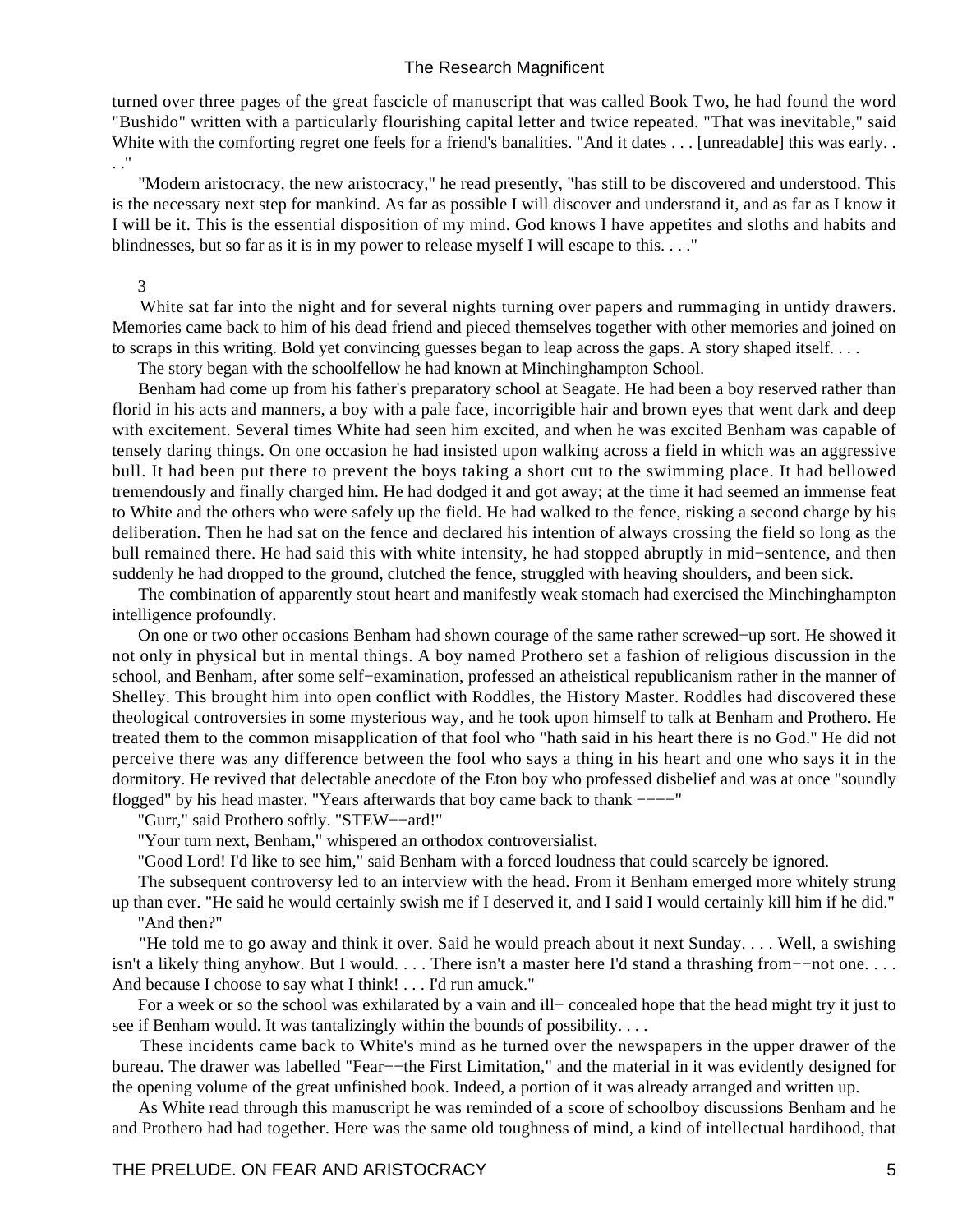turned over three pages of the great fascicle of manuscript that was called Book Two, he had found the word "Bushido" written with a particularly flourishing capital letter and twice repeated. "That was inevitable," said White with the comforting regret one feels for a friend's banalities. "And it dates . . . [unreadable] this was early. . . ."

"Modern aristocracy, the new aristocracy," he read presently, "has still to be discovered and understood. This is the necessary next step for mankind. As far as possible I will discover and understand it, and as far as I know it I will be it. This is the essential disposition of my mind. God knows I have appetites and sloths and habits and blindnesses, but so far as it is in my power to release myself I will escape to this. . . ."

3

White sat far into the night and for several nights turning over papers and rummaging in untidy drawers. Memories came back to him of his dead friend and pieced themselves together with other memories and joined on to scraps in this writing. Bold yet convincing guesses began to leap across the gaps. A story shaped itself. . . .

The story began with the schoolfellow he had known at Minchinghampton School.

Benham had come up from his father's preparatory school at Seagate. He had been a boy reserved rather than florid in his acts and manners, a boy with a pale face, incorrigible hair and brown eyes that went dark and deep with excitement. Several times White had seen him excited, and when he was excited Benham was capable of tensely daring things. On one occasion he had insisted upon walking across a field in which was an aggressive bull. It had been put there to prevent the boys taking a short cut to the swimming place. It had bellowed tremendously and finally charged him. He had dodged it and got away; at the time it had seemed an immense feat to White and the others who were safely up the field. He had walked to the fence, risking a second charge by his deliberation. Then he had sat on the fence and declared his intention of always crossing the field so long as the bull remained there. He had said this with white intensity, he had stopped abruptly in mid-sentence, and then suddenly he had dropped to the ground, clutched the fence, struggled with heaving shoulders, and been sick.

The combination of apparently stout heart and manifestly weak stomach had exercised the Minchinghampton intelligence profoundly.

On one or two other occasions Benham had shown courage of the same rather screwed-up sort. He showed it not only in physical but in mental things. A boy named Prothero set a fashion of religious discussion in the school, and Benham, after some self-examination, professed an atheistical republicanism rather in the manner of Shelley. This brought him into open conflict with Roddles, the History Master. Roddles had discovered these theological controversies in some mysterious way, and he took upon himself to talk at Benham and Prothero. He treated them to the common misapplication of that fool who "hath said in his heart there is no God." He did not perceive there was any difference between the fool who says a thing in his heart and one who says it in the dormitory. He revived that delectable anecdote of the Eton boy who professed disbelief and was at once "soundly flogged" by his head master. "Years afterwards that boy came back to thank ----"

"Gurr," said Prothero softly. "STEW--ard!"

"Your turn next, Benham," whispered an orthodox controversialist.

"Good Lord! I'd like to see him," said Benham with a forced loudness that could scarcely be ignored.

The subsequent controversy led to an interview with the head. From it Benham emerged more whitely strung up than ever. "He said he would certainly swish me if I deserved it, and I said I would certainly kill him if he did."

"And then?"

"He told me to go away and think it over. Said he would preach about it next Sunday. . . . Well, a swishing isn't a likely thing anyhow. But I would. . . . There isn't a master here I'd stand a thrashing from--not one. . . . And because I choose to say what I think! . . . I'd run amuck."

For a week or so the school was exhilarated by a vain and ill- concealed hope that the head might try it just to see if Benham would. It was tantalizingly within the bounds of possibility. . . .

These incidents came back to White's mind as he turned over the newspapers in the upper drawer of the bureau. The drawer was labelled "Fear--the First Limitation," and the material in it was evidently designed for the opening volume of the great unfinished book. Indeed, a portion of it was already arranged and written up.

As White read through this manuscript he was reminded of a score of schoolboy discussions Benham and he and Prothero had had together. Here was the same old toughness of mind, a kind of intellectual hardihood, that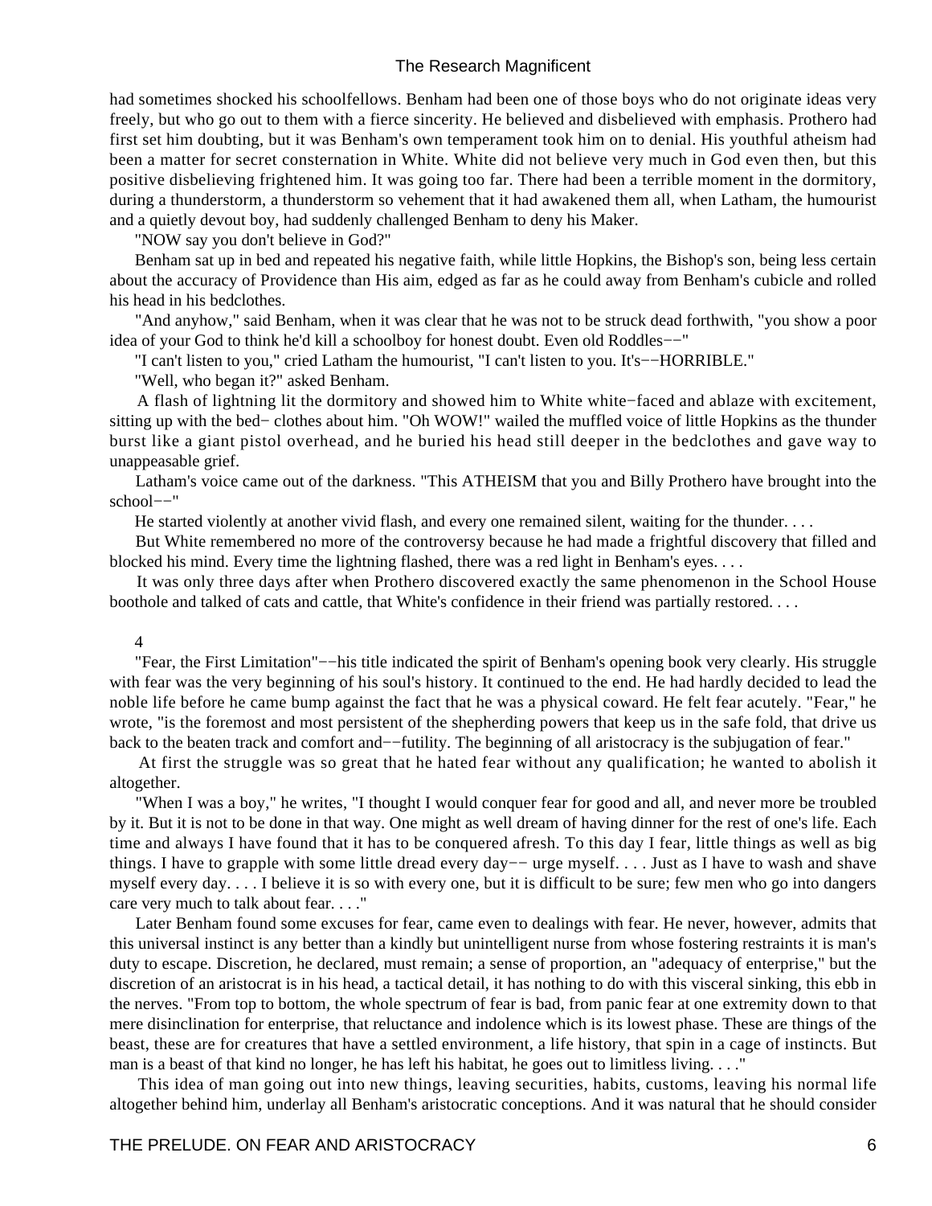had sometimes shocked his schoolfellows. Benham had been one of those boys who do not originate ideas very freely, but who go out to them with a fierce sincerity. He believed and disbelieved with emphasis. Prothero had first set him doubting, but it was Benham's own temperament took him on to denial. His youthful atheism had been a matter for secret consternation in White. White did not believe very much in God even then, but this positive disbelieving frightened him. It was going too far. There had been a terrible moment in the dormitory, during a thunderstorm, a thunderstorm so vehement that it had awakened them all, when Latham, the humourist and a quietly devout boy, had suddenly challenged Benham to deny his Maker.

"NOW say you don't believe in God?"

Benham sat up in bed and repeated his negative faith, while little Hopkins, the Bishop's son, being less certain about the accuracy of Providence than His aim, edged as far as he could away from Benham's cubicle and rolled his head in his bedclothes.

"And anyhow," said Benham, when it was clear that he was not to be struck dead forthwith, "you show a poor idea of your God to think he'd kill a schoolboy for honest doubt. Even old Roddles−−"

"I can't listen to you," cried Latham the humourist, "I can't listen to you. It's−−HORRIBLE."

"Well, who began it?" asked Benham.

A flash of lightning lit the dormitory and showed him to White white−faced and ablaze with excitement, sitting up with the bed− clothes about him. "Oh WOW!" wailed the muffled voice of little Hopkins as the thunder burst like a giant pistol overhead, and he buried his head still deeper in the bedclothes and gave way to unappeasable grief.

Latham's voice came out of the darkness. "This ATHEISM that you and Billy Prothero have brought into the school−−"

He started violently at another vivid flash, and every one remained silent, waiting for the thunder. . . .

But White remembered no more of the controversy because he had made a frightful discovery that filled and blocked his mind. Every time the lightning flashed, there was a red light in Benham's eyes. . . .

It was only three days after when Prothero discovered exactly the same phenomenon in the School House boothole and talked of cats and cattle, that White's confidence in their friend was partially restored. . . .

4

"Fear, the First Limitation"−−his title indicated the spirit of Benham's opening book very clearly. His struggle with fear was the very beginning of his soul's history. It continued to the end. He had hardly decided to lead the noble life before he came bump against the fact that he was a physical coward. He felt fear acutely. "Fear," he wrote, "is the foremost and most persistent of the shepherding powers that keep us in the safe fold, that drive us back to the beaten track and comfort and−−futility. The beginning of all aristocracy is the subjugation of fear."

At first the struggle was so great that he hated fear without any qualification; he wanted to abolish it altogether.

"When I was a boy," he writes, "I thought I would conquer fear for good and all, and never more be troubled by it. But it is not to be done in that way. One might as well dream of having dinner for the rest of one's life. Each time and always I have found that it has to be conquered afresh. To this day I fear, little things as well as big things. I have to grapple with some little dread every day−− urge myself. . . . Just as I have to wash and shave myself every day. . . . I believe it is so with every one, but it is difficult to be sure; few men who go into dangers care very much to talk about fear. . . ."

Later Benham found some excuses for fear, came even to dealings with fear. He never, however, admits that this universal instinct is any better than a kindly but unintelligent nurse from whose fostering restraints it is man's duty to escape. Discretion, he declared, must remain; a sense of proportion, an "adequacy of enterprise," but the discretion of an aristocrat is in his head, a tactical detail, it has nothing to do with this visceral sinking, this ebb in the nerves. "From top to bottom, the whole spectrum of fear is bad, from panic fear at one extremity down to that mere disinclination for enterprise, that reluctance and indolence which is its lowest phase. These are things of the beast, these are for creatures that have a settled environment, a life history, that spin in a cage of instincts. But man is a beast of that kind no longer, he has left his habitat, he goes out to limitless living. . . ."

This idea of man going out into new things, leaving securities, habits, customs, leaving his normal life altogether behind him, underlay all Benham's aristocratic conceptions. And it was natural that he should consider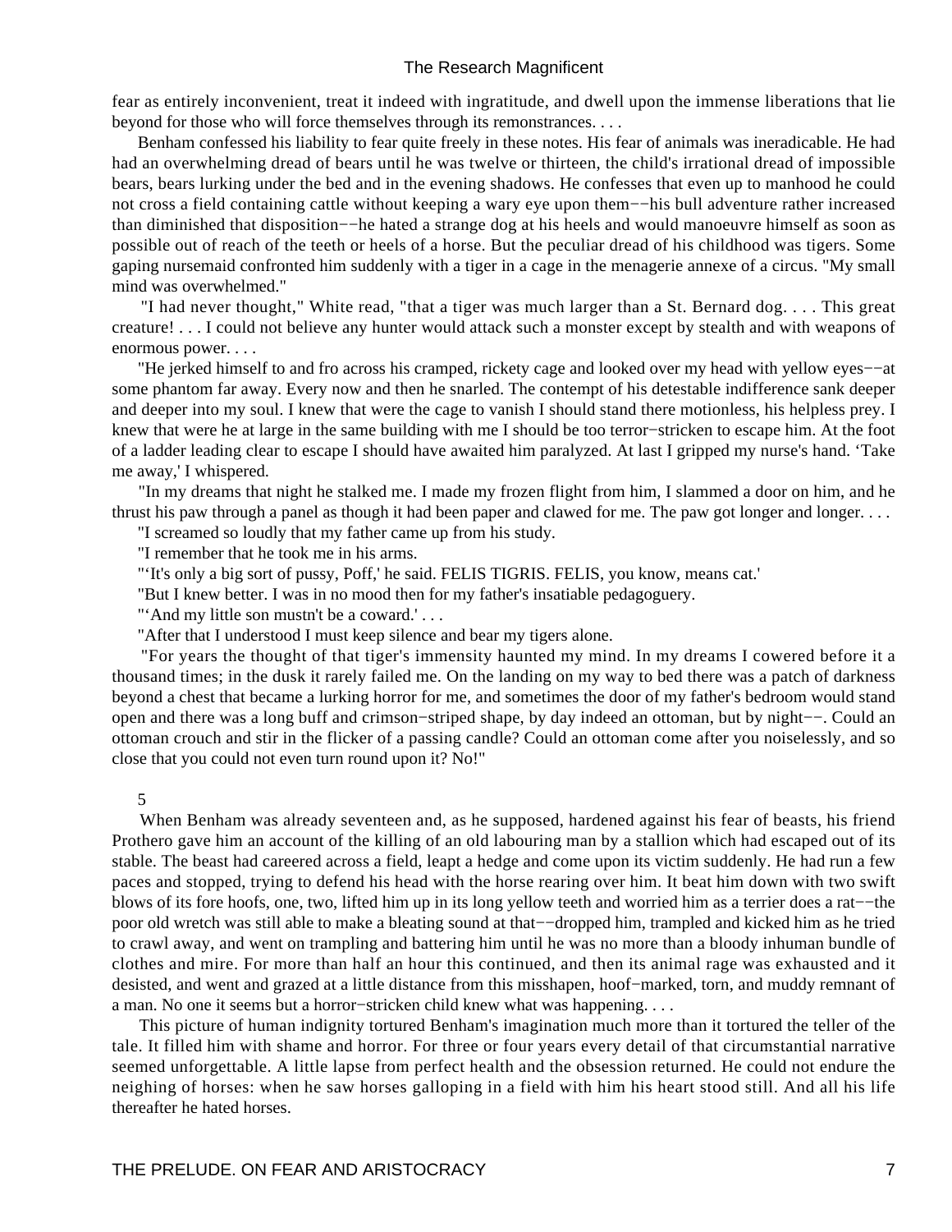fear as entirely inconvenient, treat it indeed with ingratitude, and dwell upon the immense liberations that lie beyond for those who will force themselves through its remonstrances. . . .

Benham confessed his liability to fear quite freely in these notes. His fear of animals was ineradicable. He had had an overwhelming dread of bears until he was twelve or thirteen, the child's irrational dread of impossible bears, bears lurking under the bed and in the evening shadows. He confesses that even up to manhood he could not cross a field containing cattle without keeping a wary eye upon them−−his bull adventure rather increased than diminished that disposition−−he hated a strange dog at his heels and would manoeuvre himself as soon as possible out of reach of the teeth or heels of a horse. But the peculiar dread of his childhood was tigers. Some gaping nursemaid confronted him suddenly with a tiger in a cage in the menagerie annexe of a circus. "My small mind was overwhelmed."

"I had never thought," White read, "that a tiger was much larger than a St. Bernard dog. . . . This great creature! . . . I could not believe any hunter would attack such a monster except by stealth and with weapons of enormous power. . . .

"He jerked himself to and fro across his cramped, rickety cage and looked over my head with yellow eyes−−at some phantom far away. Every now and then he snarled. The contempt of his detestable indifference sank deeper and deeper into my soul. I knew that were the cage to vanish I should stand there motionless, his helpless prey. I knew that were he at large in the same building with me I should be too terror−stricken to escape him. At the foot of a ladder leading clear to escape I should have awaited him paralyzed. At last I gripped my nurse's hand. 'Take me away,' I whispered.

"In my dreams that night he stalked me. I made my frozen flight from him, I slammed a door on him, and he thrust his paw through a panel as though it had been paper and clawed for me. The paw got longer and longer. . . .

"I screamed so loudly that my father came up from his study.

"I remember that he took me in his arms.

"'It's only a big sort of pussy, Poff,' he said. FELIS TIGRIS. FELIS, you know, means cat.'

"But I knew better. I was in no mood then for my father's insatiable pedagoguery.

"'And my little son mustn't be a coward.' . . .

"After that I understood I must keep silence and bear my tigers alone.

"For years the thought of that tiger's immensity haunted my mind. In my dreams I cowered before it a thousand times; in the dusk it rarely failed me. On the landing on my way to bed there was a patch of darkness beyond a chest that became a lurking horror for me, and sometimes the door of my father's bedroom would stand open and there was a long buff and crimson−striped shape, by day indeed an ottoman, but by night−−. Could an ottoman crouch and stir in the flicker of a passing candle? Could an ottoman come after you noiselessly, and so close that you could not even turn round upon it? No!"

5

When Benham was already seventeen and, as he supposed, hardened against his fear of beasts, his friend Prothero gave him an account of the killing of an old labouring man by a stallion which had escaped out of its stable. The beast had careered across a field, leapt a hedge and come upon its victim suddenly. He had run a few paces and stopped, trying to defend his head with the horse rearing over him. It beat him down with two swift blows of its fore hoofs, one, two, lifted him up in its long yellow teeth and worried him as a terrier does a rat−−the poor old wretch was still able to make a bleating sound at that−−dropped him, trampled and kicked him as he tried to crawl away, and went on trampling and battering him until he was no more than a bloody inhuman bundle of clothes and mire. For more than half an hour this continued, and then its animal rage was exhausted and it desisted, and went and grazed at a little distance from this misshapen, hoof−marked, torn, and muddy remnant of a man. No one it seems but a horror−stricken child knew what was happening. . . .

This picture of human indignity tortured Benham's imagination much more than it tortured the teller of the tale. It filled him with shame and horror. For three or four years every detail of that circumstantial narrative seemed unforgettable. A little lapse from perfect health and the obsession returned. He could not endure the neighing of horses: when he saw horses galloping in a field with him his heart stood still. And all his life thereafter he hated horses.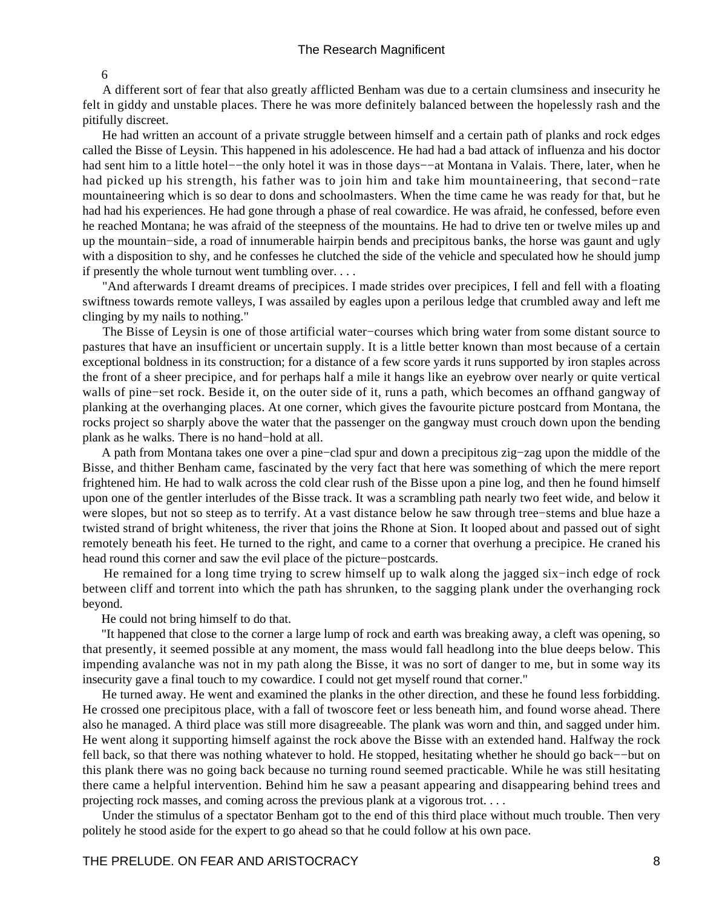6

A different sort of fear that also greatly afflicted Benham was due to a certain clumsiness and insecurity he felt in giddy and unstable places. There he was more definitely balanced between the hopelessly rash and the pitifully discreet.

He had written an account of a private struggle between himself and a certain path of planks and rock edges called the Bisse of Leysin. This happened in his adolescence. He had had a bad attack of influenza and his doctor had sent him to a little hotel−−the only hotel it was in those days−−at Montana in Valais. There, later, when he had picked up his strength, his father was to join him and take him mountaineering, that second−rate mountaineering which is so dear to dons and schoolmasters. When the time came he was ready for that, but he had had his experiences. He had gone through a phase of real cowardice. He was afraid, he confessed, before even he reached Montana; he was afraid of the steepness of the mountains. He had to drive ten or twelve miles up and up the mountain−side, a road of innumerable hairpin bends and precipitous banks, the horse was gaunt and ugly with a disposition to shy, and he confesses he clutched the side of the vehicle and speculated how he should jump if presently the whole turnout went tumbling over. . . .

"And afterwards I dreamt dreams of precipices. I made strides over precipices, I fell and fell with a floating swiftness towards remote valleys, I was assailed by eagles upon a perilous ledge that crumbled away and left me clinging by my nails to nothing."

The Bisse of Leysin is one of those artificial water−courses which bring water from some distant source to pastures that have an insufficient or uncertain supply. It is a little better known than most because of a certain exceptional boldness in its construction; for a distance of a few score yards it runs supported by iron staples across the front of a sheer precipice, and for perhaps half a mile it hangs like an eyebrow over nearly or quite vertical walls of pine−set rock. Beside it, on the outer side of it, runs a path, which becomes an offhand gangway of planking at the overhanging places. At one corner, which gives the favourite picture postcard from Montana, the rocks project so sharply above the water that the passenger on the gangway must crouch down upon the bending plank as he walks. There is no hand−hold at all.

A path from Montana takes one over a pine−clad spur and down a precipitous zig−zag upon the middle of the Bisse, and thither Benham came, fascinated by the very fact that here was something of which the mere report frightened him. He had to walk across the cold clear rush of the Bisse upon a pine log, and then he found himself upon one of the gentler interludes of the Bisse track. It was a scrambling path nearly two feet wide, and below it were slopes, but not so steep as to terrify. At a vast distance below he saw through tree−stems and blue haze a twisted strand of bright whiteness, the river that joins the Rhone at Sion. It looped about and passed out of sight remotely beneath his feet. He turned to the right, and came to a corner that overhung a precipice. He craned his head round this corner and saw the evil place of the picture−postcards.

He remained for a long time trying to screw himself up to walk along the jagged six−inch edge of rock between cliff and torrent into which the path has shrunken, to the sagging plank under the overhanging rock beyond.

He could not bring himself to do that.

"It happened that close to the corner a large lump of rock and earth was breaking away, a cleft was opening, so that presently, it seemed possible at any moment, the mass would fall headlong into the blue deeps below. This impending avalanche was not in my path along the Bisse, it was no sort of danger to me, but in some way its insecurity gave a final touch to my cowardice. I could not get myself round that corner."

He turned away. He went and examined the planks in the other direction, and these he found less forbidding. He crossed one precipitous place, with a fall of twoscore feet or less beneath him, and found worse ahead. There also he managed. A third place was still more disagreeable. The plank was worn and thin, and sagged under him. He went along it supporting himself against the rock above the Bisse with an extended hand. Halfway the rock fell back, so that there was nothing whatever to hold. He stopped, hesitating whether he should go back−−but on this plank there was no going back because no turning round seemed practicable. While he was still hesitating there came a helpful intervention. Behind him he saw a peasant appearing and disappearing behind trees and projecting rock masses, and coming across the previous plank at a vigorous trot. . . .

Under the stimulus of a spectator Benham got to the end of this third place without much trouble. Then very politely he stood aside for the expert to go ahead so that he could follow at his own pace.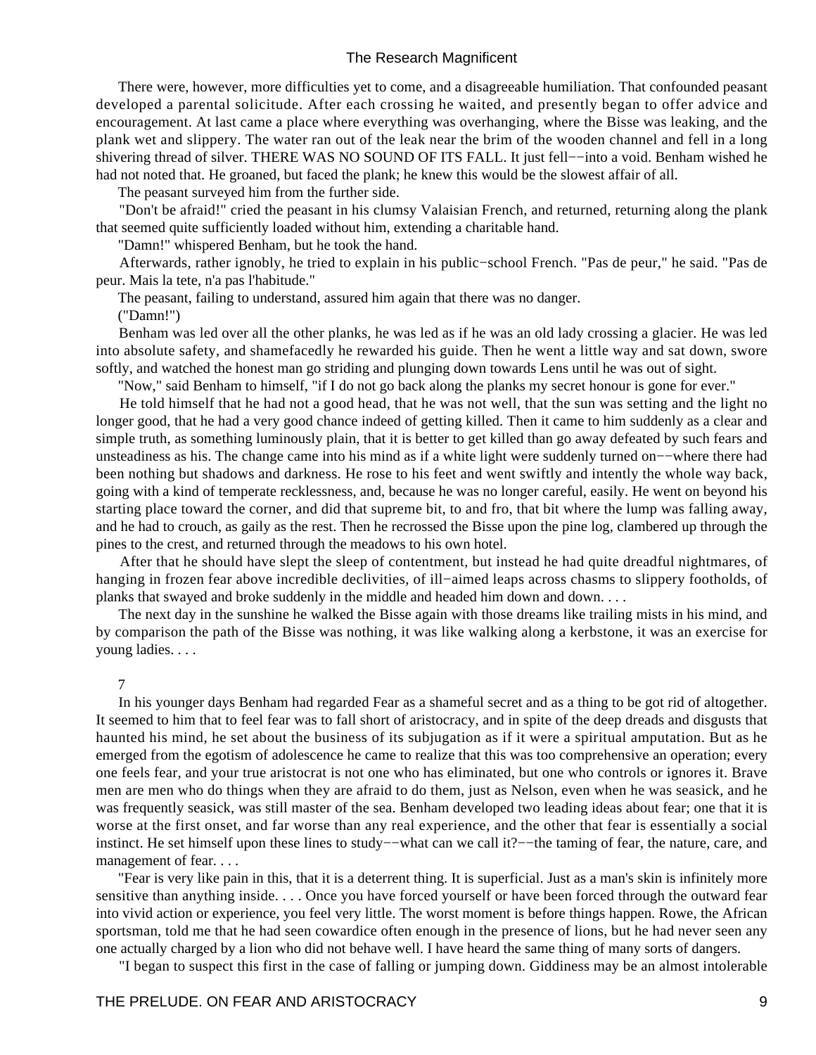There were, however, more difficulties yet to come, and a disagreeable humiliation. That confounded peasant developed a parental solicitude. After each crossing he waited, and presently began to offer advice and encouragement. At last came a place where everything was overhanging, where the Bisse was leaking, and the plank wet and slippery. The water ran out of the leak near the brim of the wooden channel and fell in a long shivering thread of silver. THERE WAS NO SOUND OF ITS FALL. It just fell−−into a void. Benham wished he had not noted that. He groaned, but faced the plank; he knew this would be the slowest affair of all.

The peasant surveyed him from the further side.

"Don't be afraid!" cried the peasant in his clumsy Valaisian French, and returned, returning along the plank that seemed quite sufficiently loaded without him, extending a charitable hand.

"Damn!" whispered Benham, but he took the hand.

Afterwards, rather ignobly, he tried to explain in his public−school French. "Pas de peur," he said. "Pas de peur. Mais la tete, n'a pas l'habitude."

The peasant, failing to understand, assured him again that there was no danger.

("Damn!")

Benham was led over all the other planks, he was led as if he was an old lady crossing a glacier. He was led into absolute safety, and shamefacedly he rewarded his guide. Then he went a little way and sat down, swore softly, and watched the honest man go striding and plunging down towards Lens until he was out of sight.

"Now," said Benham to himself, "if I do not go back along the planks my secret honour is gone for ever."

He told himself that he had not a good head, that he was not well, that the sun was setting and the light no longer good, that he had a very good chance indeed of getting killed. Then it came to him suddenly as a clear and simple truth, as something luminously plain, that it is better to get killed than go away defeated by such fears and unsteadiness as his. The change came into his mind as if a white light were suddenly turned on−−where there had been nothing but shadows and darkness. He rose to his feet and went swiftly and intently the whole way back, going with a kind of temperate recklessness, and, because he was no longer careful, easily. He went on beyond his starting place toward the corner, and did that supreme bit, to and fro, that bit where the lump was falling away, and he had to crouch, as gaily as the rest. Then he recrossed the Bisse upon the pine log, clambered up through the pines to the crest, and returned through the meadows to his own hotel.

After that he should have slept the sleep of contentment, but instead he had quite dreadful nightmares, of hanging in frozen fear above incredible declivities, of ill−aimed leaps across chasms to slippery footholds, of planks that swayed and broke suddenly in the middle and headed him down and down. . . .

The next day in the sunshine he walked the Bisse again with those dreams like trailing mists in his mind, and by comparison the path of the Bisse was nothing, it was like walking along a kerbstone, it was an exercise for young ladies. . . .

7

In his younger days Benham had regarded Fear as a shameful secret and as a thing to be got rid of altogether. It seemed to him that to feel fear was to fall short of aristocracy, and in spite of the deep dreads and disgusts that haunted his mind, he set about the business of its subjugation as if it were a spiritual amputation. But as he emerged from the egotism of adolescence he came to realize that this was too comprehensive an operation; every one feels fear, and your true aristocrat is not one who has eliminated, but one who controls or ignores it. Brave men are men who do things when they are afraid to do them, just as Nelson, even when he was seasick, and he was frequently seasick, was still master of the sea. Benham developed two leading ideas about fear; one that it is worse at the first onset, and far worse than any real experience, and the other that fear is essentially a social instinct. He set himself upon these lines to study−−what can we call it?−−the taming of fear, the nature, care, and management of fear. . . .

"Fear is very like pain in this, that it is a deterrent thing. It is superficial. Just as a man's skin is infinitely more sensitive than anything inside. . . . Once you have forced yourself or have been forced through the outward fear into vivid action or experience, you feel very little. The worst moment is before things happen. Rowe, the African sportsman, told me that he had seen cowardice often enough in the presence of lions, but he had never seen any one actually charged by a lion who did not behave well. I have heard the same thing of many sorts of dangers.

"I began to suspect this first in the case of falling or jumping down. Giddiness may be an almost intolerable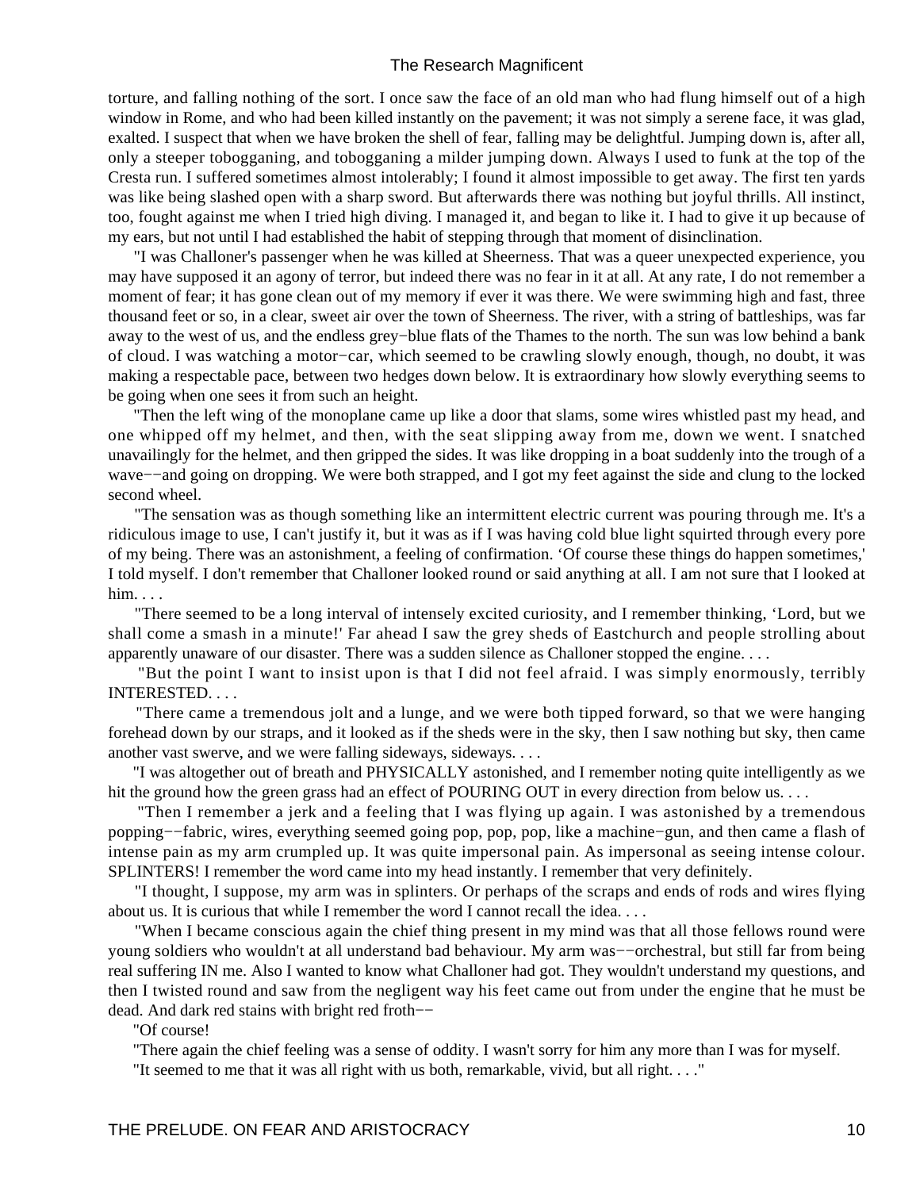torture, and falling nothing of the sort. I once saw the face of an old man who had flung himself out of a high window in Rome, and who had been killed instantly on the pavement; it was not simply a serene face, it was glad, exalted. I suspect that when we have broken the shell of fear, falling may be delightful. Jumping down is, after all, only a steeper tobogganing, and tobogganing a milder jumping down. Always I used to funk at the top of the Cresta run. I suffered sometimes almost intolerably; I found it almost impossible to get away. The first ten yards was like being slashed open with a sharp sword. But afterwards there was nothing but joyful thrills. All instinct, too, fought against me when I tried high diving. I managed it, and began to like it. I had to give it up because of my ears, but not until I had established the habit of stepping through that moment of disinclination.

"I was Challoner's passenger when he was killed at Sheerness. That was a queer unexpected experience, you may have supposed it an agony of terror, but indeed there was no fear in it at all. At any rate, I do not remember a moment of fear; it has gone clean out of my memory if ever it was there. We were swimming high and fast, three thousand feet or so, in a clear, sweet air over the town of Sheerness. The river, with a string of battleships, was far away to the west of us, and the endless grey−blue flats of the Thames to the north. The sun was low behind a bank of cloud. I was watching a motor−car, which seemed to be crawling slowly enough, though, no doubt, it was making a respectable pace, between two hedges down below. It is extraordinary how slowly everything seems to be going when one sees it from such an height.

"Then the left wing of the monoplane came up like a door that slams, some wires whistled past my head, and one whipped off my helmet, and then, with the seat slipping away from me, down we went. I snatched unavailingly for the helmet, and then gripped the sides. It was like dropping in a boat suddenly into the trough of a wave−−and going on dropping. We were both strapped, and I got my feet against the side and clung to the locked second wheel.

"The sensation was as though something like an intermittent electric current was pouring through me. It's a ridiculous image to use, I can't justify it, but it was as if I was having cold blue light squirted through every pore of my being. There was an astonishment, a feeling of confirmation. 'Of course these things do happen sometimes,' I told myself. I don't remember that Challoner looked round or said anything at all. I am not sure that I looked at him. . . .

"There seemed to be a long interval of intensely excited curiosity, and I remember thinking, 'Lord, but we shall come a smash in a minute!' Far ahead I saw the grey sheds of Eastchurch and people strolling about apparently unaware of our disaster. There was a sudden silence as Challoner stopped the engine. . . .

"But the point I want to insist upon is that I did not feel afraid. I was simply enormously, terribly INTERESTED. . . .

"There came a tremendous jolt and a lunge, and we were both tipped forward, so that we were hanging forehead down by our straps, and it looked as if the sheds were in the sky, then I saw nothing but sky, then came another vast swerve, and we were falling sideways, sideways. . . .

"I was altogether out of breath and PHYSICALLY astonished, and I remember noting quite intelligently as we hit the ground how the green grass had an effect of POURING OUT in every direction from below us. . . .

"Then I remember a jerk and a feeling that I was flying up again. I was astonished by a tremendous popping−−fabric, wires, everything seemed going pop, pop, pop, like a machine−gun, and then came a flash of intense pain as my arm crumpled up. It was quite impersonal pain. As impersonal as seeing intense colour. SPLINTERS! I remember the word came into my head instantly. I remember that very definitely.

"I thought, I suppose, my arm was in splinters. Or perhaps of the scraps and ends of rods and wires flying about us. It is curious that while I remember the word I cannot recall the idea. . . .

"When I became conscious again the chief thing present in my mind was that all those fellows round were young soldiers who wouldn't at all understand bad behaviour. My arm was−−orchestral, but still far from being real suffering IN me. Also I wanted to know what Challoner had got. They wouldn't understand my questions, and then I twisted round and saw from the negligent way his feet came out from under the engine that he must be dead. And dark red stains with bright red froth−−

"Of course!

"There again the chief feeling was a sense of oddity. I wasn't sorry for him any more than I was for myself.

"It seemed to me that it was all right with us both, remarkable, vivid, but all right. . . ."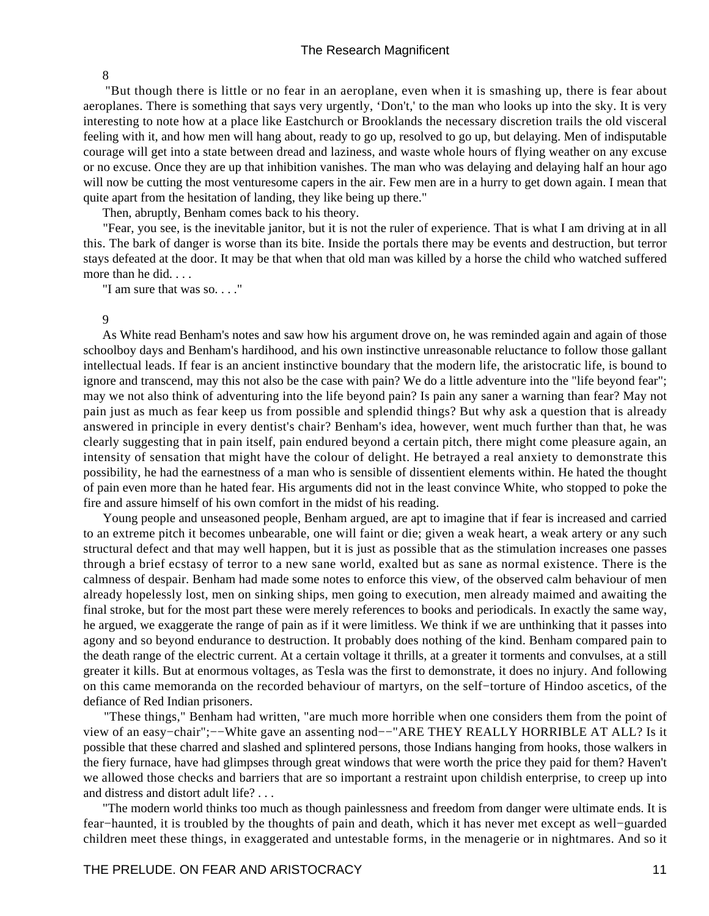8

"But though there is little or no fear in an aeroplane, even when it is smashing up, there is fear about aeroplanes. There is something that says very urgently, 'Don't,' to the man who looks up into the sky. It is very interesting to note how at a place like Eastchurch or Brooklands the necessary discretion trails the old visceral feeling with it, and how men will hang about, ready to go up, resolved to go up, but delaying. Men of indisputable courage will get into a state between dread and laziness, and waste whole hours of flying weather on any excuse or no excuse. Once they are up that inhibition vanishes. The man who was delaying and delaying half an hour ago will now be cutting the most venturesome capers in the air. Few men are in a hurry to get down again. I mean that quite apart from the hesitation of landing, they like being up there."

Then, abruptly, Benham comes back to his theory.

"Fear, you see, is the inevitable janitor, but it is not the ruler of experience. That is what I am driving at in all this. The bark of danger is worse than its bite. Inside the portals there may be events and destruction, but terror stays defeated at the door. It may be that when that old man was killed by a horse the child who watched suffered more than he did. . . .

"I am sure that was so. . . ."

9

As White read Benham's notes and saw how his argument drove on, he was reminded again and again of those schoolboy days and Benham's hardihood, and his own instinctive unreasonable reluctance to follow those gallant intellectual leads. If fear is an ancient instinctive boundary that the modern life, the aristocratic life, is bound to ignore and transcend, may this not also be the case with pain? We do a little adventure into the "life beyond fear"; may we not also think of adventuring into the life beyond pain? Is pain any saner a warning than fear? May not pain just as much as fear keep us from possible and splendid things? But why ask a question that is already answered in principle in every dentist's chair? Benham's idea, however, went much further than that, he was clearly suggesting that in pain itself, pain endured beyond a certain pitch, there might come pleasure again, an intensity of sensation that might have the colour of delight. He betrayed a real anxiety to demonstrate this possibility, he had the earnestness of a man who is sensible of dissentient elements within. He hated the thought of pain even more than he hated fear. His arguments did not in the least convince White, who stopped to poke the fire and assure himself of his own comfort in the midst of his reading.

Young people and unseasoned people, Benham argued, are apt to imagine that if fear is increased and carried to an extreme pitch it becomes unbearable, one will faint or die; given a weak heart, a weak artery or any such structural defect and that may well happen, but it is just as possible that as the stimulation increases one passes through a brief ecstasy of terror to a new sane world, exalted but as sane as normal existence. There is the calmness of despair. Benham had made some notes to enforce this view, of the observed calm behaviour of men already hopelessly lost, men on sinking ships, men going to execution, men already maimed and awaiting the final stroke, but for the most part these were merely references to books and periodicals. In exactly the same way, he argued, we exaggerate the range of pain as if it were limitless. We think if we are unthinking that it passes into agony and so beyond endurance to destruction. It probably does nothing of the kind. Benham compared pain to the death range of the electric current. At a certain voltage it thrills, at a greater it torments and convulses, at a still greater it kills. But at enormous voltages, as Tesla was the first to demonstrate, it does no injury. And following on this came memoranda on the recorded behaviour of martyrs, on the self-torture of Hindoo ascetics, of the defiance of Red Indian prisoners.

"These things," Benham had written, "are much more horrible when one considers them from the point of view of an easy-chair";--White gave an assenting nod--"ARE THEY REALLY HORRIBLE AT ALL? Is it possible that these charred and slashed and splintered persons, those Indians hanging from hooks, those walkers in the fiery furnace, have had glimpses through great windows that were worth the price they paid for them? Haven't we allowed those checks and barriers that are so important a restraint upon childish enterprise, to creep up into and distress and distort adult life? . . .

"The modern world thinks too much as though painlessness and freedom from danger were ultimate ends. It is fear-haunted, it is troubled by the thoughts of pain and death, which it has never met except as well-guarded children meet these things, in exaggerated and untestable forms, in the menagerie or in nightmares. And so it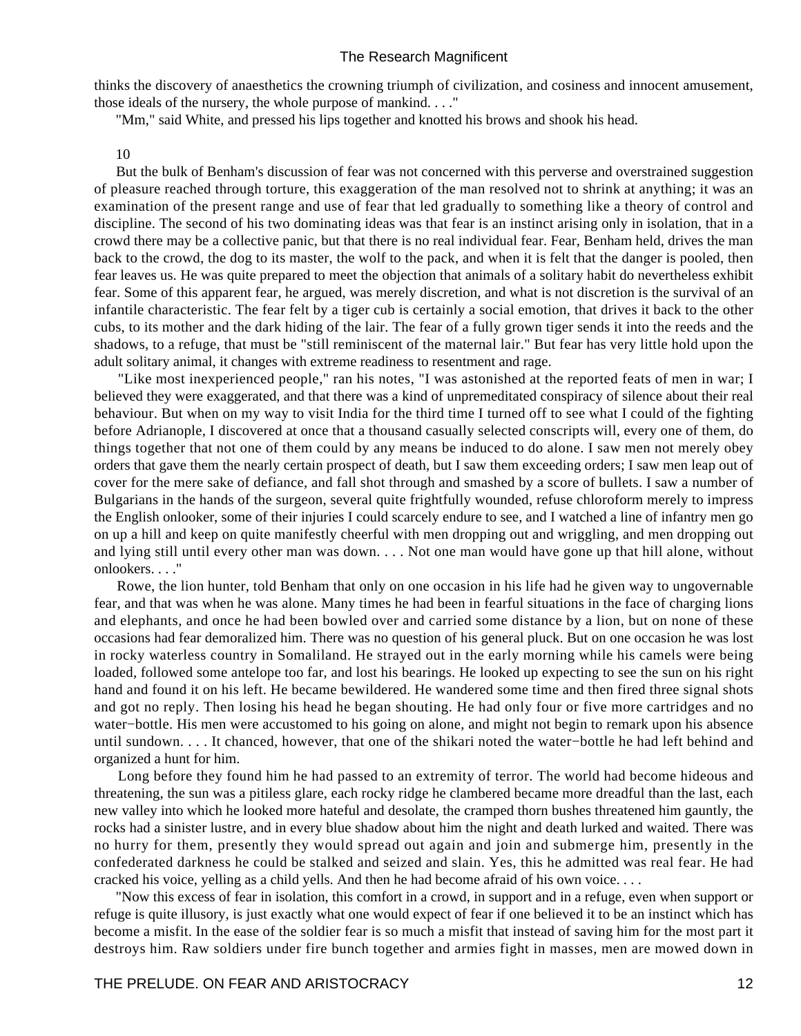thinks the discovery of anaesthetics the crowning triumph of civilization, and cosiness and innocent amusement, those ideals of the nursery, the whole purpose of mankind. . . ."

"Mm," said White, and pressed his lips together and knotted his brows and shook his head.

10

But the bulk of Benham's discussion of fear was not concerned with this perverse and overstrained suggestion of pleasure reached through torture, this exaggeration of the man resolved not to shrink at anything; it was an examination of the present range and use of fear that led gradually to something like a theory of control and discipline. The second of his two dominating ideas was that fear is an instinct arising only in isolation, that in a crowd there may be a collective panic, but that there is no real individual fear. Fear, Benham held, drives the man back to the crowd, the dog to its master, the wolf to the pack, and when it is felt that the danger is pooled, then fear leaves us. He was quite prepared to meet the objection that animals of a solitary habit do nevertheless exhibit fear. Some of this apparent fear, he argued, was merely discretion, and what is not discretion is the survival of an infantile characteristic. The fear felt by a tiger cub is certainly a social emotion, that drives it back to the other cubs, to its mother and the dark hiding of the lair. The fear of a fully grown tiger sends it into the reeds and the shadows, to a refuge, that must be "still reminiscent of the maternal lair." But fear has very little hold upon the adult solitary animal, it changes with extreme readiness to resentment and rage.

"Like most inexperienced people," ran his notes, "I was astonished at the reported feats of men in war; I believed they were exaggerated, and that there was a kind of unpremeditated conspiracy of silence about their real behaviour. But when on my way to visit India for the third time I turned off to see what I could of the fighting before Adrianople, I discovered at once that a thousand casually selected conscripts will, every one of them, do things together that not one of them could by any means be induced to do alone. I saw men not merely obey orders that gave them the nearly certain prospect of death, but I saw them exceeding orders; I saw men leap out of cover for the mere sake of defiance, and fall shot through and smashed by a score of bullets. I saw a number of Bulgarians in the hands of the surgeon, several quite frightfully wounded, refuse chloroform merely to impress the English onlooker, some of their injuries I could scarcely endure to see, and I watched a line of infantry men go on up a hill and keep on quite manifestly cheerful with men dropping out and wriggling, and men dropping out and lying still until every other man was down. . . . Not one man would have gone up that hill alone, without onlookers. . . ."

Rowe, the lion hunter, told Benham that only on one occasion in his life had he given way to ungovernable fear, and that was when he was alone. Many times he had been in fearful situations in the face of charging lions and elephants, and once he had been bowled over and carried some distance by a lion, but on none of these occasions had fear demoralized him. There was no question of his general pluck. But on one occasion he was lost in rocky waterless country in Somaliland. He strayed out in the early morning while his camels were being loaded, followed some antelope too far, and lost his bearings. He looked up expecting to see the sun on his right hand and found it on his left. He became bewildered. He wandered some time and then fired three signal shots and got no reply. Then losing his head he began shouting. He had only four or five more cartridges and no water−bottle. His men were accustomed to his going on alone, and might not begin to remark upon his absence until sundown. . . . It chanced, however, that one of the shikari noted the water−bottle he had left behind and organized a hunt for him.

Long before they found him he had passed to an extremity of terror. The world had become hideous and threatening, the sun was a pitiless glare, each rocky ridge he clambered became more dreadful than the last, each new valley into which he looked more hateful and desolate, the cramped thorn bushes threatened him gauntly, the rocks had a sinister lustre, and in every blue shadow about him the night and death lurked and waited. There was no hurry for them, presently they would spread out again and join and submerge him, presently in the confederated darkness he could be stalked and seized and slain. Yes, this he admitted was real fear. He had cracked his voice, yelling as a child yells. And then he had become afraid of his own voice. . . .

"Now this excess of fear in isolation, this comfort in a crowd, in support and in a refuge, even when support or refuge is quite illusory, is just exactly what one would expect of fear if one believed it to be an instinct which has become a misfit. In the case of the soldier fear is so much a misfit that instead of saving him for the most part it destroys him. Raw soldiers under fire bunch together and armies fight in masses, men are mowed down in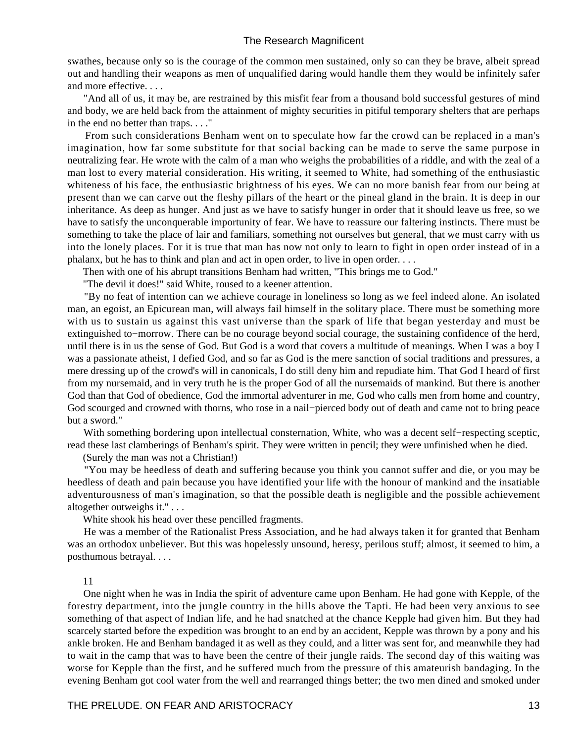swathes, because only so is the courage of the common men sustained, only so can they be brave, albeit spread out and handling their weapons as men of unqualified daring would handle them they would be infinitely safer and more effective. . . .

"And all of us, it may be, are restrained by this misfit fear from a thousand bold successful gestures of mind and body, we are held back from the attainment of mighty securities in pitiful temporary shelters that are perhaps in the end no better than traps. . . ."

From such considerations Benham went on to speculate how far the crowd can be replaced in a man's imagination, how far some substitute for that social backing can be made to serve the same purpose in neutralizing fear. He wrote with the calm of a man who weighs the probabilities of a riddle, and with the zeal of a man lost to every material consideration. His writing, it seemed to White, had something of the enthusiastic whiteness of his face, the enthusiastic brightness of his eyes. We can no more banish fear from our being at present than we can carve out the fleshy pillars of the heart or the pineal gland in the brain. It is deep in our inheritance. As deep as hunger. And just as we have to satisfy hunger in order that it should leave us free, so we have to satisfy the unconquerable importunity of fear. We have to reassure our faltering instincts. There must be something to take the place of lair and familiars, something not ourselves but general, that we must carry with us into the lonely places. For it is true that man has now not only to learn to fight in open order instead of in a phalanx, but he has to think and plan and act in open order, to live in open order. . . .

Then with one of his abrupt transitions Benham had written, "This brings me to God."

"The devil it does!" said White, roused to a keener attention.

"By no feat of intention can we achieve courage in loneliness so long as we feel indeed alone. An isolated man, an egoist, an Epicurean man, will always fail himself in the solitary place. There must be something more with us to sustain us against this vast universe than the spark of life that began yesterday and must be extinguished to−morrow. There can be no courage beyond social courage, the sustaining confidence of the herd, until there is in us the sense of God. But God is a word that covers a multitude of meanings. When I was a boy I was a passionate atheist, I defied God, and so far as God is the mere sanction of social traditions and pressures, a mere dressing up of the crowd's will in canonicals, I do still deny him and repudiate him. That God I heard of first from my nursemaid, and in very truth he is the proper God of all the nursemaids of mankind. But there is another God than that God of obedience, God the immortal adventurer in me, God who calls men from home and country, God scourged and crowned with thorns, who rose in a nail−pierced body out of death and came not to bring peace but a sword."

With something bordering upon intellectual consternation, White, who was a decent self−respecting sceptic, read these last clamberings of Benham's spirit. They were written in pencil; they were unfinished when he died.

(Surely the man was not a Christian!)

"You may be heedless of death and suffering because you think you cannot suffer and die, or you may be heedless of death and pain because you have identified your life with the honour of mankind and the insatiable adventurousness of man's imagination, so that the possible death is negligible and the possible achievement altogether outweighs it." . . .

White shook his head over these pencilled fragments.

He was a member of the Rationalist Press Association, and he had always taken it for granted that Benham was an orthodox unbeliever. But this was hopelessly unsound, heresy, perilous stuff; almost, it seemed to him, a posthumous betrayal. . . .

11

One night when he was in India the spirit of adventure came upon Benham. He had gone with Kepple, of the forestry department, into the jungle country in the hills above the Tapti. He had been very anxious to see something of that aspect of Indian life, and he had snatched at the chance Kepple had given him. But they had scarcely started before the expedition was brought to an end by an accident, Kepple was thrown by a pony and his ankle broken. He and Benham bandaged it as well as they could, and a litter was sent for, and meanwhile they had to wait in the camp that was to have been the centre of their jungle raids. The second day of this waiting was worse for Kepple than the first, and he suffered much from the pressure of this amateurish bandaging. In the evening Benham got cool water from the well and rearranged things better; the two men dined and smoked under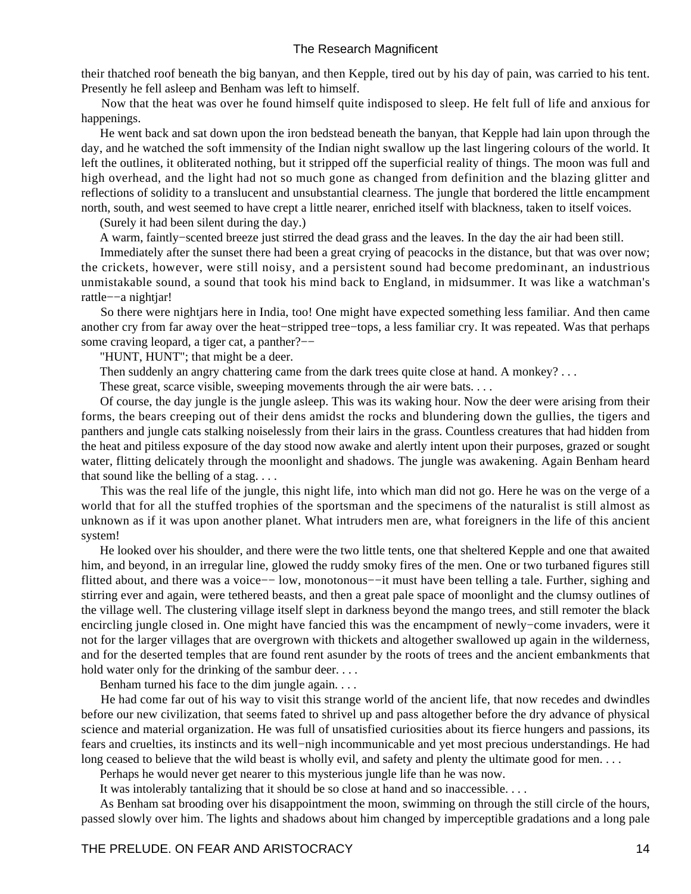their thatched roof beneath the big banyan, and then Kepple, tired out by his day of pain, was carried to his tent. Presently he fell asleep and Benham was left to himself.

Now that the heat was over he found himself quite indisposed to sleep. He felt full of life and anxious for happenings.

He went back and sat down upon the iron bedstead beneath the banyan, that Kepple had lain upon through the day, and he watched the soft immensity of the Indian night swallow up the last lingering colours of the world. It left the outlines, it obliterated nothing, but it stripped off the superficial reality of things. The moon was full and high overhead, and the light had not so much gone as changed from definition and the blazing glitter and reflections of solidity to a translucent and unsubstantial clearness. The jungle that bordered the little encampment north, south, and west seemed to have crept a little nearer, enriched itself with blackness, taken to itself voices.

(Surely it had been silent during the day.)

A warm, faintly−scented breeze just stirred the dead grass and the leaves. In the day the air had been still.

Immediately after the sunset there had been a great crying of peacocks in the distance, but that was over now; the crickets, however, were still noisy, and a persistent sound had become predominant, an industrious unmistakable sound, a sound that took his mind back to England, in midsummer. It was like a watchman's rattle−−a nightjar!

So there were nightjars here in India, too! One might have expected something less familiar. And then came another cry from far away over the heat−stripped tree−tops, a less familiar cry. It was repeated. Was that perhaps some craving leopard, a tiger cat, a panther?−−

"HUNT, HUNT"; that might be a deer.

Then suddenly an angry chattering came from the dark trees quite close at hand. A monkey? . . .

These great, scarce visible, sweeping movements through the air were bats. . . .

Of course, the day jungle is the jungle asleep. This was its waking hour. Now the deer were arising from their forms, the bears creeping out of their dens amidst the rocks and blundering down the gullies, the tigers and panthers and jungle cats stalking noiselessly from their lairs in the grass. Countless creatures that had hidden from the heat and pitiless exposure of the day stood now awake and alertly intent upon their purposes, grazed or sought water, flitting delicately through the moonlight and shadows. The jungle was awakening. Again Benham heard that sound like the belling of a stag. . . .

This was the real life of the jungle, this night life, into which man did not go. Here he was on the verge of a world that for all the stuffed trophies of the sportsman and the specimens of the naturalist is still almost as unknown as if it was upon another planet. What intruders men are, what foreigners in the life of this ancient system!

He looked over his shoulder, and there were the two little tents, one that sheltered Kepple and one that awaited him, and beyond, in an irregular line, glowed the ruddy smoky fires of the men. One or two turbaned figures still flitted about, and there was a voice−− low, monotonous−−it must have been telling a tale. Further, sighing and stirring ever and again, were tethered beasts, and then a great pale space of moonlight and the clumsy outlines of the village well. The clustering village itself slept in darkness beyond the mango trees, and still remoter the black encircling jungle closed in. One might have fancied this was the encampment of newly−come invaders, were it not for the larger villages that are overgrown with thickets and altogether swallowed up again in the wilderness, and for the deserted temples that are found rent asunder by the roots of trees and the ancient embankments that hold water only for the drinking of the sambur deer. . . .

Benham turned his face to the dim jungle again. . . .

He had come far out of his way to visit this strange world of the ancient life, that now recedes and dwindles before our new civilization, that seems fated to shrivel up and pass altogether before the dry advance of physical science and material organization. He was full of unsatisfied curiosities about its fierce hungers and passions, its fears and cruelties, its instincts and its well−nigh incommunicable and yet most precious understandings. He had long ceased to believe that the wild beast is wholly evil, and safety and plenty the ultimate good for men. . . .

Perhaps he would never get nearer to this mysterious jungle life than he was now.

It was intolerably tantalizing that it should be so close at hand and so inaccessible. . . .

As Benham sat brooding over his disappointment the moon, swimming on through the still circle of the hours, passed slowly over him. The lights and shadows about him changed by imperceptible gradations and a long pale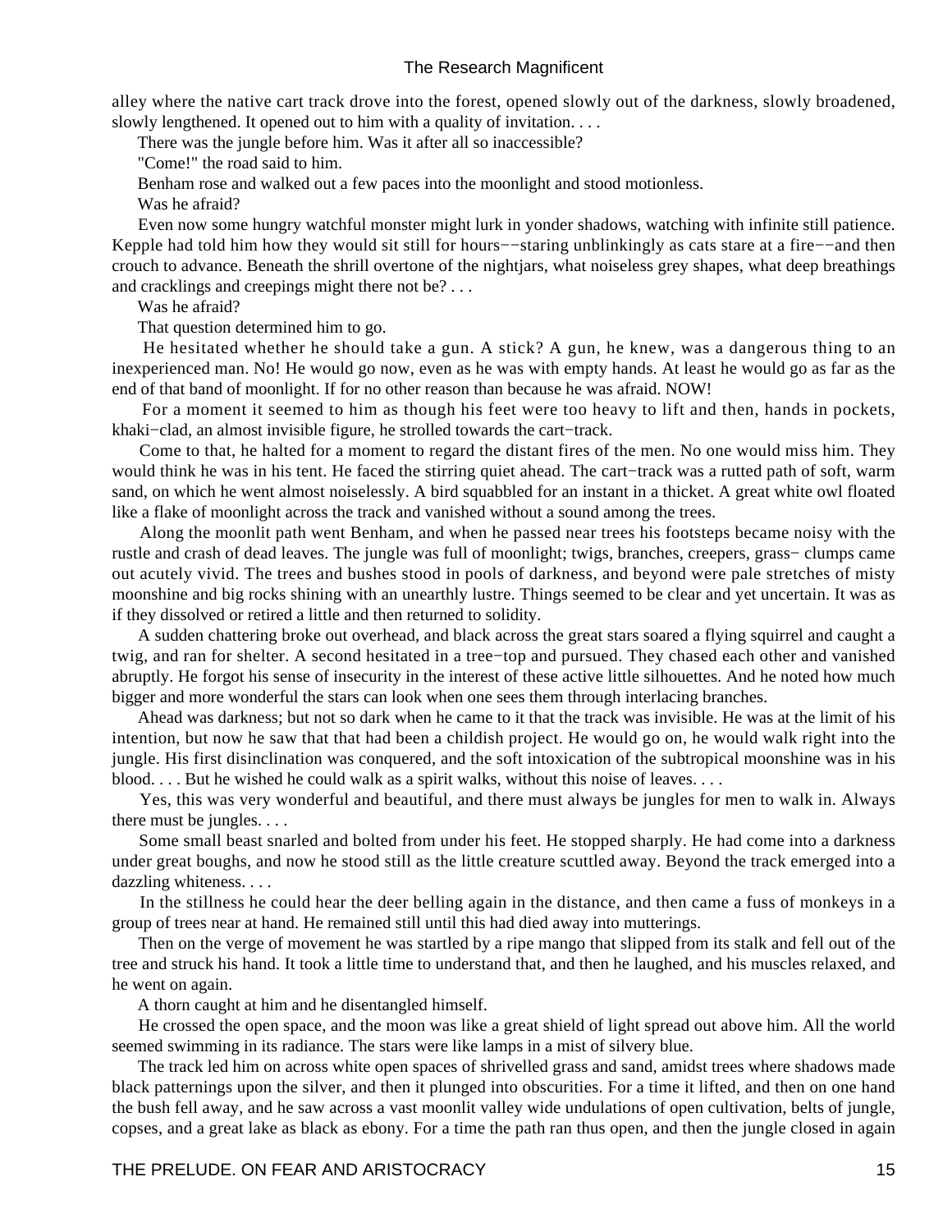alley where the native cart track drove into the forest, opened slowly out of the darkness, slowly broadened, slowly lengthened. It opened out to him with a quality of invitation. . . .

There was the jungle before him. Was it after all so inaccessible?

"Come!" the road said to him.

Benham rose and walked out a few paces into the moonlight and stood motionless.

Was he afraid?

Even now some hungry watchful monster might lurk in yonder shadows, watching with infinite still patience. Kepple had told him how they would sit still for hours−−staring unblinkingly as cats stare at a fire−−and then crouch to advance. Beneath the shrill overtone of the nightjars, what noiseless grey shapes, what deep breathings and cracklings and creepings might there not be? . . .

Was he afraid?

That question determined him to go.

He hesitated whether he should take a gun. A stick? A gun, he knew, was a dangerous thing to an inexperienced man. No! He would go now, even as he was with empty hands. At least he would go as far as the end of that band of moonlight. If for no other reason than because he was afraid. NOW!

For a moment it seemed to him as though his feet were too heavy to lift and then, hands in pockets, khaki−clad, an almost invisible figure, he strolled towards the cart−track.

Come to that, he halted for a moment to regard the distant fires of the men. No one would miss him. They would think he was in his tent. He faced the stirring quiet ahead. The cart−track was a rutted path of soft, warm sand, on which he went almost noiselessly. A bird squabbled for an instant in a thicket. A great white owl floated like a flake of moonlight across the track and vanished without a sound among the trees.

Along the moonlit path went Benham, and when he passed near trees his footsteps became noisy with the rustle and crash of dead leaves. The jungle was full of moonlight; twigs, branches, creepers, grass− clumps came out acutely vivid. The trees and bushes stood in pools of darkness, and beyond were pale stretches of misty moonshine and big rocks shining with an unearthly lustre. Things seemed to be clear and yet uncertain. It was as if they dissolved or retired a little and then returned to solidity.

A sudden chattering broke out overhead, and black across the great stars soared a flying squirrel and caught a twig, and ran for shelter. A second hesitated in a tree−top and pursued. They chased each other and vanished abruptly. He forgot his sense of insecurity in the interest of these active little silhouettes. And he noted how much bigger and more wonderful the stars can look when one sees them through interlacing branches.

Ahead was darkness; but not so dark when he came to it that the track was invisible. He was at the limit of his intention, but now he saw that that had been a childish project. He would go on, he would walk right into the jungle. His first disinclination was conquered, and the soft intoxication of the subtropical moonshine was in his blood. . . . But he wished he could walk as a spirit walks, without this noise of leaves. . . .

Yes, this was very wonderful and beautiful, and there must always be jungles for men to walk in. Always there must be jungles. . . .

Some small beast snarled and bolted from under his feet. He stopped sharply. He had come into a darkness under great boughs, and now he stood still as the little creature scuttled away. Beyond the track emerged into a dazzling whiteness. . . .

In the stillness he could hear the deer belling again in the distance, and then came a fuss of monkeys in a group of trees near at hand. He remained still until this had died away into mutterings.

Then on the verge of movement he was startled by a ripe mango that slipped from its stalk and fell out of the tree and struck his hand. It took a little time to understand that, and then he laughed, and his muscles relaxed, and he went on again.

A thorn caught at him and he disentangled himself.

He crossed the open space, and the moon was like a great shield of light spread out above him. All the world seemed swimming in its radiance. The stars were like lamps in a mist of silvery blue.

The track led him on across white open spaces of shrivelled grass and sand, amidst trees where shadows made black patternings upon the silver, and then it plunged into obscurities. For a time it lifted, and then on one hand the bush fell away, and he saw across a vast moonlit valley wide undulations of open cultivation, belts of jungle, copses, and a great lake as black as ebony. For a time the path ran thus open, and then the jungle closed in again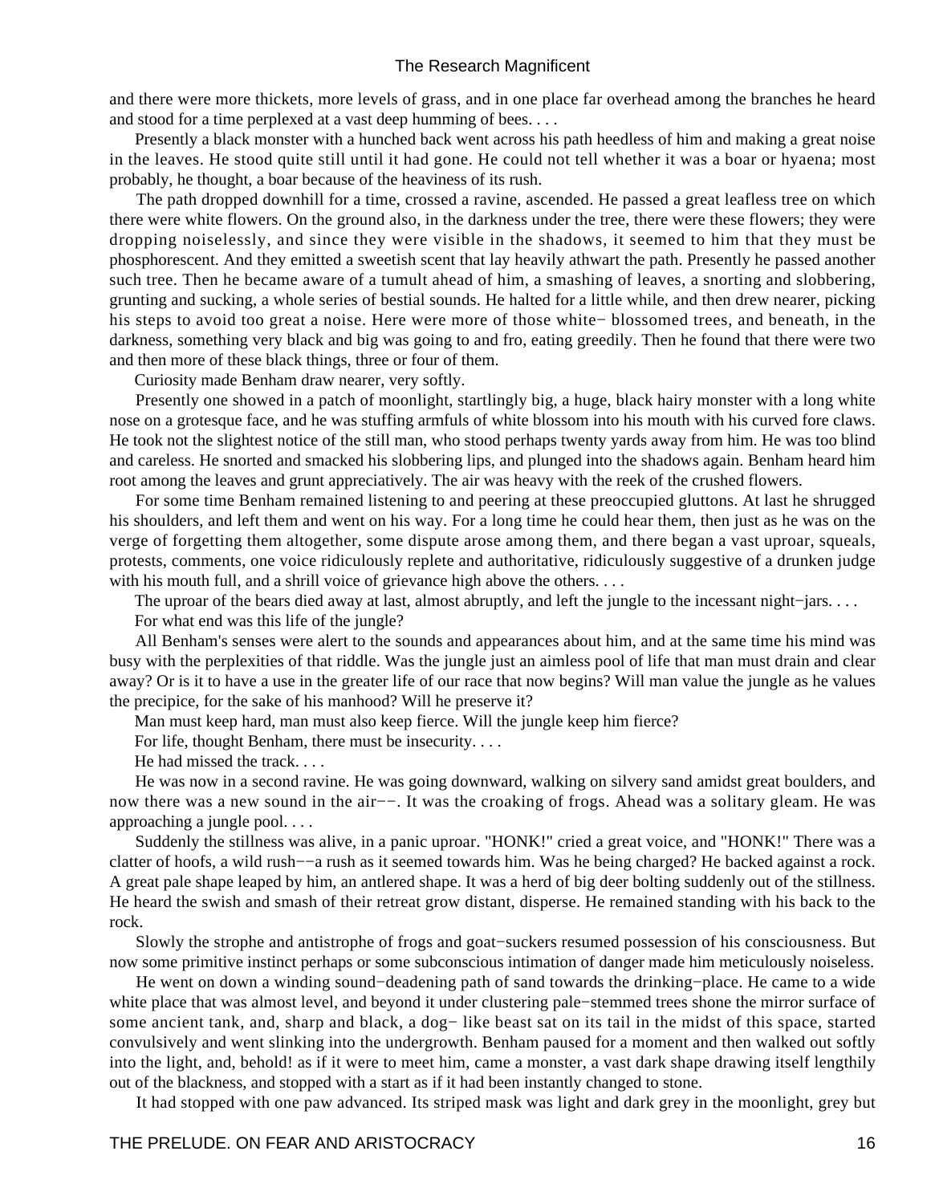and there were more thickets, more levels of grass, and in one place far overhead among the branches he heard and stood for a time perplexed at a vast deep humming of bees. . . .

Presently a black monster with a hunched back went across his path heedless of him and making a great noise in the leaves. He stood quite still until it had gone. He could not tell whether it was a boar or hyaena; most probably, he thought, a boar because of the heaviness of its rush.

The path dropped downhill for a time, crossed a ravine, ascended. He passed a great leafless tree on which there were white flowers. On the ground also, in the darkness under the tree, there were these flowers; they were dropping noiselessly, and since they were visible in the shadows, it seemed to him that they must be phosphorescent. And they emitted a sweetish scent that lay heavily athwart the path. Presently he passed another such tree. Then he became aware of a tumult ahead of him, a smashing of leaves, a snorting and slobbering, grunting and sucking, a whole series of bestial sounds. He halted for a little while, and then drew nearer, picking his steps to avoid too great a noise. Here were more of those white− blossomed trees, and beneath, in the darkness, something very black and big was going to and fro, eating greedily. Then he found that there were two and then more of these black things, three or four of them.

Curiosity made Benham draw nearer, very softly.

Presently one showed in a patch of moonlight, startlingly big, a huge, black hairy monster with a long white nose on a grotesque face, and he was stuffing armfuls of white blossom into his mouth with his curved fore claws. He took not the slightest notice of the still man, who stood perhaps twenty yards away from him. He was too blind and careless. He snorted and smacked his slobbering lips, and plunged into the shadows again. Benham heard him root among the leaves and grunt appreciatively. The air was heavy with the reek of the crushed flowers.

For some time Benham remained listening to and peering at these preoccupied gluttons. At last he shrugged his shoulders, and left them and went on his way. For a long time he could hear them, then just as he was on the verge of forgetting them altogether, some dispute arose among them, and there began a vast uproar, squeals, protests, comments, one voice ridiculously replete and authoritative, ridiculously suggestive of a drunken judge with his mouth full, and a shrill voice of grievance high above the others. . . .

The uproar of the bears died away at last, almost abruptly, and left the jungle to the incessant night−jars. . . .

For what end was this life of the jungle?

All Benham's senses were alert to the sounds and appearances about him, and at the same time his mind was busy with the perplexities of that riddle. Was the jungle just an aimless pool of life that man must drain and clear away? Or is it to have a use in the greater life of our race that now begins? Will man value the jungle as he values the precipice, for the sake of his manhood? Will he preserve it?

Man must keep hard, man must also keep fierce. Will the jungle keep him fierce?

For life, thought Benham, there must be insecurity. . . .

He had missed the track. . . .

He was now in a second ravine. He was going downward, walking on silvery sand amidst great boulders, and now there was a new sound in the air−−. It was the croaking of frogs. Ahead was a solitary gleam. He was approaching a jungle pool. . . .

Suddenly the stillness was alive, in a panic uproar. "HONK!" cried a great voice, and "HONK!" There was a clatter of hoofs, a wild rush−−a rush as it seemed towards him. Was he being charged? He backed against a rock. A great pale shape leaped by him, an antlered shape. It was a herd of big deer bolting suddenly out of the stillness. He heard the swish and smash of their retreat grow distant, disperse. He remained standing with his back to the rock.

Slowly the strophe and antistrophe of frogs and goat−suckers resumed possession of his consciousness. But now some primitive instinct perhaps or some subconscious intimation of danger made him meticulously noiseless.

He went on down a winding sound−deadening path of sand towards the drinking−place. He came to a wide white place that was almost level, and beyond it under clustering pale−stemmed trees shone the mirror surface of some ancient tank, and, sharp and black, a dog− like beast sat on its tail in the midst of this space, started convulsively and went slinking into the undergrowth. Benham paused for a moment and then walked out softly into the light, and, behold! as if it were to meet him, came a monster, a vast dark shape drawing itself lengthily out of the blackness, and stopped with a start as if it had been instantly changed to stone.

It had stopped with one paw advanced. Its striped mask was light and dark grey in the moonlight, grey but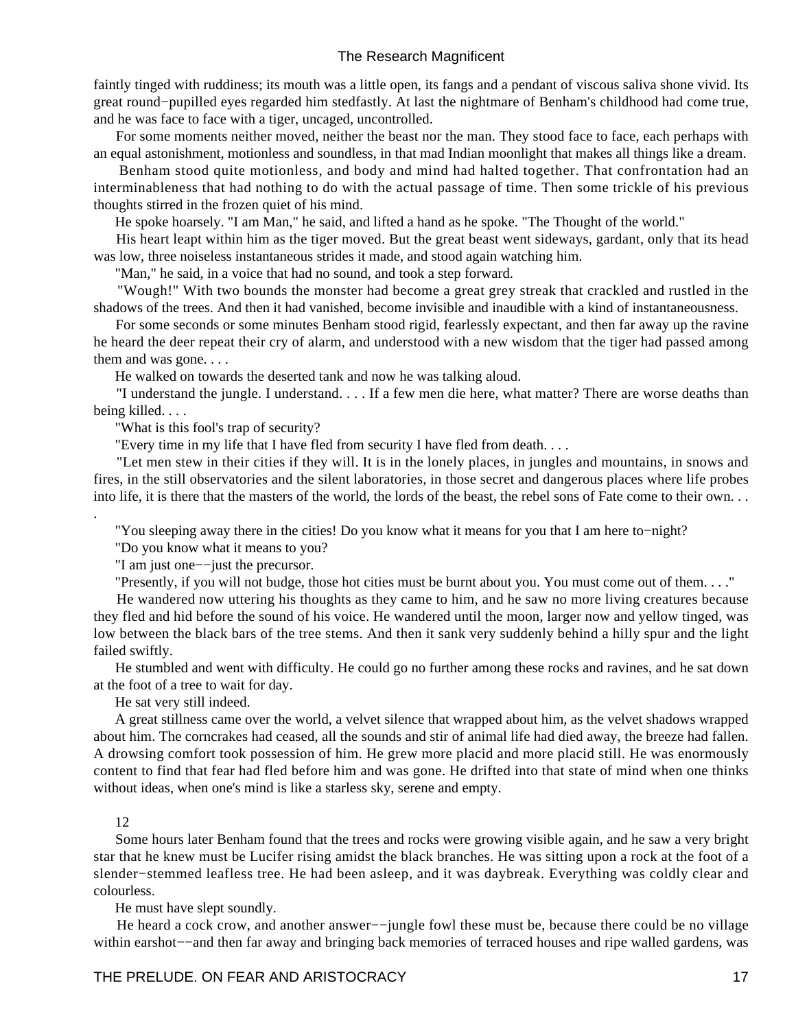faintly tinged with ruddiness; its mouth was a little open, its fangs and a pendant of viscous saliva shone vivid. Its great round−pupilled eyes regarded him stedfastly. At last the nightmare of Benham's childhood had come true, and he was face to face with a tiger, uncaged, uncontrolled.

For some moments neither moved, neither the beast nor the man. They stood face to face, each perhaps with an equal astonishment, motionless and soundless, in that mad Indian moonlight that makes all things like a dream.

Benham stood quite motionless, and body and mind had halted together. That confrontation had an interminableness that had nothing to do with the actual passage of time. Then some trickle of his previous thoughts stirred in the frozen quiet of his mind.

He spoke hoarsely. "I am Man," he said, and lifted a hand as he spoke. "The Thought of the world."

His heart leapt within him as the tiger moved. But the great beast went sideways, gardant, only that its head was low, three noiseless instantaneous strides it made, and stood again watching him.

"Man," he said, in a voice that had no sound, and took a step forward.

"Wough!" With two bounds the monster had become a great grey streak that crackled and rustled in the shadows of the trees. And then it had vanished, become invisible and inaudible with a kind of instantaneousness.

For some seconds or some minutes Benham stood rigid, fearlessly expectant, and then far away up the ravine he heard the deer repeat their cry of alarm, and understood with a new wisdom that the tiger had passed among them and was gone. . . .

He walked on towards the deserted tank and now he was talking aloud.

"I understand the jungle. I understand. . . . If a few men die here, what matter? There are worse deaths than being killed. . . .

"What is this fool's trap of security?

"Every time in my life that I have fled from security I have fled from death. . . .

"Let men stew in their cities if they will. It is in the lonely places, in jungles and mountains, in snows and fires, in the still observatories and the silent laboratories, in those secret and dangerous places where life probes into life, it is there that the masters of the world, the lords of the beast, the rebel sons of Fate come to their own. . . .

"You sleeping away there in the cities! Do you know what it means for you that I am here to−night?

"Do you know what it means to you?

"I am just one−−just the precursor.

"Presently, if you will not budge, those hot cities must be burnt about you. You must come out of them. . . ."

He wandered now uttering his thoughts as they came to him, and he saw no more living creatures because they fled and hid before the sound of his voice. He wandered until the moon, larger now and yellow tinged, was low between the black bars of the tree stems. And then it sank very suddenly behind a hilly spur and the light failed swiftly.

He stumbled and went with difficulty. He could go no further among these rocks and ravines, and he sat down at the foot of a tree to wait for day.

He sat very still indeed.

A great stillness came over the world, a velvet silence that wrapped about him, as the velvet shadows wrapped about him. The corncrakes had ceased, all the sounds and stir of animal life had died away, the breeze had fallen. A drowsing comfort took possession of him. He grew more placid and more placid still. He was enormously content to find that fear had fled before him and was gone. He drifted into that state of mind when one thinks without ideas, when one's mind is like a starless sky, serene and empty.

12

Some hours later Benham found that the trees and rocks were growing visible again, and he saw a very bright star that he knew must be Lucifer rising amidst the black branches. He was sitting upon a rock at the foot of a slender−stemmed leafless tree. He had been asleep, and it was daybreak. Everything was coldly clear and colourless.

He must have slept soundly.

He heard a cock crow, and another answer−−jungle fowl these must be, because there could be no village within earshot−−and then far away and bringing back memories of terraced houses and ripe walled gardens, was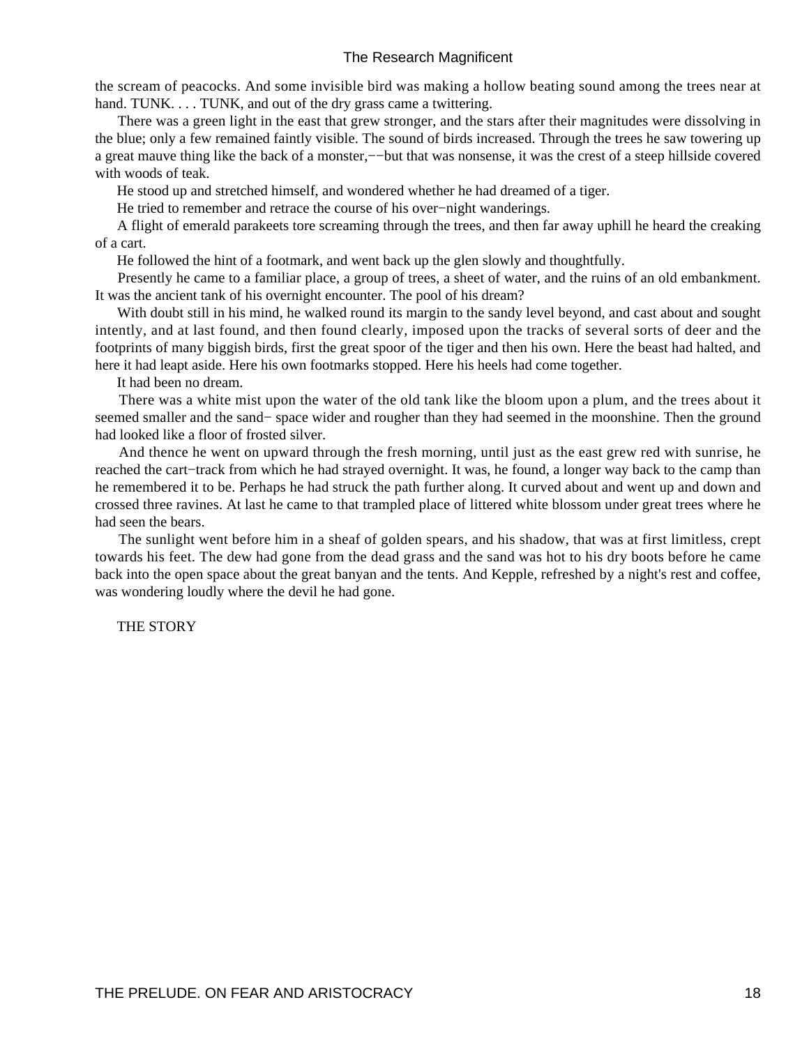the scream of peacocks. And some invisible bird was making a hollow beating sound among the trees near at hand. TUNK. . . . TUNK, and out of the dry grass came a twittering.

There was a green light in the east that grew stronger, and the stars after their magnitudes were dissolving in the blue; only a few remained faintly visible. The sound of birds increased. Through the trees he saw towering up a great mauve thing like the back of a monster,−−but that was nonsense, it was the crest of a steep hillside covered with woods of teak.

He stood up and stretched himself, and wondered whether he had dreamed of a tiger.

He tried to remember and retrace the course of his over−night wanderings.

A flight of emerald parakeets tore screaming through the trees, and then far away uphill he heard the creaking of a cart.

He followed the hint of a footmark, and went back up the glen slowly and thoughtfully.

Presently he came to a familiar place, a group of trees, a sheet of water, and the ruins of an old embankment. It was the ancient tank of his overnight encounter. The pool of his dream?

With doubt still in his mind, he walked round its margin to the sandy level beyond, and cast about and sought intently, and at last found, and then found clearly, imposed upon the tracks of several sorts of deer and the footprints of many biggish birds, first the great spoor of the tiger and then his own. Here the beast had halted, and here it had leapt aside. Here his own footmarks stopped. Here his heels had come together.

It had been no dream.

There was a white mist upon the water of the old tank like the bloom upon a plum, and the trees about it seemed smaller and the sand− space wider and rougher than they had seemed in the moonshine. Then the ground had looked like a floor of frosted silver.

And thence he went on upward through the fresh morning, until just as the east grew red with sunrise, he reached the cart−track from which he had strayed overnight. It was, he found, a longer way back to the camp than he remembered it to be. Perhaps he had struck the path further along. It curved about and went up and down and crossed three ravines. At last he came to that trampled place of littered white blossom under great trees where he had seen the bears.

The sunlight went before him in a sheaf of golden spears, and his shadow, that was at first limitless, crept towards his feet. The dew had gone from the dead grass and the sand was hot to his dry boots before he came back into the open space about the great banyan and the tents. And Kepple, refreshed by a night's rest and coffee, was wondering loudly where the devil he had gone.

THE STORY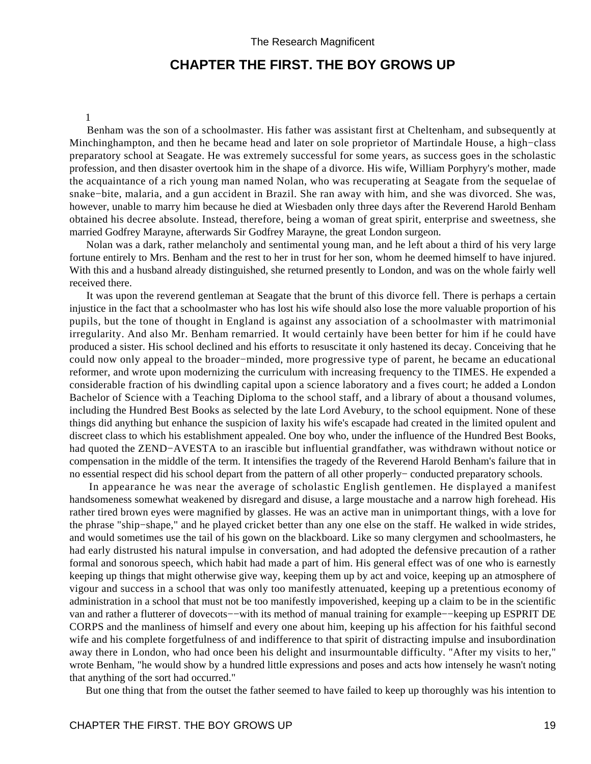# CHAPTER THE FIRST. THE BOY GROWS UP

1

Benham was the son of a schoolmaster. His father was assistant first at Cheltenham, and subsequently at Minchinghampton, and then he became head and later on sole proprietor of Martindale House, a high−class preparatory school at Seagate. He was extremely successful for some years, as success goes in the scholastic profession, and then disaster overtook him in the shape of a divorce. His wife, William Porphyry's mother, made the acquaintance of a rich young man named Nolan, who was recuperating at Seagate from the sequelae of snake−bite, malaria, and a gun accident in Brazil. She ran away with him, and she was divorced. She was, however, unable to marry him because he died at Wiesbaden only three days after the Reverend Harold Benham obtained his decree absolute. Instead, therefore, being a woman of great spirit, enterprise and sweetness, she married Godfrey Marayne, afterwards Sir Godfrey Marayne, the great London surgeon.

Nolan was a dark, rather melancholy and sentimental young man, and he left about a third of his very large fortune entirely to Mrs. Benham and the rest to her in trust for her son, whom he deemed himself to have injured. With this and a husband already distinguished, she returned presently to London, and was on the whole fairly well received there.

It was upon the reverend gentleman at Seagate that the brunt of this divorce fell. There is perhaps a certain injustice in the fact that a schoolmaster who has lost his wife should also lose the more valuable proportion of his pupils, but the tone of thought in England is against any association of a schoolmaster with matrimonial irregularity. And also Mr. Benham remarried. It would certainly have been better for him if he could have produced a sister. His school declined and his efforts to resuscitate it only hastened its decay. Conceiving that he could now only appeal to the broader−minded, more progressive type of parent, he became an educational reformer, and wrote upon modernizing the curriculum with increasing frequency to the TIMES. He expended a considerable fraction of his dwindling capital upon a science laboratory and a fives court; he added a London Bachelor of Science with a Teaching Diploma to the school staff, and a library of about a thousand volumes, including the Hundred Best Books as selected by the late Lord Avebury, to the school equipment. None of these things did anything but enhance the suspicion of laxity his wife's escapade had created in the limited opulent and discreet class to which his establishment appealed. One boy who, under the influence of the Hundred Best Books, had quoted the ZEND−AVESTA to an irascible but influential grandfather, was withdrawn without notice or compensation in the middle of the term. It intensifies the tragedy of the Reverend Harold Benham's failure that in no essential respect did his school depart from the pattern of all other properly− conducted preparatory schools.

In appearance he was near the average of scholastic English gentlemen. He displayed a manifest handsomeness somewhat weakened by disregard and disuse, a large moustache and a narrow high forehead. His rather tired brown eyes were magnified by glasses. He was an active man in unimportant things, with a love for the phrase "ship−shape," and he played cricket better than any one else on the staff. He walked in wide strides, and would sometimes use the tail of his gown on the blackboard. Like so many clergymen and schoolmasters, he had early distrusted his natural impulse in conversation, and had adopted the defensive precaution of a rather formal and sonorous speech, which habit had made a part of him. His general effect was of one who is earnestly keeping up things that might otherwise give way, keeping them up by act and voice, keeping up an atmosphere of vigour and success in a school that was only too manifestly attenuated, keeping up a pretentious economy of administration in a school that must not be too manifestly impoverished, keeping up a claim to be in the scientific van and rather a flutterer of dovecots−−with its method of manual training for example−−keeping up ESPRIT DE CORPS and the manliness of himself and every one about him, keeping up his affection for his faithful second wife and his complete forgetfulness of and indifference to that spirit of distracting impulse and insubordination away there in London, who had once been his delight and insurmountable difficulty. "After my visits to her," wrote Benham, "he would show by a hundred little expressions and poses and acts how intensely he wasn't noting that anything of the sort had occurred."

But one thing that from the outset the father seemed to have failed to keep up thoroughly was his intention to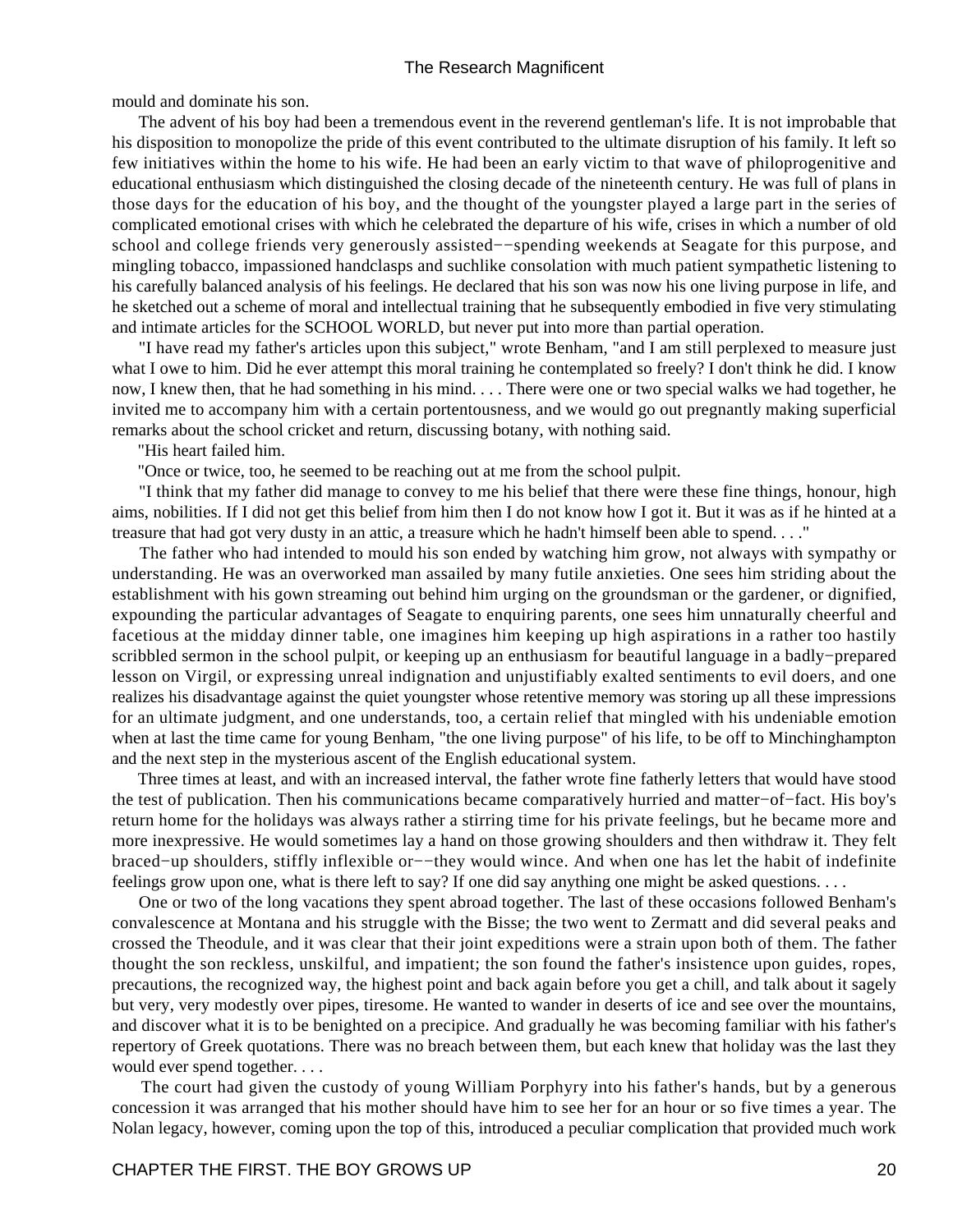mould and dominate his son.

The advent of his boy had been a tremendous event in the reverend gentleman's life. It is not improbable that his disposition to monopolize the pride of this event contributed to the ultimate disruption of his family. It left so few initiatives within the home to his wife. He had been an early victim to that wave of philoprogenitive and educational enthusiasm which distinguished the closing decade of the nineteenth century. He was full of plans in those days for the education of his boy, and the thought of the youngster played a large part in the series of complicated emotional crises with which he celebrated the departure of his wife, crises in which a number of old school and college friends very generously assisted−−spending weekends at Seagate for this purpose, and mingling tobacco, impassioned handclasps and suchlike consolation with much patient sympathetic listening to his carefully balanced analysis of his feelings. He declared that his son was now his one living purpose in life, and he sketched out a scheme of moral and intellectual training that he subsequently embodied in five very stimulating and intimate articles for the SCHOOL WORLD, but never put into more than partial operation.

"I have read my father's articles upon this subject," wrote Benham, "and I am still perplexed to measure just what I owe to him. Did he ever attempt this moral training he contemplated so freely? I don't think he did. I know now, I knew then, that he had something in his mind. . . . There were one or two special walks we had together, he invited me to accompany him with a certain portentousness, and we would go out pregnantly making superficial remarks about the school cricket and return, discussing botany, with nothing said.

"His heart failed him.

"Once or twice, too, he seemed to be reaching out at me from the school pulpit.

"I think that my father did manage to convey to me his belief that there were these fine things, honour, high aims, nobilities. If I did not get this belief from him then I do not know how I got it. But it was as if he hinted at a treasure that had got very dusty in an attic, a treasure which he hadn't himself been able to spend. . . ."

The father who had intended to mould his son ended by watching him grow, not always with sympathy or understanding. He was an overworked man assailed by many futile anxieties. One sees him striding about the establishment with his gown streaming out behind him urging on the groundsman or the gardener, or dignified, expounding the particular advantages of Seagate to enquiring parents, one sees him unnaturally cheerful and facetious at the midday dinner table, one imagines him keeping up high aspirations in a rather too hastily scribbled sermon in the school pulpit, or keeping up an enthusiasm for beautiful language in a badly−prepared lesson on Virgil, or expressing unreal indignation and unjustifiably exalted sentiments to evil doers, and one realizes his disadvantage against the quiet youngster whose retentive memory was storing up all these impressions for an ultimate judgment, and one understands, too, a certain relief that mingled with his undeniable emotion when at last the time came for young Benham, "the one living purpose" of his life, to be off to Minchinghampton and the next step in the mysterious ascent of the English educational system.

Three times at least, and with an increased interval, the father wrote fine fatherly letters that would have stood the test of publication. Then his communications became comparatively hurried and matter−of−fact. His boy's return home for the holidays was always rather a stirring time for his private feelings, but he became more and more inexpressive. He would sometimes lay a hand on those growing shoulders and then withdraw it. They felt braced−up shoulders, stiffly inflexible or−−they would wince. And when one has let the habit of indefinite feelings grow upon one, what is there left to say? If one did say anything one might be asked questions. . . .

One or two of the long vacations they spent abroad together. The last of these occasions followed Benham's convalescence at Montana and his struggle with the Bisse; the two went to Zermatt and did several peaks and crossed the Theodule, and it was clear that their joint expeditions were a strain upon both of them. The father thought the son reckless, unskilful, and impatient; the son found the father's insistence upon guides, ropes, precautions, the recognized way, the highest point and back again before you get a chill, and talk about it sagely but very, very modestly over pipes, tiresome. He wanted to wander in deserts of ice and see over the mountains, and discover what it is to be benighted on a precipice. And gradually he was becoming familiar with his father's repertory of Greek quotations. There was no breach between them, but each knew that holiday was the last they would ever spend together. . . .

The court had given the custody of young William Porphyry into his father's hands, but by a generous concession it was arranged that his mother should have him to see her for an hour or so five times a year. The Nolan legacy, however, coming upon the top of this, introduced a peculiar complication that provided much work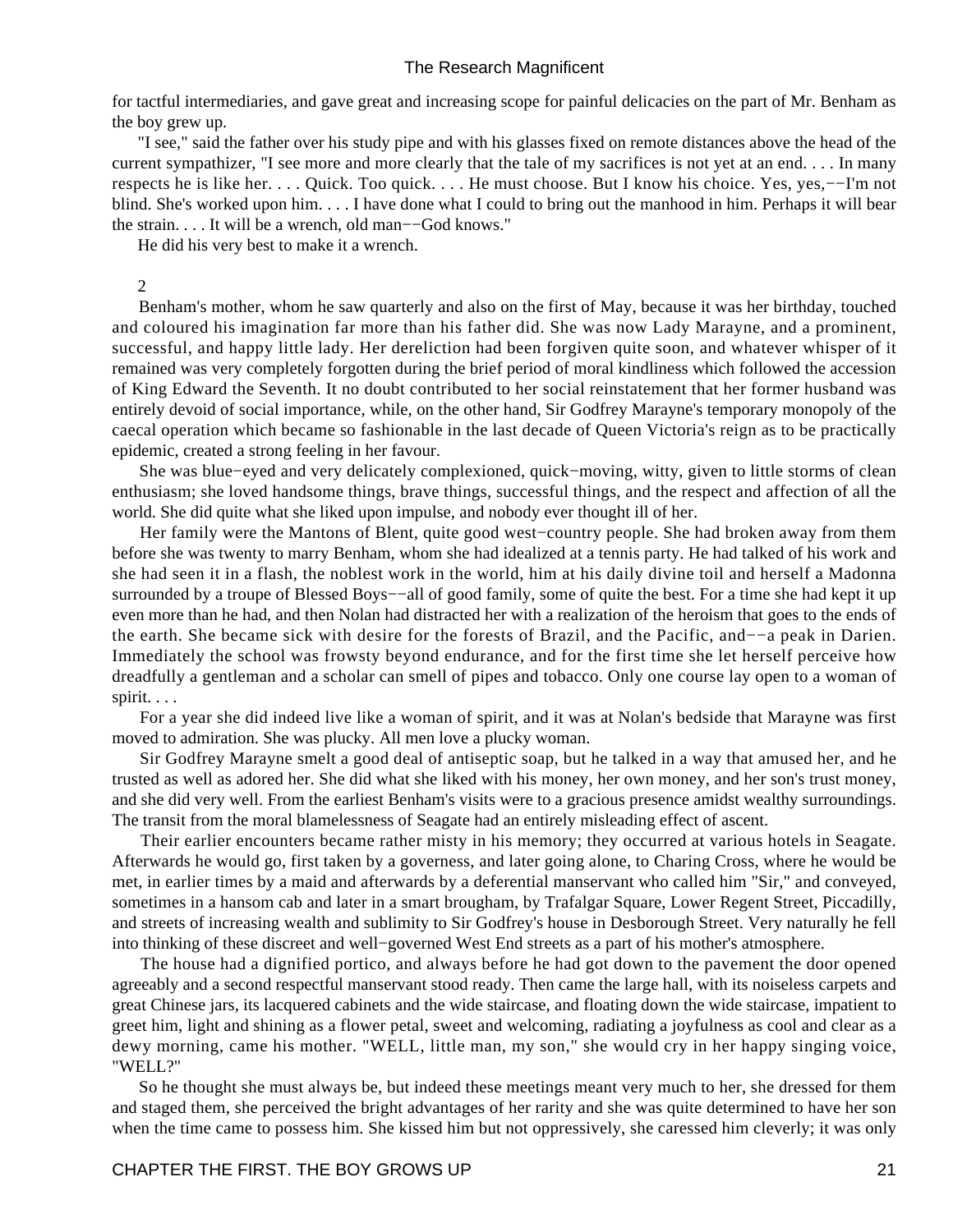for tactful intermediaries, and gave great and increasing scope for painful delicacies on the part of Mr. Benham as the boy grew up.

"I see," said the father over his study pipe and with his glasses fixed on remote distances above the head of the current sympathizer, "I see more and more clearly that the tale of my sacrifices is not yet at an end. . . . In many respects he is like her. . . . Quick. Too quick. . . . He must choose. But I know his choice. Yes, yes,−−I'm not blind. She's worked upon him. . . . I have done what I could to bring out the manhood in him. Perhaps it will bear the strain. . . . It will be a wrench, old man−−God knows."

He did his very best to make it a wrench.

2

Benham's mother, whom he saw quarterly and also on the first of May, because it was her birthday, touched and coloured his imagination far more than his father did. She was now Lady Marayne, and a prominent, successful, and happy little lady. Her dereliction had been forgiven quite soon, and whatever whisper of it remained was very completely forgotten during the brief period of moral kindliness which followed the accession of King Edward the Seventh. It no doubt contributed to her social reinstatement that her former husband was entirely devoid of social importance, while, on the other hand, Sir Godfrey Marayne's temporary monopoly of the caecal operation which became so fashionable in the last decade of Queen Victoria's reign as to be practically epidemic, created a strong feeling in her favour.

She was blue−eyed and very delicately complexioned, quick−moving, witty, given to little storms of clean enthusiasm; she loved handsome things, brave things, successful things, and the respect and affection of all the world. She did quite what she liked upon impulse, and nobody ever thought ill of her.

Her family were the Mantons of Blent, quite good west−country people. She had broken away from them before she was twenty to marry Benham, whom she had idealized at a tennis party. He had talked of his work and she had seen it in a flash, the noblest work in the world, him at his daily divine toil and herself a Madonna surrounded by a troupe of Blessed Boys−−all of good family, some of quite the best. For a time she had kept it up even more than he had, and then Nolan had distracted her with a realization of the heroism that goes to the ends of the earth. She became sick with desire for the forests of Brazil, and the Pacific, and−−a peak in Darien. Immediately the school was frowsty beyond endurance, and for the first time she let herself perceive how dreadfully a gentleman and a scholar can smell of pipes and tobacco. Only one course lay open to a woman of spirit. . . .

For a year she did indeed live like a woman of spirit, and it was at Nolan's bedside that Marayne was first moved to admiration. She was plucky. All men love a plucky woman.

Sir Godfrey Marayne smelt a good deal of antiseptic soap, but he talked in a way that amused her, and he trusted as well as adored her. She did what she liked with his money, her own money, and her son's trust money, and she did very well. From the earliest Benham's visits were to a gracious presence amidst wealthy surroundings. The transit from the moral blamelessness of Seagate had an entirely misleading effect of ascent.

Their earlier encounters became rather misty in his memory; they occurred at various hotels in Seagate. Afterwards he would go, first taken by a governess, and later going alone, to Charing Cross, where he would be met, in earlier times by a maid and afterwards by a deferential manservant who called him "Sir," and conveyed, sometimes in a hansom cab and later in a smart brougham, by Trafalgar Square, Lower Regent Street, Piccadilly, and streets of increasing wealth and sublimity to Sir Godfrey's house in Desborough Street. Very naturally he fell into thinking of these discreet and well−governed West End streets as a part of his mother's atmosphere.

The house had a dignified portico, and always before he had got down to the pavement the door opened agreeably and a second respectful manservant stood ready. Then came the large hall, with its noiseless carpets and great Chinese jars, its lacquered cabinets and the wide staircase, and floating down the wide staircase, impatient to greet him, light and shining as a flower petal, sweet and welcoming, radiating a joyfulness as cool and clear as a dewy morning, came his mother. "WELL, little man, my son," she would cry in her happy singing voice, "WELL?"

So he thought she must always be, but indeed these meetings meant very much to her, she dressed for them and staged them, she perceived the bright advantages of her rarity and she was quite determined to have her son when the time came to possess him. She kissed him but not oppressively, she caressed him cleverly; it was only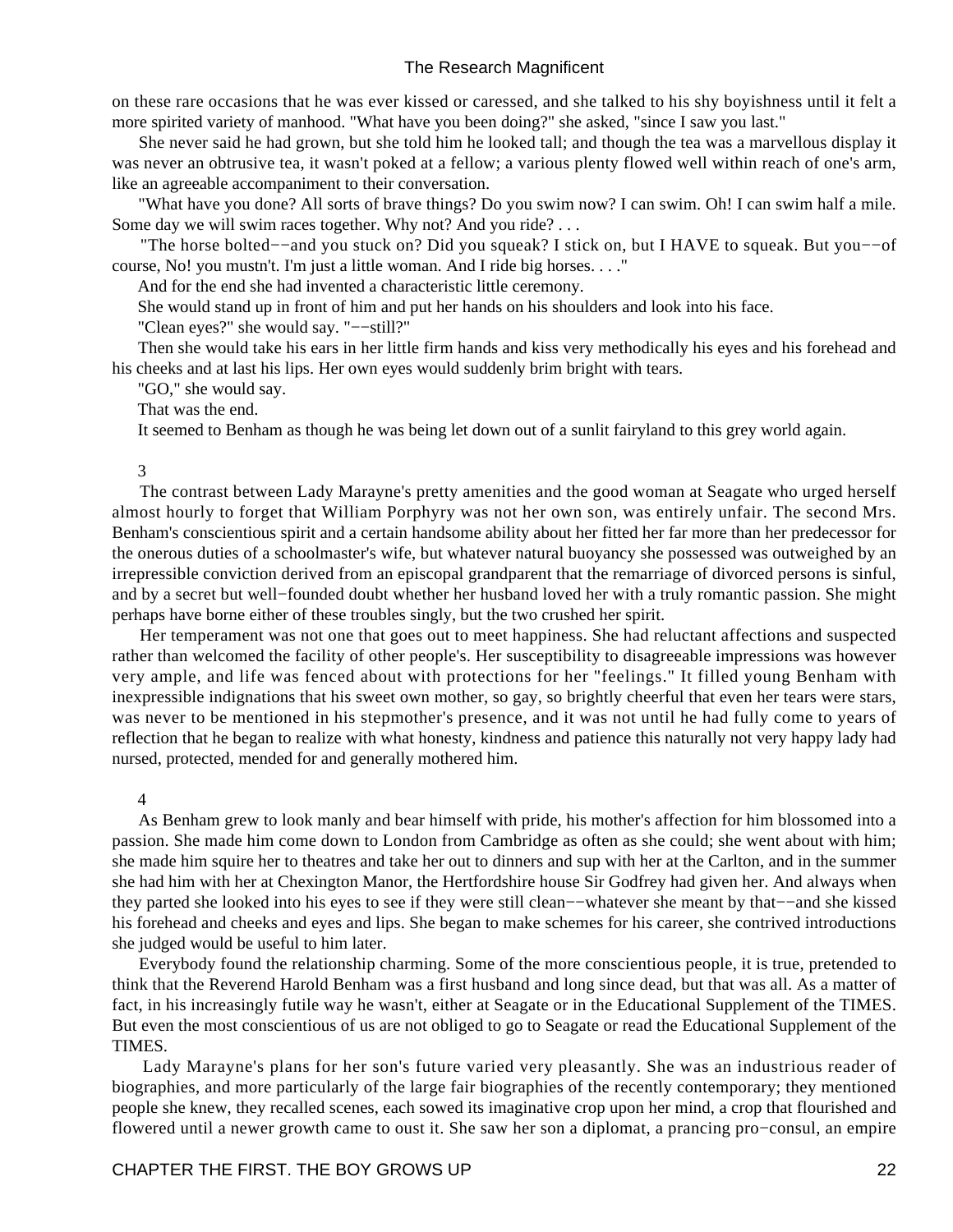on these rare occasions that he was ever kissed or caressed, and she talked to his shy boyishness until it felt a more spirited variety of manhood. "What have you been doing?" she asked, "since I saw you last."

She never said he had grown, but she told him he looked tall; and though the tea was a marvellous display it was never an obtrusive tea, it wasn't poked at a fellow; a various plenty flowed well within reach of one's arm, like an agreeable accompaniment to their conversation.

"What have you done? All sorts of brave things? Do you swim now? I can swim. Oh! I can swim half a mile. Some day we will swim races together. Why not? And you ride? . . .

"The horse bolted−−and you stuck on? Did you squeak? I stick on, but I HAVE to squeak. But you−−of course, No! you mustn't. I'm just a little woman. And I ride big horses. . . ."

And for the end she had invented a characteristic little ceremony.

She would stand up in front of him and put her hands on his shoulders and look into his face.

"Clean eyes?" she would say. "−−still?"

Then she would take his ears in her little firm hands and kiss very methodically his eyes and his forehead and his cheeks and at last his lips. Her own eyes would suddenly brim bright with tears.

"GO," she would say.

That was the end.

It seemed to Benham as though he was being let down out of a sunlit fairyland to this grey world again.

3

The contrast between Lady Marayne's pretty amenities and the good woman at Seagate who urged herself almost hourly to forget that William Porphyry was not her own son, was entirely unfair. The second Mrs. Benham's conscientious spirit and a certain handsome ability about her fitted her far more than her predecessor for the onerous duties of a schoolmaster's wife, but whatever natural buoyancy she possessed was outweighed by an irrepressible conviction derived from an episcopal grandparent that the remarriage of divorced persons is sinful, and by a secret but well−founded doubt whether her husband loved her with a truly romantic passion. She might perhaps have borne either of these troubles singly, but the two crushed her spirit.

Her temperament was not one that goes out to meet happiness. She had reluctant affections and suspected rather than welcomed the facility of other people's. Her susceptibility to disagreeable impressions was however very ample, and life was fenced about with protections for her "feelings." It filled young Benham with inexpressible indignations that his sweet own mother, so gay, so brightly cheerful that even her tears were stars, was never to be mentioned in his stepmother's presence, and it was not until he had fully come to years of reflection that he began to realize with what honesty, kindness and patience this naturally not very happy lady had nursed, protected, mended for and generally mothered him.

4

As Benham grew to look manly and bear himself with pride, his mother's affection for him blossomed into a passion. She made him come down to London from Cambridge as often as she could; she went about with him; she made him squire her to theatres and take her out to dinners and sup with her at the Carlton, and in the summer she had him with her at Chexington Manor, the Hertfordshire house Sir Godfrey had given her. And always when they parted she looked into his eyes to see if they were still clean−−whatever she meant by that−−and she kissed his forehead and cheeks and eyes and lips. She began to make schemes for his career, she contrived introductions she judged would be useful to him later.

Everybody found the relationship charming. Some of the more conscientious people, it is true, pretended to think that the Reverend Harold Benham was a first husband and long since dead, but that was all. As a matter of fact, in his increasingly futile way he wasn't, either at Seagate or in the Educational Supplement of the TIMES. But even the most conscientious of us are not obliged to go to Seagate or read the Educational Supplement of the TIMES.

Lady Marayne's plans for her son's future varied very pleasantly. She was an industrious reader of biographies, and more particularly of the large fair biographies of the recently contemporary; they mentioned people she knew, they recalled scenes, each sowed its imaginative crop upon her mind, a crop that flourished and flowered until a newer growth came to oust it. She saw her son a diplomat, a prancing pro−consul, an empire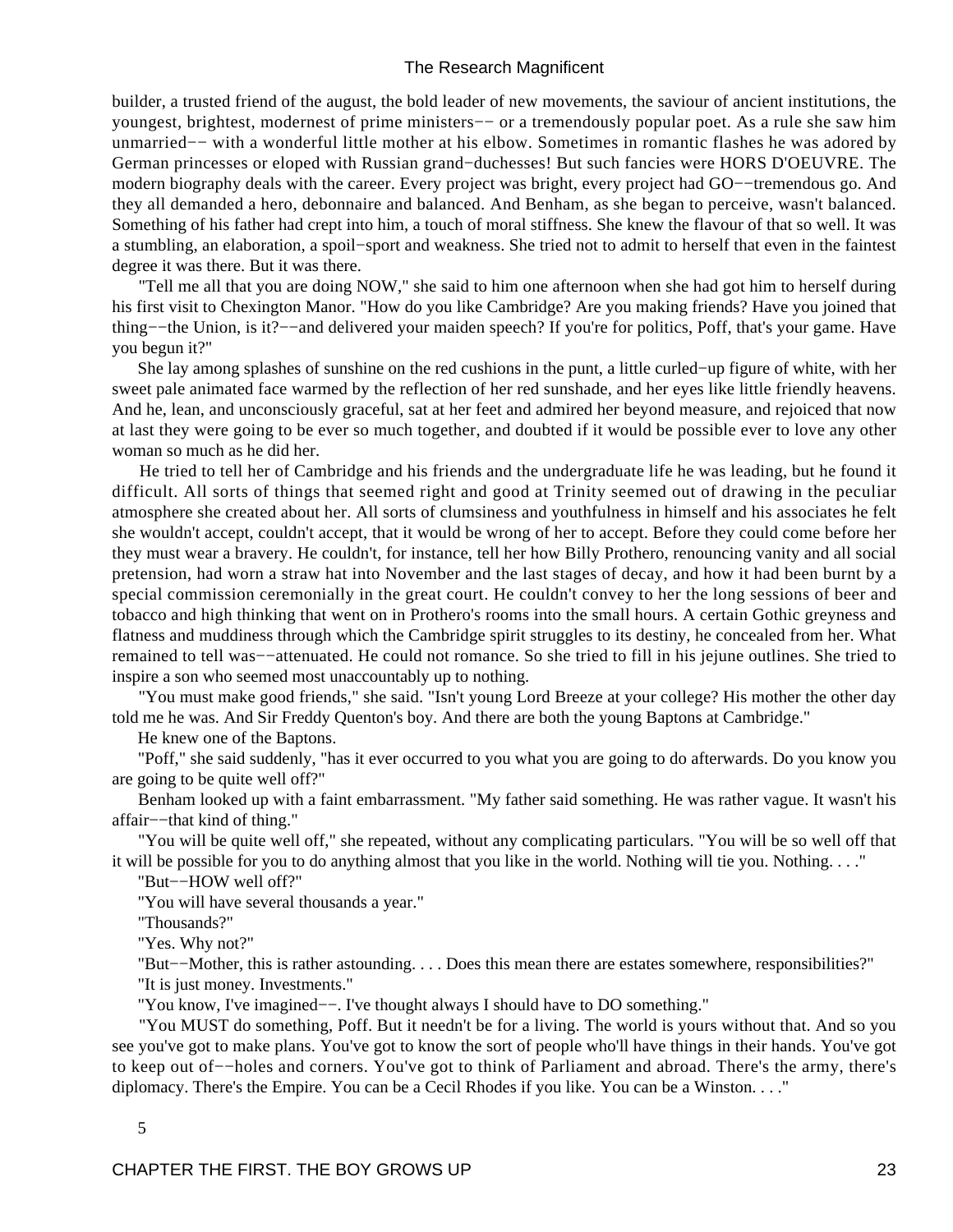builder, a trusted friend of the august, the bold leader of new movements, the saviour of ancient institutions, the youngest, brightest, modernest of prime ministers−− or a tremendously popular poet. As a rule she saw him unmarried−− with a wonderful little mother at his elbow. Sometimes in romantic flashes he was adored by German princesses or eloped with Russian grand−duchesses! But such fancies were HORS D'OEUVRE. The modern biography deals with the career. Every project was bright, every project had GO−−tremendous go. And they all demanded a hero, debonnaire and balanced. And Benham, as she began to perceive, wasn't balanced. Something of his father had crept into him, a touch of moral stiffness. She knew the flavour of that so well. It was a stumbling, an elaboration, a spoil−sport and weakness. She tried not to admit to herself that even in the faintest degree it was there. But it was there.

"Tell me all that you are doing NOW," she said to him one afternoon when she had got him to herself during his first visit to Chexington Manor. "How do you like Cambridge? Are you making friends? Have you joined that thing−−the Union, is it?−−and delivered your maiden speech? If you're for politics, Poff, that's your game. Have you begun it?"

She lay among splashes of sunshine on the red cushions in the punt, a little curled−up figure of white, with her sweet pale animated face warmed by the reflection of her red sunshade, and her eyes like little friendly heavens. And he, lean, and unconsciously graceful, sat at her feet and admired her beyond measure, and rejoiced that now at last they were going to be ever so much together, and doubted if it would be possible ever to love any other woman so much as he did her.

He tried to tell her of Cambridge and his friends and the undergraduate life he was leading, but he found it difficult. All sorts of things that seemed right and good at Trinity seemed out of drawing in the peculiar atmosphere she created about her. All sorts of clumsiness and youthfulness in himself and his associates he felt she wouldn't accept, couldn't accept, that it would be wrong of her to accept. Before they could come before her they must wear a bravery. He couldn't, for instance, tell her how Billy Prothero, renouncing vanity and all social pretension, had worn a straw hat into November and the last stages of decay, and how it had been burnt by a special commission ceremonially in the great court. He couldn't convey to her the long sessions of beer and tobacco and high thinking that went on in Prothero's rooms into the small hours. A certain Gothic greyness and flatness and muddiness through which the Cambridge spirit struggles to its destiny, he concealed from her. What remained to tell was−−attenuated. He could not romance. So she tried to fill in his jejune outlines. She tried to inspire a son who seemed most unaccountably up to nothing.

"You must make good friends," she said. "Isn't young Lord Breeze at your college? His mother the other day told me he was. And Sir Freddy Quenton's boy. And there are both the young Baptons at Cambridge."

He knew one of the Baptons.

"Poff," she said suddenly, "has it ever occurred to you what you are going to do afterwards. Do you know you are going to be quite well off?"

Benham looked up with a faint embarrassment. "My father said something. He was rather vague. It wasn't his affair−−that kind of thing."

"You will be quite well off," she repeated, without any complicating particulars. "You will be so well off that it will be possible for you to do anything almost that you like in the world. Nothing will tie you. Nothing. . . ."

"But−−HOW well off?"

"You will have several thousands a year."

"Thousands?"

"Yes. Why not?"

"But−−Mother, this is rather astounding. . . . Does this mean there are estates somewhere, responsibilities?"

"It is just money. Investments."

"You know, I've imagined−−. I've thought always I should have to DO something."

"You MUST do something, Poff. But it needn't be for a living. The world is yours without that. And so you see you've got to make plans. You've got to know the sort of people who'll have things in their hands. You've got to keep out of−−holes and corners. You've got to think of Parliament and abroad. There's the army, there's diplomacy. There's the Empire. You can be a Cecil Rhodes if you like. You can be a Winston. . . ."

5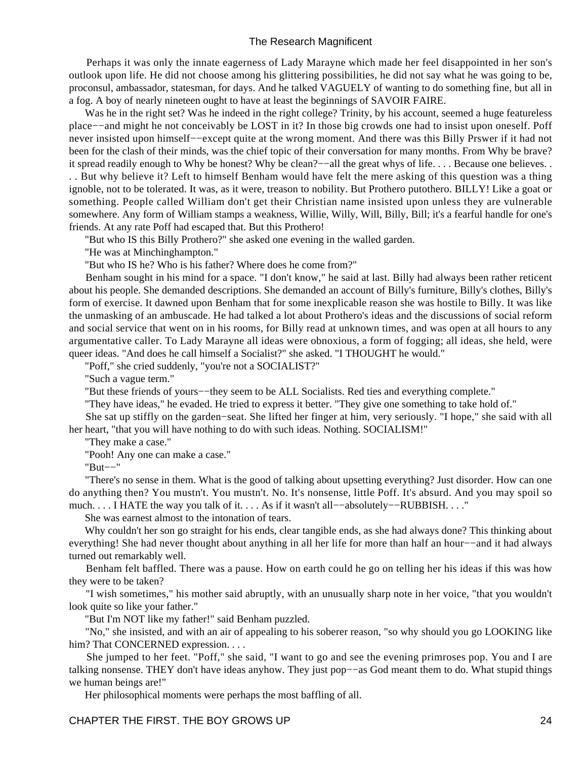Perhaps it was only the innate eagerness of Lady Marayne which made her feel disappointed in her son's outlook upon life. He did not choose among his glittering possibilities, he did not say what he was going to be, proconsul, ambassador, statesman, for days. And he talked VAGUELY of wanting to do something fine, but all in a fog. A boy of nearly nineteen ought to have at least the beginnings of SAVOIR FAIRE.

Was he in the right set? Was he indeed in the right college? Trinity, by his account, seemed a huge featureless place−−and might he not conceivably be LOST in it? In those big crowds one had to insist upon oneself. Poff never insisted upon himself−−except quite at the wrong moment. And there was this Billy Prswer if it had not been for the clash of their minds, was the chief topic of their conversation for many months. From Why be brave? it spread readily enough to Why be honest? Why be clean?−−all the great whys of life. . . . Because one believes. . . . But why believe it? Left to himself Benham would have felt the mere asking of this question was a thing ignoble, not to be tolerated. It was, as it were, treason to nobility. But Prothero putothero. BILLY! Like a goat or something. People called William don't get their Christian name insisted upon unless they are vulnerable somewhere. Any form of William stamps a weakness, Willie, Willy, Will, Billy, Bill; it's a fearful handle for one's friends. At any rate Poff had escaped that. But this Prothero!

"But who IS this Billy Prothero?" she asked one evening in the walled garden.

"He was at Minchinghampton."

"But who IS he? Who is his father? Where does he come from?"

Benham sought in his mind for a space. "I don't know," he said at last. Billy had always been rather reticent about his people. She demanded descriptions. She demanded an account of Billy's furniture, Billy's clothes, Billy's form of exercise. It dawned upon Benham that for some inexplicable reason she was hostile to Billy. It was like the unmasking of an ambuscade. He had talked a lot about Prothero's ideas and the discussions of social reform and social service that went on in his rooms, for Billy read at unknown times, and was open at all hours to any argumentative caller. To Lady Marayne all ideas were obnoxious, a form of fogging; all ideas, she held, were queer ideas. "And does he call himself a Socialist?" she asked. "I THOUGHT he would."

"Poff," she cried suddenly, "you're not a SOCIALIST?"

"Such a vague term."

"But these friends of yours−−they seem to be ALL Socialists. Red ties and everything complete."

"They have ideas," he evaded. He tried to express it better. "They give one something to take hold of."

She sat up stiffly on the garden−seat. She lifted her finger at him, very seriously. "I hope," she said with all her heart, "that you will have nothing to do with such ideas. Nothing. SOCIALISM!"

"They make a case."

"Pooh! Any one can make a case."

"But−−"

"There's no sense in them. What is the good of talking about upsetting everything? Just disorder. How can one do anything then? You mustn't. You mustn't. No. It's nonsense, little Poff. It's absurd. And you may spoil so much. . . . I HATE the way you talk of it. . . . As if it wasn't all−−absolutely−−RUBBISH. . . ."

She was earnest almost to the intonation of tears.

Why couldn't her son go straight for his ends, clear tangible ends, as she had always done? This thinking about everything! She had never thought about anything in all her life for more than half an hour−−and it had always turned out remarkably well.

Benham felt baffled. There was a pause. How on earth could he go on telling her his ideas if this was how they were to be taken?

"I wish sometimes," his mother said abruptly, with an unusually sharp note in her voice, "that you wouldn't look quite so like your father."

"But I'm NOT like my father!" said Benham puzzled.

"No," she insisted, and with an air of appealing to his soberer reason, "so why should you go LOOKING like him? That CONCERNED expression. . . .

She jumped to her feet. "Poff," she said, "I want to go and see the evening primroses pop. You and I are talking nonsense. THEY don't have ideas anyhow. They just pop−−as God meant them to do. What stupid things we human beings are!"

Her philosophical moments were perhaps the most baffling of all.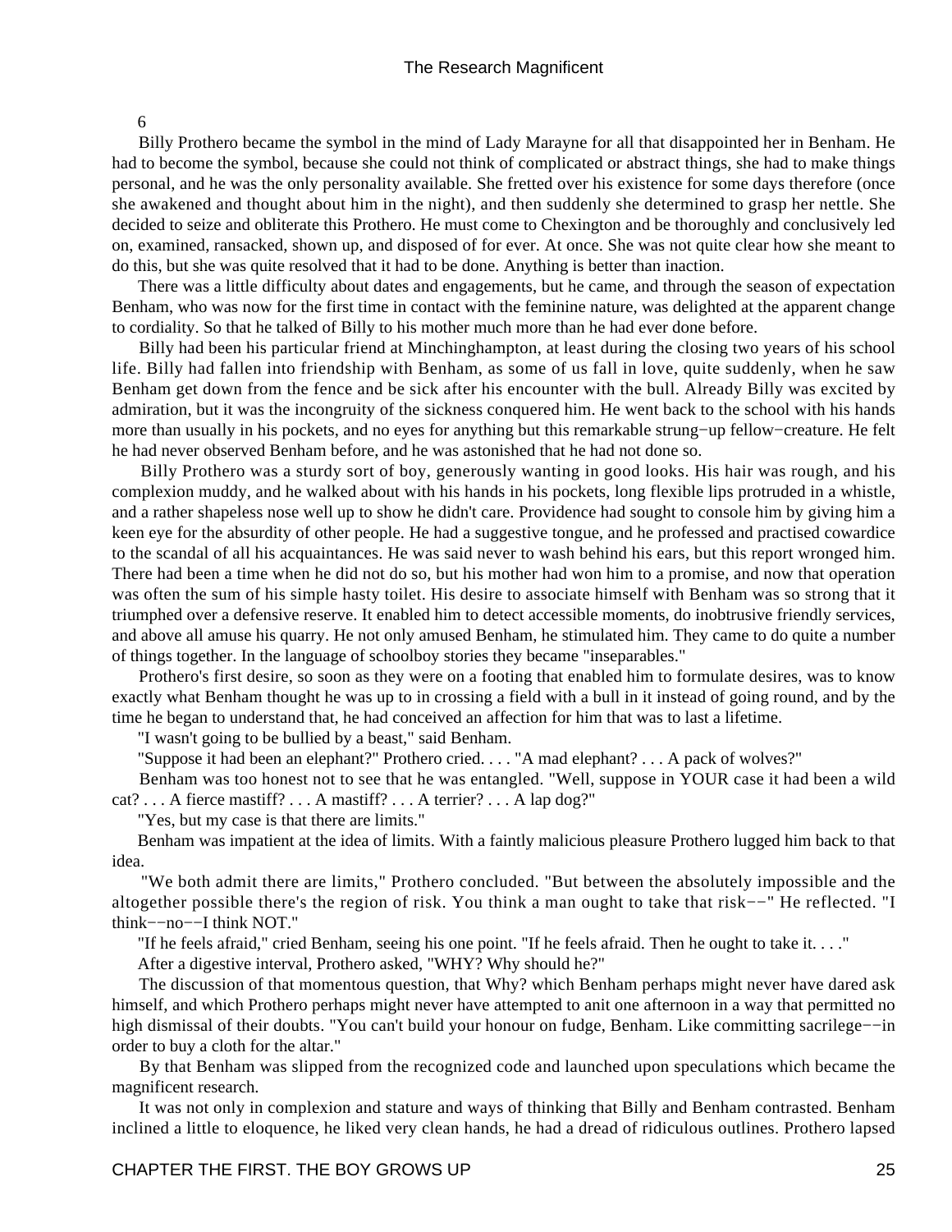6

Billy Prothero became the symbol in the mind of Lady Marayne for all that disappointed her in Benham. He had to become the symbol, because she could not think of complicated or abstract things, she had to make things personal, and he was the only personality available. She fretted over his existence for some days therefore (once she awakened and thought about him in the night), and then suddenly she determined to grasp her nettle. She decided to seize and obliterate this Prothero. He must come to Chexington and be thoroughly and conclusively led on, examined, ransacked, shown up, and disposed of for ever. At once. She was not quite clear how she meant to do this, but she was quite resolved that it had to be done. Anything is better than inaction.

There was a little difficulty about dates and engagements, but he came, and through the season of expectation Benham, who was now for the first time in contact with the feminine nature, was delighted at the apparent change to cordiality. So that he talked of Billy to his mother much more than he had ever done before.

Billy had been his particular friend at Minchinghampton, at least during the closing two years of his school life. Billy had fallen into friendship with Benham, as some of us fall in love, quite suddenly, when he saw Benham get down from the fence and be sick after his encounter with the bull. Already Billy was excited by admiration, but it was the incongruity of the sickness conquered him. He went back to the school with his hands more than usually in his pockets, and no eyes for anything but this remarkable strung−up fellow−creature. He felt he had never observed Benham before, and he was astonished that he had not done so.

Billy Prothero was a sturdy sort of boy, generously wanting in good looks. His hair was rough, and his complexion muddy, and he walked about with his hands in his pockets, long flexible lips protruded in a whistle, and a rather shapeless nose well up to show he didn't care. Providence had sought to console him by giving him a keen eye for the absurdity of other people. He had a suggestive tongue, and he professed and practised cowardice to the scandal of all his acquaintances. He was said never to wash behind his ears, but this report wronged him. There had been a time when he did not do so, but his mother had won him to a promise, and now that operation was often the sum of his simple hasty toilet. His desire to associate himself with Benham was so strong that it triumphed over a defensive reserve. It enabled him to detect accessible moments, do inobtrusive friendly services, and above all amuse his quarry. He not only amused Benham, he stimulated him. They came to do quite a number of things together. In the language of schoolboy stories they became "inseparables."

Prothero's first desire, so soon as they were on a footing that enabled him to formulate desires, was to know exactly what Benham thought he was up to in crossing a field with a bull in it instead of going round, and by the time he began to understand that, he had conceived an affection for him that was to last a lifetime.

"I wasn't going to be bullied by a beast," said Benham.

"Suppose it had been an elephant?" Prothero cried. . . . "A mad elephant? . . . A pack of wolves?"

Benham was too honest not to see that he was entangled. "Well, suppose in YOUR case it had been a wild cat? . . . A fierce mastiff? . . . A mastiff? . . . A terrier? . . . A lap dog?"

"Yes, but my case is that there are limits."

Benham was impatient at the idea of limits. With a faintly malicious pleasure Prothero lugged him back to that idea.

"We both admit there are limits," Prothero concluded. "But between the absolutely impossible and the altogether possible there's the region of risk. You think a man ought to take that risk−−" He reflected. "I think−−no−−I think NOT."

"If he feels afraid," cried Benham, seeing his one point. "If he feels afraid. Then he ought to take it. . . ."

After a digestive interval, Prothero asked, "WHY? Why should he?"

The discussion of that momentous question, that Why? which Benham perhaps might never have dared ask himself, and which Prothero perhaps might never have attempted to anit one afternoon in a way that permitted no high dismissal of their doubts. "You can't build your honour on fudge, Benham. Like committing sacrilege−−in order to buy a cloth for the altar."

By that Benham was slipped from the recognized code and launched upon speculations which became the magnificent research.

It was not only in complexion and stature and ways of thinking that Billy and Benham contrasted. Benham inclined a little to eloquence, he liked very clean hands, he had a dread of ridiculous outlines. Prothero lapsed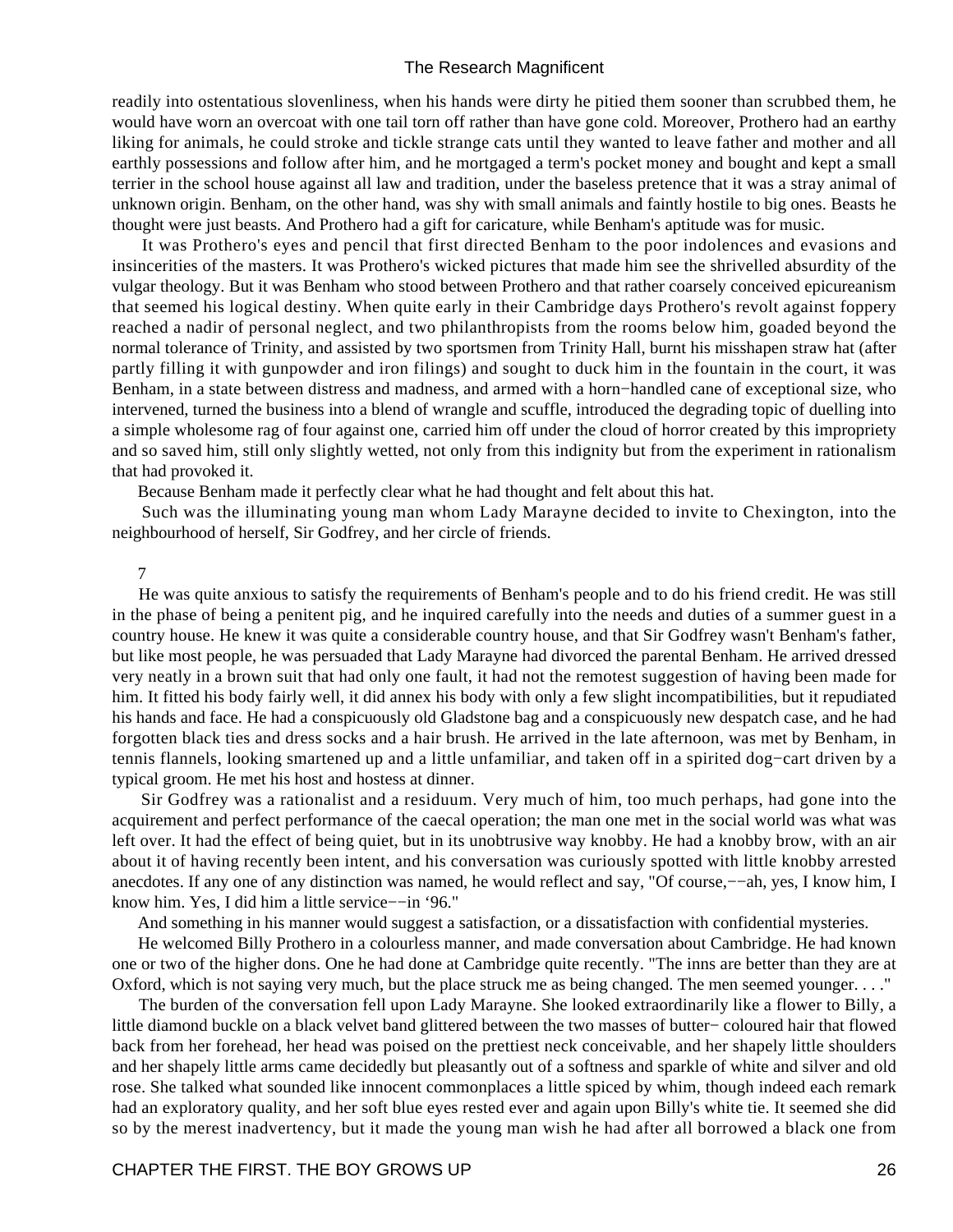readily into ostentatious slovenliness, when his hands were dirty he pitied them sooner than scrubbed them, he would have worn an overcoat with one tail torn off rather than have gone cold. Moreover, Prothero had an earthy liking for animals, he could stroke and tickle strange cats until they wanted to leave father and mother and all earthly possessions and follow after him, and he mortgaged a term's pocket money and bought and kept a small terrier in the school house against all law and tradition, under the baseless pretence that it was a stray animal of unknown origin. Benham, on the other hand, was shy with small animals and faintly hostile to big ones. Beasts he thought were just beasts. And Prothero had a gift for caricature, while Benham's aptitude was for music.

It was Prothero's eyes and pencil that first directed Benham to the poor indolences and evasions and insincerities of the masters. It was Prothero's wicked pictures that made him see the shrivelled absurdity of the vulgar theology. But it was Benham who stood between Prothero and that rather coarsely conceived epicureanism that seemed his logical destiny. When quite early in their Cambridge days Prothero's revolt against foppery reached a nadir of personal neglect, and two philanthropists from the rooms below him, goaded beyond the normal tolerance of Trinity, and assisted by two sportsmen from Trinity Hall, burnt his misshapen straw hat (after partly filling it with gunpowder and iron filings) and sought to duck him in the fountain in the court, it was Benham, in a state between distress and madness, and armed with a horn−handled cane of exceptional size, who intervened, turned the business into a blend of wrangle and scuffle, introduced the degrading topic of duelling into a simple wholesome rag of four against one, carried him off under the cloud of horror created by this impropriety and so saved him, still only slightly wetted, not only from this indignity but from the experiment in rationalism that had provoked it.

Because Benham made it perfectly clear what he had thought and felt about this hat.

Such was the illuminating young man whom Lady Marayne decided to invite to Chexington, into the neighbourhood of herself, Sir Godfrey, and her circle of friends.

7

He was quite anxious to satisfy the requirements of Benham's people and to do his friend credit. He was still in the phase of being a penitent pig, and he inquired carefully into the needs and duties of a summer guest in a country house. He knew it was quite a considerable country house, and that Sir Godfrey wasn't Benham's father, but like most people, he was persuaded that Lady Marayne had divorced the parental Benham. He arrived dressed very neatly in a brown suit that had only one fault, it had not the remotest suggestion of having been made for him. It fitted his body fairly well, it did annex his body with only a few slight incompatibilities, but it repudiated his hands and face. He had a conspicuously old Gladstone bag and a conspicuously new despatch case, and he had forgotten black ties and dress socks and a hair brush. He arrived in the late afternoon, was met by Benham, in tennis flannels, looking smartened up and a little unfamiliar, and taken off in a spirited dog−cart driven by a typical groom. He met his host and hostess at dinner.

Sir Godfrey was a rationalist and a residuum. Very much of him, too much perhaps, had gone into the acquirement and perfect performance of the caecal operation; the man one met in the social world was what was left over. It had the effect of being quiet, but in its unobtrusive way knobby. He had a knobby brow, with an air about it of having recently been intent, and his conversation was curiously spotted with little knobby arrested anecdotes. If any one of any distinction was named, he would reflect and say, "Of course,−−ah, yes, I know him, I know him. Yes, I did him a little service−−in '96."

And something in his manner would suggest a satisfaction, or a dissatisfaction with confidential mysteries.

He welcomed Billy Prothero in a colourless manner, and made conversation about Cambridge. He had known one or two of the higher dons. One he had done at Cambridge quite recently. "The inns are better than they are at Oxford, which is not saying very much, but the place struck me as being changed. The men seemed younger. . . ."

The burden of the conversation fell upon Lady Marayne. She looked extraordinarily like a flower to Billy, a little diamond buckle on a black velvet band glittered between the two masses of butter− coloured hair that flowed back from her forehead, her head was poised on the prettiest neck conceivable, and her shapely little shoulders and her shapely little arms came decidedly but pleasantly out of a softness and sparkle of white and silver and old rose. She talked what sounded like innocent commonplaces a little spiced by whim, though indeed each remark had an exploratory quality, and her soft blue eyes rested ever and again upon Billy's white tie. It seemed she did so by the merest inadvertency, but it made the young man wish he had after all borrowed a black one from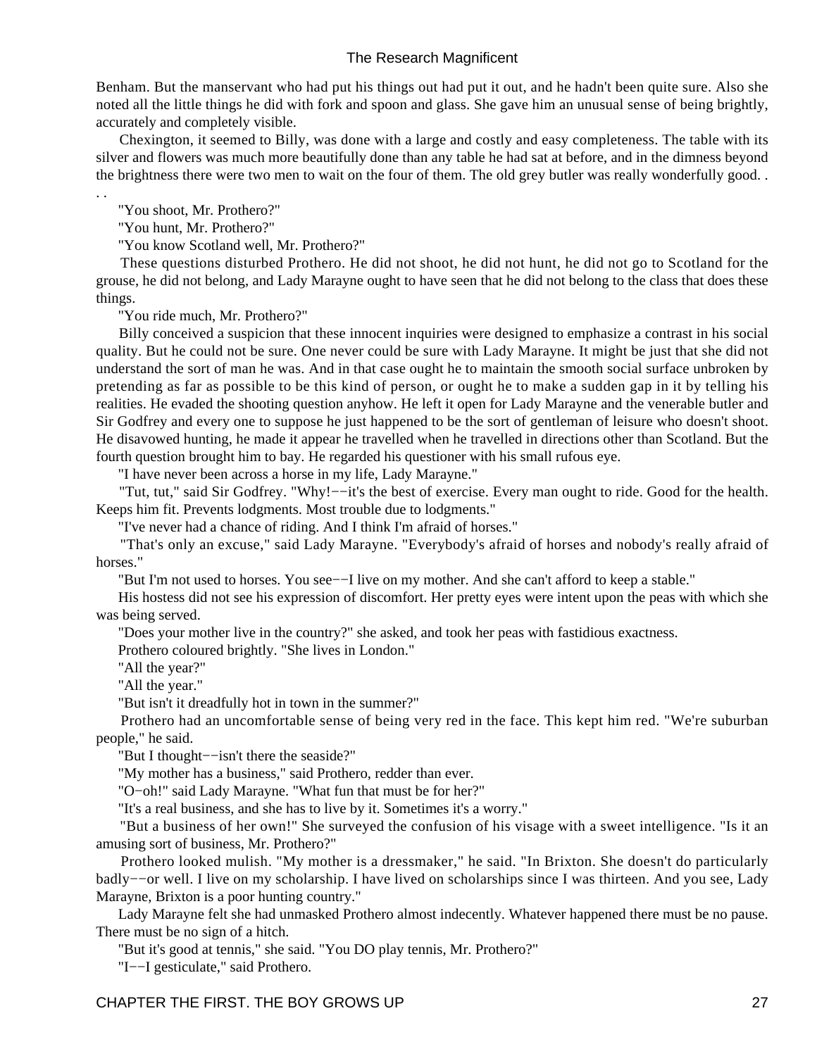Benham. But the manservant who had put his things out had put it out, and he hadn't been quite sure. Also she noted all the little things he did with fork and spoon and glass. She gave him an unusual sense of being brightly, accurately and completely visible.

Chexington, it seemed to Billy, was done with a large and costly and easy completeness. The table with its silver and flowers was much more beautifully done than any table he had sat at before, and in the dimness beyond the brightness there were two men to wait on the four of them. The old grey butler was really wonderfully good. . . .

"You shoot, Mr. Prothero?"

"You hunt, Mr. Prothero?"

"You know Scotland well, Mr. Prothero?"

These questions disturbed Prothero. He did not shoot, he did not hunt, he did not go to Scotland for the grouse, he did not belong, and Lady Marayne ought to have seen that he did not belong to the class that does these things.

"You ride much, Mr. Prothero?"

Billy conceived a suspicion that these innocent inquiries were designed to emphasize a contrast in his social quality. But he could not be sure. One never could be sure with Lady Marayne. It might be just that she did not understand the sort of man he was. And in that case ought he to maintain the smooth social surface unbroken by pretending as far as possible to be this kind of person, or ought he to make a sudden gap in it by telling his realities. He evaded the shooting question anyhow. He left it open for Lady Marayne and the venerable butler and Sir Godfrey and every one to suppose he just happened to be the sort of gentleman of leisure who doesn't shoot. He disavowed hunting, he made it appear he travelled when he travelled in directions other than Scotland. But the fourth question brought him to bay. He regarded his questioner with his small rufous eye.

"I have never been across a horse in my life, Lady Marayne."

"Tut, tut," said Sir Godfrey. "Why!−−it's the best of exercise. Every man ought to ride. Good for the health. Keeps him fit. Prevents lodgments. Most trouble due to lodgments."

"I've never had a chance of riding. And I think I'm afraid of horses."

"That's only an excuse," said Lady Marayne. "Everybody's afraid of horses and nobody's really afraid of horses."

"But I'm not used to horses. You see−−I live on my mother. And she can't afford to keep a stable."

His hostess did not see his expression of discomfort. Her pretty eyes were intent upon the peas with which she was being served.

"Does your mother live in the country?" she asked, and took her peas with fastidious exactness.

Prothero coloured brightly. "She lives in London."

"All the year?"

"All the year."

"But isn't it dreadfully hot in town in the summer?"

Prothero had an uncomfortable sense of being very red in the face. This kept him red. "We're suburban people," he said.

"But I thought−−isn't there the seaside?"

"My mother has a business," said Prothero, redder than ever.

"O−oh!" said Lady Marayne. "What fun that must be for her?"

"It's a real business, and she has to live by it. Sometimes it's a worry."

"But a business of her own!" She surveyed the confusion of his visage with a sweet intelligence. "Is it an amusing sort of business, Mr. Prothero?"

Prothero looked mulish. "My mother is a dressmaker," he said. "In Brixton. She doesn't do particularly badly−−or well. I live on my scholarship. I have lived on scholarships since I was thirteen. And you see, Lady Marayne, Brixton is a poor hunting country."

Lady Marayne felt she had unmasked Prothero almost indecently. Whatever happened there must be no pause. There must be no sign of a hitch.

"But it's good at tennis," she said. "You DO play tennis, Mr. Prothero?"

"I−−I gesticulate," said Prothero.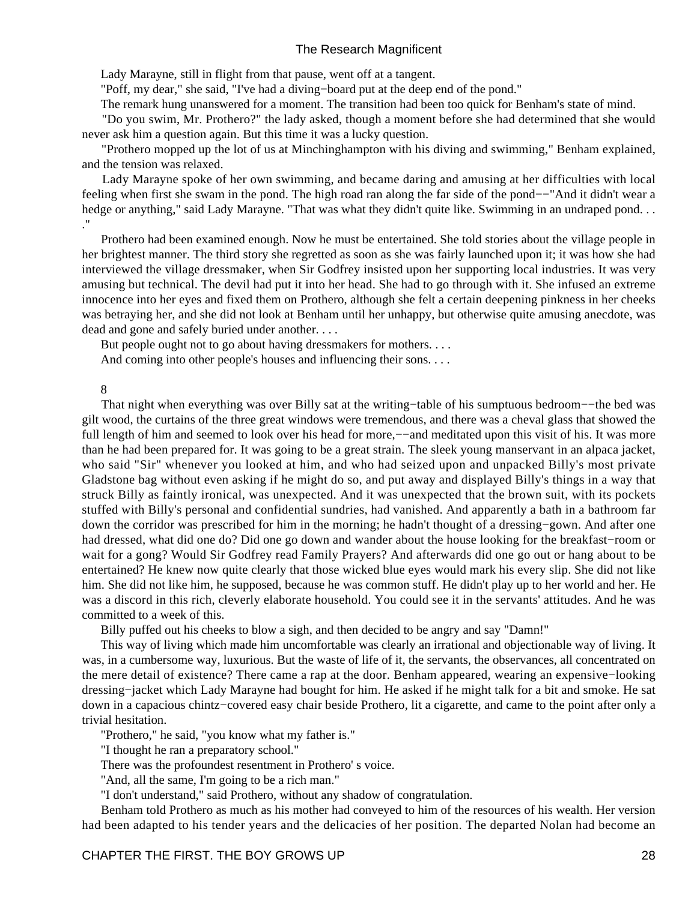Lady Marayne, still in flight from that pause, went off at a tangent.

"Poff, my dear," she said, "I've had a diving−board put at the deep end of the pond."

The remark hung unanswered for a moment. The transition had been too quick for Benham's state of mind.

"Do you swim, Mr. Prothero?" the lady asked, though a moment before she had determined that she would never ask him a question again. But this time it was a lucky question.

"Prothero mopped up the lot of us at Minchinghampton with his diving and swimming," Benham explained, and the tension was relaxed.

Lady Marayne spoke of her own swimming, and became daring and amusing at her difficulties with local feeling when first she swam in the pond. The high road ran along the far side of the pond−−"And it didn't wear a hedge or anything," said Lady Marayne. "That was what they didn't quite like. Swimming in an undraped pond. . . ."

Prothero had been examined enough. Now he must be entertained. She told stories about the village people in her brightest manner. The third story she regretted as soon as she was fairly launched upon it; it was how she had interviewed the village dressmaker, when Sir Godfrey insisted upon her supporting local industries. It was very amusing but technical. The devil had put it into her head. She had to go through with it. She infused an extreme innocence into her eyes and fixed them on Prothero, although she felt a certain deepening pinkness in her cheeks was betraying her, and she did not look at Benham until her unhappy, but otherwise quite amusing anecdote, was dead and gone and safely buried under another. . . .

But people ought not to go about having dressmakers for mothers. . . .

And coming into other people's houses and influencing their sons. . . .

8

That night when everything was over Billy sat at the writing−table of his sumptuous bedroom−−the bed was gilt wood, the curtains of the three great windows were tremendous, and there was a cheval glass that showed the full length of him and seemed to look over his head for more,−−and meditated upon this visit of his. It was more than he had been prepared for. It was going to be a great strain. The sleek young manservant in an alpaca jacket, who said "Sir" whenever you looked at him, and who had seized upon and unpacked Billy's most private Gladstone bag without even asking if he might do so, and put away and displayed Billy's things in a way that struck Billy as faintly ironical, was unexpected. And it was unexpected that the brown suit, with its pockets stuffed with Billy's personal and confidential sundries, had vanished. And apparently a bath in a bathroom far down the corridor was prescribed for him in the morning; he hadn't thought of a dressing−gown. And after one had dressed, what did one do? Did one go down and wander about the house looking for the breakfast−room or wait for a gong? Would Sir Godfrey read Family Prayers? And afterwards did one go out or hang about to be entertained? He knew now quite clearly that those wicked blue eyes would mark his every slip. She did not like him. She did not like him, he supposed, because he was common stuff. He didn't play up to her world and her. He was a discord in this rich, cleverly elaborate household. You could see it in the servants' attitudes. And he was committed to a week of this.

Billy puffed out his cheeks to blow a sigh, and then decided to be angry and say "Damn!"

This way of living which made him uncomfortable was clearly an irrational and objectionable way of living. It was, in a cumbersome way, luxurious. But the waste of life of it, the servants, the observances, all concentrated on the mere detail of existence? There came a rap at the door. Benham appeared, wearing an expensive−looking dressing−jacket which Lady Marayne had bought for him. He asked if he might talk for a bit and smoke. He sat down in a capacious chintz−covered easy chair beside Prothero, lit a cigarette, and came to the point after only a trivial hesitation.

"Prothero," he said, "you know what my father is."

"I thought he ran a preparatory school."

There was the profoundest resentment in Prothero' s voice.

"And, all the same, I'm going to be a rich man."

"I don't understand," said Prothero, without any shadow of congratulation.

Benham told Prothero as much as his mother had conveyed to him of the resources of his wealth. Her version had been adapted to his tender years and the delicacies of her position. The departed Nolan had become an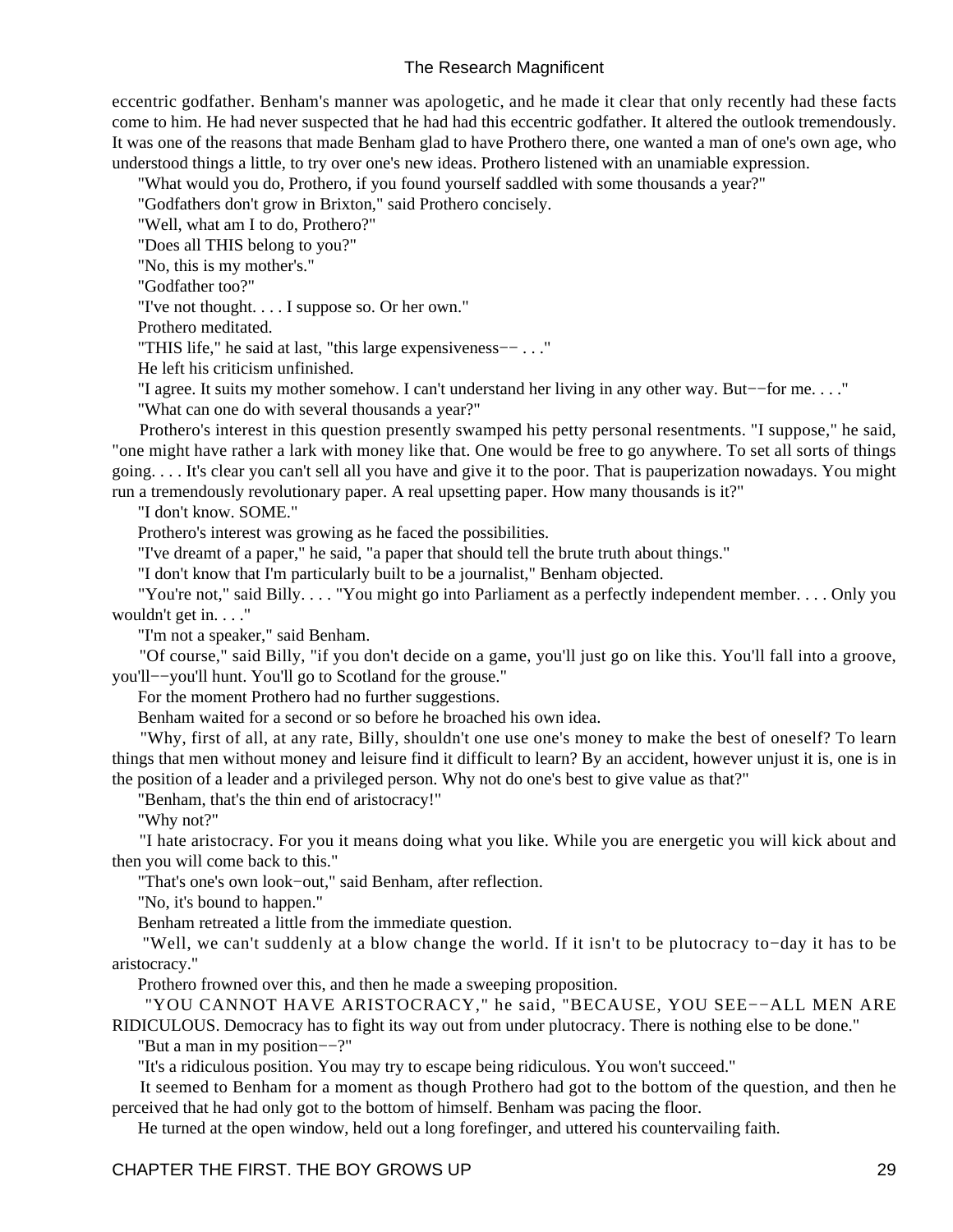eccentric godfather. Benham's manner was apologetic, and he made it clear that only recently had these facts come to him. He had never suspected that he had had this eccentric godfather. It altered the outlook tremendously. It was one of the reasons that made Benham glad to have Prothero there, one wanted a man of one's own age, who understood things a little, to try over one's new ideas. Prothero listened with an unamiable expression.

"What would you do, Prothero, if you found yourself saddled with some thousands a year?"

"Godfathers don't grow in Brixton," said Prothero concisely.

"Well, what am I to do, Prothero?"

"Does all THIS belong to you?"

"No, this is my mother's."

"Godfather too?"

"I've not thought. . . . I suppose so. Or her own."

Prothero meditated.

"THIS life," he said at last, "this large expensiveness—— . . ."

He left his criticism unfinished.

"I agree. It suits my mother somehow. I can't understand her living in any other way. But——for me. . . ."

"What can one do with several thousands a year?"

Prothero's interest in this question presently swamped his petty personal resentments. "I suppose," he said, "one might have rather a lark with money like that. One would be free to go anywhere. To set all sorts of things going. . . . It's clear you can't sell all you have and give it to the poor. That is pauperization nowadays. You might run a tremendously revolutionary paper. A real upsetting paper. How many thousands is it?"

"I don't know. SOME."

Prothero's interest was growing as he faced the possibilities.

"I've dreamt of a paper," he said, "a paper that should tell the brute truth about things."

"I don't know that I'm particularly built to be a journalist," Benham objected.

"You're not," said Billy. . . . "You might go into Parliament as a perfectly independent member. . . . Only you wouldn't get in. . . ."

"I'm not a speaker," said Benham.

"Of course," said Billy, "if you don't decide on a game, you'll just go on like this. You'll fall into a groove, you'll——you'll hunt. You'll go to Scotland for the grouse."

For the moment Prothero had no further suggestions.

Benham waited for a second or so before he broached his own idea.

"Why, first of all, at any rate, Billy, shouldn't one use one's money to make the best of oneself? To learn things that men without money and leisure find it difficult to learn? By an accident, however unjust it is, one is in the position of a leader and a privileged person. Why not do one's best to give value as that?"

"Benham, that's the thin end of aristocracy!"

"Why not?"

"I hate aristocracy. For you it means doing what you like. While you are energetic you will kick about and then you will come back to this."

"That's one's own look-out," said Benham, after reflection.

"No, it's bound to happen."

Benham retreated a little from the immediate question.

"Well, we can't suddenly at a blow change the world. If it isn't to be plutocracy to-day it has to be aristocracy."

Prothero frowned over this, and then he made a sweeping proposition.

"YOU CANNOT HAVE ARISTOCRACY," he said, "BECAUSE, YOU SEE——ALL MEN ARE RIDICULOUS. Democracy has to fight its way out from under plutocracy. There is nothing else to be done."

"But a man in my position——?"

"It's a ridiculous position. You may try to escape being ridiculous. You won't succeed."

It seemed to Benham for a moment as though Prothero had got to the bottom of the question, and then he perceived that he had only got to the bottom of himself. Benham was pacing the floor.

He turned at the open window, held out a long forefinger, and uttered his countervailing faith.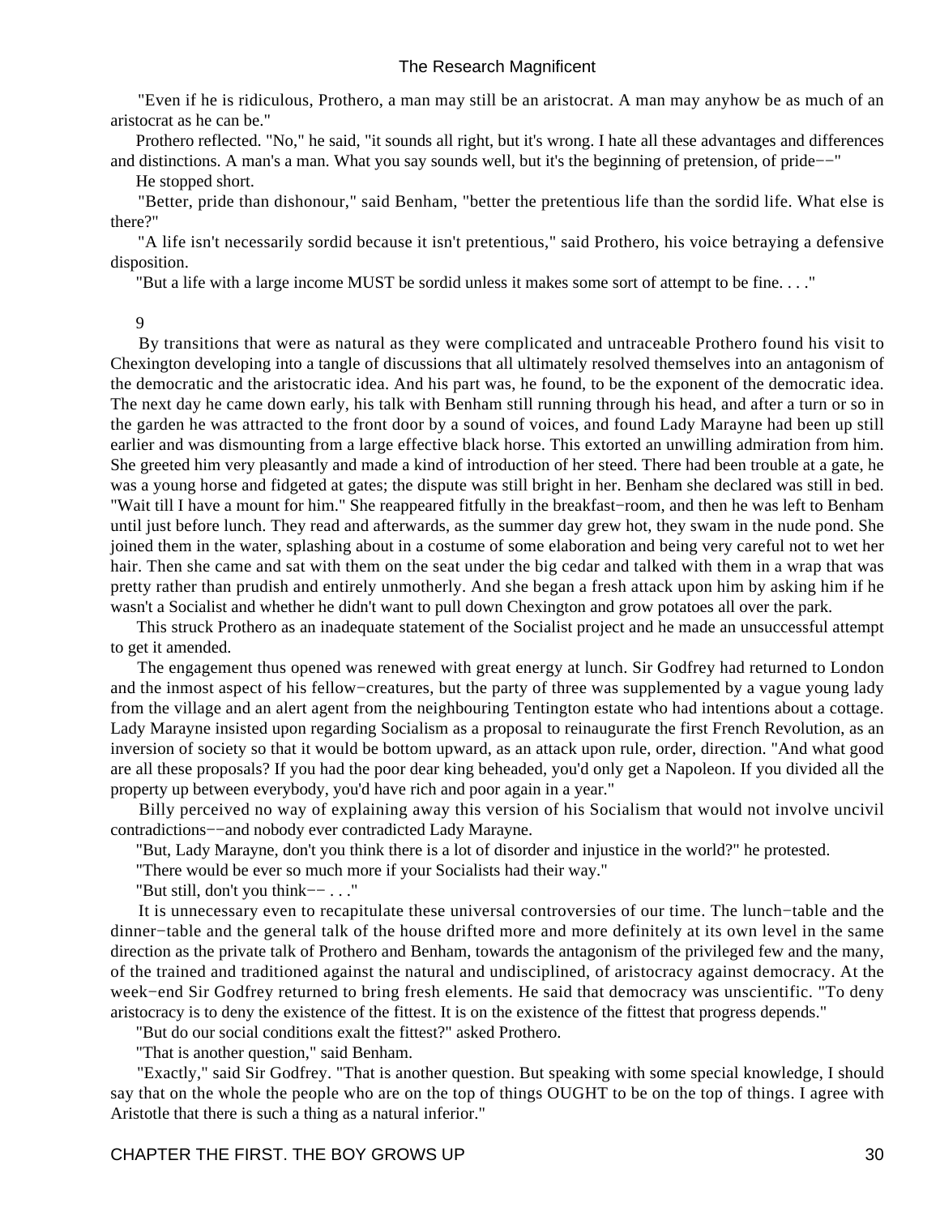"Even if he is ridiculous, Prothero, a man may still be an aristocrat. A man may anyhow be as much of an aristocrat as he can be."

Prothero reflected. "No," he said, "it sounds all right, but it's wrong. I hate all these advantages and differences and distinctions. A man's a man. What you say sounds well, but it's the beginning of pretension, of pride−−"

He stopped short.

"Better, pride than dishonour," said Benham, "better the pretentious life than the sordid life. What else is there?"

"A life isn't necessarily sordid because it isn't pretentious," said Prothero, his voice betraying a defensive disposition.

"But a life with a large income MUST be sordid unless it makes some sort of attempt to be fine. . . ."

9

By transitions that were as natural as they were complicated and untraceable Prothero found his visit to Chexington developing into a tangle of discussions that all ultimately resolved themselves into an antagonism of the democratic and the aristocratic idea. And his part was, he found, to be the exponent of the democratic idea. The next day he came down early, his talk with Benham still running through his head, and after a turn or so in the garden he was attracted to the front door by a sound of voices, and found Lady Marayne had been up still earlier and was dismounting from a large effective black horse. This extorted an unwilling admiration from him. She greeted him very pleasantly and made a kind of introduction of her steed. There had been trouble at a gate, he was a young horse and fidgeted at gates; the dispute was still bright in her. Benham she declared was still in bed. "Wait till I have a mount for him." She reappeared fitfully in the breakfast−room, and then he was left to Benham until just before lunch. They read and afterwards, as the summer day grew hot, they swam in the nude pond. She joined them in the water, splashing about in a costume of some elaboration and being very careful not to wet her hair. Then she came and sat with them on the seat under the big cedar and talked with them in a wrap that was pretty rather than prudish and entirely unmotherly. And she began a fresh attack upon him by asking him if he wasn't a Socialist and whether he didn't want to pull down Chexington and grow potatoes all over the park.

This struck Prothero as an inadequate statement of the Socialist project and he made an unsuccessful attempt to get it amended.

The engagement thus opened was renewed with great energy at lunch. Sir Godfrey had returned to London and the inmost aspect of his fellow−creatures, but the party of three was supplemented by a vague young lady from the village and an alert agent from the neighbouring Tentington estate who had intentions about a cottage. Lady Marayne insisted upon regarding Socialism as a proposal to reinaugurate the first French Revolution, as an inversion of society so that it would be bottom upward, as an attack upon rule, order, direction. "And what good are all these proposals? If you had the poor dear king beheaded, you'd only get a Napoleon. If you divided all the property up between everybody, you'd have rich and poor again in a year."

Billy perceived no way of explaining away this version of his Socialism that would not involve uncivil contradictions−−and nobody ever contradicted Lady Marayne.

"But, Lady Marayne, don't you think there is a lot of disorder and injustice in the world?" he protested.

"There would be ever so much more if your Socialists had their way."

"But still, don't you think−− . . ."

It is unnecessary even to recapitulate these universal controversies of our time. The lunch−table and the dinner−table and the general talk of the house drifted more and more definitely at its own level in the same direction as the private talk of Prothero and Benham, towards the antagonism of the privileged few and the many, of the trained and traditioned against the natural and undisciplined, of aristocracy against democracy. At the week−end Sir Godfrey returned to bring fresh elements. He said that democracy was unscientific. "To deny aristocracy is to deny the existence of the fittest. It is on the existence of the fittest that progress depends."

"But do our social conditions exalt the fittest?" asked Prothero.

"That is another question," said Benham.

"Exactly," said Sir Godfrey. "That is another question. But speaking with some special knowledge, I should say that on the whole the people who are on the top of things OUGHT to be on the top of things. I agree with Aristotle that there is such a thing as a natural inferior."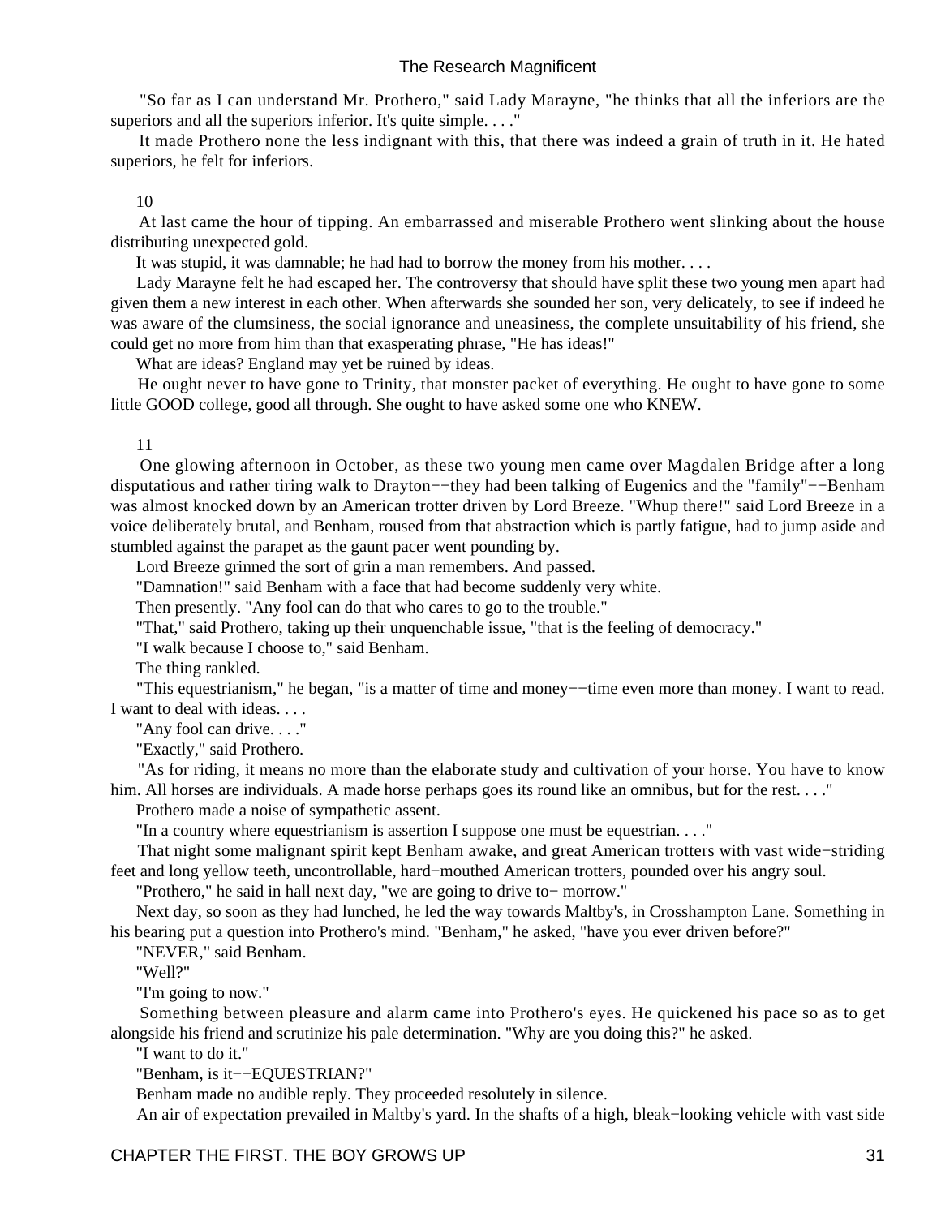"So far as I can understand Mr. Prothero," said Lady Marayne, "he thinks that all the inferiors are the superiors and all the superiors inferior. It's quite simple. . . ."

It made Prothero none the less indignant with this, that there was indeed a grain of truth in it. He hated superiors, he felt for inferiors.

10

At last came the hour of tipping. An embarrassed and miserable Prothero went slinking about the house distributing unexpected gold.

It was stupid, it was damnable; he had had to borrow the money from his mother. . . .

Lady Marayne felt he had escaped her. The controversy that should have split these two young men apart had given them a new interest in each other. When afterwards she sounded her son, very delicately, to see if indeed he was aware of the clumsiness, the social ignorance and uneasiness, the complete unsuitability of his friend, she could get no more from him than that exasperating phrase, "He has ideas!"

What are ideas? England may yet be ruined by ideas.

He ought never to have gone to Trinity, that monster packet of everything. He ought to have gone to some little GOOD college, good all through. She ought to have asked some one who KNEW.

11

One glowing afternoon in October, as these two young men came over Magdalen Bridge after a long disputatious and rather tiring walk to Drayton−−they had been talking of Eugenics and the "family"−−Benham was almost knocked down by an American trotter driven by Lord Breeze. "Whup there!" said Lord Breeze in a voice deliberately brutal, and Benham, roused from that abstraction which is partly fatigue, had to jump aside and stumbled against the parapet as the gaunt pacer went pounding by.

Lord Breeze grinned the sort of grin a man remembers. And passed.

"Damnation!" said Benham with a face that had become suddenly very white.

Then presently. "Any fool can do that who cares to go to the trouble."

"That," said Prothero, taking up their unquenchable issue, "that is the feeling of democracy."

"I walk because I choose to," said Benham.

The thing rankled.

"This equestrianism," he began, "is a matter of time and money−−time even more than money. I want to read. I want to deal with ideas. . . .

"Any fool can drive. . . ."

"Exactly," said Prothero.

"As for riding, it means no more than the elaborate study and cultivation of your horse. You have to know him. All horses are individuals. A made horse perhaps goes its round like an omnibus, but for the rest. . . ."

Prothero made a noise of sympathetic assent.

"In a country where equestrianism is assertion I suppose one must be equestrian. . . ."

That night some malignant spirit kept Benham awake, and great American trotters with vast wide−striding feet and long yellow teeth, uncontrollable, hard−mouthed American trotters, pounded over his angry soul.

"Prothero," he said in hall next day, "we are going to drive to− morrow."

Next day, so soon as they had lunched, he led the way towards Maltby's, in Crosshampton Lane. Something in his bearing put a question into Prothero's mind. "Benham," he asked, "have you ever driven before?"

"NEVER," said Benham.

"Well?"

"I'm going to now."

Something between pleasure and alarm came into Prothero's eyes. He quickened his pace so as to get alongside his friend and scrutinize his pale determination. "Why are you doing this?" he asked.

"I want to do it."

"Benham, is it−−EQUESTRIAN?"

Benham made no audible reply. They proceeded resolutely in silence.

An air of expectation prevailed in Maltby's yard. In the shafts of a high, bleak−looking vehicle with vast side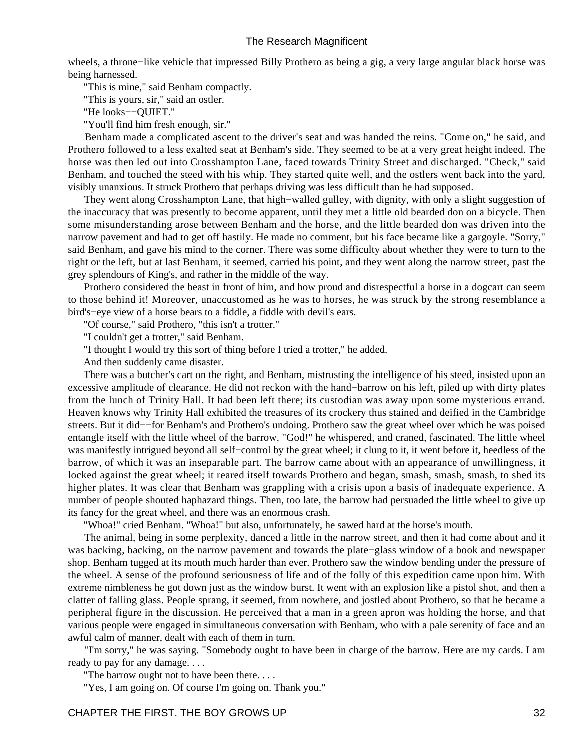wheels, a throne−like vehicle that impressed Billy Prothero as being a gig, a very large angular black horse was being harnessed.

"This is mine," said Benham compactly.

"This is yours, sir," said an ostler.

"He looks−−QUIET."

"You'll find him fresh enough, sir."

Benham made a complicated ascent to the driver's seat and was handed the reins. "Come on," he said, and Prothero followed to a less exalted seat at Benham's side. They seemed to be at a very great height indeed. The horse was then led out into Crosshampton Lane, faced towards Trinity Street and discharged. "Check," said Benham, and touched the steed with his whip. They started quite well, and the ostlers went back into the yard, visibly unanxious. It struck Prothero that perhaps driving was less difficult than he had supposed.

They went along Crosshampton Lane, that high−walled gulley, with dignity, with only a slight suggestion of the inaccuracy that was presently to become apparent, until they met a little old bearded don on a bicycle. Then some misunderstanding arose between Benham and the horse, and the little bearded don was driven into the narrow pavement and had to get off hastily. He made no comment, but his face became like a gargoyle. "Sorry," said Benham, and gave his mind to the corner. There was some difficulty about whether they were to turn to the right or the left, but at last Benham, it seemed, carried his point, and they went along the narrow street, past the grey splendours of King's, and rather in the middle of the way.

Prothero considered the beast in front of him, and how proud and disrespectful a horse in a dogcart can seem to those behind it! Moreover, unaccustomed as he was to horses, he was struck by the strong resemblance a bird's−eye view of a horse bears to a fiddle, a fiddle with devil's ears.

"Of course," said Prothero, "this isn't a trotter."

"I couldn't get a trotter," said Benham.

"I thought I would try this sort of thing before I tried a trotter," he added.

And then suddenly came disaster.

There was a butcher's cart on the right, and Benham, mistrusting the intelligence of his steed, insisted upon an excessive amplitude of clearance. He did not reckon with the hand−barrow on his left, piled up with dirty plates from the lunch of Trinity Hall. It had been left there; its custodian was away upon some mysterious errand. Heaven knows why Trinity Hall exhibited the treasures of its crockery thus stained and deified in the Cambridge streets. But it did−−for Benham's and Prothero's undoing. Prothero saw the great wheel over which he was poised entangle itself with the little wheel of the barrow. "God!" he whispered, and craned, fascinated. The little wheel was manifestly intrigued beyond all self−control by the great wheel; it clung to it, it went before it, heedless of the barrow, of which it was an inseparable part. The barrow came about with an appearance of unwillingness, it locked against the great wheel; it reared itself towards Prothero and began, smash, smash, smash, to shed its higher plates. It was clear that Benham was grappling with a crisis upon a basis of inadequate experience. A number of people shouted haphazard things. Then, too late, the barrow had persuaded the little wheel to give up its fancy for the great wheel, and there was an enormous crash.

"Whoa!" cried Benham. "Whoa!" but also, unfortunately, he sawed hard at the horse's mouth.

The animal, being in some perplexity, danced a little in the narrow street, and then it had come about and it was backing, backing, on the narrow pavement and towards the plate−glass window of a book and newspaper shop. Benham tugged at its mouth much harder than ever. Prothero saw the window bending under the pressure of the wheel. A sense of the profound seriousness of life and of the folly of this expedition came upon him. With extreme nimbleness he got down just as the window burst. It went with an explosion like a pistol shot, and then a clatter of falling glass. People sprang, it seemed, from nowhere, and jostled about Prothero, so that he became a peripheral figure in the discussion. He perceived that a man in a green apron was holding the horse, and that various people were engaged in simultaneous conversation with Benham, who with a pale serenity of face and an awful calm of manner, dealt with each of them in turn.

"I'm sorry," he was saying. "Somebody ought to have been in charge of the barrow. Here are my cards. I am ready to pay for any damage. . . .

"The barrow ought not to have been there. . . .

"Yes, I am going on. Of course I'm going on. Thank you."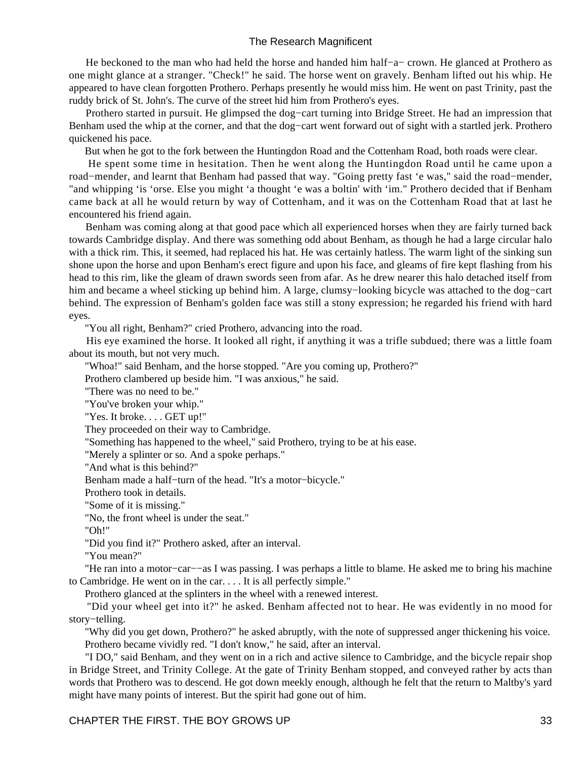He beckoned to the man who had held the horse and handed him half−a− crown. He glanced at Prothero as one might glance at a stranger. "Check!" he said. The horse went on gravely. Benham lifted out his whip. He appeared to have clean forgotten Prothero. Perhaps presently he would miss him. He went on past Trinity, past the ruddy brick of St. John's. The curve of the street hid him from Prothero's eyes.

Prothero started in pursuit. He glimpsed the dog−cart turning into Bridge Street. He had an impression that Benham used the whip at the corner, and that the dog−cart went forward out of sight with a startled jerk. Prothero quickened his pace.

But when he got to the fork between the Huntingdon Road and the Cottenham Road, both roads were clear.

He spent some time in hesitation. Then he went along the Huntingdon Road until he came upon a road−mender, and learnt that Benham had passed that way. "Going pretty fast 'e was," said the road−mender, "and whipping 'is 'orse. Else you might 'a thought 'e was a boltin' with 'im." Prothero decided that if Benham came back at all he would return by way of Cottenham, and it was on the Cottenham Road that at last he encountered his friend again.

Benham was coming along at that good pace which all experienced horses when they are fairly turned back towards Cambridge display. And there was something odd about Benham, as though he had a large circular halo with a thick rim. This, it seemed, had replaced his hat. He was certainly hatless. The warm light of the sinking sun shone upon the horse and upon Benham's erect figure and upon his face, and gleams of fire kept flashing from his head to this rim, like the gleam of drawn swords seen from afar. As he drew nearer this halo detached itself from him and became a wheel sticking up behind him. A large, clumsy−looking bicycle was attached to the dog−cart behind. The expression of Benham's golden face was still a stony expression; he regarded his friend with hard eyes.

"You all right, Benham?" cried Prothero, advancing into the road.

His eye examined the horse. It looked all right, if anything it was a trifle subdued; there was a little foam about its mouth, but not very much.

"Whoa!" said Benham, and the horse stopped. "Are you coming up, Prothero?"

Prothero clambered up beside him. "I was anxious," he said.

"There was no need to be."

"You've broken your whip."

"Yes. It broke. . . . GET up!"

They proceeded on their way to Cambridge.

"Something has happened to the wheel," said Prothero, trying to be at his ease.

"Merely a splinter or so. And a spoke perhaps."

"And what is this behind?"

Benham made a half−turn of the head. "It's a motor−bicycle."

Prothero took in details.

"Some of it is missing."

"No, the front wheel is under the seat."

"Oh!"

"Did you find it?" Prothero asked, after an interval.

"You mean?"

"He ran into a motor−car−−as I was passing. I was perhaps a little to blame. He asked me to bring his machine to Cambridge. He went on in the car. . . . It is all perfectly simple."

Prothero glanced at the splinters in the wheel with a renewed interest.

"Did your wheel get into it?" he asked. Benham affected not to hear. He was evidently in no mood for story−telling.

"Why did you get down, Prothero?" he asked abruptly, with the note of suppressed anger thickening his voice.

Prothero became vividly red. "I don't know," he said, after an interval.

"I DO," said Benham, and they went on in a rich and active silence to Cambridge, and the bicycle repair shop in Bridge Street, and Trinity College. At the gate of Trinity Benham stopped, and conveyed rather by acts than words that Prothero was to descend. He got down meekly enough, although he felt that the return to Maltby's yard might have many points of interest. But the spirit had gone out of him.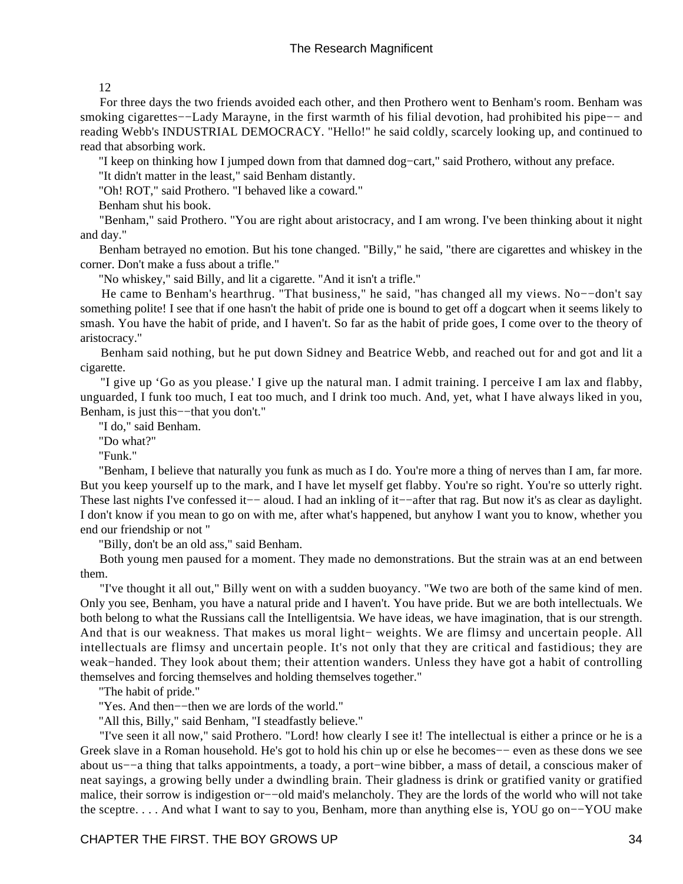12

For three days the two friends avoided each other, and then Prothero went to Benham's room. Benham was smoking cigarettes−−Lady Marayne, in the first warmth of his filial devotion, had prohibited his pipe−− and reading Webb's INDUSTRIAL DEMOCRACY. "Hello!" he said coldly, scarcely looking up, and continued to read that absorbing work.

"I keep on thinking how I jumped down from that damned dog−cart," said Prothero, without any preface.

"It didn't matter in the least," said Benham distantly.

"Oh! ROT," said Prothero. "I behaved like a coward."

Benham shut his book.

"Benham," said Prothero. "You are right about aristocracy, and I am wrong. I've been thinking about it night and day."

Benham betrayed no emotion. But his tone changed. "Billy," he said, "there are cigarettes and whiskey in the corner. Don't make a fuss about a trifle."

"No whiskey," said Billy, and lit a cigarette. "And it isn't a trifle."

He came to Benham's hearthrug. "That business," he said, "has changed all my views. No−−don't say something polite! I see that if one hasn't the habit of pride one is bound to get off a dogcart when it seems likely to smash. You have the habit of pride, and I haven't. So far as the habit of pride goes, I come over to the theory of aristocracy."

Benham said nothing, but he put down Sidney and Beatrice Webb, and reached out for and got and lit a cigarette.

"I give up 'Go as you please.' I give up the natural man. I admit training. I perceive I am lax and flabby, unguarded, I funk too much, I eat too much, and I drink too much. And, yet, what I have always liked in you, Benham, is just this−−that you don't."

"I do," said Benham.

"Do what?"

"Funk."

"Benham, I believe that naturally you funk as much as I do. You're more a thing of nerves than I am, far more. But you keep yourself up to the mark, and I have let myself get flabby. You're so right. You're so utterly right. These last nights I've confessed it−− aloud. I had an inkling of it−−after that rag. But now it's as clear as daylight. I don't know if you mean to go on with me, after what's happened, but anyhow I want you to know, whether you end our friendship or not "

"Billy, don't be an old ass," said Benham.

Both young men paused for a moment. They made no demonstrations. But the strain was at an end between them.

"I've thought it all out," Billy went on with a sudden buoyancy. "We two are both of the same kind of men. Only you see, Benham, you have a natural pride and I haven't. You have pride. But we are both intellectuals. We both belong to what the Russians call the Intelligentsia. We have ideas, we have imagination, that is our strength. And that is our weakness. That makes us moral light− weights. We are flimsy and uncertain people. All intellectuals are flimsy and uncertain people. It's not only that they are critical and fastidious; they are weak−handed. They look about them; their attention wanders. Unless they have got a habit of controlling themselves and forcing themselves and holding themselves together."

"The habit of pride."

"Yes. And then−−then we are lords of the world."

"All this, Billy," said Benham, "I steadfastly believe."

"I've seen it all now," said Prothero. "Lord! how clearly I see it! The intellectual is either a prince or he is a Greek slave in a Roman household. He's got to hold his chin up or else he becomes−− even as these dons we see about us−−a thing that talks appointments, a toady, a port−wine bibber, a mass of detail, a conscious maker of neat sayings, a growing belly under a dwindling brain. Their gladness is drink or gratified vanity or gratified malice, their sorrow is indigestion or−−old maid's melancholy. They are the lords of the world who will not take the sceptre. . . . And what I want to say to you, Benham, more than anything else is, YOU go on−−YOU make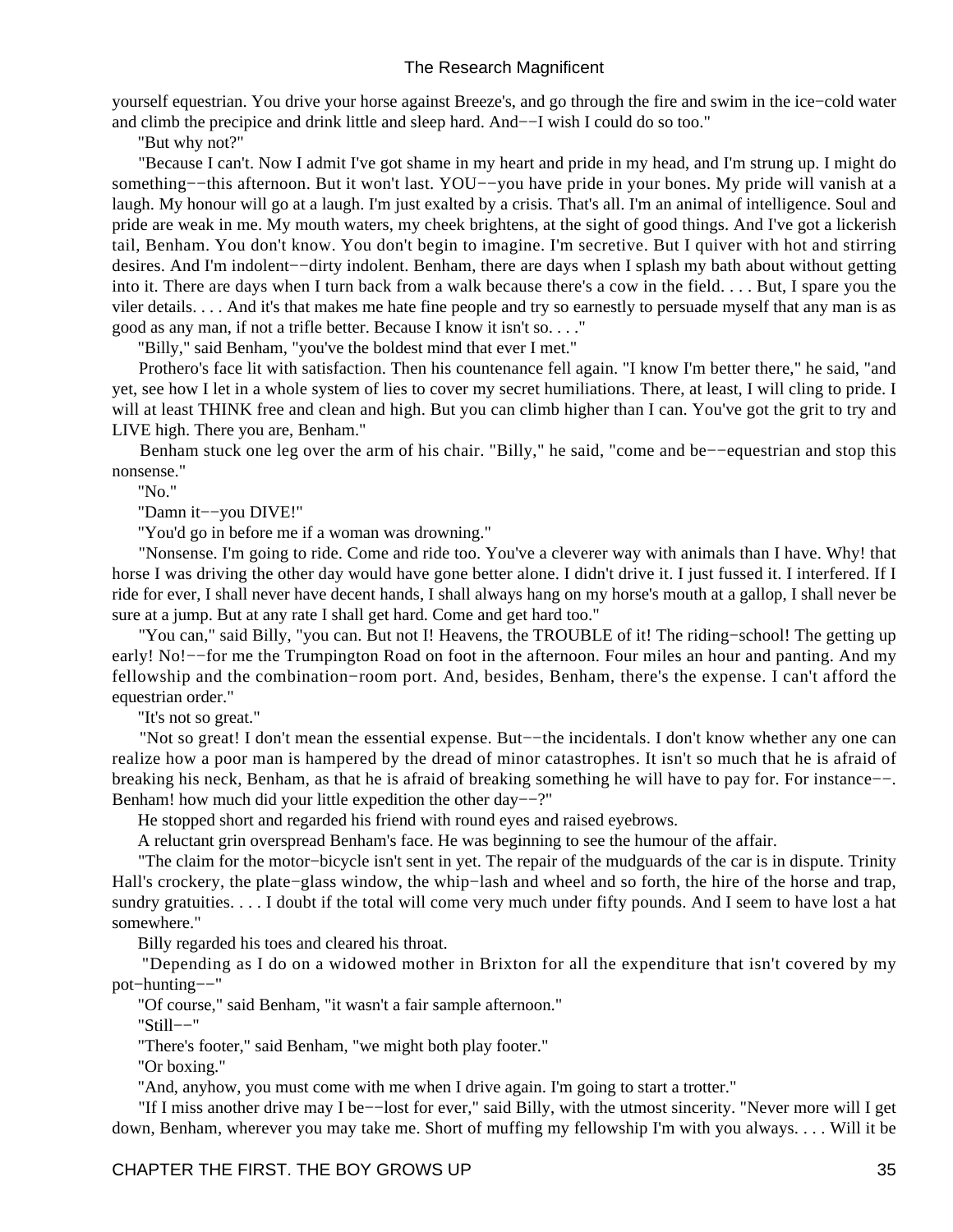yourself equestrian. You drive your horse against Breeze's, and go through the fire and swim in the ice−cold water and climb the precipice and drink little and sleep hard. And−−I wish I could do so too."

"But why not?"

"Because I can't. Now I admit I've got shame in my heart and pride in my head, and I'm strung up. I might do something−−this afternoon. But it won't last. YOU−−you have pride in your bones. My pride will vanish at a laugh. My honour will go at a laugh. I'm just exalted by a crisis. That's all. I'm an animal of intelligence. Soul and pride are weak in me. My mouth waters, my cheek brightens, at the sight of good things. And I've got a lickerish tail, Benham. You don't know. You don't begin to imagine. I'm secretive. But I quiver with hot and stirring desires. And I'm indolent−−dirty indolent. Benham, there are days when I splash my bath about without getting into it. There are days when I turn back from a walk because there's a cow in the field. . . . But, I spare you the viler details. . . . And it's that makes me hate fine people and try so earnestly to persuade myself that any man is as good as any man, if not a trifle better. Because I know it isn't so. . . ."

"Billy," said Benham, "you've the boldest mind that ever I met."

Prothero's face lit with satisfaction. Then his countenance fell again. "I know I'm better there," he said, "and yet, see how I let in a whole system of lies to cover my secret humiliations. There, at least, I will cling to pride. I will at least THINK free and clean and high. But you can climb higher than I can. You've got the grit to try and LIVE high. There you are, Benham."

Benham stuck one leg over the arm of his chair. "Billy," he said, "come and be−−equestrian and stop this nonsense."

"No."

"Damn it−−you DIVE!"

"You'd go in before me if a woman was drowning."

"Nonsense. I'm going to ride. Come and ride too. You've a cleverer way with animals than I have. Why! that horse I was driving the other day would have gone better alone. I didn't drive it. I just fussed it. I interfered. If I ride for ever, I shall never have decent hands, I shall always hang on my horse's mouth at a gallop, I shall never be sure at a jump. But at any rate I shall get hard. Come and get hard too."

"You can," said Billy, "you can. But not I! Heavens, the TROUBLE of it! The riding−school! The getting up early! No!−−for me the Trumpington Road on foot in the afternoon. Four miles an hour and panting. And my fellowship and the combination−room port. And, besides, Benham, there's the expense. I can't afford the equestrian order."

"It's not so great."

"Not so great! I don't mean the essential expense. But−−the incidentals. I don't know whether any one can realize how a poor man is hampered by the dread of minor catastrophes. It isn't so much that he is afraid of breaking his neck, Benham, as that he is afraid of breaking something he will have to pay for. For instance−−. Benham! how much did your little expedition the other day−−?"

He stopped short and regarded his friend with round eyes and raised eyebrows.

A reluctant grin overspread Benham's face. He was beginning to see the humour of the affair.

"The claim for the motor−bicycle isn't sent in yet. The repair of the mudguards of the car is in dispute. Trinity Hall's crockery, the plate−glass window, the whip−lash and wheel and so forth, the hire of the horse and trap, sundry gratuities. . . . I doubt if the total will come very much under fifty pounds. And I seem to have lost a hat somewhere."

Billy regarded his toes and cleared his throat.

"Depending as I do on a widowed mother in Brixton for all the expenditure that isn't covered by my pot−hunting−−"

"Of course," said Benham, "it wasn't a fair sample afternoon."

"Still−−"

"There's footer," said Benham, "we might both play footer."

"Or boxing."

"And, anyhow, you must come with me when I drive again. I'm going to start a trotter."

"If I miss another drive may I be−−lost for ever," said Billy, with the utmost sincerity. "Never more will I get down, Benham, wherever you may take me. Short of muffing my fellowship I'm with you always. . . . Will it be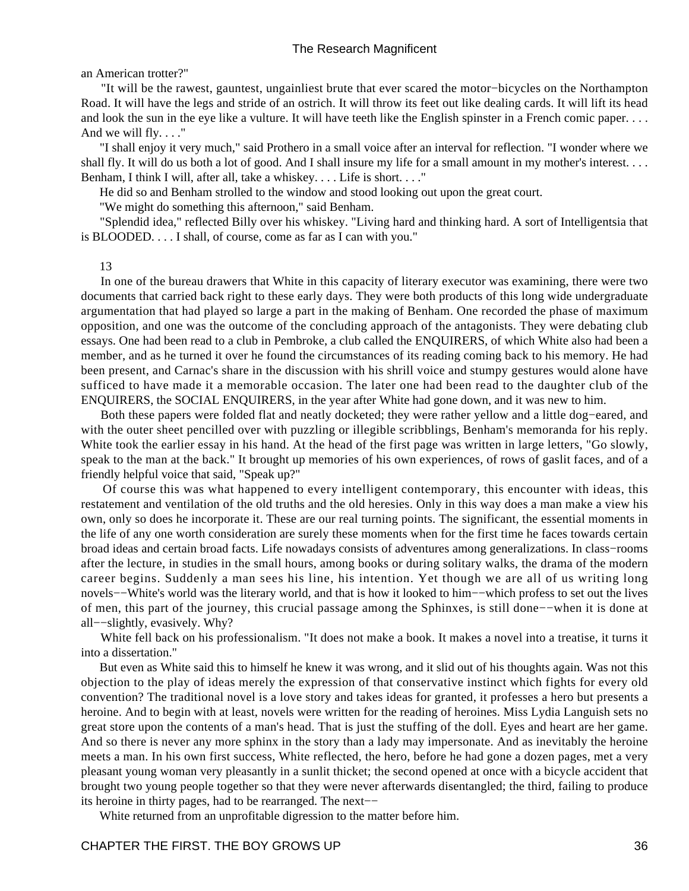an American trotter?"

"It will be the rawest, gauntest, ungainliest brute that ever scared the motor−bicycles on the Northampton Road. It will have the legs and stride of an ostrich. It will throw its feet out like dealing cards. It will lift its head and look the sun in the eye like a vulture. It will have teeth like the English spinster in a French comic paper. . . . And we will fly. . . ."

"I shall enjoy it very much," said Prothero in a small voice after an interval for reflection. "I wonder where we shall fly. It will do us both a lot of good. And I shall insure my life for a small amount in my mother's interest. . . . Benham, I think I will, after all, take a whiskey. . . . Life is short. . . ."

He did so and Benham strolled to the window and stood looking out upon the great court.

"We might do something this afternoon," said Benham.

"Splendid idea," reflected Billy over his whiskey. "Living hard and thinking hard. A sort of Intelligentsia that is BLOODED. . . . I shall, of course, come as far as I can with you."

13

In one of the bureau drawers that White in this capacity of literary executor was examining, there were two documents that carried back right to these early days. They were both products of this long wide undergraduate argumentation that had played so large a part in the making of Benham. One recorded the phase of maximum opposition, and one was the outcome of the concluding approach of the antagonists. They were debating club essays. One had been read to a club in Pembroke, a club called the ENQUIRERS, of which White also had been a member, and as he turned it over he found the circumstances of its reading coming back to his memory. He had been present, and Carnac's share in the discussion with his shrill voice and stumpy gestures would alone have sufficed to have made it a memorable occasion. The later one had been read to the daughter club of the ENQUIRERS, the SOCIAL ENQUIRERS, in the year after White had gone down, and it was new to him.

Both these papers were folded flat and neatly docketed; they were rather yellow and a little dog−eared, and with the outer sheet pencilled over with puzzling or illegible scribblings, Benham's memoranda for his reply. White took the earlier essay in his hand. At the head of the first page was written in large letters, "Go slowly, speak to the man at the back." It brought up memories of his own experiences, of rows of gaslit faces, and of a friendly helpful voice that said, "Speak up?"

Of course this was what happened to every intelligent contemporary, this encounter with ideas, this restatement and ventilation of the old truths and the old heresies. Only in this way does a man make a view his own, only so does he incorporate it. These are our real turning points. The significant, the essential moments in the life of any one worth consideration are surely these moments when for the first time he faces towards certain broad ideas and certain broad facts. Life nowadays consists of adventures among generalizations. In class−rooms after the lecture, in studies in the small hours, among books or during solitary walks, the drama of the modern career begins. Suddenly a man sees his line, his intention. Yet though we are all of us writing long novels−−White's world was the literary world, and that is how it looked to him−−which profess to set out the lives of men, this part of the journey, this crucial passage among the Sphinxes, is still done−−when it is done at all−−slightly, evasively. Why?

White fell back on his professionalism. "It does not make a book. It makes a novel into a treatise, it turns it into a dissertation."

But even as White said this to himself he knew it was wrong, and it slid out of his thoughts again. Was not this objection to the play of ideas merely the expression of that conservative instinct which fights for every old convention? The traditional novel is a love story and takes ideas for granted, it professes a hero but presents a heroine. And to begin with at least, novels were written for the reading of heroines. Miss Lydia Languish sets no great store upon the contents of a man's head. That is just the stuffing of the doll. Eyes and heart are her game. And so there is never any more sphinx in the story than a lady may impersonate. And as inevitably the heroine meets a man. In his own first success, White reflected, the hero, before he had gone a dozen pages, met a very pleasant young woman very pleasantly in a sunlit thicket; the second opened at once with a bicycle accident that brought two young people together so that they were never afterwards disentangled; the third, failing to produce its heroine in thirty pages, had to be rearranged. The next−−

White returned from an unprofitable digression to the matter before him.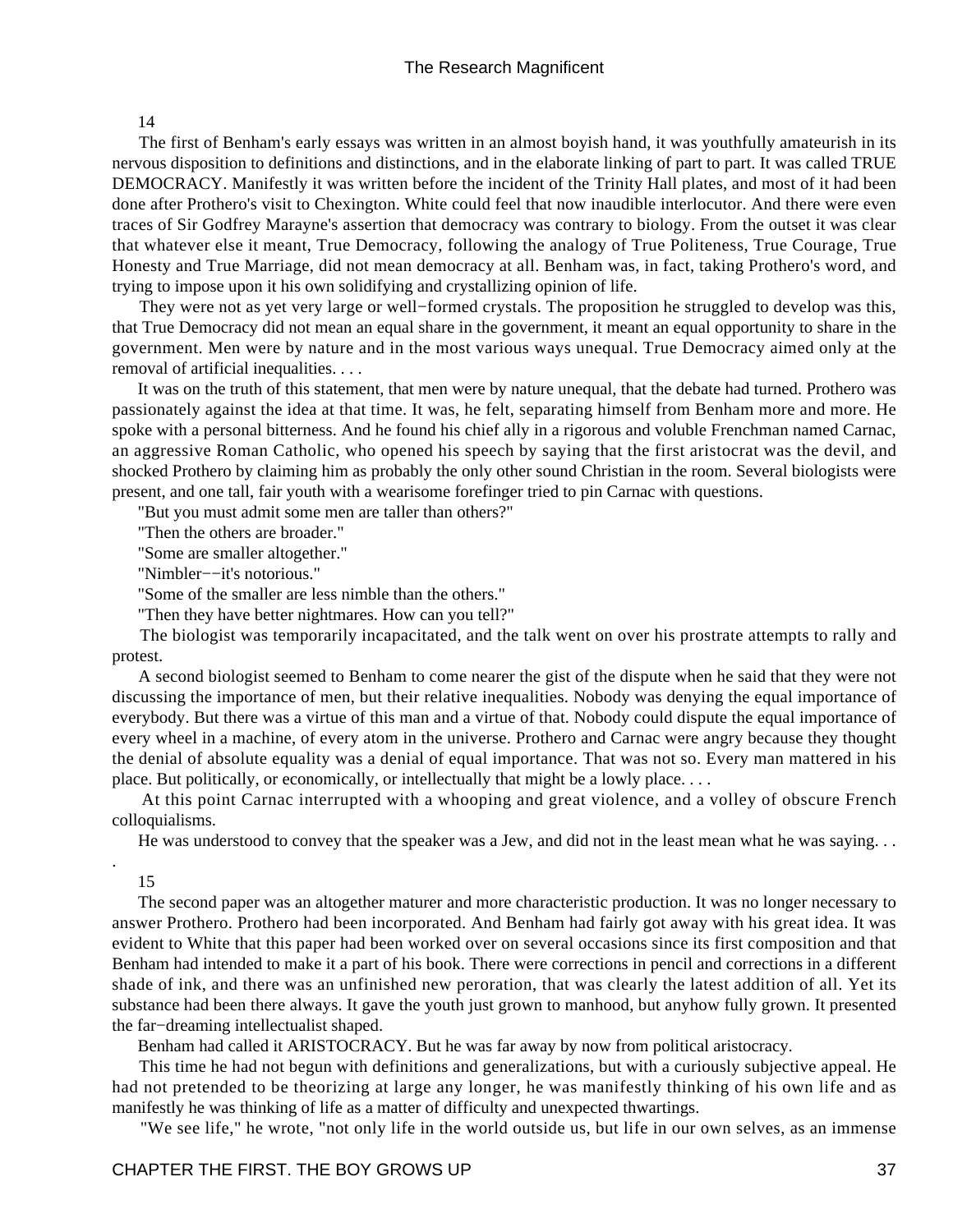14

The first of Benham's early essays was written in an almost boyish hand, it was youthfully amateurish in its nervous disposition to definitions and distinctions, and in the elaborate linking of part to part. It was called TRUE DEMOCRACY. Manifestly it was written before the incident of the Trinity Hall plates, and most of it had been done after Prothero's visit to Chexington. White could feel that now inaudible interlocutor. And there were even traces of Sir Godfrey Marayne's assertion that democracy was contrary to biology. From the outset it was clear that whatever else it meant, True Democracy, following the analogy of True Politeness, True Courage, True Honesty and True Marriage, did not mean democracy at all. Benham was, in fact, taking Prothero's word, and trying to impose upon it his own solidifying and crystallizing opinion of life.

They were not as yet very large or well−formed crystals. The proposition he struggled to develop was this, that True Democracy did not mean an equal share in the government, it meant an equal opportunity to share in the government. Men were by nature and in the most various ways unequal. True Democracy aimed only at the removal of artificial inequalities. . . .

It was on the truth of this statement, that men were by nature unequal, that the debate had turned. Prothero was passionately against the idea at that time. It was, he felt, separating himself from Benham more and more. He spoke with a personal bitterness. And he found his chief ally in a rigorous and voluble Frenchman named Carnac, an aggressive Roman Catholic, who opened his speech by saying that the first aristocrat was the devil, and shocked Prothero by claiming him as probably the only other sound Christian in the room. Several biologists were present, and one tall, fair youth with a wearisome forefinger tried to pin Carnac with questions.

"But you must admit some men are taller than others?"

"Then the others are broader."

"Some are smaller altogether."

"Nimbler−−it's notorious."

"Some of the smaller are less nimble than the others."

"Then they have better nightmares. How can you tell?"

The biologist was temporarily incapacitated, and the talk went on over his prostrate attempts to rally and protest.

A second biologist seemed to Benham to come nearer the gist of the dispute when he said that they were not discussing the importance of men, but their relative inequalities. Nobody was denying the equal importance of everybody. But there was a virtue of this man and a virtue of that. Nobody could dispute the equal importance of every wheel in a machine, of every atom in the universe. Prothero and Carnac were angry because they thought the denial of absolute equality was a denial of equal importance. That was not so. Every man mattered in his place. But politically, or economically, or intellectually that might be a lowly place. . . .

At this point Carnac interrupted with a whooping and great violence, and a volley of obscure French colloquialisms.

He was understood to convey that the speaker was a Jew, and did not in the least mean what he was saying. . . .

15

The second paper was an altogether maturer and more characteristic production. It was no longer necessary to answer Prothero. Prothero had been incorporated. And Benham had fairly got away with his great idea. It was evident to White that this paper had been worked over on several occasions since its first composition and that Benham had intended to make it a part of his book. There were corrections in pencil and corrections in a different shade of ink, and there was an unfinished new peroration, that was clearly the latest addition of all. Yet its substance had been there always. It gave the youth just grown to manhood, but anyhow fully grown. It presented the far−dreaming intellectualist shaped.

Benham had called it ARISTOCRACY. But he was far away by now from political aristocracy.

This time he had not begun with definitions and generalizations, but with a curiously subjective appeal. He had not pretended to be theorizing at large any longer, he was manifestly thinking of his own life and as manifestly he was thinking of life as a matter of difficulty and unexpected thwartings.

"We see life," he wrote, "not only life in the world outside us, but life in our own selves, as an immense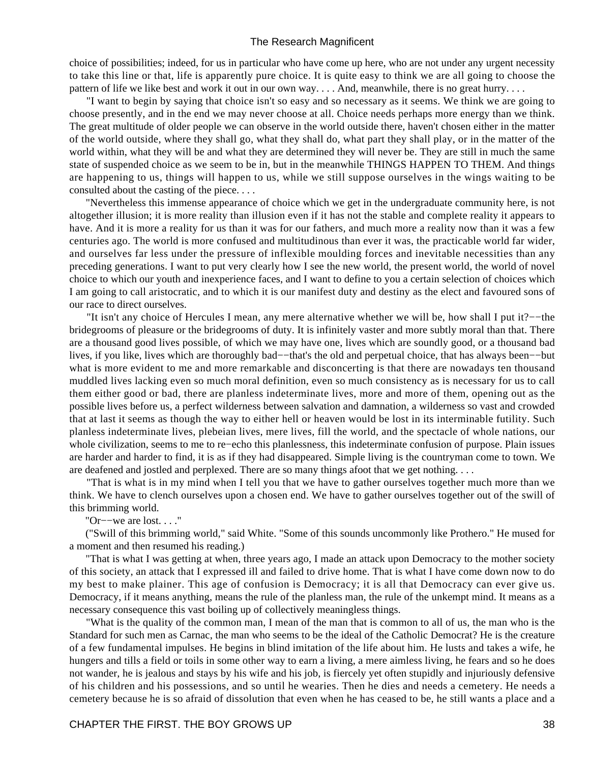choice of possibilities; indeed, for us in particular who have come up here, who are not under any urgent necessity to take this line or that, life is apparently pure choice. It is quite easy to think we are all going to choose the pattern of life we like best and work it out in our own way. . . . And, meanwhile, there is no great hurry. . . .

"I want to begin by saying that choice isn't so easy and so necessary as it seems. We think we are going to choose presently, and in the end we may never choose at all. Choice needs perhaps more energy than we think. The great multitude of older people we can observe in the world outside there, haven't chosen either in the matter of the world outside, where they shall go, what they shall do, what part they shall play, or in the matter of the world within, what they will be and what they are determined they will never be. They are still in much the same state of suspended choice as we seem to be in, but in the meanwhile THINGS HAPPEN TO THEM. And things are happening to us, things will happen to us, while we still suppose ourselves in the wings waiting to be consulted about the casting of the piece. . . .

"Nevertheless this immense appearance of choice which we get in the undergraduate community here, is not altogether illusion; it is more reality than illusion even if it has not the stable and complete reality it appears to have. And it is more a reality for us than it was for our fathers, and much more a reality now than it was a few centuries ago. The world is more confused and multitudinous than ever it was, the practicable world far wider, and ourselves far less under the pressure of inflexible moulding forces and inevitable necessities than any preceding generations. I want to put very clearly how I see the new world, the present world, the world of novel choice to which our youth and inexperience faces, and I want to define to you a certain selection of choices which I am going to call aristocratic, and to which it is our manifest duty and destiny as the elect and favoured sons of our race to direct ourselves.

"It isn't any choice of Hercules I mean, any mere alternative whether we will be, how shall I put it?−−the bridegrooms of pleasure or the bridegrooms of duty. It is infinitely vaster and more subtly moral than that. There are a thousand good lives possible, of which we may have one, lives which are soundly good, or a thousand bad lives, if you like, lives which are thoroughly bad−−that's the old and perpetual choice, that has always been−−but what is more evident to me and more remarkable and disconcerting is that there are nowadays ten thousand muddled lives lacking even so much moral definition, even so much consistency as is necessary for us to call them either good or bad, there are planless indeterminate lives, more and more of them, opening out as the possible lives before us, a perfect wilderness between salvation and damnation, a wilderness so vast and crowded that at last it seems as though the way to either hell or heaven would be lost in its interminable futility. Such planless indeterminate lives, plebeian lives, mere lives, fill the world, and the spectacle of whole nations, our whole civilization, seems to me to re−echo this planlessness, this indeterminate confusion of purpose. Plain issues are harder and harder to find, it is as if they had disappeared. Simple living is the countryman come to town. We are deafened and jostled and perplexed. There are so many things afoot that we get nothing. . . .

"That is what is in my mind when I tell you that we have to gather ourselves together much more than we think. We have to clench ourselves upon a chosen end. We have to gather ourselves together out of the swill of this brimming world.

"Or−−we are lost. . . ."

("Swill of this brimming world," said White. "Some of this sounds uncommonly like Prothero." He mused for a moment and then resumed his reading.)

"That is what I was getting at when, three years ago, I made an attack upon Democracy to the mother society of this society, an attack that I expressed ill and failed to drive home. That is what I have come down now to do my best to make plainer. This age of confusion is Democracy; it is all that Democracy can ever give us. Democracy, if it means anything, means the rule of the planless man, the rule of the unkempt mind. It means as a necessary consequence this vast boiling up of collectively meaningless things.

"What is the quality of the common man, I mean of the man that is common to all of us, the man who is the Standard for such men as Carnac, the man who seems to be the ideal of the Catholic Democrat? He is the creature of a few fundamental impulses. He begins in blind imitation of the life about him. He lusts and takes a wife, he hungers and tills a field or toils in some other way to earn a living, a mere aimless living, he fears and so he does not wander, he is jealous and stays by his wife and his job, is fiercely yet often stupidly and injuriously defensive of his children and his possessions, and so until he wearies. Then he dies and needs a cemetery. He needs a cemetery because he is so afraid of dissolution that even when he has ceased to be, he still wants a place and a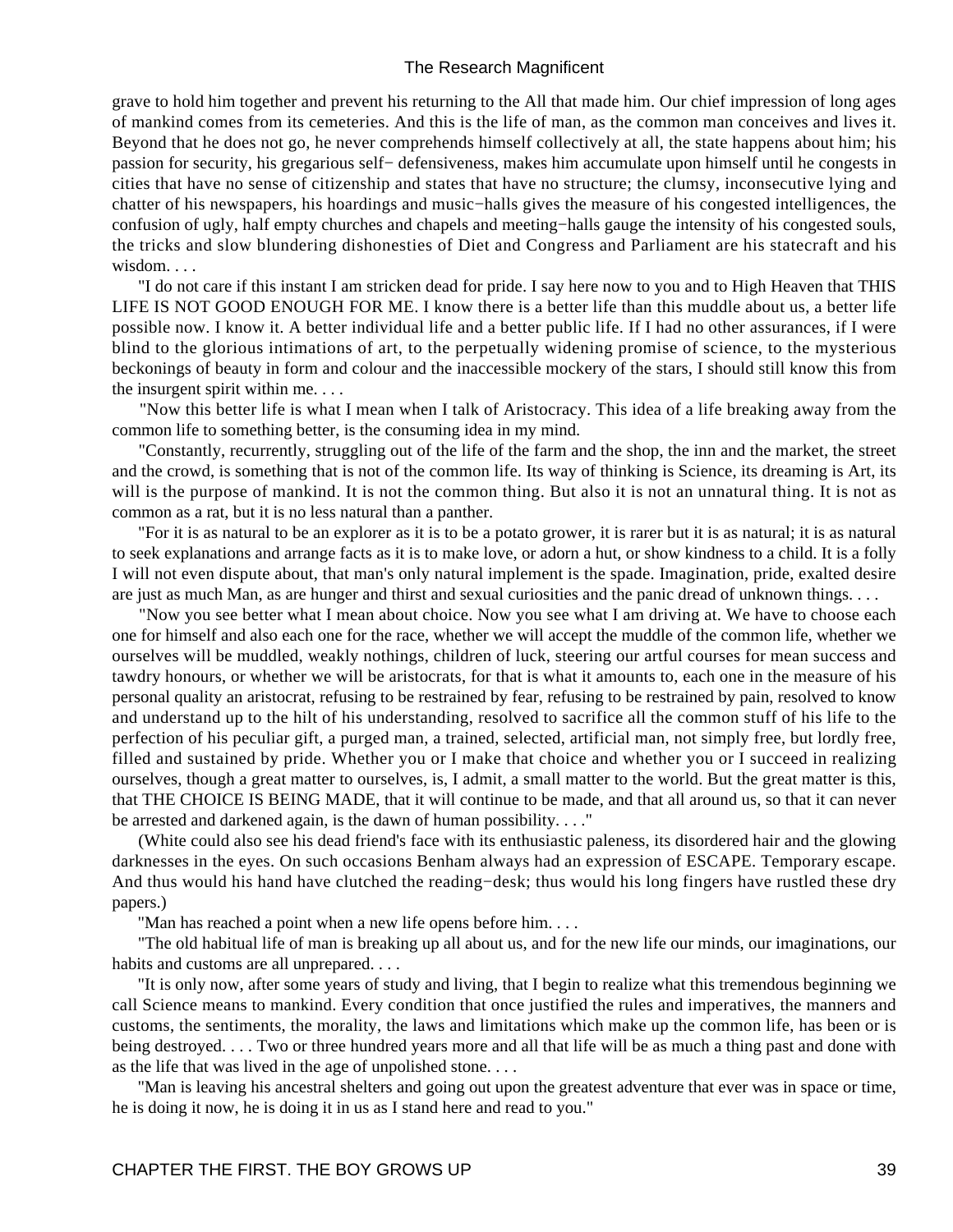grave to hold him together and prevent his returning to the All that made him. Our chief impression of long ages of mankind comes from its cemeteries. And this is the life of man, as the common man conceives and lives it. Beyond that he does not go, he never comprehends himself collectively at all, the state happens about him; his passion for security, his gregarious self− defensiveness, makes him accumulate upon himself until he congests in cities that have no sense of citizenship and states that have no structure; the clumsy, inconsecutive lying and chatter of his newspapers, his hoardings and music−halls gives the measure of his congested intelligences, the confusion of ugly, half empty churches and chapels and meeting−halls gauge the intensity of his congested souls, the tricks and slow blundering dishonesties of Diet and Congress and Parliament are his statecraft and his wisdom. . . .

"I do not care if this instant I am stricken dead for pride. I say here now to you and to High Heaven that THIS LIFE IS NOT GOOD ENOUGH FOR ME. I know there is a better life than this muddle about us, a better life possible now. I know it. A better individual life and a better public life. If I had no other assurances, if I were blind to the glorious intimations of art, to the perpetually widening promise of science, to the mysterious beckonings of beauty in form and colour and the inaccessible mockery of the stars, I should still know this from the insurgent spirit within me. . . .

"Now this better life is what I mean when I talk of Aristocracy. This idea of a life breaking away from the common life to something better, is the consuming idea in my mind.

"Constantly, recurrently, struggling out of the life of the farm and the shop, the inn and the market, the street and the crowd, is something that is not of the common life. Its way of thinking is Science, its dreaming is Art, its will is the purpose of mankind. It is not the common thing. But also it is not an unnatural thing. It is not as common as a rat, but it is no less natural than a panther.

"For it is as natural to be an explorer as it is to be a potato grower, it is rarer but it is as natural; it is as natural to seek explanations and arrange facts as it is to make love, or adorn a hut, or show kindness to a child. It is a folly I will not even dispute about, that man's only natural implement is the spade. Imagination, pride, exalted desire are just as much Man, as are hunger and thirst and sexual curiosities and the panic dread of unknown things. . . .

"Now you see better what I mean about choice. Now you see what I am driving at. We have to choose each one for himself and also each one for the race, whether we will accept the muddle of the common life, whether we ourselves will be muddled, weakly nothings, children of luck, steering our artful courses for mean success and tawdry honours, or whether we will be aristocrats, for that is what it amounts to, each one in the measure of his personal quality an aristocrat, refusing to be restrained by fear, refusing to be restrained by pain, resolved to know and understand up to the hilt of his understanding, resolved to sacrifice all the common stuff of his life to the perfection of his peculiar gift, a purged man, a trained, selected, artificial man, not simply free, but lordly free, filled and sustained by pride. Whether you or I make that choice and whether you or I succeed in realizing ourselves, though a great matter to ourselves, is, I admit, a small matter to the world. But the great matter is this, that THE CHOICE IS BEING MADE, that it will continue to be made, and that all around us, so that it can never be arrested and darkened again, is the dawn of human possibility. . . ."

(White could also see his dead friend's face with its enthusiastic paleness, its disordered hair and the glowing darknesses in the eyes. On such occasions Benham always had an expression of ESCAPE. Temporary escape. And thus would his hand have clutched the reading−desk; thus would his long fingers have rustled these dry papers.)

"Man has reached a point when a new life opens before him. . . .

"The old habitual life of man is breaking up all about us, and for the new life our minds, our imaginations, our habits and customs are all unprepared. . . .

"It is only now, after some years of study and living, that I begin to realize what this tremendous beginning we call Science means to mankind. Every condition that once justified the rules and imperatives, the manners and customs, the sentiments, the morality, the laws and limitations which make up the common life, has been or is being destroyed. . . . Two or three hundred years more and all that life will be as much a thing past and done with as the life that was lived in the age of unpolished stone. . . .

"Man is leaving his ancestral shelters and going out upon the greatest adventure that ever was in space or time, he is doing it now, he is doing it in us as I stand here and read to you."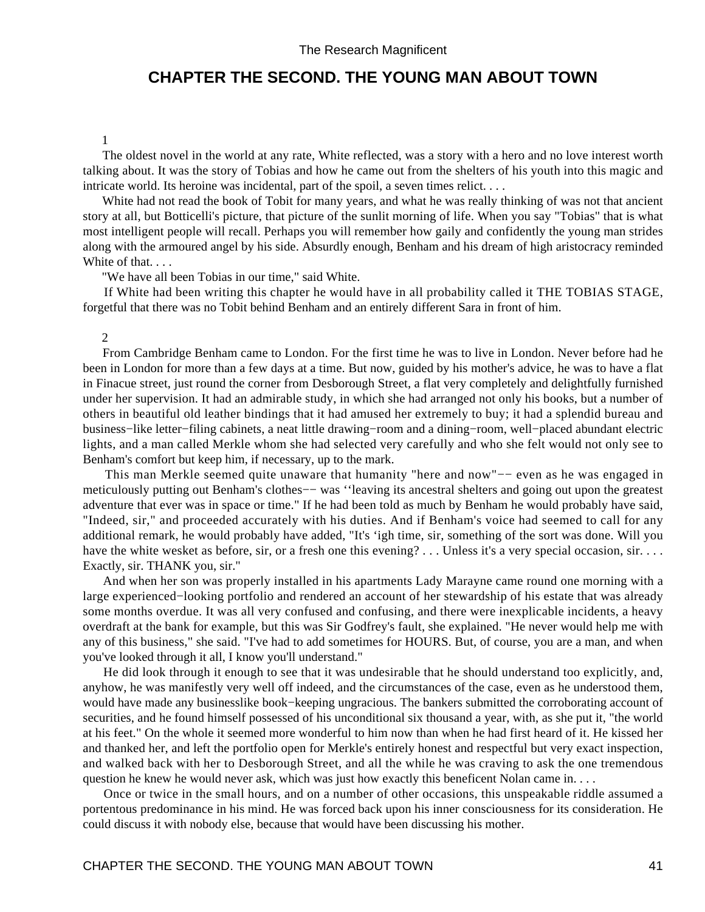## CHAPTER THE SECOND. THE YOUNG MAN ABOUT TOWN

1

The oldest novel in the world at any rate, White reflected, was a story with a hero and no love interest worth talking about. It was the story of Tobias and how he came out from the shelters of his youth into this magic and intricate world. Its heroine was incidental, part of the spoil, a seven times relict. . . .

White had not read the book of Tobit for many years, and what he was really thinking of was not that ancient story at all, but Botticelli's picture, that picture of the sunlit morning of life. When you say "Tobias" that is what most intelligent people will recall. Perhaps you will remember how gaily and confidently the young man strides along with the armoured angel by his side. Absurdly enough, Benham and his dream of high aristocracy reminded White of that. . . .

"We have all been Tobias in our time," said White.

If White had been writing this chapter he would have in all probability called it THE TOBIAS STAGE, forgetful that there was no Tobit behind Benham and an entirely different Sara in front of him.

2

From Cambridge Benham came to London. For the first time he was to live in London. Never before had he been in London for more than a few days at a time. But now, guided by his mother's advice, he was to have a flat in Finacue street, just round the corner from Desborough Street, a flat very completely and delightfully furnished under her supervision. It had an admirable study, in which she had arranged not only his books, but a number of others in beautiful old leather bindings that it had amused her extremely to buy; it had a splendid bureau and business−like letter−filing cabinets, a neat little drawing−room and a dining−room, well−placed abundant electric lights, and a man called Merkle whom she had selected very carefully and who she felt would not only see to Benham's comfort but keep him, if necessary, up to the mark.

This man Merkle seemed quite unaware that humanity "here and now"−− even as he was engaged in meticulously putting out Benham's clothes−− was ‘‘leaving its ancestral shelters and going out upon the greatest adventure that ever was in space or time." If he had been told as much by Benham he would probably have said, "Indeed, sir," and proceeded accurately with his duties. And if Benham's voice had seemed to call for any additional remark, he would probably have added, "It's ‘igh time, sir, something of the sort was done. Will you have the white wesket as before, sir, or a fresh one this evening? . . . Unless it's a very special occasion, sir. . . . Exactly, sir. THANK you, sir."

And when her son was properly installed in his apartments Lady Marayne came round one morning with a large experienced−looking portfolio and rendered an account of her stewardship of his estate that was already some months overdue. It was all very confused and confusing, and there were inexplicable incidents, a heavy overdraft at the bank for example, but this was Sir Godfrey's fault, she explained. "He never would help me with any of this business," she said. "I've had to add sometimes for HOURS. But, of course, you are a man, and when you've looked through it all, I know you'll understand."

He did look through it enough to see that it was undesirable that he should understand too explicitly, and, anyhow, he was manifestly very well off indeed, and the circumstances of the case, even as he understood them, would have made any businesslike book−keeping ungracious. The bankers submitted the corroborating account of securities, and he found himself possessed of his unconditional six thousand a year, with, as she put it, "the world at his feet." On the whole it seemed more wonderful to him now than when he had first heard of it. He kissed her and thanked her, and left the portfolio open for Merkle's entirely honest and respectful but very exact inspection, and walked back with her to Desborough Street, and all the while he was craving to ask the one tremendous question he knew he would never ask, which was just how exactly this beneficent Nolan came in. . . .

Once or twice in the small hours, and on a number of other occasions, this unspeakable riddle assumed a portentous predominance in his mind. He was forced back upon his inner consciousness for its consideration. He could discuss it with nobody else, because that would have been discussing his mother.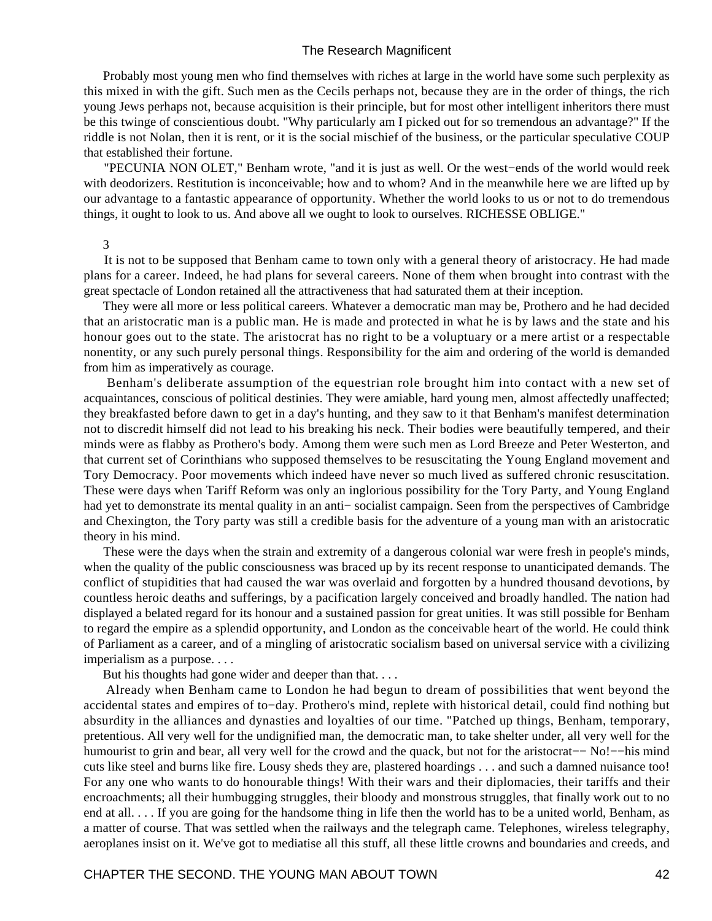Probably most young men who find themselves with riches at large in the world have some such perplexity as this mixed in with the gift. Such men as the Cecils perhaps not, because they are in the order of things, the rich young Jews perhaps not, because acquisition is their principle, but for most other intelligent inheritors there must be this twinge of conscientious doubt. "Why particularly am I picked out for so tremendous an advantage?" If the riddle is not Nolan, then it is rent, or it is the social mischief of the business, or the particular speculative COUP that established their fortune.

"PECUNIA NON OLET," Benham wrote, "and it is just as well. Or the west−ends of the world would reek with deodorizers. Restitution is inconceivable; how and to whom? And in the meanwhile here we are lifted up by our advantage to a fantastic appearance of opportunity. Whether the world looks to us or not to do tremendous things, it ought to look to us. And above all we ought to look to ourselves. RICHESSE OBLIGE."

3

It is not to be supposed that Benham came to town only with a general theory of aristocracy. He had made plans for a career. Indeed, he had plans for several careers. None of them when brought into contrast with the great spectacle of London retained all the attractiveness that had saturated them at their inception.

They were all more or less political careers. Whatever a democratic man may be, Prothero and he had decided that an aristocratic man is a public man. He is made and protected in what he is by laws and the state and his honour goes out to the state. The aristocrat has no right to be a voluptuary or a mere artist or a respectable nonentity, or any such purely personal things. Responsibility for the aim and ordering of the world is demanded from him as imperatively as courage.

Benham's deliberate assumption of the equestrian role brought him into contact with a new set of acquaintances, conscious of political destinies. They were amiable, hard young men, almost affectedly unaffected; they breakfasted before dawn to get in a day's hunting, and they saw to it that Benham's manifest determination not to discredit himself did not lead to his breaking his neck. Their bodies were beautifully tempered, and their minds were as flabby as Prothero's body. Among them were such men as Lord Breeze and Peter Westerton, and that current set of Corinthians who supposed themselves to be resuscitating the Young England movement and Tory Democracy. Poor movements which indeed have never so much lived as suffered chronic resuscitation. These were days when Tariff Reform was only an inglorious possibility for the Tory Party, and Young England had yet to demonstrate its mental quality in an anti− socialist campaign. Seen from the perspectives of Cambridge and Chexington, the Tory party was still a credible basis for the adventure of a young man with an aristocratic theory in his mind.

These were the days when the strain and extremity of a dangerous colonial war were fresh in people's minds, when the quality of the public consciousness was braced up by its recent response to unanticipated demands. The conflict of stupidities that had caused the war was overlaid and forgotten by a hundred thousand devotions, by countless heroic deaths and sufferings, by a pacification largely conceived and broadly handled. The nation had displayed a belated regard for its honour and a sustained passion for great unities. It was still possible for Benham to regard the empire as a splendid opportunity, and London as the conceivable heart of the world. He could think of Parliament as a career, and of a mingling of aristocratic socialism based on universal service with a civilizing imperialism as a purpose. . . .

But his thoughts had gone wider and deeper than that. . . .

Already when Benham came to London he had begun to dream of possibilities that went beyond the accidental states and empires of to−day. Prothero's mind, replete with historical detail, could find nothing but absurdity in the alliances and dynasties and loyalties of our time. "Patched up things, Benham, temporary, pretentious. All very well for the undignified man, the democratic man, to take shelter under, all very well for the humourist to grin and bear, all very well for the crowd and the quack, but not for the aristocrat−− No!−−his mind cuts like steel and burns like fire. Lousy sheds they are, plastered hoardings . . . and such a damned nuisance too! For any one who wants to do honourable things! With their wars and their diplomacies, their tariffs and their encroachments; all their humbugging struggles, their bloody and monstrous struggles, that finally work out to no end at all. . . . If you are going for the handsome thing in life then the world has to be a united world, Benham, as a matter of course. That was settled when the railways and the telegraph came. Telephones, wireless telegraphy, aeroplanes insist on it. We've got to mediatise all this stuff, all these little crowns and boundaries and creeds, and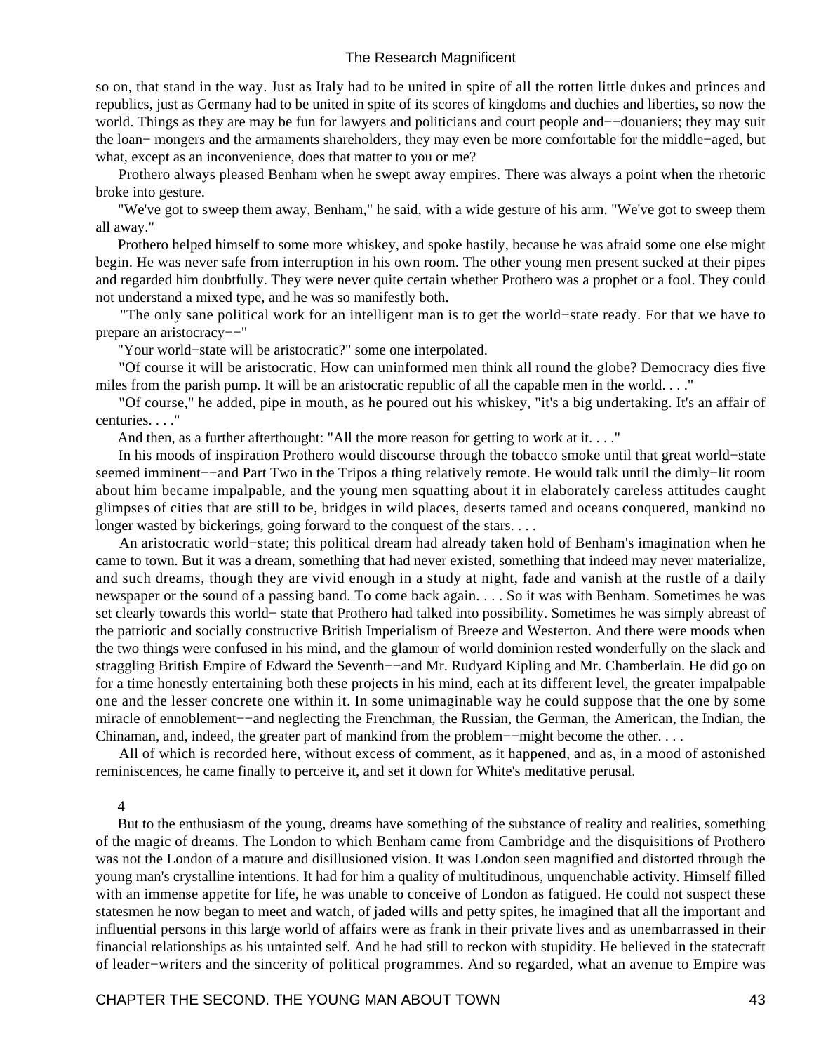so on, that stand in the way. Just as Italy had to be united in spite of all the rotten little dukes and princes and republics, just as Germany had to be united in spite of its scores of kingdoms and duchies and liberties, so now the world. Things as they are may be fun for lawyers and politicians and court people and−−douaniers; they may suit the loan− mongers and the armaments shareholders, they may even be more comfortable for the middle−aged, but what, except as an inconvenience, does that matter to you or me?

Prothero always pleased Benham when he swept away empires. There was always a point when the rhetoric broke into gesture.

"We've got to sweep them away, Benham," he said, with a wide gesture of his arm. "We've got to sweep them all away."

Prothero helped himself to some more whiskey, and spoke hastily, because he was afraid some one else might begin. He was never safe from interruption in his own room. The other young men present sucked at their pipes and regarded him doubtfully. They were never quite certain whether Prothero was a prophet or a fool. They could not understand a mixed type, and he was so manifestly both.

"The only sane political work for an intelligent man is to get the world−state ready. For that we have to prepare an aristocracy−−"

"Your world−state will be aristocratic?" some one interpolated.

"Of course it will be aristocratic. How can uninformed men think all round the globe? Democracy dies five miles from the parish pump. It will be an aristocratic republic of all the capable men in the world. . . ."

"Of course," he added, pipe in mouth, as he poured out his whiskey, "it's a big undertaking. It's an affair of centuries. . . ."

And then, as a further afterthought: "All the more reason for getting to work at it. . . ."

In his moods of inspiration Prothero would discourse through the tobacco smoke until that great world−state seemed imminent−−and Part Two in the Tripos a thing relatively remote. He would talk until the dimly−lit room about him became impalpable, and the young men squatting about it in elaborately careless attitudes caught glimpses of cities that are still to be, bridges in wild places, deserts tamed and oceans conquered, mankind no longer wasted by bickerings, going forward to the conquest of the stars. . . .

An aristocratic world−state; this political dream had already taken hold of Benham's imagination when he came to town. But it was a dream, something that had never existed, something that indeed may never materialize, and such dreams, though they are vivid enough in a study at night, fade and vanish at the rustle of a daily newspaper or the sound of a passing band. To come back again. . . . So it was with Benham. Sometimes he was set clearly towards this world− state that Prothero had talked into possibility. Sometimes he was simply abreast of the patriotic and socially constructive British Imperialism of Breeze and Westerton. And there were moods when the two things were confused in his mind, and the glamour of world dominion rested wonderfully on the slack and straggling British Empire of Edward the Seventh−−and Mr. Rudyard Kipling and Mr. Chamberlain. He did go on for a time honestly entertaining both these projects in his mind, each at its different level, the greater impalpable one and the lesser concrete one within it. In some unimaginable way he could suppose that the one by some miracle of ennoblement−−and neglecting the Frenchman, the Russian, the German, the American, the Indian, the Chinaman, and, indeed, the greater part of mankind from the problem−−might become the other. . . .

All of which is recorded here, without excess of comment, as it happened, and as, in a mood of astonished reminiscences, he came finally to perceive it, and set it down for White's meditative perusal.

4

But to the enthusiasm of the young, dreams have something of the substance of reality and realities, something of the magic of dreams. The London to which Benham came from Cambridge and the disquisitions of Prothero was not the London of a mature and disillusioned vision. It was London seen magnified and distorted through the young man's crystalline intentions. It had for him a quality of multitudinous, unquenchable activity. Himself filled with an immense appetite for life, he was unable to conceive of London as fatigued. He could not suspect these statesmen he now began to meet and watch, of jaded wills and petty spites, he imagined that all the important and influential persons in this large world of affairs were as frank in their private lives and as unembarrassed in their financial relationships as his untainted self. And he had still to reckon with stupidity. He believed in the statecraft of leader−writers and the sincerity of political programmes. And so regarded, what an avenue to Empire was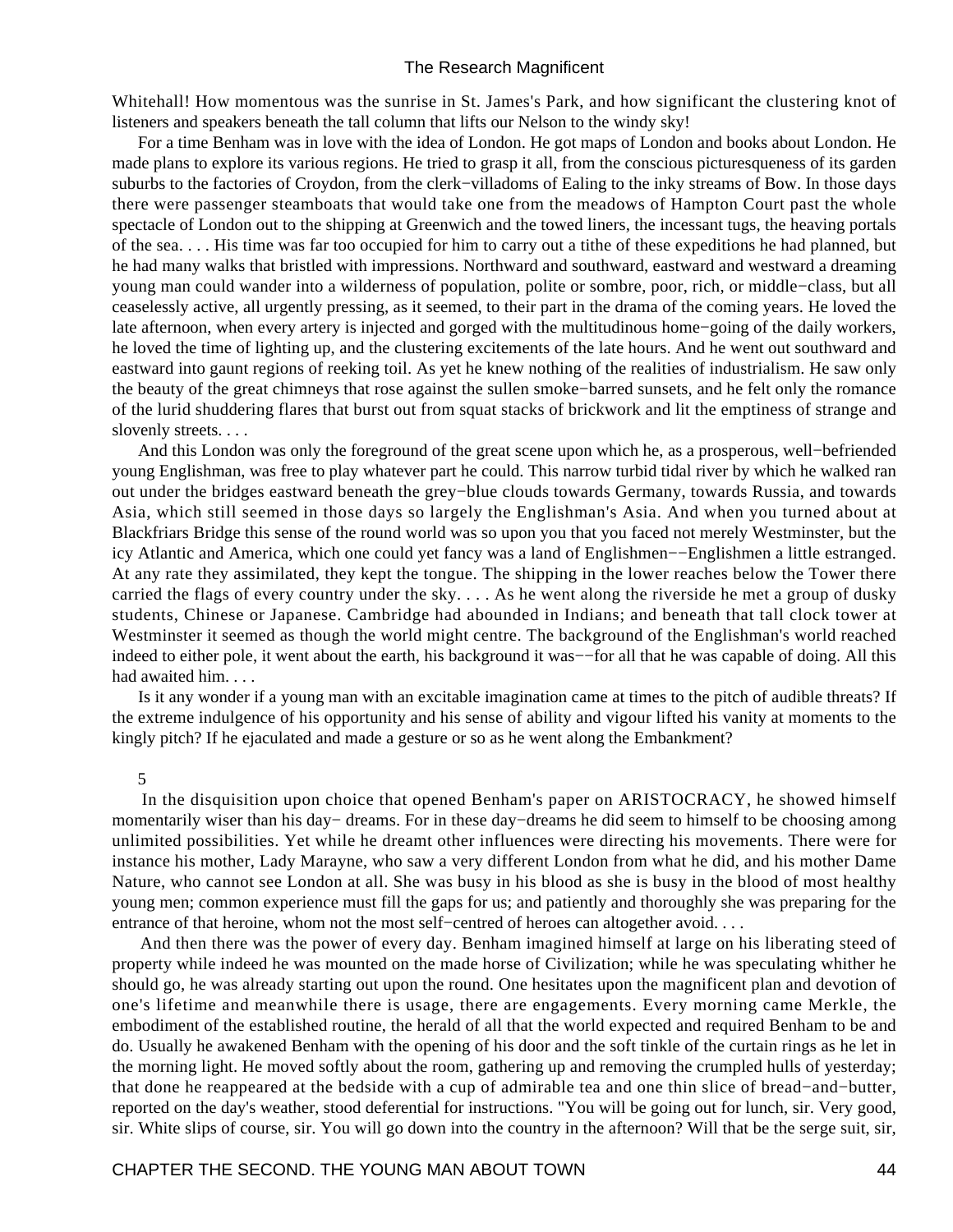Whitehall! How momentous was the sunrise in St. James's Park, and how significant the clustering knot of listeners and speakers beneath the tall column that lifts our Nelson to the windy sky!

For a time Benham was in love with the idea of London. He got maps of London and books about London. He made plans to explore its various regions. He tried to grasp it all, from the conscious picturesqueness of its garden suburbs to the factories of Croydon, from the clerk−villadoms of Ealing to the inky streams of Bow. In those days there were passenger steamboats that would take one from the meadows of Hampton Court past the whole spectacle of London out to the shipping at Greenwich and the towed liners, the incessant tugs, the heaving portals of the sea. . . . His time was far too occupied for him to carry out a tithe of these expeditions he had planned, but he had many walks that bristled with impressions. Northward and southward, eastward and westward a dreaming young man could wander into a wilderness of population, polite or sombre, poor, rich, or middle−class, but all ceaselessly active, all urgently pressing, as it seemed, to their part in the drama of the coming years. He loved the late afternoon, when every artery is injected and gorged with the multitudinous home−going of the daily workers, he loved the time of lighting up, and the clustering excitements of the late hours. And he went out southward and eastward into gaunt regions of reeking toil. As yet he knew nothing of the realities of industrialism. He saw only the beauty of the great chimneys that rose against the sullen smoke−barred sunsets, and he felt only the romance of the lurid shuddering flares that burst out from squat stacks of brickwork and lit the emptiness of strange and slovenly streets. . . .

And this London was only the foreground of the great scene upon which he, as a prosperous, well−befriended young Englishman, was free to play whatever part he could. This narrow turbid tidal river by which he walked ran out under the bridges eastward beneath the grey−blue clouds towards Germany, towards Russia, and towards Asia, which still seemed in those days so largely the Englishman's Asia. And when you turned about at Blackfriars Bridge this sense of the round world was so upon you that you faced not merely Westminster, but the icy Atlantic and America, which one could yet fancy was a land of Englishmen−−Englishmen a little estranged. At any rate they assimilated, they kept the tongue. The shipping in the lower reaches below the Tower there carried the flags of every country under the sky. . . . As he went along the riverside he met a group of dusky students, Chinese or Japanese. Cambridge had abounded in Indians; and beneath that tall clock tower at Westminster it seemed as though the world might centre. The background of the Englishman's world reached indeed to either pole, it went about the earth, his background it was−−for all that he was capable of doing. All this had awaited him. . . .

Is it any wonder if a young man with an excitable imagination came at times to the pitch of audible threats? If the extreme indulgence of his opportunity and his sense of ability and vigour lifted his vanity at moments to the kingly pitch? If he ejaculated and made a gesture or so as he went along the Embankment?

5

In the disquisition upon choice that opened Benham's paper on ARISTOCRACY, he showed himself momentarily wiser than his day− dreams. For in these day−dreams he did seem to himself to be choosing among unlimited possibilities. Yet while he dreamt other influences were directing his movements. There were for instance his mother, Lady Marayne, who saw a very different London from what he did, and his mother Dame Nature, who cannot see London at all. She was busy in his blood as she is busy in the blood of most healthy young men; common experience must fill the gaps for us; and patiently and thoroughly she was preparing for the entrance of that heroine, whom not the most self−centred of heroes can altogether avoid. . . .

And then there was the power of every day. Benham imagined himself at large on his liberating steed of property while indeed he was mounted on the made horse of Civilization; while he was speculating whither he should go, he was already starting out upon the round. One hesitates upon the magnificent plan and devotion of one's lifetime and meanwhile there is usage, there are engagements. Every morning came Merkle, the embodiment of the established routine, the herald of all that the world expected and required Benham to be and do. Usually he awakened Benham with the opening of his door and the soft tinkle of the curtain rings as he let in the morning light. He moved softly about the room, gathering up and removing the crumpled hulls of yesterday; that done he reappeared at the bedside with a cup of admirable tea and one thin slice of bread−and−butter, reported on the day's weather, stood deferential for instructions. "You will be going out for lunch, sir. Very good, sir. White slips of course, sir. You will go down into the country in the afternoon? Will that be the serge suit, sir,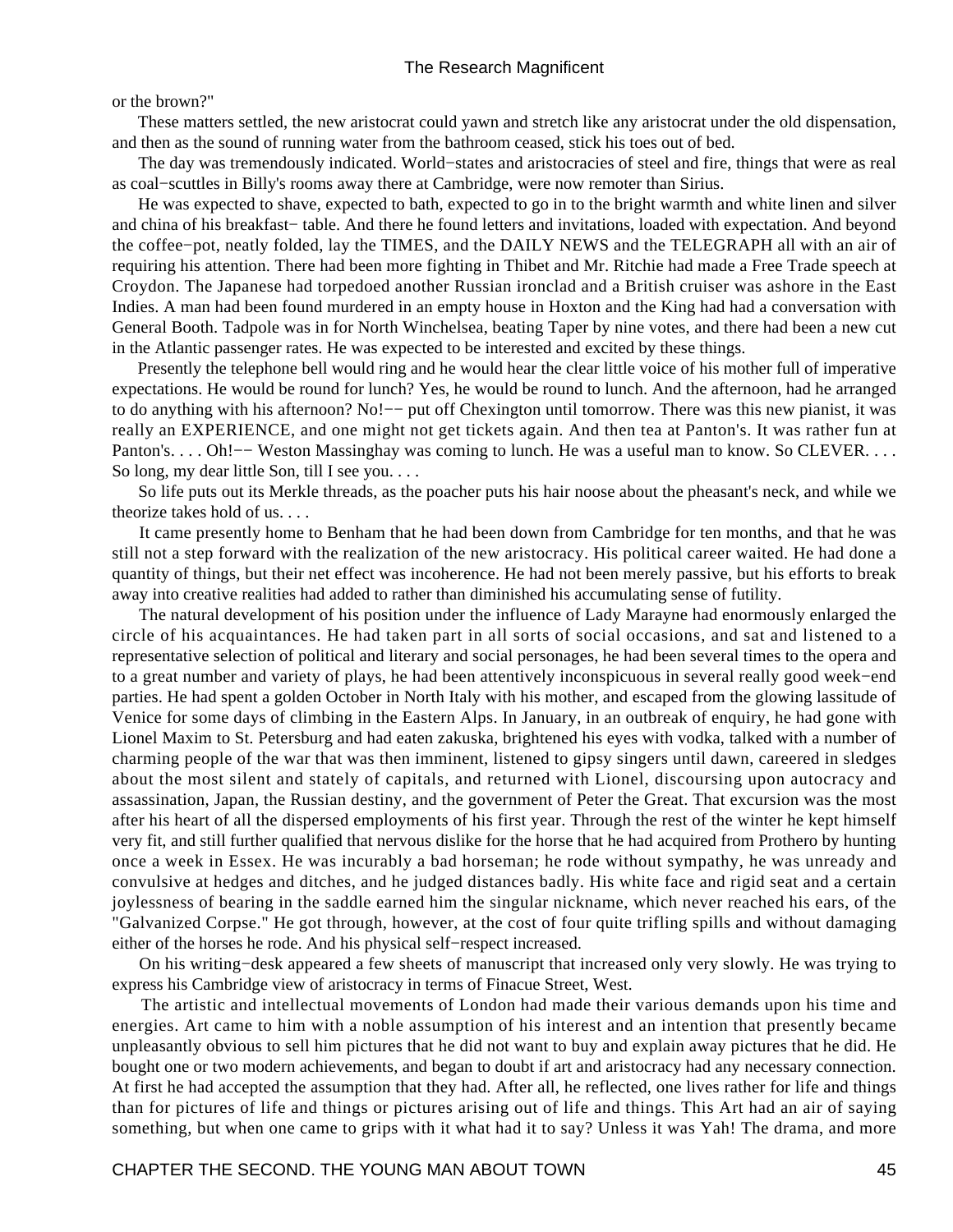or the brown?"

These matters settled, the new aristocrat could yawn and stretch like any aristocrat under the old dispensation, and then as the sound of running water from the bathroom ceased, stick his toes out of bed.

The day was tremendously indicated. World−states and aristocracies of steel and fire, things that were as real as coal−scuttles in Billy's rooms away there at Cambridge, were now remoter than Sirius.

He was expected to shave, expected to bath, expected to go in to the bright warmth and white linen and silver and china of his breakfast− table. And there he found letters and invitations, loaded with expectation. And beyond the coffee−pot, neatly folded, lay the TIMES, and the DAILY NEWS and the TELEGRAPH all with an air of requiring his attention. There had been more fighting in Thibet and Mr. Ritchie had made a Free Trade speech at Croydon. The Japanese had torpedoed another Russian ironclad and a British cruiser was ashore in the East Indies. A man had been found murdered in an empty house in Hoxton and the King had had a conversation with General Booth. Tadpole was in for North Winchelsea, beating Taper by nine votes, and there had been a new cut in the Atlantic passenger rates. He was expected to be interested and excited by these things.

Presently the telephone bell would ring and he would hear the clear little voice of his mother full of imperative expectations. He would be round for lunch? Yes, he would be round to lunch. And the afternoon, had he arranged to do anything with his afternoon? No!−− put off Chexington until tomorrow. There was this new pianist, it was really an EXPERIENCE, and one might not get tickets again. And then tea at Panton's. It was rather fun at Panton's. . . . Oh!−− Weston Massinghay was coming to lunch. He was a useful man to know. So CLEVER. . . . So long, my dear little Son, till I see you. . . .

So life puts out its Merkle threads, as the poacher puts his hair noose about the pheasant's neck, and while we theorize takes hold of us. . . .

It came presently home to Benham that he had been down from Cambridge for ten months, and that he was still not a step forward with the realization of the new aristocracy. His political career waited. He had done a quantity of things, but their net effect was incoherence. He had not been merely passive, but his efforts to break away into creative realities had added to rather than diminished his accumulating sense of futility.

The natural development of his position under the influence of Lady Marayne had enormously enlarged the circle of his acquaintances. He had taken part in all sorts of social occasions, and sat and listened to a representative selection of political and literary and social personages, he had been several times to the opera and to a great number and variety of plays, he had been attentively inconspicuous in several really good week−end parties. He had spent a golden October in North Italy with his mother, and escaped from the glowing lassitude of Venice for some days of climbing in the Eastern Alps. In January, in an outbreak of enquiry, he had gone with Lionel Maxim to St. Petersburg and had eaten zakuska, brightened his eyes with vodka, talked with a number of charming people of the war that was then imminent, listened to gipsy singers until dawn, careered in sledges about the most silent and stately of capitals, and returned with Lionel, discoursing upon autocracy and assassination, Japan, the Russian destiny, and the government of Peter the Great. That excursion was the most after his heart of all the dispersed employments of his first year. Through the rest of the winter he kept himself very fit, and still further qualified that nervous dislike for the horse that he had acquired from Prothero by hunting once a week in Essex. He was incurably a bad horseman; he rode without sympathy, he was unready and convulsive at hedges and ditches, and he judged distances badly. His white face and rigid seat and a certain joylessness of bearing in the saddle earned him the singular nickname, which never reached his ears, of the "Galvanized Corpse." He got through, however, at the cost of four quite trifling spills and without damaging either of the horses he rode. And his physical self−respect increased.

On his writing−desk appeared a few sheets of manuscript that increased only very slowly. He was trying to express his Cambridge view of aristocracy in terms of Finacue Street, West.

The artistic and intellectual movements of London had made their various demands upon his time and energies. Art came to him with a noble assumption of his interest and an intention that presently became unpleasantly obvious to sell him pictures that he did not want to buy and explain away pictures that he did. He bought one or two modern achievements, and began to doubt if art and aristocracy had any necessary connection. At first he had accepted the assumption that they had. After all, he reflected, one lives rather for life and things than for pictures of life and things or pictures arising out of life and things. This Art had an air of saying something, but when one came to grips with it what had it to say? Unless it was Yah! The drama, and more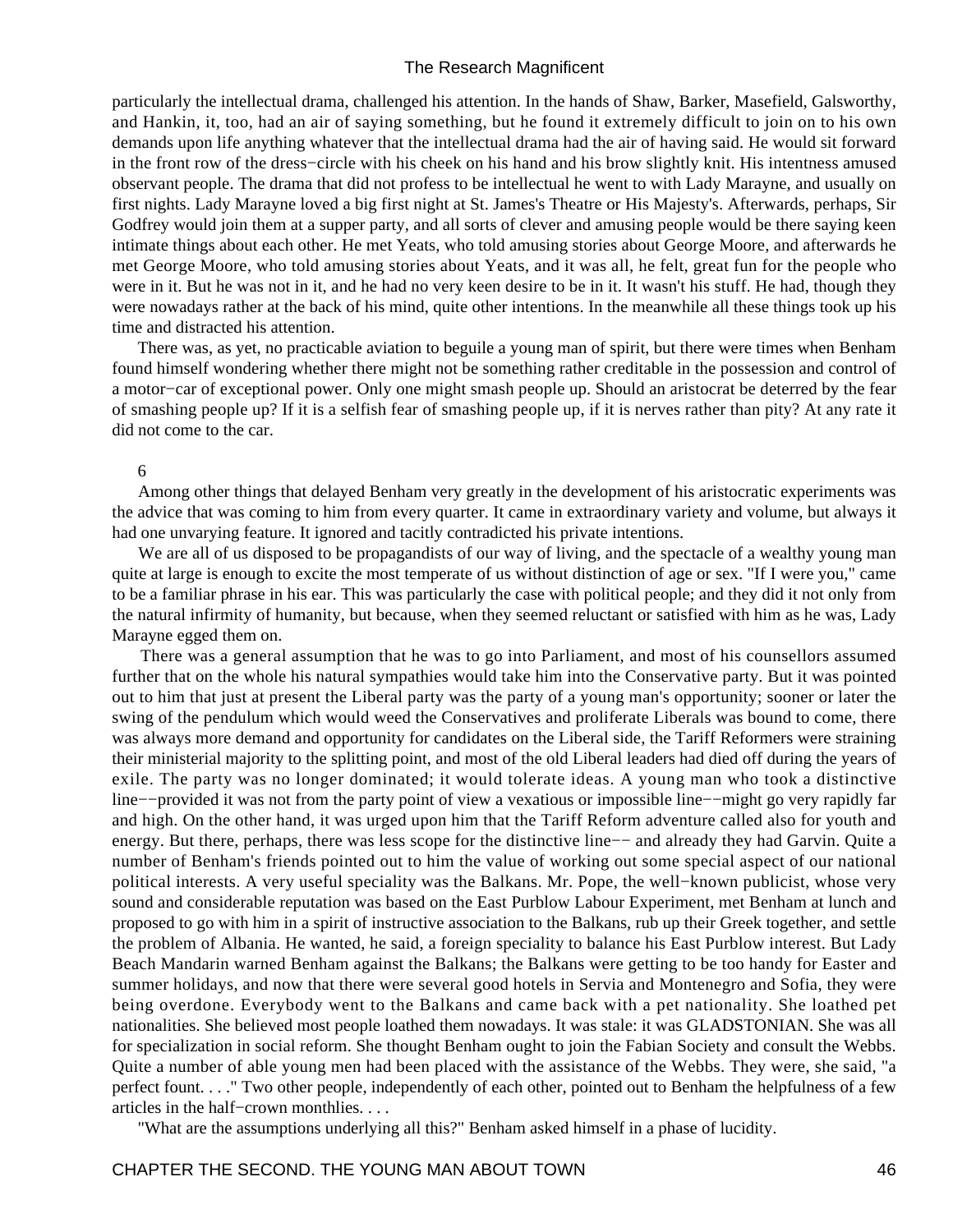particularly the intellectual drama, challenged his attention. In the hands of Shaw, Barker, Masefield, Galsworthy, and Hankin, it, too, had an air of saying something, but he found it extremely difficult to join on to his own demands upon life anything whatever that the intellectual drama had the air of having said. He would sit forward in the front row of the dress−circle with his cheek on his hand and his brow slightly knit. His intentness amused observant people. The drama that did not profess to be intellectual he went to with Lady Marayne, and usually on first nights. Lady Marayne loved a big first night at St. James's Theatre or His Majesty's. Afterwards, perhaps, Sir Godfrey would join them at a supper party, and all sorts of clever and amusing people would be there saying keen intimate things about each other. He met Yeats, who told amusing stories about George Moore, and afterwards he met George Moore, who told amusing stories about Yeats, and it was all, he felt, great fun for the people who were in it. But he was not in it, and he had no very keen desire to be in it. It wasn't his stuff. He had, though they were nowadays rather at the back of his mind, quite other intentions. In the meanwhile all these things took up his time and distracted his attention.

There was, as yet, no practicable aviation to beguile a young man of spirit, but there were times when Benham found himself wondering whether there might not be something rather creditable in the possession and control of a motor−car of exceptional power. Only one might smash people up. Should an aristocrat be deterred by the fear of smashing people up? If it is a selfish fear of smashing people up, if it is nerves rather than pity? At any rate it did not come to the car.

6

Among other things that delayed Benham very greatly in the development of his aristocratic experiments was the advice that was coming to him from every quarter. It came in extraordinary variety and volume, but always it had one unvarying feature. It ignored and tacitly contradicted his private intentions.

We are all of us disposed to be propagandists of our way of living, and the spectacle of a wealthy young man quite at large is enough to excite the most temperate of us without distinction of age or sex. "If I were you," came to be a familiar phrase in his ear. This was particularly the case with political people; and they did it not only from the natural infirmity of humanity, but because, when they seemed reluctant or satisfied with him as he was, Lady Marayne egged them on.

There was a general assumption that he was to go into Parliament, and most of his counsellors assumed further that on the whole his natural sympathies would take him into the Conservative party. But it was pointed out to him that just at present the Liberal party was the party of a young man's opportunity; sooner or later the swing of the pendulum which would weed the Conservatives and proliferate Liberals was bound to come, there was always more demand and opportunity for candidates on the Liberal side, the Tariff Reformers were straining their ministerial majority to the splitting point, and most of the old Liberal leaders had died off during the years of exile. The party was no longer dominated; it would tolerate ideas. A young man who took a distinctive line−−provided it was not from the party point of view a vexatious or impossible line−−might go very rapidly far and high. On the other hand, it was urged upon him that the Tariff Reform adventure called also for youth and energy. But there, perhaps, there was less scope for the distinctive line−− and already they had Garvin. Quite a number of Benham's friends pointed out to him the value of working out some special aspect of our national political interests. A very useful speciality was the Balkans. Mr. Pope, the well−known publicist, whose very sound and considerable reputation was based on the East Purblow Labour Experiment, met Benham at lunch and proposed to go with him in a spirit of instructive association to the Balkans, rub up their Greek together, and settle the problem of Albania. He wanted, he said, a foreign speciality to balance his East Purblow interest. But Lady Beach Mandarin warned Benham against the Balkans; the Balkans were getting to be too handy for Easter and summer holidays, and now that there were several good hotels in Servia and Montenegro and Sofia, they were being overdone. Everybody went to the Balkans and came back with a pet nationality. She loathed pet nationalities. She believed most people loathed them nowadays. It was stale: it was GLADSTONIAN. She was all for specialization in social reform. She thought Benham ought to join the Fabian Society and consult the Webbs. Quite a number of able young men had been placed with the assistance of the Webbs. They were, she said, "a perfect fount. . . ." Two other people, independently of each other, pointed out to Benham the helpfulness of a few articles in the half−crown monthlies. . . .

"What are the assumptions underlying all this?" Benham asked himself in a phase of lucidity.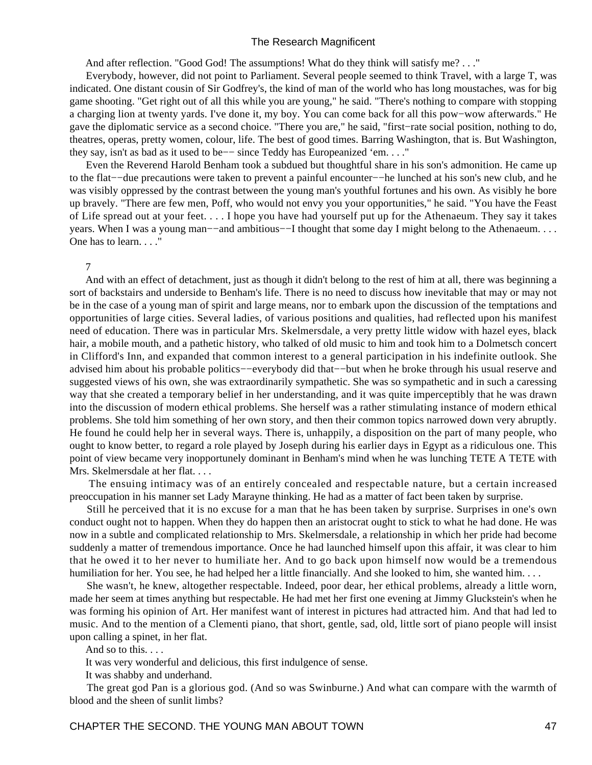And after reflection. "Good God! The assumptions! What do they think will satisfy me? . . ."

Everybody, however, did not point to Parliament. Several people seemed to think Travel, with a large T, was indicated. One distant cousin of Sir Godfrey's, the kind of man of the world who has long moustaches, was for big game shooting. "Get right out of all this while you are young," he said. "There's nothing to compare with stopping a charging lion at twenty yards. I've done it, my boy. You can come back for all this pow−wow afterwards." He gave the diplomatic service as a second choice. "There you are," he said, "first−rate social position, nothing to do, theatres, operas, pretty women, colour, life. The best of good times. Barring Washington, that is. But Washington, they say, isn't as bad as it used to be−− since Teddy has Europeanized 'em. . . ."

Even the Reverend Harold Benham took a subdued but thoughtful share in his son's admonition. He came up to the flat−−due precautions were taken to prevent a painful encounter−−he lunched at his son's new club, and he was visibly oppressed by the contrast between the young man's youthful fortunes and his own. As visibly he bore up bravely. "There are few men, Poff, who would not envy you your opportunities," he said. "You have the Feast of Life spread out at your feet. . . . I hope you have had yourself put up for the Athenaeum. They say it takes years. When I was a young man−−and ambitious−−I thought that some day I might belong to the Athenaeum. . . . One has to learn. . . ."

7

And with an effect of detachment, just as though it didn't belong to the rest of him at all, there was beginning a sort of backstairs and underside to Benham's life. There is no need to discuss how inevitable that may or may not be in the case of a young man of spirit and large means, nor to embark upon the discussion of the temptations and opportunities of large cities. Several ladies, of various positions and qualities, had reflected upon his manifest need of education. There was in particular Mrs. Skelmersdale, a very pretty little widow with hazel eyes, black hair, a mobile mouth, and a pathetic history, who talked of old music to him and took him to a Dolmetsch concert in Clifford's Inn, and expanded that common interest to a general participation in his indefinite outlook. She advised him about his probable politics−−everybody did that−−but when he broke through his usual reserve and suggested views of his own, she was extraordinarily sympathetic. She was so sympathetic and in such a caressing way that she created a temporary belief in her understanding, and it was quite imperceptibly that he was drawn into the discussion of modern ethical problems. She herself was a rather stimulating instance of modern ethical problems. She told him something of her own story, and then their common topics narrowed down very abruptly. He found he could help her in several ways. There is, unhappily, a disposition on the part of many people, who ought to know better, to regard a role played by Joseph during his earlier days in Egypt as a ridiculous one. This point of view became very inopportunely dominant in Benham's mind when he was lunching TETE A TETE with Mrs. Skelmersdale at her flat. . . .

The ensuing intimacy was of an entirely concealed and respectable nature, but a certain increased preoccupation in his manner set Lady Marayne thinking. He had as a matter of fact been taken by surprise.

Still he perceived that it is no excuse for a man that he has been taken by surprise. Surprises in one's own conduct ought not to happen. When they do happen then an aristocrat ought to stick to what he had done. He was now in a subtle and complicated relationship to Mrs. Skelmersdale, a relationship in which her pride had become suddenly a matter of tremendous importance. Once he had launched himself upon this affair, it was clear to him that he owed it to her never to humiliate her. And to go back upon himself now would be a tremendous humiliation for her. You see, he had helped her a little financially. And she looked to him, she wanted him. . . .

She wasn't, he knew, altogether respectable. Indeed, poor dear, her ethical problems, already a little worn, made her seem at times anything but respectable. He had met her first one evening at Jimmy Gluckstein's when he was forming his opinion of Art. Her manifest want of interest in pictures had attracted him. And that had led to music. And to the mention of a Clementi piano, that short, gentle, sad, old, little sort of piano people will insist upon calling a spinet, in her flat.

And so to this. . . .

It was very wonderful and delicious, this first indulgence of sense.

It was shabby and underhand.

The great god Pan is a glorious god. (And so was Swinburne.) And what can compare with the warmth of blood and the sheen of sunlit limbs?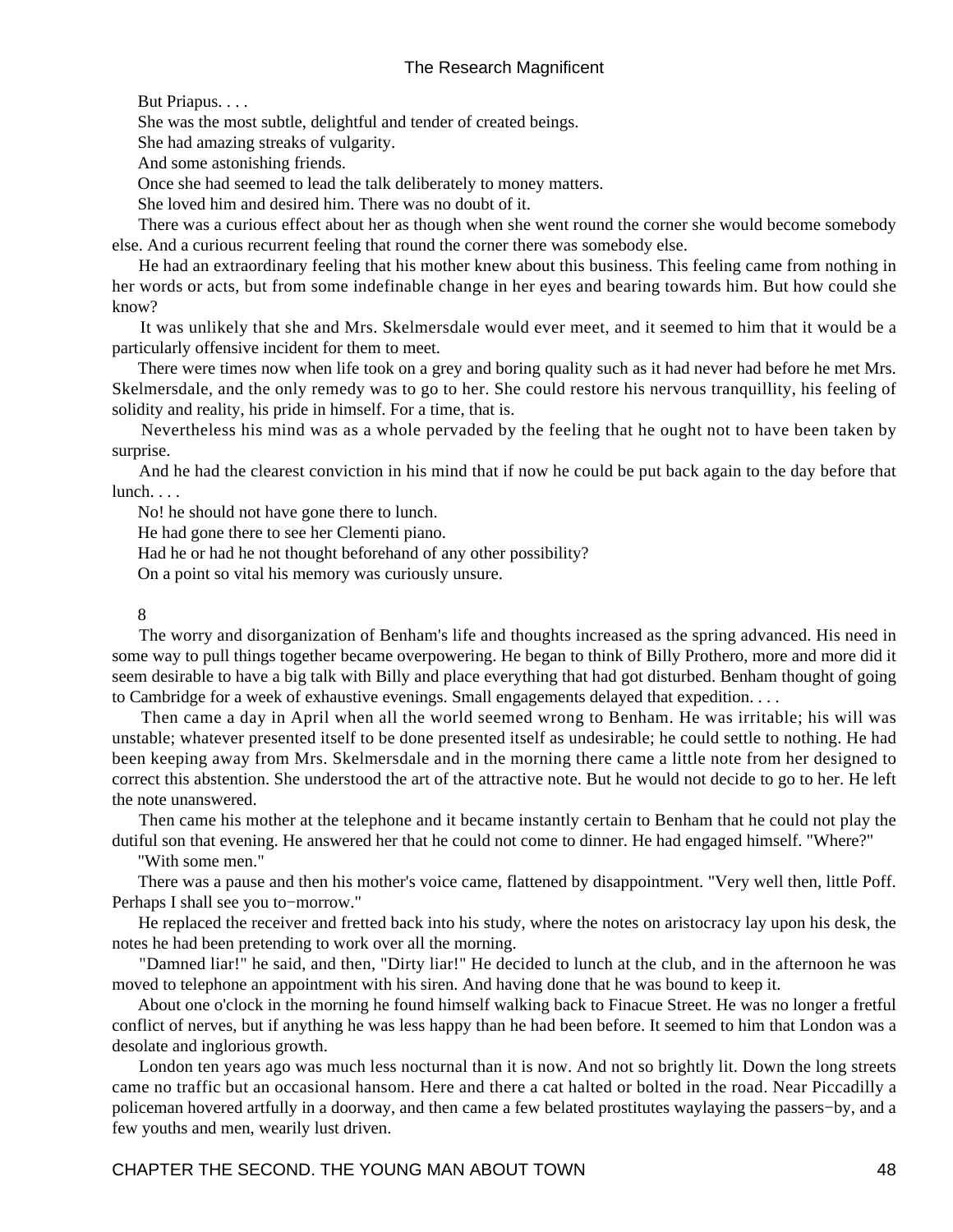But Priapus. . . .

She was the most subtle, delightful and tender of created beings.

She had amazing streaks of vulgarity.

And some astonishing friends.

Once she had seemed to lead the talk deliberately to money matters.

She loved him and desired him. There was no doubt of it.

There was a curious effect about her as though when she went round the corner she would become somebody else. And a curious recurrent feeling that round the corner there was somebody else.

He had an extraordinary feeling that his mother knew about this business. This feeling came from nothing in her words or acts, but from some indefinable change in her eyes and bearing towards him. But how could she know?

It was unlikely that she and Mrs. Skelmersdale would ever meet, and it seemed to him that it would be a particularly offensive incident for them to meet.

There were times now when life took on a grey and boring quality such as it had never had before he met Mrs. Skelmersdale, and the only remedy was to go to her. She could restore his nervous tranquillity, his feeling of solidity and reality, his pride in himself. For a time, that is.

Nevertheless his mind was as a whole pervaded by the feeling that he ought not to have been taken by surprise.

And he had the clearest conviction in his mind that if now he could be put back again to the day before that lunch. . . .

No! he should not have gone there to lunch.

He had gone there to see her Clementi piano.

Had he or had he not thought beforehand of any other possibility?

On a point so vital his memory was curiously unsure.

8

The worry and disorganization of Benham's life and thoughts increased as the spring advanced. His need in some way to pull things together became overpowering. He began to think of Billy Prothero, more and more did it seem desirable to have a big talk with Billy and place everything that had got disturbed. Benham thought of going to Cambridge for a week of exhaustive evenings. Small engagements delayed that expedition. . . .

Then came a day in April when all the world seemed wrong to Benham. He was irritable; his will was unstable; whatever presented itself to be done presented itself as undesirable; he could settle to nothing. He had been keeping away from Mrs. Skelmersdale and in the morning there came a little note from her designed to correct this abstention. She understood the art of the attractive note. But he would not decide to go to her. He left the note unanswered.

Then came his mother at the telephone and it became instantly certain to Benham that he could not play the dutiful son that evening. He answered her that he could not come to dinner. He had engaged himself. "Where?"

"With some men."

There was a pause and then his mother's voice came, flattened by disappointment. "Very well then, little Poff. Perhaps I shall see you to−morrow."

He replaced the receiver and fretted back into his study, where the notes on aristocracy lay upon his desk, the notes he had been pretending to work over all the morning.

"Damned liar!" he said, and then, "Dirty liar!" He decided to lunch at the club, and in the afternoon he was moved to telephone an appointment with his siren. And having done that he was bound to keep it.

About one o'clock in the morning he found himself walking back to Finacue Street. He was no longer a fretful conflict of nerves, but if anything he was less happy than he had been before. It seemed to him that London was a desolate and inglorious growth.

London ten years ago was much less nocturnal than it is now. And not so brightly lit. Down the long streets came no traffic but an occasional hansom. Here and there a cat halted or bolted in the road. Near Piccadilly a policeman hovered artfully in a doorway, and then came a few belated prostitutes waylaying the passers−by, and a few youths and men, wearily lust driven.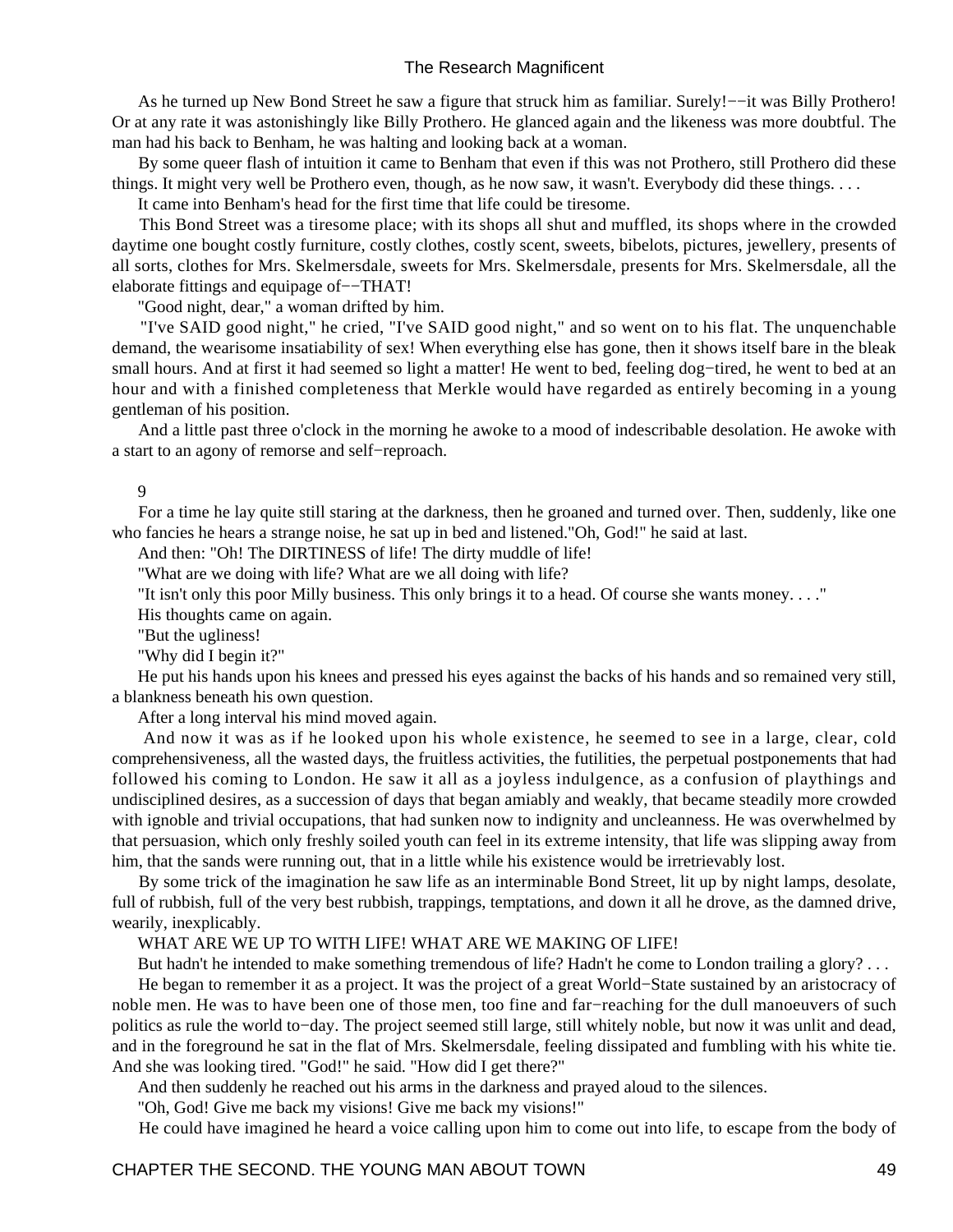As he turned up New Bond Street he saw a figure that struck him as familiar. Surely!−−it was Billy Prothero! Or at any rate it was astonishingly like Billy Prothero. He glanced again and the likeness was more doubtful. The man had his back to Benham, he was halting and looking back at a woman.

By some queer flash of intuition it came to Benham that even if this was not Prothero, still Prothero did these things. It might very well be Prothero even, though, as he now saw, it wasn't. Everybody did these things. . . .

It came into Benham's head for the first time that life could be tiresome.

This Bond Street was a tiresome place; with its shops all shut and muffled, its shops where in the crowded daytime one bought costly furniture, costly clothes, costly scent, sweets, bibelots, pictures, jewellery, presents of all sorts, clothes for Mrs. Skelmersdale, sweets for Mrs. Skelmersdale, presents for Mrs. Skelmersdale, all the elaborate fittings and equipage of−−THAT!

"Good night, dear," a woman drifted by him.

"I've SAID good night," he cried, "I've SAID good night," and so went on to his flat. The unquenchable demand, the wearisome insatiability of sex! When everything else has gone, then it shows itself bare in the bleak small hours. And at first it had seemed so light a matter! He went to bed, feeling dog−tired, he went to bed at an hour and with a finished completeness that Merkle would have regarded as entirely becoming in a young gentleman of his position.

And a little past three o'clock in the morning he awoke to a mood of indescribable desolation. He awoke with a start to an agony of remorse and self−reproach.

9

For a time he lay quite still staring at the darkness, then he groaned and turned over. Then, suddenly, like one who fancies he hears a strange noise, he sat up in bed and listened."Oh, God!" he said at last.

And then: "Oh! The DIRTINESS of life! The dirty muddle of life!

"What are we doing with life? What are we all doing with life?

"It isn't only this poor Milly business. This only brings it to a head. Of course she wants money. . . ."

His thoughts came on again.

"But the ugliness!

"Why did I begin it?"

He put his hands upon his knees and pressed his eyes against the backs of his hands and so remained very still, a blankness beneath his own question.

After a long interval his mind moved again.

And now it was as if he looked upon his whole existence, he seemed to see in a large, clear, cold comprehensiveness, all the wasted days, the fruitless activities, the futilities, the perpetual postponements that had followed his coming to London. He saw it all as a joyless indulgence, as a confusion of playthings and undisciplined desires, as a succession of days that began amiably and weakly, that became steadily more crowded with ignoble and trivial occupations, that had sunken now to indignity and uncleanness. He was overwhelmed by that persuasion, which only freshly soiled youth can feel in its extreme intensity, that life was slipping away from him, that the sands were running out, that in a little while his existence would be irretrievably lost.

By some trick of the imagination he saw life as an interminable Bond Street, lit up by night lamps, desolate, full of rubbish, full of the very best rubbish, trappings, temptations, and down it all he drove, as the damned drive, wearily, inexplicably.

WHAT ARE WE UP TO WITH LIFE! WHAT ARE WE MAKING OF LIFE!

But hadn't he intended to make something tremendous of life? Hadn't he come to London trailing a glory? . . .

He began to remember it as a project. It was the project of a great World−State sustained by an aristocracy of noble men. He was to have been one of those men, too fine and far−reaching for the dull manoeuvers of such politics as rule the world to−day. The project seemed still large, still whitely noble, but now it was unlit and dead, and in the foreground he sat in the flat of Mrs. Skelmersdale, feeling dissipated and fumbling with his white tie. And she was looking tired. "God!" he said. "How did I get there?"

And then suddenly he reached out his arms in the darkness and prayed aloud to the silences.

"Oh, God! Give me back my visions! Give me back my visions!"

He could have imagined he heard a voice calling upon him to come out into life, to escape from the body of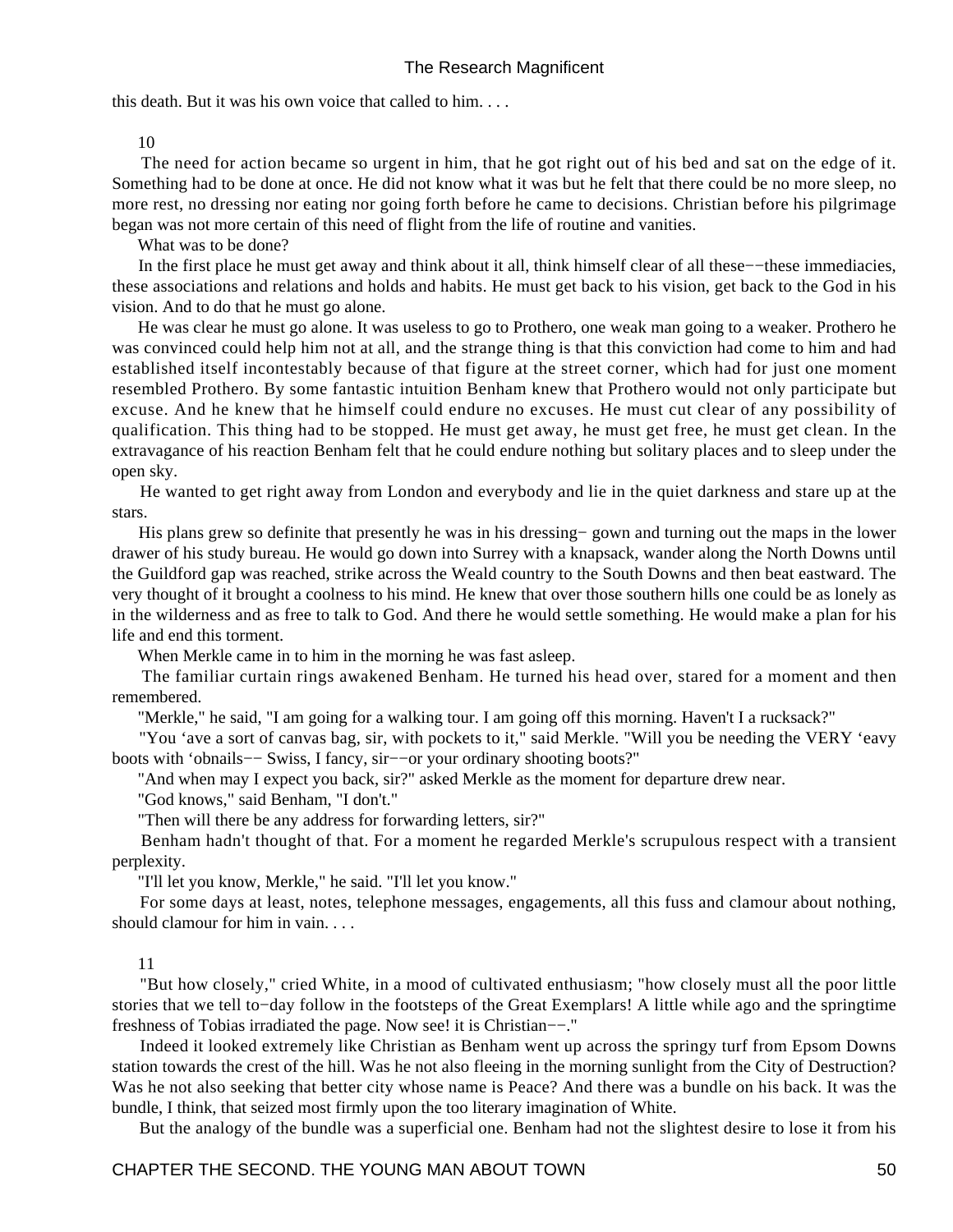this death. But it was his own voice that called to him. . . .

10

The need for action became so urgent in him, that he got right out of his bed and sat on the edge of it. Something had to be done at once. He did not know what it was but he felt that there could be no more sleep, no more rest, no dressing nor eating nor going forth before he came to decisions. Christian before his pilgrimage began was not more certain of this need of flight from the life of routine and vanities.

What was to be done?

In the first place he must get away and think about it all, think himself clear of all these−−these immediacies, these associations and relations and holds and habits. He must get back to his vision, get back to the God in his vision. And to do that he must go alone.

He was clear he must go alone. It was useless to go to Prothero, one weak man going to a weaker. Prothero he was convinced could help him not at all, and the strange thing is that this conviction had come to him and had established itself incontestably because of that figure at the street corner, which had for just one moment resembled Prothero. By some fantastic intuition Benham knew that Prothero would not only participate but excuse. And he knew that he himself could endure no excuses. He must cut clear of any possibility of qualification. This thing had to be stopped. He must get away, he must get free, he must get clean. In the extravagance of his reaction Benham felt that he could endure nothing but solitary places and to sleep under the open sky.

He wanted to get right away from London and everybody and lie in the quiet darkness and stare up at the stars.

His plans grew so definite that presently he was in his dressing− gown and turning out the maps in the lower drawer of his study bureau. He would go down into Surrey with a knapsack, wander along the North Downs until the Guildford gap was reached, strike across the Weald country to the South Downs and then beat eastward. The very thought of it brought a coolness to his mind. He knew that over those southern hills one could be as lonely as in the wilderness and as free to talk to God. And there he would settle something. He would make a plan for his life and end this torment.

When Merkle came in to him in the morning he was fast asleep.

The familiar curtain rings awakened Benham. He turned his head over, stared for a moment and then remembered.

"Merkle," he said, "I am going for a walking tour. I am going off this morning. Haven't I a rucksack?"

"You ‘ave a sort of canvas bag, sir, with pockets to it," said Merkle. "Will you be needing the VERY ‘eavy boots with ‘obnails−− Swiss, I fancy, sir−−or your ordinary shooting boots?"

"And when may I expect you back, sir?" asked Merkle as the moment for departure drew near.

"God knows," said Benham, "I don't."

"Then will there be any address for forwarding letters, sir?"

Benham hadn't thought of that. For a moment he regarded Merkle's scrupulous respect with a transient perplexity.

"I'll let you know, Merkle," he said. "I'll let you know."

For some days at least, notes, telephone messages, engagements, all this fuss and clamour about nothing, should clamour for him in vain. . . .

11

"But how closely," cried White, in a mood of cultivated enthusiasm; "how closely must all the poor little stories that we tell to−day follow in the footsteps of the Great Exemplars! A little while ago and the springtime freshness of Tobias irradiated the page. Now see! it is Christian−−."

Indeed it looked extremely like Christian as Benham went up across the springy turf from Epsom Downs station towards the crest of the hill. Was he not also fleeing in the morning sunlight from the City of Destruction? Was he not also seeking that better city whose name is Peace? And there was a bundle on his back. It was the bundle, I think, that seized most firmly upon the too literary imagination of White.

But the analogy of the bundle was a superficial one. Benham had not the slightest desire to lose it from his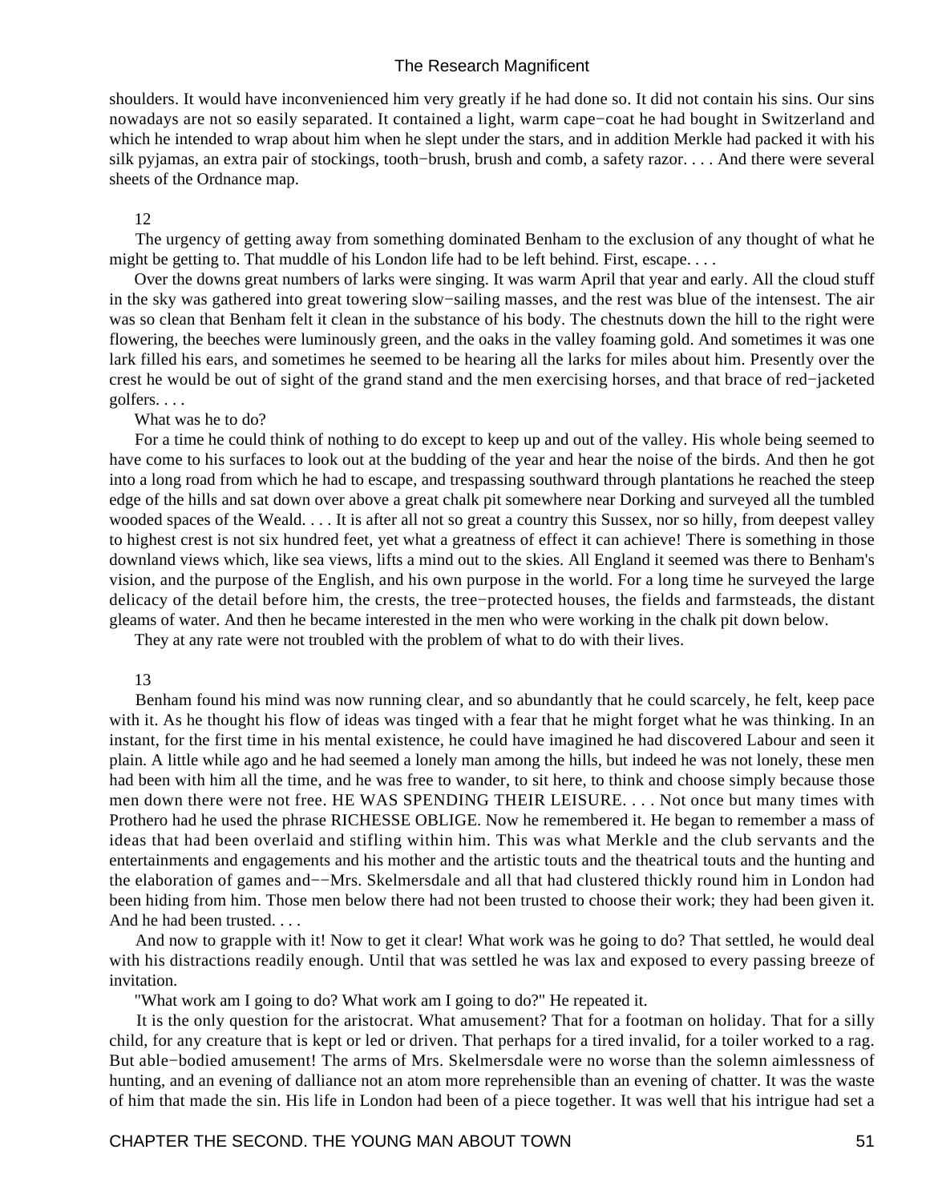shoulders. It would have inconvenienced him very greatly if he had done so. It did not contain his sins. Our sins nowadays are not so easily separated. It contained a light, warm cape−coat he had bought in Switzerland and which he intended to wrap about him when he slept under the stars, and in addition Merkle had packed it with his silk pyjamas, an extra pair of stockings, tooth−brush, brush and comb, a safety razor. . . . And there were several sheets of the Ordnance map.

12

The urgency of getting away from something dominated Benham to the exclusion of any thought of what he might be getting to. That muddle of his London life had to be left behind. First, escape. . . .

Over the downs great numbers of larks were singing. It was warm April that year and early. All the cloud stuff in the sky was gathered into great towering slow−sailing masses, and the rest was blue of the intensest. The air was so clean that Benham felt it clean in the substance of his body. The chestnuts down the hill to the right were flowering, the beeches were luminously green, and the oaks in the valley foaming gold. And sometimes it was one lark filled his ears, and sometimes he seemed to be hearing all the larks for miles about him. Presently over the crest he would be out of sight of the grand stand and the men exercising horses, and that brace of red−jacketed golfers. . . .

What was he to do?

For a time he could think of nothing to do except to keep up and out of the valley. His whole being seemed to have come to his surfaces to look out at the budding of the year and hear the noise of the birds. And then he got into a long road from which he had to escape, and trespassing southward through plantations he reached the steep edge of the hills and sat down over above a great chalk pit somewhere near Dorking and surveyed all the tumbled wooded spaces of the Weald. . . . It is after all not so great a country this Sussex, nor so hilly, from deepest valley to highest crest is not six hundred feet, yet what a greatness of effect it can achieve! There is something in those downland views which, like sea views, lifts a mind out to the skies. All England it seemed was there to Benham's vision, and the purpose of the English, and his own purpose in the world. For a long time he surveyed the large delicacy of the detail before him, the crests, the tree−protected houses, the fields and farmsteads, the distant gleams of water. And then he became interested in the men who were working in the chalk pit down below.

They at any rate were not troubled with the problem of what to do with their lives.

13

Benham found his mind was now running clear, and so abundantly that he could scarcely, he felt, keep pace with it. As he thought his flow of ideas was tinged with a fear that he might forget what he was thinking. In an instant, for the first time in his mental existence, he could have imagined he had discovered Labour and seen it plain. A little while ago and he had seemed a lonely man among the hills, but indeed he was not lonely, these men had been with him all the time, and he was free to wander, to sit here, to think and choose simply because those men down there were not free. HE WAS SPENDING THEIR LEISURE. . . . Not once but many times with Prothero had he used the phrase RICHESSE OBLIGE. Now he remembered it. He began to remember a mass of ideas that had been overlaid and stifling within him. This was what Merkle and the club servants and the entertainments and engagements and his mother and the artistic touts and the theatrical touts and the hunting and the elaboration of games and−−Mrs. Skelmersdale and all that had clustered thickly round him in London had been hiding from him. Those men below there had not been trusted to choose their work; they had been given it. And he had been trusted. . . .

And now to grapple with it! Now to get it clear! What work was he going to do? That settled, he would deal with his distractions readily enough. Until that was settled he was lax and exposed to every passing breeze of invitation.

"What work am I going to do? What work am I going to do?" He repeated it.

It is the only question for the aristocrat. What amusement? That for a footman on holiday. That for a silly child, for any creature that is kept or led or driven. That perhaps for a tired invalid, for a toiler worked to a rag. But able−bodied amusement! The arms of Mrs. Skelmersdale were no worse than the solemn aimlessness of hunting, and an evening of dalliance not an atom more reprehensible than an evening of chatter. It was the waste of him that made the sin. His life in London had been of a piece together. It was well that his intrigue had set a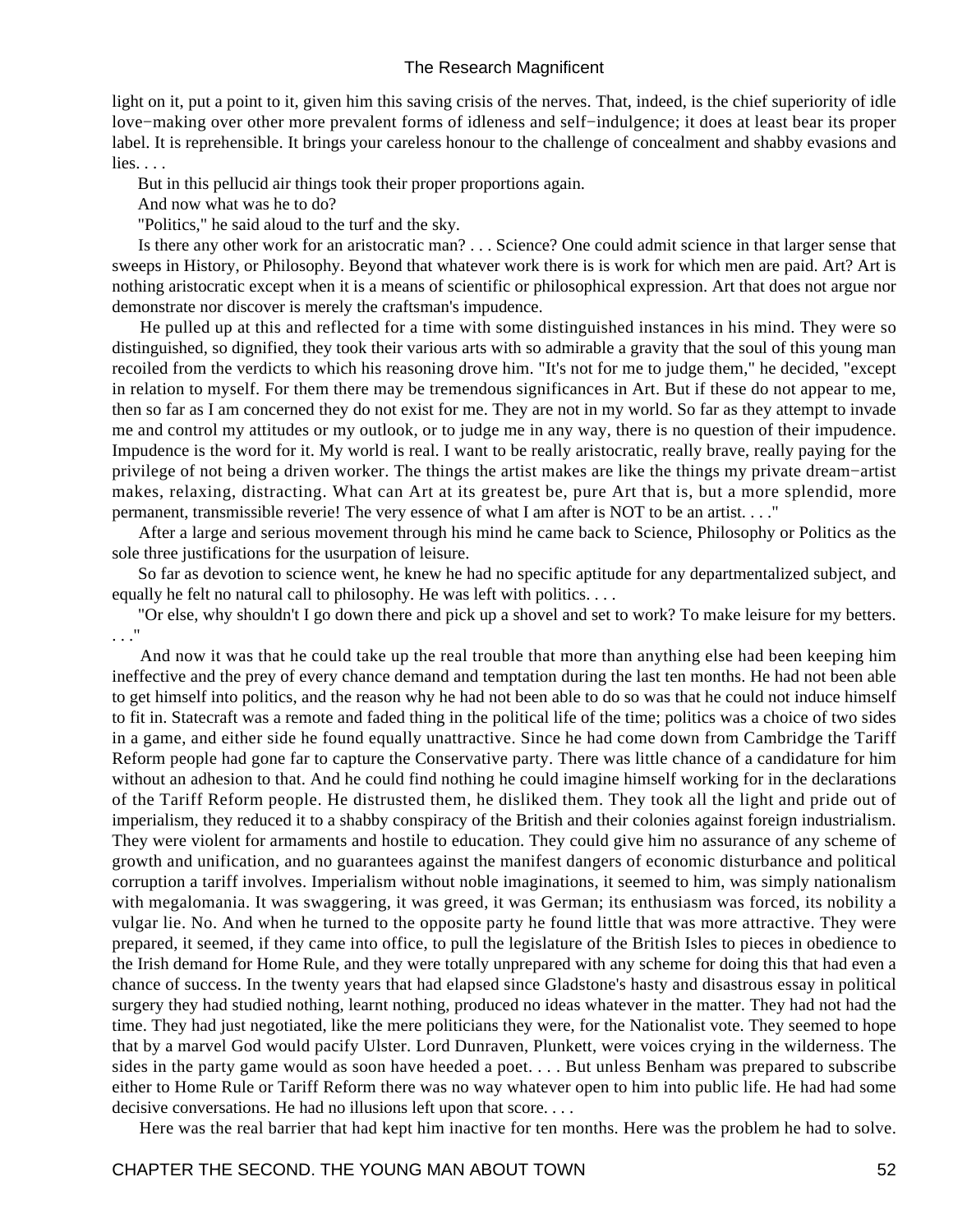light on it, put a point to it, given him this saving crisis of the nerves. That, indeed, is the chief superiority of idle love−making over other more prevalent forms of idleness and self−indulgence; it does at least bear its proper label. It is reprehensible. It brings your careless honour to the challenge of concealment and shabby evasions and lies. . . .

But in this pellucid air things took their proper proportions again.

And now what was he to do?

"Politics," he said aloud to the turf and the sky.

Is there any other work for an aristocratic man? . . . Science? One could admit science in that larger sense that sweeps in History, or Philosophy. Beyond that whatever work there is is work for which men are paid. Art? Art is nothing aristocratic except when it is a means of scientific or philosophical expression. Art that does not argue nor demonstrate nor discover is merely the craftsman's impudence.

He pulled up at this and reflected for a time with some distinguished instances in his mind. They were so distinguished, so dignified, they took their various arts with so admirable a gravity that the soul of this young man recoiled from the verdicts to which his reasoning drove him. "It's not for me to judge them," he decided, "except in relation to myself. For them there may be tremendous significances in Art. But if these do not appear to me, then so far as I am concerned they do not exist for me. They are not in my world. So far as they attempt to invade me and control my attitudes or my outlook, or to judge me in any way, there is no question of their impudence. Impudence is the word for it. My world is real. I want to be really aristocratic, really brave, really paying for the privilege of not being a driven worker. The things the artist makes are like the things my private dream−artist makes, relaxing, distracting. What can Art at its greatest be, pure Art that is, but a more splendid, more permanent, transmissible reverie! The very essence of what I am after is NOT to be an artist. . . ."

After a large and serious movement through his mind he came back to Science, Philosophy or Politics as the sole three justifications for the usurpation of leisure.

So far as devotion to science went, he knew he had no specific aptitude for any departmentalized subject, and equally he felt no natural call to philosophy. He was left with politics. . . .

"Or else, why shouldn't I go down there and pick up a shovel and set to work? To make leisure for my betters. . . ."

And now it was that he could take up the real trouble that more than anything else had been keeping him ineffective and the prey of every chance demand and temptation during the last ten months. He had not been able to get himself into politics, and the reason why he had not been able to do so was that he could not induce himself to fit in. Statecraft was a remote and faded thing in the political life of the time; politics was a choice of two sides in a game, and either side he found equally unattractive. Since he had come down from Cambridge the Tariff Reform people had gone far to capture the Conservative party. There was little chance of a candidature for him without an adhesion to that. And he could find nothing he could imagine himself working for in the declarations of the Tariff Reform people. He distrusted them, he disliked them. They took all the light and pride out of imperialism, they reduced it to a shabby conspiracy of the British and their colonies against foreign industrialism. They were violent for armaments and hostile to education. They could give him no assurance of any scheme of growth and unification, and no guarantees against the manifest dangers of economic disturbance and political corruption a tariff involves. Imperialism without noble imaginations, it seemed to him, was simply nationalism with megalomania. It was swaggering, it was greed, it was German; its enthusiasm was forced, its nobility a vulgar lie. No. And when he turned to the opposite party he found little that was more attractive. They were prepared, it seemed, if they came into office, to pull the legislature of the British Isles to pieces in obedience to the Irish demand for Home Rule, and they were totally unprepared with any scheme for doing this that had even a chance of success. In the twenty years that had elapsed since Gladstone's hasty and disastrous essay in political surgery they had studied nothing, learnt nothing, produced no ideas whatever in the matter. They had not had the time. They had just negotiated, like the mere politicians they were, for the Nationalist vote. They seemed to hope that by a marvel God would pacify Ulster. Lord Dunraven, Plunkett, were voices crying in the wilderness. The sides in the party game would as soon have heeded a poet. . . . But unless Benham was prepared to subscribe either to Home Rule or Tariff Reform there was no way whatever open to him into public life. He had had some decisive conversations. He had no illusions left upon that score. . . .

Here was the real barrier that had kept him inactive for ten months. Here was the problem he had to solve.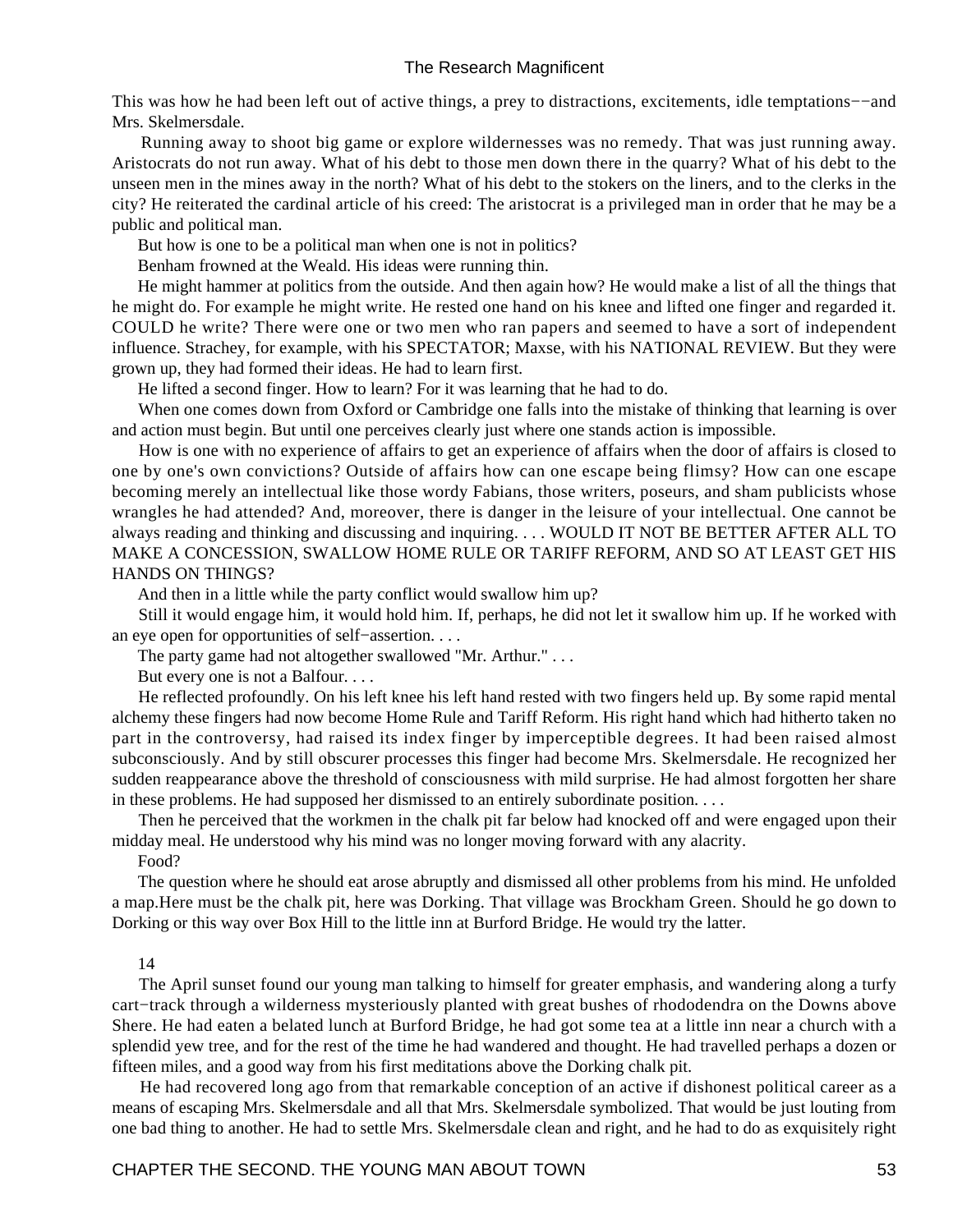This was how he had been left out of active things, a prey to distractions, excitements, idle temptations−−and Mrs. Skelmersdale.

Running away to shoot big game or explore wildernesses was no remedy. That was just running away. Aristocrats do not run away. What of his debt to those men down there in the quarry? What of his debt to the unseen men in the mines away in the north? What of his debt to the stokers on the liners, and to the clerks in the city? He reiterated the cardinal article of his creed: The aristocrat is a privileged man in order that he may be a public and political man.

But how is one to be a political man when one is not in politics?

Benham frowned at the Weald. His ideas were running thin.

He might hammer at politics from the outside. And then again how? He would make a list of all the things that he might do. For example he might write. He rested one hand on his knee and lifted one finger and regarded it. COULD he write? There were one or two men who ran papers and seemed to have a sort of independent influence. Strachey, for example, with his SPECTATOR; Maxse, with his NATIONAL REVIEW. But they were grown up, they had formed their ideas. He had to learn first.

He lifted a second finger. How to learn? For it was learning that he had to do.

When one comes down from Oxford or Cambridge one falls into the mistake of thinking that learning is over and action must begin. But until one perceives clearly just where one stands action is impossible.

How is one with no experience of affairs to get an experience of affairs when the door of affairs is closed to one by one's own convictions? Outside of affairs how can one escape being flimsy? How can one escape becoming merely an intellectual like those wordy Fabians, those writers, poseurs, and sham publicists whose wrangles he had attended? And, moreover, there is danger in the leisure of your intellectual. One cannot be always reading and thinking and discussing and inquiring. . . . WOULD IT NOT BE BETTER AFTER ALL TO MAKE A CONCESSION, SWALLOW HOME RULE OR TARIFF REFORM, AND SO AT LEAST GET HIS HANDS ON THINGS?

And then in a little while the party conflict would swallow him up?

Still it would engage him, it would hold him. If, perhaps, he did not let it swallow him up. If he worked with an eye open for opportunities of self−assertion. . . .

The party game had not altogether swallowed "Mr. Arthur." . . .

But every one is not a Balfour. . . .

He reflected profoundly. On his left knee his left hand rested with two fingers held up. By some rapid mental alchemy these fingers had now become Home Rule and Tariff Reform. His right hand which had hitherto taken no part in the controversy, had raised its index finger by imperceptible degrees. It had been raised almost subconsciously. And by still obscurer processes this finger had become Mrs. Skelmersdale. He recognized her sudden reappearance above the threshold of consciousness with mild surprise. He had almost forgotten her share in these problems. He had supposed her dismissed to an entirely subordinate position. . . .

Then he perceived that the workmen in the chalk pit far below had knocked off and were engaged upon their midday meal. He understood why his mind was no longer moving forward with any alacrity.

Food?

The question where he should eat arose abruptly and dismissed all other problems from his mind. He unfolded a map.Here must be the chalk pit, here was Dorking. That village was Brockham Green. Should he go down to Dorking or this way over Box Hill to the little inn at Burford Bridge. He would try the latter.

14

The April sunset found our young man talking to himself for greater emphasis, and wandering along a turfy cart−track through a wilderness mysteriously planted with great bushes of rhododendra on the Downs above Shere. He had eaten a belated lunch at Burford Bridge, he had got some tea at a little inn near a church with a splendid yew tree, and for the rest of the time he had wandered and thought. He had travelled perhaps a dozen or fifteen miles, and a good way from his first meditations above the Dorking chalk pit.

He had recovered long ago from that remarkable conception of an active if dishonest political career as a means of escaping Mrs. Skelmersdale and all that Mrs. Skelmersdale symbolized. That would be just louting from one bad thing to another. He had to settle Mrs. Skelmersdale clean and right, and he had to do as exquisitely right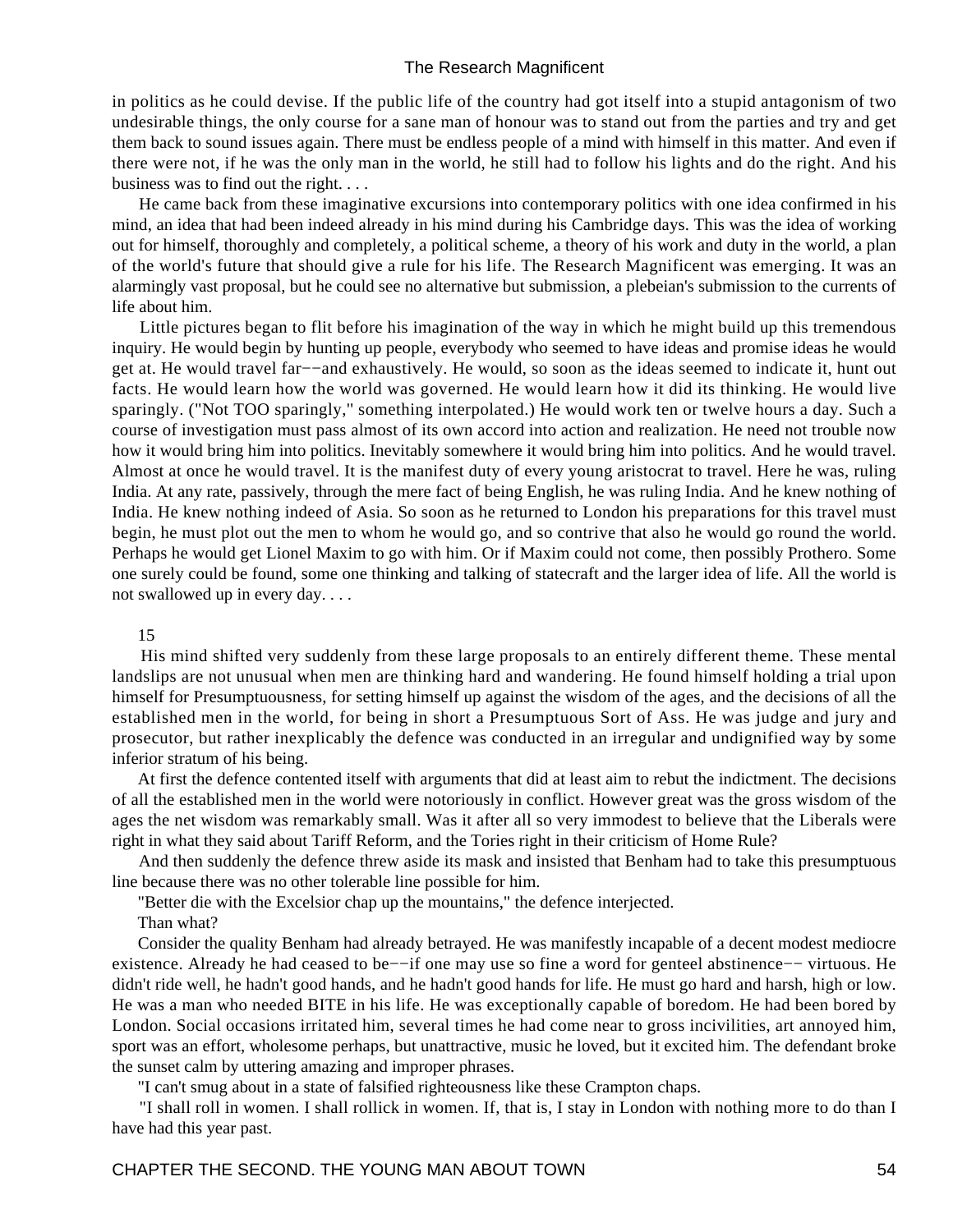in politics as he could devise. If the public life of the country had got itself into a stupid antagonism of two undesirable things, the only course for a sane man of honour was to stand out from the parties and try and get them back to sound issues again. There must be endless people of a mind with himself in this matter. And even if there were not, if he was the only man in the world, he still had to follow his lights and do the right. And his business was to find out the right. . . .

He came back from these imaginative excursions into contemporary politics with one idea confirmed in his mind, an idea that had been indeed already in his mind during his Cambridge days. This was the idea of working out for himself, thoroughly and completely, a political scheme, a theory of his work and duty in the world, a plan of the world's future that should give a rule for his life. The Research Magnificent was emerging. It was an alarmingly vast proposal, but he could see no alternative but submission, a plebeian's submission to the currents of life about him.

Little pictures began to flit before his imagination of the way in which he might build up this tremendous inquiry. He would begin by hunting up people, everybody who seemed to have ideas and promise ideas he would get at. He would travel far−−and exhaustively. He would, so soon as the ideas seemed to indicate it, hunt out facts. He would learn how the world was governed. He would learn how it did its thinking. He would live sparingly. ("Not TOO sparingly," something interpolated.) He would work ten or twelve hours a day. Such a course of investigation must pass almost of its own accord into action and realization. He need not trouble now how it would bring him into politics. Inevitably somewhere it would bring him into politics. And he would travel. Almost at once he would travel. It is the manifest duty of every young aristocrat to travel. Here he was, ruling India. At any rate, passively, through the mere fact of being English, he was ruling India. And he knew nothing of India. He knew nothing indeed of Asia. So soon as he returned to London his preparations for this travel must begin, he must plot out the men to whom he would go, and so contrive that also he would go round the world. Perhaps he would get Lionel Maxim to go with him. Or if Maxim could not come, then possibly Prothero. Some one surely could be found, some one thinking and talking of statecraft and the larger idea of life. All the world is not swallowed up in every day. . . .

15

His mind shifted very suddenly from these large proposals to an entirely different theme. These mental landslips are not unusual when men are thinking hard and wandering. He found himself holding a trial upon himself for Presumptuousness, for setting himself up against the wisdom of the ages, and the decisions of all the established men in the world, for being in short a Presumptuous Sort of Ass. He was judge and jury and prosecutor, but rather inexplicably the defence was conducted in an irregular and undignified way by some inferior stratum of his being.

At first the defence contented itself with arguments that did at least aim to rebut the indictment. The decisions of all the established men in the world were notoriously in conflict. However great was the gross wisdom of the ages the net wisdom was remarkably small. Was it after all so very immodest to believe that the Liberals were right in what they said about Tariff Reform, and the Tories right in their criticism of Home Rule?

And then suddenly the defence threw aside its mask and insisted that Benham had to take this presumptuous line because there was no other tolerable line possible for him.

"Better die with the Excelsior chap up the mountains," the defence interjected.

Than what?

Consider the quality Benham had already betrayed. He was manifestly incapable of a decent modest mediocre existence. Already he had ceased to be−−if one may use so fine a word for genteel abstinence−− virtuous. He didn't ride well, he hadn't good hands, and he hadn't good hands for life. He must go hard and harsh, high or low. He was a man who needed BITE in his life. He was exceptionally capable of boredom. He had been bored by London. Social occasions irritated him, several times he had come near to gross incivilities, art annoyed him, sport was an effort, wholesome perhaps, but unattractive, music he loved, but it excited him. The defendant broke the sunset calm by uttering amazing and improper phrases.

"I can't smug about in a state of falsified righteousness like these Crampton chaps.

"I shall roll in women. I shall rollick in women. If, that is, I stay in London with nothing more to do than I have had this year past.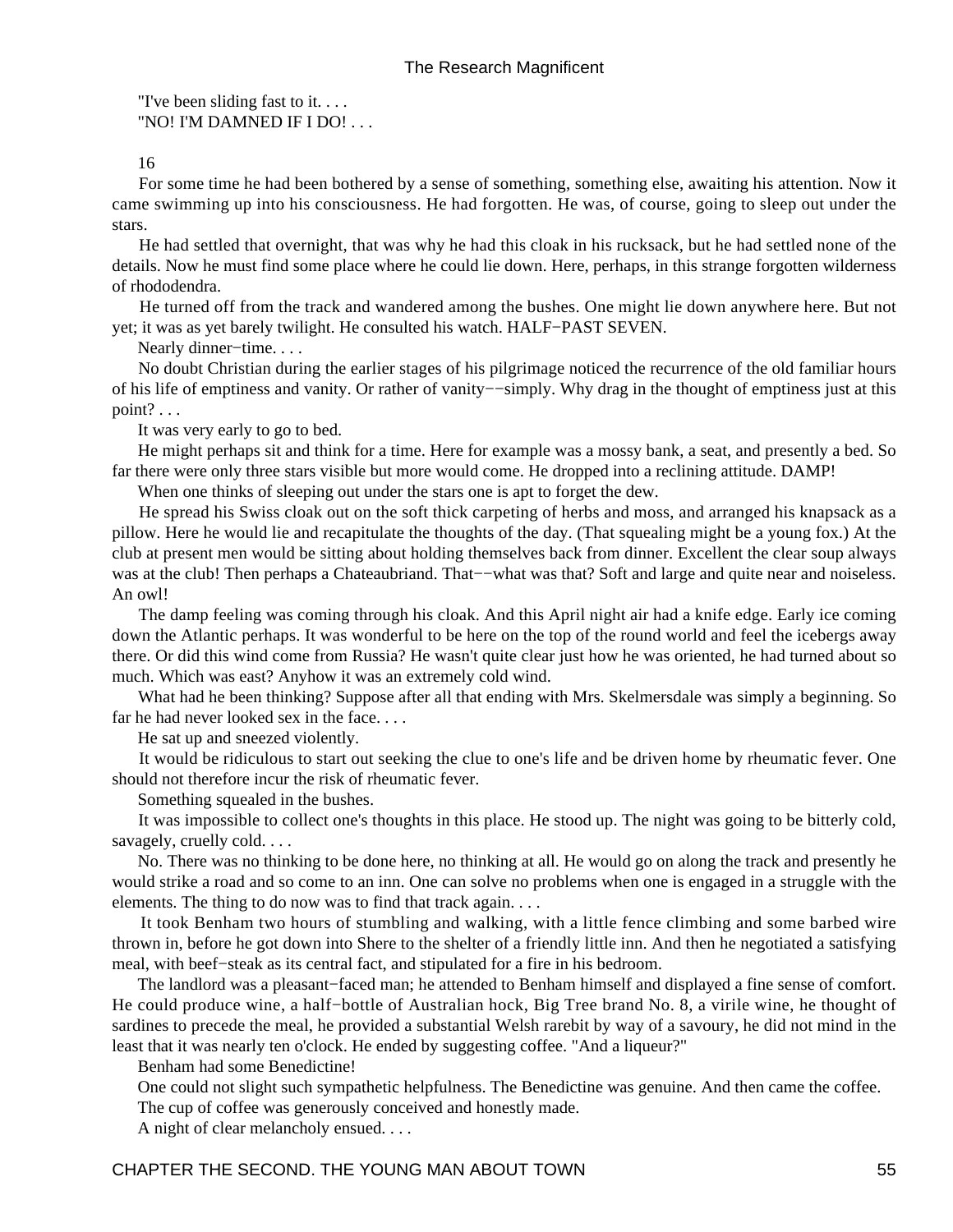"I've been sliding fast to it. . . .
"NO! I'M DAMNED IF I DO! . . .

16

For some time he had been bothered by a sense of something, something else, awaiting his attention. Now it came swimming up into his consciousness. He had forgotten. He was, of course, going to sleep out under the stars.

He had settled that overnight, that was why he had this cloak in his rucksack, but he had settled none of the details. Now he must find some place where he could lie down. Here, perhaps, in this strange forgotten wilderness of rhododendra.

He turned off from the track and wandered among the bushes. One might lie down anywhere here. But not yet; it was as yet barely twilight. He consulted his watch. HALF−PAST SEVEN.

Nearly dinner−time. . . .

No doubt Christian during the earlier stages of his pilgrimage noticed the recurrence of the old familiar hours of his life of emptiness and vanity. Or rather of vanity−−simply. Why drag in the thought of emptiness just at this point? . . .

It was very early to go to bed.

He might perhaps sit and think for a time. Here for example was a mossy bank, a seat, and presently a bed. So far there were only three stars visible but more would come. He dropped into a reclining attitude. DAMP!

When one thinks of sleeping out under the stars one is apt to forget the dew.

He spread his Swiss cloak out on the soft thick carpeting of herbs and moss, and arranged his knapsack as a pillow. Here he would lie and recapitulate the thoughts of the day. (That squealing might be a young fox.) At the club at present men would be sitting about holding themselves back from dinner. Excellent the clear soup always was at the club! Then perhaps a Chateaubriand. That−−what was that? Soft and large and quite near and noiseless. An owl!

The damp feeling was coming through his cloak. And this April night air had a knife edge. Early ice coming down the Atlantic perhaps. It was wonderful to be here on the top of the round world and feel the icebergs away there. Or did this wind come from Russia? He wasn't quite clear just how he was oriented, he had turned about so much. Which was east? Anyhow it was an extremely cold wind.

What had he been thinking? Suppose after all that ending with Mrs. Skelmersdale was simply a beginning. So far he had never looked sex in the face. . . .

He sat up and sneezed violently.

It would be ridiculous to start out seeking the clue to one's life and be driven home by rheumatic fever. One should not therefore incur the risk of rheumatic fever.

Something squealed in the bushes.

It was impossible to collect one's thoughts in this place. He stood up. The night was going to be bitterly cold, savagely, cruelly cold. . . .

No. There was no thinking to be done here, no thinking at all. He would go on along the track and presently he would strike a road and so come to an inn. One can solve no problems when one is engaged in a struggle with the elements. The thing to do now was to find that track again. . . .

It took Benham two hours of stumbling and walking, with a little fence climbing and some barbed wire thrown in, before he got down into Shere to the shelter of a friendly little inn. And then he negotiated a satisfying meal, with beef−steak as its central fact, and stipulated for a fire in his bedroom.

The landlord was a pleasant−faced man; he attended to Benham himself and displayed a fine sense of comfort. He could produce wine, a half−bottle of Australian hock, Big Tree brand No. 8, a virile wine, he thought of sardines to precede the meal, he provided a substantial Welsh rarebit by way of a savoury, he did not mind in the least that it was nearly ten o'clock. He ended by suggesting coffee. "And a liqueur?"

Benham had some Benedictine!

One could not slight such sympathetic helpfulness. The Benedictine was genuine. And then came the coffee.

The cup of coffee was generously conceived and honestly made.

A night of clear melancholy ensued. . . .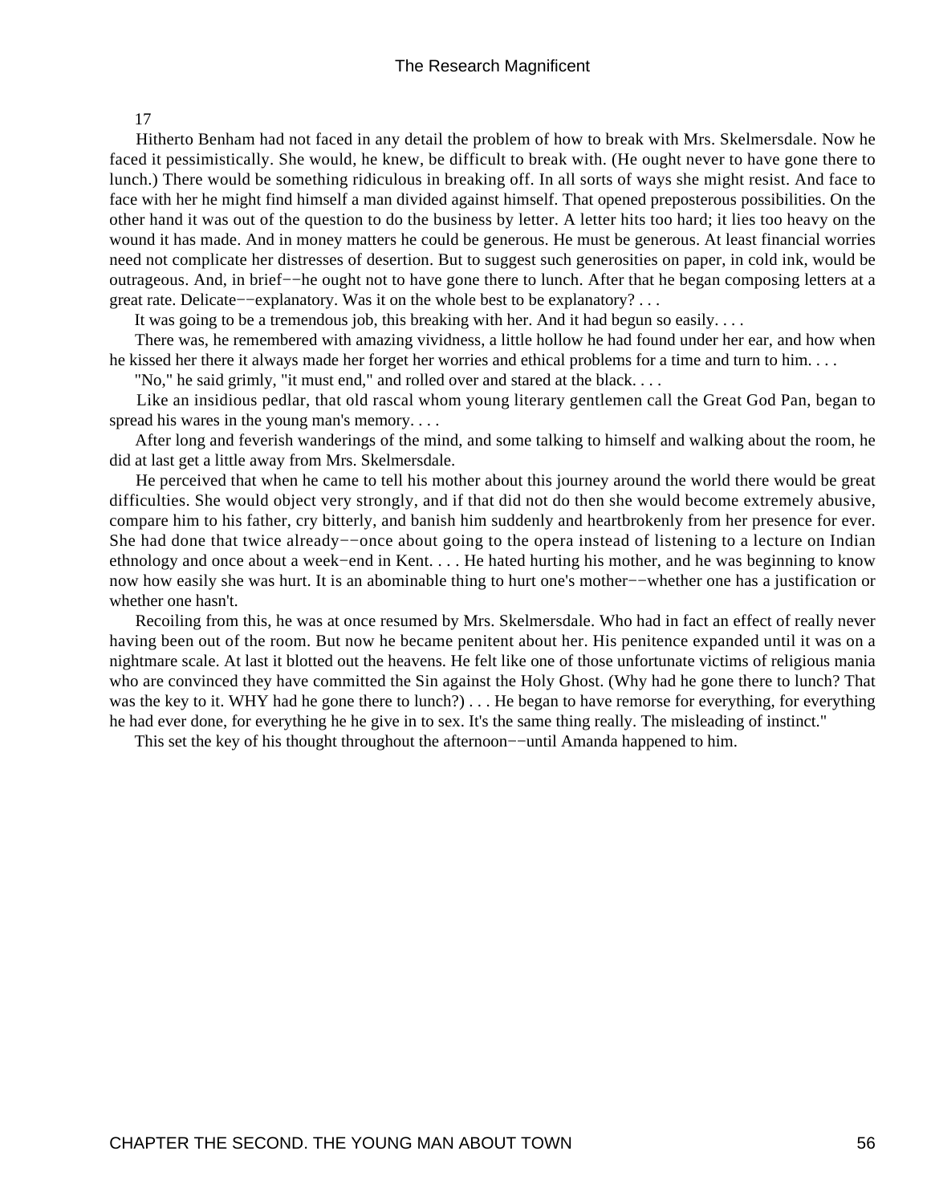17

Hitherto Benham had not faced in any detail the problem of how to break with Mrs. Skelmersdale. Now he faced it pessimistically. She would, he knew, be difficult to break with. (He ought never to have gone there to lunch.) There would be something ridiculous in breaking off. In all sorts of ways she might resist. And face to face with her he might find himself a man divided against himself. That opened preposterous possibilities. On the other hand it was out of the question to do the business by letter. A letter hits too hard; it lies too heavy on the wound it has made. And in money matters he could be generous. He must be generous. At least financial worries need not complicate her distresses of desertion. But to suggest such generosities on paper, in cold ink, would be outrageous. And, in brief−−he ought not to have gone there to lunch. After that he began composing letters at a great rate. Delicate−−explanatory. Was it on the whole best to be explanatory? . . .

It was going to be a tremendous job, this breaking with her. And it had begun so easily. . . .

There was, he remembered with amazing vividness, a little hollow he had found under her ear, and how when he kissed her there it always made her forget her worries and ethical problems for a time and turn to him. . . .

"No," he said grimly, "it must end," and rolled over and stared at the black. . . .

Like an insidious pedlar, that old rascal whom young literary gentlemen call the Great God Pan, began to spread his wares in the young man's memory. . . .

After long and feverish wanderings of the mind, and some talking to himself and walking about the room, he did at last get a little away from Mrs. Skelmersdale.

He perceived that when he came to tell his mother about this journey around the world there would be great difficulties. She would object very strongly, and if that did not do then she would become extremely abusive, compare him to his father, cry bitterly, and banish him suddenly and heartbrokenly from her presence for ever. She had done that twice already−−once about going to the opera instead of listening to a lecture on Indian ethnology and once about a week−end in Kent. . . . He hated hurting his mother, and he was beginning to know now how easily she was hurt. It is an abominable thing to hurt one's mother−−whether one has a justification or whether one hasn't.

Recoiling from this, he was at once resumed by Mrs. Skelmersdale. Who had in fact an effect of really never having been out of the room. But now he became penitent about her. His penitence expanded until it was on a nightmare scale. At last it blotted out the heavens. He felt like one of those unfortunate victims of religious mania who are convinced they have committed the Sin against the Holy Ghost. (Why had he gone there to lunch? That was the key to it. WHY had he gone there to lunch?) . . . He began to have remorse for everything, for everything he had ever done, for everything he he give in to sex. It's the same thing really. The misleading of instinct."

This set the key of his thought throughout the afternoon−−until Amanda happened to him.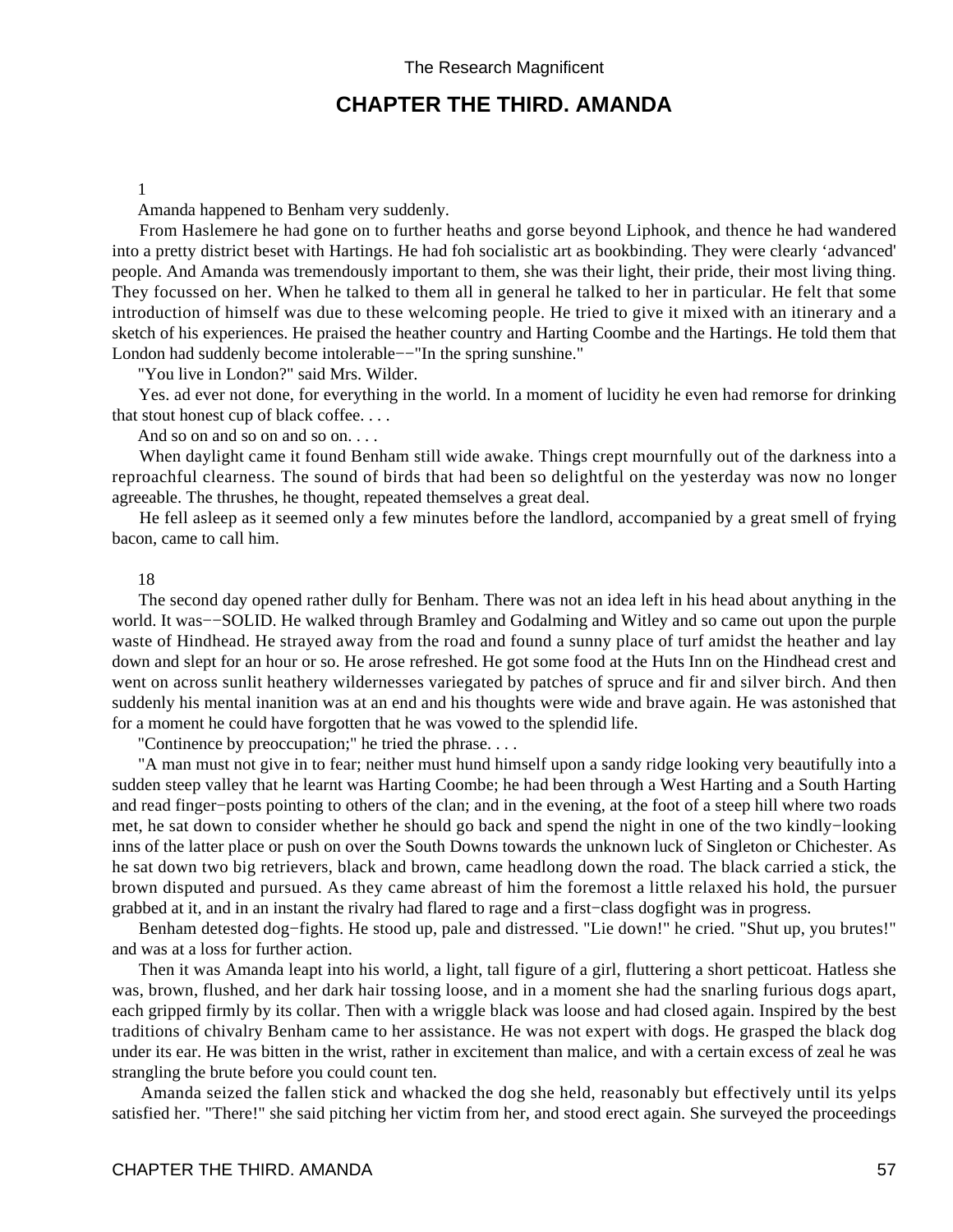# CHAPTER THE THIRD. AMANDA

1

Amanda happened to Benham very suddenly.

From Haslemere he had gone on to further heaths and gorse beyond Liphook, and thence he had wandered into a pretty district beset with Hartings. He had foh socialistic art as bookbinding. They were clearly 'advanced' people. And Amanda was tremendously important to them, she was their light, their pride, their most living thing. They focussed on her. When he talked to them all in general he talked to her in particular. He felt that some introduction of himself was due to these welcoming people. He tried to give it mixed with an itinerary and a sketch of his experiences. He praised the heather country and Harting Coombe and the Hartings. He told them that London had suddenly become intolerable−−"In the spring sunshine."

"You live in London?" said Mrs. Wilder.

Yes. ad ever not done, for everything in the world. In a moment of lucidity he even had remorse for drinking that stout honest cup of black coffee. . . .

And so on and so on and so on. . . .

When daylight came it found Benham still wide awake. Things crept mournfully out of the darkness into a reproachful clearness. The sound of birds that had been so delightful on the yesterday was now no longer agreeable. The thrushes, he thought, repeated themselves a great deal.

He fell asleep as it seemed only a few minutes before the landlord, accompanied by a great smell of frying bacon, came to call him.

18

The second day opened rather dully for Benham. There was not an idea left in his head about anything in the world. It was−−SOLID. He walked through Bramley and Godalming and Witley and so came out upon the purple waste of Hindhead. He strayed away from the road and found a sunny place of turf amidst the heather and lay down and slept for an hour or so. He arose refreshed. He got some food at the Huts Inn on the Hindhead crest and went on across sunlit heathery wildernesses variegated by patches of spruce and fir and silver birch. And then suddenly his mental inanition was at an end and his thoughts were wide and brave again. He was astonished that for a moment he could have forgotten that he was vowed to the splendid life.

"Continence by preoccupation;" he tried the phrase. . . .

"A man must not give in to fear; neither must hund himself upon a sandy ridge looking very beautifully into a sudden steep valley that he learnt was Harting Coombe; he had been through a West Harting and a South Harting and read finger−posts pointing to others of the clan; and in the evening, at the foot of a steep hill where two roads met, he sat down to consider whether he should go back and spend the night in one of the two kindly−looking inns of the latter place or push on over the South Downs towards the unknown luck of Singleton or Chichester. As he sat down two big retrievers, black and brown, came headlong down the road. The black carried a stick, the brown disputed and pursued. As they came abreast of him the foremost a little relaxed his hold, the pursuer grabbed at it, and in an instant the rivalry had flared to rage and a first−class dogfight was in progress.

Benham detested dog−fights. He stood up, pale and distressed. "Lie down!" he cried. "Shut up, you brutes!" and was at a loss for further action.

Then it was Amanda leapt into his world, a light, tall figure of a girl, fluttering a short petticoat. Hatless she was, brown, flushed, and her dark hair tossing loose, and in a moment she had the snarling furious dogs apart, each gripped firmly by its collar. Then with a wriggle black was loose and had closed again. Inspired by the best traditions of chivalry Benham came to her assistance. He was not expert with dogs. He grasped the black dog under its ear. He was bitten in the wrist, rather in excitement than malice, and with a certain excess of zeal he was strangling the brute before you could count ten.

Amanda seized the fallen stick and whacked the dog she held, reasonably but effectively until its yelps satisfied her. "There!" she said pitching her victim from her, and stood erect again. She surveyed the proceedings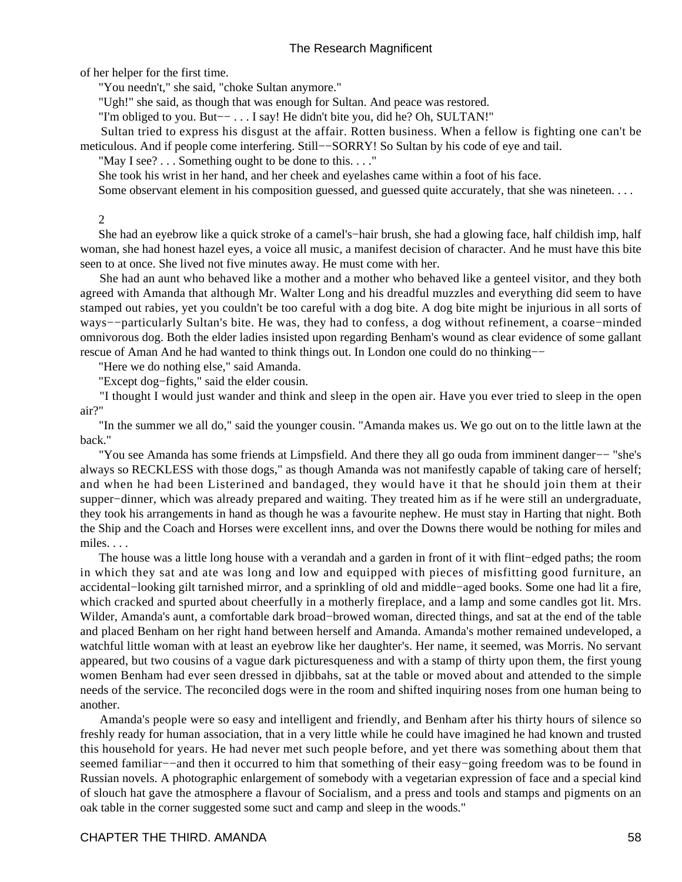of her helper for the first time.

"You needn't," she said, "choke Sultan anymore."

"Ugh!" she said, as though that was enough for Sultan. And peace was restored.

"I'm obliged to you. But−− . . . I say! He didn't bite you, did he? Oh, SULTAN!"

Sultan tried to express his disgust at the affair. Rotten business. When a fellow is fighting one can't be meticulous. And if people come interfering. Still−−SORRY! So Sultan by his code of eye and tail.

"May I see? . . . Something ought to be done to this. . . ."

She took his wrist in her hand, and her cheek and eyelashes came within a foot of his face.

Some observant element in his composition guessed, and guessed quite accurately, that she was nineteen. . . .

2

She had an eyebrow like a quick stroke of a camel's−hair brush, she had a glowing face, half childish imp, half woman, she had honest hazel eyes, a voice all music, a manifest decision of character. And he must have this bite seen to at once. She lived not five minutes away. He must come with her.

She had an aunt who behaved like a mother and a mother who behaved like a genteel visitor, and they both agreed with Amanda that although Mr. Walter Long and his dreadful muzzles and everything did seem to have stamped out rabies, yet you couldn't be too careful with a dog bite. A dog bite might be injurious in all sorts of ways−−particularly Sultan's bite. He was, they had to confess, a dog without refinement, a coarse−minded omnivorous dog. Both the elder ladies insisted upon regarding Benham's wound as clear evidence of some gallant rescue of Aman And he had wanted to think things out. In London one could do no thinking−−

"Here we do nothing else," said Amanda.

"Except dog−fights," said the elder cousin.

"I thought I would just wander and think and sleep in the open air. Have you ever tried to sleep in the open air?"

"In the summer we all do," said the younger cousin. "Amanda makes us. We go out on to the little lawn at the back."

"You see Amanda has some friends at Limpsfield. And there they all go ouda from imminent danger−− "she's always so RECKLESS with those dogs," as though Amanda was not manifestly capable of taking care of herself; and when he had been Listerined and bandaged, they would have it that he should join them at their supper−dinner, which was already prepared and waiting. They treated him as if he were still an undergraduate, they took his arrangements in hand as though he was a favourite nephew. He must stay in Harting that night. Both the Ship and the Coach and Horses were excellent inns, and over the Downs there would be nothing for miles and miles. . . .

The house was a little long house with a verandah and a garden in front of it with flint−edged paths; the room in which they sat and ate was long and low and equipped with pieces of misfitting good furniture, an accidental−looking gilt tarnished mirror, and a sprinkling of old and middle−aged books. Some one had lit a fire, which cracked and spurted about cheerfully in a motherly fireplace, and a lamp and some candles got lit. Mrs. Wilder, Amanda's aunt, a comfortable dark broad−browed woman, directed things, and sat at the end of the table and placed Benham on her right hand between herself and Amanda. Amanda's mother remained undeveloped, a watchful little woman with at least an eyebrow like her daughter's. Her name, it seemed, was Morris. No servant appeared, but two cousins of a vague dark picturesqueness and with a stamp of thirty upon them, the first young women Benham had ever seen dressed in djibbahs, sat at the table or moved about and attended to the simple needs of the service. The reconciled dogs were in the room and shifted inquiring noses from one human being to another.

Amanda's people were so easy and intelligent and friendly, and Benham after his thirty hours of silence so freshly ready for human association, that in a very little while he could have imagined he had known and trusted this household for years. He had never met such people before, and yet there was something about them that seemed familiar−−and then it occurred to him that something of their easy−going freedom was to be found in Russian novels. A photographic enlargement of somebody with a vegetarian expression of face and a special kind of slouch hat gave the atmosphere a flavour of Socialism, and a press and tools and stamps and pigments on an oak table in the corner suggested some suct and camp and sleep in the woods."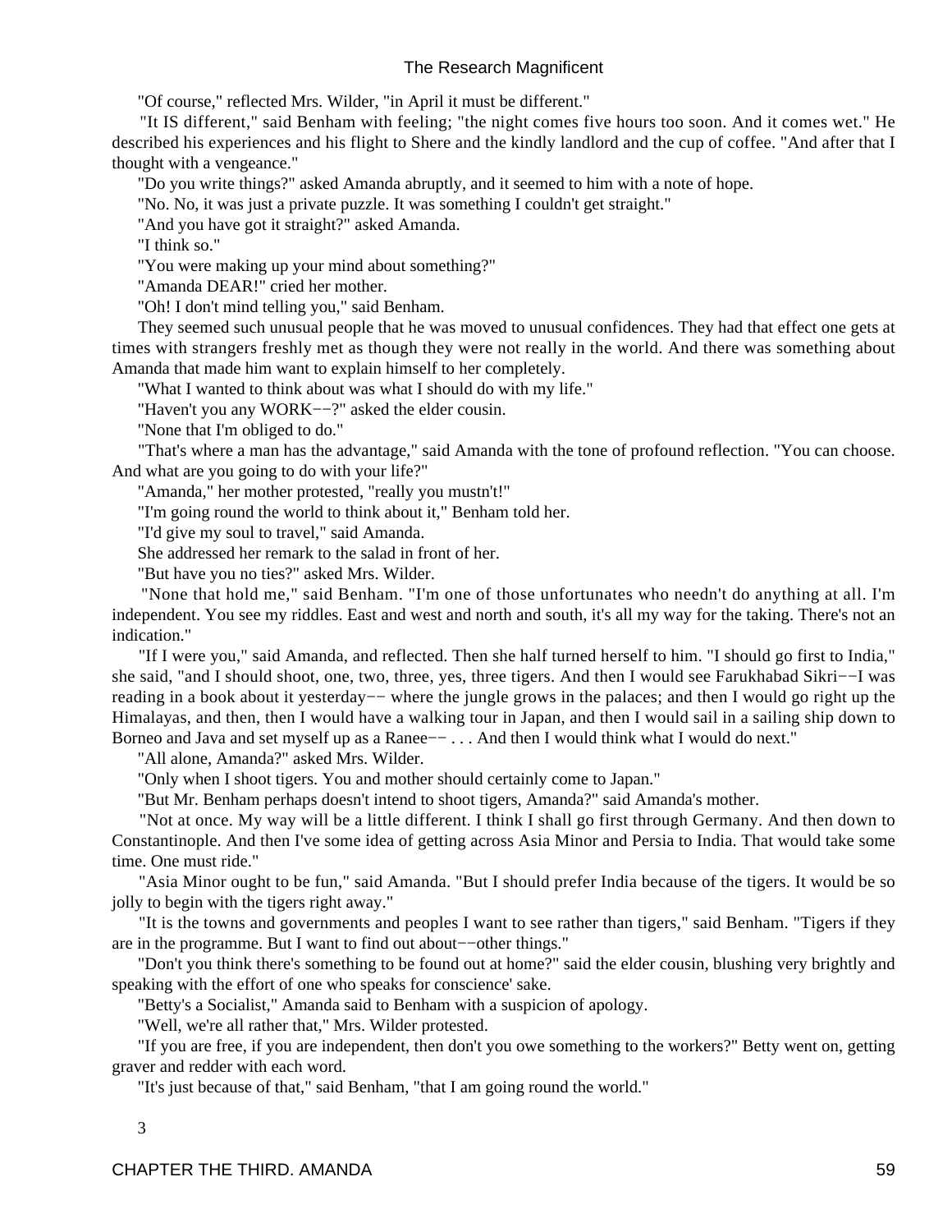"Of course," reflected Mrs. Wilder, "in April it must be different."

"It IS different," said Benham with feeling; "the night comes five hours too soon. And it comes wet." He described his experiences and his flight to Shere and the kindly landlord and the cup of coffee. "And after that I thought with a vengeance."

"Do you write things?" asked Amanda abruptly, and it seemed to him with a note of hope.

"No. No, it was just a private puzzle. It was something I couldn't get straight."

"And you have got it straight?" asked Amanda.

"I think so."

"You were making up your mind about something?"

"Amanda DEAR!" cried her mother.

"Oh! I don't mind telling you," said Benham.

They seemed such unusual people that he was moved to unusual confidences. They had that effect one gets at times with strangers freshly met as though they were not really in the world. And there was something about Amanda that made him want to explain himself to her completely.

"What I wanted to think about was what I should do with my life."

"Haven't you any WORK−−?" asked the elder cousin.

"None that I'm obliged to do."

"That's where a man has the advantage," said Amanda with the tone of profound reflection. "You can choose. And what are you going to do with your life?"

"Amanda," her mother protested, "really you mustn't!"

"I'm going round the world to think about it," Benham told her.

"I'd give my soul to travel," said Amanda.

She addressed her remark to the salad in front of her.

"But have you no ties?" asked Mrs. Wilder.

"None that hold me," said Benham. "I'm one of those unfortunates who needn't do anything at all. I'm independent. You see my riddles. East and west and north and south, it's all my way for the taking. There's not an indication."

"If I were you," said Amanda, and reflected. Then she half turned herself to him. "I should go first to India," she said, "and I should shoot, one, two, three, yes, three tigers. And then I would see Farukhabad Sikri−−I was reading in a book about it yesterday−− where the jungle grows in the palaces; and then I would go right up the Himalayas, and then, then I would have a walking tour in Japan, and then I would sail in a sailing ship down to Borneo and Java and set myself up as a Ranee−− . . . And then I would think what I would do next."

"All alone, Amanda?" asked Mrs. Wilder.

"Only when I shoot tigers. You and mother should certainly come to Japan."

"But Mr. Benham perhaps doesn't intend to shoot tigers, Amanda?" said Amanda's mother.

"Not at once. My way will be a little different. I think I shall go first through Germany. And then down to Constantinople. And then I've some idea of getting across Asia Minor and Persia to India. That would take some time. One must ride."

"Asia Minor ought to be fun," said Amanda. "But I should prefer India because of the tigers. It would be so jolly to begin with the tigers right away."

"It is the towns and governments and peoples I want to see rather than tigers," said Benham. "Tigers if they are in the programme. But I want to find out about−−other things."

"Don't you think there's something to be found out at home?" said the elder cousin, blushing very brightly and speaking with the effort of one who speaks for conscience' sake.

"Betty's a Socialist," Amanda said to Benham with a suspicion of apology.

"Well, we're all rather that," Mrs. Wilder protested.

"If you are free, if you are independent, then don't you owe something to the workers?" Betty went on, getting graver and redder with each word.

"It's just because of that," said Benham, "that I am going round the world."

3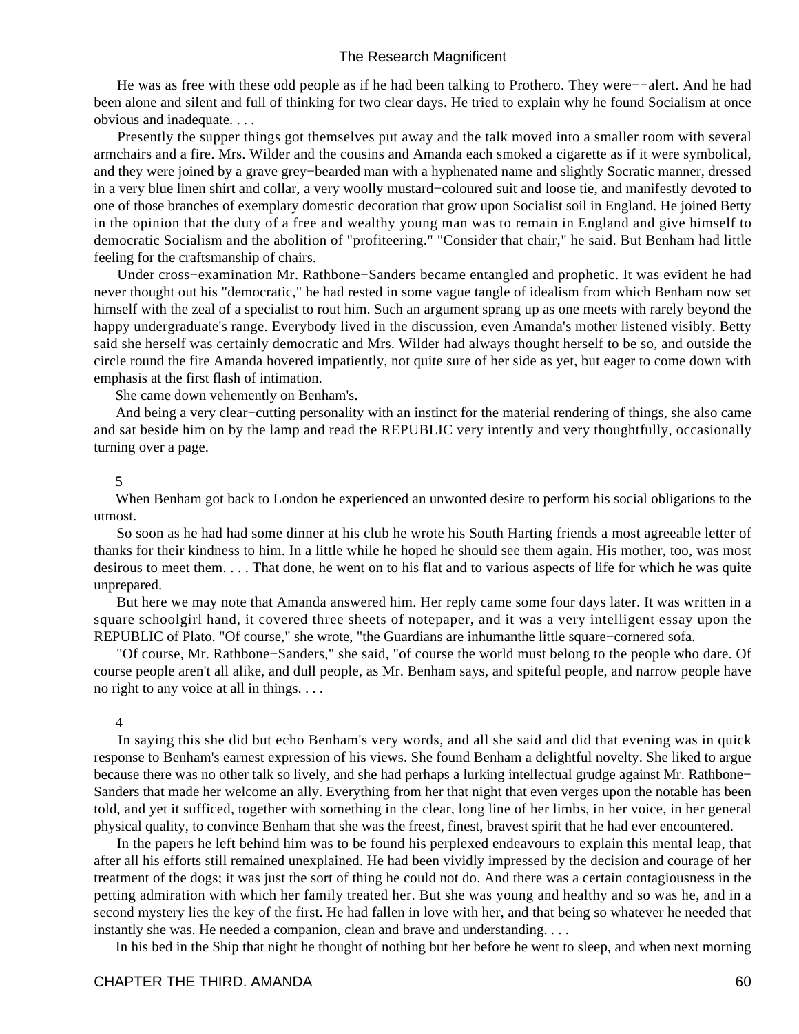He was as free with these odd people as if he had been talking to Prothero. They were−−alert. And he had been alone and silent and full of thinking for two clear days. He tried to explain why he found Socialism at once obvious and inadequate. . . .

Presently the supper things got themselves put away and the talk moved into a smaller room with several armchairs and a fire. Mrs. Wilder and the cousins and Amanda each smoked a cigarette as if it were symbolical, and they were joined by a grave grey−bearded man with a hyphenated name and slightly Socratic manner, dressed in a very blue linen shirt and collar, a very woolly mustard−coloured suit and loose tie, and manifestly devoted to one of those branches of exemplary domestic decoration that grow upon Socialist soil in England. He joined Betty in the opinion that the duty of a free and wealthy young man was to remain in England and give himself to democratic Socialism and the abolition of "profiteering." "Consider that chair," he said. But Benham had little feeling for the craftsmanship of chairs.

Under cross−examination Mr. Rathbone−Sanders became entangled and prophetic. It was evident he had never thought out his "democratic," he had rested in some vague tangle of idealism from which Benham now set himself with the zeal of a specialist to rout him. Such an argument sprang up as one meets with rarely beyond the happy undergraduate's range. Everybody lived in the discussion, even Amanda's mother listened visibly. Betty said she herself was certainly democratic and Mrs. Wilder had always thought herself to be so, and outside the circle round the fire Amanda hovered impatiently, not quite sure of her side as yet, but eager to come down with emphasis at the first flash of intimation.

She came down vehemently on Benham's.

And being a very clear−cutting personality with an instinct for the material rendering of things, she also came and sat beside him on by the lamp and read the REPUBLIC very intently and very thoughtfully, occasionally turning over a page.

5

When Benham got back to London he experienced an unwonted desire to perform his social obligations to the utmost.

So soon as he had had some dinner at his club he wrote his South Harting friends a most agreeable letter of thanks for their kindness to him. In a little while he hoped he should see them again. His mother, too, was most desirous to meet them. . . . That done, he went on to his flat and to various aspects of life for which he was quite unprepared.

But here we may note that Amanda answered him. Her reply came some four days later. It was written in a square schoolgirl hand, it covered three sheets of notepaper, and it was a very intelligent essay upon the REPUBLIC of Plato. "Of course," she wrote, "the Guardians are inhumanthe little square−cornered sofa.

"Of course, Mr. Rathbone−Sanders," she said, "of course the world must belong to the people who dare. Of course people aren't all alike, and dull people, as Mr. Benham says, and spiteful people, and narrow people have no right to any voice at all in things. . . .

4

In saying this she did but echo Benham's very words, and all she said and did that evening was in quick response to Benham's earnest expression of his views. She found Benham a delightful novelty. She liked to argue because there was no other talk so lively, and she had perhaps a lurking intellectual grudge against Mr. Rathbone−Sanders that made her welcome an ally. Everything from her that night that even verges upon the notable has been told, and yet it sufficed, together with something in the clear, long line of her limbs, in her voice, in her general physical quality, to convince Benham that she was the freest, finest, bravest spirit that he had ever encountered.

In the papers he left behind him was to be found his perplexed endeavours to explain this mental leap, that after all his efforts still remained unexplained. He had been vividly impressed by the decision and courage of her treatment of the dogs; it was just the sort of thing he could not do. And there was a certain contagiousness in the petting admiration with which her family treated her. But she was young and healthy and so was he, and in a second mystery lies the key of the first. He had fallen in love with her, and that being so whatever he needed that instantly she was. He needed a companion, clean and brave and understanding. . . .

In his bed in the Ship that night he thought of nothing but her before he went to sleep, and when next morning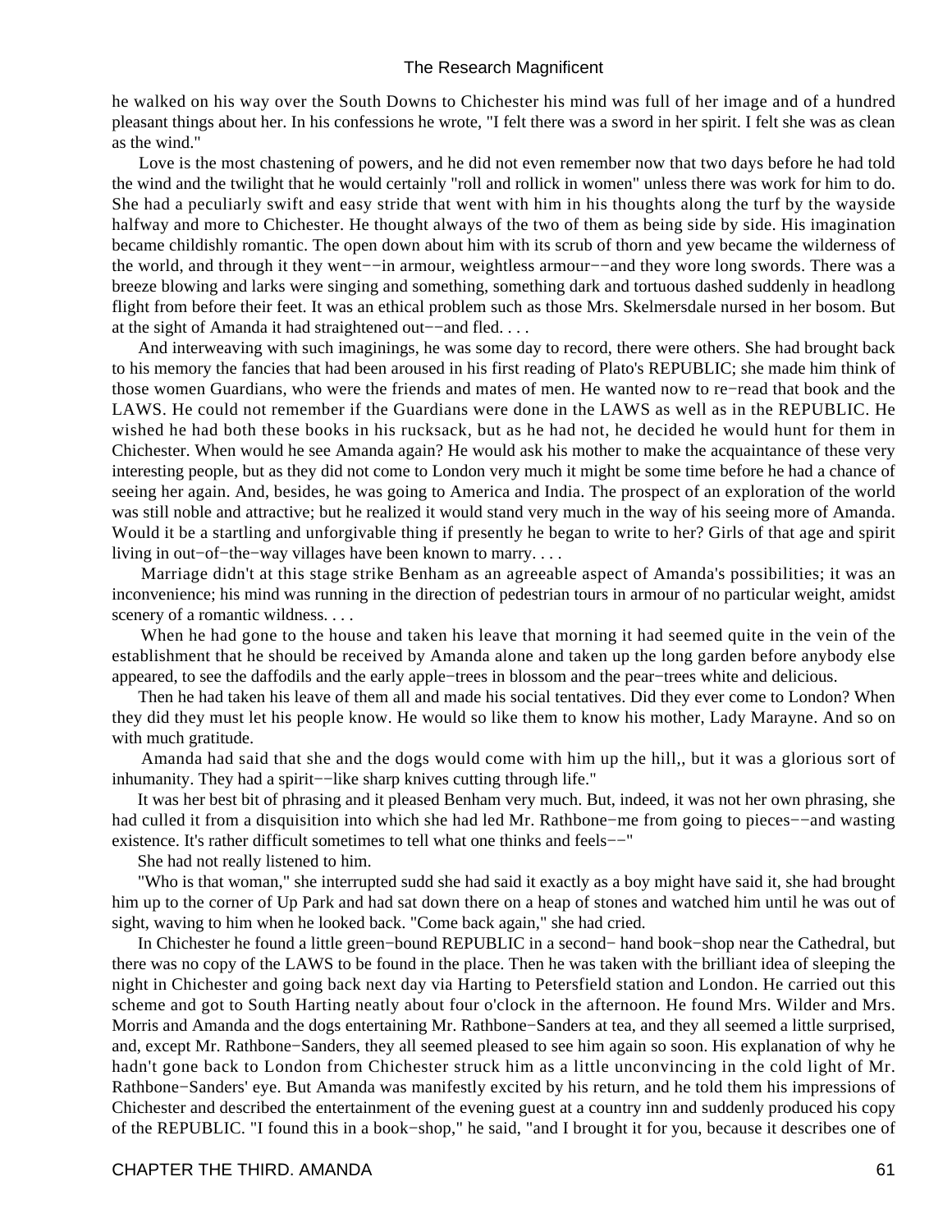he walked on his way over the South Downs to Chichester his mind was full of her image and of a hundred pleasant things about her. In his confessions he wrote, "I felt there was a sword in her spirit. I felt she was as clean as the wind."

Love is the most chastening of powers, and he did not even remember now that two days before he had told the wind and the twilight that he would certainly "roll and rollick in women" unless there was work for him to do. She had a peculiarly swift and easy stride that went with him in his thoughts along the turf by the wayside halfway and more to Chichester. He thought always of the two of them as being side by side. His imagination became childishly romantic. The open down about him with its scrub of thorn and yew became the wilderness of the world, and through it they went−−in armour, weightless armour−−and they wore long swords. There was a breeze blowing and larks were singing and something, something dark and tortuous dashed suddenly in headlong flight from before their feet. It was an ethical problem such as those Mrs. Skelmersdale nursed in her bosom. But at the sight of Amanda it had straightened out−−and fled. . . .

And interweaving with such imaginings, he was some day to record, there were others. She had brought back to his memory the fancies that had been aroused in his first reading of Plato's REPUBLIC; she made him think of those women Guardians, who were the friends and mates of men. He wanted now to re−read that book and the LAWS. He could not remember if the Guardians were done in the LAWS as well as in the REPUBLIC. He wished he had both these books in his rucksack, but as he had not, he decided he would hunt for them in Chichester. When would he see Amanda again? He would ask his mother to make the acquaintance of these very interesting people, but as they did not come to London very much it might be some time before he had a chance of seeing her again. And, besides, he was going to America and India. The prospect of an exploration of the world was still noble and attractive; but he realized it would stand very much in the way of his seeing more of Amanda. Would it be a startling and unforgivable thing if presently he began to write to her? Girls of that age and spirit living in out−of−the−way villages have been known to marry. . . .

Marriage didn't at this stage strike Benham as an agreeable aspect of Amanda's possibilities; it was an inconvenience; his mind was running in the direction of pedestrian tours in armour of no particular weight, amidst scenery of a romantic wildness. . . .

When he had gone to the house and taken his leave that morning it had seemed quite in the vein of the establishment that he should be received by Amanda alone and taken up the long garden before anybody else appeared, to see the daffodils and the early apple−trees in blossom and the pear−trees white and delicious.

Then he had taken his leave of them all and made his social tentatives. Did they ever come to London? When they did they must let his people know. He would so like them to know his mother, Lady Marayne. And so on with much gratitude.

Amanda had said that she and the dogs would come with him up the hill,, but it was a glorious sort of inhumanity. They had a spirit−−like sharp knives cutting through life."

It was her best bit of phrasing and it pleased Benham very much. But, indeed, it was not her own phrasing, she had culled it from a disquisition into which she had led Mr. Rathbone−me from going to pieces−−and wasting existence. It's rather difficult sometimes to tell what one thinks and feels−−"

She had not really listened to him.

"Who is that woman," she interrupted sudd she had said it exactly as a boy might have said it, she had brought him up to the corner of Up Park and had sat down there on a heap of stones and watched him until he was out of sight, waving to him when he looked back. "Come back again," she had cried.

In Chichester he found a little green−bound REPUBLIC in a second− hand book−shop near the Cathedral, but there was no copy of the LAWS to be found in the place. Then he was taken with the brilliant idea of sleeping the night in Chichester and going back next day via Harting to Petersfield station and London. He carried out this scheme and got to South Harting neatly about four o'clock in the afternoon. He found Mrs. Wilder and Mrs. Morris and Amanda and the dogs entertaining Mr. Rathbone−Sanders at tea, and they all seemed a little surprised, and, except Mr. Rathbone−Sanders, they all seemed pleased to see him again so soon. His explanation of why he hadn't gone back to London from Chichester struck him as a little unconvincing in the cold light of Mr. Rathbone−Sanders' eye. But Amanda was manifestly excited by his return, and he told them his impressions of Chichester and described the entertainment of the evening guest at a country inn and suddenly produced his copy of the REPUBLIC. "I found this in a book−shop," he said, "and I brought it for you, because it describes one of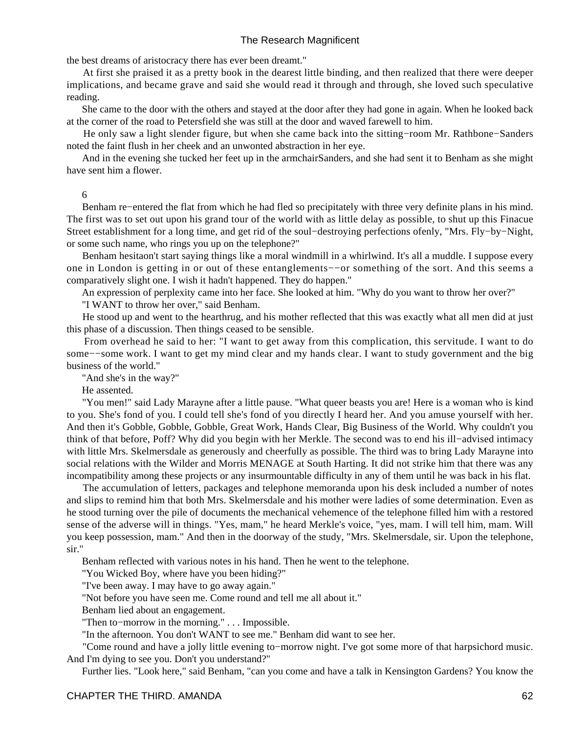the best dreams of aristocracy there has ever been dreamt."

At first she praised it as a pretty book in the dearest little binding, and then realized that there were deeper implications, and became grave and said she would read it through and through, she loved such speculative reading.

She came to the door with the others and stayed at the door after they had gone in again. When he looked back at the corner of the road to Petersfield she was still at the door and waved farewell to him.

He only saw a light slender figure, but when she came back into the sitting−room Mr. Rathbone−Sanders noted the faint flush in her cheek and an unwonted abstraction in her eye.

And in the evening she tucked her feet up in the armchairSanders, and she had sent it to Benham as she might have sent him a flower.

6

Benham re−entered the flat from which he had fled so precipitately with three very definite plans in his mind. The first was to set out upon his grand tour of the world with as little delay as possible, to shut up this Finacue Street establishment for a long time, and get rid of the soul−destroying perfections ofenly, "Mrs. Fly−by−Night, or some such name, who rings you up on the telephone?"

Benham hesitaon't start saying things like a moral windmill in a whirlwind. It's all a muddle. I suppose every one in London is getting in or out of these entanglements−−or something of the sort. And this seems a comparatively slight one. I wish it hadn't happened. They do happen."

An expression of perplexity came into her face. She looked at him. "Why do you want to throw her over?"

"I WANT to throw her over," said Benham.

He stood up and went to the hearthrug, and his mother reflected that this was exactly what all men did at just this phase of a discussion. Then things ceased to be sensible.

From overhead he said to her: "I want to get away from this complication, this servitude. I want to do some−−some work. I want to get my mind clear and my hands clear. I want to study government and the big business of the world."

"And she's in the way?"

He assented.

"You men!" said Lady Marayne after a little pause. "What queer beasts you are! Here is a woman who is kind to you. She's fond of you. I could tell she's fond of you directly I heard her. And you amuse yourself with her. And then it's Gobble, Gobble, Gobble, Great Work, Hands Clear, Big Business of the World. Why couldn't you think of that before, Poff? Why did you begin with her Merkle. The second was to end his ill−advised intimacy with little Mrs. Skelmersdale as generously and cheerfully as possible. The third was to bring Lady Marayne into social relations with the Wilder and Morris MENAGE at South Harting. It did not strike him that there was any incompatibility among these projects or any insurmountable difficulty in any of them until he was back in his flat.

The accumulation of letters, packages and telephone memoranda upon his desk included a number of notes and slips to remind him that both Mrs. Skelmersdale and his mother were ladies of some determination. Even as he stood turning over the pile of documents the mechanical vehemence of the telephone filled him with a restored sense of the adverse will in things. "Yes, mam," he heard Merkle's voice, "yes, mam. I will tell him, mam. Will you keep possession, mam." And then in the doorway of the study, "Mrs. Skelmersdale, sir. Upon the telephone, sir."

Benham reflected with various notes in his hand. Then he went to the telephone.

"You Wicked Boy, where have you been hiding?"

"I've been away. I may have to go away again."

"Not before you have seen me. Come round and tell me all about it."

Benham lied about an engagement.

"Then to−morrow in the morning." . . . Impossible.

"In the afternoon. You don't WANT to see me." Benham did want to see her.

"Come round and have a jolly little evening to−morrow night. I've got some more of that harpsichord music. And I'm dying to see you. Don't you understand?"

Further lies. "Look here," said Benham, "can you come and have a talk in Kensington Gardens? You know the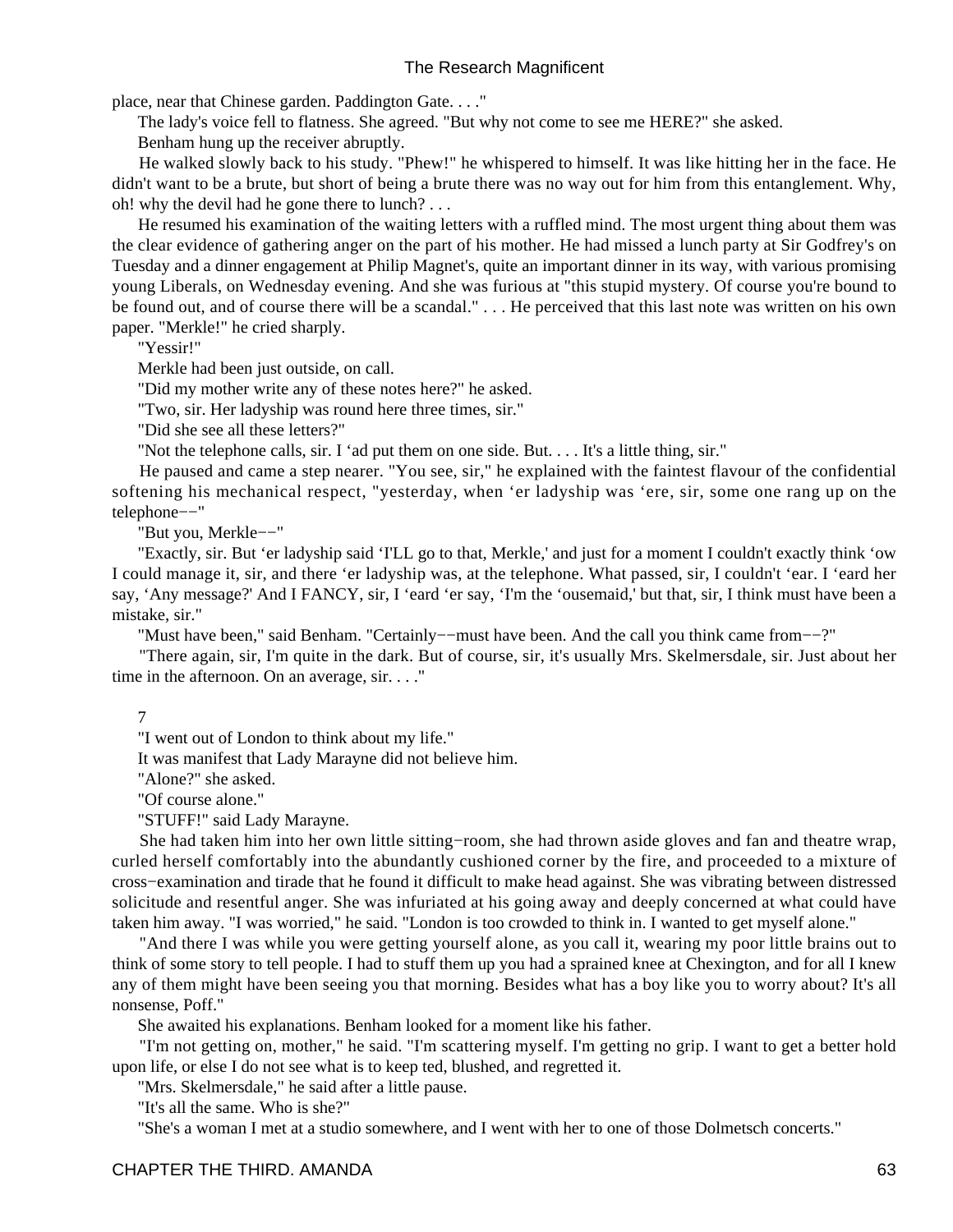place, near that Chinese garden. Paddington Gate. . . ."

The lady's voice fell to flatness. She agreed. "But why not come to see me HERE?" she asked.

Benham hung up the receiver abruptly.

He walked slowly back to his study. "Phew!" he whispered to himself. It was like hitting her in the face. He didn't want to be a brute, but short of being a brute there was no way out for him from this entanglement. Why, oh! why the devil had he gone there to lunch? . . .

He resumed his examination of the waiting letters with a ruffled mind. The most urgent thing about them was the clear evidence of gathering anger on the part of his mother. He had missed a lunch party at Sir Godfrey's on Tuesday and a dinner engagement at Philip Magnet's, quite an important dinner in its way, with various promising young Liberals, on Wednesday evening. And she was furious at "this stupid mystery. Of course you're bound to be found out, and of course there will be a scandal." . . . He perceived that this last note was written on his own paper. "Merkle!" he cried sharply.

"Yessir!"

Merkle had been just outside, on call.

"Did my mother write any of these notes here?" he asked.

"Two, sir. Her ladyship was round here three times, sir."

"Did she see all these letters?"

"Not the telephone calls, sir. I ‘ad put them on one side. But. . . . It's a little thing, sir."

He paused and came a step nearer. "You see, sir," he explained with the faintest flavour of the confidential softening his mechanical respect, "yesterday, when ‘er ladyship was ‘ere, sir, some one rang up on the telephone−−"

"But you, Merkle−−"

"Exactly, sir. But ‘er ladyship said ‘I'LL go to that, Merkle,' and just for a moment I couldn't exactly think ‘ow I could manage it, sir, and there ‘er ladyship was, at the telephone. What passed, sir, I couldn't ‘ear. I ‘eard her say, ‘Any message?' And I FANCY, sir, I ‘eard ‘er say, ‘I'm the ‘ousemaid,' but that, sir, I think must have been a mistake, sir."

"Must have been," said Benham. "Certainly−−must have been. And the call you think came from−−?"

"There again, sir, I'm quite in the dark. But of course, sir, it's usually Mrs. Skelmersdale, sir. Just about her time in the afternoon. On an average, sir. . . ."

7

"I went out of London to think about my life."

It was manifest that Lady Marayne did not believe him.

"Alone?" she asked.

"Of course alone."

"STUFF!" said Lady Marayne.

She had taken him into her own little sitting−room, she had thrown aside gloves and fan and theatre wrap, curled herself comfortably into the abundantly cushioned corner by the fire, and proceeded to a mixture of cross−examination and tirade that he found it difficult to make head against. She was vibrating between distressed solicitude and resentful anger. She was infuriated at his going away and deeply concerned at what could have taken him away. "I was worried," he said. "London is too crowded to think in. I wanted to get myself alone."

"And there I was while you were getting yourself alone, as you call it, wearing my poor little brains out to think of some story to tell people. I had to stuff them up you had a sprained knee at Chexington, and for all I knew any of them might have been seeing you that morning. Besides what has a boy like you to worry about? It's all nonsense, Poff."

She awaited his explanations. Benham looked for a moment like his father.

"I'm not getting on, mother," he said. "I'm scattering myself. I'm getting no grip. I want to get a better hold upon life, or else I do not see what is to keep ted, blushed, and regretted it.

"Mrs. Skelmersdale," he said after a little pause.

"It's all the same. Who is she?"

"She's a woman I met at a studio somewhere, and I went with her to one of those Dolmetsch concerts."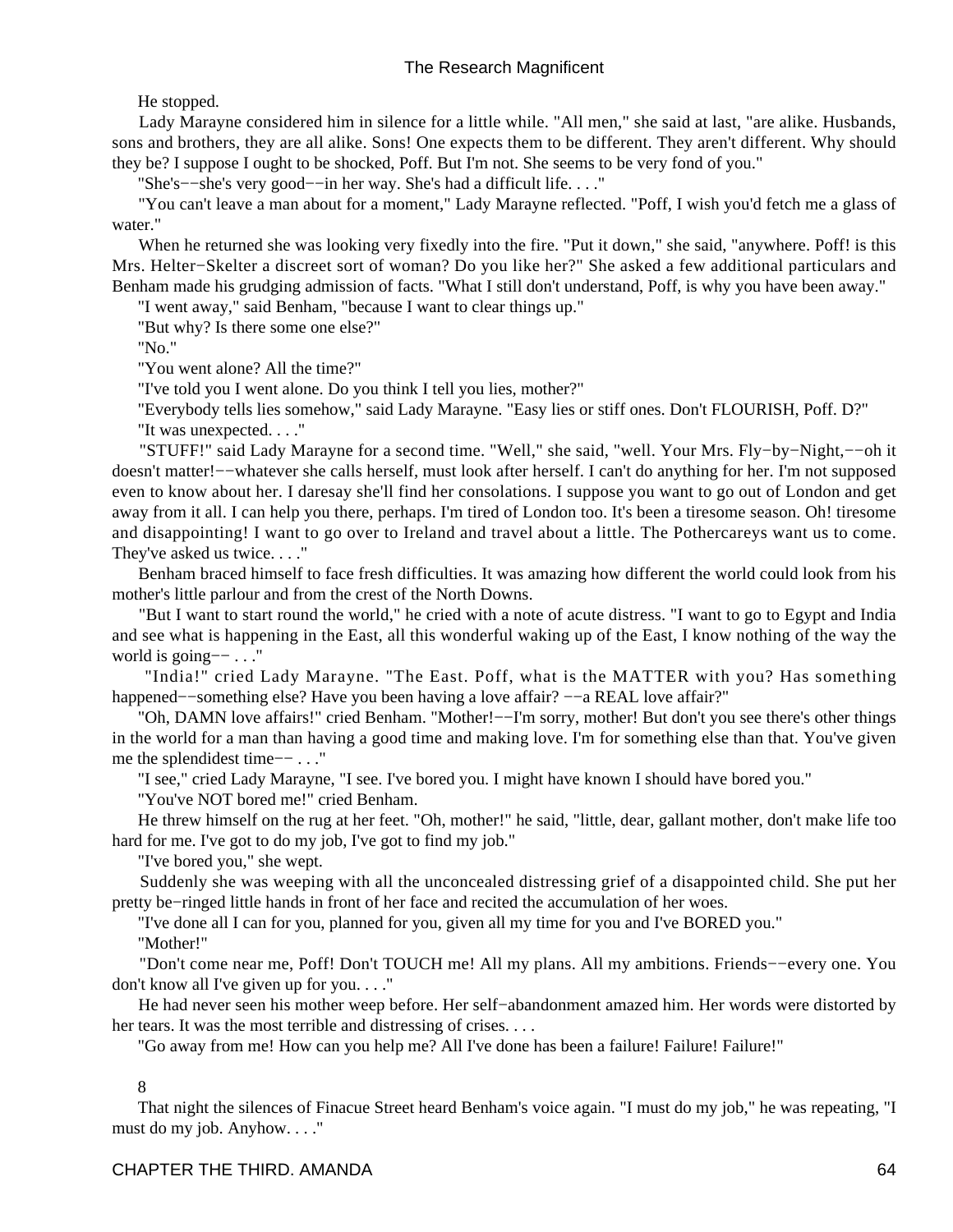He stopped.

Lady Marayne considered him in silence for a little while. "All men," she said at last, "are alike. Husbands, sons and brothers, they are all alike. Sons! One expects them to be different. They aren't different. Why should they be? I suppose I ought to be shocked, Poff. But I'm not. She seems to be very fond of you."

"She's−−she's very good−−in her way. She's had a difficult life. . . ."

"You can't leave a man about for a moment," Lady Marayne reflected. "Poff, I wish you'd fetch me a glass of water."

When he returned she was looking very fixedly into the fire. "Put it down," she said, "anywhere. Poff! is this Mrs. Helter−Skelter a discreet sort of woman? Do you like her?" She asked a few additional particulars and Benham made his grudging admission of facts. "What I still don't understand, Poff, is why you have been away."

"I went away," said Benham, "because I want to clear things up."

"But why? Is there some one else?"

"No."

"You went alone? All the time?"

"I've told you I went alone. Do you think I tell you lies, mother?"

"Everybody tells lies somehow," said Lady Marayne. "Easy lies or stiff ones. Don't FLOURISH, Poff. D?"

"It was unexpected. . . ."

"STUFF!" said Lady Marayne for a second time. "Well," she said, "well. Your Mrs. Fly−by−Night,−−oh it doesn't matter!−−whatever she calls herself, must look after herself. I can't do anything for her. I'm not supposed even to know about her. I daresay she'll find her consolations. I suppose you want to go out of London and get away from it all. I can help you there, perhaps. I'm tired of London too. It's been a tiresome season. Oh! tiresome and disappointing! I want to go over to Ireland and travel about a little. The Pothercareys want us to come. They've asked us twice. . . ."

Benham braced himself to face fresh difficulties. It was amazing how different the world could look from his mother's little parlour and from the crest of the North Downs.

"But I want to start round the world," he cried with a note of acute distress. "I want to go to Egypt and India and see what is happening in the East, all this wonderful waking up of the East, I know nothing of the way the world is going−− . . ."

"India!" cried Lady Marayne. "The East. Poff, what is the MATTER with you? Has something happened−−something else? Have you been having a love affair? −−a REAL love affair?"

"Oh, DAMN love affairs!" cried Benham. "Mother!−−I'm sorry, mother! But don't you see there's other things in the world for a man than having a good time and making love. I'm for something else than that. You've given me the splendidest time−− . . ."

"I see," cried Lady Marayne, "I see. I've bored you. I might have known I should have bored you."

"You've NOT bored me!" cried Benham.

He threw himself on the rug at her feet. "Oh, mother!" he said, "little, dear, gallant mother, don't make life too hard for me. I've got to do my job, I've got to find my job."

"I've bored you," she wept.

Suddenly she was weeping with all the unconcealed distressing grief of a disappointed child. She put her pretty be−ringed little hands in front of her face and recited the accumulation of her woes.

"I've done all I can for you, planned for you, given all my time for you and I've BORED you."

"Mother!"

"Don't come near me, Poff! Don't TOUCH me! All my plans. All my ambitions. Friends−−every one. You don't know all I've given up for you. . . ."

He had never seen his mother weep before. Her self−abandonment amazed him. Her words were distorted by her tears. It was the most terrible and distressing of crises. . . .

"Go away from me! How can you help me? All I've done has been a failure! Failure! Failure!"

8

That night the silences of Finacue Street heard Benham's voice again. "I must do my job," he was repeating, "I must do my job. Anyhow. . . ."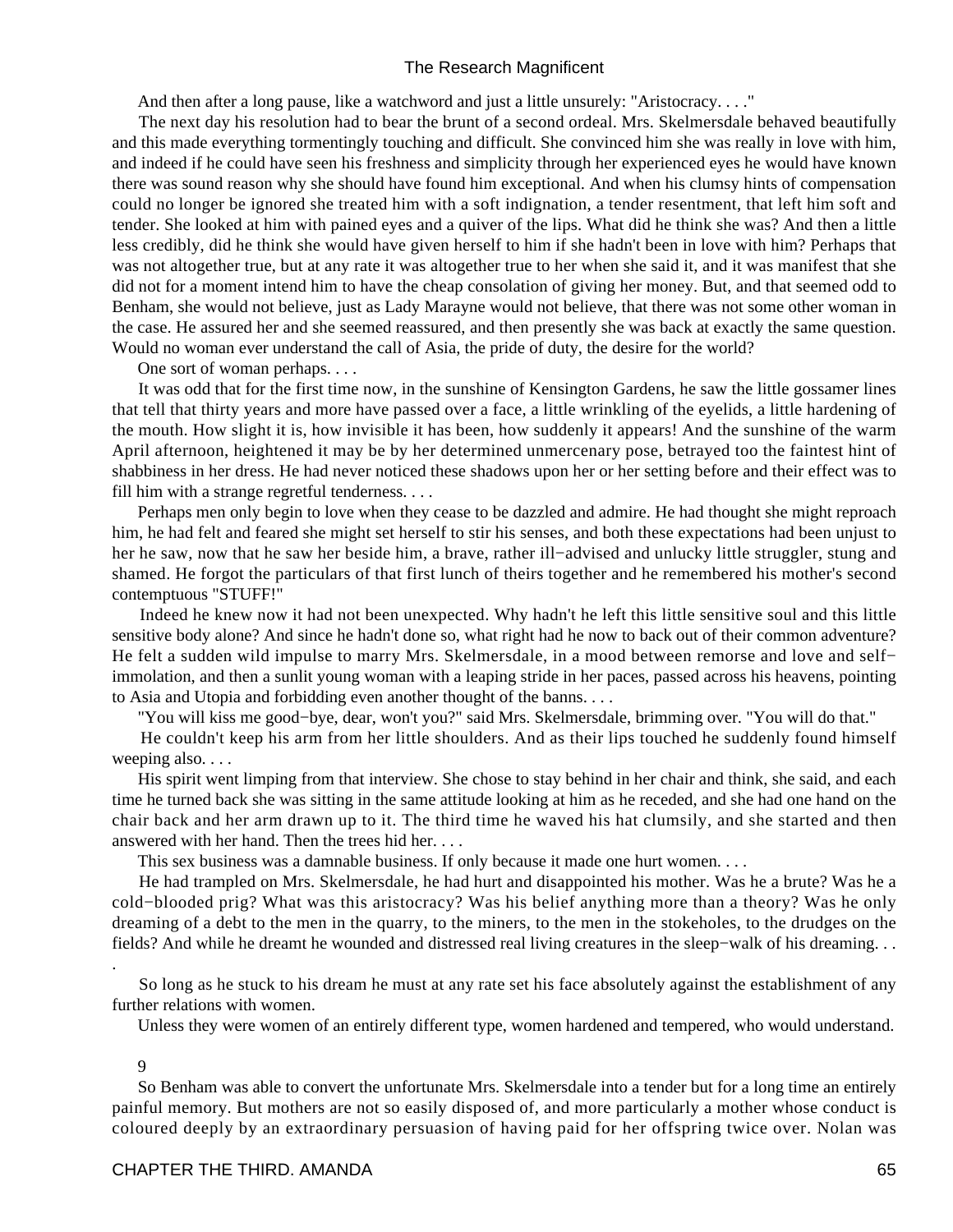And then after a long pause, like a watchword and just a little unsurely: "Aristocracy. . . ."

The next day his resolution had to bear the brunt of a second ordeal. Mrs. Skelmersdale behaved beautifully and this made everything tormentingly touching and difficult. She convinced him she was really in love with him, and indeed if he could have seen his freshness and simplicity through her experienced eyes he would have known there was sound reason why she should have found him exceptional. And when his clumsy hints of compensation could no longer be ignored she treated him with a soft indignation, a tender resentment, that left him soft and tender. She looked at him with pained eyes and a quiver of the lips. What did he think she was? And then a little less credibly, did he think she would have given herself to him if she hadn't been in love with him? Perhaps that was not altogether true, but at any rate it was altogether true to her when she said it, and it was manifest that she did not for a moment intend him to have the cheap consolation of giving her money. But, and that seemed odd to Benham, she would not believe, just as Lady Marayne would not believe, that there was not some other woman in the case. He assured her and she seemed reassured, and then presently she was back at exactly the same question. Would no woman ever understand the call of Asia, the pride of duty, the desire for the world?

One sort of woman perhaps. . . .

It was odd that for the first time now, in the sunshine of Kensington Gardens, he saw the little gossamer lines that tell that thirty years and more have passed over a face, a little wrinkling of the eyelids, a little hardening of the mouth. How slight it is, how invisible it has been, how suddenly it appears! And the sunshine of the warm April afternoon, heightened it may be by her determined unmercenary pose, betrayed too the faintest hint of shabbiness in her dress. He had never noticed these shadows upon her or her setting before and their effect was to fill him with a strange regretful tenderness. . . .

Perhaps men only begin to love when they cease to be dazzled and admire. He had thought she might reproach him, he had felt and feared she might set herself to stir his senses, and both these expectations had been unjust to her he saw, now that he saw her beside him, a brave, rather ill−advised and unlucky little struggler, stung and shamed. He forgot the particulars of that first lunch of theirs together and he remembered his mother's second contemptuous "STUFF!"

Indeed he knew now it had not been unexpected. Why hadn't he left this little sensitive soul and this little sensitive body alone? And since he hadn't done so, what right had he now to back out of their common adventure? He felt a sudden wild impulse to marry Mrs. Skelmersdale, in a mood between remorse and love and self−immolation, and then a sunlit young woman with a leaping stride in her paces, passed across his heavens, pointing to Asia and Utopia and forbidding even another thought of the banns. . . .

"You will kiss me good−bye, dear, won't you?" said Mrs. Skelmersdale, brimming over. "You will do that."

He couldn't keep his arm from her little shoulders. And as their lips touched he suddenly found himself weeping also. . . .

His spirit went limping from that interview. She chose to stay behind in her chair and think, she said, and each time he turned back she was sitting in the same attitude looking at him as he receded, and she had one hand on the chair back and her arm drawn up to it. The third time he waved his hat clumsily, and she started and then answered with her hand. Then the trees hid her. . . .

This sex business was a damnable business. If only because it made one hurt women. . . .

He had trampled on Mrs. Skelmersdale, he had hurt and disappointed his mother. Was he a brute? Was he a cold−blooded prig? What was this aristocracy? Was his belief anything more than a theory? Was he only dreaming of a debt to the men in the quarry, to the miners, to the men in the stokeholes, to the drudges on the fields? And while he dreamt he wounded and distressed real living creatures in the sleep−walk of his dreaming. . . .

So long as he stuck to his dream he must at any rate set his face absolutely against the establishment of any further relations with women.

Unless they were women of an entirely different type, women hardened and tempered, who would understand.

9

So Benham was able to convert the unfortunate Mrs. Skelmersdale into a tender but for a long time an entirely painful memory. But mothers are not so easily disposed of, and more particularly a mother whose conduct is coloured deeply by an extraordinary persuasion of having paid for her offspring twice over. Nolan was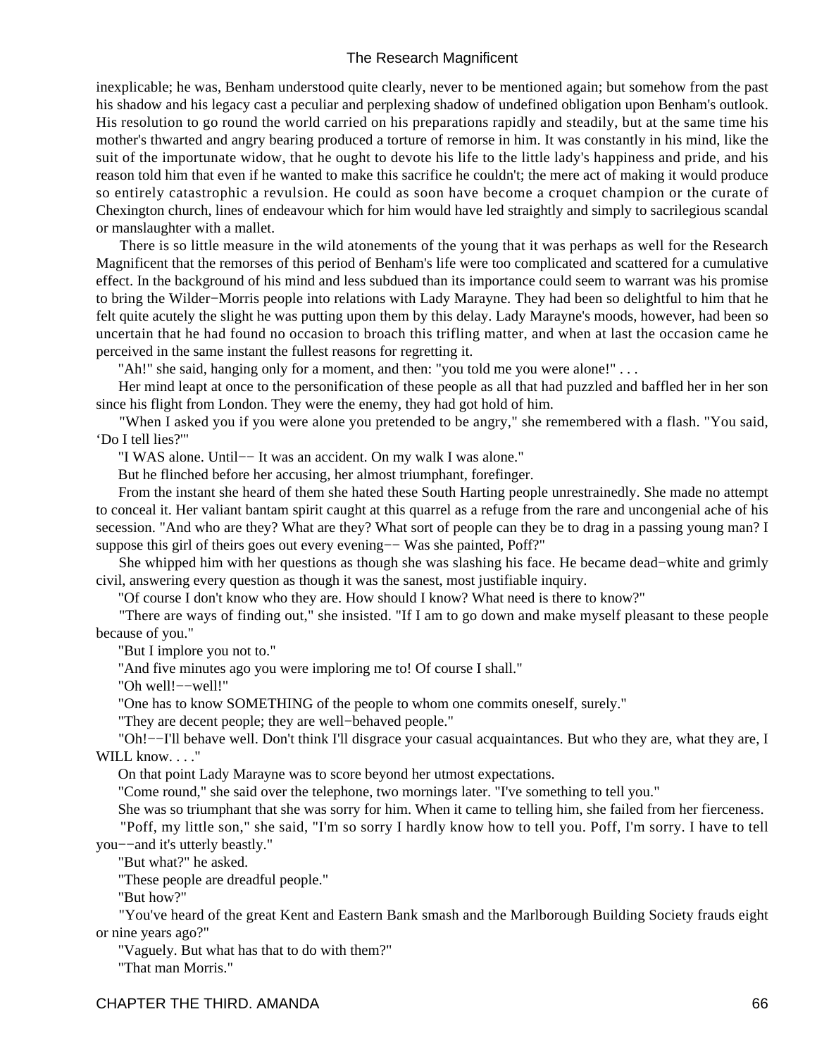inexplicable; he was, Benham understood quite clearly, never to be mentioned again; but somehow from the past his shadow and his legacy cast a peculiar and perplexing shadow of undefined obligation upon Benham's outlook. His resolution to go round the world carried on his preparations rapidly and steadily, but at the same time his mother's thwarted and angry bearing produced a torture of remorse in him. It was constantly in his mind, like the suit of the importunate widow, that he ought to devote his life to the little lady's happiness and pride, and his reason told him that even if he wanted to make this sacrifice he couldn't; the mere act of making it would produce so entirely catastrophic a revulsion. He could as soon have become a croquet champion or the curate of Chexington church, lines of endeavour which for him would have led straightly and simply to sacrilegious scandal or manslaughter with a mallet.

There is so little measure in the wild atonements of the young that it was perhaps as well for the Research Magnificent that the remorses of this period of Benham's life were too complicated and scattered for a cumulative effect. In the background of his mind and less subdued than its importance could seem to warrant was his promise to bring the Wilder−Morris people into relations with Lady Marayne. They had been so delightful to him that he felt quite acutely the slight he was putting upon them by this delay. Lady Marayne's moods, however, had been so uncertain that he had found no occasion to broach this trifling matter, and when at last the occasion came he perceived in the same instant the fullest reasons for regretting it.

"Ah!" she said, hanging only for a moment, and then: "you told me you were alone!" . . .

Her mind leapt at once to the personification of these people as all that had puzzled and baffled her in her son since his flight from London. They were the enemy, they had got hold of him.

"When I asked you if you were alone you pretended to be angry," she remembered with a flash. "You said, 'Do I tell lies?'"

"I WAS alone. Until−− It was an accident. On my walk I was alone."

But he flinched before her accusing, her almost triumphant, forefinger.

From the instant she heard of them she hated these South Harting people unrestrainedly. She made no attempt to conceal it. Her valiant bantam spirit caught at this quarrel as a refuge from the rare and uncongenial ache of his secession. "And who are they? What are they? What sort of people can they be to drag in a passing young man? I suppose this girl of theirs goes out every evening−− Was she painted, Poff?"

She whipped him with her questions as though she was slashing his face. He became dead−white and grimly civil, answering every question as though it was the sanest, most justifiable inquiry.

"Of course I don't know who they are. How should I know? What need is there to know?"

"There are ways of finding out," she insisted. "If I am to go down and make myself pleasant to these people because of you."

"But I implore you not to."

"And five minutes ago you were imploring me to! Of course I shall."

"Oh well!−−well!"

"One has to know SOMETHING of the people to whom one commits oneself, surely."

"They are decent people; they are well−behaved people."

"Oh!−−I'll behave well. Don't think I'll disgrace your casual acquaintances. But who they are, what they are, I WILL know. . . ."

On that point Lady Marayne was to score beyond her utmost expectations.

"Come round," she said over the telephone, two mornings later. "I've something to tell you."

She was so triumphant that she was sorry for him. When it came to telling him, she failed from her fierceness.

"Poff, my little son," she said, "I'm so sorry I hardly know how to tell you. Poff, I'm sorry. I have to tell you−−and it's utterly beastly."

"But what?" he asked.

"These people are dreadful people."

"But how?"

"You've heard of the great Kent and Eastern Bank smash and the Marlborough Building Society frauds eight or nine years ago?"

"Vaguely. But what has that to do with them?"

"That man Morris."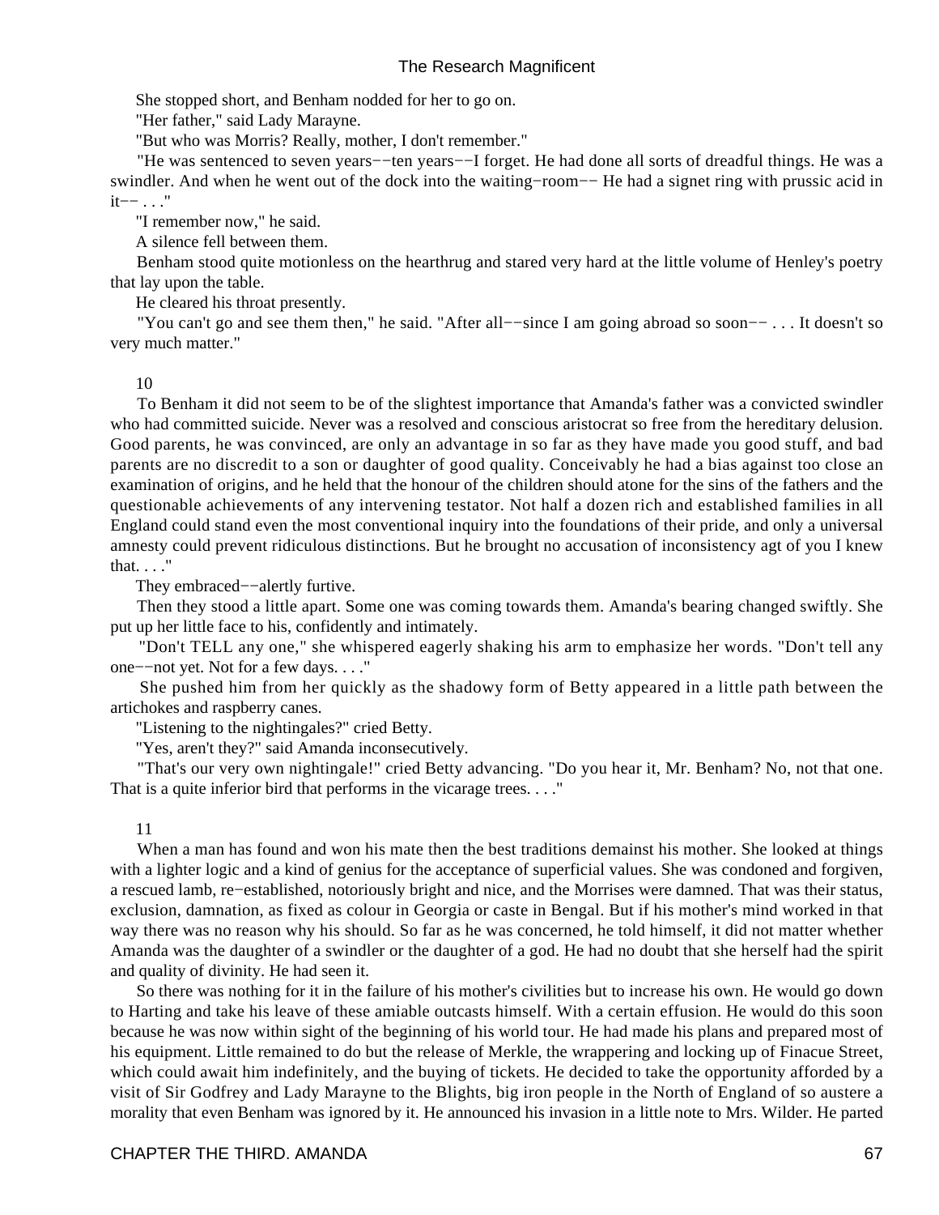She stopped short, and Benham nodded for her to go on.

"Her father," said Lady Marayne.

"But who was Morris? Really, mother, I don't remember."

"He was sentenced to seven years−−ten years−−I forget. He had done all sorts of dreadful things. He was a swindler. And when he went out of the dock into the waiting−room−− He had a signet ring with prussic acid in it−− . . ."

"I remember now," he said.

A silence fell between them.

Benham stood quite motionless on the hearthrug and stared very hard at the little volume of Henley's poetry that lay upon the table.

He cleared his throat presently.

"You can't go and see them then," he said. "After all−−since I am going abroad so soon−− . . . It doesn't so very much matter."

10

To Benham it did not seem to be of the slightest importance that Amanda's father was a convicted swindler who had committed suicide. Never was a resolved and conscious aristocrat so free from the hereditary delusion. Good parents, he was convinced, are only an advantage in so far as they have made you good stuff, and bad parents are no discredit to a son or daughter of good quality. Conceivably he had a bias against too close an examination of origins, and he held that the honour of the children should atone for the sins of the fathers and the questionable achievements of any intervening testator. Not half a dozen rich and established families in all England could stand even the most conventional inquiry into the foundations of their pride, and only a universal amnesty could prevent ridiculous distinctions. But he brought no accusation of inconsistency agt of you I knew that. . . ."

They embraced−−alertly furtive.

Then they stood a little apart. Some one was coming towards them. Amanda's bearing changed swiftly. She put up her little face to his, confidently and intimately.

"Don't TELL any one," she whispered eagerly shaking his arm to emphasize her words. "Don't tell any one−−not yet. Not for a few days. . . ."

She pushed him from her quickly as the shadowy form of Betty appeared in a little path between the artichokes and raspberry canes.

"Listening to the nightingales?" cried Betty.

"Yes, aren't they?" said Amanda inconsecutively.

"That's our very own nightingale!" cried Betty advancing. "Do you hear it, Mr. Benham? No, not that one. That is a quite inferior bird that performs in the vicarage trees. . . ."

11

When a man has found and won his mate then the best traditions demainst his mother. She looked at things with a lighter logic and a kind of genius for the acceptance of superficial values. She was condoned and forgiven, a rescued lamb, re−established, notoriously bright and nice, and the Morrises were damned. That was their status, exclusion, damnation, as fixed as colour in Georgia or caste in Bengal. But if his mother's mind worked in that way there was no reason why his should. So far as he was concerned, he told himself, it did not matter whether Amanda was the daughter of a swindler or the daughter of a god. He had no doubt that she herself had the spirit and quality of divinity. He had seen it.

So there was nothing for it in the failure of his mother's civilities but to increase his own. He would go down to Harting and take his leave of these amiable outcasts himself. With a certain effusion. He would do this soon because he was now within sight of the beginning of his world tour. He had made his plans and prepared most of his equipment. Little remained to do but the release of Merkle, the wrappering and locking up of Finacue Street, which could await him indefinitely, and the buying of tickets. He decided to take the opportunity afforded by a visit of Sir Godfrey and Lady Marayne to the Blights, big iron people in the North of England of so austere a morality that even Benham was ignored by it. He announced his invasion in a little note to Mrs. Wilder. He parted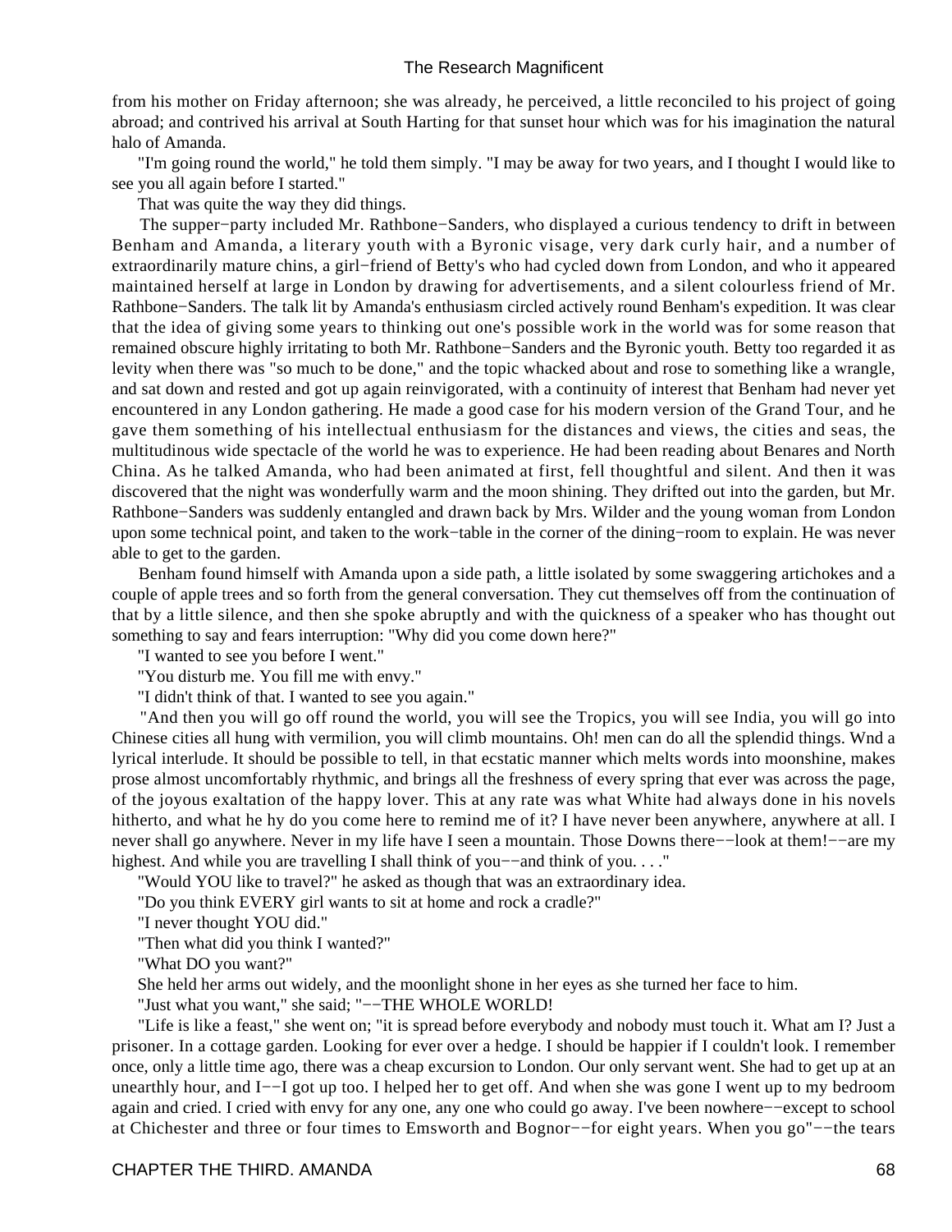from his mother on Friday afternoon; she was already, he perceived, a little reconciled to his project of going abroad; and contrived his arrival at South Harting for that sunset hour which was for his imagination the natural halo of Amanda.

"I'm going round the world," he told them simply. "I may be away for two years, and I thought I would like to see you all again before I started."

That was quite the way they did things.

The supper−party included Mr. Rathbone−Sanders, who displayed a curious tendency to drift in between Benham and Amanda, a literary youth with a Byronic visage, very dark curly hair, and a number of extraordinarily mature chins, a girl−friend of Betty's who had cycled down from London, and who it appeared maintained herself at large in London by drawing for advertisements, and a silent colourless friend of Mr. Rathbone−Sanders. The talk lit by Amanda's enthusiasm circled actively round Benham's expedition. It was clear that the idea of giving some years to thinking out one's possible work in the world was for some reason that remained obscure highly irritating to both Mr. Rathbone−Sanders and the Byronic youth. Betty too regarded it as levity when there was "so much to be done," and the topic whacked about and rose to something like a wrangle, and sat down and rested and got up again reinvigorated, with a continuity of interest that Benham had never yet encountered in any London gathering. He made a good case for his modern version of the Grand Tour, and he gave them something of his intellectual enthusiasm for the distances and views, the cities and seas, the multitudinous wide spectacle of the world he was to experience. He had been reading about Benares and North China. As he talked Amanda, who had been animated at first, fell thoughtful and silent. And then it was discovered that the night was wonderfully warm and the moon shining. They drifted out into the garden, but Mr. Rathbone−Sanders was suddenly entangled and drawn back by Mrs. Wilder and the young woman from London upon some technical point, and taken to the work−table in the corner of the dining−room to explain. He was never able to get to the garden.

Benham found himself with Amanda upon a side path, a little isolated by some swaggering artichokes and a couple of apple trees and so forth from the general conversation. They cut themselves off from the continuation of that by a little silence, and then she spoke abruptly and with the quickness of a speaker who has thought out something to say and fears interruption: "Why did you come down here?"

"I wanted to see you before I went."

"You disturb me. You fill me with envy."

"I didn't think of that. I wanted to see you again."

"And then you will go off round the world, you will see the Tropics, you will see India, you will go into Chinese cities all hung with vermilion, you will climb mountains. Oh! men can do all the splendid things. Wnd a lyrical interlude. It should be possible to tell, in that ecstatic manner which melts words into moonshine, makes prose almost uncomfortably rhythmic, and brings all the freshness of every spring that ever was across the page, of the joyous exaltation of the happy lover. This at any rate was what White had always done in his novels hitherto, and what he hy do you come here to remind me of it? I have never been anywhere, anywhere at all. I never shall go anywhere. Never in my life have I seen a mountain. Those Downs there−−look at them!−−are my highest. And while you are travelling I shall think of you−−and think of you. . . ."

"Would YOU like to travel?" he asked as though that was an extraordinary idea.

"Do you think EVERY girl wants to sit at home and rock a cradle?"

"I never thought YOU did."

"Then what did you think I wanted?"

"What DO you want?"

She held her arms out widely, and the moonlight shone in her eyes as she turned her face to him.

"Just what you want," she said; "−−THE WHOLE WORLD!

"Life is like a feast," she went on; "it is spread before everybody and nobody must touch it. What am I? Just a prisoner. In a cottage garden. Looking for ever over a hedge. I should be happier if I couldn't look. I remember once, only a little time ago, there was a cheap excursion to London. Our only servant went. She had to get up at an unearthly hour, and I−−I got up too. I helped her to get off. And when she was gone I went up to my bedroom again and cried. I cried with envy for any one, any one who could go away. I've been nowhere−−except to school at Chichester and three or four times to Emsworth and Bognor−−for eight years. When you go"−−the tears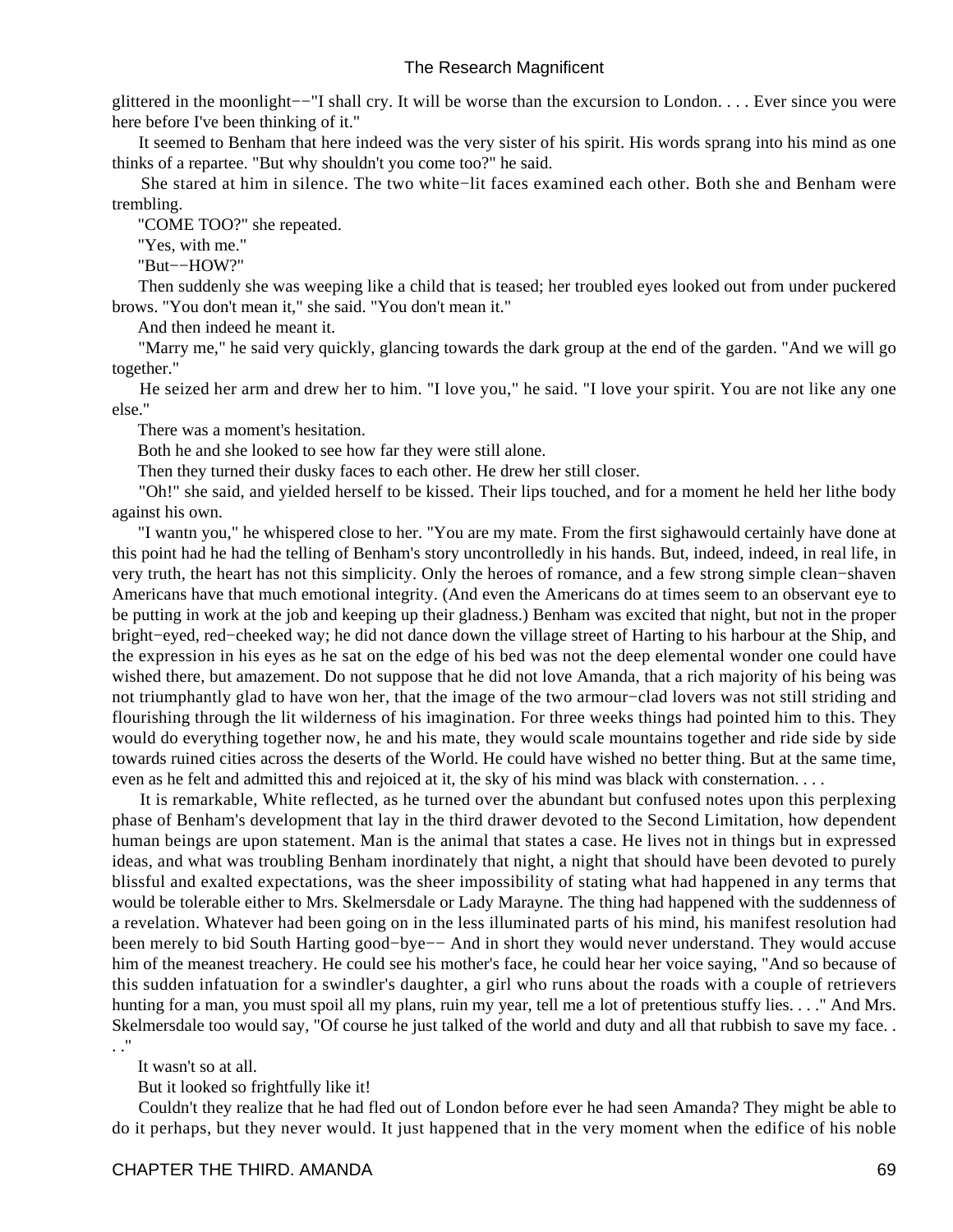glittered in the moonlight−−"I shall cry. It will be worse than the excursion to London. . . . Ever since you were here before I've been thinking of it."

It seemed to Benham that here indeed was the very sister of his spirit. His words sprang into his mind as one thinks of a repartee. "But why shouldn't you come too?" he said.

She stared at him in silence. The two white−lit faces examined each other. Both she and Benham were trembling.

"COME TOO?" she repeated.

"Yes, with me."

"But−−HOW?"

Then suddenly she was weeping like a child that is teased; her troubled eyes looked out from under puckered brows. "You don't mean it," she said. "You don't mean it."

And then indeed he meant it.

"Marry me," he said very quickly, glancing towards the dark group at the end of the garden. "And we will go together."

He seized her arm and drew her to him. "I love you," he said. "I love your spirit. You are not like any one else."

There was a moment's hesitation.

Both he and she looked to see how far they were still alone.

Then they turned their dusky faces to each other. He drew her still closer.

"Oh!" she said, and yielded herself to be kissed. Their lips touched, and for a moment he held her lithe body against his own.

"I wantn you," he whispered close to her. "You are my mate. From the first sighawould certainly have done at this point had he had the telling of Benham's story uncontrolledly in his hands. But, indeed, indeed, in real life, in very truth, the heart has not this simplicity. Only the heroes of romance, and a few strong simple clean−shaven Americans have that much emotional integrity. (And even the Americans do at times seem to an observant eye to be putting in work at the job and keeping up their gladness.) Benham was excited that night, but not in the proper bright−eyed, red−cheeked way; he did not dance down the village street of Harting to his harbour at the Ship, and the expression in his eyes as he sat on the edge of his bed was not the deep elemental wonder one could have wished there, but amazement. Do not suppose that he did not love Amanda, that a rich majority of his being was not triumphantly glad to have won her, that the image of the two armour−clad lovers was not still striding and flourishing through the lit wilderness of his imagination. For three weeks things had pointed him to this. They would do everything together now, he and his mate, they would scale mountains together and ride side by side towards ruined cities across the deserts of the World. He could have wished no better thing. But at the same time, even as he felt and admitted this and rejoiced at it, the sky of his mind was black with consternation. . . .

It is remarkable, White reflected, as he turned over the abundant but confused notes upon this perplexing phase of Benham's development that lay in the third drawer devoted to the Second Limitation, how dependent human beings are upon statement. Man is the animal that states a case. He lives not in things but in expressed ideas, and what was troubling Benham inordinately that night, a night that should have been devoted to purely blissful and exalted expectations, was the sheer impossibility of stating what had happened in any terms that would be tolerable either to Mrs. Skelmersdale or Lady Marayne. The thing had happened with the suddenness of a revelation. Whatever had been going on in the less illuminated parts of his mind, his manifest resolution had been merely to bid South Harting good−bye−− And in short they would never understand. They would accuse him of the meanest treachery. He could see his mother's face, he could hear her voice saying, "And so because of this sudden infatuation for a swindler's daughter, a girl who runs about the roads with a couple of retrievers hunting for a man, you must spoil all my plans, ruin my year, tell me a lot of pretentious stuffy lies. . . ." And Mrs. Skelmersdale too would say, "Of course he just talked of the world and duty and all that rubbish to save my face. . . ."

It wasn't so at all.

But it looked so frightfully like it!

Couldn't they realize that he had fled out of London before ever he had seen Amanda? They might be able to do it perhaps, but they never would. It just happened that in the very moment when the edifice of his noble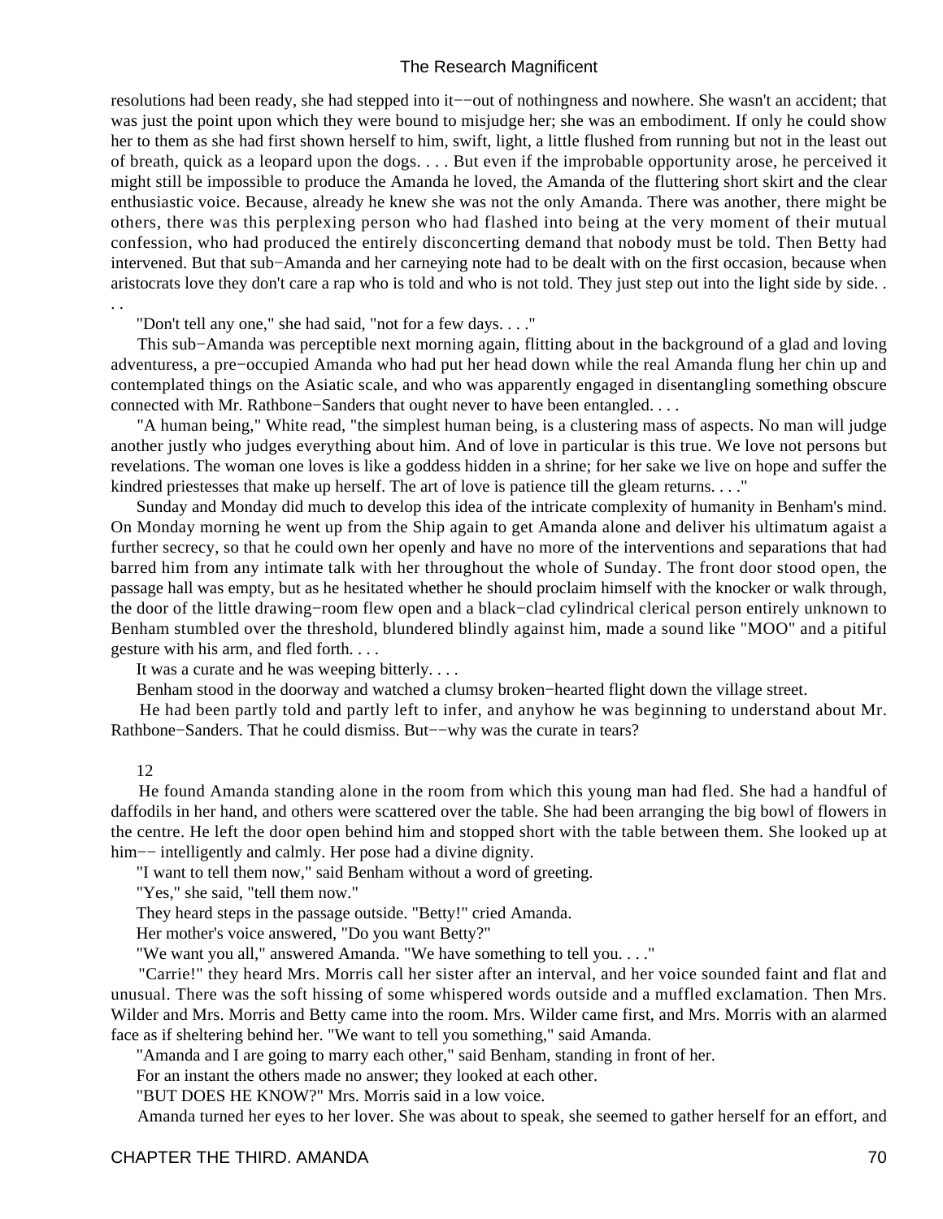resolutions had been ready, she had stepped into it−−out of nothingness and nowhere. She wasn't an accident; that was just the point upon which they were bound to misjudge her; she was an embodiment. If only he could show her to them as she had first shown herself to him, swift, light, a little flushed from running but not in the least out of breath, quick as a leopard upon the dogs. . . . But even if the improbable opportunity arose, he perceived it might still be impossible to produce the Amanda he loved, the Amanda of the fluttering short skirt and the clear enthusiastic voice. Because, already he knew she was not the only Amanda. There was another, there might be others, there was this perplexing person who had flashed into being at the very moment of their mutual confession, who had produced the entirely disconcerting demand that nobody must be told. Then Betty had intervened. But that sub−Amanda and her carneying note had to be dealt with on the first occasion, because when aristocrats love they don't care a rap who is told and who is not told. They just step out into the light side by side. . . .

"Don't tell any one," she had said, "not for a few days. . . ."

This sub−Amanda was perceptible next morning again, flitting about in the background of a glad and loving adventuress, a pre−occupied Amanda who had put her head down while the real Amanda flung her chin up and contemplated things on the Asiatic scale, and who was apparently engaged in disentangling something obscure connected with Mr. Rathbone−Sanders that ought never to have been entangled. . . .

"A human being," White read, "the simplest human being, is a clustering mass of aspects. No man will judge another justly who judges everything about him. And of love in particular is this true. We love not persons but revelations. The woman one loves is like a goddess hidden in a shrine; for her sake we live on hope and suffer the kindred priestesses that make up herself. The art of love is patience till the gleam returns. . . ."

Sunday and Monday did much to develop this idea of the intricate complexity of humanity in Benham's mind. On Monday morning he went up from the Ship again to get Amanda alone and deliver his ultimatum agaist a further secrecy, so that he could own her openly and have no more of the interventions and separations that had barred him from any intimate talk with her throughout the whole of Sunday. The front door stood open, the passage hall was empty, but as he hesitated whether he should proclaim himself with the knocker or walk through, the door of the little drawing−room flew open and a black−clad cylindrical clerical person entirely unknown to Benham stumbled over the threshold, blundered blindly against him, made a sound like "MOO" and a pitiful gesture with his arm, and fled forth. . . .

It was a curate and he was weeping bitterly. . . .

Benham stood in the doorway and watched a clumsy broken−hearted flight down the village street.

He had been partly told and partly left to infer, and anyhow he was beginning to understand about Mr. Rathbone−Sanders. That he could dismiss. But−−why was the curate in tears?

12

He found Amanda standing alone in the room from which this young man had fled. She had a handful of daffodils in her hand, and others were scattered over the table. She had been arranging the big bowl of flowers in the centre. He left the door open behind him and stopped short with the table between them. She looked up at him−− intelligently and calmly. Her pose had a divine dignity.

"I want to tell them now," said Benham without a word of greeting.

"Yes," she said, "tell them now."

They heard steps in the passage outside. "Betty!" cried Amanda.

Her mother's voice answered, "Do you want Betty?"

"We want you all," answered Amanda. "We have something to tell you. . . ."

"Carrie!" they heard Mrs. Morris call her sister after an interval, and her voice sounded faint and flat and unusual. There was the soft hissing of some whispered words outside and a muffled exclamation. Then Mrs. Wilder and Mrs. Morris and Betty came into the room. Mrs. Wilder came first, and Mrs. Morris with an alarmed face as if sheltering behind her. "We want to tell you something," said Amanda.

"Amanda and I are going to marry each other," said Benham, standing in front of her.

For an instant the others made no answer; they looked at each other.

"BUT DOES HE KNOW?" Mrs. Morris said in a low voice.

Amanda turned her eyes to her lover. She was about to speak, she seemed to gather herself for an effort, and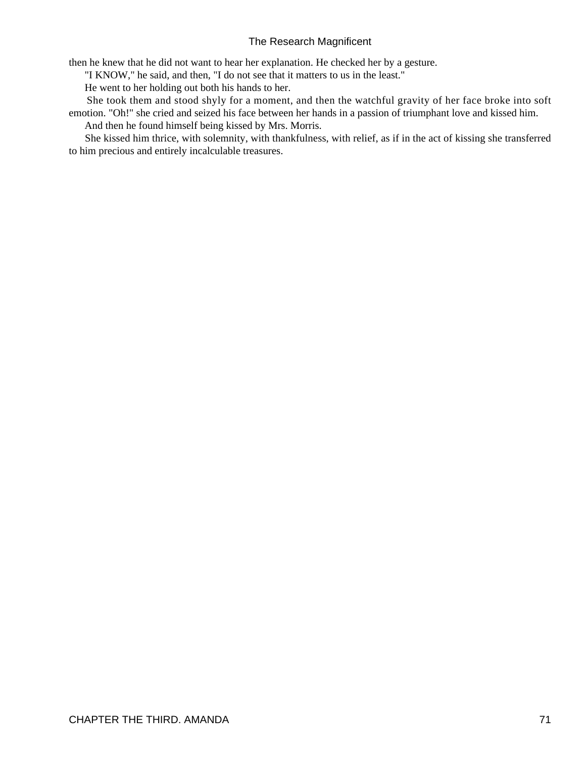then he knew that he did not want to hear her explanation. He checked her by a gesture.

"I KNOW," he said, and then, "I do not see that it matters to us in the least."

He went to her holding out both his hands to her.

She took them and stood shyly for a moment, and then the watchful gravity of her face broke into soft emotion. "Oh!" she cried and seized his face between her hands in a passion of triumphant love and kissed him.

And then he found himself being kissed by Mrs. Morris.

She kissed him thrice, with solemnity, with thankfulness, with relief, as if in the act of kissing she transferred to him precious and entirely incalculable treasures.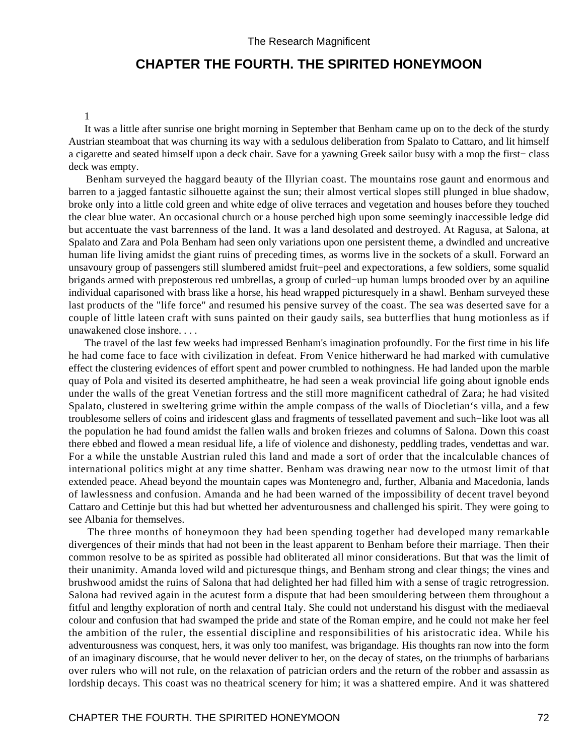## CHAPTER THE FOURTH. THE SPIRITED HONEYMOON

1

It was a little after sunrise one bright morning in September that Benham came up on to the deck of the sturdy Austrian steamboat that was churning its way with a sedulous deliberation from Spalato to Cattaro, and lit himself a cigarette and seated himself upon a deck chair. Save for a yawning Greek sailor busy with a mop the first− class deck was empty.

Benham surveyed the haggard beauty of the Illyrian coast. The mountains rose gaunt and enormous and barren to a jagged fantastic silhouette against the sun; their almost vertical slopes still plunged in blue shadow, broke only into a little cold green and white edge of olive terraces and vegetation and houses before they touched the clear blue water. An occasional church or a house perched high upon some seemingly inaccessible ledge did but accentuate the vast barrenness of the land. It was a land desolated and destroyed. At Ragusa, at Salona, at Spalato and Zara and Pola Benham had seen only variations upon one persistent theme, a dwindled and uncreative human life living amidst the giant ruins of preceding times, as worms live in the sockets of a skull. Forward an unsavoury group of passengers still slumbered amidst fruit−peel and expectorations, a few soldiers, some squalid brigands armed with preposterous red umbrellas, a group of curled−up human lumps brooded over by an aquiline individual caparisoned with brass like a horse, his head wrapped picturesquely in a shawl. Benham surveyed these last products of the "life force" and resumed his pensive survey of the coast. The sea was deserted save for a couple of little lateen craft with suns painted on their gaudy sails, sea butterflies that hung motionless as if unawakened close inshore. . . .

The travel of the last few weeks had impressed Benham's imagination profoundly. For the first time in his life he had come face to face with civilization in defeat. From Venice hitherward he had marked with cumulative effect the clustering evidences of effort spent and power crumbled to nothingness. He had landed upon the marble quay of Pola and visited its deserted amphitheatre, he had seen a weak provincial life going about ignoble ends under the walls of the great Venetian fortress and the still more magnificent cathedral of Zara; he had visited Spalato, clustered in sweltering grime within the ample compass of the walls of Diocletian‘s villa, and a few troublesome sellers of coins and iridescent glass and fragments of tessellated pavement and such−like loot was all the population he had found amidst the fallen walls and broken friezes and columns of Salona. Down this coast there ebbed and flowed a mean residual life, a life of violence and dishonesty, peddling trades, vendettas and war. For a while the unstable Austrian ruled this land and made a sort of order that the incalculable chances of international politics might at any time shatter. Benham was drawing near now to the utmost limit of that extended peace. Ahead beyond the mountain capes was Montenegro and, further, Albania and Macedonia, lands of lawlessness and confusion. Amanda and he had been warned of the impossibility of decent travel beyond Cattaro and Cettinje but this had but whetted her adventurousness and challenged his spirit. They were going to see Albania for themselves.

The three months of honeymoon they had been spending together had developed many remarkable divergences of their minds that had not been in the least apparent to Benham before their marriage. Then their common resolve to be as spirited as possible had obliterated all minor considerations. But that was the limit of their unanimity. Amanda loved wild and picturesque things, and Benham strong and clear things; the vines and brushwood amidst the ruins of Salona that had delighted her had filled him with a sense of tragic retrogression. Salona had revived again in the acutest form a dispute that had been smouldering between them throughout a fitful and lengthy exploration of north and central Italy. She could not understand his disgust with the mediaeval colour and confusion that had swamped the pride and state of the Roman empire, and he could not make her feel the ambition of the ruler, the essential discipline and responsibilities of his aristocratic idea. While his adventurousness was conquest, hers, it was only too manifest, was brigandage. His thoughts ran now into the form of an imaginary discourse, that he would never deliver to her, on the decay of states, on the triumphs of barbarians over rulers who will not rule, on the relaxation of patrician orders and the return of the robber and assassin as lordship decays. This coast was no theatrical scenery for him; it was a shattered empire. And it was shattered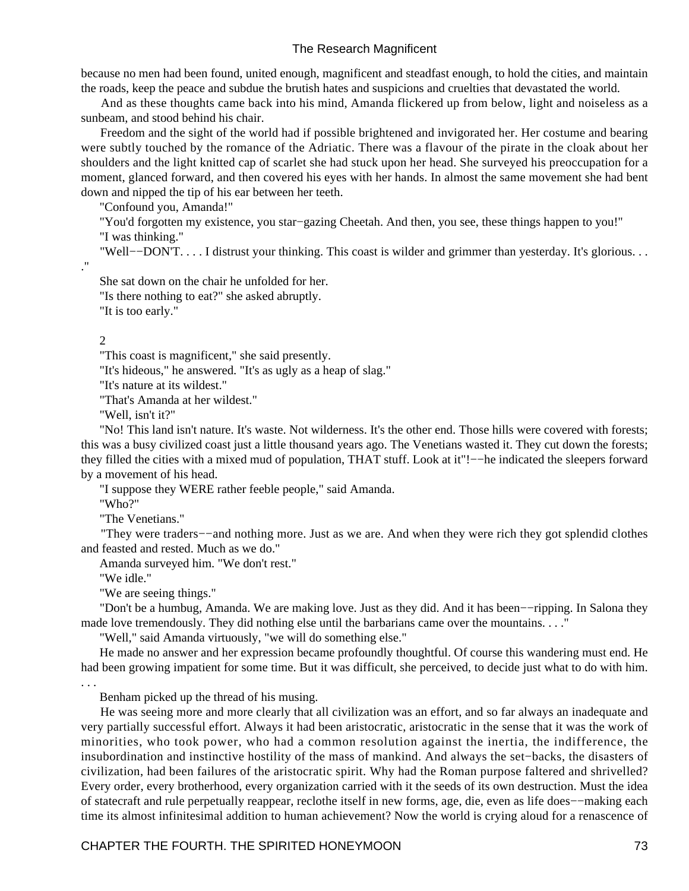because no men had been found, united enough, magnificent and steadfast enough, to hold the cities, and maintain the roads, keep the peace and subdue the brutish hates and suspicions and cruelties that devastated the world.

And as these thoughts came back into his mind, Amanda flickered up from below, light and noiseless as a sunbeam, and stood behind his chair.

Freedom and the sight of the world had if possible brightened and invigorated her. Her costume and bearing were subtly touched by the romance of the Adriatic. There was a flavour of the pirate in the cloak about her shoulders and the light knitted cap of scarlet she had stuck upon her head. She surveyed his preoccupation for a moment, glanced forward, and then covered his eyes with her hands. In almost the same movement she had bent down and nipped the tip of his ear between her teeth.

"Confound you, Amanda!"

"You'd forgotten my existence, you star−gazing Cheetah. And then, you see, these things happen to you!"

"I was thinking."

"Well−−DON'T. . . . I distrust your thinking. This coast is wilder and grimmer than yesterday. It's glorious. . . ."

She sat down on the chair he unfolded for her.

"Is there nothing to eat?" she asked abruptly.

"It is too early."

2

"This coast is magnificent," she said presently.

"It's hideous," he answered. "It's as ugly as a heap of slag."

"It's nature at its wildest."

"That's Amanda at her wildest."

"Well, isn't it?"

"No! This land isn't nature. It's waste. Not wilderness. It's the other end. Those hills were covered with forests; this was a busy civilized coast just a little thousand years ago. The Venetians wasted it. They cut down the forests; they filled the cities with a mixed mud of population, THAT stuff. Look at it"!−−he indicated the sleepers forward by a movement of his head.

"I suppose they WERE rather feeble people," said Amanda.

"Who?"

"The Venetians."

"They were traders−−and nothing more. Just as we are. And when they were rich they got splendid clothes and feasted and rested. Much as we do."

Amanda surveyed him. "We don't rest."

"We idle."

"We are seeing things."

"Don't be a humbug, Amanda. We are making love. Just as they did. And it has been−−ripping. In Salona they made love tremendously. They did nothing else until the barbarians came over the mountains. . . ."

"Well," said Amanda virtuously, "we will do something else."

He made no answer and her expression became profoundly thoughtful. Of course this wandering must end. He had been growing impatient for some time. But it was difficult, she perceived, to decide just what to do with him. . . .

Benham picked up the thread of his musing.

He was seeing more and more clearly that all civilization was an effort, and so far always an inadequate and very partially successful effort. Always it had been aristocratic, aristocratic in the sense that it was the work of minorities, who took power, who had a common resolution against the inertia, the indifference, the insubordination and instinctive hostility of the mass of mankind. And always the set−backs, the disasters of civilization, had been failures of the aristocratic spirit. Why had the Roman purpose faltered and shrivelled? Every order, every brotherhood, every organization carried with it the seeds of its own destruction. Must the idea of statecraft and rule perpetually reappear, reclothe itself in new forms, age, die, even as life does−−making each time its almost infinitesimal addition to human achievement? Now the world is crying aloud for a renascence of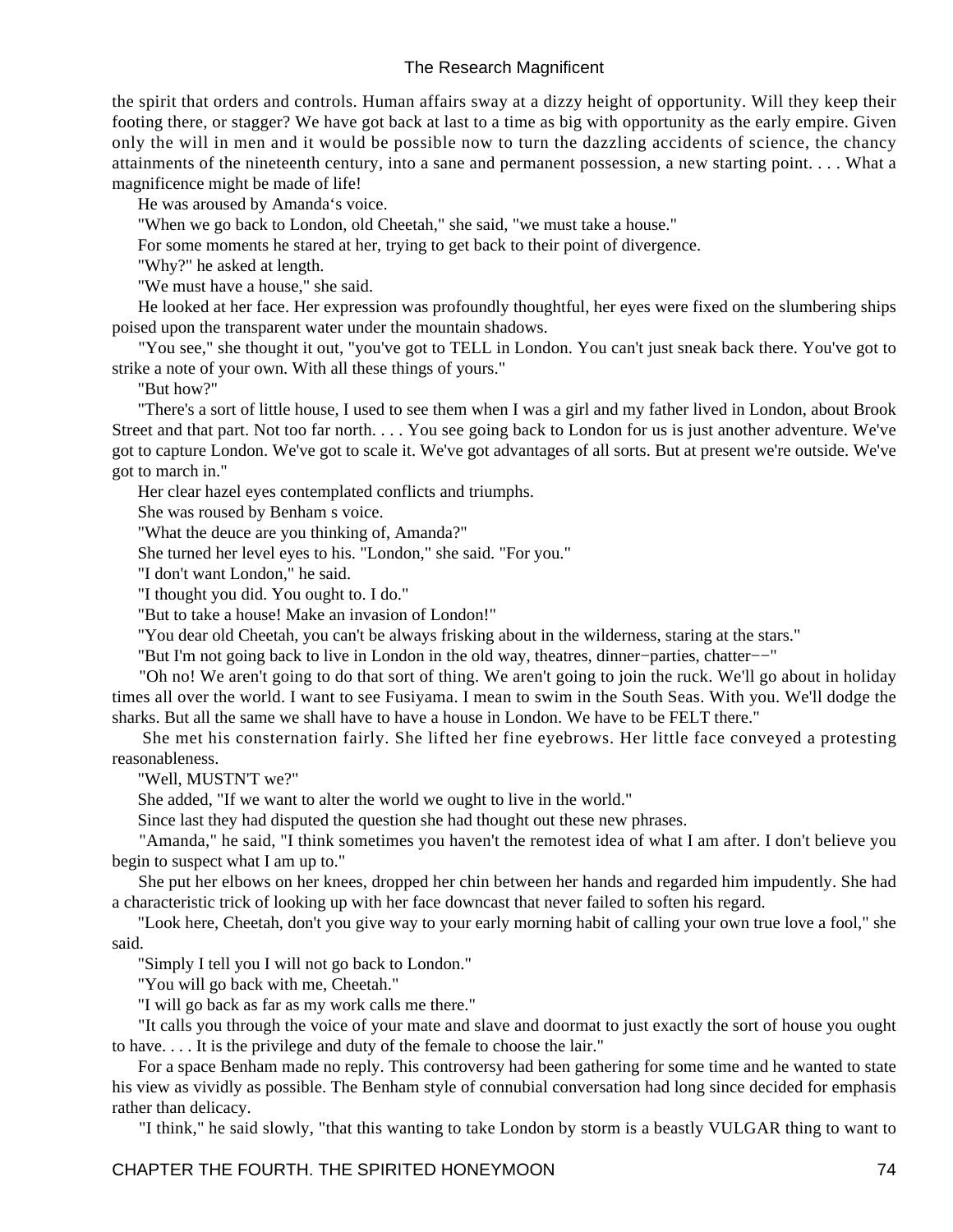the spirit that orders and controls. Human affairs sway at a dizzy height of opportunity. Will they keep their footing there, or stagger? We have got back at last to a time as big with opportunity as the early empire. Given only the will in men and it would be possible now to turn the dazzling accidents of science, the chancy attainments of the nineteenth century, into a sane and permanent possession, a new starting point. . . . What a magnificence might be made of life!

He was aroused by Amanda's voice.

"When we go back to London, old Cheetah," she said, "we must take a house."

For some moments he stared at her, trying to get back to their point of divergence.

"Why?" he asked at length.

"We must have a house," she said.

He looked at her face. Her expression was profoundly thoughtful, her eyes were fixed on the slumbering ships poised upon the transparent water under the mountain shadows.

"You see," she thought it out, "you've got to TELL in London. You can't just sneak back there. You've got to strike a note of your own. With all these things of yours."

"But how?"

"There's a sort of little house, I used to see them when I was a girl and my father lived in London, about Brook Street and that part. Not too far north. . . . You see going back to London for us is just another adventure. We've got to capture London. We've got to scale it. We've got advantages of all sorts. But at present we're outside. We've got to march in."

Her clear hazel eyes contemplated conflicts and triumphs.

She was roused by Benham s voice.

"What the deuce are you thinking of, Amanda?"

She turned her level eyes to his. "London," she said. "For you."

"I don't want London," he said.

"I thought you did. You ought to. I do."

"But to take a house! Make an invasion of London!"

"You dear old Cheetah, you can't be always frisking about in the wilderness, staring at the stars."

"But I'm not going back to live in London in the old way, theatres, dinner−parties, chatter−−"

"Oh no! We aren't going to do that sort of thing. We aren't going to join the ruck. We'll go about in holiday times all over the world. I want to see Fusiyama. I mean to swim in the South Seas. With you. We'll dodge the sharks. But all the same we shall have to have a house in London. We have to be FELT there."

She met his consternation fairly. She lifted her fine eyebrows. Her little face conveyed a protesting reasonableness.

"Well, MUSTN'T we?"

She added, "If we want to alter the world we ought to live in the world."

Since last they had disputed the question she had thought out these new phrases.

"Amanda," he said, "I think sometimes you haven't the remotest idea of what I am after. I don't believe you begin to suspect what I am up to."

She put her elbows on her knees, dropped her chin between her hands and regarded him impudently. She had a characteristic trick of looking up with her face downcast that never failed to soften his regard.

"Look here, Cheetah, don't you give way to your early morning habit of calling your own true love a fool," she said.

"Simply I tell you I will not go back to London."

"You will go back with me, Cheetah."

"I will go back as far as my work calls me there."

"It calls you through the voice of your mate and slave and doormat to just exactly the sort of house you ought to have. . . . It is the privilege and duty of the female to choose the lair."

For a space Benham made no reply. This controversy had been gathering for some time and he wanted to state his view as vividly as possible. The Benham style of connubial conversation had long since decided for emphasis rather than delicacy.

"I think," he said slowly, "that this wanting to take London by storm is a beastly VULGAR thing to want to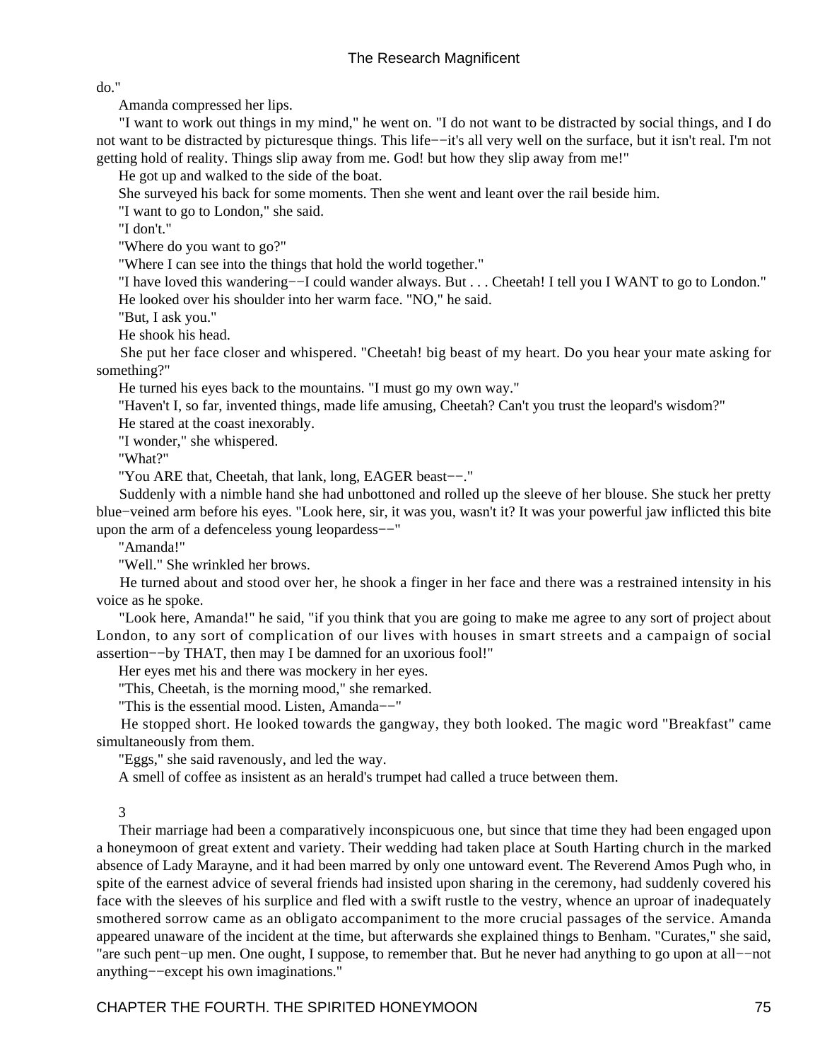do."

Amanda compressed her lips.

"I want to work out things in my mind," he went on. "I do not want to be distracted by social things, and I do not want to be distracted by picturesque things. This life−−it's all very well on the surface, but it isn't real. I'm not getting hold of reality. Things slip away from me. God! but how they slip away from me!"

He got up and walked to the side of the boat.

She surveyed his back for some moments. Then she went and leant over the rail beside him.

"I want to go to London," she said.

"I don't."

"Where do you want to go?"

"Where I can see into the things that hold the world together."

"I have loved this wandering−−I could wander always. But . . . Cheetah! I tell you I WANT to go to London."

He looked over his shoulder into her warm face. "NO," he said.

"But, I ask you."

He shook his head.

She put her face closer and whispered. "Cheetah! big beast of my heart. Do you hear your mate asking for something?"

He turned his eyes back to the mountains. "I must go my own way."

"Haven't I, so far, invented things, made life amusing, Cheetah? Can't you trust the leopard's wisdom?"

He stared at the coast inexorably.

"I wonder," she whispered.

"What?"

"You ARE that, Cheetah, that lank, long, EAGER beast−−."

Suddenly with a nimble hand she had unbottoned and rolled up the sleeve of her blouse. She stuck her pretty blue−veined arm before his eyes. "Look here, sir, it was you, wasn't it? It was your powerful jaw inflicted this bite upon the arm of a defenceless young leopardess−−"

"Amanda!"

"Well." She wrinkled her brows.

He turned about and stood over her, he shook a finger in her face and there was a restrained intensity in his voice as he spoke.

"Look here, Amanda!" he said, "if you think that you are going to make me agree to any sort of project about London, to any sort of complication of our lives with houses in smart streets and a campaign of social assertion−−by THAT, then may I be damned for an uxorious fool!"

Her eyes met his and there was mockery in her eyes.

"This, Cheetah, is the morning mood," she remarked.

"This is the essential mood. Listen, Amanda−−"

He stopped short. He looked towards the gangway, they both looked. The magic word "Breakfast" came simultaneously from them.

"Eggs," she said ravenously, and led the way.

A smell of coffee as insistent as an herald's trumpet had called a truce between them.

3

Their marriage had been a comparatively inconspicuous one, but since that time they had been engaged upon a honeymoon of great extent and variety. Their wedding had taken place at South Harting church in the marked absence of Lady Marayne, and it had been marred by only one untoward event. The Reverend Amos Pugh who, in spite of the earnest advice of several friends had insisted upon sharing in the ceremony, had suddenly covered his face with the sleeves of his surplice and fled with a swift rustle to the vestry, whence an uproar of inadequately smothered sorrow came as an obligato accompaniment to the more crucial passages of the service. Amanda appeared unaware of the incident at the time, but afterwards she explained things to Benham. "Curates," she said, "are such pent−up men. One ought, I suppose, to remember that. But he never had anything to go upon at all−−not anything−−except his own imaginations."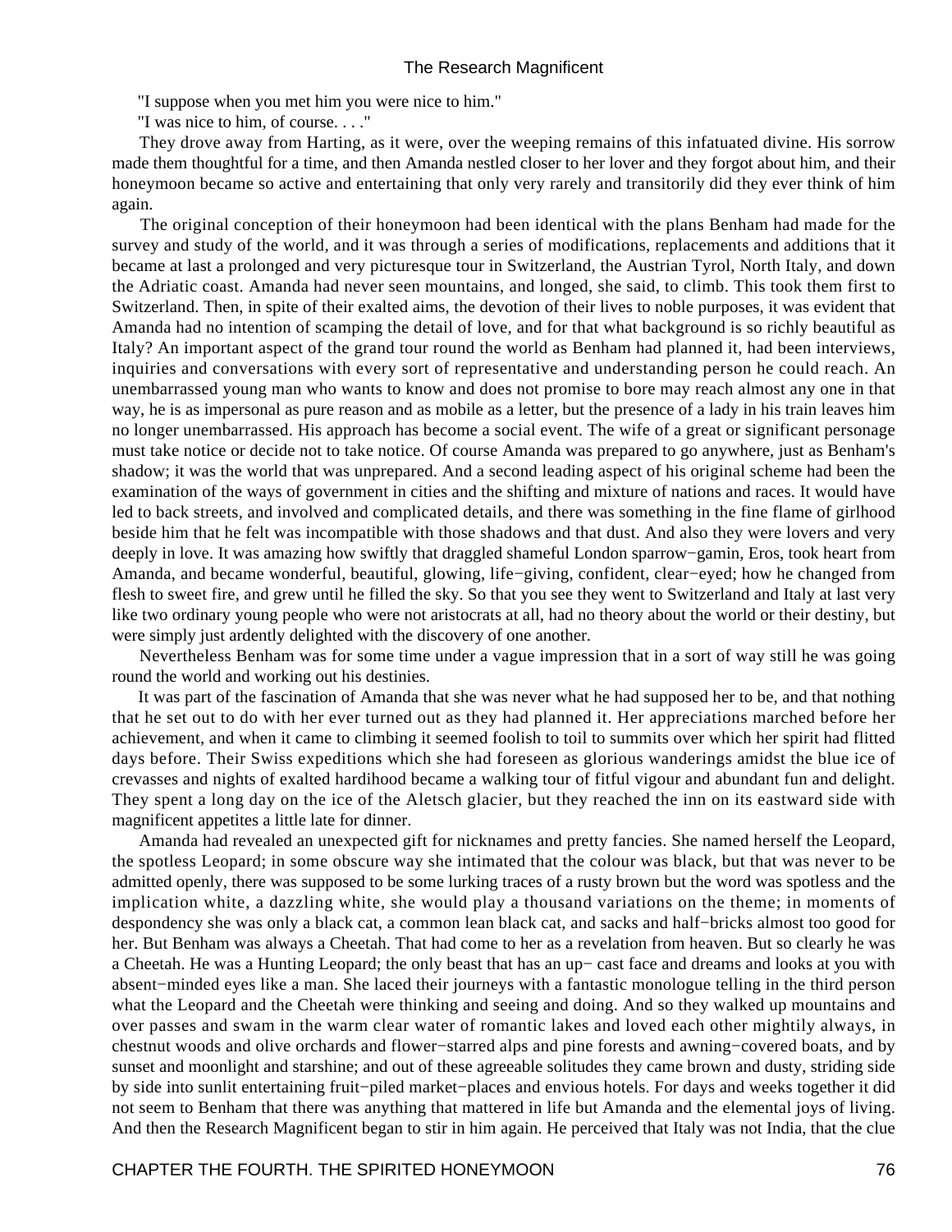"I suppose when you met him you were nice to him."

"I was nice to him, of course. . . ."

They drove away from Harting, as it were, over the weeping remains of this infatuated divine. His sorrow made them thoughtful for a time, and then Amanda nestled closer to her lover and they forgot about him, and their honeymoon became so active and entertaining that only very rarely and transitorily did they ever think of him again.

The original conception of their honeymoon had been identical with the plans Benham had made for the survey and study of the world, and it was through a series of modifications, replacements and additions that it became at last a prolonged and very picturesque tour in Switzerland, the Austrian Tyrol, North Italy, and down the Adriatic coast. Amanda had never seen mountains, and longed, she said, to climb. This took them first to Switzerland. Then, in spite of their exalted aims, the devotion of their lives to noble purposes, it was evident that Amanda had no intention of scamping the detail of love, and for that what background is so richly beautiful as Italy? An important aspect of the grand tour round the world as Benham had planned it, had been interviews, inquiries and conversations with every sort of representative and understanding person he could reach. An unembarrassed young man who wants to know and does not promise to bore may reach almost any one in that way, he is as impersonal as pure reason and as mobile as a letter, but the presence of a lady in his train leaves him no longer unembarrassed. His approach has become a social event. The wife of a great or significant personage must take notice or decide not to take notice. Of course Amanda was prepared to go anywhere, just as Benham's shadow; it was the world that was unprepared. And a second leading aspect of his original scheme had been the examination of the ways of government in cities and the shifting and mixture of nations and races. It would have led to back streets, and involved and complicated details, and there was something in the fine flame of girlhood beside him that he felt was incompatible with those shadows and that dust. And also they were lovers and very deeply in love. It was amazing how swiftly that draggled shameful London sparrow−gamin, Eros, took heart from Amanda, and became wonderful, beautiful, glowing, life−giving, confident, clear−eyed; how he changed from flesh to sweet fire, and grew until he filled the sky. So that you see they went to Switzerland and Italy at last very like two ordinary young people who were not aristocrats at all, had no theory about the world or their destiny, but were simply just ardently delighted with the discovery of one another.

Nevertheless Benham was for some time under a vague impression that in a sort of way still he was going round the world and working out his destinies.

It was part of the fascination of Amanda that she was never what he had supposed her to be, and that nothing that he set out to do with her ever turned out as they had planned it. Her appreciations marched before her achievement, and when it came to climbing it seemed foolish to toil to summits over which her spirit had flitted days before. Their Swiss expeditions which she had foreseen as glorious wanderings amidst the blue ice of crevasses and nights of exalted hardihood became a walking tour of fitful vigour and abundant fun and delight. They spent a long day on the ice of the Aletsch glacier, but they reached the inn on its eastward side with magnificent appetites a little late for dinner.

Amanda had revealed an unexpected gift for nicknames and pretty fancies. She named herself the Leopard, the spotless Leopard; in some obscure way she intimated that the colour was black, but that was never to be admitted openly, there was supposed to be some lurking traces of a rusty brown but the word was spotless and the implication white, a dazzling white, she would play a thousand variations on the theme; in moments of despondency she was only a black cat, a common lean black cat, and sacks and half−bricks almost too good for her. But Benham was always a Cheetah. That had come to her as a revelation from heaven. But so clearly he was a Cheetah. He was a Hunting Leopard; the only beast that has an up− cast face and dreams and looks at you with absent−minded eyes like a man. She laced their journeys with a fantastic monologue telling in the third person what the Leopard and the Cheetah were thinking and seeing and doing. And so they walked up mountains and over passes and swam in the warm clear water of romantic lakes and loved each other mightily always, in chestnut woods and olive orchards and flower−starred alps and pine forests and awning−covered boats, and by sunset and moonlight and starshine; and out of these agreeable solitudes they came brown and dusty, striding side by side into sunlit entertaining fruit−piled market−places and envious hotels. For days and weeks together it did not seem to Benham that there was anything that mattered in life but Amanda and the elemental joys of living. And then the Research Magnificent began to stir in him again. He perceived that Italy was not India, that the clue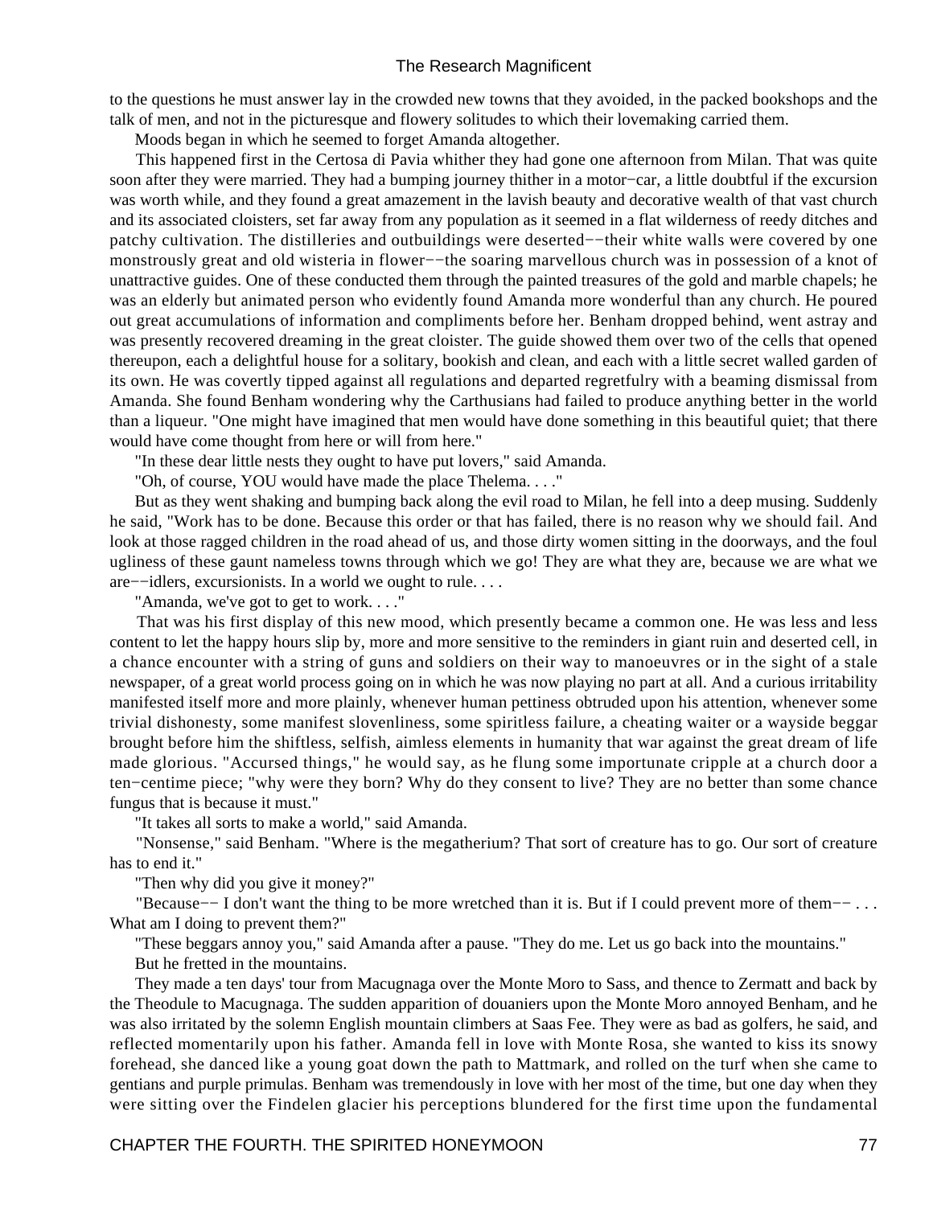to the questions he must answer lay in the crowded new towns that they avoided, in the packed bookshops and the talk of men, and not in the picturesque and flowery solitudes to which their lovemaking carried them.

Moods began in which he seemed to forget Amanda altogether.

This happened first in the Certosa di Pavia whither they had gone one afternoon from Milan. That was quite soon after they were married. They had a bumping journey thither in a motor−car, a little doubtful if the excursion was worth while, and they found a great amazement in the lavish beauty and decorative wealth of that vast church and its associated cloisters, set far away from any population as it seemed in a flat wilderness of reedy ditches and patchy cultivation. The distilleries and outbuildings were deserted−−their white walls were covered by one monstrously great and old wisteria in flower−−the soaring marvellous church was in possession of a knot of unattractive guides. One of these conducted them through the painted treasures of the gold and marble chapels; he was an elderly but animated person who evidently found Amanda more wonderful than any church. He poured out great accumulations of information and compliments before her. Benham dropped behind, went astray and was presently recovered dreaming in the great cloister. The guide showed them over two of the cells that opened thereupon, each a delightful house for a solitary, bookish and clean, and each with a little secret walled garden of its own. He was covertly tipped against all regulations and departed regretfulry with a beaming dismissal from Amanda. She found Benham wondering why the Carthusians had failed to produce anything better in the world than a liqueur. "One might have imagined that men would have done something in this beautiful quiet; that there would have come thought from here or will from here."

"In these dear little nests they ought to have put lovers," said Amanda.

"Oh, of course, YOU would have made the place Thelema. . . ."

But as they went shaking and bumping back along the evil road to Milan, he fell into a deep musing. Suddenly he said, "Work has to be done. Because this order or that has failed, there is no reason why we should fail. And look at those ragged children in the road ahead of us, and those dirty women sitting in the doorways, and the foul ugliness of these gaunt nameless towns through which we go! They are what they are, because we are what we are−−idlers, excursionists. In a world we ought to rule. . . .

"Amanda, we've got to get to work. . . ."

That was his first display of this new mood, which presently became a common one. He was less and less content to let the happy hours slip by, more and more sensitive to the reminders in giant ruin and deserted cell, in a chance encounter with a string of guns and soldiers on their way to manoeuvres or in the sight of a stale newspaper, of a great world process going on in which he was now playing no part at all. And a curious irritability manifested itself more and more plainly, whenever human pettiness obtruded upon his attention, whenever some trivial dishonesty, some manifest slovenliness, some spiritless failure, a cheating waiter or a wayside beggar brought before him the shiftless, selfish, aimless elements in humanity that war against the great dream of life made glorious. "Accursed things," he would say, as he flung some importunate cripple at a church door a ten−centime piece; "why were they born? Why do they consent to live? They are no better than some chance fungus that is because it must."

"It takes all sorts to make a world," said Amanda.

"Nonsense," said Benham. "Where is the megatherium? That sort of creature has to go. Our sort of creature has to end it."

"Then why did you give it money?"

"Because−− I don't want the thing to be more wretched than it is. But if I could prevent more of them−− . . . What am I doing to prevent them?"

"These beggars annoy you," said Amanda after a pause. "They do me. Let us go back into the mountains."

But he fretted in the mountains.

They made a ten days' tour from Macugnaga over the Monte Moro to Sass, and thence to Zermatt and back by the Theodule to Macugnaga. The sudden apparition of douaniers upon the Monte Moro annoyed Benham, and he was also irritated by the solemn English mountain climbers at Saas Fee. They were as bad as golfers, he said, and reflected momentarily upon his father. Amanda fell in love with Monte Rosa, she wanted to kiss its snowy forehead, she danced like a young goat down the path to Mattmark, and rolled on the turf when she came to gentians and purple primulas. Benham was tremendously in love with her most of the time, but one day when they were sitting over the Findelen glacier his perceptions blundered for the first time upon the fundamental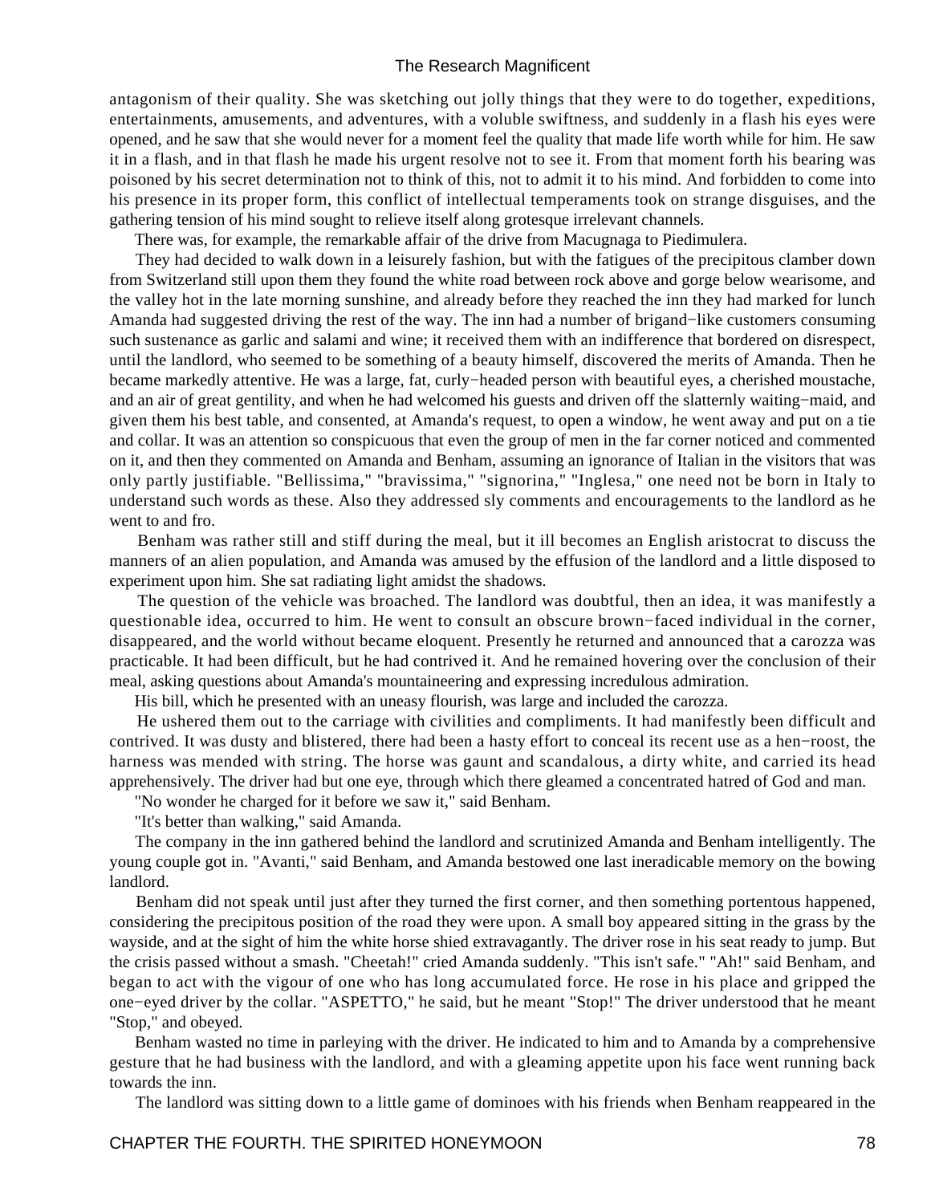antagonism of their quality. She was sketching out jolly things that they were to do together, expeditions, entertainments, amusements, and adventures, with a voluble swiftness, and suddenly in a flash his eyes were opened, and he saw that she would never for a moment feel the quality that made life worth while for him. He saw it in a flash, and in that flash he made his urgent resolve not to see it. From that moment forth his bearing was poisoned by his secret determination not to think of this, not to admit it to his mind. And forbidden to come into his presence in its proper form, this conflict of intellectual temperaments took on strange disguises, and the gathering tension of his mind sought to relieve itself along grotesque irrelevant channels.

There was, for example, the remarkable affair of the drive from Macugnaga to Piedimulera.

They had decided to walk down in a leisurely fashion, but with the fatigues of the precipitous clamber down from Switzerland still upon them they found the white road between rock above and gorge below wearisome, and the valley hot in the late morning sunshine, and already before they reached the inn they had marked for lunch Amanda had suggested driving the rest of the way. The inn had a number of brigand−like customers consuming such sustenance as garlic and salami and wine; it received them with an indifference that bordered on disrespect, until the landlord, who seemed to be something of a beauty himself, discovered the merits of Amanda. Then he became markedly attentive. He was a large, fat, curly−headed person with beautiful eyes, a cherished moustache, and an air of great gentility, and when he had welcomed his guests and driven off the slatternly waiting−maid, and given them his best table, and consented, at Amanda's request, to open a window, he went away and put on a tie and collar. It was an attention so conspicuous that even the group of men in the far corner noticed and commented on it, and then they commented on Amanda and Benham, assuming an ignorance of Italian in the visitors that was only partly justifiable. "Bellissima," "bravissima," "signorina," "Inglesa," one need not be born in Italy to understand such words as these. Also they addressed sly comments and encouragements to the landlord as he went to and fro.

Benham was rather still and stiff during the meal, but it ill becomes an English aristocrat to discuss the manners of an alien population, and Amanda was amused by the effusion of the landlord and a little disposed to experiment upon him. She sat radiating light amidst the shadows.

The question of the vehicle was broached. The landlord was doubtful, then an idea, it was manifestly a questionable idea, occurred to him. He went to consult an obscure brown−faced individual in the corner, disappeared, and the world without became eloquent. Presently he returned and announced that a carozza was practicable. It had been difficult, but he had contrived it. And he remained hovering over the conclusion of their meal, asking questions about Amanda's mountaineering and expressing incredulous admiration.

His bill, which he presented with an uneasy flourish, was large and included the carozza.

He ushered them out to the carriage with civilities and compliments. It had manifestly been difficult and contrived. It was dusty and blistered, there had been a hasty effort to conceal its recent use as a hen−roost, the harness was mended with string. The horse was gaunt and scandalous, a dirty white, and carried its head apprehensively. The driver had but one eye, through which there gleamed a concentrated hatred of God and man.

"No wonder he charged for it before we saw it," said Benham.

"It's better than walking," said Amanda.

The company in the inn gathered behind the landlord and scrutinized Amanda and Benham intelligently. The young couple got in. "Avanti," said Benham, and Amanda bestowed one last ineradicable memory on the bowing landlord.

Benham did not speak until just after they turned the first corner, and then something portentous happened, considering the precipitous position of the road they were upon. A small boy appeared sitting in the grass by the wayside, and at the sight of him the white horse shied extravagantly. The driver rose in his seat ready to jump. But the crisis passed without a smash. "Cheetah!" cried Amanda suddenly. "This isn't safe." "Ah!" said Benham, and began to act with the vigour of one who has long accumulated force. He rose in his place and gripped the one−eyed driver by the collar. "ASPETTO," he said, but he meant "Stop!" The driver understood that he meant "Stop," and obeyed.

Benham wasted no time in parleying with the driver. He indicated to him and to Amanda by a comprehensive gesture that he had business with the landlord, and with a gleaming appetite upon his face went running back towards the inn.

The landlord was sitting down to a little game of dominoes with his friends when Benham reappeared in the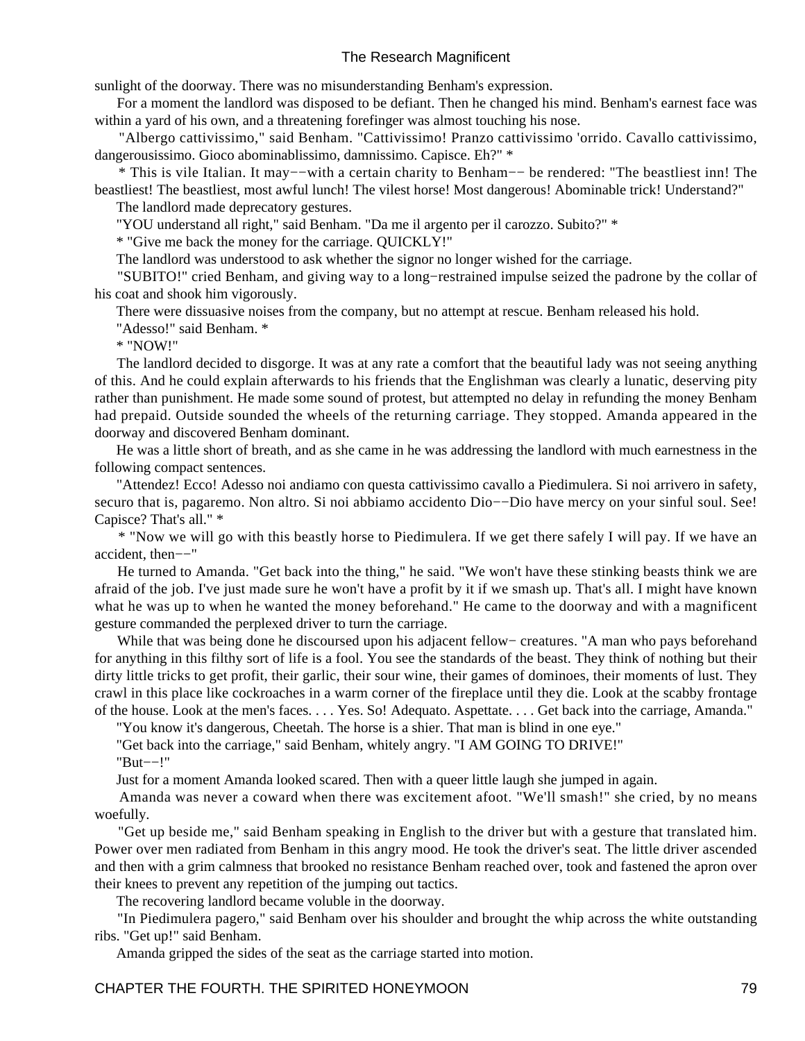sunlight of the doorway. There was no misunderstanding Benham's expression.

For a moment the landlord was disposed to be defiant. Then he changed his mind. Benham's earnest face was within a yard of his own, and a threatening forefinger was almost touching his nose.

"Albergo cattivissimo," said Benham. "Cattivissimo! Pranzo cattivissimo 'orrido. Cavallo cattivissimo, dangerousissimo. Gioco abominablissimo, damnissimo. Capisce. Eh?" *

* This is vile Italian. It may−−with a certain charity to Benham−− be rendered: "The beastliest inn! The beastliest! The beastliest, most awful lunch! The vilest horse! Most dangerous! Abominable trick! Understand?"

The landlord made deprecatory gestures.

"YOU understand all right," said Benham. "Da me il argento per il carozzo. Subito?" *

* "Give me back the money for the carriage. QUICKLY!"

The landlord was understood to ask whether the signor no longer wished for the carriage.

"SUBITO!" cried Benham, and giving way to a long−restrained impulse seized the padrone by the collar of his coat and shook him vigorously.

There were dissuasive noises from the company, but no attempt at rescue. Benham released his hold.

"Adesso!" said Benham. *

* "NOW!"

The landlord decided to disgorge. It was at any rate a comfort that the beautiful lady was not seeing anything of this. And he could explain afterwards to his friends that the Englishman was clearly a lunatic, deserving pity rather than punishment. He made some sound of protest, but attempted no delay in refunding the money Benham had prepaid. Outside sounded the wheels of the returning carriage. They stopped. Amanda appeared in the doorway and discovered Benham dominant.

He was a little short of breath, and as she came in he was addressing the landlord with much earnestness in the following compact sentences.

"Attendez! Ecco! Adesso noi andiamo con questa cattivissimo cavallo a Piedimulera. Si noi arrivero in safety, securo that is, pagaremo. Non altro. Si noi abbiamo accidento Dio−−Dio have mercy on your sinful soul. See! Capisce? That's all." *

* "Now we will go with this beastly horse to Piedimulera. If we get there safely I will pay. If we have an accident, then−−"

He turned to Amanda. "Get back into the thing," he said. "We won't have these stinking beasts think we are afraid of the job. I've just made sure he won't have a profit by it if we smash up. That's all. I might have known what he was up to when he wanted the money beforehand." He came to the doorway and with a magnificent gesture commanded the perplexed driver to turn the carriage.

While that was being done he discoursed upon his adjacent fellow− creatures. "A man who pays beforehand for anything in this filthy sort of life is a fool. You see the standards of the beast. They think of nothing but their dirty little tricks to get profit, their garlic, their sour wine, their games of dominoes, their moments of lust. They crawl in this place like cockroaches in a warm corner of the fireplace until they die. Look at the scabby frontage of the house. Look at the men's faces. . . . Yes. So! Adequato. Aspettate. . . . Get back into the carriage, Amanda."

"You know it's dangerous, Cheetah. The horse is a shier. That man is blind in one eye."

"Get back into the carriage," said Benham, whitely angry. "I AM GOING TO DRIVE!"

"But−−!"

Just for a moment Amanda looked scared. Then with a queer little laugh she jumped in again.

Amanda was never a coward when there was excitement afoot. "We'll smash!" she cried, by no means woefully.

"Get up beside me," said Benham speaking in English to the driver but with a gesture that translated him. Power over men radiated from Benham in this angry mood. He took the driver's seat. The little driver ascended and then with a grim calmness that brooked no resistance Benham reached over, took and fastened the apron over their knees to prevent any repetition of the jumping out tactics.

The recovering landlord became voluble in the doorway.

"In Piedimulera pagero," said Benham over his shoulder and brought the whip across the white outstanding ribs. "Get up!" said Benham.

Amanda gripped the sides of the seat as the carriage started into motion.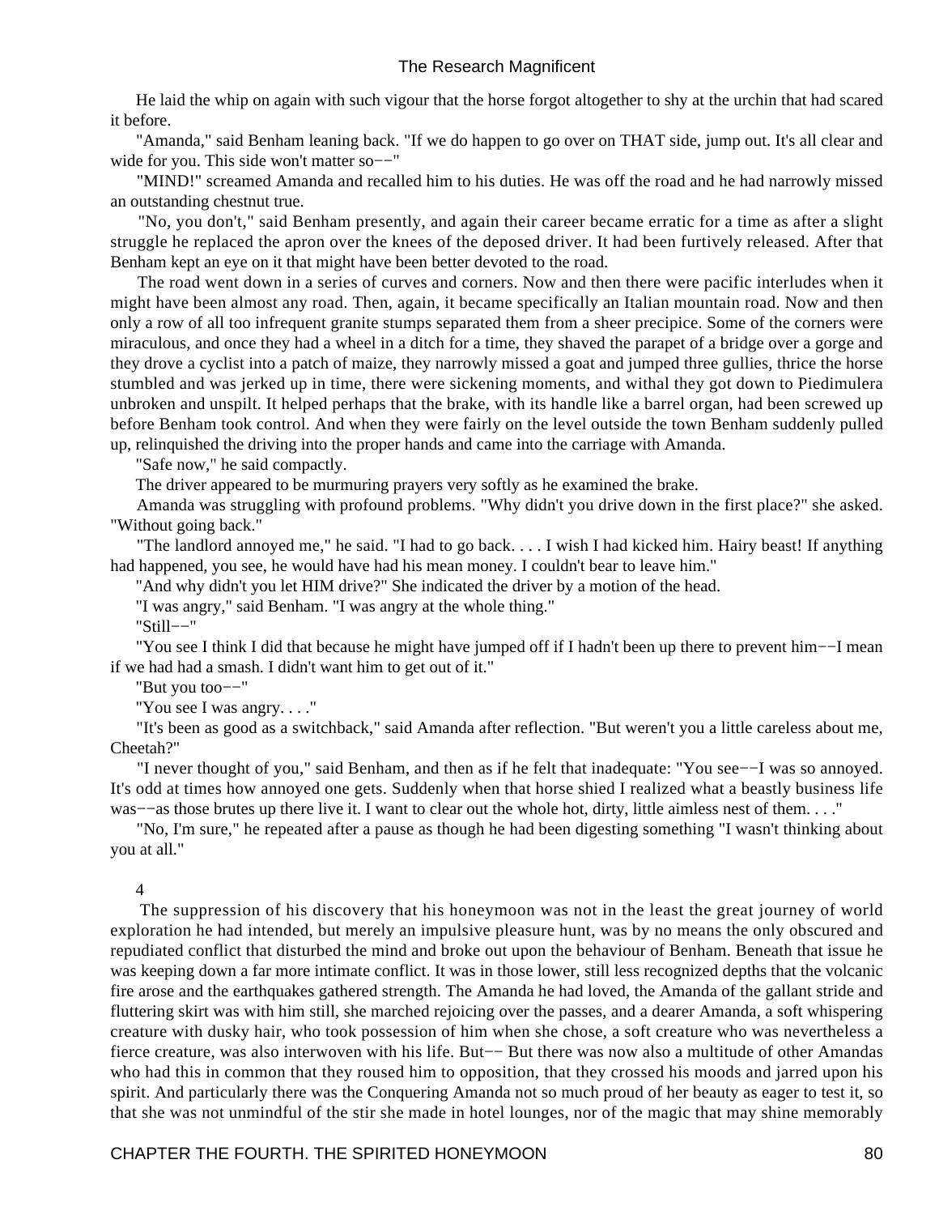He laid the whip on again with such vigour that the horse forgot altogether to shy at the urchin that had scared it before.

"Amanda," said Benham leaning back. "If we do happen to go over on THAT side, jump out. It's all clear and wide for you. This side won't matter so−−"

"MIND!" screamed Amanda and recalled him to his duties. He was off the road and he had narrowly missed an outstanding chestnut true.

"No, you don't," said Benham presently, and again their career became erratic for a time as after a slight struggle he replaced the apron over the knees of the deposed driver. It had been furtively released. After that Benham kept an eye on it that might have been better devoted to the road.

The road went down in a series of curves and corners. Now and then there were pacific interludes when it might have been almost any road. Then, again, it became specifically an Italian mountain road. Now and then only a row of all too infrequent granite stumps separated them from a sheer precipice. Some of the corners were miraculous, and once they had a wheel in a ditch for a time, they shaved the parapet of a bridge over a gorge and they drove a cyclist into a patch of maize, they narrowly missed a goat and jumped three gullies, thrice the horse stumbled and was jerked up in time, there were sickening moments, and withal they got down to Piedimulera unbroken and unspilt. It helped perhaps that the brake, with its handle like a barrel organ, had been screwed up before Benham took control. And when they were fairly on the level outside the town Benham suddenly pulled up, relinquished the driving into the proper hands and came into the carriage with Amanda.

"Safe now," he said compactly.

The driver appeared to be murmuring prayers very softly as he examined the brake.

Amanda was struggling with profound problems. "Why didn't you drive down in the first place?" she asked. "Without going back."

"The landlord annoyed me," he said. "I had to go back. . . . I wish I had kicked him. Hairy beast! If anything had happened, you see, he would have had his mean money. I couldn't bear to leave him."

"And why didn't you let HIM drive?" She indicated the driver by a motion of the head.

"I was angry," said Benham. "I was angry at the whole thing."

"Still−−"

"You see I think I did that because he might have jumped off if I hadn't been up there to prevent him−−I mean if we had had a smash. I didn't want him to get out of it."

"But you too−−"

"You see I was angry. . . ."

"It's been as good as a switchback," said Amanda after reflection. "But weren't you a little careless about me, Cheetah?"

"I never thought of you," said Benham, and then as if he felt that inadequate: "You see−−I was so annoyed. It's odd at times how annoyed one gets. Suddenly when that horse shied I realized what a beastly business life was−−as those brutes up there live it. I want to clear out the whole hot, dirty, little aimless nest of them. . . ."

"No, I'm sure," he repeated after a pause as though he had been digesting something "I wasn't thinking about you at all."

4

The suppression of his discovery that his honeymoon was not in the least the great journey of world exploration he had intended, but merely an impulsive pleasure hunt, was by no means the only obscured and repudiated conflict that disturbed the mind and broke out upon the behaviour of Benham. Beneath that issue he was keeping down a far more intimate conflict. It was in those lower, still less recognized depths that the volcanic fire arose and the earthquakes gathered strength. The Amanda he had loved, the Amanda of the gallant stride and fluttering skirt was with him still, she marched rejoicing over the passes, and a dearer Amanda, a soft whispering creature with dusky hair, who took possession of him when she chose, a soft creature who was nevertheless a fierce creature, was also interwoven with his life. But−− But there was now also a multitude of other Amandas who had this in common that they roused him to opposition, that they crossed his moods and jarred upon his spirit. And particularly there was the Conquering Amanda not so much proud of her beauty as eager to test it, so that she was not unmindful of the stir she made in hotel lounges, nor of the magic that may shine memorably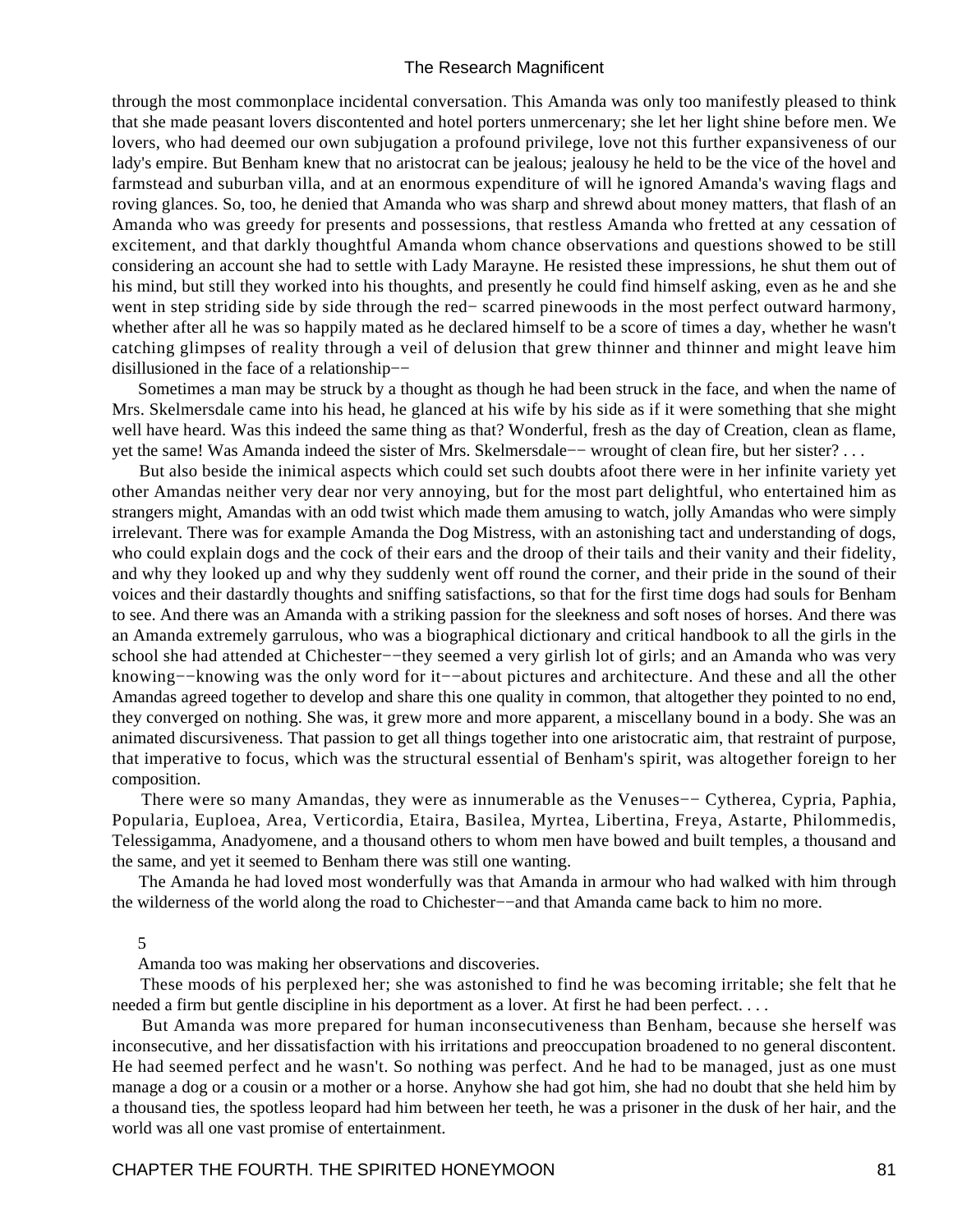through the most commonplace incidental conversation. This Amanda was only too manifestly pleased to think that she made peasant lovers discontented and hotel porters unmercenary; she let her light shine before men. We lovers, who had deemed our own subjugation a profound privilege, love not this further expansiveness of our lady's empire. But Benham knew that no aristocrat can be jealous; jealousy he held to be the vice of the hovel and farmstead and suburban villa, and at an enormous expenditure of will he ignored Amanda's waving flags and roving glances. So, too, he denied that Amanda who was sharp and shrewd about money matters, that flash of an Amanda who was greedy for presents and possessions, that restless Amanda who fretted at any cessation of excitement, and that darkly thoughtful Amanda whom chance observations and questions showed to be still considering an account she had to settle with Lady Marayne. He resisted these impressions, he shut them out of his mind, but still they worked into his thoughts, and presently he could find himself asking, even as he and she went in step striding side by side through the red− scarred pinewoods in the most perfect outward harmony, whether after all he was so happily mated as he declared himself to be a score of times a day, whether he wasn't catching glimpses of reality through a veil of delusion that grew thinner and thinner and might leave him disillusioned in the face of a relationship−−

Sometimes a man may be struck by a thought as though he had been struck in the face, and when the name of Mrs. Skelmersdale came into his head, he glanced at his wife by his side as if it were something that she might well have heard. Was this indeed the same thing as that? Wonderful, fresh as the day of Creation, clean as flame, yet the same! Was Amanda indeed the sister of Mrs. Skelmersdale−− wrought of clean fire, but her sister? . . .

But also beside the inimical aspects which could set such doubts afoot there were in her infinite variety yet other Amandas neither very dear nor very annoying, but for the most part delightful, who entertained him as strangers might, Amandas with an odd twist which made them amusing to watch, jolly Amandas who were simply irrelevant. There was for example Amanda the Dog Mistress, with an astonishing tact and understanding of dogs, who could explain dogs and the cock of their ears and the droop of their tails and their vanity and their fidelity, and why they looked up and why they suddenly went off round the corner, and their pride in the sound of their voices and their dastardly thoughts and sniffing satisfactions, so that for the first time dogs had souls for Benham to see. And there was an Amanda with a striking passion for the sleekness and soft noses of horses. And there was an Amanda extremely garrulous, who was a biographical dictionary and critical handbook to all the girls in the school she had attended at Chichester−−they seemed a very girlish lot of girls; and an Amanda who was very knowing−−knowing was the only word for it−−about pictures and architecture. And these and all the other Amandas agreed together to develop and share this one quality in common, that altogether they pointed to no end, they converged on nothing. She was, it grew more and more apparent, a miscellany bound in a body. She was an animated discursiveness. That passion to get all things together into one aristocratic aim, that restraint of purpose, that imperative to focus, which was the structural essential of Benham's spirit, was altogether foreign to her composition.

There were so many Amandas, they were as innumerable as the Venuses−− Cytherea, Cypria, Paphia, Popularia, Euploea, Area, Verticordia, Etaira, Basilea, Myrtea, Libertina, Freya, Astarte, Philommedis, Telessigamma, Anadyomene, and a thousand others to whom men have bowed and built temples, a thousand and the same, and yet it seemed to Benham there was still one wanting.

The Amanda he had loved most wonderfully was that Amanda in armour who had walked with him through the wilderness of the world along the road to Chichester−−and that Amanda came back to him no more.

5

Amanda too was making her observations and discoveries.

These moods of his perplexed her; she was astonished to find he was becoming irritable; she felt that he needed a firm but gentle discipline in his deportment as a lover. At first he had been perfect. . . .

But Amanda was more prepared for human inconsecutiveness than Benham, because she herself was inconsecutive, and her dissatisfaction with his irritations and preoccupation broadened to no general discontent. He had seemed perfect and he wasn't. So nothing was perfect. And he had to be managed, just as one must manage a dog or a cousin or a mother or a horse. Anyhow she had got him, she had no doubt that she held him by a thousand ties, the spotless leopard had him between her teeth, he was a prisoner in the dusk of her hair, and the world was all one vast promise of entertainment.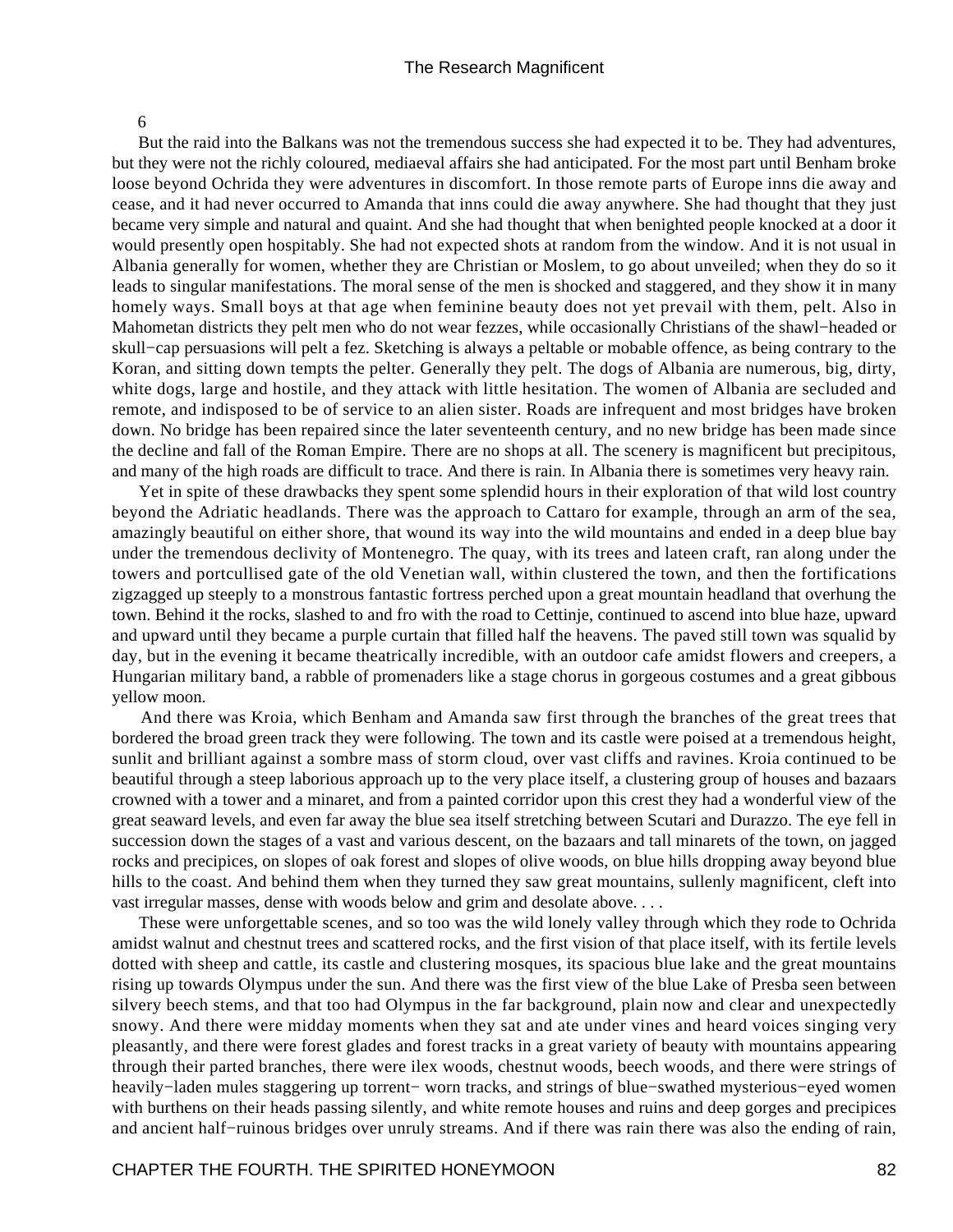6

But the raid into the Balkans was not the tremendous success she had expected it to be. They had adventures, but they were not the richly coloured, mediaeval affairs she had anticipated. For the most part until Benham broke loose beyond Ochrida they were adventures in discomfort. In those remote parts of Europe inns die away and cease, and it had never occurred to Amanda that inns could die away anywhere. She had thought that they just became very simple and natural and quaint. And she had thought that when benighted people knocked at a door it would presently open hospitably. She had not expected shots at random from the window. And it is not usual in Albania generally for women, whether they are Christian or Moslem, to go about unveiled; when they do so it leads to singular manifestations. The moral sense of the men is shocked and staggered, and they show it in many homely ways. Small boys at that age when feminine beauty does not yet prevail with them, pelt. Also in Mahometan districts they pelt men who do not wear fezzes, while occasionally Christians of the shawl−headed or skull−cap persuasions will pelt a fez. Sketching is always a peltable or mobable offence, as being contrary to the Koran, and sitting down tempts the pelter. Generally they pelt. The dogs of Albania are numerous, big, dirty, white dogs, large and hostile, and they attack with little hesitation. The women of Albania are secluded and remote, and indisposed to be of service to an alien sister. Roads are infrequent and most bridges have broken down. No bridge has been repaired since the later seventeenth century, and no new bridge has been made since the decline and fall of the Roman Empire. There are no shops at all. The scenery is magnificent but precipitous, and many of the high roads are difficult to trace. And there is rain. In Albania there is sometimes very heavy rain.

Yet in spite of these drawbacks they spent some splendid hours in their exploration of that wild lost country beyond the Adriatic headlands. There was the approach to Cattaro for example, through an arm of the sea, amazingly beautiful on either shore, that wound its way into the wild mountains and ended in a deep blue bay under the tremendous declivity of Montenegro. The quay, with its trees and lateen craft, ran along under the towers and portcullised gate of the old Venetian wall, within clustered the town, and then the fortifications zigzagged up steeply to a monstrous fantastic fortress perched upon a great mountain headland that overhung the town. Behind it the rocks, slashed to and fro with the road to Cettinje, continued to ascend into blue haze, upward and upward until they became a purple curtain that filled half the heavens. The paved still town was squalid by day, but in the evening it became theatrically incredible, with an outdoor cafe amidst flowers and creepers, a Hungarian military band, a rabble of promenaders like a stage chorus in gorgeous costumes and a great gibbous yellow moon.

And there was Kroia, which Benham and Amanda saw first through the branches of the great trees that bordered the broad green track they were following. The town and its castle were poised at a tremendous height, sunlit and brilliant against a sombre mass of storm cloud, over vast cliffs and ravines. Kroia continued to be beautiful through a steep laborious approach up to the very place itself, a clustering group of houses and bazaars crowned with a tower and a minaret, and from a painted corridor upon this crest they had a wonderful view of the great seaward levels, and even far away the blue sea itself stretching between Scutari and Durazzo. The eye fell in succession down the stages of a vast and various descent, on the bazaars and tall minarets of the town, on jagged rocks and precipices, on slopes of oak forest and slopes of olive woods, on blue hills dropping away beyond blue hills to the coast. And behind them when they turned they saw great mountains, sullenly magnificent, cleft into vast irregular masses, dense with woods below and grim and desolate above. . . .

These were unforgettable scenes, and so too was the wild lonely valley through which they rode to Ochrida amidst walnut and chestnut trees and scattered rocks, and the first vision of that place itself, with its fertile levels dotted with sheep and cattle, its castle and clustering mosques, its spacious blue lake and the great mountains rising up towards Olympus under the sun. And there was the first view of the blue Lake of Presba seen between silvery beech stems, and that too had Olympus in the far background, plain now and clear and unexpectedly snowy. And there were midday moments when they sat and ate under vines and heard voices singing very pleasantly, and there were forest glades and forest tracks in a great variety of beauty with mountains appearing through their parted branches, there were ilex woods, chestnut woods, beech woods, and there were strings of heavily−laden mules staggering up torrent− worn tracks, and strings of blue−swathed mysterious−eyed women with burthens on their heads passing silently, and white remote houses and ruins and deep gorges and precipices and ancient half−ruinous bridges over unruly streams. And if there was rain there was also the ending of rain,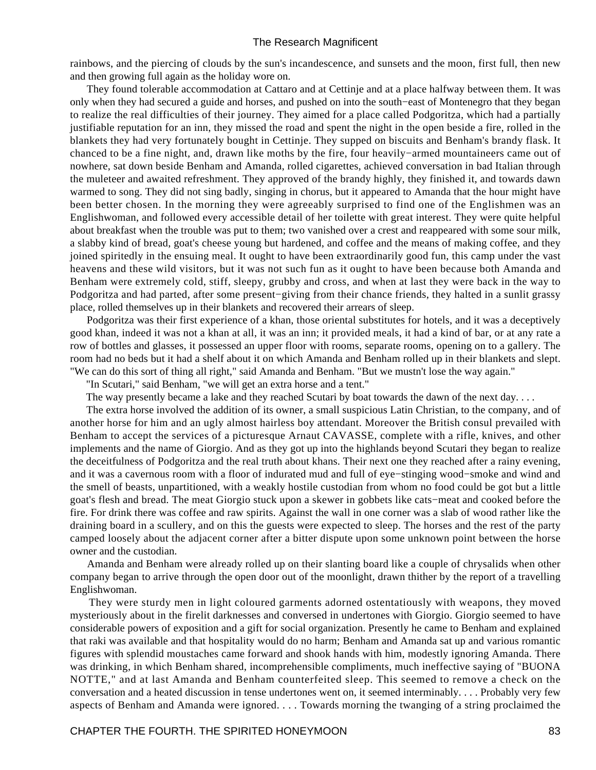rainbows, and the piercing of clouds by the sun's incandescence, and sunsets and the moon, first full, then new and then growing full again as the holiday wore on.

They found tolerable accommodation at Cattaro and at Cettinje and at a place halfway between them. It was only when they had secured a guide and horses, and pushed on into the south−east of Montenegro that they began to realize the real difficulties of their journey. They aimed for a place called Podgoritza, which had a partially justifiable reputation for an inn, they missed the road and spent the night in the open beside a fire, rolled in the blankets they had very fortunately bought in Cettinje. They supped on biscuits and Benham's brandy flask. It chanced to be a fine night, and, drawn like moths by the fire, four heavily−armed mountaineers came out of nowhere, sat down beside Benham and Amanda, rolled cigarettes, achieved conversation in bad Italian through the muleteer and awaited refreshment. They approved of the brandy highly, they finished it, and towards dawn warmed to song. They did not sing badly, singing in chorus, but it appeared to Amanda that the hour might have been better chosen. In the morning they were agreeably surprised to find one of the Englishmen was an Englishwoman, and followed every accessible detail of her toilette with great interest. They were quite helpful about breakfast when the trouble was put to them; two vanished over a crest and reappeared with some sour milk, a slabby kind of bread, goat's cheese young but hardened, and coffee and the means of making coffee, and they joined spiritedly in the ensuing meal. It ought to have been extraordinarily good fun, this camp under the vast heavens and these wild visitors, but it was not such fun as it ought to have been because both Amanda and Benham were extremely cold, stiff, sleepy, grubby and cross, and when at last they were back in the way to Podgoritza and had parted, after some present−giving from their chance friends, they halted in a sunlit grassy place, rolled themselves up in their blankets and recovered their arrears of sleep.

Podgoritza was their first experience of a khan, those oriental substitutes for hotels, and it was a deceptively good khan, indeed it was not a khan at all, it was an inn; it provided meals, it had a kind of bar, or at any rate a row of bottles and glasses, it possessed an upper floor with rooms, separate rooms, opening on to a gallery. The room had no beds but it had a shelf about it on which Amanda and Benham rolled up in their blankets and slept. "We can do this sort of thing all right," said Amanda and Benham. "But we mustn't lose the way again."

"In Scutari," said Benham, "we will get an extra horse and a tent."

The way presently became a lake and they reached Scutari by boat towards the dawn of the next day. . . .

The extra horse involved the addition of its owner, a small suspicious Latin Christian, to the company, and of another horse for him and an ugly almost hairless boy attendant. Moreover the British consul prevailed with Benham to accept the services of a picturesque Arnaut CAVASSE, complete with a rifle, knives, and other implements and the name of Giorgio. And as they got up into the highlands beyond Scutari they began to realize the deceitfulness of Podgoritza and the real truth about khans. Their next one they reached after a rainy evening, and it was a cavernous room with a floor of indurated mud and full of eye−stinging wood−smoke and wind and the smell of beasts, unpartitioned, with a weakly hostile custodian from whom no food could be got but a little goat's flesh and bread. The meat Giorgio stuck upon a skewer in gobbets like cats−meat and cooked before the fire. For drink there was coffee and raw spirits. Against the wall in one corner was a slab of wood rather like the draining board in a scullery, and on this the guests were expected to sleep. The horses and the rest of the party camped loosely about the adjacent corner after a bitter dispute upon some unknown point between the horse owner and the custodian.

Amanda and Benham were already rolled up on their slanting board like a couple of chrysalids when other company began to arrive through the open door out of the moonlight, drawn thither by the report of a travelling Englishwoman.

They were sturdy men in light coloured garments adorned ostentatiously with weapons, they moved mysteriously about in the firelit darknesses and conversed in undertones with Giorgio. Giorgio seemed to have considerable powers of exposition and a gift for social organization. Presently he came to Benham and explained that raki was available and that hospitality would do no harm; Benham and Amanda sat up and various romantic figures with splendid moustaches came forward and shook hands with him, modestly ignoring Amanda. There was drinking, in which Benham shared, incomprehensible compliments, much ineffective saying of "BUONA NOTTE," and at last Amanda and Benham counterfeited sleep. This seemed to remove a check on the conversation and a heated discussion in tense undertones went on, it seemed interminably. . . . Probably very few aspects of Benham and Amanda were ignored. . . . Towards morning the twanging of a string proclaimed the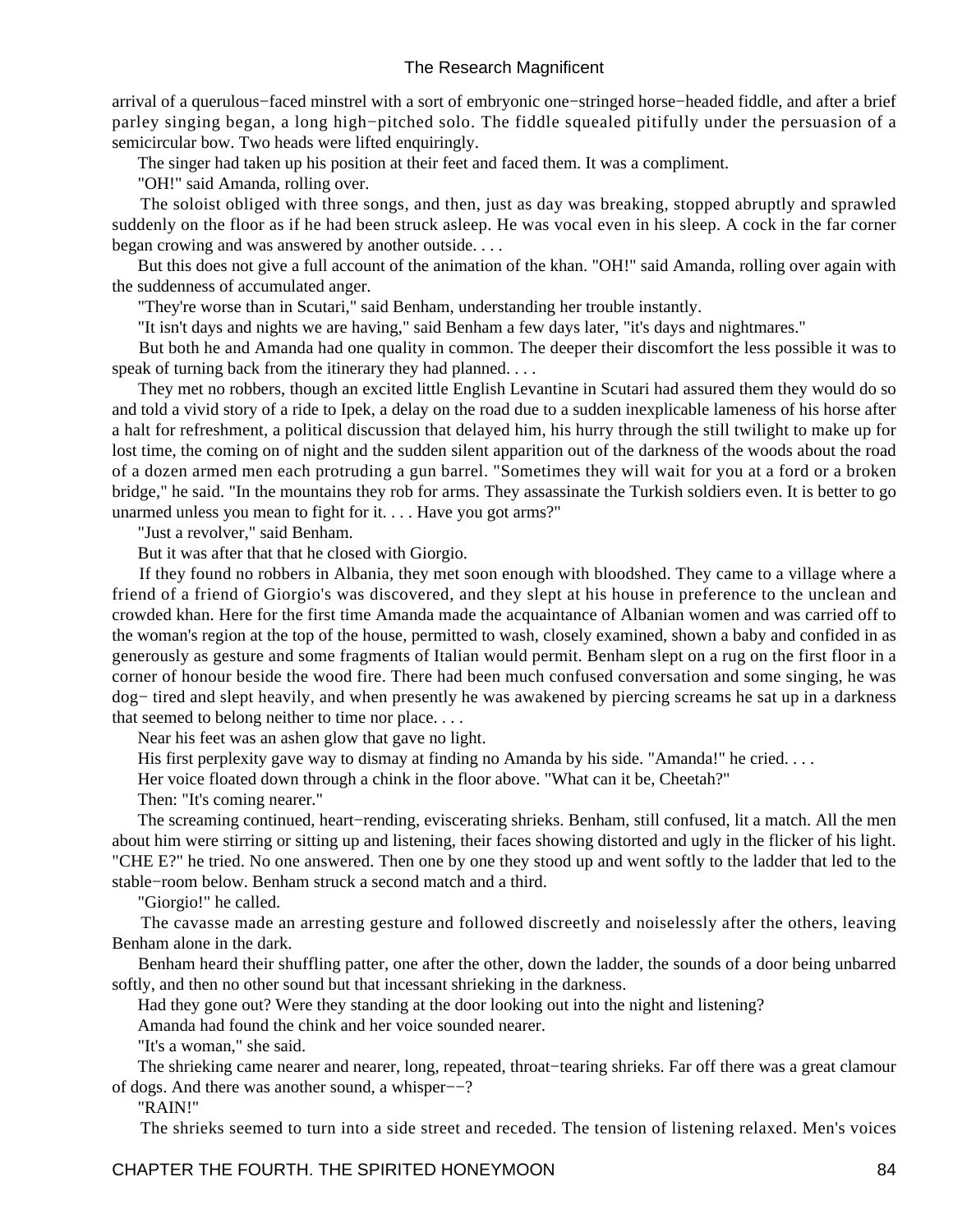arrival of a querulous−faced minstrel with a sort of embryonic one−stringed horse−headed fiddle, and after a brief parley singing began, a long high−pitched solo. The fiddle squealed pitifully under the persuasion of a semicircular bow. Two heads were lifted enquiringly.

The singer had taken up his position at their feet and faced them. It was a compliment.

"OH!" said Amanda, rolling over.

The soloist obliged with three songs, and then, just as day was breaking, stopped abruptly and sprawled suddenly on the floor as if he had been struck asleep. He was vocal even in his sleep. A cock in the far corner began crowing and was answered by another outside. . . .

But this does not give a full account of the animation of the khan. "OH!" said Amanda, rolling over again with the suddenness of accumulated anger.

"They're worse than in Scutari," said Benham, understanding her trouble instantly.

"It isn't days and nights we are having," said Benham a few days later, "it's days and nightmares."

But both he and Amanda had one quality in common. The deeper their discomfort the less possible it was to speak of turning back from the itinerary they had planned. . . .

They met no robbers, though an excited little English Levantine in Scutari had assured them they would do so and told a vivid story of a ride to Ipek, a delay on the road due to a sudden inexplicable lameness of his horse after a halt for refreshment, a political discussion that delayed him, his hurry through the still twilight to make up for lost time, the coming on of night and the sudden silent apparition out of the darkness of the woods about the road of a dozen armed men each protruding a gun barrel. "Sometimes they will wait for you at a ford or a broken bridge," he said. "In the mountains they rob for arms. They assassinate the Turkish soldiers even. It is better to go unarmed unless you mean to fight for it. . . . Have you got arms?"

"Just a revolver," said Benham.

But it was after that that he closed with Giorgio.

If they found no robbers in Albania, they met soon enough with bloodshed. They came to a village where a friend of a friend of Giorgio's was discovered, and they slept at his house in preference to the unclean and crowded khan. Here for the first time Amanda made the acquaintance of Albanian women and was carried off to the woman's region at the top of the house, permitted to wash, closely examined, shown a baby and confided in as generously as gesture and some fragments of Italian would permit. Benham slept on a rug on the first floor in a corner of honour beside the wood fire. There had been much confused conversation and some singing, he was dog− tired and slept heavily, and when presently he was awakened by piercing screams he sat up in a darkness that seemed to belong neither to time nor place. . . .

Near his feet was an ashen glow that gave no light.

His first perplexity gave way to dismay at finding no Amanda by his side. "Amanda!" he cried. . . .

Her voice floated down through a chink in the floor above. "What can it be, Cheetah?"

Then: "It's coming nearer."

The screaming continued, heart−rending, eviscerating shrieks. Benham, still confused, lit a match. All the men about him were stirring or sitting up and listening, their faces showing distorted and ugly in the flicker of his light. "CHE E?" he tried. No one answered. Then one by one they stood up and went softly to the ladder that led to the stable−room below. Benham struck a second match and a third.

"Giorgio!" he called.

The cavasse made an arresting gesture and followed discreetly and noiselessly after the others, leaving Benham alone in the dark.

Benham heard their shuffling patter, one after the other, down the ladder, the sounds of a door being unbarred softly, and then no other sound but that incessant shrieking in the darkness.

Had they gone out? Were they standing at the door looking out into the night and listening?

Amanda had found the chink and her voice sounded nearer.

"It's a woman," she said.

The shrieking came nearer and nearer, long, repeated, throat−tearing shrieks. Far off there was a great clamour of dogs. And there was another sound, a whisper−−?

"RAIN!"

The shrieks seemed to turn into a side street and receded. The tension of listening relaxed. Men's voices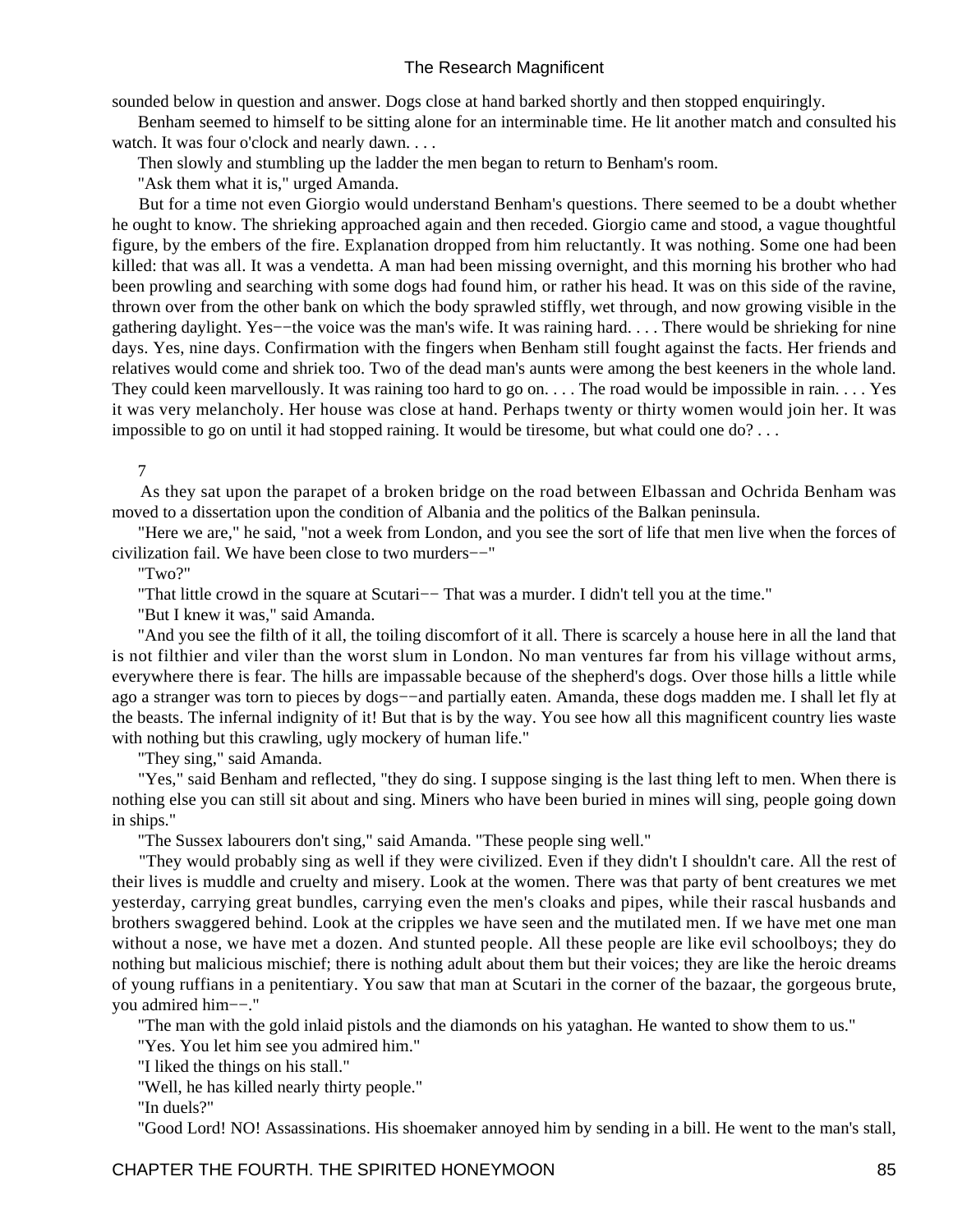sounded below in question and answer. Dogs close at hand barked shortly and then stopped enquiringly.

Benham seemed to himself to be sitting alone for an interminable time. He lit another match and consulted his watch. It was four o'clock and nearly dawn. . . .

Then slowly and stumbling up the ladder the men began to return to Benham's room.

"Ask them what it is," urged Amanda.

But for a time not even Giorgio would understand Benham's questions. There seemed to be a doubt whether he ought to know. The shrieking approached again and then receded. Giorgio came and stood, a vague thoughtful figure, by the embers of the fire. Explanation dropped from him reluctantly. It was nothing. Some one had been killed: that was all. It was a vendetta. A man had been missing overnight, and this morning his brother who had been prowling and searching with some dogs had found him, or rather his head. It was on this side of the ravine, thrown over from the other bank on which the body sprawled stiffly, wet through, and now growing visible in the gathering daylight. Yes−−the voice was the man's wife. It was raining hard. . . . There would be shrieking for nine days. Yes, nine days. Confirmation with the fingers when Benham still fought against the facts. Her friends and relatives would come and shriek too. Two of the dead man's aunts were among the best keeners in the whole land. They could keen marvellously. It was raining too hard to go on. . . . The road would be impossible in rain. . . . Yes it was very melancholy. Her house was close at hand. Perhaps twenty or thirty women would join her. It was impossible to go on until it had stopped raining. It would be tiresome, but what could one do? . . .

7

As they sat upon the parapet of a broken bridge on the road between Elbassan and Ochrida Benham was moved to a dissertation upon the condition of Albania and the politics of the Balkan peninsula.

"Here we are," he said, "not a week from London, and you see the sort of life that men live when the forces of civilization fail. We have been close to two murders−−"

"Two?"

"That little crowd in the square at Scutari−− That was a murder. I didn't tell you at the time."

"But I knew it was," said Amanda.

"And you see the filth of it all, the toiling discomfort of it all. There is scarcely a house here in all the land that is not filthier and viler than the worst slum in London. No man ventures far from his village without arms, everywhere there is fear. The hills are impassable because of the shepherd's dogs. Over those hills a little while ago a stranger was torn to pieces by dogs−−and partially eaten. Amanda, these dogs madden me. I shall let fly at the beasts. The infernal indignity of it! But that is by the way. You see how all this magnificent country lies waste with nothing but this crawling, ugly mockery of human life."

"They sing," said Amanda.

"Yes," said Benham and reflected, "they do sing. I suppose singing is the last thing left to men. When there is nothing else you can still sit about and sing. Miners who have been buried in mines will sing, people going down in ships."

"The Sussex labourers don't sing," said Amanda. "These people sing well."

"They would probably sing as well if they were civilized. Even if they didn't I shouldn't care. All the rest of their lives is muddle and cruelty and misery. Look at the women. There was that party of bent creatures we met yesterday, carrying great bundles, carrying even the men's cloaks and pipes, while their rascal husbands and brothers swaggered behind. Look at the cripples we have seen and the mutilated men. If we have met one man without a nose, we have met a dozen. And stunted people. All these people are like evil schoolboys; they do nothing but malicious mischief; there is nothing adult about them but their voices; they are like the heroic dreams of young ruffians in a penitentiary. You saw that man at Scutari in the corner of the bazaar, the gorgeous brute, you admired him−−."

"The man with the gold inlaid pistols and the diamonds on his yataghan. He wanted to show them to us."

"Yes. You let him see you admired him."

"I liked the things on his stall."

"Well, he has killed nearly thirty people."

"In duels?"

"Good Lord! NO! Assassinations. His shoemaker annoyed him by sending in a bill. He went to the man's stall,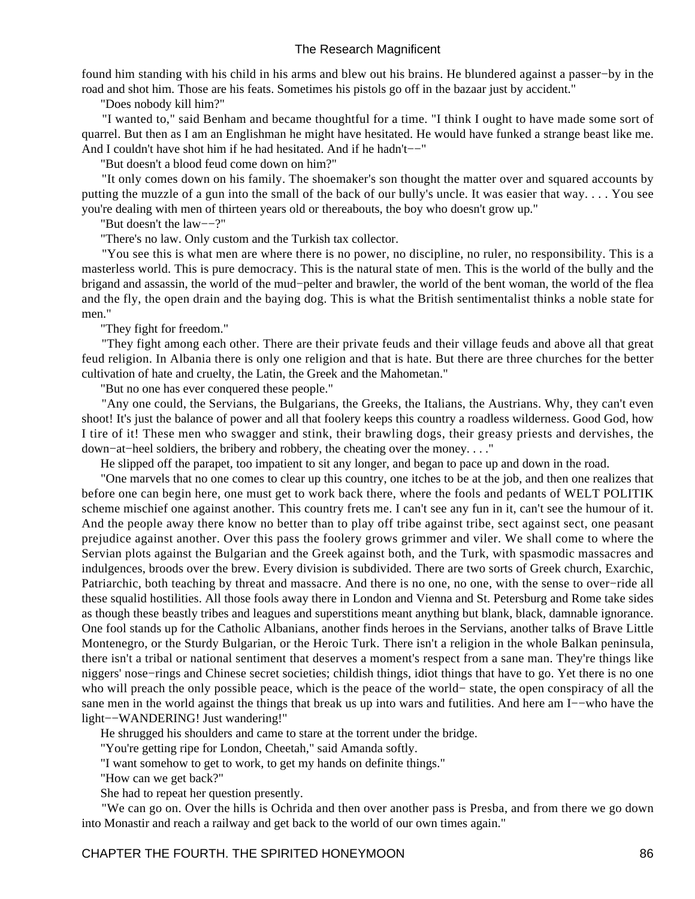found him standing with his child in his arms and blew out his brains. He blundered against a passer−by in the road and shot him. Those are his feats. Sometimes his pistols go off in the bazaar just by accident."

"Does nobody kill him?"

"I wanted to," said Benham and became thoughtful for a time. "I think I ought to have made some sort of quarrel. But then as I am an Englishman he might have hesitated. He would have funked a strange beast like me. And I couldn't have shot him if he had hesitated. And if he hadn't−−"

"But doesn't a blood feud come down on him?"

"It only comes down on his family. The shoemaker's son thought the matter over and squared accounts by putting the muzzle of a gun into the small of the back of our bully's uncle. It was easier that way. . . . You see you're dealing with men of thirteen years old or thereabouts, the boy who doesn't grow up."

"But doesn't the law−−?"

"There's no law. Only custom and the Turkish tax collector.

"You see this is what men are where there is no power, no discipline, no ruler, no responsibility. This is a masterless world. This is pure democracy. This is the natural state of men. This is the world of the bully and the brigand and assassin, the world of the mud−pelter and brawler, the world of the bent woman, the world of the flea and the fly, the open drain and the baying dog. This is what the British sentimentalist thinks a noble state for men."

"They fight for freedom."

"They fight among each other. There are their private feuds and their village feuds and above all that great feud religion. In Albania there is only one religion and that is hate. But there are three churches for the better cultivation of hate and cruelty, the Latin, the Greek and the Mahometan."

"But no one has ever conquered these people."

"Any one could, the Servians, the Bulgarians, the Greeks, the Italians, the Austrians. Why, they can't even shoot! It's just the balance of power and all that foolery keeps this country a roadless wilderness. Good God, how I tire of it! These men who swagger and stink, their brawling dogs, their greasy priests and dervishes, the down−at−heel soldiers, the bribery and robbery, the cheating over the money. . . ."

He slipped off the parapet, too impatient to sit any longer, and began to pace up and down in the road.

"One marvels that no one comes to clear up this country, one itches to be at the job, and then one realizes that before one can begin here, one must get to work back there, where the fools and pedants of WELT POLITIK scheme mischief one against another. This country frets me. I can't see any fun in it, can't see the humour of it. And the people away there know no better than to play off tribe against tribe, sect against sect, one peasant prejudice against another. Over this pass the foolery grows grimmer and viler. We shall come to where the Servian plots against the Bulgarian and the Greek against both, and the Turk, with spasmodic massacres and indulgences, broods over the brew. Every division is subdivided. There are two sorts of Greek church, Exarchic, Patriarchic, both teaching by threat and massacre. And there is no one, no one, with the sense to over−ride all these squalid hostilities. All those fools away there in London and Vienna and St. Petersburg and Rome take sides as though these beastly tribes and leagues and superstitions meant anything but blank, black, damnable ignorance. One fool stands up for the Catholic Albanians, another finds heroes in the Servians, another talks of Brave Little Montenegro, or the Sturdy Bulgarian, or the Heroic Turk. There isn't a religion in the whole Balkan peninsula, there isn't a tribal or national sentiment that deserves a moment's respect from a sane man. They're things like niggers' nose−rings and Chinese secret societies; childish things, idiot things that have to go. Yet there is no one who will preach the only possible peace, which is the peace of the world− state, the open conspiracy of all the sane men in the world against the things that break us up into wars and futilities. And here am I−−who have the light−−WANDERING! Just wandering!"

He shrugged his shoulders and came to stare at the torrent under the bridge.

"You're getting ripe for London, Cheetah," said Amanda softly.

"I want somehow to get to work, to get my hands on definite things."

"How can we get back?"

She had to repeat her question presently.

"We can go on. Over the hills is Ochrida and then over another pass is Presba, and from there we go down into Monastir and reach a railway and get back to the world of our own times again."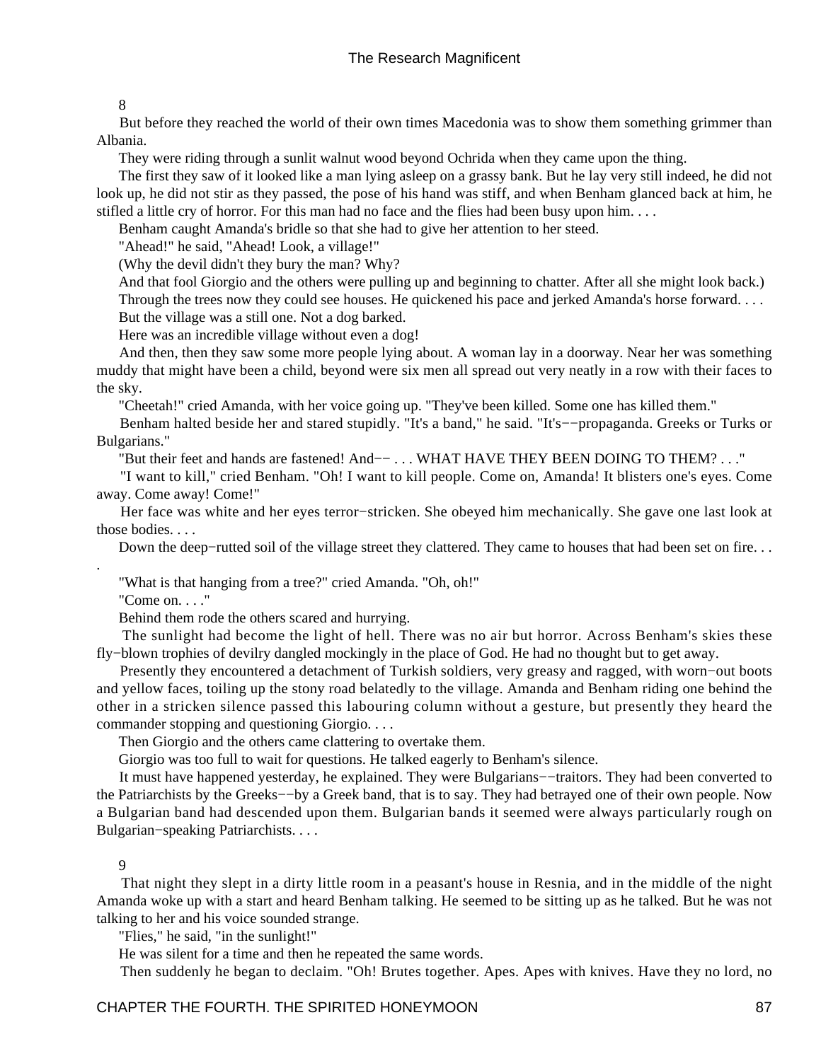8

But before they reached the world of their own times Macedonia was to show them something grimmer than Albania.

They were riding through a sunlit walnut wood beyond Ochrida when they came upon the thing.

The first they saw of it looked like a man lying asleep on a grassy bank. But he lay very still indeed, he did not look up, he did not stir as they passed, the pose of his hand was stiff, and when Benham glanced back at him, he stifled a little cry of horror. For this man had no face and the flies had been busy upon him. . . .

Benham caught Amanda's bridle so that she had to give her attention to her steed.

"Ahead!" he said, "Ahead! Look, a village!"

(Why the devil didn't they bury the man? Why?

And that fool Giorgio and the others were pulling up and beginning to chatter. After all she might look back.)

Through the trees now they could see houses. He quickened his pace and jerked Amanda's horse forward. . . .

But the village was a still one. Not a dog barked.

Here was an incredible village without even a dog!

And then, then they saw some more people lying about. A woman lay in a doorway. Near her was something muddy that might have been a child, beyond were six men all spread out very neatly in a row with their faces to the sky.

"Cheetah!" cried Amanda, with her voice going up. "They've been killed. Some one has killed them."

Benham halted beside her and stared stupidly. "It's a band," he said. "It's−−propaganda. Greeks or Turks or Bulgarians."

"But their feet and hands are fastened! And−− . . . WHAT HAVE THEY BEEN DOING TO THEM? . . ."

"I want to kill," cried Benham. "Oh! I want to kill people. Come on, Amanda! It blisters one's eyes. Come away. Come away! Come!"

Her face was white and her eyes terror−stricken. She obeyed him mechanically. She gave one last look at those bodies. . . .

Down the deep−rutted soil of the village street they clattered. They came to houses that had been set on fire. . . .

"What is that hanging from a tree?" cried Amanda. "Oh, oh!"

"Come on. . . ."

Behind them rode the others scared and hurrying.

The sunlight had become the light of hell. There was no air but horror. Across Benham's skies these fly−blown trophies of devilry dangled mockingly in the place of God. He had no thought but to get away.

Presently they encountered a detachment of Turkish soldiers, very greasy and ragged, with worn−out boots and yellow faces, toiling up the stony road belatedly to the village. Amanda and Benham riding one behind the other in a stricken silence passed this labouring column without a gesture, but presently they heard the commander stopping and questioning Giorgio. . . .

Then Giorgio and the others came clattering to overtake them.

Giorgio was too full to wait for questions. He talked eagerly to Benham's silence.

It must have happened yesterday, he explained. They were Bulgarians−−traitors. They had been converted to the Patriarchists by the Greeks−−by a Greek band, that is to say. They had betrayed one of their own people. Now a Bulgarian band had descended upon them. Bulgarian bands it seemed were always particularly rough on Bulgarian−speaking Patriarchists. . . .

9

That night they slept in a dirty little room in a peasant's house in Resnia, and in the middle of the night Amanda woke up with a start and heard Benham talking. He seemed to be sitting up as he talked. But he was not talking to her and his voice sounded strange.

"Flies," he said, "in the sunlight!"

He was silent for a time and then he repeated the same words.

Then suddenly he began to declaim. "Oh! Brutes together. Apes. Apes with knives. Have they no lord, no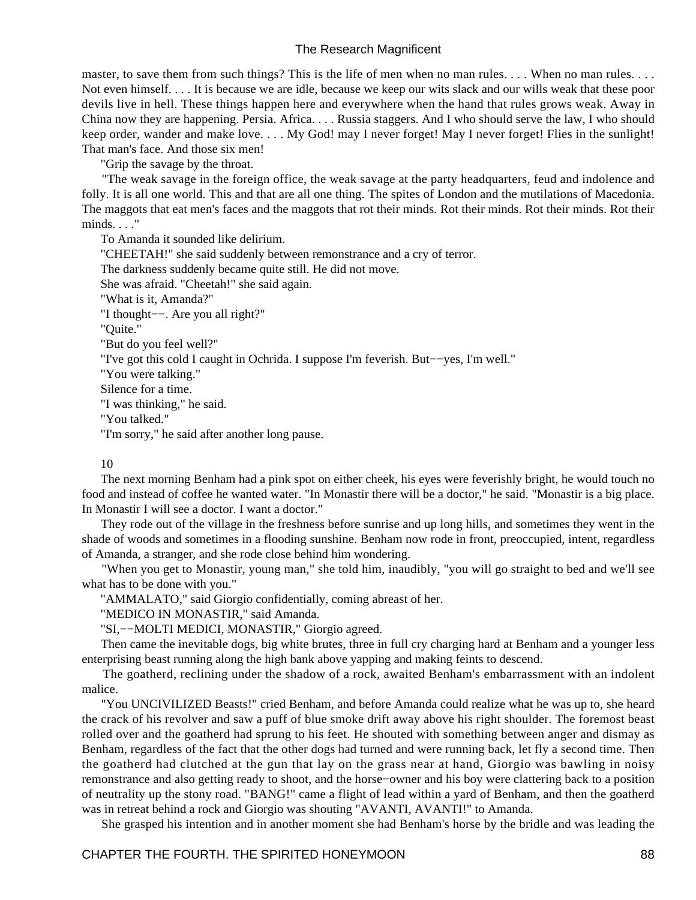master, to save them from such things? This is the life of men when no man rules. . . . When no man rules. . . . Not even himself. . . . It is because we are idle, because we keep our wits slack and our wills weak that these poor devils live in hell. These things happen here and everywhere when the hand that rules grows weak. Away in China now they are happening. Persia. Africa. . . . Russia staggers. And I who should serve the law, I who should keep order, wander and make love. . . . My God! may I never forget! May I never forget! Flies in the sunlight! That man's face. And those six men!

"Grip the savage by the throat.

"The weak savage in the foreign office, the weak savage at the party headquarters, feud and indolence and folly. It is all one world. This and that are all one thing. The spites of London and the mutilations of Macedonia. The maggots that eat men's faces and the maggots that rot their minds. Rot their minds. Rot their minds. Rot their minds. . . ."

To Amanda it sounded like delirium.

"CHEETAH!" she said suddenly between remonstrance and a cry of terror.

The darkness suddenly became quite still. He did not move.

She was afraid. "Cheetah!" she said again.

"What is it, Amanda?"

"I thought−−. Are you all right?"

"Quite."

"But do you feel well?"

"I've got this cold I caught in Ochrida. I suppose I'm feverish. But−−yes, I'm well."

"You were talking."

Silence for a time.

"I was thinking," he said.

"You talked."

"I'm sorry," he said after another long pause.

10

The next morning Benham had a pink spot on either cheek, his eyes were feverishly bright, he would touch no food and instead of coffee he wanted water. "In Monastir there will be a doctor," he said. "Monastir is a big place. In Monastir I will see a doctor. I want a doctor."

They rode out of the village in the freshness before sunrise and up long hills, and sometimes they went in the shade of woods and sometimes in a flooding sunshine. Benham now rode in front, preoccupied, intent, regardless of Amanda, a stranger, and she rode close behind him wondering.

"When you get to Monastir, young man," she told him, inaudibly, "you will go straight to bed and we'll see what has to be done with you."

"AMMALATO," said Giorgio confidentially, coming abreast of her.

"MEDICO IN MONASTIR," said Amanda.

"SI,−−MOLTI MEDICI, MONASTIR," Giorgio agreed.

Then came the inevitable dogs, big white brutes, three in full cry charging hard at Benham and a younger less enterprising beast running along the high bank above yapping and making feints to descend.

The goatherd, reclining under the shadow of a rock, awaited Benham's embarrassment with an indolent malice.

"You UNCIVILIZED Beasts!" cried Benham, and before Amanda could realize what he was up to, she heard the crack of his revolver and saw a puff of blue smoke drift away above his right shoulder. The foremost beast rolled over and the goatherd had sprung to his feet. He shouted with something between anger and dismay as Benham, regardless of the fact that the other dogs had turned and were running back, let fly a second time. Then the goatherd had clutched at the gun that lay on the grass near at hand, Giorgio was bawling in noisy remonstrance and also getting ready to shoot, and the horse−owner and his boy were clattering back to a position of neutrality up the stony road. "BANG!" came a flight of lead within a yard of Benham, and then the goatherd was in retreat behind a rock and Giorgio was shouting "AVANTI, AVANTI!" to Amanda.

She grasped his intention and in another moment she had Benham's horse by the bridle and was leading the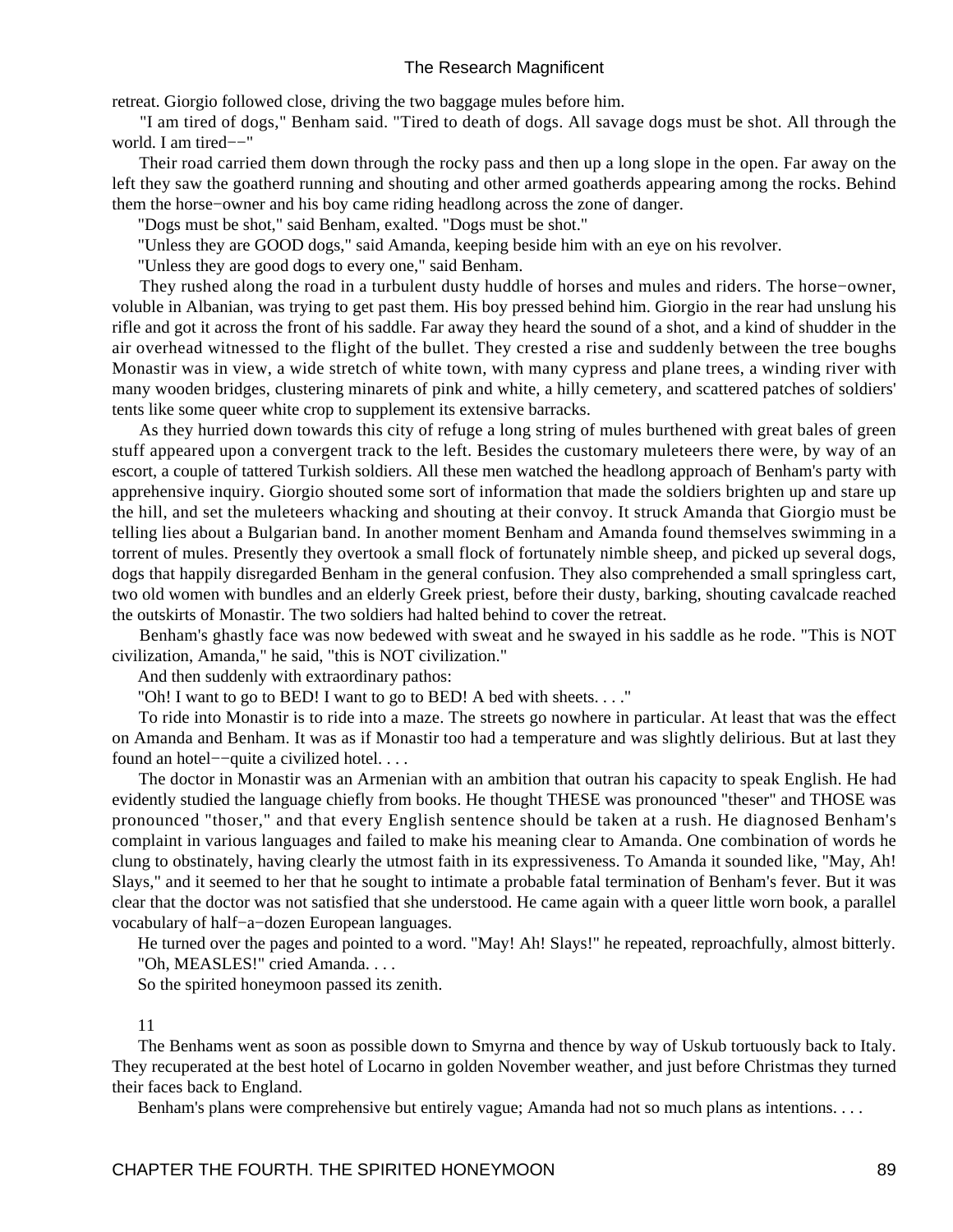retreat. Giorgio followed close, driving the two baggage mules before him.

"I am tired of dogs," Benham said. "Tired to death of dogs. All savage dogs must be shot. All through the world. I am tired−−"

Their road carried them down through the rocky pass and then up a long slope in the open. Far away on the left they saw the goatherd running and shouting and other armed goatherds appearing among the rocks. Behind them the horse−owner and his boy came riding headlong across the zone of danger.

"Dogs must be shot," said Benham, exalted. "Dogs must be shot."

"Unless they are GOOD dogs," said Amanda, keeping beside him with an eye on his revolver.

"Unless they are good dogs to every one," said Benham.

They rushed along the road in a turbulent dusty huddle of horses and mules and riders. The horse−owner, voluble in Albanian, was trying to get past them. His boy pressed behind him. Giorgio in the rear had unslung his rifle and got it across the front of his saddle. Far away they heard the sound of a shot, and a kind of shudder in the air overhead witnessed to the flight of the bullet. They crested a rise and suddenly between the tree boughs Monastir was in view, a wide stretch of white town, with many cypress and plane trees, a winding river with many wooden bridges, clustering minarets of pink and white, a hilly cemetery, and scattered patches of soldiers' tents like some queer white crop to supplement its extensive barracks.

As they hurried down towards this city of refuge a long string of mules burthened with great bales of green stuff appeared upon a convergent track to the left. Besides the customary muleteers there were, by way of an escort, a couple of tattered Turkish soldiers. All these men watched the headlong approach of Benham's party with apprehensive inquiry. Giorgio shouted some sort of information that made the soldiers brighten up and stare up the hill, and set the muleteers whacking and shouting at their convoy. It struck Amanda that Giorgio must be telling lies about a Bulgarian band. In another moment Benham and Amanda found themselves swimming in a torrent of mules. Presently they overtook a small flock of fortunately nimble sheep, and picked up several dogs, dogs that happily disregarded Benham in the general confusion. They also comprehended a small springless cart, two old women with bundles and an elderly Greek priest, before their dusty, barking, shouting cavalcade reached the outskirts of Monastir. The two soldiers had halted behind to cover the retreat.

Benham's ghastly face was now bedewed with sweat and he swayed in his saddle as he rode. "This is NOT civilization, Amanda," he said, "this is NOT civilization."

And then suddenly with extraordinary pathos:

"Oh! I want to go to BED! I want to go to BED! A bed with sheets. . . ."

To ride into Monastir is to ride into a maze. The streets go nowhere in particular. At least that was the effect on Amanda and Benham. It was as if Monastir too had a temperature and was slightly delirious. But at last they found an hotel−−quite a civilized hotel. . . .

The doctor in Monastir was an Armenian with an ambition that outran his capacity to speak English. He had evidently studied the language chiefly from books. He thought THESE was pronounced "theser" and THOSE was pronounced "thoser," and that every English sentence should be taken at a rush. He diagnosed Benham's complaint in various languages and failed to make his meaning clear to Amanda. One combination of words he clung to obstinately, having clearly the utmost faith in its expressiveness. To Amanda it sounded like, "May, Ah! Slays," and it seemed to her that he sought to intimate a probable fatal termination of Benham's fever. But it was clear that the doctor was not satisfied that she understood. He came again with a queer little worn book, a parallel vocabulary of half−a−dozen European languages.

He turned over the pages and pointed to a word. "May! Ah! Slays!" he repeated, reproachfully, almost bitterly.

"Oh, MEASLES!" cried Amanda. . . .

So the spirited honeymoon passed its zenith.

11

The Benhams went as soon as possible down to Smyrna and thence by way of Uskub tortuously back to Italy. They recuperated at the best hotel of Locarno in golden November weather, and just before Christmas they turned their faces back to England.

Benham's plans were comprehensive but entirely vague; Amanda had not so much plans as intentions. . . .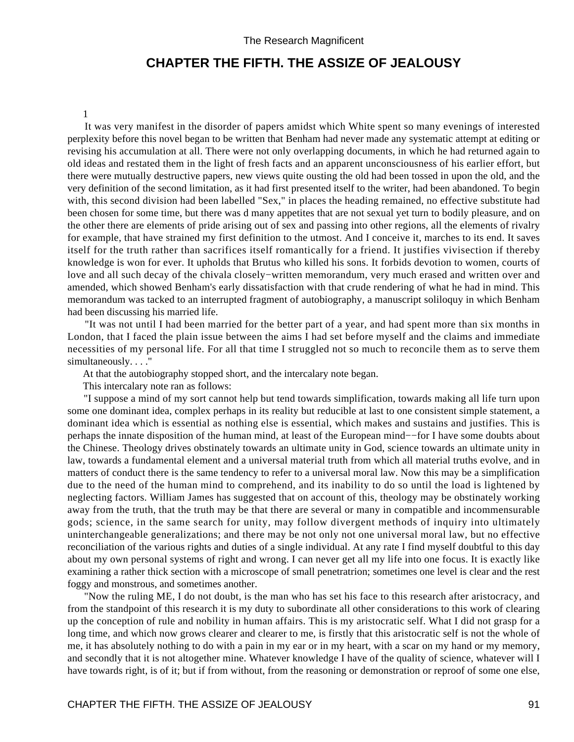## CHAPTER THE FIFTH. THE ASSIZE OF JEALOUSY

1

It was very manifest in the disorder of papers amidst which White spent so many evenings of interested perplexity before this novel began to be written that Benham had never made any systematic attempt at editing or revising his accumulation at all. There were not only overlapping documents, in which he had returned again to old ideas and restated them in the light of fresh facts and an apparent unconsciousness of his earlier effort, but there were mutually destructive papers, new views quite ousting the old had been tossed in upon the old, and the very definition of the second limitation, as it had first presented itself to the writer, had been abandoned. To begin with, this second division had been labelled "Sex," in places the heading remained, no effective substitute had been chosen for some time, but there was d many appetites that are not sexual yet turn to bodily pleasure, and on the other there are elements of pride arising out of sex and passing into other regions, all the elements of rivalry for example, that have strained my first definition to the utmost. And I conceive it, marches to its end. It saves itself for the truth rather than sacrifices itself romantically for a friend. It justifies vivisection if thereby knowledge is won for ever. It upholds that Brutus who killed his sons. It forbids devotion to women, courts of love and all such decay of the chivala closely−written memorandum, very much erased and written over and amended, which showed Benham's early dissatisfaction with that crude rendering of what he had in mind. This memorandum was tacked to an interrupted fragment of autobiography, a manuscript soliloquy in which Benham had been discussing his married life.

"It was not until I had been married for the better part of a year, and had spent more than six months in London, that I faced the plain issue between the aims I had set before myself and the claims and immediate necessities of my personal life. For all that time I struggled not so much to reconcile them as to serve them simultaneously. . . ."

At that the autobiography stopped short, and the intercalary note began.

This intercalary note ran as follows:

"I suppose a mind of my sort cannot help but tend towards simplification, towards making all life turn upon some one dominant idea, complex perhaps in its reality but reducible at last to one consistent simple statement, a dominant idea which is essential as nothing else is essential, which makes and sustains and justifies. This is perhaps the innate disposition of the human mind, at least of the European mind−−for I have some doubts about the Chinese. Theology drives obstinately towards an ultimate unity in God, science towards an ultimate unity in law, towards a fundamental element and a universal material truth from which all material truths evolve, and in matters of conduct there is the same tendency to refer to a universal moral law. Now this may be a simplification due to the need of the human mind to comprehend, and its inability to do so until the load is lightened by neglecting factors. William James has suggested that on account of this, theology may be obstinately working away from the truth, that the truth may be that there are several or many in compatible and incommensurable gods; science, in the same search for unity, may follow divergent methods of inquiry into ultimately uninterchangeable generalizations; and there may be not only not one universal moral law, but no effective reconciliation of the various rights and duties of a single individual. At any rate I find myself doubtful to this day about my own personal systems of right and wrong. I can never get all my life into one focus. It is exactly like examining a rather thick section with a microscope of small penetratrion; sometimes one level is clear and the rest foggy and monstrous, and sometimes another.

"Now the ruling ME, I do not doubt, is the man who has set his face to this research after aristocracy, and from the standpoint of this research it is my duty to subordinate all other considerations to this work of clearing up the conception of rule and nobility in human affairs. This is my aristocratic self. What I did not grasp for a long time, and which now grows clearer and clearer to me, is firstly that this aristocratic self is not the whole of me, it has absolutely nothing to do with a pain in my ear or in my heart, with a scar on my hand or my memory, and secondly that it is not altogether mine. Whatever knowledge I have of the quality of science, whatever will I have towards right, is of it; but if from without, from the reasoning or demonstration or reproof of some one else,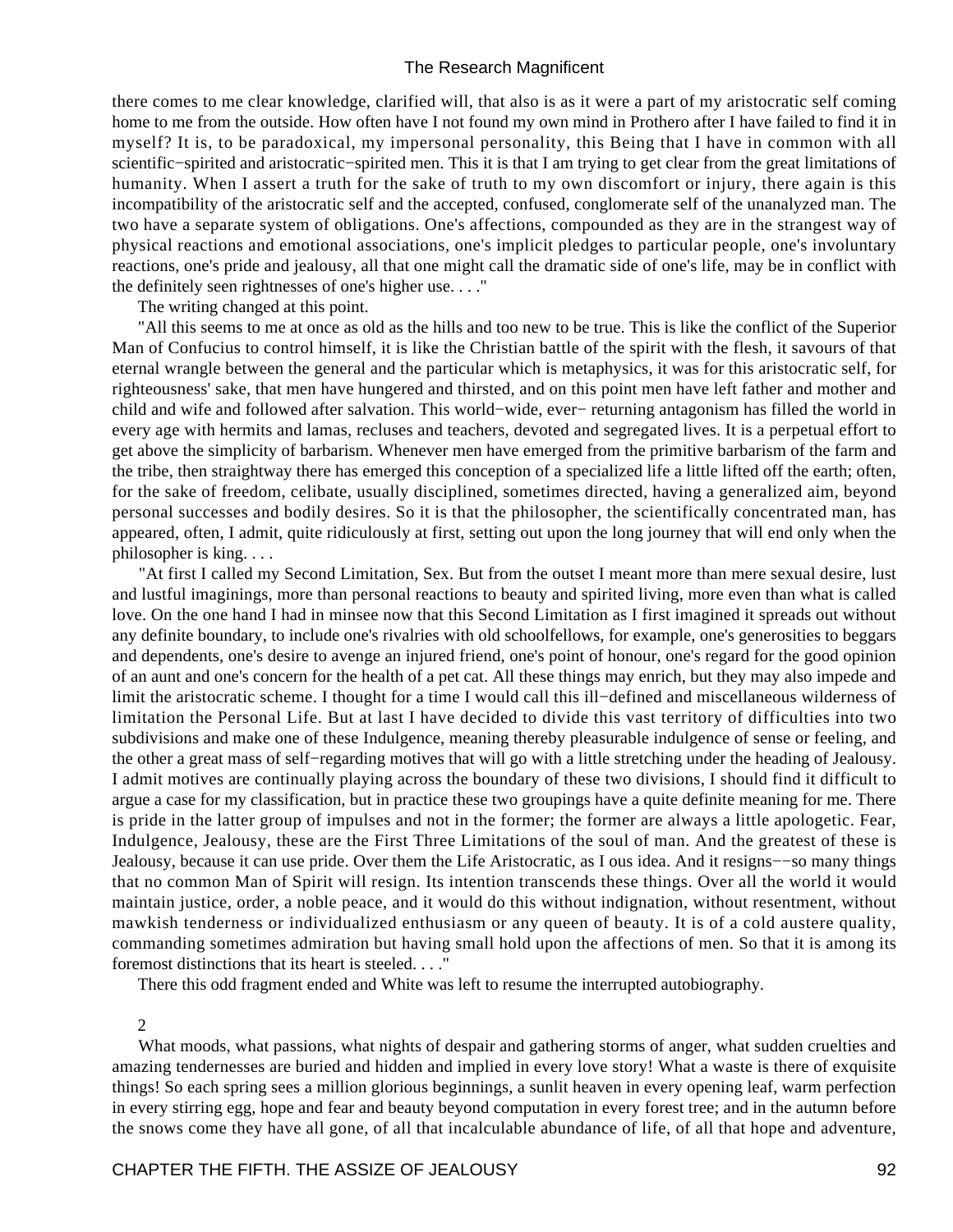there comes to me clear knowledge, clarified will, that also is as it were a part of my aristocratic self coming home to me from the outside. How often have I not found my own mind in Prothero after I have failed to find it in myself? It is, to be paradoxical, my impersonal personality, this Being that I have in common with all scientific−spirited and aristocratic−spirited men. This it is that I am trying to get clear from the great limitations of humanity. When I assert a truth for the sake of truth to my own discomfort or injury, there again is this incompatibility of the aristocratic self and the accepted, confused, conglomerate self of the unanalyzed man. The two have a separate system of obligations. One's affections, compounded as they are in the strangest way of physical reactions and emotional associations, one's implicit pledges to particular people, one's involuntary reactions, one's pride and jealousy, all that one might call the dramatic side of one's life, may be in conflict with the definitely seen rightnesses of one's higher use. . . ."

The writing changed at this point.

"All this seems to me at once as old as the hills and too new to be true. This is like the conflict of the Superior Man of Confucius to control himself, it is like the Christian battle of the spirit with the flesh, it savours of that eternal wrangle between the general and the particular which is metaphysics, it was for this aristocratic self, for righteousness' sake, that men have hungered and thirsted, and on this point men have left father and mother and child and wife and followed after salvation. This world−wide, ever− returning antagonism has filled the world in every age with hermits and lamas, recluses and teachers, devoted and segregated lives. It is a perpetual effort to get above the simplicity of barbarism. Whenever men have emerged from the primitive barbarism of the farm and the tribe, then straightway there has emerged this conception of a specialized life a little lifted off the earth; often, for the sake of freedom, celibate, usually disciplined, sometimes directed, having a generalized aim, beyond personal successes and bodily desires. So it is that the philosopher, the scientifically concentrated man, has appeared, often, I admit, quite ridiculously at first, setting out upon the long journey that will end only when the philosopher is king. . . .

"At first I called my Second Limitation, Sex. But from the outset I meant more than mere sexual desire, lust and lustful imaginings, more than personal reactions to beauty and spirited living, more even than what is called love. On the one hand I had in minsee now that this Second Limitation as I first imagined it spreads out without any definite boundary, to include one's rivalries with old schoolfellows, for example, one's generosities to beggars and dependents, one's desire to avenge an injured friend, one's point of honour, one's regard for the good opinion of an aunt and one's concern for the health of a pet cat. All these things may enrich, but they may also impede and limit the aristocratic scheme. I thought for a time I would call this ill−defined and miscellaneous wilderness of limitation the Personal Life. But at last I have decided to divide this vast territory of difficulties into two subdivisions and make one of these Indulgence, meaning thereby pleasurable indulgence of sense or feeling, and the other a great mass of self−regarding motives that will go with a little stretching under the heading of Jealousy. I admit motives are continually playing across the boundary of these two divisions, I should find it difficult to argue a case for my classification, but in practice these two groupings have a quite definite meaning for me. There is pride in the latter group of impulses and not in the former; the former are always a little apologetic. Fear, Indulgence, Jealousy, these are the First Three Limitations of the soul of man. And the greatest of these is Jealousy, because it can use pride. Over them the Life Aristocratic, as I ous idea. And it resigns−−so many things that no common Man of Spirit will resign. Its intention transcends these things. Over all the world it would maintain justice, order, a noble peace, and it would do this without indignation, without resentment, without mawkish tenderness or individualized enthusiasm or any queen of beauty. It is of a cold austere quality, commanding sometimes admiration but having small hold upon the affections of men. So that it is among its foremost distinctions that its heart is steeled. . . ."

There this odd fragment ended and White was left to resume the interrupted autobiography.

2

What moods, what passions, what nights of despair and gathering storms of anger, what sudden cruelties and amazing tendernesses are buried and hidden and implied in every love story! What a waste is there of exquisite things! So each spring sees a million glorious beginnings, a sunlit heaven in every opening leaf, warm perfection in every stirring egg, hope and fear and beauty beyond computation in every forest tree; and in the autumn before the snows come they have all gone, of all that incalculable abundance of life, of all that hope and adventure,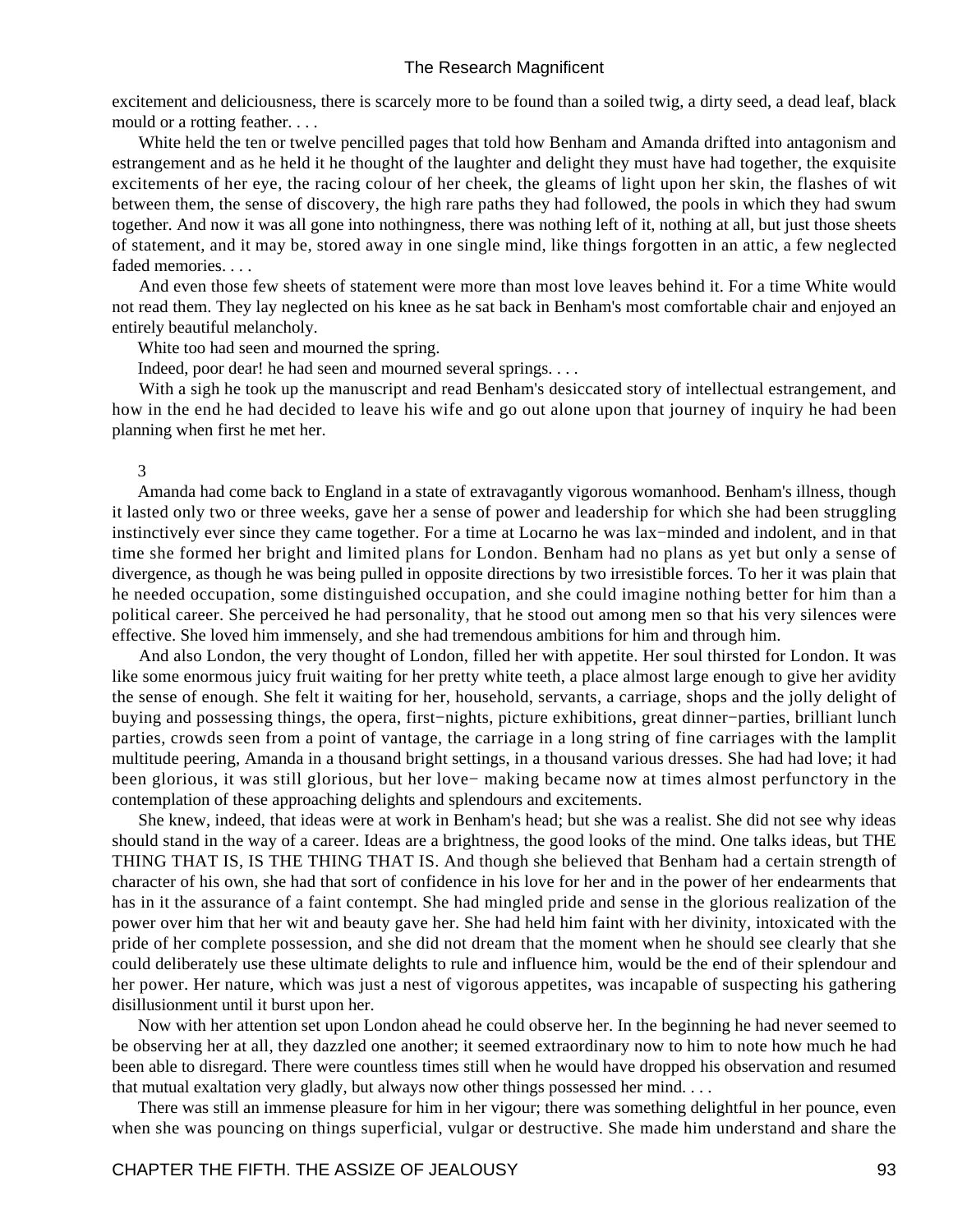excitement and deliciousness, there is scarcely more to be found than a soiled twig, a dirty seed, a dead leaf, black mould or a rotting feather. . . .

White held the ten or twelve pencilled pages that told how Benham and Amanda drifted into antagonism and estrangement and as he held it he thought of the laughter and delight they must have had together, the exquisite excitements of her eye, the racing colour of her cheek, the gleams of light upon her skin, the flashes of wit between them, the sense of discovery, the high rare paths they had followed, the pools in which they had swum together. And now it was all gone into nothingness, there was nothing left of it, nothing at all, but just those sheets of statement, and it may be, stored away in one single mind, like things forgotten in an attic, a few neglected faded memories. . . .

And even those few sheets of statement were more than most love leaves behind it. For a time White would not read them. They lay neglected on his knee as he sat back in Benham's most comfortable chair and enjoyed an entirely beautiful melancholy.

White too had seen and mourned the spring.

Indeed, poor dear! he had seen and mourned several springs. . . .

With a sigh he took up the manuscript and read Benham's desiccated story of intellectual estrangement, and how in the end he had decided to leave his wife and go out alone upon that journey of inquiry he had been planning when first he met her.

3

Amanda had come back to England in a state of extravagantly vigorous womanhood. Benham's illness, though it lasted only two or three weeks, gave her a sense of power and leadership for which she had been struggling instinctively ever since they came together. For a time at Locarno he was lax−minded and indolent, and in that time she formed her bright and limited plans for London. Benham had no plans as yet but only a sense of divergence, as though he was being pulled in opposite directions by two irresistible forces. To her it was plain that he needed occupation, some distinguished occupation, and she could imagine nothing better for him than a political career. She perceived he had personality, that he stood out among men so that his very silences were effective. She loved him immensely, and she had tremendous ambitions for him and through him.

And also London, the very thought of London, filled her with appetite. Her soul thirsted for London. It was like some enormous juicy fruit waiting for her pretty white teeth, a place almost large enough to give her avidity the sense of enough. She felt it waiting for her, household, servants, a carriage, shops and the jolly delight of buying and possessing things, the opera, first−nights, picture exhibitions, great dinner−parties, brilliant lunch parties, crowds seen from a point of vantage, the carriage in a long string of fine carriages with the lamplit multitude peering, Amanda in a thousand bright settings, in a thousand various dresses. She had had love; it had been glorious, it was still glorious, but her love− making became now at times almost perfunctory in the contemplation of these approaching delights and splendours and excitements.

She knew, indeed, that ideas were at work in Benham's head; but she was a realist. She did not see why ideas should stand in the way of a career. Ideas are a brightness, the good looks of the mind. One talks ideas, but THE THING THAT IS, IS THE THING THAT IS. And though she believed that Benham had a certain strength of character of his own, she had that sort of confidence in his love for her and in the power of her endearments that has in it the assurance of a faint contempt. She had mingled pride and sense in the glorious realization of the power over him that her wit and beauty gave her. She had held him faint with her divinity, intoxicated with the pride of her complete possession, and she did not dream that the moment when he should see clearly that she could deliberately use these ultimate delights to rule and influence him, would be the end of their splendour and her power. Her nature, which was just a nest of vigorous appetites, was incapable of suspecting his gathering disillusionment until it burst upon her.

Now with her attention set upon London ahead he could observe her. In the beginning he had never seemed to be observing her at all, they dazzled one another; it seemed extraordinary now to him to note how much he had been able to disregard. There were countless times still when he would have dropped his observation and resumed that mutual exaltation very gladly, but always now other things possessed her mind. . . .

There was still an immense pleasure for him in her vigour; there was something delightful in her pounce, even when she was pouncing on things superficial, vulgar or destructive. She made him understand and share the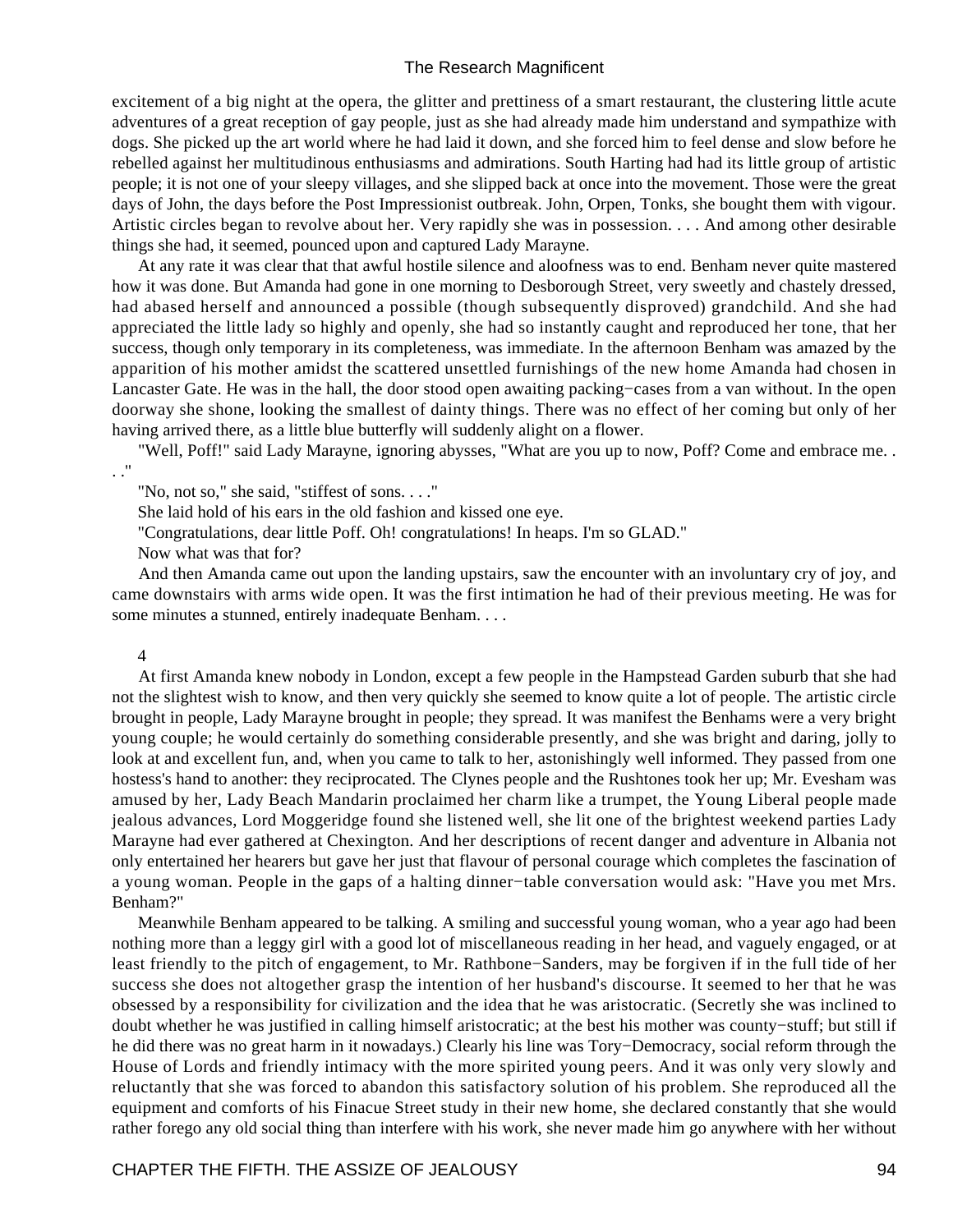excitement of a big night at the opera, the glitter and prettiness of a smart restaurant, the clustering little acute adventures of a great reception of gay people, just as she had already made him understand and sympathize with dogs. She picked up the art world where he had laid it down, and she forced him to feel dense and slow before he rebelled against her multitudinous enthusiasms and admirations. South Harting had had its little group of artistic people; it is not one of your sleepy villages, and she slipped back at once into the movement. Those were the great days of John, the days before the Post Impressionist outbreak. John, Orpen, Tonks, she bought them with vigour. Artistic circles began to revolve about her. Very rapidly she was in possession. . . . And among other desirable things she had, it seemed, pounced upon and captured Lady Marayne.

At any rate it was clear that that awful hostile silence and aloofness was to end. Benham never quite mastered how it was done. But Amanda had gone in one morning to Desborough Street, very sweetly and chastely dressed, had abased herself and announced a possible (though subsequently disproved) grandchild. And she had appreciated the little lady so highly and openly, she had so instantly caught and reproduced her tone, that her success, though only temporary in its completeness, was immediate. In the afternoon Benham was amazed by the apparition of his mother amidst the scattered unsettled furnishings of the new home Amanda had chosen in Lancaster Gate. He was in the hall, the door stood open awaiting packing−cases from a van without. In the open doorway she shone, looking the smallest of dainty things. There was no effect of her coming but only of her having arrived there, as a little blue butterfly will suddenly alight on a flower.

"Well, Poff!" said Lady Marayne, ignoring abysses, "What are you up to now, Poff? Come and embrace me. . . ."

"No, not so," she said, "stiffest of sons. . . ."

She laid hold of his ears in the old fashion and kissed one eye.

"Congratulations, dear little Poff. Oh! congratulations! In heaps. I'm so GLAD."

Now what was that for?

And then Amanda came out upon the landing upstairs, saw the encounter with an involuntary cry of joy, and came downstairs with arms wide open. It was the first intimation he had of their previous meeting. He was for some minutes a stunned, entirely inadequate Benham. . . .

4

At first Amanda knew nobody in London, except a few people in the Hampstead Garden suburb that she had not the slightest wish to know, and then very quickly she seemed to know quite a lot of people. The artistic circle brought in people, Lady Marayne brought in people; they spread. It was manifest the Benhams were a very bright young couple; he would certainly do something considerable presently, and she was bright and daring, jolly to look at and excellent fun, and, when you came to talk to her, astonishingly well informed. They passed from one hostess's hand to another: they reciprocated. The Clynes people and the Rushtones took her up; Mr. Evesham was amused by her, Lady Beach Mandarin proclaimed her charm like a trumpet, the Young Liberal people made jealous advances, Lord Moggeridge found she listened well, she lit one of the brightest weekend parties Lady Marayne had ever gathered at Chexington. And her descriptions of recent danger and adventure in Albania not only entertained her hearers but gave her just that flavour of personal courage which completes the fascination of a young woman. People in the gaps of a halting dinner−table conversation would ask: "Have you met Mrs. Benham?"

Meanwhile Benham appeared to be talking. A smiling and successful young woman, who a year ago had been nothing more than a leggy girl with a good lot of miscellaneous reading in her head, and vaguely engaged, or at least friendly to the pitch of engagement, to Mr. Rathbone−Sanders, may be forgiven if in the full tide of her success she does not altogether grasp the intention of her husband's discourse. It seemed to her that he was obsessed by a responsibility for civilization and the idea that he was aristocratic. (Secretly she was inclined to doubt whether he was justified in calling himself aristocratic; at the best his mother was county−stuff; but still if he did there was no great harm in it nowadays.) Clearly his line was Tory−Democracy, social reform through the House of Lords and friendly intimacy with the more spirited young peers. And it was only very slowly and reluctantly that she was forced to abandon this satisfactory solution of his problem. She reproduced all the equipment and comforts of his Finacue Street study in their new home, she declared constantly that she would rather forego any old social thing than interfere with his work, she never made him go anywhere with her without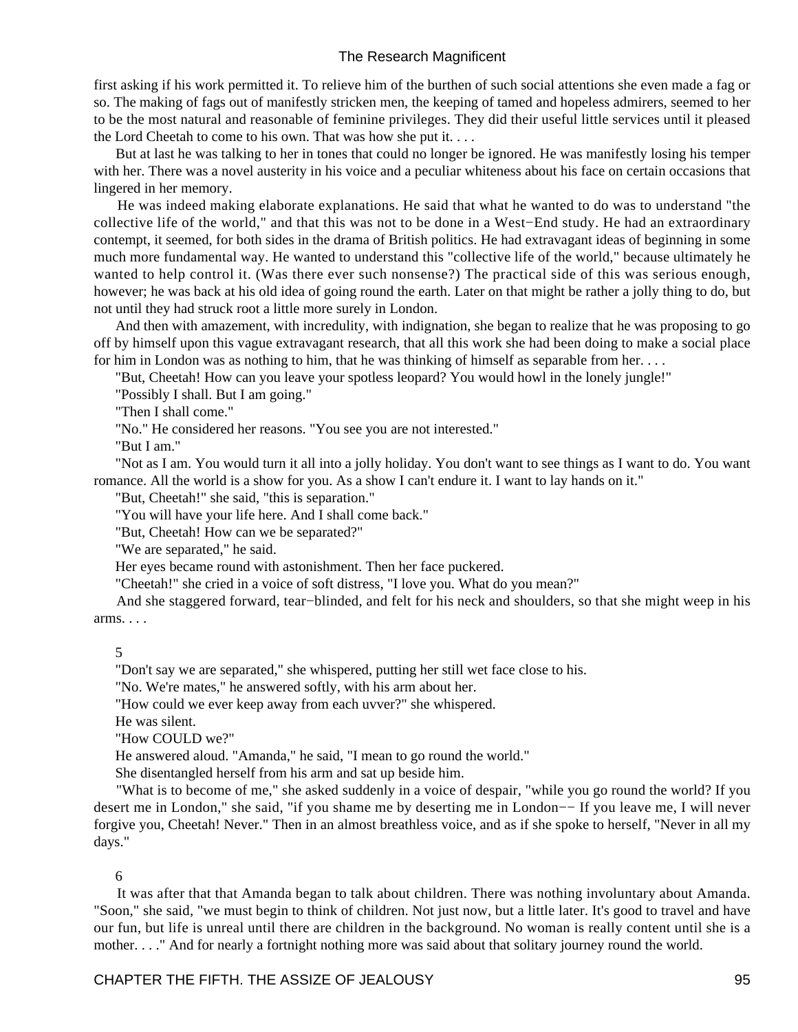first asking if his work permitted it. To relieve him of the burthen of such social attentions she even made a fag or so. The making of fags out of manifestly stricken men, the keeping of tamed and hopeless admirers, seemed to her to be the most natural and reasonable of feminine privileges. They did their useful little services until it pleased the Lord Cheetah to come to his own. That was how she put it. . . .

But at last he was talking to her in tones that could no longer be ignored. He was manifestly losing his temper with her. There was a novel austerity in his voice and a peculiar whiteness about his face on certain occasions that lingered in her memory.

He was indeed making elaborate explanations. He said that what he wanted to do was to understand "the collective life of the world," and that this was not to be done in a West−End study. He had an extraordinary contempt, it seemed, for both sides in the drama of British politics. He had extravagant ideas of beginning in some much more fundamental way. He wanted to understand this "collective life of the world," because ultimately he wanted to help control it. (Was there ever such nonsense?) The practical side of this was serious enough, however; he was back at his old idea of going round the earth. Later on that might be rather a jolly thing to do, but not until they had struck root a little more surely in London.

And then with amazement, with incredulity, with indignation, she began to realize that he was proposing to go off by himself upon this vague extravagant research, that all this work she had been doing to make a social place for him in London was as nothing to him, that he was thinking of himself as separable from her. . . .

"But, Cheetah! How can you leave your spotless leopard? You would howl in the lonely jungle!"

"Possibly I shall. But I am going."

"Then I shall come."

"No." He considered her reasons. "You see you are not interested."

"But I am."

"Not as I am. You would turn it all into a jolly holiday. You don't want to see things as I want to do. You want romance. All the world is a show for you. As a show I can't endure it. I want to lay hands on it."

"But, Cheetah!" she said, "this is separation."

"You will have your life here. And I shall come back."

"But, Cheetah! How can we be separated?"

"We are separated," he said.

Her eyes became round with astonishment. Then her face puckered.

"Cheetah!" she cried in a voice of soft distress, "I love you. What do you mean?"

And she staggered forward, tear−blinded, and felt for his neck and shoulders, so that she might weep in his arms. . . .

5

"Don't say we are separated," she whispered, putting her still wet face close to his.

"No. We're mates," he answered softly, with his arm about her.

"How could we ever keep away from each uvver?" she whispered.

He was silent.

"How COULD we?"

He answered aloud. "Amanda," he said, "I mean to go round the world."

She disentangled herself from his arm and sat up beside him.

"What is to become of me," she asked suddenly in a voice of despair, "while you go round the world? If you desert me in London," she said, "if you shame me by deserting me in London−− If you leave me, I will never forgive you, Cheetah! Never." Then in an almost breathless voice, and as if she spoke to herself, "Never in all my days."

6

It was after that that Amanda began to talk about children. There was nothing involuntary about Amanda. "Soon," she said, "we must begin to think of children. Not just now, but a little later. It's good to travel and have our fun, but life is unreal until there are children in the background. No woman is really content until she is a mother. . . ." And for nearly a fortnight nothing more was said about that solitary journey round the world.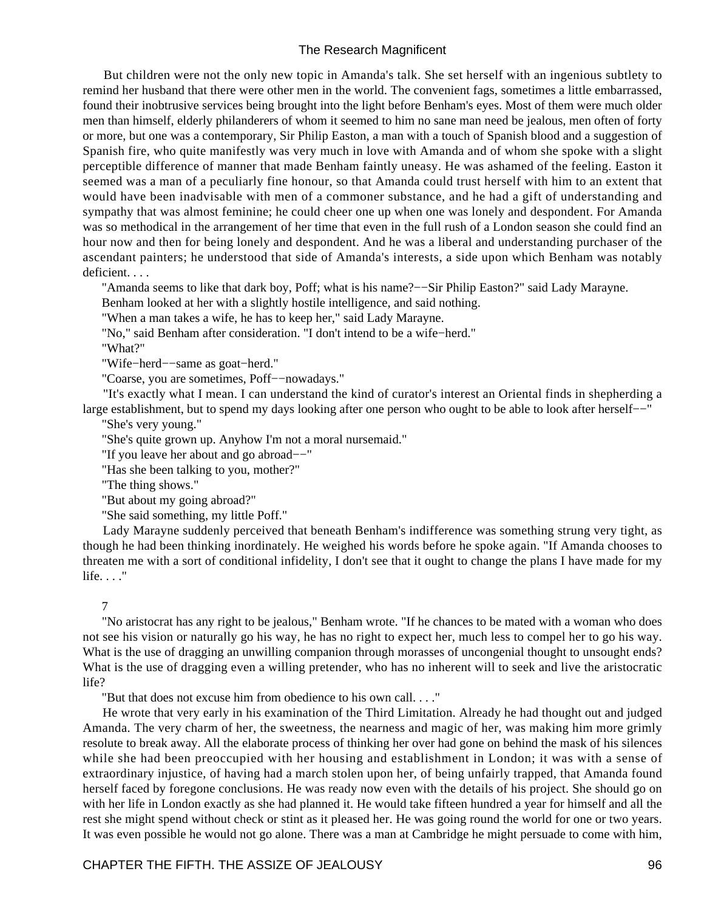But children were not the only new topic in Amanda's talk. She set herself with an ingenious subtlety to remind her husband that there were other men in the world. The convenient fags, sometimes a little embarrassed, found their inobtrusive services being brought into the light before Benham's eyes. Most of them were much older men than himself, elderly philanderers of whom it seemed to him no sane man need be jealous, men often of forty or more, but one was a contemporary, Sir Philip Easton, a man with a touch of Spanish blood and a suggestion of Spanish fire, who quite manifestly was very much in love with Amanda and of whom she spoke with a slight perceptible difference of manner that made Benham faintly uneasy. He was ashamed of the feeling. Easton it seemed was a man of a peculiarly fine honour, so that Amanda could trust herself with him to an extent that would have been inadvisable with men of a commoner substance, and he had a gift of understanding and sympathy that was almost feminine; he could cheer one up when one was lonely and despondent. For Amanda was so methodical in the arrangement of her time that even in the full rush of a London season she could find an hour now and then for being lonely and despondent. And he was a liberal and understanding purchaser of the ascendant painters; he understood that side of Amanda's interests, a side upon which Benham was notably deficient. . . .

"Amanda seems to like that dark boy, Poff; what is his name?−−Sir Philip Easton?" said Lady Marayne.

Benham looked at her with a slightly hostile intelligence, and said nothing.

"When a man takes a wife, he has to keep her," said Lady Marayne.

"No," said Benham after consideration. "I don't intend to be a wife−herd."

"What?"

"Wife−herd−−same as goat−herd."

"Coarse, you are sometimes, Poff−−nowadays."

"It's exactly what I mean. I can understand the kind of curator's interest an Oriental finds in shepherding a large establishment, but to spend my days looking after one person who ought to be able to look after herself−−"

"She's very young."

"She's quite grown up. Anyhow I'm not a moral nursemaid."

"If you leave her about and go abroad−−"

"Has she been talking to you, mother?"

"The thing shows."

"But about my going abroad?"

"She said something, my little Poff."

Lady Marayne suddenly perceived that beneath Benham's indifference was something strung very tight, as though he had been thinking inordinately. He weighed his words before he spoke again. "If Amanda chooses to threaten me with a sort of conditional infidelity, I don't see that it ought to change the plans I have made for my life. . . ."

7

"No aristocrat has any right to be jealous," Benham wrote. "If he chances to be mated with a woman who does not see his vision or naturally go his way, he has no right to expect her, much less to compel her to go his way. What is the use of dragging an unwilling companion through morasses of uncongenial thought to unsought ends? What is the use of dragging even a willing pretender, who has no inherent will to seek and live the aristocratic life?

"But that does not excuse him from obedience to his own call. . . ."

He wrote that very early in his examination of the Third Limitation. Already he had thought out and judged Amanda. The very charm of her, the sweetness, the nearness and magic of her, was making him more grimly resolute to break away. All the elaborate process of thinking her over had gone on behind the mask of his silences while she had been preoccupied with her housing and establishment in London; it was with a sense of extraordinary injustice, of having had a march stolen upon her, of being unfairly trapped, that Amanda found herself faced by foregone conclusions. He was ready now even with the details of his project. She should go on with her life in London exactly as she had planned it. He would take fifteen hundred a year for himself and all the rest she might spend without check or stint as it pleased her. He was going round the world for one or two years. It was even possible he would not go alone. There was a man at Cambridge he might persuade to come with him,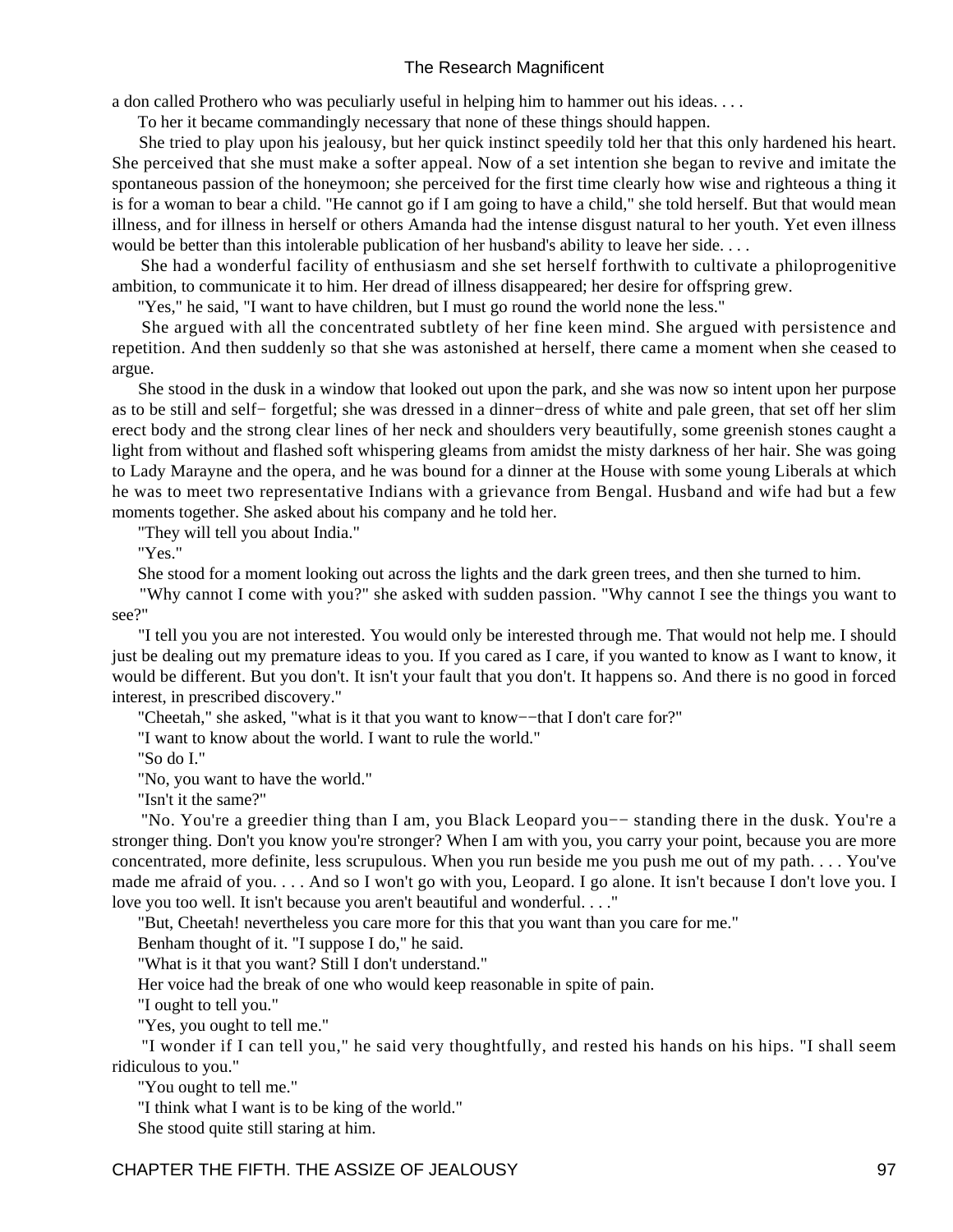a don called Prothero who was peculiarly useful in helping him to hammer out his ideas. . . .

To her it became commandingly necessary that none of these things should happen.

She tried to play upon his jealousy, but her quick instinct speedily told her that this only hardened his heart. She perceived that she must make a softer appeal. Now of a set intention she began to revive and imitate the spontaneous passion of the honeymoon; she perceived for the first time clearly how wise and righteous a thing it is for a woman to bear a child. "He cannot go if I am going to have a child," she told herself. But that would mean illness, and for illness in herself or others Amanda had the intense disgust natural to her youth. Yet even illness would be better than this intolerable publication of her husband's ability to leave her side. . . .

She had a wonderful facility of enthusiasm and she set herself forthwith to cultivate a philoprogenitive ambition, to communicate it to him. Her dread of illness disappeared; her desire for offspring grew.

"Yes," he said, "I want to have children, but I must go round the world none the less."

She argued with all the concentrated subtlety of her fine keen mind. She argued with persistence and repetition. And then suddenly so that she was astonished at herself, there came a moment when she ceased to argue.

She stood in the dusk in a window that looked out upon the park, and she was now so intent upon her purpose as to be still and self− forgetful; she was dressed in a dinner−dress of white and pale green, that set off her slim erect body and the strong clear lines of her neck and shoulders very beautifully, some greenish stones caught a light from without and flashed soft whispering gleams from amidst the misty darkness of her hair. She was going to Lady Marayne and the opera, and he was bound for a dinner at the House with some young Liberals at which he was to meet two representative Indians with a grievance from Bengal. Husband and wife had but a few moments together. She asked about his company and he told her.

"They will tell you about India."

"Yes."

She stood for a moment looking out across the lights and the dark green trees, and then she turned to him.

"Why cannot I come with you?" she asked with sudden passion. "Why cannot I see the things you want to see?"

"I tell you you are not interested. You would only be interested through me. That would not help me. I should just be dealing out my premature ideas to you. If you cared as I care, if you wanted to know as I want to know, it would be different. But you don't. It isn't your fault that you don't. It happens so. And there is no good in forced interest, in prescribed discovery."

"Cheetah," she asked, "what is it that you want to know−−that I don't care for?"

"I want to know about the world. I want to rule the world."

"So do I."

"No, you want to have the world."

"Isn't it the same?"

"No. You're a greedier thing than I am, you Black Leopard you−− standing there in the dusk. You're a stronger thing. Don't you know you're stronger? When I am with you, you carry your point, because you are more concentrated, more definite, less scrupulous. When you run beside me you push me out of my path. . . . You've made me afraid of you. . . . And so I won't go with you, Leopard. I go alone. It isn't because I don't love you. I love you too well. It isn't because you aren't beautiful and wonderful. . . ."

"But, Cheetah! nevertheless you care more for this that you want than you care for me."

Benham thought of it. "I suppose I do," he said.

"What is it that you want? Still I don't understand."

Her voice had the break of one who would keep reasonable in spite of pain.

"I ought to tell you."

"Yes, you ought to tell me."

"I wonder if I can tell you," he said very thoughtfully, and rested his hands on his hips. "I shall seem ridiculous to you."

"You ought to tell me."

"I think what I want is to be king of the world."

She stood quite still staring at him.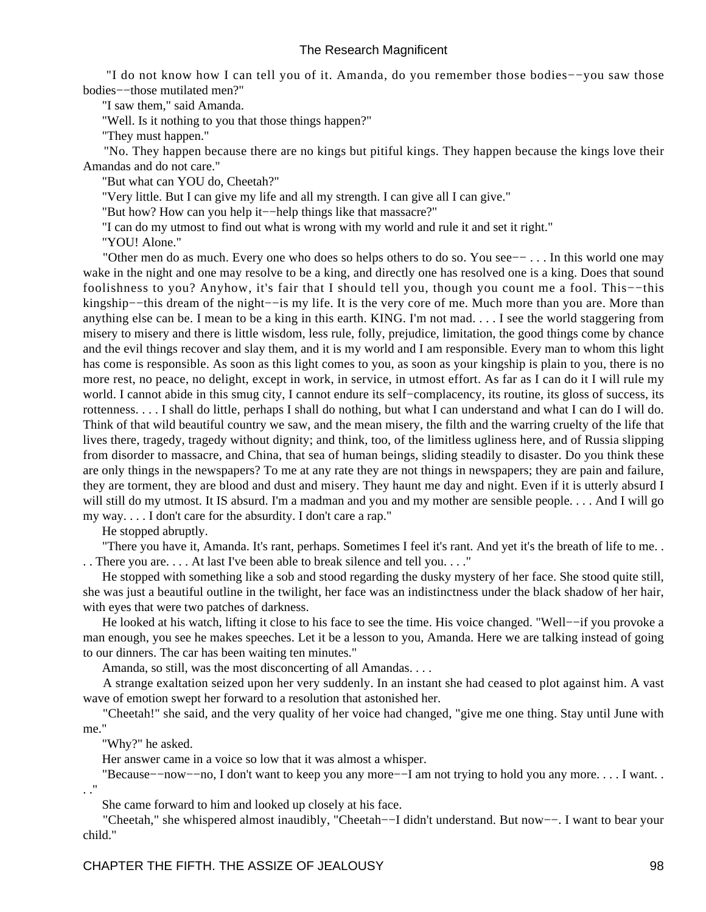"I do not know how I can tell you of it. Amanda, do you remember those bodies−−you saw those bodies−−those mutilated men?"

"I saw them," said Amanda.

"Well. Is it nothing to you that those things happen?"

"They must happen."

"No. They happen because there are no kings but pitiful kings. They happen because the kings love their Amandas and do not care."

"But what can YOU do, Cheetah?"

"Very little. But I can give my life and all my strength. I can give all I can give."

"But how? How can you help it−−help things like that massacre?"

"I can do my utmost to find out what is wrong with my world and rule it and set it right."

"YOU! Alone."

"Other men do as much. Every one who does so helps others to do so. You see−− . . . In this world one may wake in the night and one may resolve to be a king, and directly one has resolved one is a king. Does that sound foolishness to you? Anyhow, it's fair that I should tell you, though you count me a fool. This−−this kingship−−this dream of the night−−is my life. It is the very core of me. Much more than you are. More than anything else can be. I mean to be a king in this earth. KING. I'm not mad. . . . I see the world staggering from misery to misery and there is little wisdom, less rule, folly, prejudice, limitation, the good things come by chance and the evil things recover and slay them, and it is my world and I am responsible. Every man to whom this light has come is responsible. As soon as this light comes to you, as soon as your kingship is plain to you, there is no more rest, no peace, no delight, except in work, in service, in utmost effort. As far as I can do it I will rule my world. I cannot abide in this smug city, I cannot endure its self−complacency, its routine, its gloss of success, its rottenness. . . . I shall do little, perhaps I shall do nothing, but what I can understand and what I can do I will do. Think of that wild beautiful country we saw, and the mean misery, the filth and the warring cruelty of the life that lives there, tragedy, tragedy without dignity; and think, too, of the limitless ugliness here, and of Russia slipping from disorder to massacre, and China, that sea of human beings, sliding steadily to disaster. Do you think these are only things in the newspapers? To me at any rate they are not things in newspapers; they are pain and failure, they are torment, they are blood and dust and misery. They haunt me day and night. Even if it is utterly absurd I will still do my utmost. It IS absurd. I'm a madman and you and my mother are sensible people. . . . And I will go my way. . . . I don't care for the absurdity. I don't care a rap."

He stopped abruptly.

"There you have it, Amanda. It's rant, perhaps. Sometimes I feel it's rant. And yet it's the breath of life to me. . . . There you are. . . . At last I've been able to break silence and tell you. . . ."

He stopped with something like a sob and stood regarding the dusky mystery of her face. She stood quite still, she was just a beautiful outline in the twilight, her face was an indistinctness under the black shadow of her hair, with eyes that were two patches of darkness.

He looked at his watch, lifting it close to his face to see the time. His voice changed. "Well−−if you provoke a man enough, you see he makes speeches. Let it be a lesson to you, Amanda. Here we are talking instead of going to our dinners. The car has been waiting ten minutes."

Amanda, so still, was the most disconcerting of all Amandas. . . .

A strange exaltation seized upon her very suddenly. In an instant she had ceased to plot against him. A vast wave of emotion swept her forward to a resolution that astonished her.

"Cheetah!" she said, and the very quality of her voice had changed, "give me one thing. Stay until June with me."

"Why?" he asked.

Her answer came in a voice so low that it was almost a whisper.

"Because−−now−−no, I don't want to keep you any more−−I am not trying to hold you any more. . . . I want. . . ."

She came forward to him and looked up closely at his face.

"Cheetah," she whispered almost inaudibly, "Cheetah−−I didn't understand. But now−−. I want to bear your child."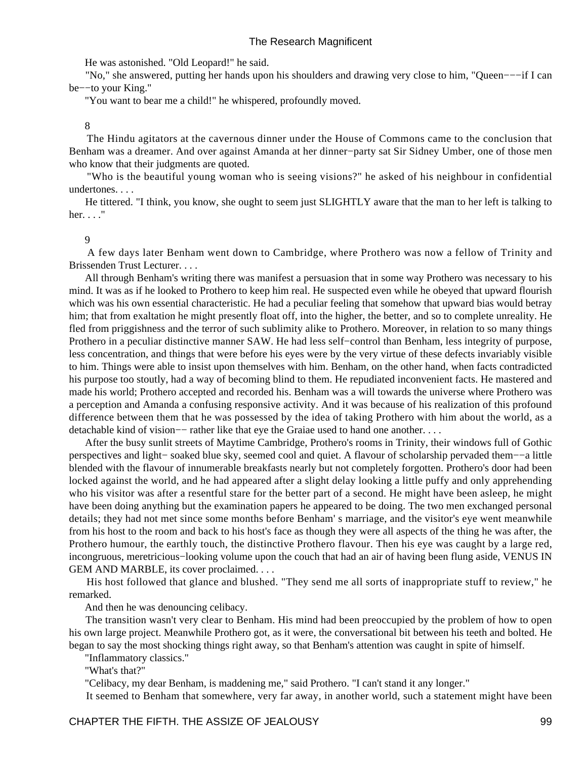He was astonished. "Old Leopard!" he said.

"No," she answered, putting her hands upon his shoulders and drawing very close to him, "Queen−−−if I can be−−to your King."

"You want to bear me a child!" he whispered, profoundly moved.

8

The Hindu agitators at the cavernous dinner under the House of Commons came to the conclusion that Benham was a dreamer. And over against Amanda at her dinner−party sat Sir Sidney Umber, one of those men who know that their judgments are quoted.

"Who is the beautiful young woman who is seeing visions?" he asked of his neighbour in confidential undertones. . . .

He tittered. "I think, you know, she ought to seem just SLIGHTLY aware that the man to her left is talking to her. . . ."

9

A few days later Benham went down to Cambridge, where Prothero was now a fellow of Trinity and Brissenden Trust Lecturer. . . .

All through Benham's writing there was manifest a persuasion that in some way Prothero was necessary to his mind. It was as if he looked to Prothero to keep him real. He suspected even while he obeyed that upward flourish which was his own essential characteristic. He had a peculiar feeling that somehow that upward bias would betray him; that from exaltation he might presently float off, into the higher, the better, and so to complete unreality. He fled from priggishness and the terror of such sublimity alike to Prothero. Moreover, in relation to so many things Prothero in a peculiar distinctive manner SAW. He had less self−control than Benham, less integrity of purpose, less concentration, and things that were before his eyes were by the very virtue of these defects invariably visible to him. Things were able to insist upon themselves with him. Benham, on the other hand, when facts contradicted his purpose too stoutly, had a way of becoming blind to them. He repudiated inconvenient facts. He mastered and made his world; Prothero accepted and recorded his. Benham was a will towards the universe where Prothero was a perception and Amanda a confusing responsive activity. And it was because of his realization of this profound difference between them that he was possessed by the idea of taking Prothero with him about the world, as a detachable kind of vision−− rather like that eye the Graiae used to hand one another. . . .

After the busy sunlit streets of Maytime Cambridge, Prothero's rooms in Trinity, their windows full of Gothic perspectives and light− soaked blue sky, seemed cool and quiet. A flavour of scholarship pervaded them−−a little blended with the flavour of innumerable breakfasts nearly but not completely forgotten. Prothero's door had been locked against the world, and he had appeared after a slight delay looking a little puffy and only apprehending who his visitor was after a resentful stare for the better part of a second. He might have been asleep, he might have been doing anything but the examination papers he appeared to be doing. The two men exchanged personal details; they had not met since some months before Benham' s marriage, and the visitor's eye went meanwhile from his host to the room and back to his host's face as though they were all aspects of the thing he was after, the Prothero humour, the earthly touch, the distinctive Prothero flavour. Then his eye was caught by a large red, incongruous, meretricious−looking volume upon the couch that had an air of having been flung aside, VENUS IN GEM AND MARBLE, its cover proclaimed. . . .

His host followed that glance and blushed. "They send me all sorts of inappropriate stuff to review," he remarked.

And then he was denouncing celibacy.

The transition wasn't very clear to Benham. His mind had been preoccupied by the problem of how to open his own large project. Meanwhile Prothero got, as it were, the conversational bit between his teeth and bolted. He began to say the most shocking things right away, so that Benham's attention was caught in spite of himself.

"Inflammatory classics."

"What's that?"

"Celibacy, my dear Benham, is maddening me," said Prothero. "I can't stand it any longer."

It seemed to Benham that somewhere, very far away, in another world, such a statement might have been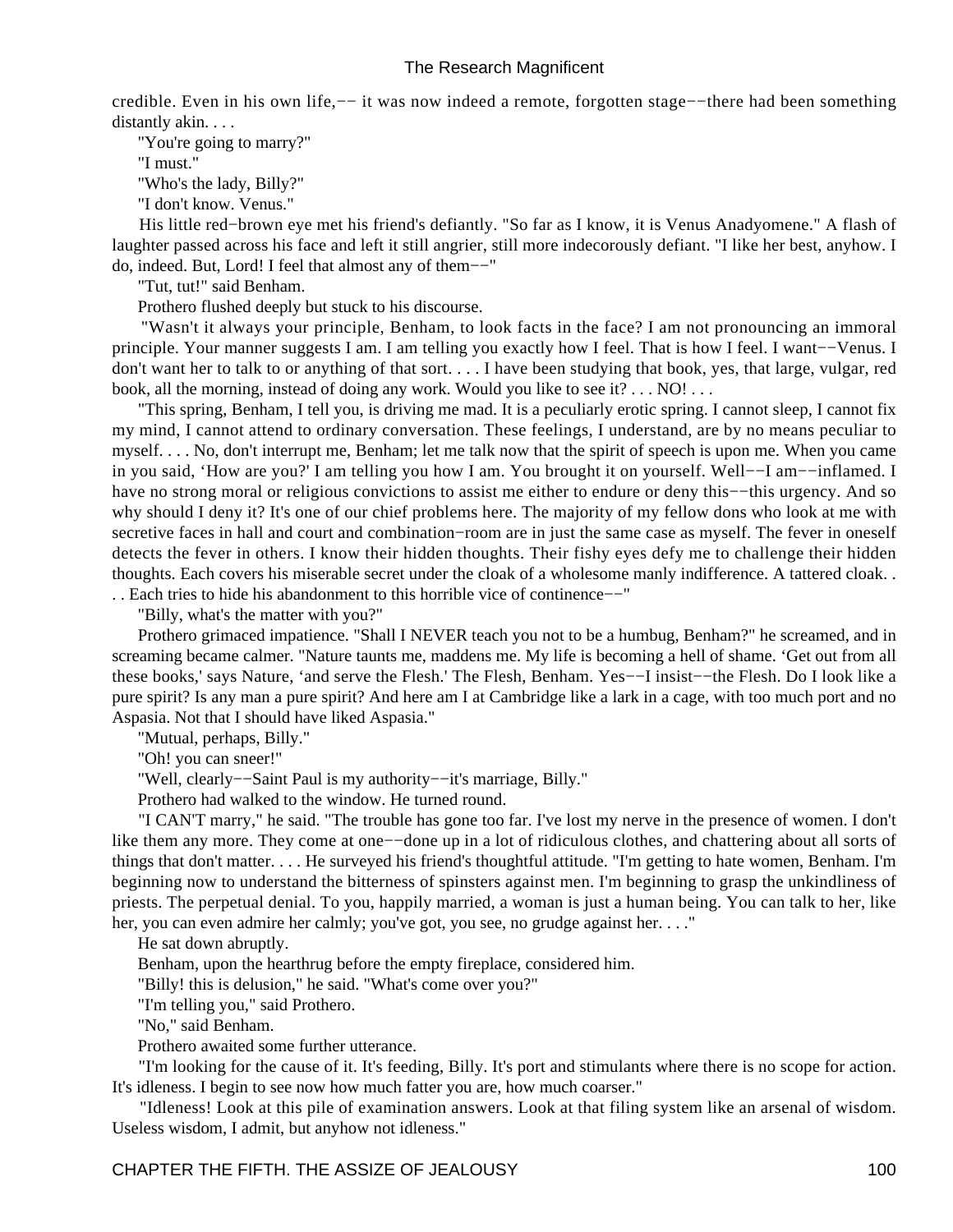credible. Even in his own life,−− it was now indeed a remote, forgotten stage−−there had been something distantly akin. . . .

"You're going to marry?"

"I must."

"Who's the lady, Billy?"

"I don't know. Venus."

His little red−brown eye met his friend's defiantly. "So far as I know, it is Venus Anadyomene." A flash of laughter passed across his face and left it still angrier, still more indecorously defiant. "I like her best, anyhow. I do, indeed. But, Lord! I feel that almost any of them−−"

"Tut, tut!" said Benham.

Prothero flushed deeply but stuck to his discourse.

"Wasn't it always your principle, Benham, to look facts in the face? I am not pronouncing an immoral principle. Your manner suggests I am. I am telling you exactly how I feel. That is how I feel. I want−−Venus. I don't want her to talk to or anything of that sort. . . . I have been studying that book, yes, that large, vulgar, red book, all the morning, instead of doing any work. Would you like to see it? . . . NO! . . .

"This spring, Benham, I tell you, is driving me mad. It is a peculiarly erotic spring. I cannot sleep, I cannot fix my mind, I cannot attend to ordinary conversation. These feelings, I understand, are by no means peculiar to myself. . . . No, don't interrupt me, Benham; let me talk now that the spirit of speech is upon me. When you came in you said, 'How are you?' I am telling you how I am. You brought it on yourself. Well−−I am−−inflamed. I have no strong moral or religious convictions to assist me either to endure or deny this−−this urgency. And so why should I deny it? It's one of our chief problems here. The majority of my fellow dons who look at me with secretive faces in hall and court and combination−room are in just the same case as myself. The fever in oneself detects the fever in others. I know their hidden thoughts. Their fishy eyes defy me to challenge their hidden thoughts. Each covers his miserable secret under the cloak of a wholesome manly indifference. A tattered cloak. . . . Each tries to hide his abandonment to this horrible vice of continence−−"

"Billy, what's the matter with you?"

Prothero grimaced impatience. "Shall I NEVER teach you not to be a humbug, Benham?" he screamed, and in screaming became calmer. "Nature taunts me, maddens me. My life is becoming a hell of shame. 'Get out from all these books,' says Nature, 'and serve the Flesh.' The Flesh, Benham. Yes−−I insist−−the Flesh. Do I look like a pure spirit? Is any man a pure spirit? And here am I at Cambridge like a lark in a cage, with too much port and no Aspasia. Not that I should have liked Aspasia."

"Mutual, perhaps, Billy."

"Oh! you can sneer!"

"Well, clearly−−Saint Paul is my authority−−it's marriage, Billy."

Prothero had walked to the window. He turned round.

"I CAN'T marry," he said. "The trouble has gone too far. I've lost my nerve in the presence of women. I don't like them any more. They come at one−−done up in a lot of ridiculous clothes, and chattering about all sorts of things that don't matter. . . . He surveyed his friend's thoughtful attitude. "I'm getting to hate women, Benham. I'm beginning now to understand the bitterness of spinsters against men. I'm beginning to grasp the unkindliness of priests. The perpetual denial. To you, happily married, a woman is just a human being. You can talk to her, like her, you can even admire her calmly; you've got, you see, no grudge against her. . . ."

He sat down abruptly.

Benham, upon the hearthrug before the empty fireplace, considered him.

"Billy! this is delusion," he said. "What's come over you?"

"I'm telling you," said Prothero.

"No," said Benham.

Prothero awaited some further utterance.

"I'm looking for the cause of it. It's feeding, Billy. It's port and stimulants where there is no scope for action. It's idleness. I begin to see now how much fatter you are, how much coarser."

"Idleness! Look at this pile of examination answers. Look at that filing system like an arsenal of wisdom. Useless wisdom, I admit, but anyhow not idleness."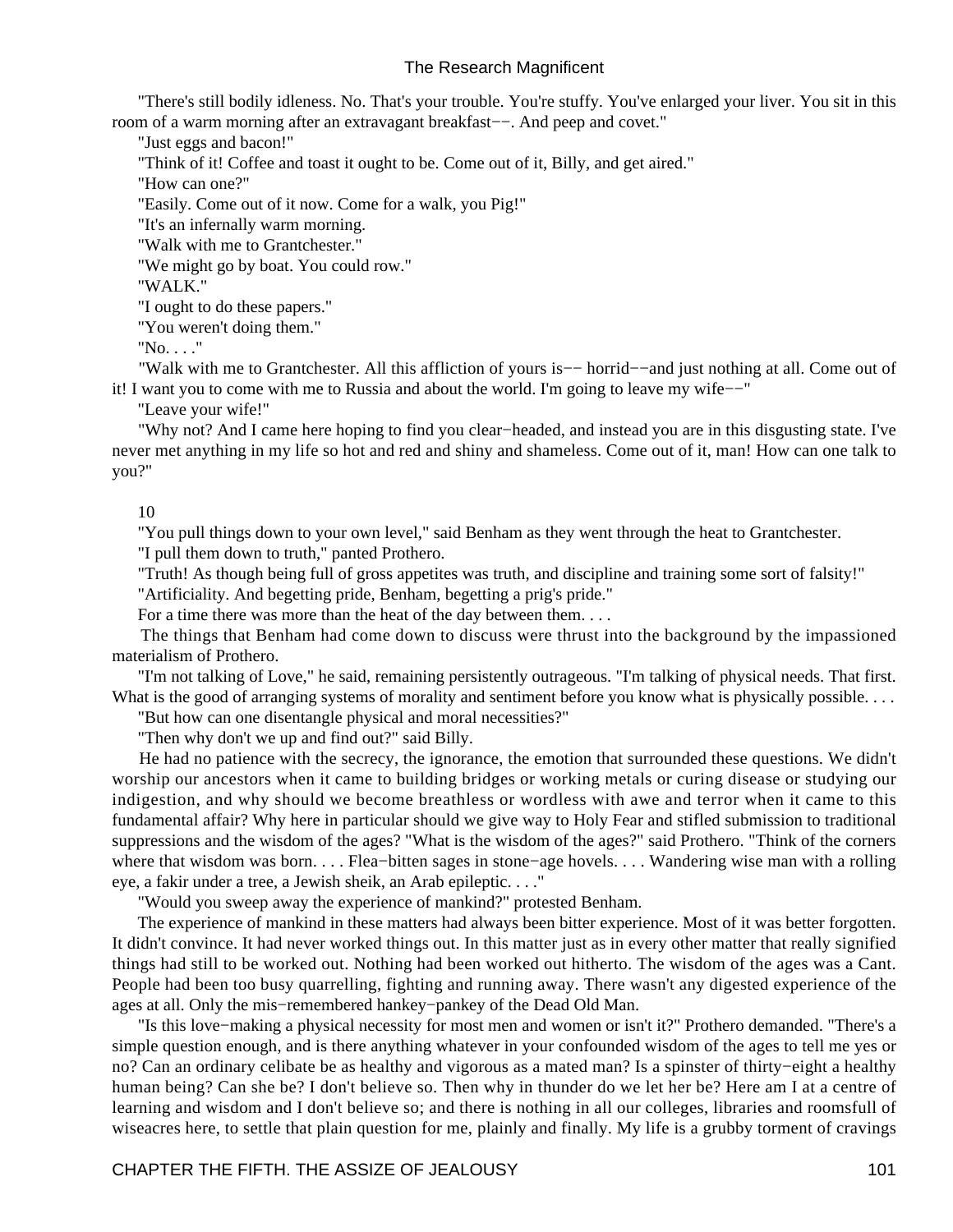"There's still bodily idleness. No. That's your trouble. You're stuffy. You've enlarged your liver. You sit in this room of a warm morning after an extravagant breakfast−−. And peep and covet."

"Just eggs and bacon!"

"Think of it! Coffee and toast it ought to be. Come out of it, Billy, and get aired."

"How can one?"

"Easily. Come out of it now. Come for a walk, you Pig!"

"It's an infernally warm morning.

"Walk with me to Grantchester."

"We might go by boat. You could row."

"WALK."

"I ought to do these papers."

"You weren't doing them."

"No. . . ."

"Walk with me to Grantchester. All this affliction of yours is−− horrid−−and just nothing at all. Come out of it! I want you to come with me to Russia and about the world. I'm going to leave my wife−−"

"Leave your wife!"

"Why not? And I came here hoping to find you clear−headed, and instead you are in this disgusting state. I've never met anything in my life so hot and red and shiny and shameless. Come out of it, man! How can one talk to you?"

10

"You pull things down to your own level," said Benham as they went through the heat to Grantchester.

"I pull them down to truth," panted Prothero.

"Truth! As though being full of gross appetites was truth, and discipline and training some sort of falsity!"

"Artificiality. And begetting pride, Benham, begetting a prig's pride."

For a time there was more than the heat of the day between them. . . .

The things that Benham had come down to discuss were thrust into the background by the impassioned materialism of Prothero.

"I'm not talking of Love," he said, remaining persistently outrageous. "I'm talking of physical needs. That first. What is the good of arranging systems of morality and sentiment before you know what is physically possible. . . .

"But how can one disentangle physical and moral necessities?"

"Then why don't we up and find out?" said Billy.

He had no patience with the secrecy, the ignorance, the emotion that surrounded these questions. We didn't worship our ancestors when it came to building bridges or working metals or curing disease or studying our indigestion, and why should we become breathless or wordless with awe and terror when it came to this fundamental affair? Why here in particular should we give way to Holy Fear and stifled submission to traditional suppressions and the wisdom of the ages? "What is the wisdom of the ages?" said Prothero. "Think of the corners where that wisdom was born. . . . Flea−bitten sages in stone−age hovels. . . . Wandering wise man with a rolling eye, a fakir under a tree, a Jewish sheik, an Arab epileptic. . . ."

"Would you sweep away the experience of mankind?" protested Benham.

The experience of mankind in these matters had always been bitter experience. Most of it was better forgotten. It didn't convince. It had never worked things out. In this matter just as in every other matter that really signified things had still to be worked out. Nothing had been worked out hitherto. The wisdom of the ages was a Cant. People had been too busy quarrelling, fighting and running away. There wasn't any digested experience of the ages at all. Only the mis−remembered hankey−pankey of the Dead Old Man.

"Is this love−making a physical necessity for most men and women or isn't it?" Prothero demanded. "There's a simple question enough, and is there anything whatever in your confounded wisdom of the ages to tell me yes or no? Can an ordinary celibate be as healthy and vigorous as a mated man? Is a spinster of thirty−eight a healthy human being? Can she be? I don't believe so. Then why in thunder do we let her be? Here am I at a centre of learning and wisdom and I don't believe so; and there is nothing in all our colleges, libraries and roomsfull of wiseacres here, to settle that plain question for me, plainly and finally. My life is a grubby torment of cravings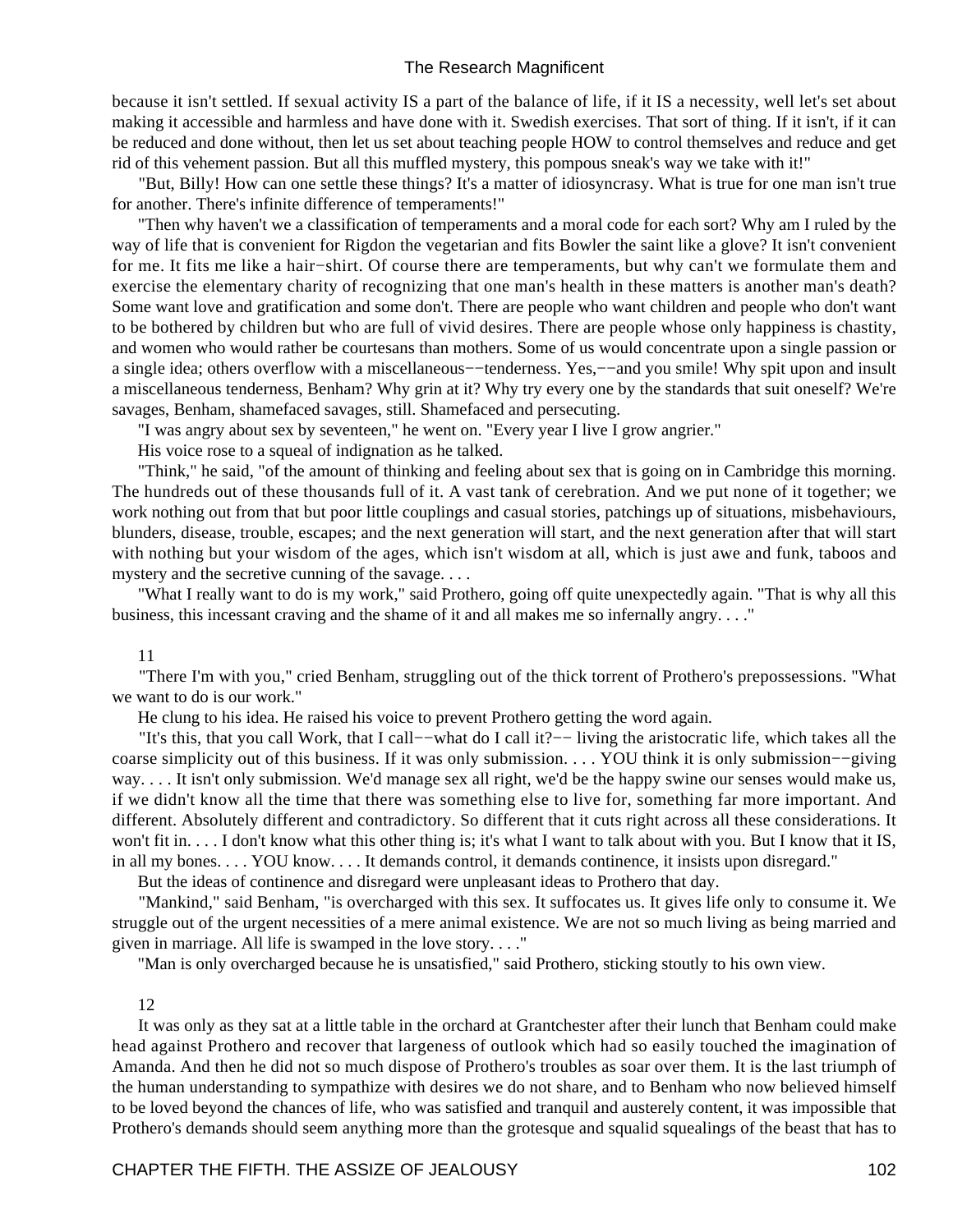because it isn't settled. If sexual activity IS a part of the balance of life, if it IS a necessity, well let's set about making it accessible and harmless and have done with it. Swedish exercises. That sort of thing. If it isn't, if it can be reduced and done without, then let us set about teaching people HOW to control themselves and reduce and get rid of this vehement passion. But all this muffled mystery, this pompous sneak's way we take with it!"

"But, Billy! How can one settle these things? It's a matter of idiosyncrasy. What is true for one man isn't true for another. There's infinite difference of temperaments!"

"Then why haven't we a classification of temperaments and a moral code for each sort? Why am I ruled by the way of life that is convenient for Rigdon the vegetarian and fits Bowler the saint like a glove? It isn't convenient for me. It fits me like a hair−shirt. Of course there are temperaments, but why can't we formulate them and exercise the elementary charity of recognizing that one man's health in these matters is another man's death? Some want love and gratification and some don't. There are people who want children and people who don't want to be bothered by children but who are full of vivid desires. There are people whose only happiness is chastity, and women who would rather be courtesans than mothers. Some of us would concentrate upon a single passion or a single idea; others overflow with a miscellaneous−−tenderness. Yes,−−and you smile! Why spit upon and insult a miscellaneous tenderness, Benham? Why grin at it? Why try every one by the standards that suit oneself? We're savages, Benham, shamefaced savages, still. Shamefaced and persecuting.

"I was angry about sex by seventeen," he went on. "Every year I live I grow angrier."

His voice rose to a squeal of indignation as he talked.

"Think," he said, "of the amount of thinking and feeling about sex that is going on in Cambridge this morning. The hundreds out of these thousands full of it. A vast tank of cerebration. And we put none of it together; we work nothing out from that but poor little couplings and casual stories, patchings up of situations, misbehaviours, blunders, disease, trouble, escapes; and the next generation will start, and the next generation after that will start with nothing but your wisdom of the ages, which isn't wisdom at all, which is just awe and funk, taboos and mystery and the secretive cunning of the savage. . . .

"What I really want to do is my work," said Prothero, going off quite unexpectedly again. "That is why all this business, this incessant craving and the shame of it and all makes me so infernally angry. . . ."

11

"There I'm with you," cried Benham, struggling out of the thick torrent of Prothero's prepossessions. "What we want to do is our work."

He clung to his idea. He raised his voice to prevent Prothero getting the word again.

"It's this, that you call Work, that I call−−what do I call it?−− living the aristocratic life, which takes all the coarse simplicity out of this business. If it was only submission. . . . YOU think it is only submission−−giving way. . . . It isn't only submission. We'd manage sex all right, we'd be the happy swine our senses would make us, if we didn't know all the time that there was something else to live for, something far more important. And different. Absolutely different and contradictory. So different that it cuts right across all these considerations. It won't fit in. . . . I don't know what this other thing is; it's what I want to talk about with you. But I know that it IS, in all my bones. . . . YOU know. . . . It demands control, it demands continence, it insists upon disregard."

But the ideas of continence and disregard were unpleasant ideas to Prothero that day.

"Mankind," said Benham, "is overcharged with this sex. It suffocates us. It gives life only to consume it. We struggle out of the urgent necessities of a mere animal existence. We are not so much living as being married and given in marriage. All life is swamped in the love story. . . ."

"Man is only overcharged because he is unsatisfied," said Prothero, sticking stoutly to his own view.

12

It was only as they sat at a little table in the orchard at Grantchester after their lunch that Benham could make head against Prothero and recover that largeness of outlook which had so easily touched the imagination of Amanda. And then he did not so much dispose of Prothero's troubles as soar over them. It is the last triumph of the human understanding to sympathize with desires we do not share, and to Benham who now believed himself to be loved beyond the chances of life, who was satisfied and tranquil and austerely content, it was impossible that Prothero's demands should seem anything more than the grotesque and squalid squealings of the beast that has to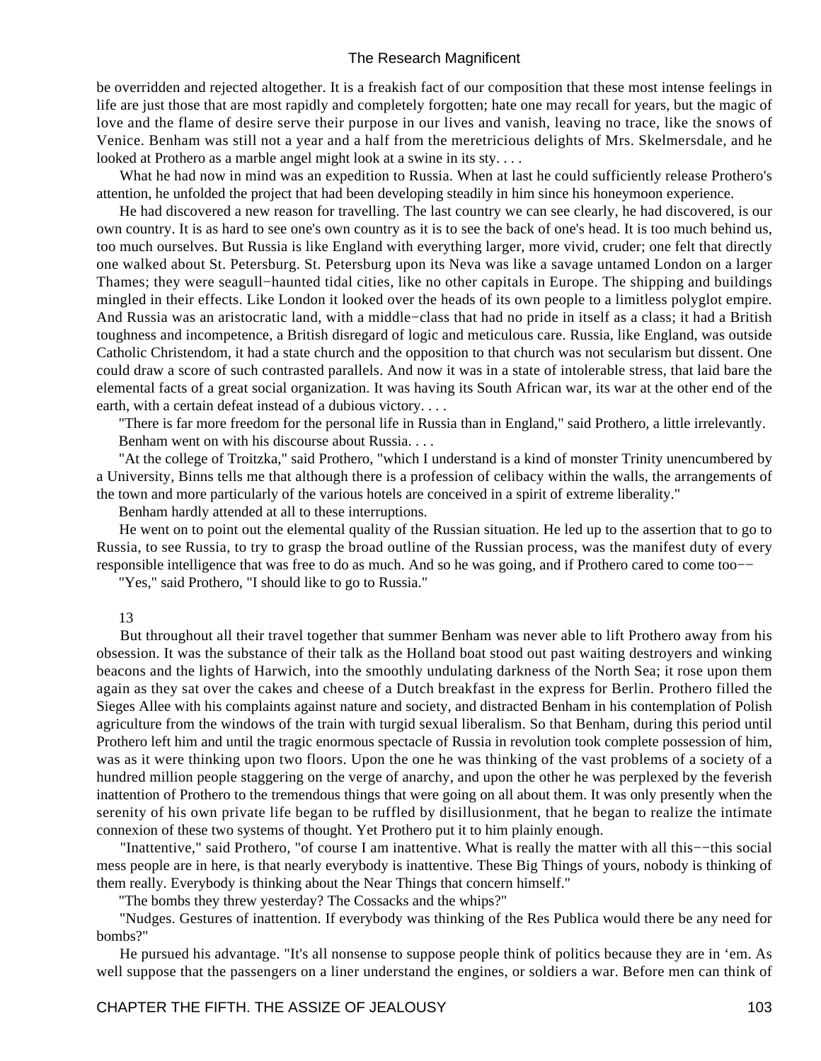be overridden and rejected altogether. It is a freakish fact of our composition that these most intense feelings in life are just those that are most rapidly and completely forgotten; hate one may recall for years, but the magic of love and the flame of desire serve their purpose in our lives and vanish, leaving no trace, like the snows of Venice. Benham was still not a year and a half from the meretricious delights of Mrs. Skelmersdale, and he looked at Prothero as a marble angel might look at a swine in its sty. . . .

What he had now in mind was an expedition to Russia. When at last he could sufficiently release Prothero's attention, he unfolded the project that had been developing steadily in him since his honeymoon experience.

He had discovered a new reason for travelling. The last country we can see clearly, he had discovered, is our own country. It is as hard to see one's own country as it is to see the back of one's head. It is too much behind us, too much ourselves. But Russia is like England with everything larger, more vivid, cruder; one felt that directly one walked about St. Petersburg. St. Petersburg upon its Neva was like a savage untamed London on a larger Thames; they were seagull−haunted tidal cities, like no other capitals in Europe. The shipping and buildings mingled in their effects. Like London it looked over the heads of its own people to a limitless polyglot empire. And Russia was an aristocratic land, with a middle−class that had no pride in itself as a class; it had a British toughness and incompetence, a British disregard of logic and meticulous care. Russia, like England, was outside Catholic Christendom, it had a state church and the opposition to that church was not secularism but dissent. One could draw a score of such contrasted parallels. And now it was in a state of intolerable stress, that laid bare the elemental facts of a great social organization. It was having its South African war, its war at the other end of the earth, with a certain defeat instead of a dubious victory. . . .

"There is far more freedom for the personal life in Russia than in England," said Prothero, a little irrelevantly.

Benham went on with his discourse about Russia. . . .

"At the college of Troitzka," said Prothero, "which I understand is a kind of monster Trinity unencumbered by a University, Binns tells me that although there is a profession of celibacy within the walls, the arrangements of the town and more particularly of the various hotels are conceived in a spirit of extreme liberality."

Benham hardly attended at all to these interruptions.

He went on to point out the elemental quality of the Russian situation. He led up to the assertion that to go to Russia, to see Russia, to try to grasp the broad outline of the Russian process, was the manifest duty of every responsible intelligence that was free to do as much. And so he was going, and if Prothero cared to come too−−

"Yes," said Prothero, "I should like to go to Russia."

13

But throughout all their travel together that summer Benham was never able to lift Prothero away from his obsession. It was the substance of their talk as the Holland boat stood out past waiting destroyers and winking beacons and the lights of Harwich, into the smoothly undulating darkness of the North Sea; it rose upon them again as they sat over the cakes and cheese of a Dutch breakfast in the express for Berlin. Prothero filled the Sieges Allee with his complaints against nature and society, and distracted Benham in his contemplation of Polish agriculture from the windows of the train with turgid sexual liberalism. So that Benham, during this period until Prothero left him and until the tragic enormous spectacle of Russia in revolution took complete possession of him, was as it were thinking upon two floors. Upon the one he was thinking of the vast problems of a society of a hundred million people staggering on the verge of anarchy, and upon the other he was perplexed by the feverish inattention of Prothero to the tremendous things that were going on all about them. It was only presently when the serenity of his own private life began to be ruffled by disillusionment, that he began to realize the intimate connexion of these two systems of thought. Yet Prothero put it to him plainly enough.

"Inattentive," said Prothero, "of course I am inattentive. What is really the matter with all this−−this social mess people are in here, is that nearly everybody is inattentive. These Big Things of yours, nobody is thinking of them really. Everybody is thinking about the Near Things that concern himself."

"The bombs they threw yesterday? The Cossacks and the whips?"

"Nudges. Gestures of inattention. If everybody was thinking of the Res Publica would there be any need for bombs?"

He pursued his advantage. "It's all nonsense to suppose people think of politics because they are in 'em. As well suppose that the passengers on a liner understand the engines, or soldiers a war. Before men can think of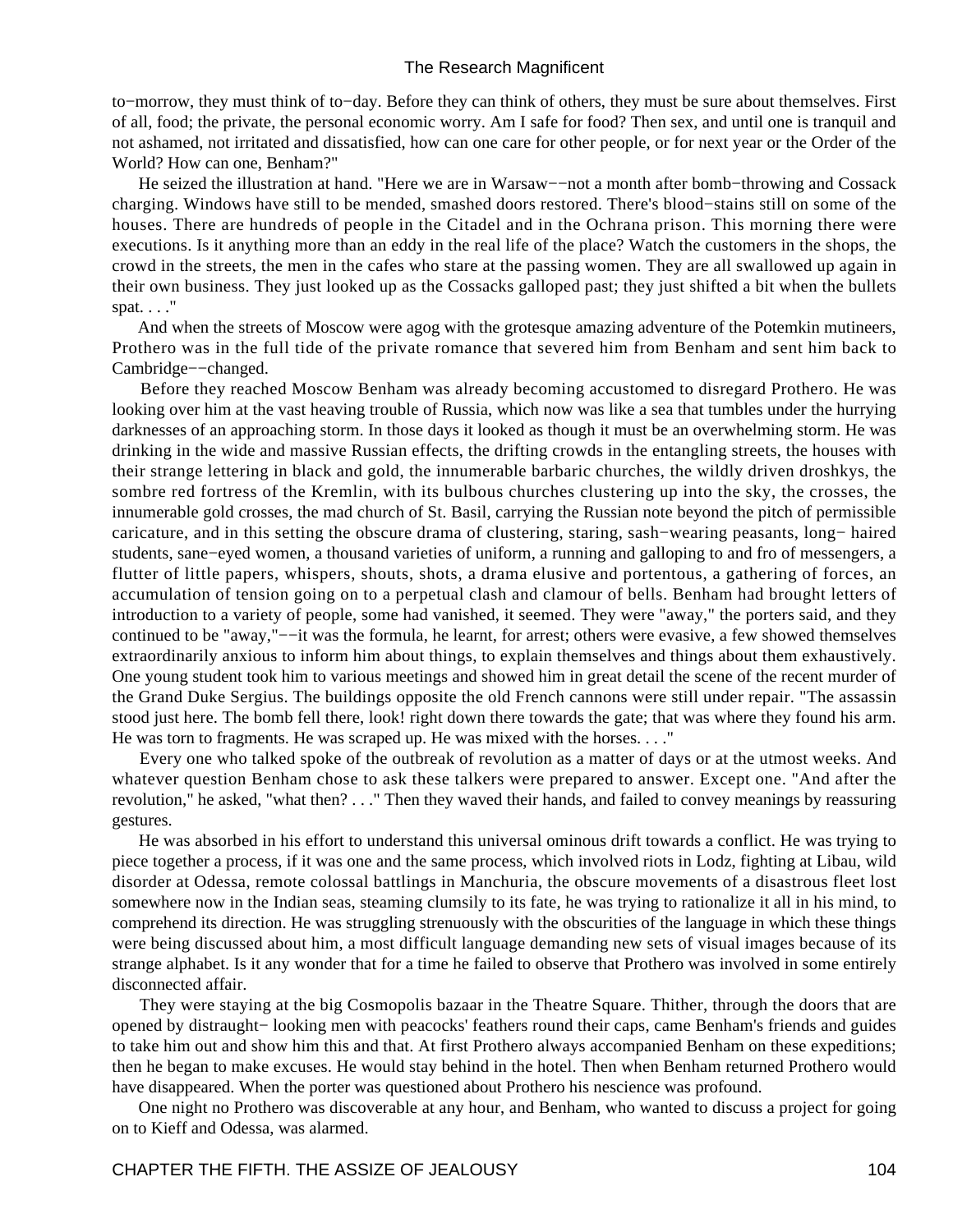to−morrow, they must think of to−day. Before they can think of others, they must be sure about themselves. First of all, food; the private, the personal economic worry. Am I safe for food? Then sex, and until one is tranquil and not ashamed, not irritated and dissatisfied, how can one care for other people, or for next year or the Order of the World? How can one, Benham?"

He seized the illustration at hand. "Here we are in Warsaw−−not a month after bomb−throwing and Cossack charging. Windows have still to be mended, smashed doors restored. There's blood−stains still on some of the houses. There are hundreds of people in the Citadel and in the Ochrana prison. This morning there were executions. Is it anything more than an eddy in the real life of the place? Watch the customers in the shops, the crowd in the streets, the men in the cafes who stare at the passing women. They are all swallowed up again in their own business. They just looked up as the Cossacks galloped past; they just shifted a bit when the bullets spat. . . ."

And when the streets of Moscow were agog with the grotesque amazing adventure of the Potemkin mutineers, Prothero was in the full tide of the private romance that severed him from Benham and sent him back to Cambridge−−changed.

Before they reached Moscow Benham was already becoming accustomed to disregard Prothero. He was looking over him at the vast heaving trouble of Russia, which now was like a sea that tumbles under the hurrying darknesses of an approaching storm. In those days it looked as though it must be an overwhelming storm. He was drinking in the wide and massive Russian effects, the drifting crowds in the entangling streets, the houses with their strange lettering in black and gold, the innumerable barbaric churches, the wildly driven droshkys, the sombre red fortress of the Kremlin, with its bulbous churches clustering up into the sky, the crosses, the innumerable gold crosses, the mad church of St. Basil, carrying the Russian note beyond the pitch of permissible caricature, and in this setting the obscure drama of clustering, staring, sash−wearing peasants, long− haired students, sane−eyed women, a thousand varieties of uniform, a running and galloping to and fro of messengers, a flutter of little papers, whispers, shouts, shots, a drama elusive and portentous, a gathering of forces, an accumulation of tension going on to a perpetual clash and clamour of bells. Benham had brought letters of introduction to a variety of people, some had vanished, it seemed. They were "away," the porters said, and they continued to be "away,"−−it was the formula, he learnt, for arrest; others were evasive, a few showed themselves extraordinarily anxious to inform him about things, to explain themselves and things about them exhaustively. One young student took him to various meetings and showed him in great detail the scene of the recent murder of the Grand Duke Sergius. The buildings opposite the old French cannons were still under repair. "The assassin stood just here. The bomb fell there, look! right down there towards the gate; that was where they found his arm. He was torn to fragments. He was scraped up. He was mixed with the horses. . . ."

Every one who talked spoke of the outbreak of revolution as a matter of days or at the utmost weeks. And whatever question Benham chose to ask these talkers were prepared to answer. Except one. "And after the revolution," he asked, "what then? . . ." Then they waved their hands, and failed to convey meanings by reassuring gestures.

He was absorbed in his effort to understand this universal ominous drift towards a conflict. He was trying to piece together a process, if it was one and the same process, which involved riots in Lodz, fighting at Libau, wild disorder at Odessa, remote colossal battlings in Manchuria, the obscure movements of a disastrous fleet lost somewhere now in the Indian seas, steaming clumsily to its fate, he was trying to rationalize it all in his mind, to comprehend its direction. He was struggling strenuously with the obscurities of the language in which these things were being discussed about him, a most difficult language demanding new sets of visual images because of its strange alphabet. Is it any wonder that for a time he failed to observe that Prothero was involved in some entirely disconnected affair.

They were staying at the big Cosmopolis bazaar in the Theatre Square. Thither, through the doors that are opened by distraught− looking men with peacocks' feathers round their caps, came Benham's friends and guides to take him out and show him this and that. At first Prothero always accompanied Benham on these expeditions; then he began to make excuses. He would stay behind in the hotel. Then when Benham returned Prothero would have disappeared. When the porter was questioned about Prothero his nescience was profound.

One night no Prothero was discoverable at any hour, and Benham, who wanted to discuss a project for going on to Kieff and Odessa, was alarmed.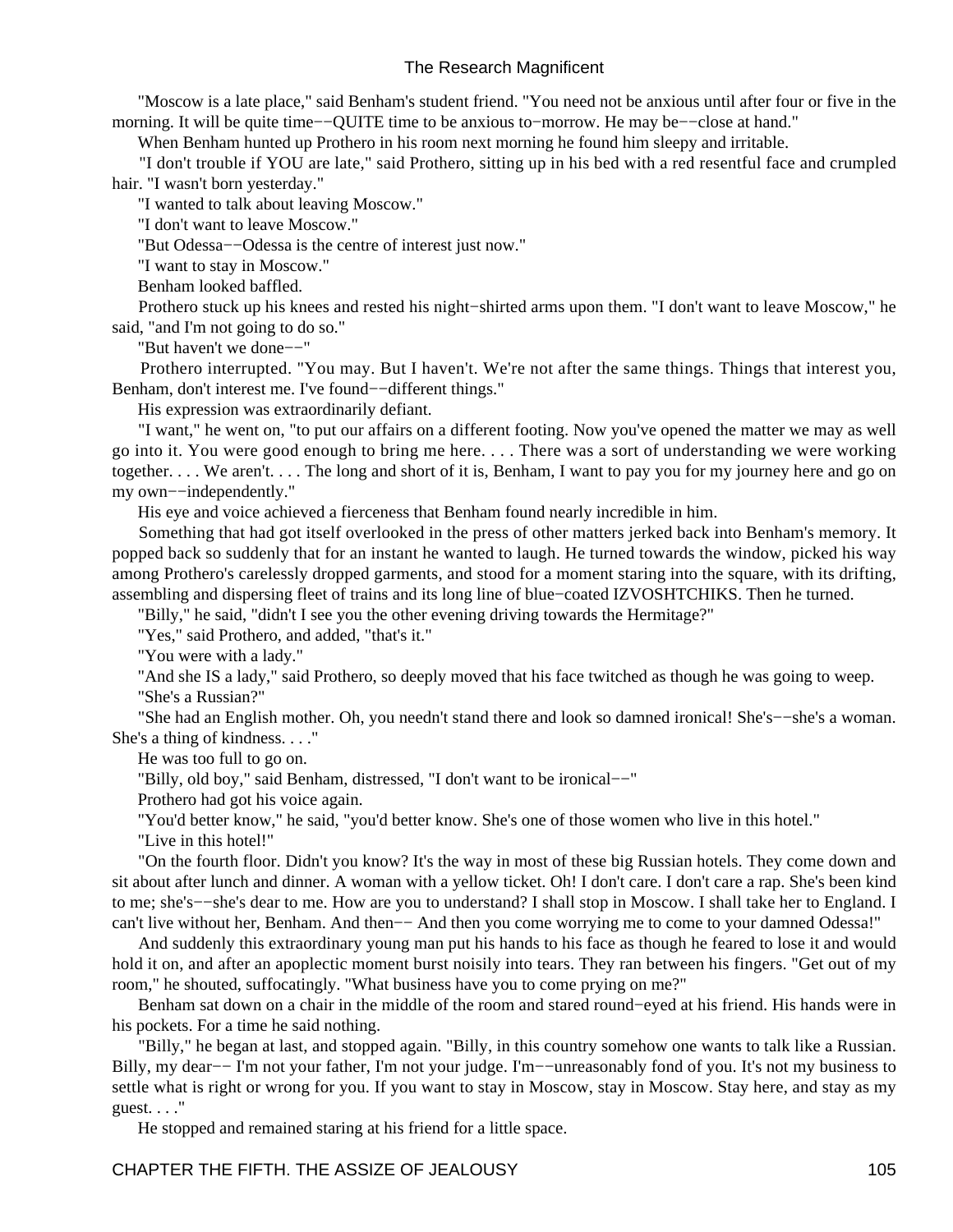"Moscow is a late place," said Benham's student friend. "You need not be anxious until after four or five in the morning. It will be quite time−−QUITE time to be anxious to−morrow. He may be−−close at hand."

When Benham hunted up Prothero in his room next morning he found him sleepy and irritable.

"I don't trouble if YOU are late," said Prothero, sitting up in his bed with a red resentful face and crumpled hair. "I wasn't born yesterday."

"I wanted to talk about leaving Moscow."

"I don't want to leave Moscow."

"But Odessa−−Odessa is the centre of interest just now."

"I want to stay in Moscow."

Benham looked baffled.

Prothero stuck up his knees and rested his night−shirted arms upon them. "I don't want to leave Moscow," he said, "and I'm not going to do so."

"But haven't we done−−"

Prothero interrupted. "You may. But I haven't. We're not after the same things. Things that interest you, Benham, don't interest me. I've found−−different things."

His expression was extraordinarily defiant.

"I want," he went on, "to put our affairs on a different footing. Now you've opened the matter we may as well go into it. You were good enough to bring me here. . . . There was a sort of understanding we were working together. . . . We aren't. . . . The long and short of it is, Benham, I want to pay you for my journey here and go on my own−−independently."

His eye and voice achieved a fierceness that Benham found nearly incredible in him.

Something that had got itself overlooked in the press of other matters jerked back into Benham's memory. It popped back so suddenly that for an instant he wanted to laugh. He turned towards the window, picked his way among Prothero's carelessly dropped garments, and stood for a moment staring into the square, with its drifting, assembling and dispersing fleet of trains and its long line of blue−coated IZVOSHTCHIKS. Then he turned.

"Billy," he said, "didn't I see you the other evening driving towards the Hermitage?"

"Yes," said Prothero, and added, "that's it."

"You were with a lady."

"And she IS a lady," said Prothero, so deeply moved that his face twitched as though he was going to weep.

"She's a Russian?"

"She had an English mother. Oh, you needn't stand there and look so damned ironical! She's−−she's a woman. She's a thing of kindness. . . ."

He was too full to go on.

"Billy, old boy," said Benham, distressed, "I don't want to be ironical−−"

Prothero had got his voice again.

"You'd better know," he said, "you'd better know. She's one of those women who live in this hotel."

"Live in this hotel!"

"On the fourth floor. Didn't you know? It's the way in most of these big Russian hotels. They come down and sit about after lunch and dinner. A woman with a yellow ticket. Oh! I don't care. I don't care a rap. She's been kind to me; she's−−she's dear to me. How are you to understand? I shall stop in Moscow. I shall take her to England. I can't live without her, Benham. And then−− And then you come worrying me to come to your damned Odessa!"

And suddenly this extraordinary young man put his hands to his face as though he feared to lose it and would hold it on, and after an apoplectic moment burst noisily into tears. They ran between his fingers. "Get out of my room," he shouted, suffocatingly. "What business have you to come prying on me?"

Benham sat down on a chair in the middle of the room and stared round−eyed at his friend. His hands were in his pockets. For a time he said nothing.

"Billy," he began at last, and stopped again. "Billy, in this country somehow one wants to talk like a Russian. Billy, my dear−− I'm not your father, I'm not your judge. I'm−−unreasonably fond of you. It's not my business to settle what is right or wrong for you. If you want to stay in Moscow, stay in Moscow. Stay here, and stay as my guest. . . ."

He stopped and remained staring at his friend for a little space.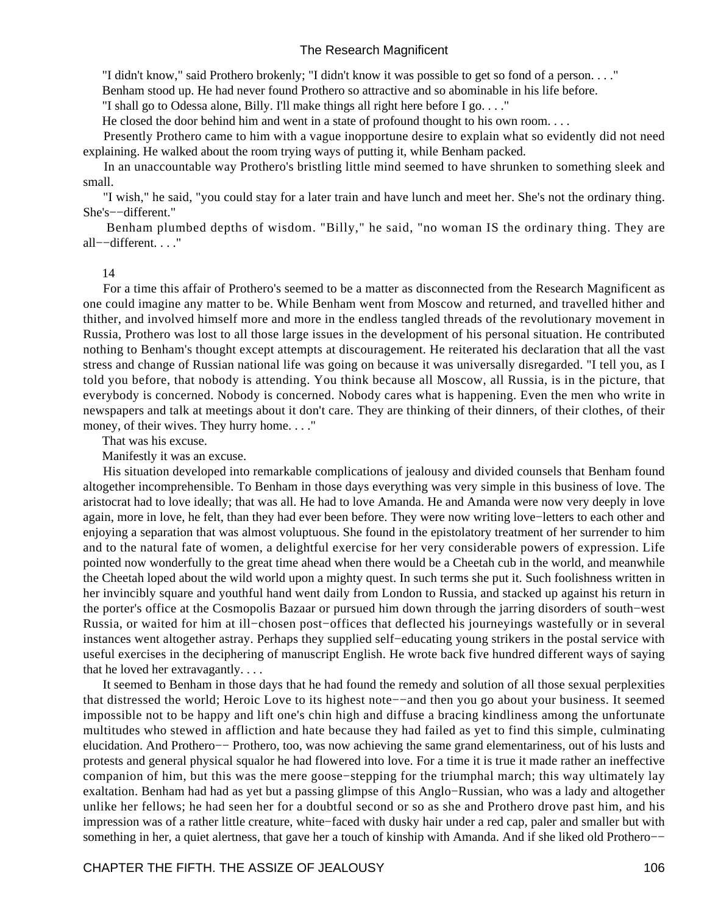"I didn't know," said Prothero brokenly; "I didn't know it was possible to get so fond of a person. . . ."

Benham stood up. He had never found Prothero so attractive and so abominable in his life before.

"I shall go to Odessa alone, Billy. I'll make things all right here before I go. . . ."

He closed the door behind him and went in a state of profound thought to his own room. . . .

Presently Prothero came to him with a vague inopportune desire to explain what so evidently did not need explaining. He walked about the room trying ways of putting it, while Benham packed.

In an unaccountable way Prothero's bristling little mind seemed to have shrunken to something sleek and small.

"I wish," he said, "you could stay for a later train and have lunch and meet her. She's not the ordinary thing. She's−−different."

Benham plumbed depths of wisdom. "Billy," he said, "no woman IS the ordinary thing. They are all−−different. . . ."

14

For a time this affair of Prothero's seemed to be a matter as disconnected from the Research Magnificent as one could imagine any matter to be. While Benham went from Moscow and returned, and travelled hither and thither, and involved himself more and more in the endless tangled threads of the revolutionary movement in Russia, Prothero was lost to all those large issues in the development of his personal situation. He contributed nothing to Benham's thought except attempts at discouragement. He reiterated his declaration that all the vast stress and change of Russian national life was going on because it was universally disregarded. "I tell you, as I told you before, that nobody is attending. You think because all Moscow, all Russia, is in the picture, that everybody is concerned. Nobody is concerned. Nobody cares what is happening. Even the men who write in newspapers and talk at meetings about it don't care. They are thinking of their dinners, of their clothes, of their money, of their wives. They hurry home. . . ."

That was his excuse.

Manifestly it was an excuse.

His situation developed into remarkable complications of jealousy and divided counsels that Benham found altogether incomprehensible. To Benham in those days everything was very simple in this business of love. The aristocrat had to love ideally; that was all. He had to love Amanda. He and Amanda were now very deeply in love again, more in love, he felt, than they had ever been before. They were now writing love−letters to each other and enjoying a separation that was almost voluptuous. She found in the epistolatory treatment of her surrender to him and to the natural fate of women, a delightful exercise for her very considerable powers of expression. Life pointed now wonderfully to the great time ahead when there would be a Cheetah cub in the world, and meanwhile the Cheetah loped about the wild world upon a mighty quest. In such terms she put it. Such foolishness written in her invincibly square and youthful hand went daily from London to Russia, and stacked up against his return in the porter's office at the Cosmopolis Bazaar or pursued him down through the jarring disorders of south−west Russia, or waited for him at ill−chosen post−offices that deflected his journeyings wastefully or in several instances went altogether astray. Perhaps they supplied self−educating young strikers in the postal service with useful exercises in the deciphering of manuscript English. He wrote back five hundred different ways of saying that he loved her extravagantly. . . .

It seemed to Benham in those days that he had found the remedy and solution of all those sexual perplexities that distressed the world; Heroic Love to its highest note−−and then you go about your business. It seemed impossible not to be happy and lift one's chin high and diffuse a bracing kindliness among the unfortunate multitudes who stewed in affliction and hate because they had failed as yet to find this simple, culminating elucidation. And Prothero−− Prothero, too, was now achieving the same grand elementariness, out of his lusts and protests and general physical squalor he had flowered into love. For a time it is true it made rather an ineffective companion of him, but this was the mere goose−stepping for the triumphal march; this way ultimately lay exaltation. Benham had had as yet but a passing glimpse of this Anglo−Russian, who was a lady and altogether unlike her fellows; he had seen her for a doubtful second or so as she and Prothero drove past him, and his impression was of a rather little creature, white−faced with dusky hair under a red cap, paler and smaller but with something in her, a quiet alertness, that gave her a touch of kinship with Amanda. And if she liked old Prothero−−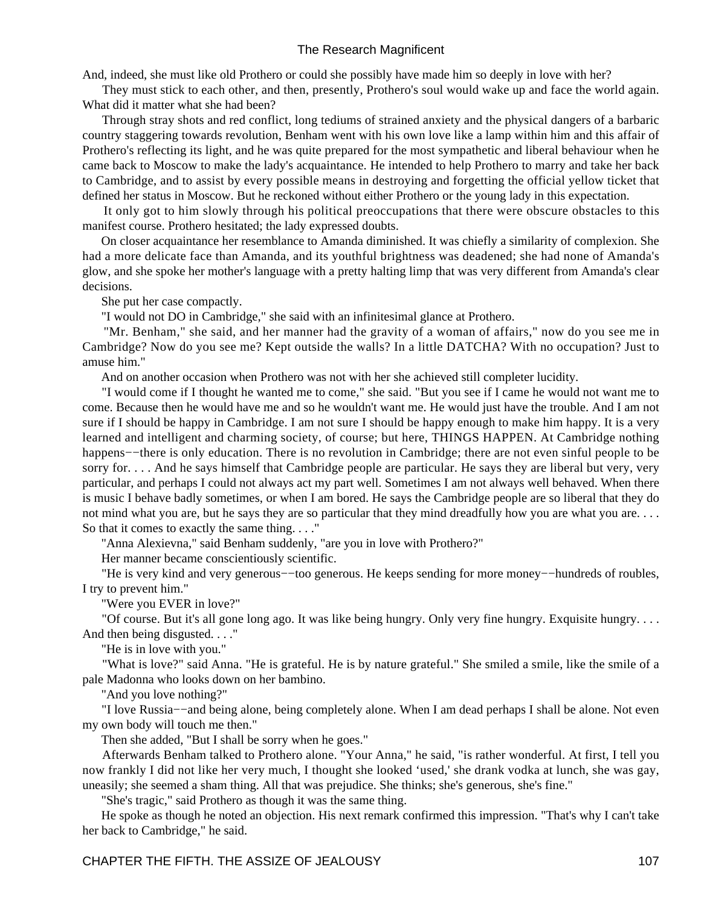And, indeed, she must like old Prothero or could she possibly have made him so deeply in love with her?

They must stick to each other, and then, presently, Prothero's soul would wake up and face the world again. What did it matter what she had been?

Through stray shots and red conflict, long tediums of strained anxiety and the physical dangers of a barbaric country staggering towards revolution, Benham went with his own love like a lamp within him and this affair of Prothero's reflecting its light, and he was quite prepared for the most sympathetic and liberal behaviour when he came back to Moscow to make the lady's acquaintance. He intended to help Prothero to marry and take her back to Cambridge, and to assist by every possible means in destroying and forgetting the official yellow ticket that defined her status in Moscow. But he reckoned without either Prothero or the young lady in this expectation.

It only got to him slowly through his political preoccupations that there were obscure obstacles to this manifest course. Prothero hesitated; the lady expressed doubts.

On closer acquaintance her resemblance to Amanda diminished. It was chiefly a similarity of complexion. She had a more delicate face than Amanda, and its youthful brightness was deadened; she had none of Amanda's glow, and she spoke her mother's language with a pretty halting limp that was very different from Amanda's clear decisions.

She put her case compactly.

"I would not DO in Cambridge," she said with an infinitesimal glance at Prothero.

"Mr. Benham," she said, and her manner had the gravity of a woman of affairs," now do you see me in Cambridge? Now do you see me? Kept outside the walls? In a little DATCHA? With no occupation? Just to amuse him."

And on another occasion when Prothero was not with her she achieved still completer lucidity.

"I would come if I thought he wanted me to come," she said. "But you see if I came he would not want me to come. Because then he would have me and so he wouldn't want me. He would just have the trouble. And I am not sure if I should be happy in Cambridge. I am not sure I should be happy enough to make him happy. It is a very learned and intelligent and charming society, of course; but here, THINGS HAPPEN. At Cambridge nothing happens−−there is only education. There is no revolution in Cambridge; there are not even sinful people to be sorry for. . . . And he says himself that Cambridge people are particular. He says they are liberal but very, very particular, and perhaps I could not always act my part well. Sometimes I am not always well behaved. When there is music I behave badly sometimes, or when I am bored. He says the Cambridge people are so liberal that they do not mind what you are, but he says they are so particular that they mind dreadfully how you are what you are. . . . So that it comes to exactly the same thing. . . ."

"Anna Alexievna," said Benham suddenly, "are you in love with Prothero?"

Her manner became conscientiously scientific.

"He is very kind and very generous−−too generous. He keeps sending for more money−−hundreds of roubles, I try to prevent him."

"Were you EVER in love?"

"Of course. But it's all gone long ago. It was like being hungry. Only very fine hungry. Exquisite hungry. . . . And then being disgusted. . . ."

"He is in love with you."

"What is love?" said Anna. "He is grateful. He is by nature grateful." She smiled a smile, like the smile of a pale Madonna who looks down on her bambino.

"And you love nothing?"

"I love Russia−−and being alone, being completely alone. When I am dead perhaps I shall be alone. Not even my own body will touch me then."

Then she added, "But I shall be sorry when he goes."

Afterwards Benham talked to Prothero alone. "Your Anna," he said, "is rather wonderful. At first, I tell you now frankly I did not like her very much, I thought she looked 'used,' she drank vodka at lunch, she was gay, uneasily; she seemed a sham thing. All that was prejudice. She thinks; she's generous, she's fine."

"She's tragic," said Prothero as though it was the same thing.

He spoke as though he noted an objection. His next remark confirmed this impression. "That's why I can't take her back to Cambridge," he said.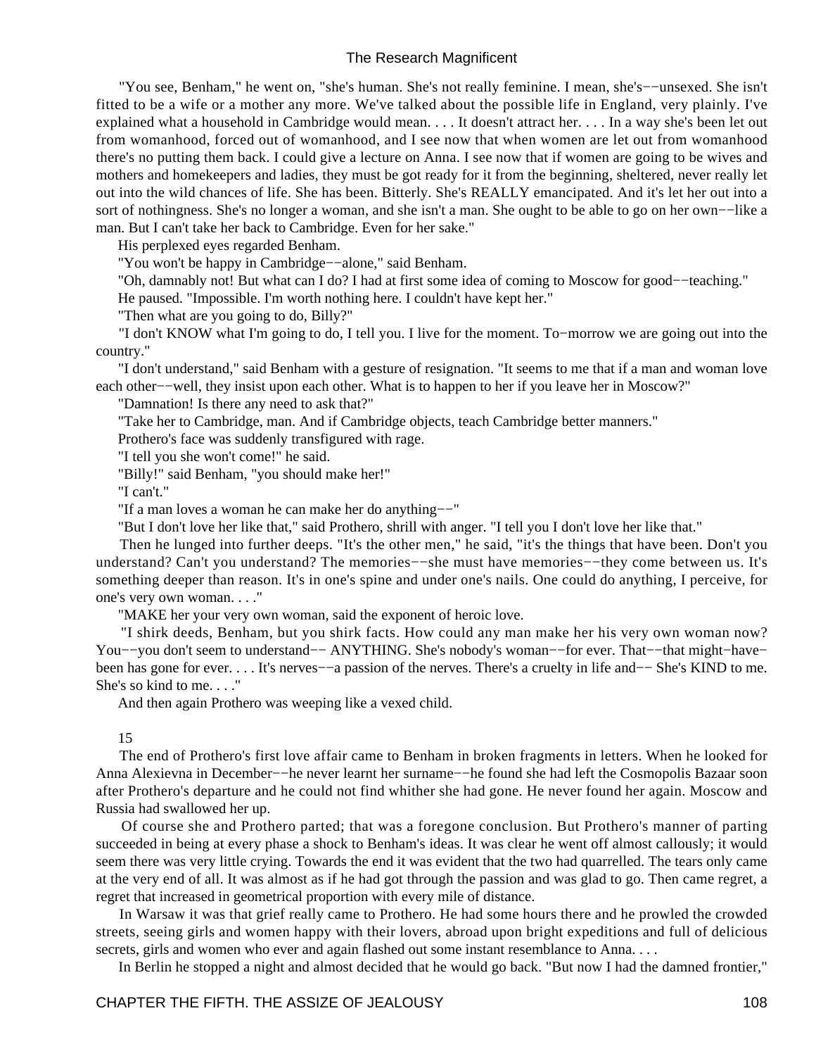"You see, Benham," he went on, "she's human. She's not really feminine. I mean, she's−−unsexed. She isn't fitted to be a wife or a mother any more. We've talked about the possible life in England, very plainly. I've explained what a household in Cambridge would mean. . . . It doesn't attract her. . . . In a way she's been let out from womanhood, forced out of womanhood, and I see now that when women are let out from womanhood there's no putting them back. I could give a lecture on Anna. I see now that if women are going to be wives and mothers and homekeepers and ladies, they must be got ready for it from the beginning, sheltered, never really let out into the wild chances of life. She has been. Bitterly. She's REALLY emancipated. And it's let her out into a sort of nothingness. She's no longer a woman, and she isn't a man. She ought to be able to go on her own−−like a man. But I can't take her back to Cambridge. Even for her sake."

His perplexed eyes regarded Benham.

"You won't be happy in Cambridge−−alone," said Benham.

"Oh, damnably not! But what can I do? I had at first some idea of coming to Moscow for good−−teaching."

He paused. "Impossible. I'm worth nothing here. I couldn't have kept her."

"Then what are you going to do, Billy?"

"I don't KNOW what I'm going to do, I tell you. I live for the moment. To−morrow we are going out into the country."

"I don't understand," said Benham with a gesture of resignation. "It seems to me that if a man and woman love each other−−well, they insist upon each other. What is to happen to her if you leave her in Moscow?"

"Damnation! Is there any need to ask that?"

"Take her to Cambridge, man. And if Cambridge objects, teach Cambridge better manners."

Prothero's face was suddenly transfigured with rage.

"I tell you she won't come!" he said.

"Billy!" said Benham, "you should make her!"

"I can't."

"If a man loves a woman he can make her do anything−−"

"But I don't love her like that," said Prothero, shrill with anger. "I tell you I don't love her like that."

Then he lunged into further deeps. "It's the other men," he said, "it's the things that have been. Don't you understand? Can't you understand? The memories−−she must have memories−−they come between us. It's something deeper than reason. It's in one's spine and under one's nails. One could do anything, I perceive, for one's very own woman. . . ."

"MAKE her your very own woman, said the exponent of heroic love.

"I shirk deeds, Benham, but you shirk facts. How could any man make her his very own woman now? You−−you don't seem to understand−− ANYTHING. She's nobody's woman−−for ever. That−−that might−have−been has gone for ever. . . . It's nerves−−a passion of the nerves. There's a cruelty in life and−− She's KIND to me. She's so kind to me. . . ."

And then again Prothero was weeping like a vexed child.

15

The end of Prothero's first love affair came to Benham in broken fragments in letters. When he looked for Anna Alexievna in December−−he never learnt her surname−−he found she had left the Cosmopolis Bazaar soon after Prothero's departure and he could not find whither she had gone. He never found her again. Moscow and Russia had swallowed her up.

Of course she and Prothero parted; that was a foregone conclusion. But Prothero's manner of parting succeeded in being at every phase a shock to Benham's ideas. It was clear he went off almost callously; it would seem there was very little crying. Towards the end it was evident that the two had quarrelled. The tears only came at the very end of all. It was almost as if he had got through the passion and was glad to go. Then came regret, a regret that increased in geometrical proportion with every mile of distance.

In Warsaw it was that grief really came to Prothero. He had some hours there and he prowled the crowded streets, seeing girls and women happy with their lovers, abroad upon bright expeditions and full of delicious secrets, girls and women who ever and again flashed out some instant resemblance to Anna. . . .

In Berlin he stopped a night and almost decided that he would go back. "But now I had the damned frontier,"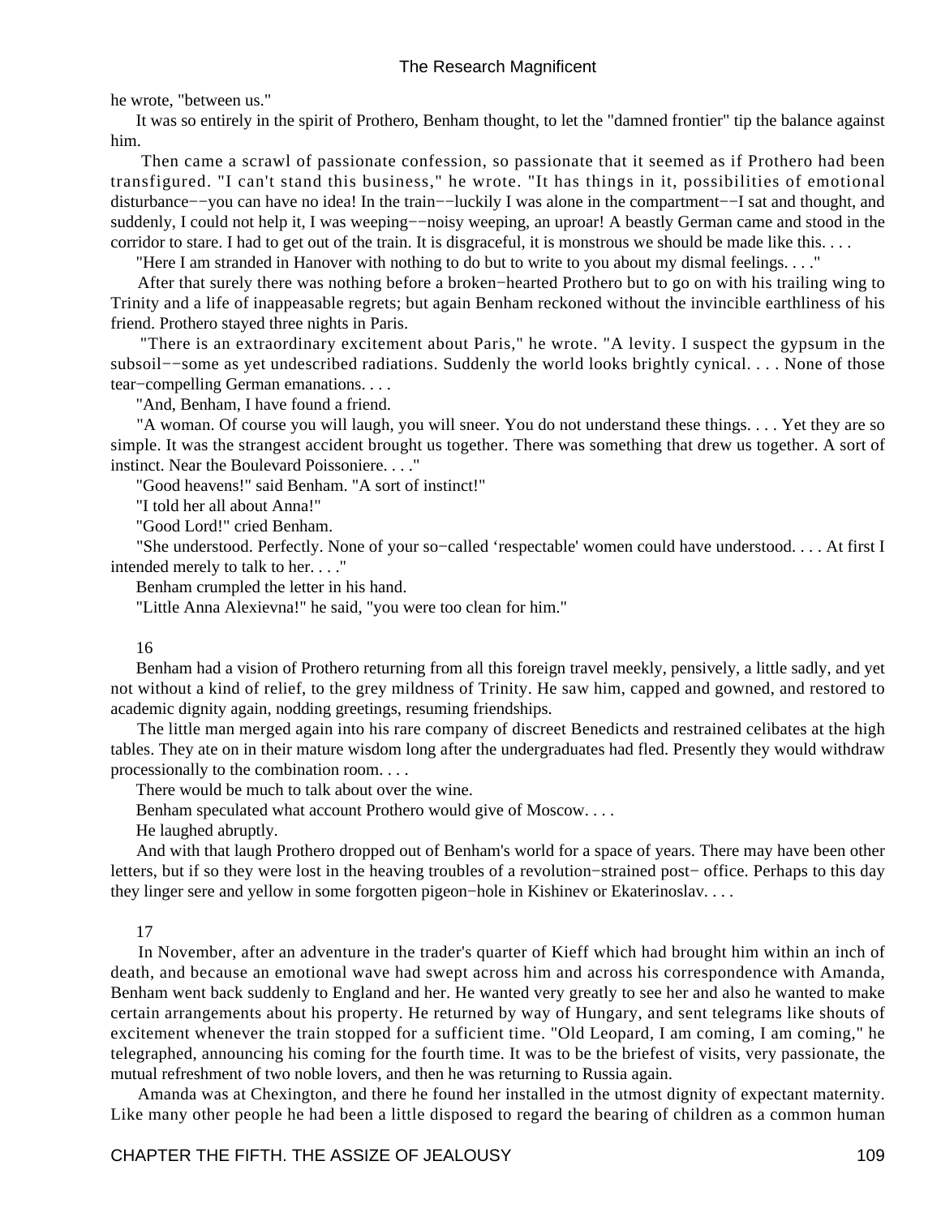he wrote, "between us."

It was so entirely in the spirit of Prothero, Benham thought, to let the "damned frontier" tip the balance against him.

Then came a scrawl of passionate confession, so passionate that it seemed as if Prothero had been transfigured. "I can't stand this business," he wrote. "It has things in it, possibilities of emotional disturbance−−you can have no idea! In the train−−luckily I was alone in the compartment−−I sat and thought, and suddenly, I could not help it, I was weeping−−noisy weeping, an uproar! A beastly German came and stood in the corridor to stare. I had to get out of the train. It is disgraceful, it is monstrous we should be made like this. . . .

"Here I am stranded in Hanover with nothing to do but to write to you about my dismal feelings. . . ."

After that surely there was nothing before a broken−hearted Prothero but to go on with his trailing wing to Trinity and a life of inappeasable regrets; but again Benham reckoned without the invincible earthliness of his friend. Prothero stayed three nights in Paris.

"There is an extraordinary excitement about Paris," he wrote. "A levity. I suspect the gypsum in the subsoil−−some as yet undescribed radiations. Suddenly the world looks brightly cynical. . . . None of those tear−compelling German emanations. . . .

"And, Benham, I have found a friend.

"A woman. Of course you will laugh, you will sneer. You do not understand these things. . . . Yet they are so simple. It was the strangest accident brought us together. There was something that drew us together. A sort of instinct. Near the Boulevard Poissoniere. . . ."

"Good heavens!" said Benham. "A sort of instinct!"

"I told her all about Anna!"

"Good Lord!" cried Benham.

"She understood. Perfectly. None of your so−called 'respectable' women could have understood. . . . At first I intended merely to talk to her. . . ."

Benham crumpled the letter in his hand.

"Little Anna Alexievna!" he said, "you were too clean for him."

16

Benham had a vision of Prothero returning from all this foreign travel meekly, pensively, a little sadly, and yet not without a kind of relief, to the grey mildness of Trinity. He saw him, capped and gowned, and restored to academic dignity again, nodding greetings, resuming friendships.

The little man merged again into his rare company of discreet Benedicts and restrained celibates at the high tables. They ate on in their mature wisdom long after the undergraduates had fled. Presently they would withdraw processionally to the combination room. . . .

There would be much to talk about over the wine.

Benham speculated what account Prothero would give of Moscow. . . .

He laughed abruptly.

And with that laugh Prothero dropped out of Benham's world for a space of years. There may have been other letters, but if so they were lost in the heaving troubles of a revolution−strained post− office. Perhaps to this day they linger sere and yellow in some forgotten pigeon−hole in Kishinev or Ekaterinoslav. . . .

17

In November, after an adventure in the trader's quarter of Kieff which had brought him within an inch of death, and because an emotional wave had swept across him and across his correspondence with Amanda, Benham went back suddenly to England and her. He wanted very greatly to see her and also he wanted to make certain arrangements about his property. He returned by way of Hungary, and sent telegrams like shouts of excitement whenever the train stopped for a sufficient time. "Old Leopard, I am coming, I am coming," he telegraphed, announcing his coming for the fourth time. It was to be the briefest of visits, very passionate, the mutual refreshment of two noble lovers, and then he was returning to Russia again.

Amanda was at Chexington, and there he found her installed in the utmost dignity of expectant maternity. Like many other people he had been a little disposed to regard the bearing of children as a common human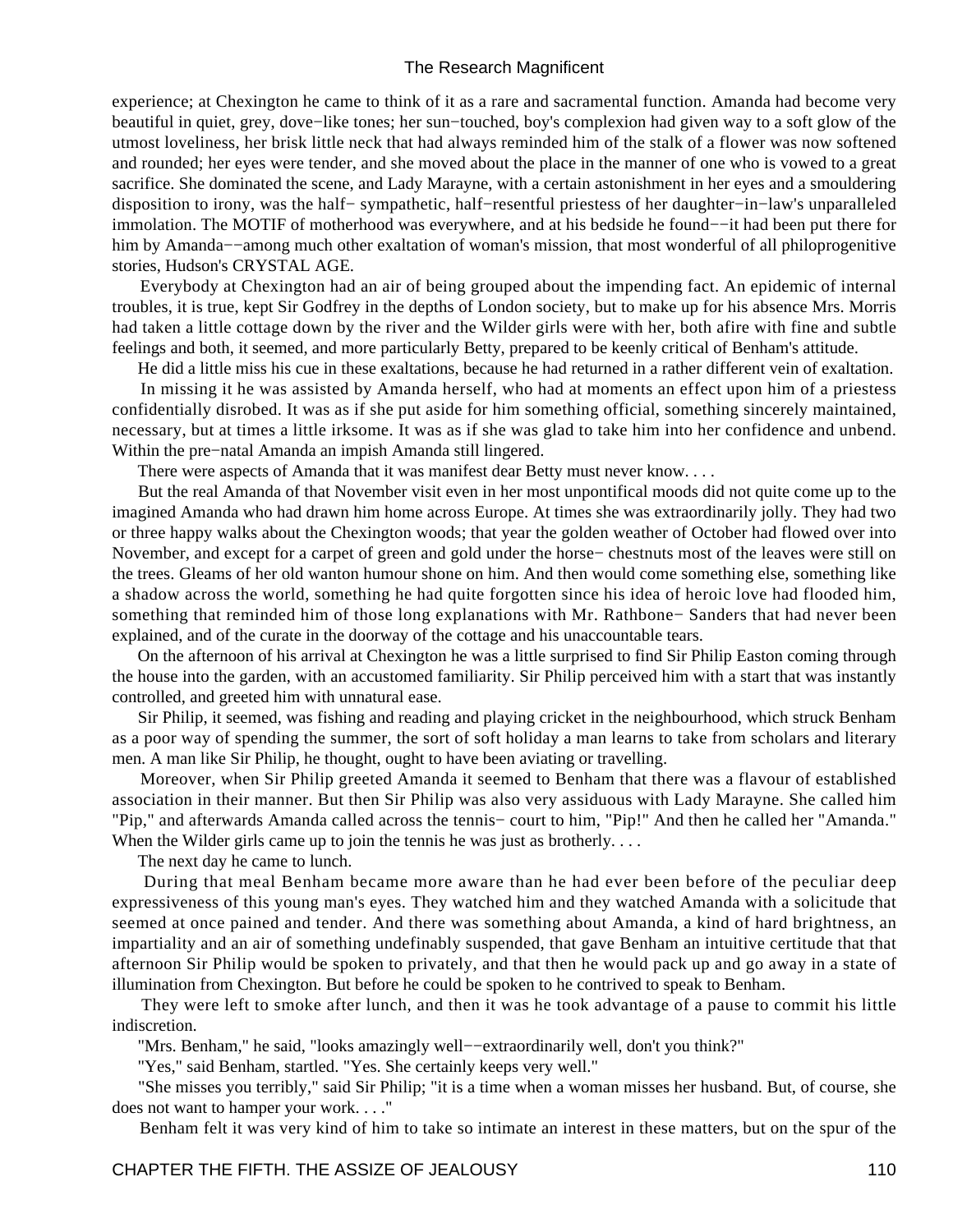experience; at Chexington he came to think of it as a rare and sacramental function. Amanda had become very beautiful in quiet, grey, dove−like tones; her sun−touched, boy's complexion had given way to a soft glow of the utmost loveliness, her brisk little neck that had always reminded him of the stalk of a flower was now softened and rounded; her eyes were tender, and she moved about the place in the manner of one who is vowed to a great sacrifice. She dominated the scene, and Lady Marayne, with a certain astonishment in her eyes and a smouldering disposition to irony, was the half− sympathetic, half−resentful priestess of her daughter−in−law's unparalleled immolation. The MOTIF of motherhood was everywhere, and at his bedside he found−−it had been put there for him by Amanda−−among much other exaltation of woman's mission, that most wonderful of all philoprogenitive stories, Hudson's CRYSTAL AGE.

Everybody at Chexington had an air of being grouped about the impending fact. An epidemic of internal troubles, it is true, kept Sir Godfrey in the depths of London society, but to make up for his absence Mrs. Morris had taken a little cottage down by the river and the Wilder girls were with her, both afire with fine and subtle feelings and both, it seemed, and more particularly Betty, prepared to be keenly critical of Benham's attitude.

He did a little miss his cue in these exaltations, because he had returned in a rather different vein of exaltation.

In missing it he was assisted by Amanda herself, who had at moments an effect upon him of a priestess confidentially disrobed. It was as if she put aside for him something official, something sincerely maintained, necessary, but at times a little irksome. It was as if she was glad to take him into her confidence and unbend. Within the pre−natal Amanda an impish Amanda still lingered.

There were aspects of Amanda that it was manifest dear Betty must never know. . . .

But the real Amanda of that November visit even in her most unpontifical moods did not quite come up to the imagined Amanda who had drawn him home across Europe. At times she was extraordinarily jolly. They had two or three happy walks about the Chexington woods; that year the golden weather of October had flowed over into November, and except for a carpet of green and gold under the horse− chestnuts most of the leaves were still on the trees. Gleams of her old wanton humour shone on him. And then would come something else, something like a shadow across the world, something he had quite forgotten since his idea of heroic love had flooded him, something that reminded him of those long explanations with Mr. Rathbone− Sanders that had never been explained, and of the curate in the doorway of the cottage and his unaccountable tears.

On the afternoon of his arrival at Chexington he was a little surprised to find Sir Philip Easton coming through the house into the garden, with an accustomed familiarity. Sir Philip perceived him with a start that was instantly controlled, and greeted him with unnatural ease.

Sir Philip, it seemed, was fishing and reading and playing cricket in the neighbourhood, which struck Benham as a poor way of spending the summer, the sort of soft holiday a man learns to take from scholars and literary men. A man like Sir Philip, he thought, ought to have been aviating or travelling.

Moreover, when Sir Philip greeted Amanda it seemed to Benham that there was a flavour of established association in their manner. But then Sir Philip was also very assiduous with Lady Marayne. She called him "Pip," and afterwards Amanda called across the tennis− court to him, "Pip!" And then he called her "Amanda." When the Wilder girls came up to join the tennis he was just as brotherly. . . .

The next day he came to lunch.

During that meal Benham became more aware than he had ever been before of the peculiar deep expressiveness of this young man's eyes. They watched him and they watched Amanda with a solicitude that seemed at once pained and tender. And there was something about Amanda, a kind of hard brightness, an impartiality and an air of something undefinably suspended, that gave Benham an intuitive certitude that that afternoon Sir Philip would be spoken to privately, and that then he would pack up and go away in a state of illumination from Chexington. But before he could be spoken to he contrived to speak to Benham.

They were left to smoke after lunch, and then it was he took advantage of a pause to commit his little indiscretion.

"Mrs. Benham," he said, "looks amazingly well−−extraordinarily well, don't you think?"

"Yes," said Benham, startled. "Yes. She certainly keeps very well."

"She misses you terribly," said Sir Philip; "it is a time when a woman misses her husband. But, of course, she does not want to hamper your work. . . ."

Benham felt it was very kind of him to take so intimate an interest in these matters, but on the spur of the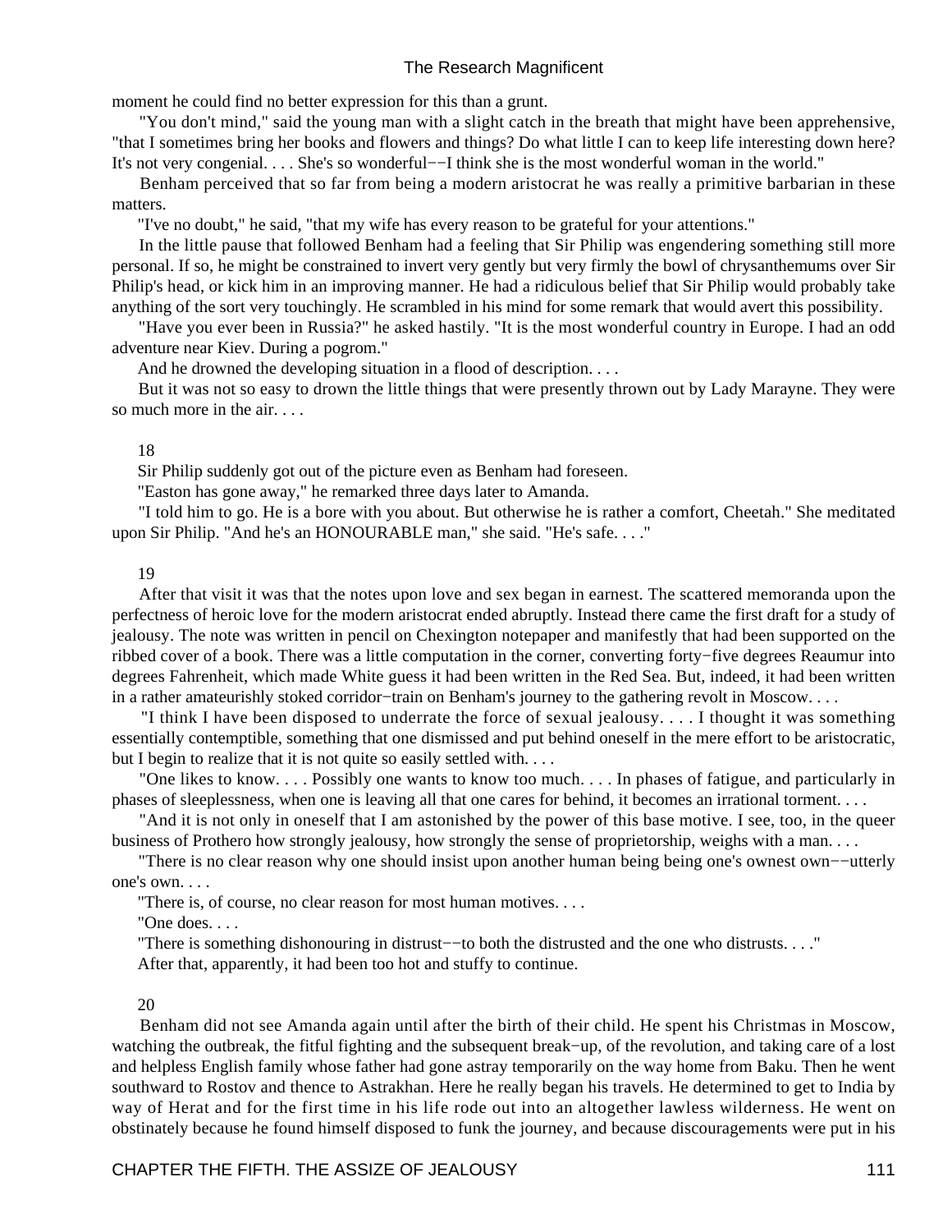moment he could find no better expression for this than a grunt.

"You don't mind," said the young man with a slight catch in the breath that might have been apprehensive, "that I sometimes bring her books and flowers and things? Do what little I can to keep life interesting down here? It's not very congenial. . . . She's so wonderful−−I think she is the most wonderful woman in the world."

Benham perceived that so far from being a modern aristocrat he was really a primitive barbarian in these matters.

"I've no doubt," he said, "that my wife has every reason to be grateful for your attentions."

In the little pause that followed Benham had a feeling that Sir Philip was engendering something still more personal. If so, he might be constrained to invert very gently but very firmly the bowl of chrysanthemums over Sir Philip's head, or kick him in an improving manner. He had a ridiculous belief that Sir Philip would probably take anything of the sort very touchingly. He scrambled in his mind for some remark that would avert this possibility.

"Have you ever been in Russia?" he asked hastily. "It is the most wonderful country in Europe. I had an odd adventure near Kiev. During a pogrom."

And he drowned the developing situation in a flood of description. . . .

But it was not so easy to drown the little things that were presently thrown out by Lady Marayne. They were so much more in the air. . . .

18

Sir Philip suddenly got out of the picture even as Benham had foreseen.

"Easton has gone away," he remarked three days later to Amanda.

"I told him to go. He is a bore with you about. But otherwise he is rather a comfort, Cheetah." She meditated upon Sir Philip. "And he's an HONOURABLE man," she said. "He's safe. . . ."

19

After that visit it was that the notes upon love and sex began in earnest. The scattered memoranda upon the perfectness of heroic love for the modern aristocrat ended abruptly. Instead there came the first draft for a study of jealousy. The note was written in pencil on Chexington notepaper and manifestly that had been supported on the ribbed cover of a book. There was a little computation in the corner, converting forty−five degrees Reaumur into degrees Fahrenheit, which made White guess it had been written in the Red Sea. But, indeed, it had been written in a rather amateurishly stoked corridor−train on Benham's journey to the gathering revolt in Moscow. . . .

"I think I have been disposed to underrate the force of sexual jealousy. . . . I thought it was something essentially contemptible, something that one dismissed and put behind oneself in the mere effort to be aristocratic, but I begin to realize that it is not quite so easily settled with. . . .

"One likes to know. . . . Possibly one wants to know too much. . . . In phases of fatigue, and particularly in phases of sleeplessness, when one is leaving all that one cares for behind, it becomes an irrational torment. . . .

"And it is not only in oneself that I am astonished by the power of this base motive. I see, too, in the queer business of Prothero how strongly jealousy, how strongly the sense of proprietorship, weighs with a man. . . .

"There is no clear reason why one should insist upon another human being being one's ownest own−−utterly one's own. . . .

"There is, of course, no clear reason for most human motives. . . .

"One does. . . .

"There is something dishonouring in distrust−−to both the distrusted and the one who distrusts. . . ."

After that, apparently, it had been too hot and stuffy to continue.

20

Benham did not see Amanda again until after the birth of their child. He spent his Christmas in Moscow, watching the outbreak, the fitful fighting and the subsequent break−up, of the revolution, and taking care of a lost and helpless English family whose father had gone astray temporarily on the way home from Baku. Then he went southward to Rostov and thence to Astrakhan. Here he really began his travels. He determined to get to India by way of Herat and for the first time in his life rode out into an altogether lawless wilderness. He went on obstinately because he found himself disposed to funk the journey, and because discouragements were put in his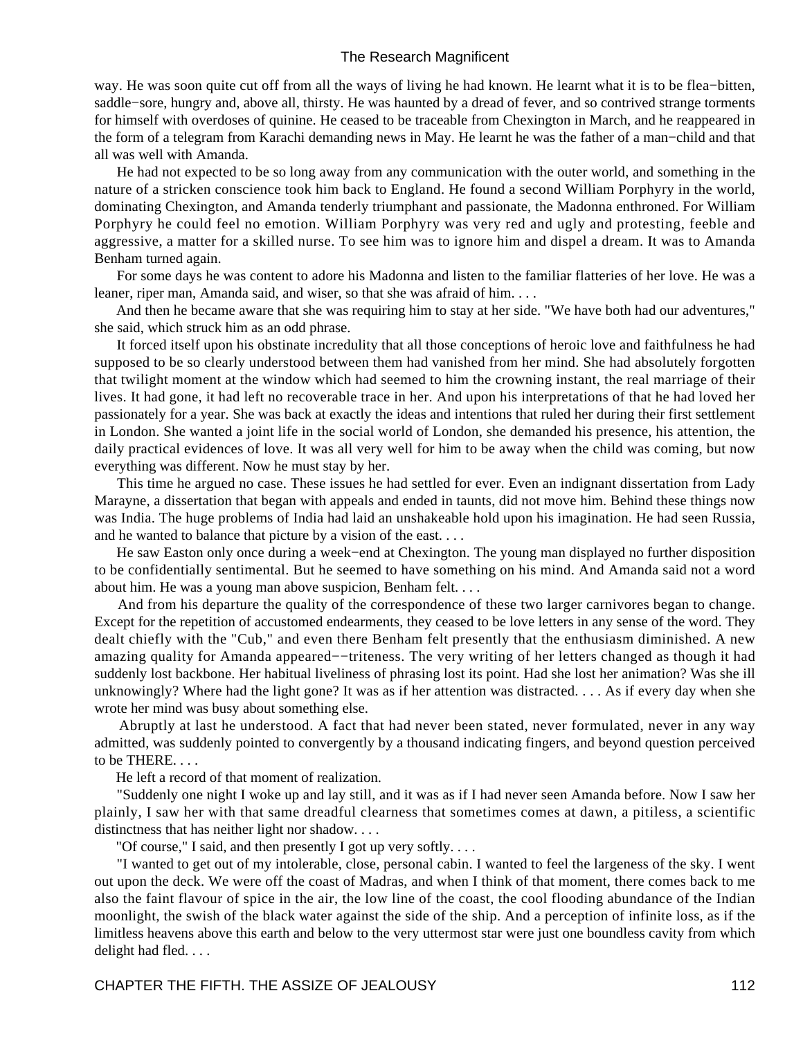way. He was soon quite cut off from all the ways of living he had known. He learnt what it is to be flea−bitten, saddle−sore, hungry and, above all, thirsty. He was haunted by a dread of fever, and so contrived strange torments for himself with overdoses of quinine. He ceased to be traceable from Chexington in March, and he reappeared in the form of a telegram from Karachi demanding news in May. He learnt he was the father of a man−child and that all was well with Amanda.

He had not expected to be so long away from any communication with the outer world, and something in the nature of a stricken conscience took him back to England. He found a second William Porphyry in the world, dominating Chexington, and Amanda tenderly triumphant and passionate, the Madonna enthroned. For William Porphyry he could feel no emotion. William Porphyry was very red and ugly and protesting, feeble and aggressive, a matter for a skilled nurse. To see him was to ignore him and dispel a dream. It was to Amanda Benham turned again.

For some days he was content to adore his Madonna and listen to the familiar flatteries of her love. He was a leaner, riper man, Amanda said, and wiser, so that she was afraid of him. . . .

And then he became aware that she was requiring him to stay at her side. "We have both had our adventures," she said, which struck him as an odd phrase.

It forced itself upon his obstinate incredulity that all those conceptions of heroic love and faithfulness he had supposed to be so clearly understood between them had vanished from her mind. She had absolutely forgotten that twilight moment at the window which had seemed to him the crowning instant, the real marriage of their lives. It had gone, it had left no recoverable trace in her. And upon his interpretations of that he had loved her passionately for a year. She was back at exactly the ideas and intentions that ruled her during their first settlement in London. She wanted a joint life in the social world of London, she demanded his presence, his attention, the daily practical evidences of love. It was all very well for him to be away when the child was coming, but now everything was different. Now he must stay by her.

This time he argued no case. These issues he had settled for ever. Even an indignant dissertation from Lady Marayne, a dissertation that began with appeals and ended in taunts, did not move him. Behind these things now was India. The huge problems of India had laid an unshakeable hold upon his imagination. He had seen Russia, and he wanted to balance that picture by a vision of the east. . . .

He saw Easton only once during a week−end at Chexington. The young man displayed no further disposition to be confidentially sentimental. But he seemed to have something on his mind. And Amanda said not a word about him. He was a young man above suspicion, Benham felt. . . .

And from his departure the quality of the correspondence of these two larger carnivores began to change. Except for the repetition of accustomed endearments, they ceased to be love letters in any sense of the word. They dealt chiefly with the "Cub," and even there Benham felt presently that the enthusiasm diminished. A new amazing quality for Amanda appeared−−triteness. The very writing of her letters changed as though it had suddenly lost backbone. Her habitual liveliness of phrasing lost its point. Had she lost her animation? Was she ill unknowingly? Where had the light gone? It was as if her attention was distracted. . . . As if every day when she wrote her mind was busy about something else.

Abruptly at last he understood. A fact that had never been stated, never formulated, never in any way admitted, was suddenly pointed to convergently by a thousand indicating fingers, and beyond question perceived to be THERE. . . .

He left a record of that moment of realization.

"Suddenly one night I woke up and lay still, and it was as if I had never seen Amanda before. Now I saw her plainly, I saw her with that same dreadful clearness that sometimes comes at dawn, a pitiless, a scientific distinctness that has neither light nor shadow. . . .

"Of course," I said, and then presently I got up very softly. . . .

"I wanted to get out of my intolerable, close, personal cabin. I wanted to feel the largeness of the sky. I went out upon the deck. We were off the coast of Madras, and when I think of that moment, there comes back to me also the faint flavour of spice in the air, the low line of the coast, the cool flooding abundance of the Indian moonlight, the swish of the black water against the side of the ship. And a perception of infinite loss, as if the limitless heavens above this earth and below to the very uttermost star were just one boundless cavity from which delight had fled. . . .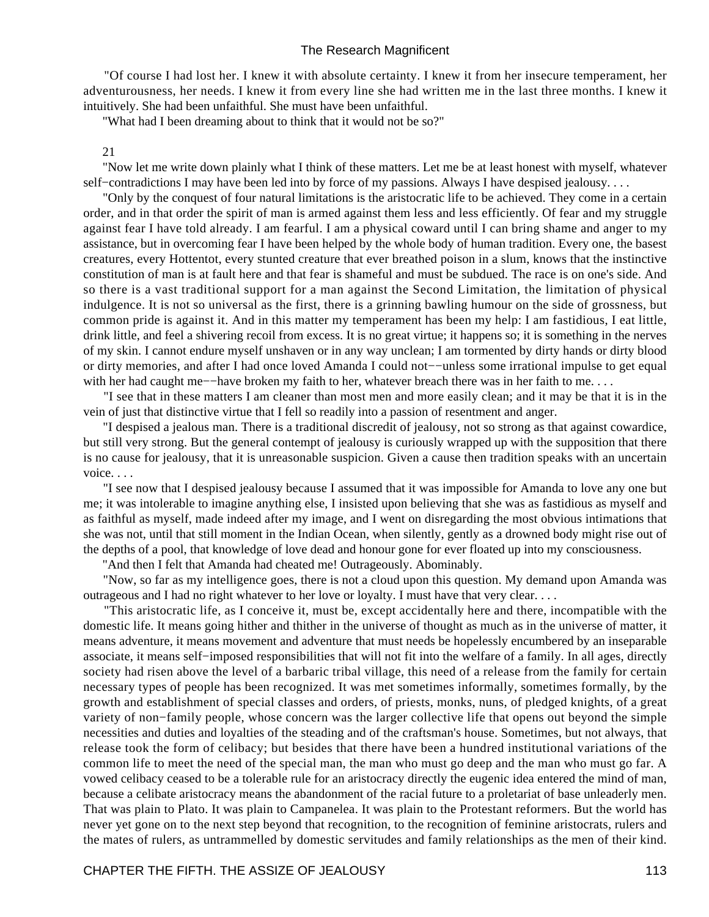"Of course I had lost her. I knew it with absolute certainty. I knew it from her insecure temperament, her adventurousness, her needs. I knew it from every line she had written me in the last three months. I knew it intuitively. She had been unfaithful. She must have been unfaithful.

"What had I been dreaming about to think that it would not be so?"

21

"Now let me write down plainly what I think of these matters. Let me be at least honest with myself, whatever self−contradictions I may have been led into by force of my passions. Always I have despised jealousy. . . .

"Only by the conquest of four natural limitations is the aristocratic life to be achieved. They come in a certain order, and in that order the spirit of man is armed against them less and less efficiently. Of fear and my struggle against fear I have told already. I am fearful. I am a physical coward until I can bring shame and anger to my assistance, but in overcoming fear I have been helped by the whole body of human tradition. Every one, the basest creatures, every Hottentot, every stunted creature that ever breathed poison in a slum, knows that the instinctive constitution of man is at fault here and that fear is shameful and must be subdued. The race is on one's side. And so there is a vast traditional support for a man against the Second Limitation, the limitation of physical indulgence. It is not so universal as the first, there is a grinning bawling humour on the side of grossness, but common pride is against it. And in this matter my temperament has been my help: I am fastidious, I eat little, drink little, and feel a shivering recoil from excess. It is no great virtue; it happens so; it is something in the nerves of my skin. I cannot endure myself unshaven or in any way unclean; I am tormented by dirty hands or dirty blood or dirty memories, and after I had once loved Amanda I could not−−unless some irrational impulse to get equal with her had caught me−−have broken my faith to her, whatever breach there was in her faith to me. . . .

"I see that in these matters I am cleaner than most men and more easily clean; and it may be that it is in the vein of just that distinctive virtue that I fell so readily into a passion of resentment and anger.

"I despised a jealous man. There is a traditional discredit of jealousy, not so strong as that against cowardice, but still very strong. But the general contempt of jealousy is curiously wrapped up with the supposition that there is no cause for jealousy, that it is unreasonable suspicion. Given a cause then tradition speaks with an uncertain voice. . . .

"I see now that I despised jealousy because I assumed that it was impossible for Amanda to love any one but me; it was intolerable to imagine anything else, I insisted upon believing that she was as fastidious as myself and as faithful as myself, made indeed after my image, and I went on disregarding the most obvious intimations that she was not, until that still moment in the Indian Ocean, when silently, gently as a drowned body might rise out of the depths of a pool, that knowledge of love dead and honour gone for ever floated up into my consciousness.

"And then I felt that Amanda had cheated me! Outrageously. Abominably.

"Now, so far as my intelligence goes, there is not a cloud upon this question. My demand upon Amanda was outrageous and I had no right whatever to her love or loyalty. I must have that very clear. . . .

"This aristocratic life, as I conceive it, must be, except accidentally here and there, incompatible with the domestic life. It means going hither and thither in the universe of thought as much as in the universe of matter, it means adventure, it means movement and adventure that must needs be hopelessly encumbered by an inseparable associate, it means self−imposed responsibilities that will not fit into the welfare of a family. In all ages, directly society had risen above the level of a barbaric tribal village, this need of a release from the family for certain necessary types of people has been recognized. It was met sometimes informally, sometimes formally, by the growth and establishment of special classes and orders, of priests, monks, nuns, of pledged knights, of a great variety of non−family people, whose concern was the larger collective life that opens out beyond the simple necessities and duties and loyalties of the steading and of the craftsman's house. Sometimes, but not always, that release took the form of celibacy; but besides that there have been a hundred institutional variations of the common life to meet the need of the special man, the man who must go deep and the man who must go far. A vowed celibacy ceased to be a tolerable rule for an aristocracy directly the eugenic idea entered the mind of man, because a celibate aristocracy means the abandonment of the racial future to a proletariat of base unleaderly men. That was plain to Plato. It was plain to Campanelea. It was plain to the Protestant reformers. But the world has never yet gone on to the next step beyond that recognition, to the recognition of feminine aristocrats, rulers and the mates of rulers, as untrammelled by domestic servitudes and family relationships as the men of their kind.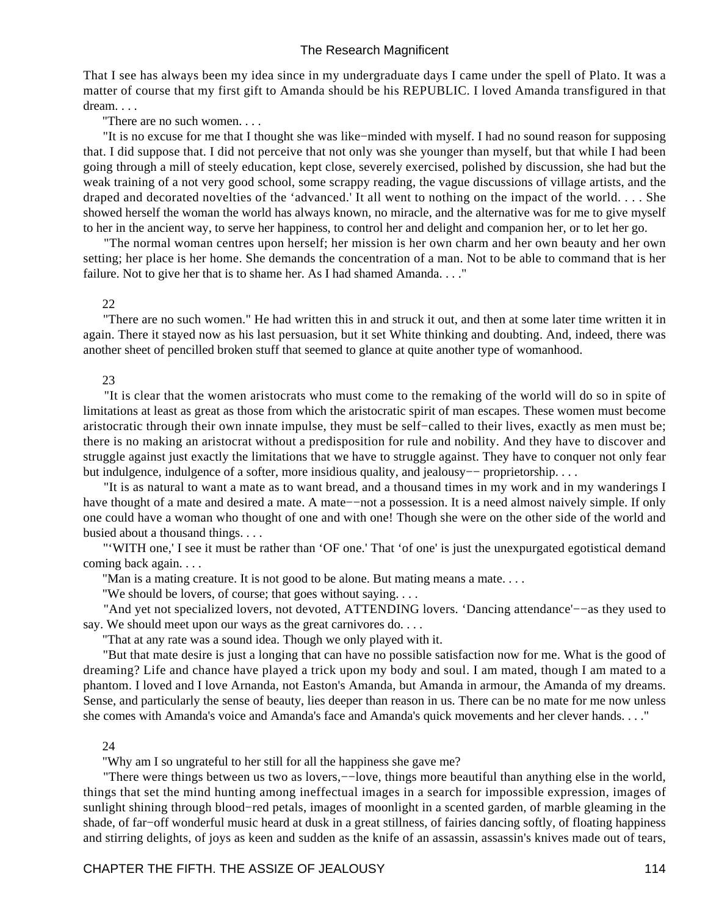That I see has always been my idea since in my undergraduate days I came under the spell of Plato. It was a matter of course that my first gift to Amanda should be his REPUBLIC. I loved Amanda transfigured in that dream. . . .

"There are no such women. . . .

"It is no excuse for me that I thought she was like−minded with myself. I had no sound reason for supposing that. I did suppose that. I did not perceive that not only was she younger than myself, but that while I had been going through a mill of steely education, kept close, severely exercised, polished by discussion, she had but the weak training of a not very good school, some scrappy reading, the vague discussions of village artists, and the draped and decorated novelties of the 'advanced.' It all went to nothing on the impact of the world. . . . She showed herself the woman the world has always known, no miracle, and the alternative was for me to give myself to her in the ancient way, to serve her happiness, to control her and delight and companion her, or to let her go.

"The normal woman centres upon herself; her mission is her own charm and her own beauty and her own setting; her place is her home. She demands the concentration of a man. Not to be able to command that is her failure. Not to give her that is to shame her. As I had shamed Amanda. . . ."

22

"There are no such women." He had written this in and struck it out, and then at some later time written it in again. There it stayed now as his last persuasion, but it set White thinking and doubting. And, indeed, there was another sheet of pencilled broken stuff that seemed to glance at quite another type of womanhood.

23

"It is clear that the women aristocrats who must come to the remaking of the world will do so in spite of limitations at least as great as those from which the aristocratic spirit of man escapes. These women must become aristocratic through their own innate impulse, they must be self−called to their lives, exactly as men must be; there is no making an aristocrat without a predisposition for rule and nobility. And they have to discover and struggle against just exactly the limitations that we have to struggle against. They have to conquer not only fear but indulgence, indulgence of a softer, more insidious quality, and jealousy−− proprietorship. . . .

"It is as natural to want a mate as to want bread, and a thousand times in my work and in my wanderings I have thought of a mate and desired a mate. A mate−−not a possession. It is a need almost naively simple. If only one could have a woman who thought of one and with one! Though she were on the other side of the world and busied about a thousand things. . . .

"'WITH one,' I see it must be rather than 'OF one.' That 'of one' is just the unexpurgated egotistical demand coming back again. . . .

"Man is a mating creature. It is not good to be alone. But mating means a mate. . . .

"We should be lovers, of course; that goes without saying. . . .

"And yet not specialized lovers, not devoted, ATTENDING lovers. 'Dancing attendance'−−as they used to say. We should meet upon our ways as the great carnivores do. . . .

"That at any rate was a sound idea. Though we only played with it.

"But that mate desire is just a longing that can have no possible satisfaction now for me. What is the good of dreaming? Life and chance have played a trick upon my body and soul. I am mated, though I am mated to a phantom. I loved and I love Arnanda, not Easton's Amanda, but Amanda in armour, the Amanda of my dreams. Sense, and particularly the sense of beauty, lies deeper than reason in us. There can be no mate for me now unless she comes with Amanda's voice and Amanda's face and Amanda's quick movements and her clever hands. . . ."

24

"Why am I so ungrateful to her still for all the happiness she gave me?

"There were things between us two as lovers,−−love, things more beautiful than anything else in the world, things that set the mind hunting among ineffectual images in a search for impossible expression, images of sunlight shining through blood−red petals, images of moonlight in a scented garden, of marble gleaming in the shade, of far−off wonderful music heard at dusk in a great stillness, of fairies dancing softly, of floating happiness and stirring delights, of joys as keen and sudden as the knife of an assassin, assassin's knives made out of tears,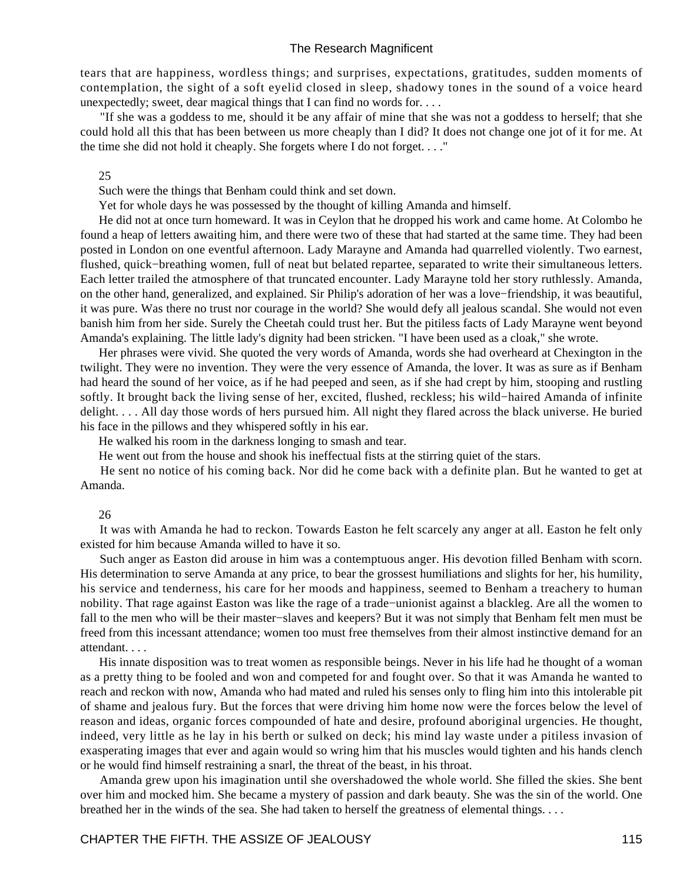tears that are happiness, wordless things; and surprises, expectations, gratitudes, sudden moments of contemplation, the sight of a soft eyelid closed in sleep, shadowy tones in the sound of a voice heard unexpectedly; sweet, dear magical things that I can find no words for. . . .

"If she was a goddess to me, should it be any affair of mine that she was not a goddess to herself; that she could hold all this that has been between us more cheaply than I did? It does not change one jot of it for me. At the time she did not hold it cheaply. She forgets where I do not forget. . . ."

25

Such were the things that Benham could think and set down.

Yet for whole days he was possessed by the thought of killing Amanda and himself.

He did not at once turn homeward. It was in Ceylon that he dropped his work and came home. At Colombo he found a heap of letters awaiting him, and there were two of these that had started at the same time. They had been posted in London on one eventful afternoon. Lady Marayne and Amanda had quarrelled violently. Two earnest, flushed, quick−breathing women, full of neat but belated repartee, separated to write their simultaneous letters. Each letter trailed the atmosphere of that truncated encounter. Lady Marayne told her story ruthlessly. Amanda, on the other hand, generalized, and explained. Sir Philip's adoration of her was a love−friendship, it was beautiful, it was pure. Was there no trust nor courage in the world? She would defy all jealous scandal. She would not even banish him from her side. Surely the Cheetah could trust her. But the pitiless facts of Lady Marayne went beyond Amanda's explaining. The little lady's dignity had been stricken. "I have been used as a cloak," she wrote.

Her phrases were vivid. She quoted the very words of Amanda, words she had overheard at Chexington in the twilight. They were no invention. They were the very essence of Amanda, the lover. It was as sure as if Benham had heard the sound of her voice, as if he had peeped and seen, as if she had crept by him, stooping and rustling softly. It brought back the living sense of her, excited, flushed, reckless; his wild−haired Amanda of infinite delight. . . . All day those words of hers pursued him. All night they flared across the black universe. He buried his face in the pillows and they whispered softly in his ear.

He walked his room in the darkness longing to smash and tear.

He went out from the house and shook his ineffectual fists at the stirring quiet of the stars.

He sent no notice of his coming back. Nor did he come back with a definite plan. But he wanted to get at Amanda.

26

It was with Amanda he had to reckon. Towards Easton he felt scarcely any anger at all. Easton he felt only existed for him because Amanda willed to have it so.

Such anger as Easton did arouse in him was a contemptuous anger. His devotion filled Benham with scorn. His determination to serve Amanda at any price, to bear the grossest humiliations and slights for her, his humility, his service and tenderness, his care for her moods and happiness, seemed to Benham a treachery to human nobility. That rage against Easton was like the rage of a trade−unionist against a blackleg. Are all the women to fall to the men who will be their master−slaves and keepers? But it was not simply that Benham felt men must be freed from this incessant attendance; women too must free themselves from their almost instinctive demand for an attendant. . . .

His innate disposition was to treat women as responsible beings. Never in his life had he thought of a woman as a pretty thing to be fooled and won and competed for and fought over. So that it was Amanda he wanted to reach and reckon with now, Amanda who had mated and ruled his senses only to fling him into this intolerable pit of shame and jealous fury. But the forces that were driving him home now were the forces below the level of reason and ideas, organic forces compounded of hate and desire, profound aboriginal urgencies. He thought, indeed, very little as he lay in his berth or sulked on deck; his mind lay waste under a pitiless invasion of exasperating images that ever and again would so wring him that his muscles would tighten and his hands clench or he would find himself restraining a snarl, the threat of the beast, in his throat.

Amanda grew upon his imagination until she overshadowed the whole world. She filled the skies. She bent over him and mocked him. She became a mystery of passion and dark beauty. She was the sin of the world. One breathed her in the winds of the sea. She had taken to herself the greatness of elemental things. . . .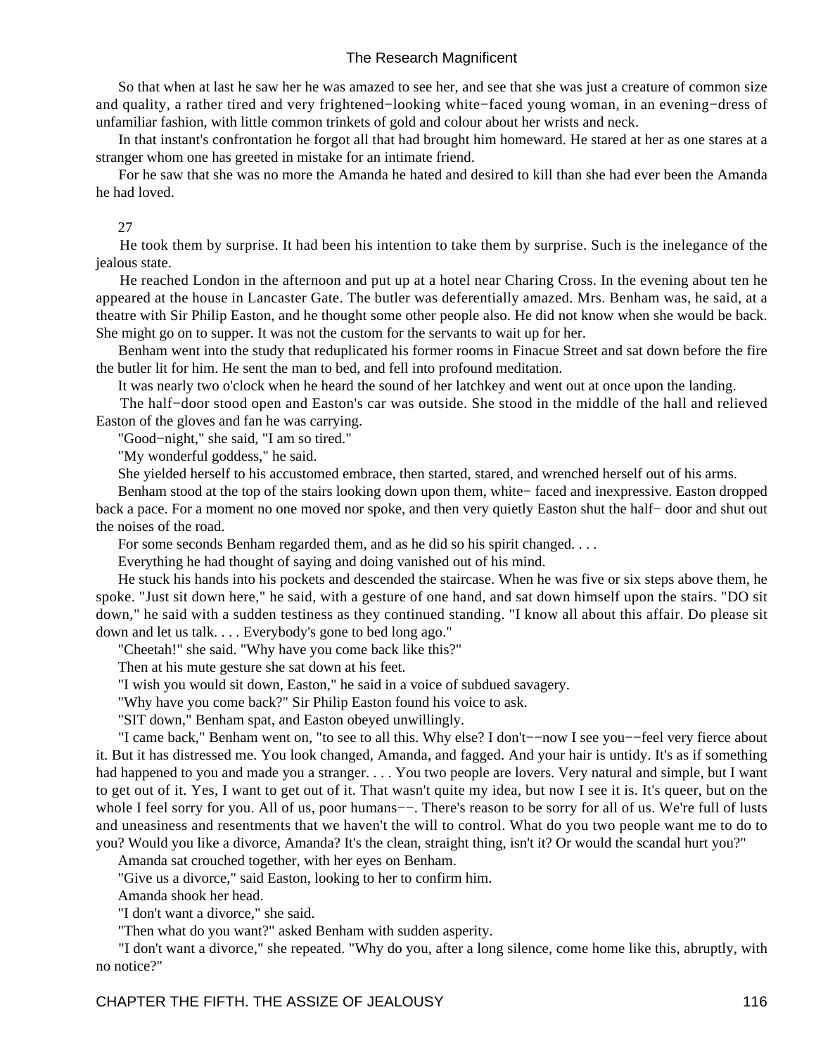So that when at last he saw her he was amazed to see her, and see that she was just a creature of common size and quality, a rather tired and very frightened−looking white−faced young woman, in an evening−dress of unfamiliar fashion, with little common trinkets of gold and colour about her wrists and neck.

In that instant's confrontation he forgot all that had brought him homeward. He stared at her as one stares at a stranger whom one has greeted in mistake for an intimate friend.

For he saw that she was no more the Amanda he hated and desired to kill than she had ever been the Amanda he had loved.

27

He took them by surprise. It had been his intention to take them by surprise. Such is the inelegance of the jealous state.

He reached London in the afternoon and put up at a hotel near Charing Cross. In the evening about ten he appeared at the house in Lancaster Gate. The butler was deferentially amazed. Mrs. Benham was, he said, at a theatre with Sir Philip Easton, and he thought some other people also. He did not know when she would be back. She might go on to supper. It was not the custom for the servants to wait up for her.

Benham went into the study that reduplicated his former rooms in Finacue Street and sat down before the fire the butler lit for him. He sent the man to bed, and fell into profound meditation.

It was nearly two o'clock when he heard the sound of her latchkey and went out at once upon the landing.

The half−door stood open and Easton's car was outside. She stood in the middle of the hall and relieved Easton of the gloves and fan he was carrying.

"Good−night," she said, "I am so tired."

"My wonderful goddess," he said.

She yielded herself to his accustomed embrace, then started, stared, and wrenched herself out of his arms.

Benham stood at the top of the stairs looking down upon them, white− faced and inexpressive. Easton dropped back a pace. For a moment no one moved nor spoke, and then very quietly Easton shut the half− door and shut out the noises of the road.

For some seconds Benham regarded them, and as he did so his spirit changed. . . .

Everything he had thought of saying and doing vanished out of his mind.

He stuck his hands into his pockets and descended the staircase. When he was five or six steps above them, he spoke. "Just sit down here," he said, with a gesture of one hand, and sat down himself upon the stairs. "DO sit down," he said with a sudden testiness as they continued standing. "I know all about this affair. Do please sit down and let us talk. . . . Everybody's gone to bed long ago."

"Cheetah!" she said. "Why have you come back like this?"

Then at his mute gesture she sat down at his feet.

"I wish you would sit down, Easton," he said in a voice of subdued savagery.

"Why have you come back?" Sir Philip Easton found his voice to ask.

"SIT down," Benham spat, and Easton obeyed unwillingly.

"I came back," Benham went on, "to see to all this. Why else? I don't−−now I see you−−feel very fierce about it. But it has distressed me. You look changed, Amanda, and fagged. And your hair is untidy. It's as if something had happened to you and made you a stranger. . . . You two people are lovers. Very natural and simple, but I want to get out of it. Yes, I want to get out of it. That wasn't quite my idea, but now I see it is. It's queer, but on the whole I feel sorry for you. All of us, poor humans−−. There's reason to be sorry for all of us. We're full of lusts and uneasiness and resentments that we haven't the will to control. What do you two people want me to do to you? Would you like a divorce, Amanda? It's the clean, straight thing, isn't it? Or would the scandal hurt you?"

Amanda sat crouched together, with her eyes on Benham.

"Give us a divorce," said Easton, looking to her to confirm him.

Amanda shook her head.

"I don't want a divorce," she said.

"Then what do you want?" asked Benham with sudden asperity.

"I don't want a divorce," she repeated. "Why do you, after a long silence, come home like this, abruptly, with no notice?"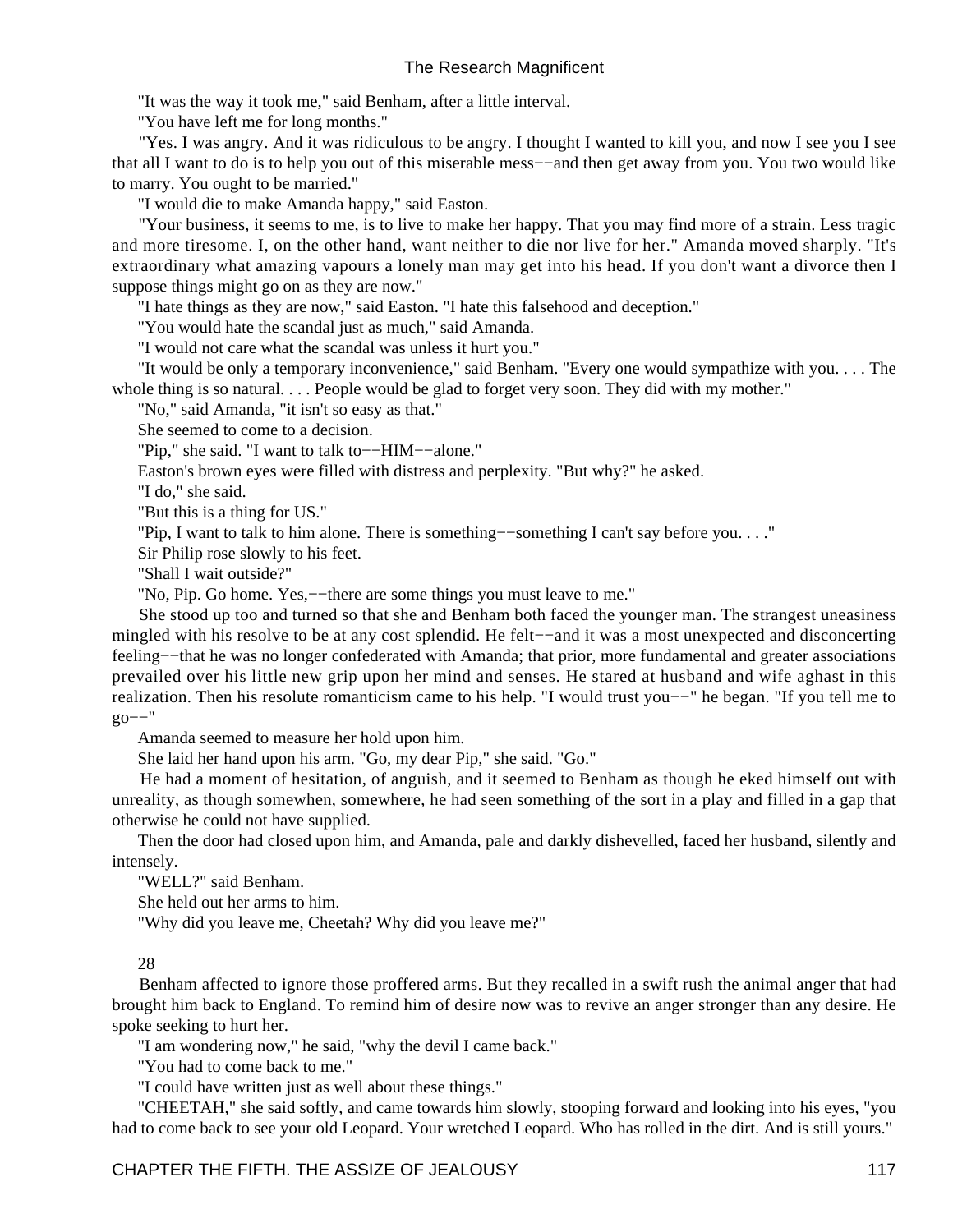"It was the way it took me," said Benham, after a little interval.

"You have left me for long months."

"Yes. I was angry. And it was ridiculous to be angry. I thought I wanted to kill you, and now I see you I see that all I want to do is to help you out of this miserable mess−−and then get away from you. You two would like to marry. You ought to be married."

"I would die to make Amanda happy," said Easton.

"Your business, it seems to me, is to live to make her happy. That you may find more of a strain. Less tragic and more tiresome. I, on the other hand, want neither to die nor live for her." Amanda moved sharply. "It's extraordinary what amazing vapours a lonely man may get into his head. If you don't want a divorce then I suppose things might go on as they are now."

"I hate things as they are now," said Easton. "I hate this falsehood and deception."

"You would hate the scandal just as much," said Amanda.

"I would not care what the scandal was unless it hurt you."

"It would be only a temporary inconvenience," said Benham. "Every one would sympathize with you. . . . The whole thing is so natural. . . . People would be glad to forget very soon. They did with my mother."

"No," said Amanda, "it isn't so easy as that."

She seemed to come to a decision.

"Pip," she said. "I want to talk to−−HIM−−alone."

Easton's brown eyes were filled with distress and perplexity. "But why?" he asked.

"I do," she said.

"But this is a thing for US."

"Pip, I want to talk to him alone. There is something−−something I can't say before you. . . ."

Sir Philip rose slowly to his feet.

"Shall I wait outside?"

"No, Pip. Go home. Yes,−−there are some things you must leave to me."

She stood up too and turned so that she and Benham both faced the younger man. The strangest uneasiness mingled with his resolve to be at any cost splendid. He felt−−and it was a most unexpected and disconcerting feeling−−that he was no longer confederated with Amanda; that prior, more fundamental and greater associations prevailed over his little new grip upon her mind and senses. He stared at husband and wife aghast in this realization. Then his resolute romanticism came to his help. "I would trust you−−" he began. "If you tell me to go−−"

Amanda seemed to measure her hold upon him.

She laid her hand upon his arm. "Go, my dear Pip," she said. "Go."

He had a moment of hesitation, of anguish, and it seemed to Benham as though he eked himself out with unreality, as though somewhen, somewhere, he had seen something of the sort in a play and filled in a gap that otherwise he could not have supplied.

Then the door had closed upon him, and Amanda, pale and darkly dishevelled, faced her husband, silently and intensely.

"WELL?" said Benham.

She held out her arms to him.

"Why did you leave me, Cheetah? Why did you leave me?"

28

Benham affected to ignore those proffered arms. But they recalled in a swift rush the animal anger that had brought him back to England. To remind him of desire now was to revive an anger stronger than any desire. He spoke seeking to hurt her.

"I am wondering now," he said, "why the devil I came back."

"You had to come back to me."

"I could have written just as well about these things."

"CHEETAH," she said softly, and came towards him slowly, stooping forward and looking into his eyes, "you had to come back to see your old Leopard. Your wretched Leopard. Who has rolled in the dirt. And is still yours."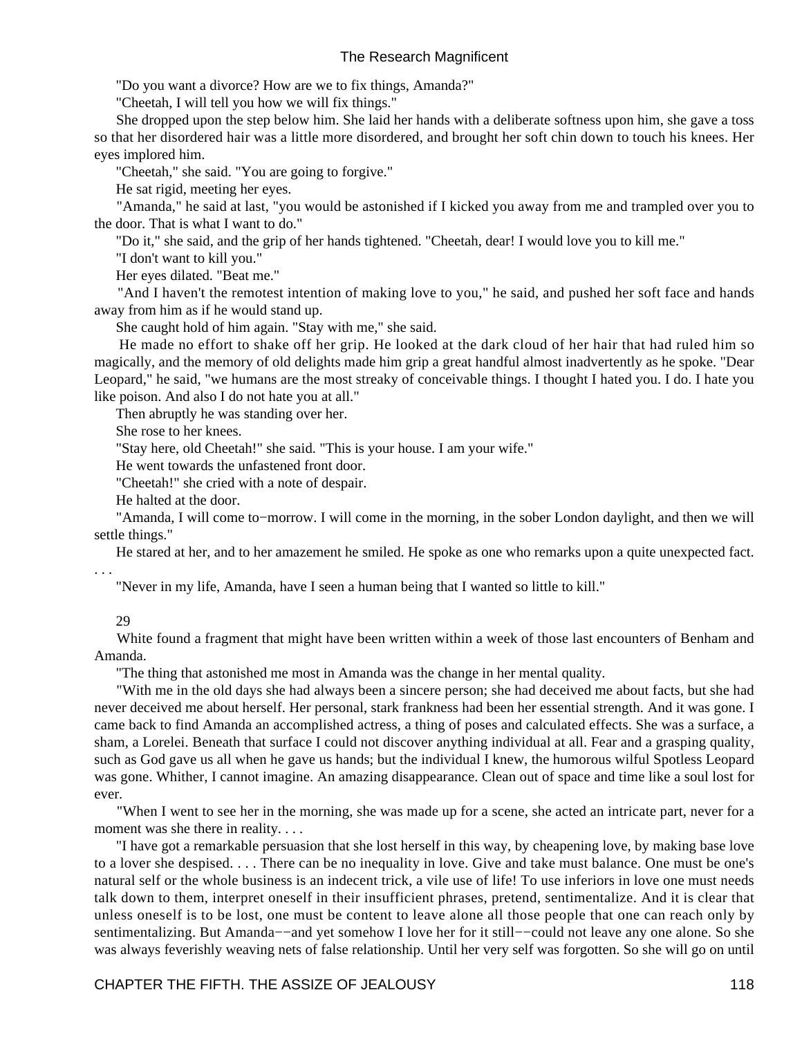"Do you want a divorce? How are we to fix things, Amanda?"

"Cheetah, I will tell you how we will fix things."

She dropped upon the step below him. She laid her hands with a deliberate softness upon him, she gave a toss so that her disordered hair was a little more disordered, and brought her soft chin down to touch his knees. Her eyes implored him.

"Cheetah," she said. "You are going to forgive."

He sat rigid, meeting her eyes.

"Amanda," he said at last, "you would be astonished if I kicked you away from me and trampled over you to the door. That is what I want to do."

"Do it," she said, and the grip of her hands tightened. "Cheetah, dear! I would love you to kill me."

"I don't want to kill you."

Her eyes dilated. "Beat me."

"And I haven't the remotest intention of making love to you," he said, and pushed her soft face and hands away from him as if he would stand up.

She caught hold of him again. "Stay with me," she said.

He made no effort to shake off her grip. He looked at the dark cloud of her hair that had ruled him so magically, and the memory of old delights made him grip a great handful almost inadvertently as he spoke. "Dear Leopard," he said, "we humans are the most streaky of conceivable things. I thought I hated you. I do. I hate you like poison. And also I do not hate you at all."

Then abruptly he was standing over her.

She rose to her knees.

"Stay here, old Cheetah!" she said. "This is your house. I am your wife."

He went towards the unfastened front door.

"Cheetah!" she cried with a note of despair.

He halted at the door.

"Amanda, I will come to−morrow. I will come in the morning, in the sober London daylight, and then we will settle things."

He stared at her, and to her amazement he smiled. He spoke as one who remarks upon a quite unexpected fact. . . .

"Never in my life, Amanda, have I seen a human being that I wanted so little to kill."

29

White found a fragment that might have been written within a week of those last encounters of Benham and Amanda.

"The thing that astonished me most in Amanda was the change in her mental quality.

"With me in the old days she had always been a sincere person; she had deceived me about facts, but she had never deceived me about herself. Her personal, stark frankness had been her essential strength. And it was gone. I came back to find Amanda an accomplished actress, a thing of poses and calculated effects. She was a surface, a sham, a Lorelei. Beneath that surface I could not discover anything individual at all. Fear and a grasping quality, such as God gave us all when he gave us hands; but the individual I knew, the humorous wilful Spotless Leopard was gone. Whither, I cannot imagine. An amazing disappearance. Clean out of space and time like a soul lost for ever.

"When I went to see her in the morning, she was made up for a scene, she acted an intricate part, never for a moment was she there in reality. . . .

"I have got a remarkable persuasion that she lost herself in this way, by cheapening love, by making base love to a lover she despised. . . . There can be no inequality in love. Give and take must balance. One must be one's natural self or the whole business is an indecent trick, a vile use of life! To use inferiors in love one must needs talk down to them, interpret oneself in their insufficient phrases, pretend, sentimentalize. And it is clear that unless oneself is to be lost, one must be content to leave alone all those people that one can reach only by sentimentalizing. But Amanda−−and yet somehow I love her for it still−−could not leave any one alone. So she was always feverishly weaving nets of false relationship. Until her very self was forgotten. So she will go on until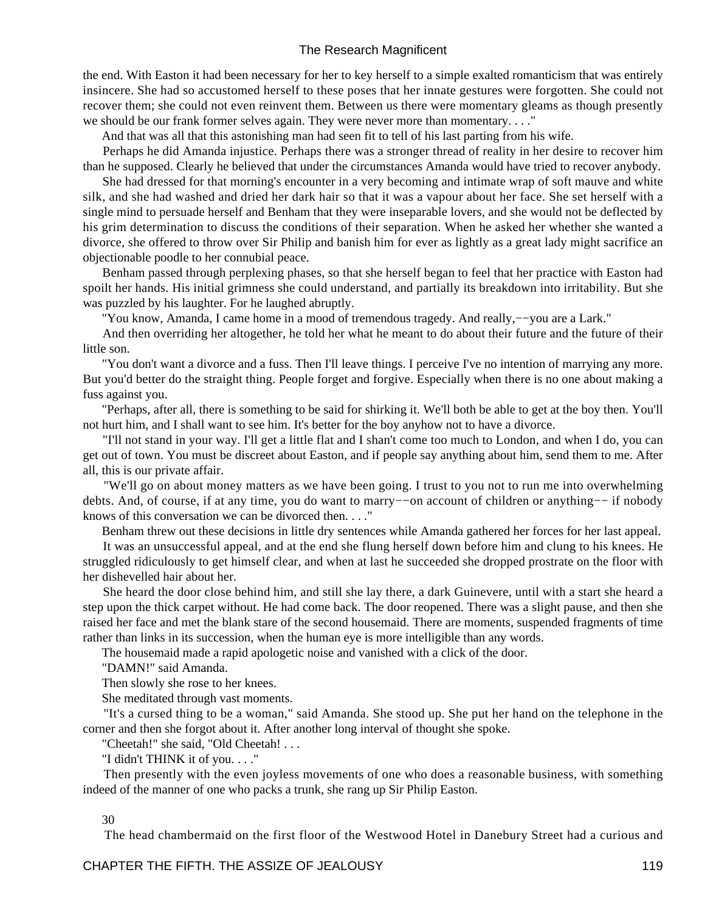the end. With Easton it had been necessary for her to key herself to a simple exalted romanticism that was entirely insincere. She had so accustomed herself to these poses that her innate gestures were forgotten. She could not recover them; she could not even reinvent them. Between us there were momentary gleams as though presently we should be our frank former selves again. They were never more than momentary. . . ."

And that was all that this astonishing man had seen fit to tell of his last parting from his wife.

Perhaps he did Amanda injustice. Perhaps there was a stronger thread of reality in her desire to recover him than he supposed. Clearly he believed that under the circumstances Amanda would have tried to recover anybody.

She had dressed for that morning's encounter in a very becoming and intimate wrap of soft mauve and white silk, and she had washed and dried her dark hair so that it was a vapour about her face. She set herself with a single mind to persuade herself and Benham that they were inseparable lovers, and she would not be deflected by his grim determination to discuss the conditions of their separation. When he asked her whether she wanted a divorce, she offered to throw over Sir Philip and banish him for ever as lightly as a great lady might sacrifice an objectionable poodle to her connubial peace.

Benham passed through perplexing phases, so that she herself began to feel that her practice with Easton had spoilt her hands. His initial grimness she could understand, and partially its breakdown into irritability. But she was puzzled by his laughter. For he laughed abruptly.

"You know, Amanda, I came home in a mood of tremendous tragedy. And really,−−you are a Lark."

And then overriding her altogether, he told her what he meant to do about their future and the future of their little son.

"You don't want a divorce and a fuss. Then I'll leave things. I perceive I've no intention of marrying any more. But you'd better do the straight thing. People forget and forgive. Especially when there is no one about making a fuss against you.

"Perhaps, after all, there is something to be said for shirking it. We'll both be able to get at the boy then. You'll not hurt him, and I shall want to see him. It's better for the boy anyhow not to have a divorce.

"I'll not stand in your way. I'll get a little flat and I shan't come too much to London, and when I do, you can get out of town. You must be discreet about Easton, and if people say anything about him, send them to me. After all, this is our private affair.

"We'll go on about money matters as we have been going. I trust to you not to run me into overwhelming debts. And, of course, if at any time, you do want to marry−−on account of children or anything−− if nobody knows of this conversation we can be divorced then. . . ."

Benham threw out these decisions in little dry sentences while Amanda gathered her forces for her last appeal.

It was an unsuccessful appeal, and at the end she flung herself down before him and clung to his knees. He struggled ridiculously to get himself clear, and when at last he succeeded she dropped prostrate on the floor with her dishevelled hair about her.

She heard the door close behind him, and still she lay there, a dark Guinevere, until with a start she heard a step upon the thick carpet without. He had come back. The door reopened. There was a slight pause, and then she raised her face and met the blank stare of the second housemaid. There are moments, suspended fragments of time rather than links in its succession, when the human eye is more intelligible than any words.

The housemaid made a rapid apologetic noise and vanished with a click of the door.

"DAMN!" said Amanda.

Then slowly she rose to her knees.

She meditated through vast moments.

"It's a cursed thing to be a woman," said Amanda. She stood up. She put her hand on the telephone in the corner and then she forgot about it. After another long interval of thought she spoke.

"Cheetah!" she said, "Old Cheetah! . . .

"I didn't THINK it of you. . . ."

Then presently with the even joyless movements of one who does a reasonable business, with something indeed of the manner of one who packs a trunk, she rang up Sir Philip Easton.

30

The head chambermaid on the first floor of the Westwood Hotel in Danebury Street had a curious and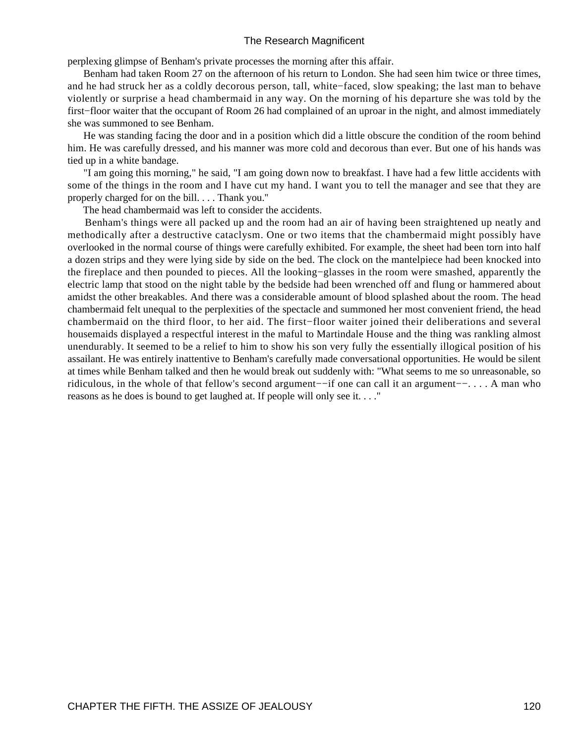perplexing glimpse of Benham's private processes the morning after this affair.

Benham had taken Room 27 on the afternoon of his return to London. She had seen him twice or three times, and he had struck her as a coldly decorous person, tall, white−faced, slow speaking; the last man to behave violently or surprise a head chambermaid in any way. On the morning of his departure she was told by the first−floor waiter that the occupant of Room 26 had complained of an uproar in the night, and almost immediately she was summoned to see Benham.

He was standing facing the door and in a position which did a little obscure the condition of the room behind him. He was carefully dressed, and his manner was more cold and decorous than ever. But one of his hands was tied up in a white bandage.

"I am going this morning," he said, "I am going down now to breakfast. I have had a few little accidents with some of the things in the room and I have cut my hand. I want you to tell the manager and see that they are properly charged for on the bill. . . . Thank you."

The head chambermaid was left to consider the accidents.

Benham's things were all packed up and the room had an air of having been straightened up neatly and methodically after a destructive cataclysm. One or two items that the chambermaid might possibly have overlooked in the normal course of things were carefully exhibited. For example, the sheet had been torn into half a dozen strips and they were lying side by side on the bed. The clock on the mantelpiece had been knocked into the fireplace and then pounded to pieces. All the looking−glasses in the room were smashed, apparently the electric lamp that stood on the night table by the bedside had been wrenched off and flung or hammered about amidst the other breakables. And there was a considerable amount of blood splashed about the room. The head chambermaid felt unequal to the perplexities of the spectacle and summoned her most convenient friend, the head chambermaid on the third floor, to her aid. The first−floor waiter joined their deliberations and several housemaids displayed a respectful interest in the maful to Martindale House and the thing was rankling almost unendurably. It seemed to be a relief to him to show his son very fully the essentially illogical position of his assailant. He was entirely inattentive to Benham's carefully made conversational opportunities. He would be silent at times while Benham talked and then he would break out suddenly with: "What seems to me so unreasonable, so ridiculous, in the whole of that fellow's second argument−−if one can call it an argument−−. . . . A man who reasons as he does is bound to get laughed at. If people will only see it. . . ."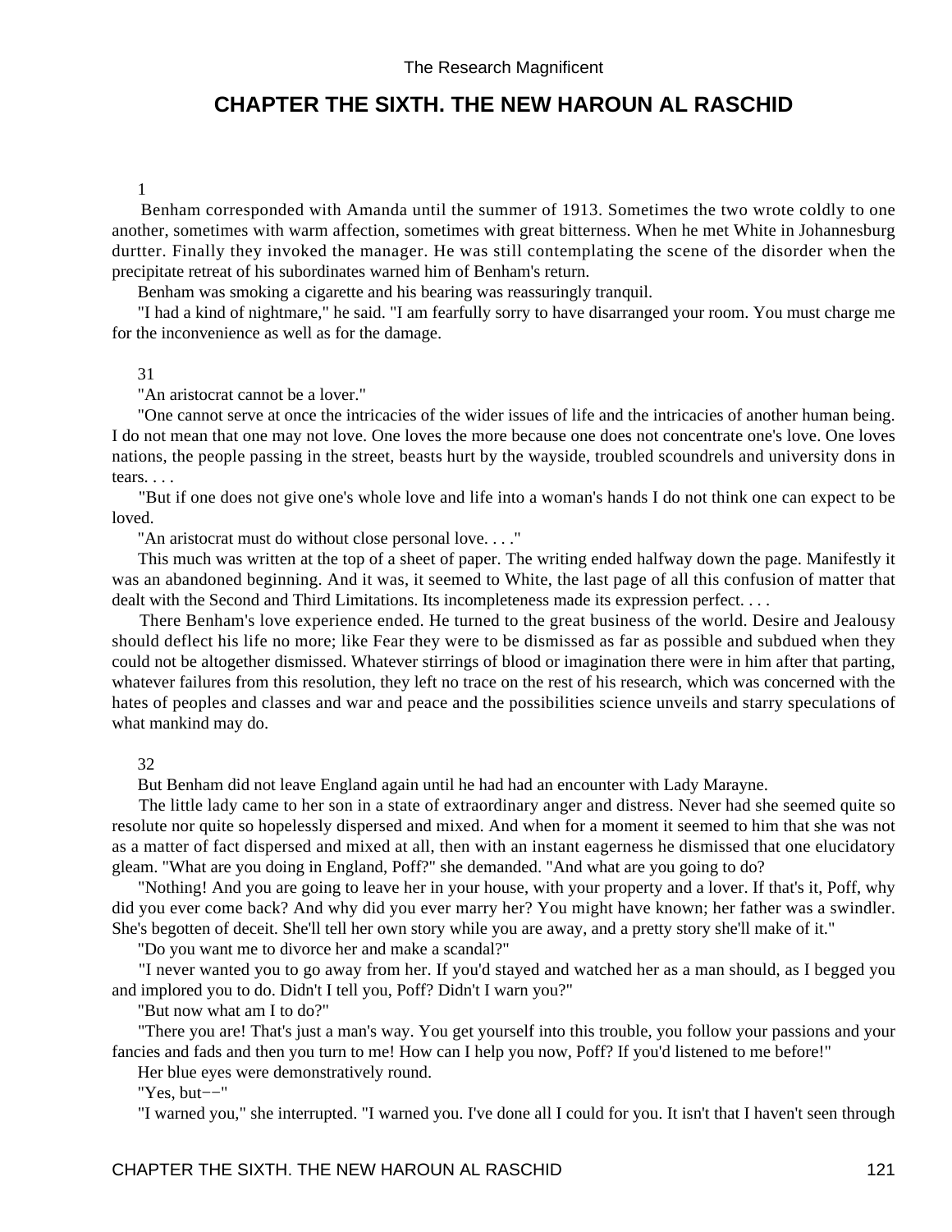# CHAPTER THE SIXTH. THE NEW HAROUN AL RASCHID

1

Benham corresponded with Amanda until the summer of 1913. Sometimes the two wrote coldly to one another, sometimes with warm affection, sometimes with great bitterness. When he met White in Johannesburg durtter. Finally they invoked the manager. He was still contemplating the scene of the disorder when the precipitate retreat of his subordinates warned him of Benham's return.

Benham was smoking a cigarette and his bearing was reassuringly tranquil.

"I had a kind of nightmare," he said. "I am fearfully sorry to have disarranged your room. You must charge me for the inconvenience as well as for the damage.

31

"An aristocrat cannot be a lover."

"One cannot serve at once the intricacies of the wider issues of life and the intricacies of another human being. I do not mean that one may not love. One loves the more because one does not concentrate one's love. One loves nations, the people passing in the street, beasts hurt by the wayside, troubled scoundrels and university dons in tears. . . .

"But if one does not give one's whole love and life into a woman's hands I do not think one can expect to be loved.

"An aristocrat must do without close personal love. . . ."

This much was written at the top of a sheet of paper. The writing ended halfway down the page. Manifestly it was an abandoned beginning. And it was, it seemed to White, the last page of all this confusion of matter that dealt with the Second and Third Limitations. Its incompleteness made its expression perfect. . . .

There Benham's love experience ended. He turned to the great business of the world. Desire and Jealousy should deflect his life no more; like Fear they were to be dismissed as far as possible and subdued when they could not be altogether dismissed. Whatever stirrings of blood or imagination there were in him after that parting, whatever failures from this resolution, they left no trace on the rest of his research, which was concerned with the hates of peoples and classes and war and peace and the possibilities science unveils and starry speculations of what mankind may do.

32

But Benham did not leave England again until he had had an encounter with Lady Marayne.

The little lady came to her son in a state of extraordinary anger and distress. Never had she seemed quite so resolute nor quite so hopelessly dispersed and mixed. And when for a moment it seemed to him that she was not as a matter of fact dispersed and mixed at all, then with an instant eagerness he dismissed that one elucidatory gleam. "What are you doing in England, Poff?" she demanded. "And what are you going to do?

"Nothing! And you are going to leave her in your house, with your property and a lover. If that's it, Poff, why did you ever come back? And why did you ever marry her? You might have known; her father was a swindler. She's begotten of deceit. She'll tell her own story while you are away, and a pretty story she'll make of it."

"Do you want me to divorce her and make a scandal?"

"I never wanted you to go away from her. If you'd stayed and watched her as a man should, as I begged you and implored you to do. Didn't I tell you, Poff? Didn't I warn you?"

"But now what am I to do?"

"There you are! That's just a man's way. You get yourself into this trouble, you follow your passions and your fancies and fads and then you turn to me! How can I help you now, Poff? If you'd listened to me before!"

Her blue eyes were demonstratively round.

"Yes, but−−"

"I warned you," she interrupted. "I warned you. I've done all I could for you. It isn't that I haven't seen through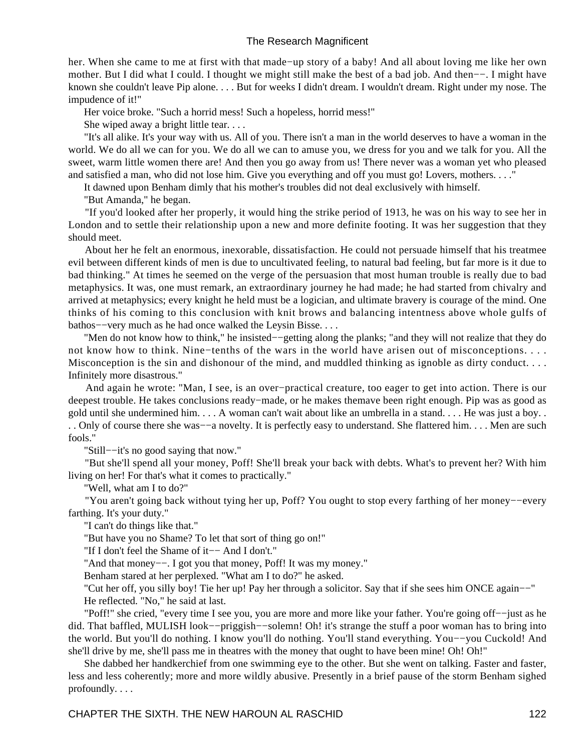her. When she came to me at first with that made−up story of a baby! And all about loving me like her own mother. But I did what I could. I thought we might still make the best of a bad job. And then−−. I might have known she couldn't leave Pip alone. . . . But for weeks I didn't dream. I wouldn't dream. Right under my nose. The impudence of it!"

Her voice broke. "Such a horrid mess! Such a hopeless, horrid mess!"

She wiped away a bright little tear. . . .

"It's all alike. It's your way with us. All of you. There isn't a man in the world deserves to have a woman in the world. We do all we can for you. We do all we can to amuse you, we dress for you and we talk for you. All the sweet, warm little women there are! And then you go away from us! There never was a woman yet who pleased and satisfied a man, who did not lose him. Give you everything and off you must go! Lovers, mothers. . . ."

It dawned upon Benham dimly that his mother's troubles did not deal exclusively with himself.

"But Amanda," he began.

"If you'd looked after her properly, it would hing the strike period of 1913, he was on his way to see her in London and to settle their relationship upon a new and more definite footing. It was her suggestion that they should meet.

About her he felt an enormous, inexorable, dissatisfaction. He could not persuade himself that his treatmee evil between different kinds of men is due to uncultivated feeling, to natural bad feeling, but far more is it due to bad thinking." At times he seemed on the verge of the persuasion that most human trouble is really due to bad metaphysics. It was, one must remark, an extraordinary journey he had made; he had started from chivalry and arrived at metaphysics; every knight he held must be a logician, and ultimate bravery is courage of the mind. One thinks of his coming to this conclusion with knit brows and balancing intentness above whole gulfs of bathos−−very much as he had once walked the Leysin Bisse. . . .

"Men do not know how to think," he insisted−−getting along the planks; "and they will not realize that they do not know how to think. Nine−tenths of the wars in the world have arisen out of misconceptions. . . . Misconception is the sin and dishonour of the mind, and muddled thinking as ignoble as dirty conduct. . . . Infinitely more disastrous."

And again he wrote: "Man, I see, is an over−practical creature, too eager to get into action. There is our deepest trouble. He takes conclusions ready−made, or he makes themave been right enough. Pip was as good as gold until she undermined him. . . . A woman can't wait about like an umbrella in a stand. . . . He was just a boy. . . . Only of course there she was−−a novelty. It is perfectly easy to understand. She flattered him. . . . Men are such fools."

"Still−−it's no good saying that now."

"But she'll spend all your money, Poff! She'll break your back with debts. What's to prevent her? With him living on her! For that's what it comes to practically."

"Well, what am I to do?"

"You aren't going back without tying her up, Poff? You ought to stop every farthing of her money−−every farthing. It's your duty."

"I can't do things like that."

"But have you no Shame? To let that sort of thing go on!"

"If I don't feel the Shame of it−− And I don't."

"And that money−−. I got you that money, Poff! It was my money."

Benham stared at her perplexed. "What am I to do?" he asked.

"Cut her off, you silly boy! Tie her up! Pay her through a solicitor. Say that if she sees him ONCE again−−"

He reflected. "No," he said at last.

"Poff!" she cried, "every time I see you, you are more and more like your father. You're going off−−just as he did. That baffled, MULISH look−−priggish−−solemn! Oh! it's strange the stuff a poor woman has to bring into the world. But you'll do nothing. I know you'll do nothing. You'll stand everything. You−−you Cuckold! And she'll drive by me, she'll pass me in theatres with the money that ought to have been mine! Oh! Oh!"

She dabbed her handkerchief from one swimming eye to the other. But she went on talking. Faster and faster, less and less coherently; more and more wildly abusive. Presently in a brief pause of the storm Benham sighed profoundly. . . .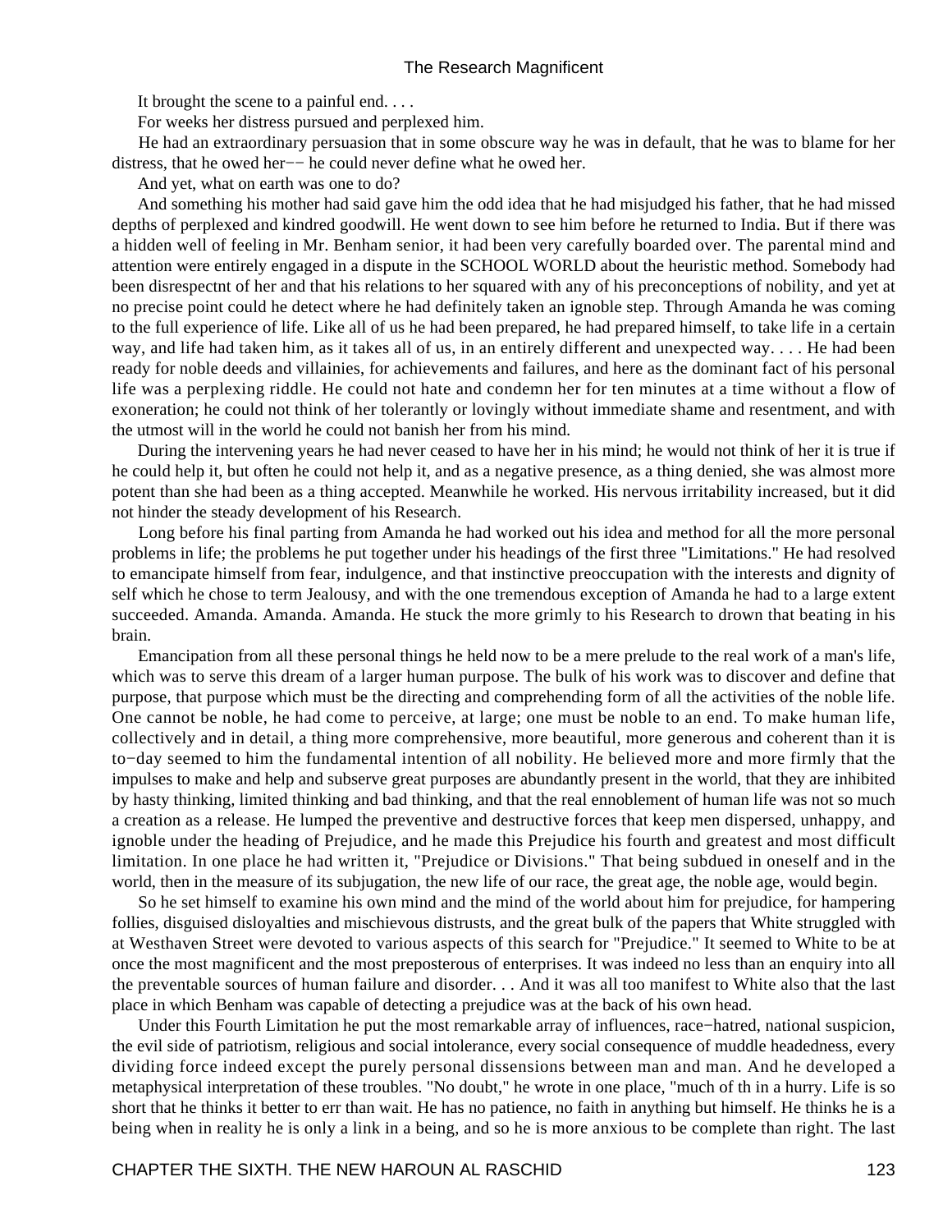It brought the scene to a painful end. . . .

For weeks her distress pursued and perplexed him.

He had an extraordinary persuasion that in some obscure way he was in default, that he was to blame for her distress, that he owed her−− he could never define what he owed her.

And yet, what on earth was one to do?

And something his mother had said gave him the odd idea that he had misjudged his father, that he had missed depths of perplexed and kindred goodwill. He went down to see him before he returned to India. But if there was a hidden well of feeling in Mr. Benham senior, it had been very carefully boarded over. The parental mind and attention were entirely engaged in a dispute in the SCHOOL WORLD about the heuristic method. Somebody had been disrespectnt of her and that his relations to her squared with any of his preconceptions of nobility, and yet at no precise point could he detect where he had definitely taken an ignoble step. Through Amanda he was coming to the full experience of life. Like all of us he had been prepared, he had prepared himself, to take life in a certain way, and life had taken him, as it takes all of us, in an entirely different and unexpected way. . . . He had been ready for noble deeds and villainies, for achievements and failures, and here as the dominant fact of his personal life was a perplexing riddle. He could not hate and condemn her for ten minutes at a time without a flow of exoneration; he could not think of her tolerantly or lovingly without immediate shame and resentment, and with the utmost will in the world he could not banish her from his mind.

During the intervening years he had never ceased to have her in his mind; he would not think of her it is true if he could help it, but often he could not help it, and as a negative presence, as a thing denied, she was almost more potent than she had been as a thing accepted. Meanwhile he worked. His nervous irritability increased, but it did not hinder the steady development of his Research.

Long before his final parting from Amanda he had worked out his idea and method for all the more personal problems in life; the problems he put together under his headings of the first three "Limitations." He had resolved to emancipate himself from fear, indulgence, and that instinctive preoccupation with the interests and dignity of self which he chose to term Jealousy, and with the one tremendous exception of Amanda he had to a large extent succeeded. Amanda. Amanda. Amanda. He stuck the more grimly to his Research to drown that beating in his brain.

Emancipation from all these personal things he held now to be a mere prelude to the real work of a man's life, which was to serve this dream of a larger human purpose. The bulk of his work was to discover and define that purpose, that purpose which must be the directing and comprehending form of all the activities of the noble life. One cannot be noble, he had come to perceive, at large; one must be noble to an end. To make human life, collectively and in detail, a thing more comprehensive, more beautiful, more generous and coherent than it is to−day seemed to him the fundamental intention of all nobility. He believed more and more firmly that the impulses to make and help and subserve great purposes are abundantly present in the world, that they are inhibited by hasty thinking, limited thinking and bad thinking, and that the real ennoblement of human life was not so much a creation as a release. He lumped the preventive and destructive forces that keep men dispersed, unhappy, and ignoble under the heading of Prejudice, and he made this Prejudice his fourth and greatest and most difficult limitation. In one place he had written it, "Prejudice or Divisions." That being subdued in oneself and in the world, then in the measure of its subjugation, the new life of our race, the great age, the noble age, would begin.

So he set himself to examine his own mind and the mind of the world about him for prejudice, for hampering follies, disguised disloyalties and mischievous distrusts, and the great bulk of the papers that White struggled with at Westhaven Street were devoted to various aspects of this search for "Prejudice." It seemed to White to be at once the most magnificent and the most preposterous of enterprises. It was indeed no less than an enquiry into all the preventable sources of human failure and disorder. . . And it was all too manifest to White also that the last place in which Benham was capable of detecting a prejudice was at the back of his own head.

Under this Fourth Limitation he put the most remarkable array of influences, race−hatred, national suspicion, the evil side of patriotism, religious and social intolerance, every social consequence of muddle headedness, every dividing force indeed except the purely personal dissensions between man and man. And he developed a metaphysical interpretation of these troubles. "No doubt," he wrote in one place, "much of th in a hurry. Life is so short that he thinks it better to err than wait. He has no patience, no faith in anything but himself. He thinks he is a being when in reality he is only a link in a being, and so he is more anxious to be complete than right. The last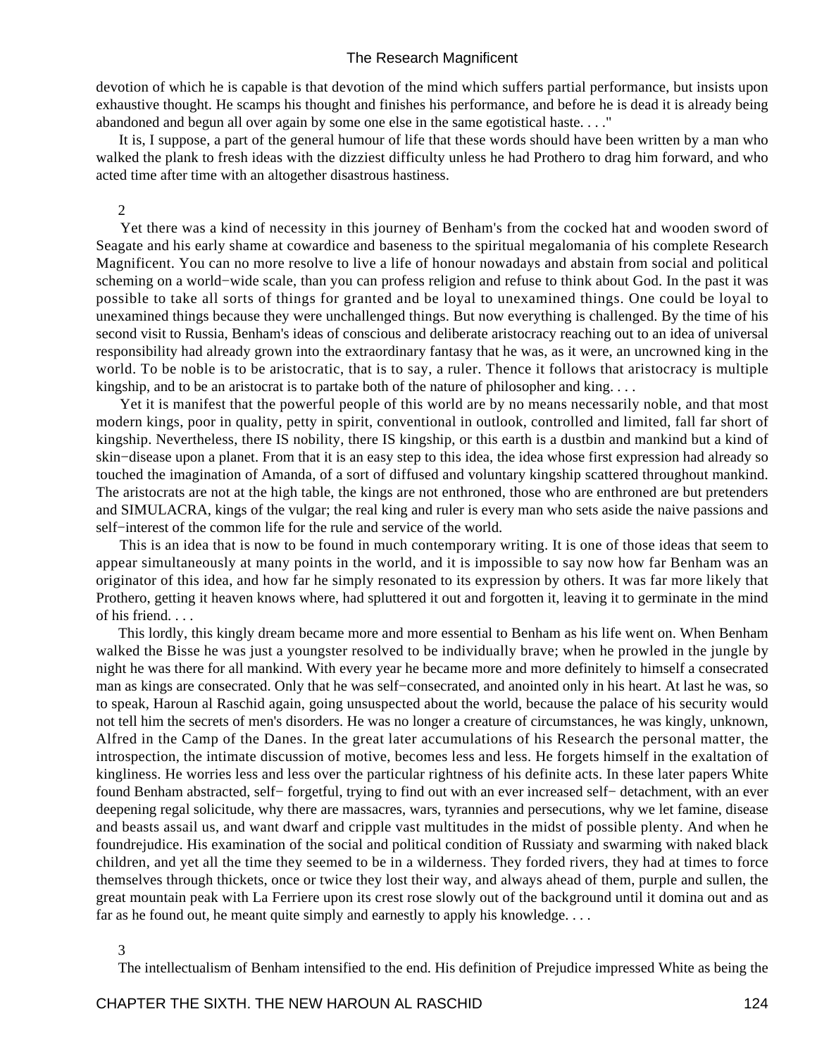devotion of which he is capable is that devotion of the mind which suffers partial performance, but insists upon exhaustive thought. He scamps his thought and finishes his performance, and before he is dead it is already being abandoned and begun all over again by some one else in the same egotistical haste. . . ."

It is, I suppose, a part of the general humour of life that these words should have been written by a man who walked the plank to fresh ideas with the dizziest difficulty unless he had Prothero to drag him forward, and who acted time after time with an altogether disastrous hastiness.

2

Yet there was a kind of necessity in this journey of Benham's from the cocked hat and wooden sword of Seagate and his early shame at cowardice and baseness to the spiritual megalomania of his complete Research Magnificent. You can no more resolve to live a life of honour nowadays and abstain from social and political scheming on a world−wide scale, than you can profess religion and refuse to think about God. In the past it was possible to take all sorts of things for granted and be loyal to unexamined things. One could be loyal to unexamined things because they were unchallenged things. But now everything is challenged. By the time of his second visit to Russia, Benham's ideas of conscious and deliberate aristocracy reaching out to an idea of universal responsibility had already grown into the extraordinary fantasy that he was, as it were, an uncrowned king in the world. To be noble is to be aristocratic, that is to say, a ruler. Thence it follows that aristocracy is multiple kingship, and to be an aristocrat is to partake both of the nature of philosopher and king. . . .

Yet it is manifest that the powerful people of this world are by no means necessarily noble, and that most modern kings, poor in quality, petty in spirit, conventional in outlook, controlled and limited, fall far short of kingship. Nevertheless, there IS nobility, there IS kingship, or this earth is a dustbin and mankind but a kind of skin−disease upon a planet. From that it is an easy step to this idea, the idea whose first expression had already so touched the imagination of Amanda, of a sort of diffused and voluntary kingship scattered throughout mankind. The aristocrats are not at the high table, the kings are not enthroned, those who are enthroned are but pretenders and SIMULACRA, kings of the vulgar; the real king and ruler is every man who sets aside the naive passions and self−interest of the common life for the rule and service of the world.

This is an idea that is now to be found in much contemporary writing. It is one of those ideas that seem to appear simultaneously at many points in the world, and it is impossible to say now how far Benham was an originator of this idea, and how far he simply resonated to its expression by others. It was far more likely that Prothero, getting it heaven knows where, had spluttered it out and forgotten it, leaving it to germinate in the mind of his friend. . . .

This lordly, this kingly dream became more and more essential to Benham as his life went on. When Benham walked the Bisse he was just a youngster resolved to be individually brave; when he prowled in the jungle by night he was there for all mankind. With every year he became more and more definitely to himself a consecrated man as kings are consecrated. Only that he was self−consecrated, and anointed only in his heart. At last he was, so to speak, Haroun al Raschid again, going unsuspected about the world, because the palace of his security would not tell him the secrets of men's disorders. He was no longer a creature of circumstances, he was kingly, unknown, Alfred in the Camp of the Danes. In the great later accumulations of his Research the personal matter, the introspection, the intimate discussion of motive, becomes less and less. He forgets himself in the exaltation of kingliness. He worries less and less over the particular rightness of his definite acts. In these later papers White found Benham abstracted, self− forgetful, trying to find out with an ever increased self− detachment, with an ever deepening regal solicitude, why there are massacres, wars, tyrannies and persecutions, why we let famine, disease and beasts assail us, and want dwarf and cripple vast multitudes in the midst of possible plenty. And when he foundrejudice. His examination of the social and political condition of Russiaty and swarming with naked black children, and yet all the time they seemed to be in a wilderness. They forded rivers, they had at times to force themselves through thickets, once or twice they lost their way, and always ahead of them, purple and sullen, the great mountain peak with La Ferriere upon its crest rose slowly out of the background until it domina out and as far as he found out, he meant quite simply and earnestly to apply his knowledge. . . .

3

The intellectualism of Benham intensified to the end. His definition of Prejudice impressed White as being the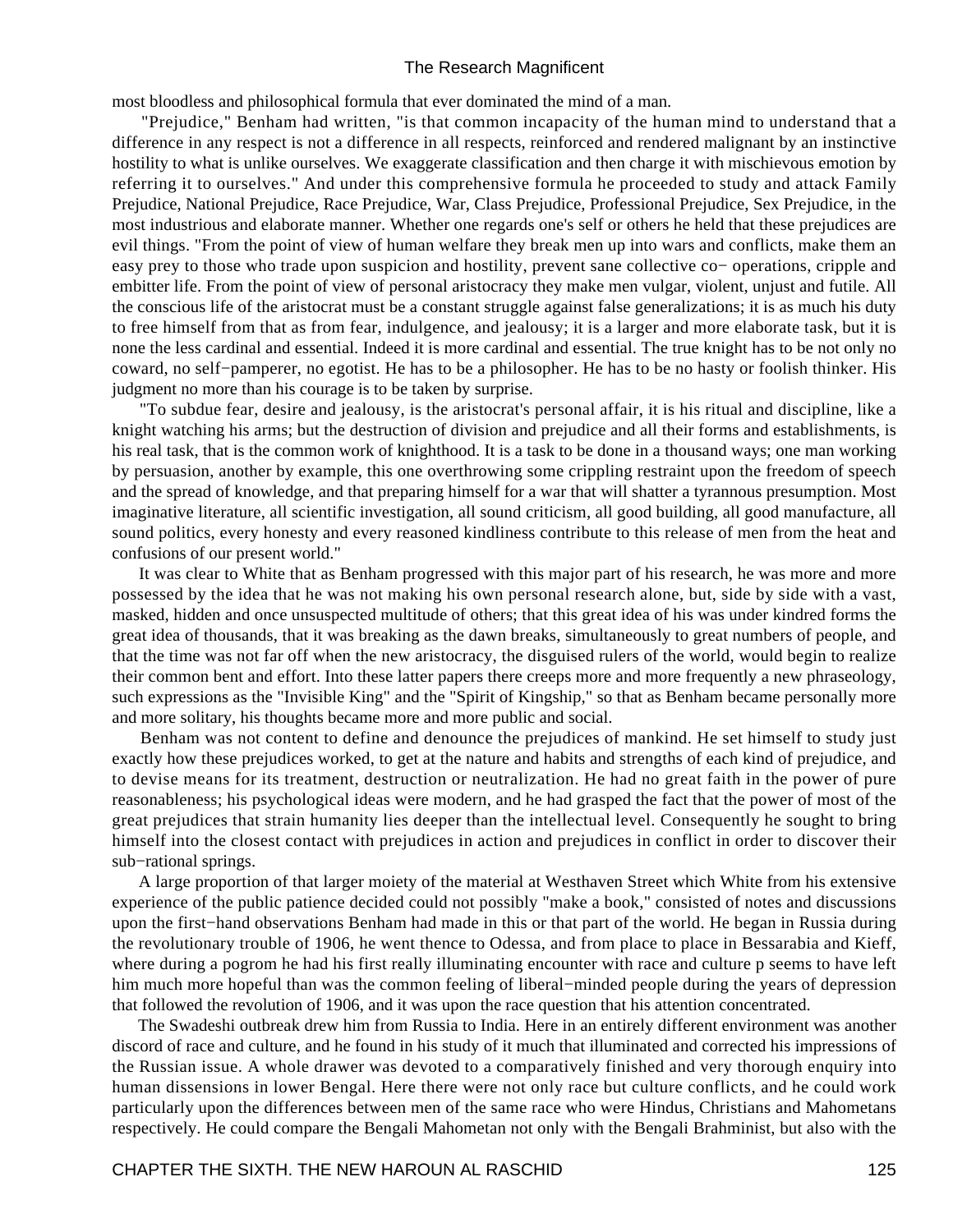most bloodless and philosophical formula that ever dominated the mind of a man.

"Prejudice," Benham had written, "is that common incapacity of the human mind to understand that a difference in any respect is not a difference in all respects, reinforced and rendered malignant by an instinctive hostility to what is unlike ourselves. We exaggerate classification and then charge it with mischievous emotion by referring it to ourselves." And under this comprehensive formula he proceeded to study and attack Family Prejudice, National Prejudice, Race Prejudice, War, Class Prejudice, Professional Prejudice, Sex Prejudice, in the most industrious and elaborate manner. Whether one regards one's self or others he held that these prejudices are evil things. "From the point of view of human welfare they break men up into wars and conflicts, make them an easy prey to those who trade upon suspicion and hostility, prevent sane collective co− operations, cripple and embitter life. From the point of view of personal aristocracy they make men vulgar, violent, unjust and futile. All the conscious life of the aristocrat must be a constant struggle against false generalizations; it is as much his duty to free himself from that as from fear, indulgence, and jealousy; it is a larger and more elaborate task, but it is none the less cardinal and essential. Indeed it is more cardinal and essential. The true knight has to be not only no coward, no self−pamperer, no egotist. He has to be a philosopher. He has to be no hasty or foolish thinker. His judgment no more than his courage is to be taken by surprise.

"To subdue fear, desire and jealousy, is the aristocrat's personal affair, it is his ritual and discipline, like a knight watching his arms; but the destruction of division and prejudice and all their forms and establishments, is his real task, that is the common work of knighthood. It is a task to be done in a thousand ways; one man working by persuasion, another by example, this one overthrowing some crippling restraint upon the freedom of speech and the spread of knowledge, and that preparing himself for a war that will shatter a tyrannous presumption. Most imaginative literature, all scientific investigation, all sound criticism, all good building, all good manufacture, all sound politics, every honesty and every reasoned kindliness contribute to this release of men from the heat and confusions of our present world."

It was clear to White that as Benham progressed with this major part of his research, he was more and more possessed by the idea that he was not making his own personal research alone, but, side by side with a vast, masked, hidden and once unsuspected multitude of others; that this great idea of his was under kindred forms the great idea of thousands, that it was breaking as the dawn breaks, simultaneously to great numbers of people, and that the time was not far off when the new aristocracy, the disguised rulers of the world, would begin to realize their common bent and effort. Into these latter papers there creeps more and more frequently a new phraseology, such expressions as the "Invisible King" and the "Spirit of Kingship," so that as Benham became personally more and more solitary, his thoughts became more and more public and social.

Benham was not content to define and denounce the prejudices of mankind. He set himself to study just exactly how these prejudices worked, to get at the nature and habits and strengths of each kind of prejudice, and to devise means for its treatment, destruction or neutralization. He had no great faith in the power of pure reasonableness; his psychological ideas were modern, and he had grasped the fact that the power of most of the great prejudices that strain humanity lies deeper than the intellectual level. Consequently he sought to bring himself into the closest contact with prejudices in action and prejudices in conflict in order to discover their sub−rational springs.

A large proportion of that larger moiety of the material at Westhaven Street which White from his extensive experience of the public patience decided could not possibly "make a book," consisted of notes and discussions upon the first−hand observations Benham had made in this or that part of the world. He began in Russia during the revolutionary trouble of 1906, he went thence to Odessa, and from place to place in Bessarabia and Kieff, where during a pogrom he had his first really illuminating encounter with race and culture p seems to have left him much more hopeful than was the common feeling of liberal−minded people during the years of depression that followed the revolution of 1906, and it was upon the race question that his attention concentrated.

The Swadeshi outbreak drew him from Russia to India. Here in an entirely different environment was another discord of race and culture, and he found in his study of it much that illuminated and corrected his impressions of the Russian issue. A whole drawer was devoted to a comparatively finished and very thorough enquiry into human dissensions in lower Bengal. Here there were not only race but culture conflicts, and he could work particularly upon the differences between men of the same race who were Hindus, Christians and Mahometans respectively. He could compare the Bengali Mahometan not only with the Bengali Brahminist, but also with the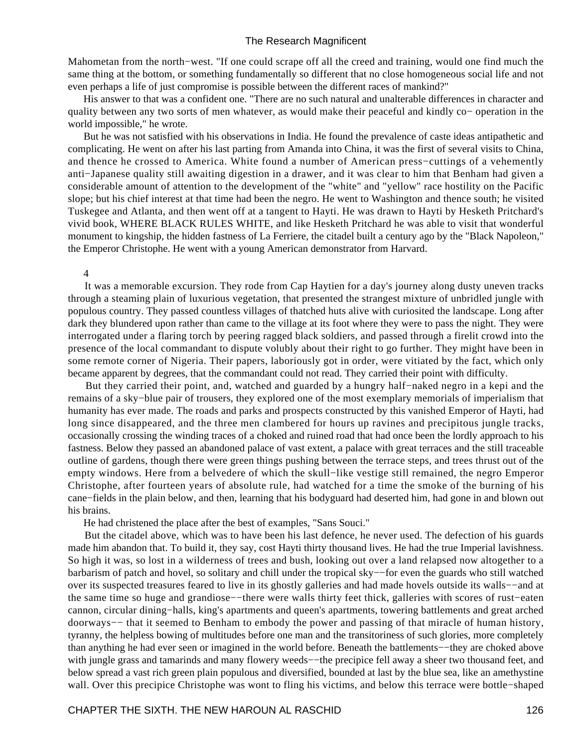Mahometan from the north−west. "If one could scrape off all the creed and training, would one find much the same thing at the bottom, or something fundamentally so different that no close homogeneous social life and not even perhaps a life of just compromise is possible between the different races of mankind?"

His answer to that was a confident one. "There are no such natural and unalterable differences in character and quality between any two sorts of men whatever, as would make their peaceful and kindly co− operation in the world impossible," he wrote.

But he was not satisfied with his observations in India. He found the prevalence of caste ideas antipathetic and complicating. He went on after his last parting from Amanda into China, it was the first of several visits to China, and thence he crossed to America. White found a number of American press−cuttings of a vehemently anti−Japanese quality still awaiting digestion in a drawer, and it was clear to him that Benham had given a considerable amount of attention to the development of the "white" and "yellow" race hostility on the Pacific slope; but his chief interest at that time had been the negro. He went to Washington and thence south; he visited Tuskegee and Atlanta, and then went off at a tangent to Hayti. He was drawn to Hayti by Hesketh Pritchard's vivid book, WHERE BLACK RULES WHITE, and like Hesketh Pritchard he was able to visit that wonderful monument to kingship, the hidden fastness of La Ferriere, the citadel built a century ago by the "Black Napoleon," the Emperor Christophe. He went with a young American demonstrator from Harvard.

4

It was a memorable excursion. They rode from Cap Haytien for a day's journey along dusty uneven tracks through a steaming plain of luxurious vegetation, that presented the strangest mixture of unbridled jungle with populous country. They passed countless villages of thatched huts alive with curiosited the landscape. Long after dark they blundered upon rather than came to the village at its foot where they were to pass the night. They were interrogated under a flaring torch by peering ragged black soldiers, and passed through a firelit crowd into the presence of the local commandant to dispute volubly about their right to go further. They might have been in some remote corner of Nigeria. Their papers, laboriously got in order, were vitiated by the fact, which only became apparent by degrees, that the commandant could not read. They carried their point with difficulty.

But they carried their point, and, watched and guarded by a hungry half−naked negro in a kepi and the remains of a sky−blue pair of trousers, they explored one of the most exemplary memorials of imperialism that humanity has ever made. The roads and parks and prospects constructed by this vanished Emperor of Hayti, had long since disappeared, and the three men clambered for hours up ravines and precipitous jungle tracks, occasionally crossing the winding traces of a choked and ruined road that had once been the lordly approach to his fastness. Below they passed an abandoned palace of vast extent, a palace with great terraces and the still traceable outline of gardens, though there were green things pushing between the terrace steps, and trees thrust out of the empty windows. Here from a belvedere of which the skull−like vestige still remained, the negro Emperor Christophe, after fourteen years of absolute rule, had watched for a time the smoke of the burning of his cane−fields in the plain below, and then, learning that his bodyguard had deserted him, had gone in and blown out his brains.

He had christened the place after the best of examples, "Sans Souci."

But the citadel above, which was to have been his last defence, he never used. The defection of his guards made him abandon that. To build it, they say, cost Hayti thirty thousand lives. He had the true Imperial lavishness. So high it was, so lost in a wilderness of trees and bush, looking out over a land relapsed now altogether to a barbarism of patch and hovel, so solitary and chill under the tropical sky−−for even the guards who still watched over its suspected treasures feared to live in its ghostly galleries and had made hovels outside its walls−−and at the same time so huge and grandiose−−there were walls thirty feet thick, galleries with scores of rust−eaten cannon, circular dining−halls, king's apartments and queen's apartments, towering battlements and great arched doorways−− that it seemed to Benham to embody the power and passing of that miracle of human history, tyranny, the helpless bowing of multitudes before one man and the transitoriness of such glories, more completely than anything he had ever seen or imagined in the world before. Beneath the battlements−−they are choked above with jungle grass and tamarinds and many flowery weeds−−the precipice fell away a sheer two thousand feet, and below spread a vast rich green plain populous and diversified, bounded at last by the blue sea, like an amethystine wall. Over this precipice Christophe was wont to fling his victims, and below this terrace were bottle−shaped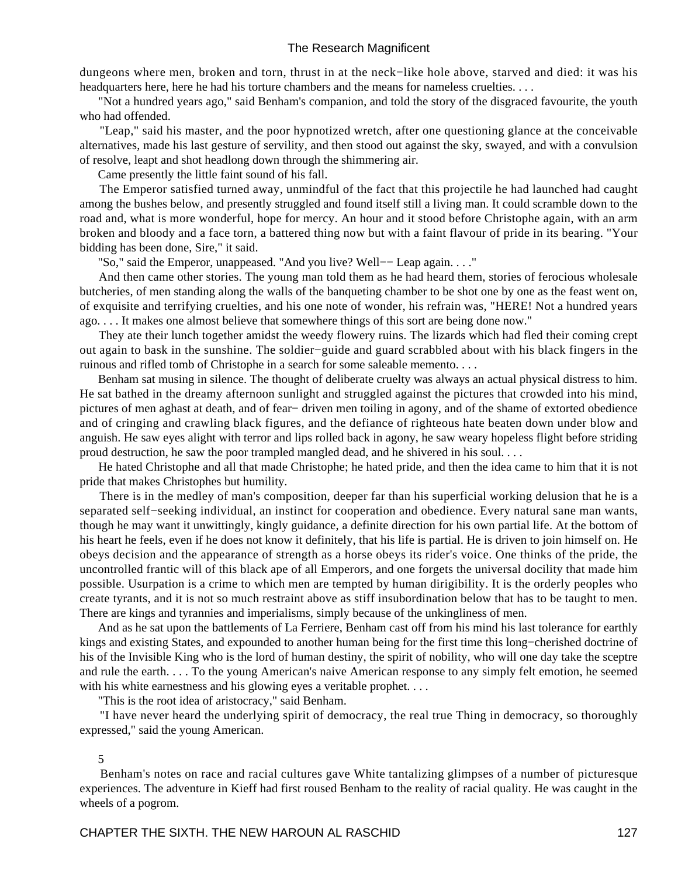dungeons where men, broken and torn, thrust in at the neck−like hole above, starved and died: it was his headquarters here, here he had his torture chambers and the means for nameless cruelties. . . .

"Not a hundred years ago," said Benham's companion, and told the story of the disgraced favourite, the youth who had offended.

"Leap," said his master, and the poor hypnotized wretch, after one questioning glance at the conceivable alternatives, made his last gesture of servility, and then stood out against the sky, swayed, and with a convulsion of resolve, leapt and shot headlong down through the shimmering air.

Came presently the little faint sound of his fall.

The Emperor satisfied turned away, unmindful of the fact that this projectile he had launched had caught among the bushes below, and presently struggled and found itself still a living man. It could scramble down to the road and, what is more wonderful, hope for mercy. An hour and it stood before Christophe again, with an arm broken and bloody and a face torn, a battered thing now but with a faint flavour of pride in its bearing. "Your bidding has been done, Sire," it said.

"So," said the Emperor, unappeased. "And you live? Well−− Leap again. . . ."

And then came other stories. The young man told them as he had heard them, stories of ferocious wholesale butcheries, of men standing along the walls of the banqueting chamber to be shot one by one as the feast went on, of exquisite and terrifying cruelties, and his one note of wonder, his refrain was, "HERE! Not a hundred years ago. . . . It makes one almost believe that somewhere things of this sort are being done now."

They ate their lunch together amidst the weedy flowery ruins. The lizards which had fled their coming crept out again to bask in the sunshine. The soldier−guide and guard scrabbled about with his black fingers in the ruinous and rifled tomb of Christophe in a search for some saleable memento. . . .

Benham sat musing in silence. The thought of deliberate cruelty was always an actual physical distress to him. He sat bathed in the dreamy afternoon sunlight and struggled against the pictures that crowded into his mind, pictures of men aghast at death, and of fear− driven men toiling in agony, and of the shame of extorted obedience and of cringing and crawling black figures, and the defiance of righteous hate beaten down under blow and anguish. He saw eyes alight with terror and lips rolled back in agony, he saw weary hopeless flight before striding proud destruction, he saw the poor trampled mangled dead, and he shivered in his soul. . . .

He hated Christophe and all that made Christophe; he hated pride, and then the idea came to him that it is not pride that makes Christophes but humility.

There is in the medley of man's composition, deeper far than his superficial working delusion that he is a separated self−seeking individual, an instinct for cooperation and obedience. Every natural sane man wants, though he may want it unwittingly, kingly guidance, a definite direction for his own partial life. At the bottom of his heart he feels, even if he does not know it definitely, that his life is partial. He is driven to join himself on. He obeys decision and the appearance of strength as a horse obeys its rider's voice. One thinks of the pride, the uncontrolled frantic will of this black ape of all Emperors, and one forgets the universal docility that made him possible. Usurpation is a crime to which men are tempted by human dirigibility. It is the orderly peoples who create tyrants, and it is not so much restraint above as stiff insubordination below that has to be taught to men. There are kings and tyrannies and imperialisms, simply because of the unkingliness of men.

And as he sat upon the battlements of La Ferriere, Benham cast off from his mind his last tolerance for earthly kings and existing States, and expounded to another human being for the first time this long−cherished doctrine of his of the Invisible King who is the lord of human destiny, the spirit of nobility, who will one day take the sceptre and rule the earth. . . . To the young American's naive American response to any simply felt emotion, he seemed with his white earnestness and his glowing eyes a veritable prophet. . . .

"This is the root idea of aristocracy," said Benham.

"I have never heard the underlying spirit of democracy, the real true Thing in democracy, so thoroughly expressed," said the young American.

5

Benham's notes on race and racial cultures gave White tantalizing glimpses of a number of picturesque experiences. The adventure in Kieff had first roused Benham to the reality of racial quality. He was caught in the wheels of a pogrom.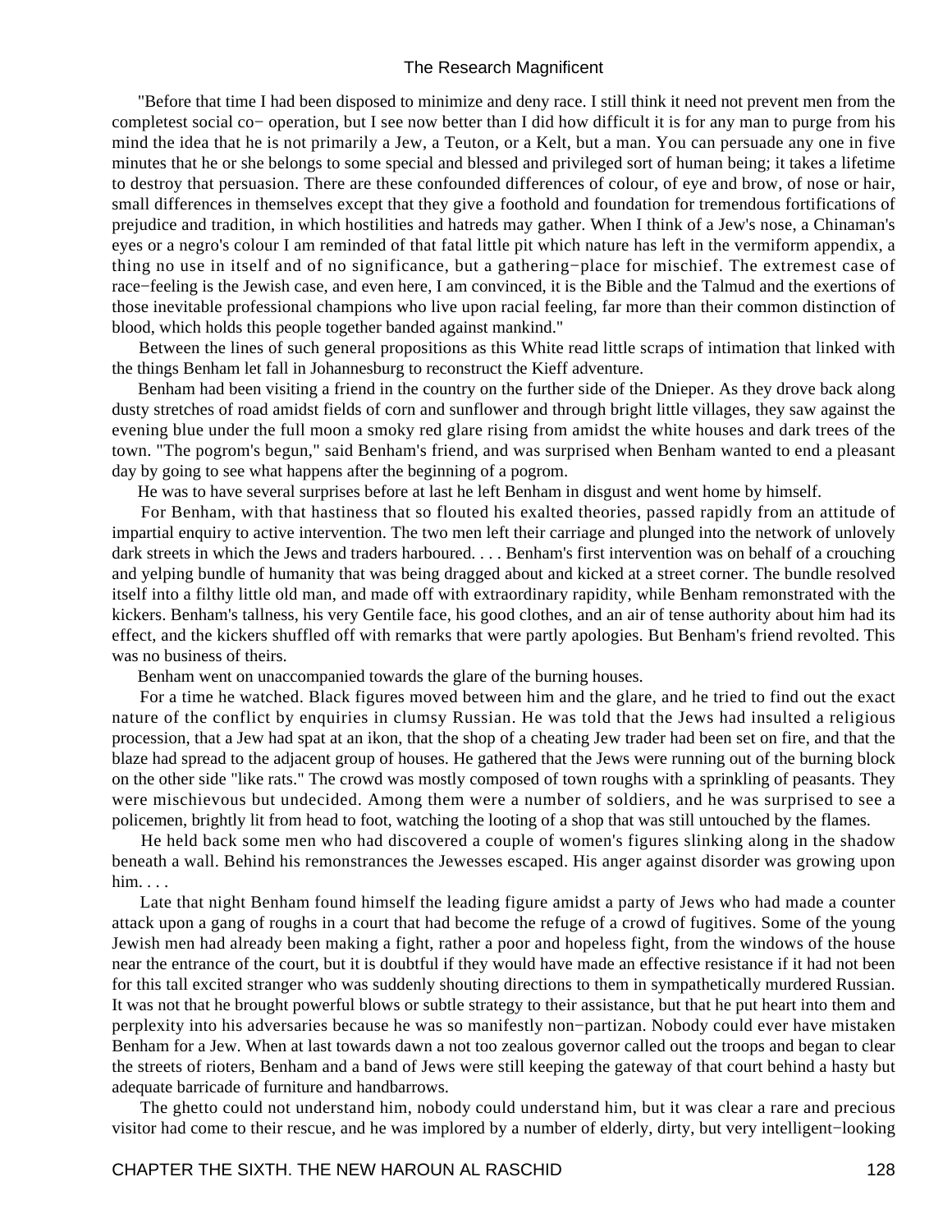"Before that time I had been disposed to minimize and deny race. I still think it need not prevent men from the completest social co− operation, but I see now better than I did how difficult it is for any man to purge from his mind the idea that he is not primarily a Jew, a Teuton, or a Kelt, but a man. You can persuade any one in five minutes that he or she belongs to some special and blessed and privileged sort of human being; it takes a lifetime to destroy that persuasion. There are these confounded differences of colour, of eye and brow, of nose or hair, small differences in themselves except that they give a foothold and foundation for tremendous fortifications of prejudice and tradition, in which hostilities and hatreds may gather. When I think of a Jew's nose, a Chinaman's eyes or a negro's colour I am reminded of that fatal little pit which nature has left in the vermiform appendix, a thing no use in itself and of no significance, but a gathering−place for mischief. The extremest case of race−feeling is the Jewish case, and even here, I am convinced, it is the Bible and the Talmud and the exertions of those inevitable professional champions who live upon racial feeling, far more than their common distinction of blood, which holds this people together banded against mankind."

Between the lines of such general propositions as this White read little scraps of intimation that linked with the things Benham let fall in Johannesburg to reconstruct the Kieff adventure.

Benham had been visiting a friend in the country on the further side of the Dnieper. As they drove back along dusty stretches of road amidst fields of corn and sunflower and through bright little villages, they saw against the evening blue under the full moon a smoky red glare rising from amidst the white houses and dark trees of the town. "The pogrom's begun," said Benham's friend, and was surprised when Benham wanted to end a pleasant day by going to see what happens after the beginning of a pogrom.

He was to have several surprises before at last he left Benham in disgust and went home by himself.

For Benham, with that hastiness that so flouted his exalted theories, passed rapidly from an attitude of impartial enquiry to active intervention. The two men left their carriage and plunged into the network of unlovely dark streets in which the Jews and traders harboured. . . . Benham's first intervention was on behalf of a crouching and yelping bundle of humanity that was being dragged about and kicked at a street corner. The bundle resolved itself into a filthy little old man, and made off with extraordinary rapidity, while Benham remonstrated with the kickers. Benham's tallness, his very Gentile face, his good clothes, and an air of tense authority about him had its effect, and the kickers shuffled off with remarks that were partly apologies. But Benham's friend revolted. This was no business of theirs.

Benham went on unaccompanied towards the glare of the burning houses.

For a time he watched. Black figures moved between him and the glare, and he tried to find out the exact nature of the conflict by enquiries in clumsy Russian. He was told that the Jews had insulted a religious procession, that a Jew had spat at an ikon, that the shop of a cheating Jew trader had been set on fire, and that the blaze had spread to the adjacent group of houses. He gathered that the Jews were running out of the burning block on the other side "like rats." The crowd was mostly composed of town roughs with a sprinkling of peasants. They were mischievous but undecided. Among them were a number of soldiers, and he was surprised to see a policemen, brightly lit from head to foot, watching the looting of a shop that was still untouched by the flames.

He held back some men who had discovered a couple of women's figures slinking along in the shadow beneath a wall. Behind his remonstrances the Jewesses escaped. His anger against disorder was growing upon him. . . .

Late that night Benham found himself the leading figure amidst a party of Jews who had made a counter attack upon a gang of roughs in a court that had become the refuge of a crowd of fugitives. Some of the young Jewish men had already been making a fight, rather a poor and hopeless fight, from the windows of the house near the entrance of the court, but it is doubtful if they would have made an effective resistance if it had not been for this tall excited stranger who was suddenly shouting directions to them in sympathetically murdered Russian. It was not that he brought powerful blows or subtle strategy to their assistance, but that he put heart into them and perplexity into his adversaries because he was so manifestly non−partizan. Nobody could ever have mistaken Benham for a Jew. When at last towards dawn a not too zealous governor called out the troops and began to clear the streets of rioters, Benham and a band of Jews were still keeping the gateway of that court behind a hasty but adequate barricade of furniture and handbarrows.

The ghetto could not understand him, nobody could understand him, but it was clear a rare and precious visitor had come to their rescue, and he was implored by a number of elderly, dirty, but very intelligent−looking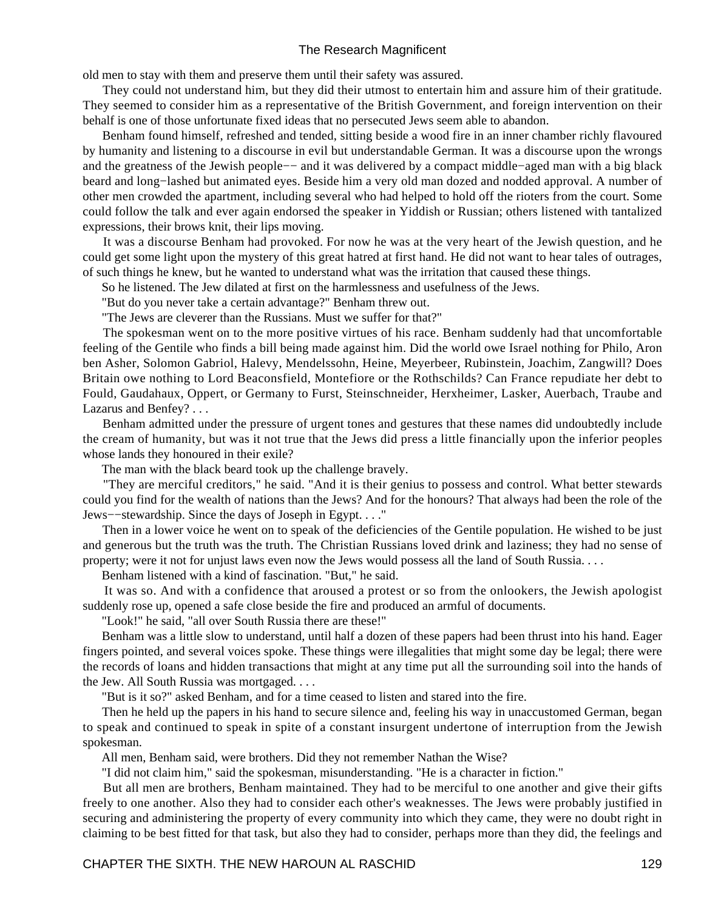old men to stay with them and preserve them until their safety was assured.

They could not understand him, but they did their utmost to entertain him and assure him of their gratitude. They seemed to consider him as a representative of the British Government, and foreign intervention on their behalf is one of those unfortunate fixed ideas that no persecuted Jews seem able to abandon.

Benham found himself, refreshed and tended, sitting beside a wood fire in an inner chamber richly flavoured by humanity and listening to a discourse in evil but understandable German. It was a discourse upon the wrongs and the greatness of the Jewish people−− and it was delivered by a compact middle−aged man with a big black beard and long−lashed but animated eyes. Beside him a very old man dozed and nodded approval. A number of other men crowded the apartment, including several who had helped to hold off the rioters from the court. Some could follow the talk and ever again endorsed the speaker in Yiddish or Russian; others listened with tantalized expressions, their brows knit, their lips moving.

It was a discourse Benham had provoked. For now he was at the very heart of the Jewish question, and he could get some light upon the mystery of this great hatred at first hand. He did not want to hear tales of outrages, of such things he knew, but he wanted to understand what was the irritation that caused these things.

So he listened. The Jew dilated at first on the harmlessness and usefulness of the Jews.

"But do you never take a certain advantage?" Benham threw out.

"The Jews are cleverer than the Russians. Must we suffer for that?"

The spokesman went on to the more positive virtues of his race. Benham suddenly had that uncomfortable feeling of the Gentile who finds a bill being made against him. Did the world owe Israel nothing for Philo, Aron ben Asher, Solomon Gabriol, Halevy, Mendelssohn, Heine, Meyerbeer, Rubinstein, Joachim, Zangwill? Does Britain owe nothing to Lord Beaconsfield, Montefiore or the Rothschilds? Can France repudiate her debt to Fould, Gaudahaux, Oppert, or Germany to Furst, Steinschneider, Herxheimer, Lasker, Auerbach, Traube and Lazarus and Benfey? . . .

Benham admitted under the pressure of urgent tones and gestures that these names did undoubtedly include the cream of humanity, but was it not true that the Jews did press a little financially upon the inferior peoples whose lands they honoured in their exile?

The man with the black beard took up the challenge bravely.

"They are merciful creditors," he said. "And it is their genius to possess and control. What better stewards could you find for the wealth of nations than the Jews? And for the honours? That always had been the role of the Jews−−stewardship. Since the days of Joseph in Egypt. . . ."

Then in a lower voice he went on to speak of the deficiencies of the Gentile population. He wished to be just and generous but the truth was the truth. The Christian Russians loved drink and laziness; they had no sense of property; were it not for unjust laws even now the Jews would possess all the land of South Russia. . . .

Benham listened with a kind of fascination. "But," he said.

It was so. And with a confidence that aroused a protest or so from the onlookers, the Jewish apologist suddenly rose up, opened a safe close beside the fire and produced an armful of documents.

"Look!" he said, "all over South Russia there are these!"

Benham was a little slow to understand, until half a dozen of these papers had been thrust into his hand. Eager fingers pointed, and several voices spoke. These things were illegalities that might some day be legal; there were the records of loans and hidden transactions that might at any time put all the surrounding soil into the hands of the Jew. All South Russia was mortgaged. . . .

"But is it so?" asked Benham, and for a time ceased to listen and stared into the fire.

Then he held up the papers in his hand to secure silence and, feeling his way in unaccustomed German, began to speak and continued to speak in spite of a constant insurgent undertone of interruption from the Jewish spokesman.

All men, Benham said, were brothers. Did they not remember Nathan the Wise?

"I did not claim him," said the spokesman, misunderstanding. "He is a character in fiction."

But all men are brothers, Benham maintained. They had to be merciful to one another and give their gifts freely to one another. Also they had to consider each other's weaknesses. The Jews were probably justified in securing and administering the property of every community into which they came, they were no doubt right in claiming to be best fitted for that task, but also they had to consider, perhaps more than they did, the feelings and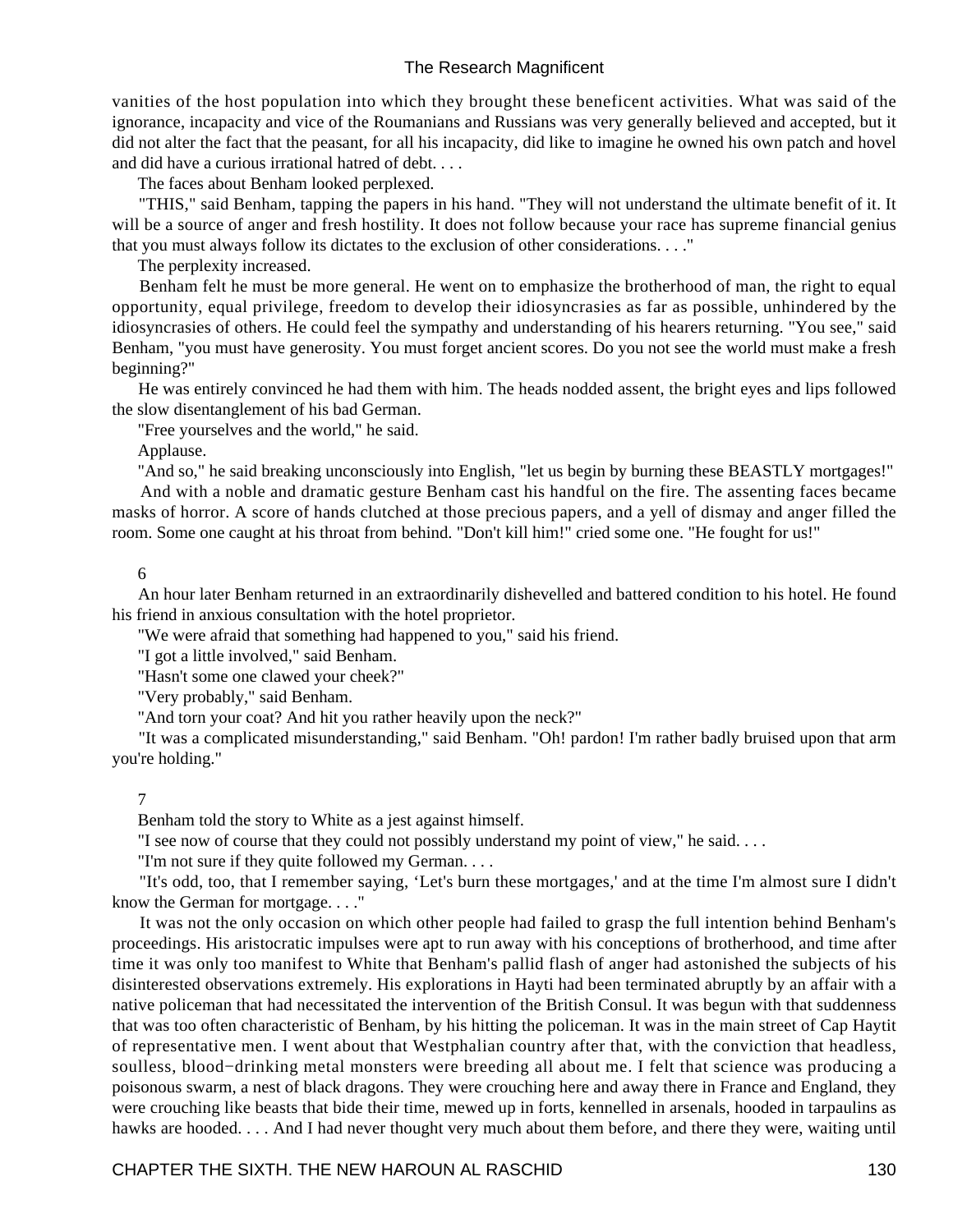vanities of the host population into which they brought these beneficent activities. What was said of the ignorance, incapacity and vice of the Roumanians and Russians was very generally believed and accepted, but it did not alter the fact that the peasant, for all his incapacity, did like to imagine he owned his own patch and hovel and did have a curious irrational hatred of debt. . . .

The faces about Benham looked perplexed.

"THIS," said Benham, tapping the papers in his hand. "They will not understand the ultimate benefit of it. It will be a source of anger and fresh hostility. It does not follow because your race has supreme financial genius that you must always follow its dictates to the exclusion of other considerations. . . ."

The perplexity increased.

Benham felt he must be more general. He went on to emphasize the brotherhood of man, the right to equal opportunity, equal privilege, freedom to develop their idiosyncrasies as far as possible, unhindered by the idiosyncrasies of others. He could feel the sympathy and understanding of his hearers returning. "You see," said Benham, "you must have generosity. You must forget ancient scores. Do you not see the world must make a fresh beginning?"

He was entirely convinced he had them with him. The heads nodded assent, the bright eyes and lips followed the slow disentanglement of his bad German.

"Free yourselves and the world," he said.

Applause.

"And so," he said breaking unconsciously into English, "let us begin by burning these BEASTLY mortgages!"

And with a noble and dramatic gesture Benham cast his handful on the fire. The assenting faces became masks of horror. A score of hands clutched at those precious papers, and a yell of dismay and anger filled the room. Some one caught at his throat from behind. "Don't kill him!" cried some one. "He fought for us!"

6

An hour later Benham returned in an extraordinarily dishevelled and battered condition to his hotel. He found his friend in anxious consultation with the hotel proprietor.

"We were afraid that something had happened to you," said his friend.

"I got a little involved," said Benham.

"Hasn't some one clawed your cheek?"

"Very probably," said Benham.

"And torn your coat? And hit you rather heavily upon the neck?"

"It was a complicated misunderstanding," said Benham. "Oh! pardon! I'm rather badly bruised upon that arm you're holding."

7

Benham told the story to White as a jest against himself.

"I see now of course that they could not possibly understand my point of view," he said. . . .

"I'm not sure if they quite followed my German. . . .

"It's odd, too, that I remember saying, 'Let's burn these mortgages,' and at the time I'm almost sure I didn't know the German for mortgage. . . ."

It was not the only occasion on which other people had failed to grasp the full intention behind Benham's proceedings. His aristocratic impulses were apt to run away with his conceptions of brotherhood, and time after time it was only too manifest to White that Benham's pallid flash of anger had astonished the subjects of his disinterested observations extremely. His explorations in Hayti had been terminated abruptly by an affair with a native policeman that had necessitated the intervention of the British Consul. It was begun with that suddenness that was too often characteristic of Benham, by his hitting the policeman. It was in the main street of Cap Haytit of representative men. I went about that Westphalian country after that, with the conviction that headless, soulless, blood−drinking metal monsters were breeding all about me. I felt that science was producing a poisonous swarm, a nest of black dragons. They were crouching here and away there in France and England, they were crouching like beasts that bide their time, mewed up in forts, kennelled in arsenals, hooded in tarpaulins as hawks are hooded. . . . And I had never thought very much about them before, and there they were, waiting until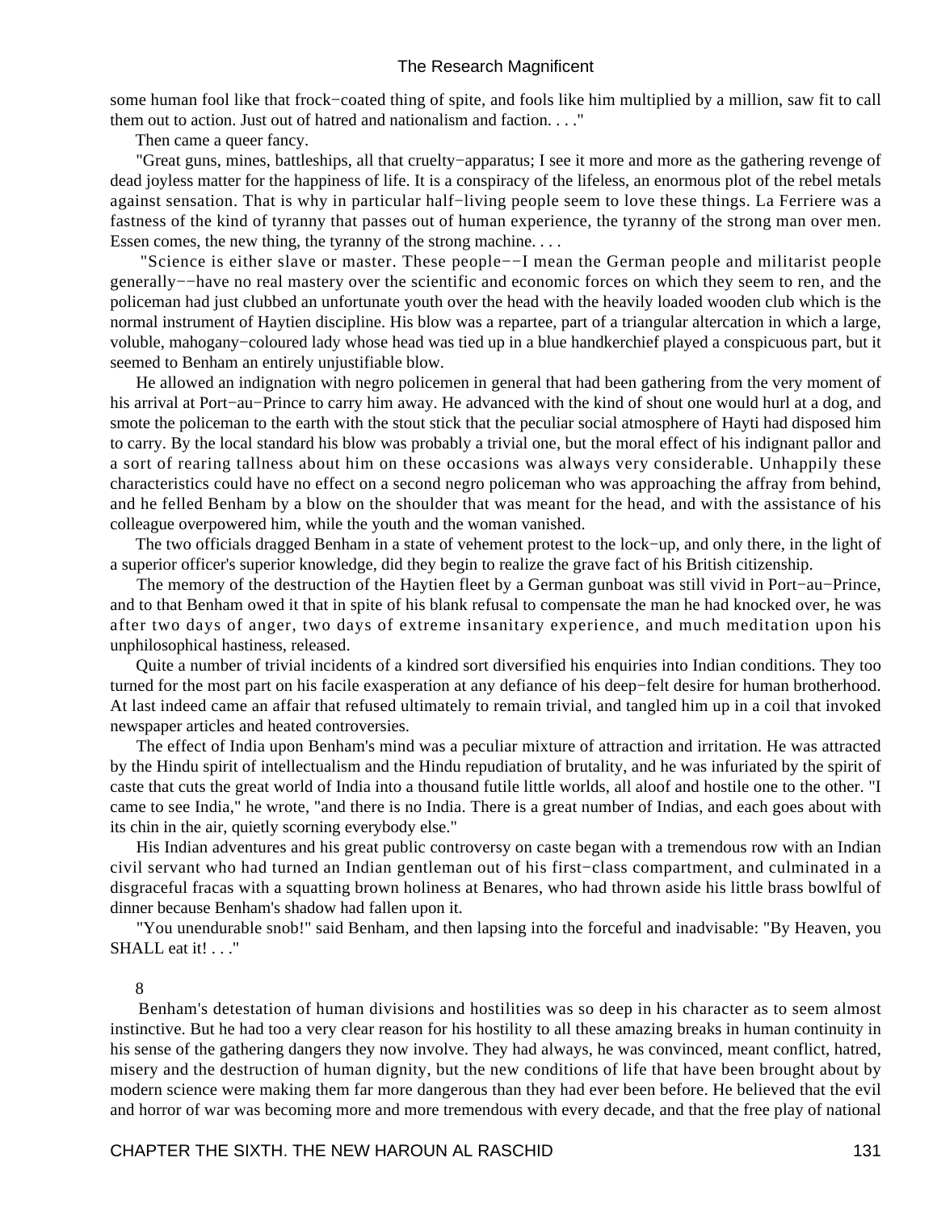some human fool like that frock−coated thing of spite, and fools like him multiplied by a million, saw fit to call them out to action. Just out of hatred and nationalism and faction. . . ."

Then came a queer fancy.

"Great guns, mines, battleships, all that cruelty−apparatus; I see it more and more as the gathering revenge of dead joyless matter for the happiness of life. It is a conspiracy of the lifeless, an enormous plot of the rebel metals against sensation. That is why in particular half−living people seem to love these things. La Ferriere was a fastness of the kind of tyranny that passes out of human experience, the tyranny of the strong man over men. Essen comes, the new thing, the tyranny of the strong machine. . . .

"Science is either slave or master. These people−−I mean the German people and militarist people generally−−have no real mastery over the scientific and economic forces on which they seem to ren, and the policeman had just clubbed an unfortunate youth over the head with the heavily loaded wooden club which is the normal instrument of Haytien discipline. His blow was a repartee, part of a triangular altercation in which a large, voluble, mahogany−coloured lady whose head was tied up in a blue handkerchief played a conspicuous part, but it seemed to Benham an entirely unjustifiable blow.

He allowed an indignation with negro policemen in general that had been gathering from the very moment of his arrival at Port−au−Prince to carry him away. He advanced with the kind of shout one would hurl at a dog, and smote the policeman to the earth with the stout stick that the peculiar social atmosphere of Hayti had disposed him to carry. By the local standard his blow was probably a trivial one, but the moral effect of his indignant pallor and a sort of rearing tallness about him on these occasions was always very considerable. Unhappily these characteristics could have no effect on a second negro policeman who was approaching the affray from behind, and he felled Benham by a blow on the shoulder that was meant for the head, and with the assistance of his colleague overpowered him, while the youth and the woman vanished.

The two officials dragged Benham in a state of vehement protest to the lock−up, and only there, in the light of a superior officer's superior knowledge, did they begin to realize the grave fact of his British citizenship.

The memory of the destruction of the Haytien fleet by a German gunboat was still vivid in Port−au−Prince, and to that Benham owed it that in spite of his blank refusal to compensate the man he had knocked over, he was after two days of anger, two days of extreme insanitary experience, and much meditation upon his unphilosophical hastiness, released.

Quite a number of trivial incidents of a kindred sort diversified his enquiries into Indian conditions. They too turned for the most part on his facile exasperation at any defiance of his deep−felt desire for human brotherhood. At last indeed came an affair that refused ultimately to remain trivial, and tangled him up in a coil that invoked newspaper articles and heated controversies.

The effect of India upon Benham's mind was a peculiar mixture of attraction and irritation. He was attracted by the Hindu spirit of intellectualism and the Hindu repudiation of brutality, and he was infuriated by the spirit of caste that cuts the great world of India into a thousand futile little worlds, all aloof and hostile one to the other. "I came to see India," he wrote, "and there is no India. There is a great number of Indias, and each goes about with its chin in the air, quietly scorning everybody else."

His Indian adventures and his great public controversy on caste began with a tremendous row with an Indian civil servant who had turned an Indian gentleman out of his first−class compartment, and culminated in a disgraceful fracas with a squatting brown holiness at Benares, who had thrown aside his little brass bowlful of dinner because Benham's shadow had fallen upon it.

"You unendurable snob!" said Benham, and then lapsing into the forceful and inadvisable: "By Heaven, you SHALL eat it! . . ."

8

Benham's detestation of human divisions and hostilities was so deep in his character as to seem almost instinctive. But he had too a very clear reason for his hostility to all these amazing breaks in human continuity in his sense of the gathering dangers they now involve. They had always, he was convinced, meant conflict, hatred, misery and the destruction of human dignity, but the new conditions of life that have been brought about by modern science were making them far more dangerous than they had ever been before. He believed that the evil and horror of war was becoming more and more tremendous with every decade, and that the free play of national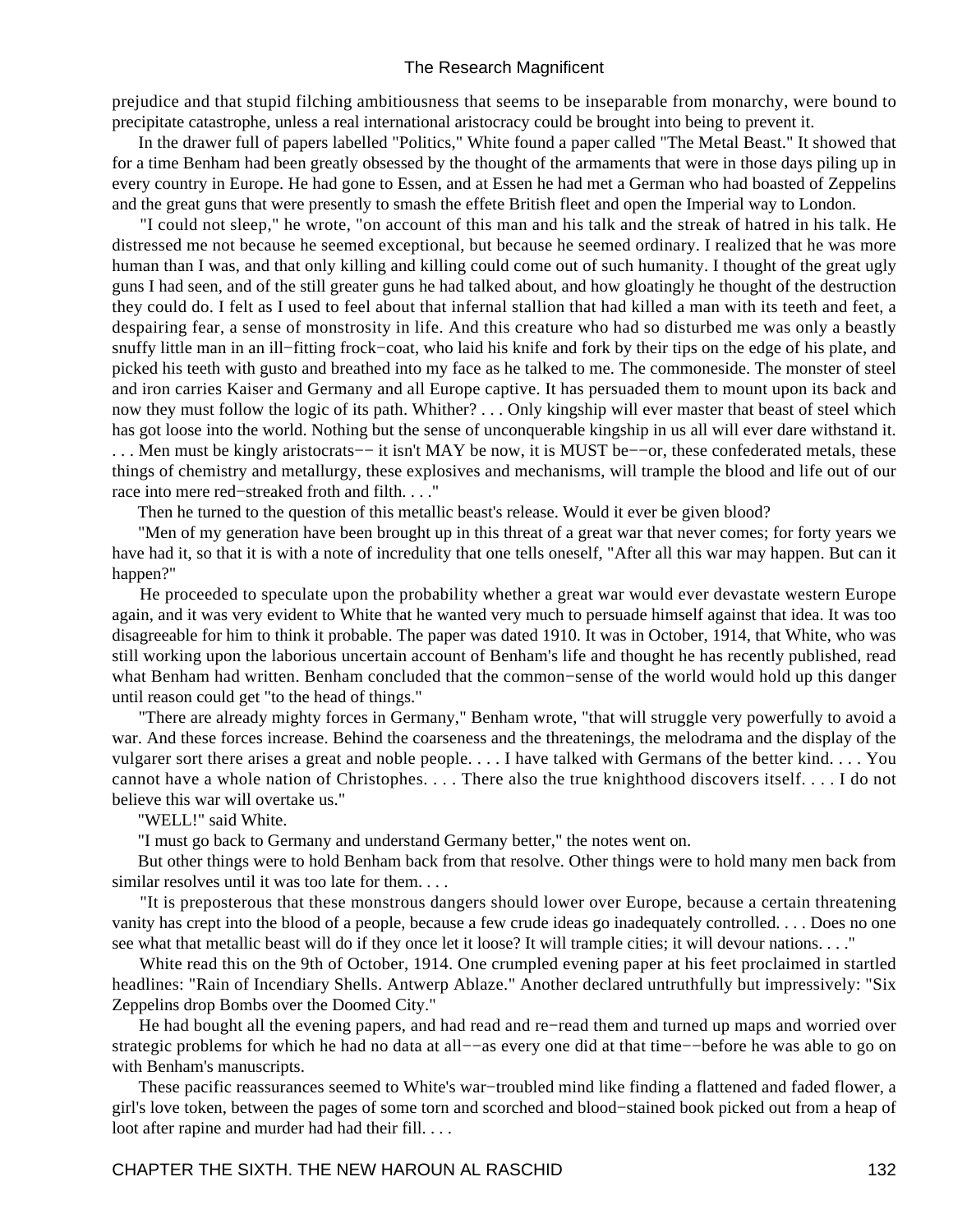prejudice and that stupid filching ambitiousness that seems to be inseparable from monarchy, were bound to precipitate catastrophe, unless a real international aristocracy could be brought into being to prevent it.

In the drawer full of papers labelled "Politics," White found a paper called "The Metal Beast." It showed that for a time Benham had been greatly obsessed by the thought of the armaments that were in those days piling up in every country in Europe. He had gone to Essen, and at Essen he had met a German who had boasted of Zeppelins and the great guns that were presently to smash the effete British fleet and open the Imperial way to London.

"I could not sleep," he wrote, "on account of this man and his talk and the streak of hatred in his talk. He distressed me not because he seemed exceptional, but because he seemed ordinary. I realized that he was more human than I was, and that only killing and killing could come out of such humanity. I thought of the great ugly guns I had seen, and of the still greater guns he had talked about, and how gloatingly he thought of the destruction they could do. I felt as I used to feel about that infernal stallion that had killed a man with its teeth and feet, a despairing fear, a sense of monstrosity in life. And this creature who had so disturbed me was only a beastly snuffy little man in an ill−fitting frock−coat, who laid his knife and fork by their tips on the edge of his plate, and picked his teeth with gusto and breathed into my face as he talked to me. The commoneside. The monster of steel and iron carries Kaiser and Germany and all Europe captive. It has persuaded them to mount upon its back and now they must follow the logic of its path. Whither? . . . Only kingship will ever master that beast of steel which has got loose into the world. Nothing but the sense of unconquerable kingship in us all will ever dare withstand it. . . . Men must be kingly aristocrats−− it isn't MAY be now, it is MUST be−−or, these confederated metals, these things of chemistry and metallurgy, these explosives and mechanisms, will trample the blood and life out of our race into mere red−streaked froth and filth. . . ."

Then he turned to the question of this metallic beast's release. Would it ever be given blood?

"Men of my generation have been brought up in this threat of a great war that never comes; for forty years we have had it, so that it is with a note of incredulity that one tells oneself, "After all this war may happen. But can it happen?"

He proceeded to speculate upon the probability whether a great war would ever devastate western Europe again, and it was very evident to White that he wanted very much to persuade himself against that idea. It was too disagreeable for him to think it probable. The paper was dated 1910. It was in October, 1914, that White, who was still working upon the laborious uncertain account of Benham's life and thought he has recently published, read what Benham had written. Benham concluded that the common−sense of the world would hold up this danger until reason could get "to the head of things."

"There are already mighty forces in Germany," Benham wrote, "that will struggle very powerfully to avoid a war. And these forces increase. Behind the coarseness and the threatenings, the melodrama and the display of the vulgarer sort there arises a great and noble people. . . . I have talked with Germans of the better kind. . . . You cannot have a whole nation of Christophes. . . . There also the true knighthood discovers itself. . . . I do not believe this war will overtake us."

"WELL!" said White.

"I must go back to Germany and understand Germany better," the notes went on.

But other things were to hold Benham back from that resolve. Other things were to hold many men back from similar resolves until it was too late for them. . . .

"It is preposterous that these monstrous dangers should lower over Europe, because a certain threatening vanity has crept into the blood of a people, because a few crude ideas go inadequately controlled. . . . Does no one see what that metallic beast will do if they once let it loose? It will trample cities; it will devour nations. . . ."

White read this on the 9th of October, 1914. One crumpled evening paper at his feet proclaimed in startled headlines: "Rain of Incendiary Shells. Antwerp Ablaze." Another declared untruthfully but impressively: "Six Zeppelins drop Bombs over the Doomed City."

He had bought all the evening papers, and had read and re−read them and turned up maps and worried over strategic problems for which he had no data at all−−as every one did at that time−−before he was able to go on with Benham's manuscripts.

These pacific reassurances seemed to White's war−troubled mind like finding a flattened and faded flower, a girl's love token, between the pages of some torn and scorched and blood−stained book picked out from a heap of loot after rapine and murder had had their fill. . . .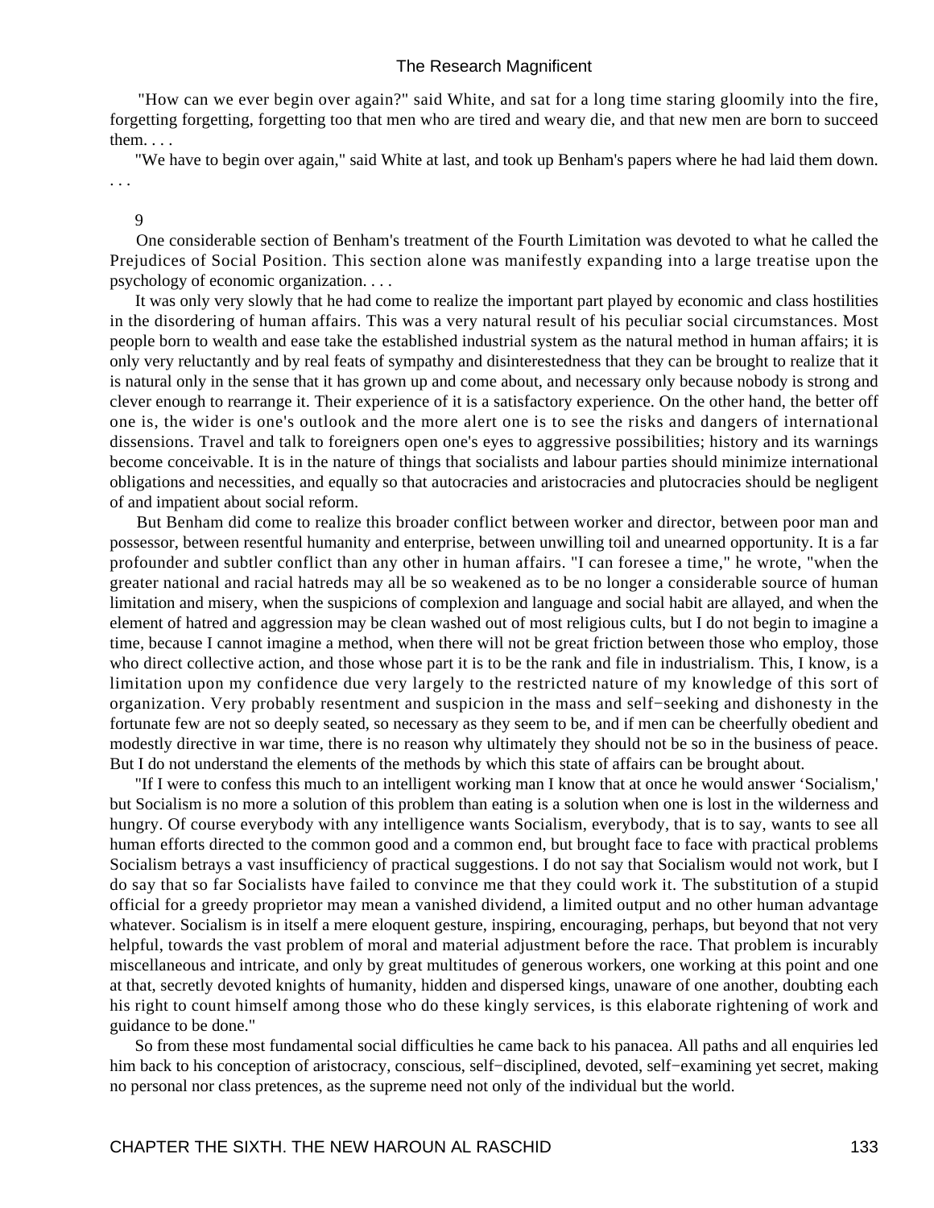"How can we ever begin over again?" said White, and sat for a long time staring gloomily into the fire, forgetting forgetting, forgetting too that men who are tired and weary die, and that new men are born to succeed them. . . .

"We have to begin over again," said White at last, and took up Benham's papers where he had laid them down. . . .

9

One considerable section of Benham's treatment of the Fourth Limitation was devoted to what he called the Prejudices of Social Position. This section alone was manifestly expanding into a large treatise upon the psychology of economic organization. . . .

It was only very slowly that he had come to realize the important part played by economic and class hostilities in the disordering of human affairs. This was a very natural result of his peculiar social circumstances. Most people born to wealth and ease take the established industrial system as the natural method in human affairs; it is only very reluctantly and by real feats of sympathy and disinterestedness that they can be brought to realize that it is natural only in the sense that it has grown up and come about, and necessary only because nobody is strong and clever enough to rearrange it. Their experience of it is a satisfactory experience. On the other hand, the better off one is, the wider is one's outlook and the more alert one is to see the risks and dangers of international dissensions. Travel and talk to foreigners open one's eyes to aggressive possibilities; history and its warnings become conceivable. It is in the nature of things that socialists and labour parties should minimize international obligations and necessities, and equally so that autocracies and aristocracies and plutocracies should be negligent of and impatient about social reform.

But Benham did come to realize this broader conflict between worker and director, between poor man and possessor, between resentful humanity and enterprise, between unwilling toil and unearned opportunity. It is a far profounder and subtler conflict than any other in human affairs. "I can foresee a time," he wrote, "when the greater national and racial hatreds may all be so weakened as to be no longer a considerable source of human limitation and misery, when the suspicions of complexion and language and social habit are allayed, and when the element of hatred and aggression may be clean washed out of most religious cults, but I do not begin to imagine a time, because I cannot imagine a method, when there will not be great friction between those who employ, those who direct collective action, and those whose part it is to be the rank and file in industrialism. This, I know, is a limitation upon my confidence due very largely to the restricted nature of my knowledge of this sort of organization. Very probably resentment and suspicion in the mass and self−seeking and dishonesty in the fortunate few are not so deeply seated, so necessary as they seem to be, and if men can be cheerfully obedient and modestly directive in war time, there is no reason why ultimately they should not be so in the business of peace. But I do not understand the elements of the methods by which this state of affairs can be brought about.

"If I were to confess this much to an intelligent working man I know that at once he would answer 'Socialism,' but Socialism is no more a solution of this problem than eating is a solution when one is lost in the wilderness and hungry. Of course everybody with any intelligence wants Socialism, everybody, that is to say, wants to see all human efforts directed to the common good and a common end, but brought face to face with practical problems Socialism betrays a vast insufficiency of practical suggestions. I do not say that Socialism would not work, but I do say that so far Socialists have failed to convince me that they could work it. The substitution of a stupid official for a greedy proprietor may mean a vanished dividend, a limited output and no other human advantage whatever. Socialism is in itself a mere eloquent gesture, inspiring, encouraging, perhaps, but beyond that not very helpful, towards the vast problem of moral and material adjustment before the race. That problem is incurably miscellaneous and intricate, and only by great multitudes of generous workers, one working at this point and one at that, secretly devoted knights of humanity, hidden and dispersed kings, unaware of one another, doubting each his right to count himself among those who do these kingly services, is this elaborate rightening of work and guidance to be done."

So from these most fundamental social difficulties he came back to his panacea. All paths and all enquiries led him back to his conception of aristocracy, conscious, self−disciplined, devoted, self−examining yet secret, making no personal nor class pretences, as the supreme need not only of the individual but the world.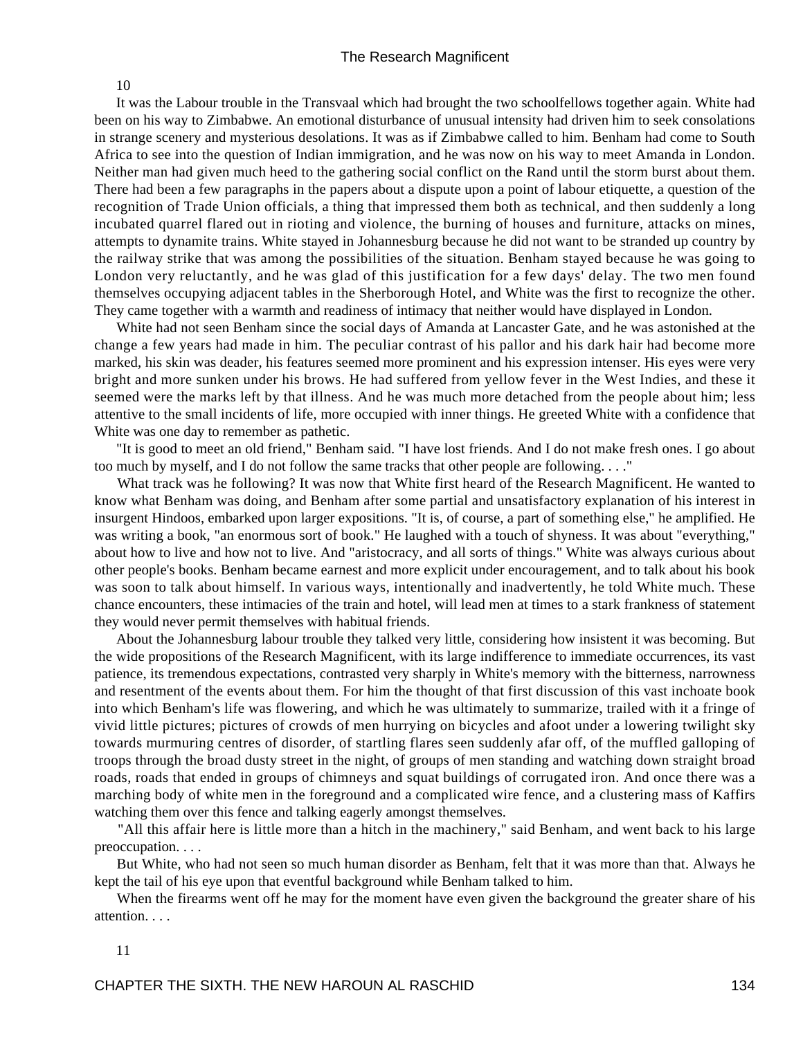10

It was the Labour trouble in the Transvaal which had brought the two schoolfellows together again. White had been on his way to Zimbabwe. An emotional disturbance of unusual intensity had driven him to seek consolations in strange scenery and mysterious desolations. It was as if Zimbabwe called to him. Benham had come to South Africa to see into the question of Indian immigration, and he was now on his way to meet Amanda in London. Neither man had given much heed to the gathering social conflict on the Rand until the storm burst about them. There had been a few paragraphs in the papers about a dispute upon a point of labour etiquette, a question of the recognition of Trade Union officials, a thing that impressed them both as technical, and then suddenly a long incubated quarrel flared out in rioting and violence, the burning of houses and furniture, attacks on mines, attempts to dynamite trains. White stayed in Johannesburg because he did not want to be stranded up country by the railway strike that was among the possibilities of the situation. Benham stayed because he was going to London very reluctantly, and he was glad of this justification for a few days' delay. The two men found themselves occupying adjacent tables in the Sherborough Hotel, and White was the first to recognize the other. They came together with a warmth and readiness of intimacy that neither would have displayed in London.

White had not seen Benham since the social days of Amanda at Lancaster Gate, and he was astonished at the change a few years had made in him. The peculiar contrast of his pallor and his dark hair had become more marked, his skin was deader, his features seemed more prominent and his expression intenser. His eyes were very bright and more sunken under his brows. He had suffered from yellow fever in the West Indies, and these it seemed were the marks left by that illness. And he was much more detached from the people about him; less attentive to the small incidents of life, more occupied with inner things. He greeted White with a confidence that White was one day to remember as pathetic.

"It is good to meet an old friend," Benham said. "I have lost friends. And I do not make fresh ones. I go about too much by myself, and I do not follow the same tracks that other people are following. . . ."

What track was he following? It was now that White first heard of the Research Magnificent. He wanted to know what Benham was doing, and Benham after some partial and unsatisfactory explanation of his interest in insurgent Hindoos, embarked upon larger expositions. "It is, of course, a part of something else," he amplified. He was writing a book, "an enormous sort of book." He laughed with a touch of shyness. It was about "everything," about how to live and how not to live. And "aristocracy, and all sorts of things." White was always curious about other people's books. Benham became earnest and more explicit under encouragement, and to talk about his book was soon to talk about himself. In various ways, intentionally and inadvertently, he told White much. These chance encounters, these intimacies of the train and hotel, will lead men at times to a stark frankness of statement they would never permit themselves with habitual friends.

About the Johannesburg labour trouble they talked very little, considering how insistent it was becoming. But the wide propositions of the Research Magnificent, with its large indifference to immediate occurrences, its vast patience, its tremendous expectations, contrasted very sharply in White's memory with the bitterness, narrowness and resentment of the events about them. For him the thought of that first discussion of this vast inchoate book into which Benham's life was flowering, and which he was ultimately to summarize, trailed with it a fringe of vivid little pictures; pictures of crowds of men hurrying on bicycles and afoot under a lowering twilight sky towards murmuring centres of disorder, of startling flares seen suddenly afar off, of the muffled galloping of troops through the broad dusty street in the night, of groups of men standing and watching down straight broad roads, roads that ended in groups of chimneys and squat buildings of corrugated iron. And once there was a marching body of white men in the foreground and a complicated wire fence, and a clustering mass of Kaffirs watching them over this fence and talking eagerly amongst themselves.

"All this affair here is little more than a hitch in the machinery," said Benham, and went back to his large preoccupation. . . .

But White, who had not seen so much human disorder as Benham, felt that it was more than that. Always he kept the tail of his eye upon that eventful background while Benham talked to him.

When the firearms went off he may for the moment have even given the background the greater share of his attention. . . .

11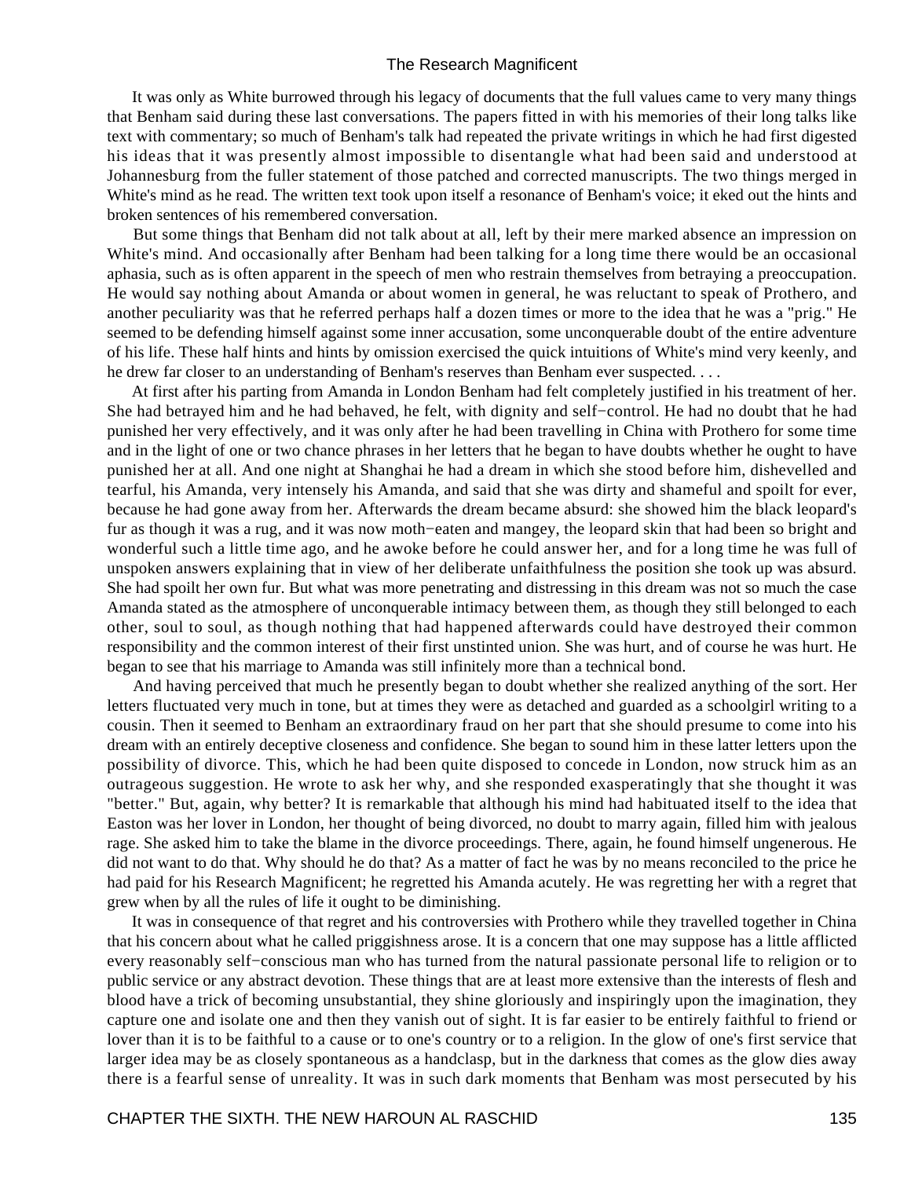It was only as White burrowed through his legacy of documents that the full values came to very many things that Benham said during these last conversations. The papers fitted in with his memories of their long talks like text with commentary; so much of Benham's talk had repeated the private writings in which he had first digested his ideas that it was presently almost impossible to disentangle what had been said and understood at Johannesburg from the fuller statement of those patched and corrected manuscripts. The two things merged in White's mind as he read. The written text took upon itself a resonance of Benham's voice; it eked out the hints and broken sentences of his remembered conversation.

But some things that Benham did not talk about at all, left by their mere marked absence an impression on White's mind. And occasionally after Benham had been talking for a long time there would be an occasional aphasia, such as is often apparent in the speech of men who restrain themselves from betraying a preoccupation. He would say nothing about Amanda or about women in general, he was reluctant to speak of Prothero, and another peculiarity was that he referred perhaps half a dozen times or more to the idea that he was a "prig." He seemed to be defending himself against some inner accusation, some unconquerable doubt of the entire adventure of his life. These half hints and hints by omission exercised the quick intuitions of White's mind very keenly, and he drew far closer to an understanding of Benham's reserves than Benham ever suspected. . . .

At first after his parting from Amanda in London Benham had felt completely justified in his treatment of her. She had betrayed him and he had behaved, he felt, with dignity and self−control. He had no doubt that he had punished her very effectively, and it was only after he had been travelling in China with Prothero for some time and in the light of one or two chance phrases in her letters that he began to have doubts whether he ought to have punished her at all. And one night at Shanghai he had a dream in which she stood before him, dishevelled and tearful, his Amanda, very intensely his Amanda, and said that she was dirty and shameful and spoilt for ever, because he had gone away from her. Afterwards the dream became absurd: she showed him the black leopard's fur as though it was a rug, and it was now moth−eaten and mangey, the leopard skin that had been so bright and wonderful such a little time ago, and he awoke before he could answer her, and for a long time he was full of unspoken answers explaining that in view of her deliberate unfaithfulness the position she took up was absurd. She had spoilt her own fur. But what was more penetrating and distressing in this dream was not so much the case Amanda stated as the atmosphere of unconquerable intimacy between them, as though they still belonged to each other, soul to soul, as though nothing that had happened afterwards could have destroyed their common responsibility and the common interest of their first unstinted union. She was hurt, and of course he was hurt. He began to see that his marriage to Amanda was still infinitely more than a technical bond.

And having perceived that much he presently began to doubt whether she realized anything of the sort. Her letters fluctuated very much in tone, but at times they were as detached and guarded as a schoolgirl writing to a cousin. Then it seemed to Benham an extraordinary fraud on her part that she should presume to come into his dream with an entirely deceptive closeness and confidence. She began to sound him in these latter letters upon the possibility of divorce. This, which he had been quite disposed to concede in London, now struck him as an outrageous suggestion. He wrote to ask her why, and she responded exasperatingly that she thought it was "better." But, again, why better? It is remarkable that although his mind had habituated itself to the idea that Easton was her lover in London, her thought of being divorced, no doubt to marry again, filled him with jealous rage. She asked him to take the blame in the divorce proceedings. There, again, he found himself ungenerous. He did not want to do that. Why should he do that? As a matter of fact he was by no means reconciled to the price he had paid for his Research Magnificent; he regretted his Amanda acutely. He was regretting her with a regret that grew when by all the rules of life it ought to be diminishing.

It was in consequence of that regret and his controversies with Prothero while they travelled together in China that his concern about what he called priggishness arose. It is a concern that one may suppose has a little afflicted every reasonably self−conscious man who has turned from the natural passionate personal life to religion or to public service or any abstract devotion. These things that are at least more extensive than the interests of flesh and blood have a trick of becoming unsubstantial, they shine gloriously and inspiringly upon the imagination, they capture one and isolate one and then they vanish out of sight. It is far easier to be entirely faithful to friend or lover than it is to be faithful to a cause or to one's country or to a religion. In the glow of one's first service that larger idea may be as closely spontaneous as a handclasp, but in the darkness that comes as the glow dies away there is a fearful sense of unreality. It was in such dark moments that Benham was most persecuted by his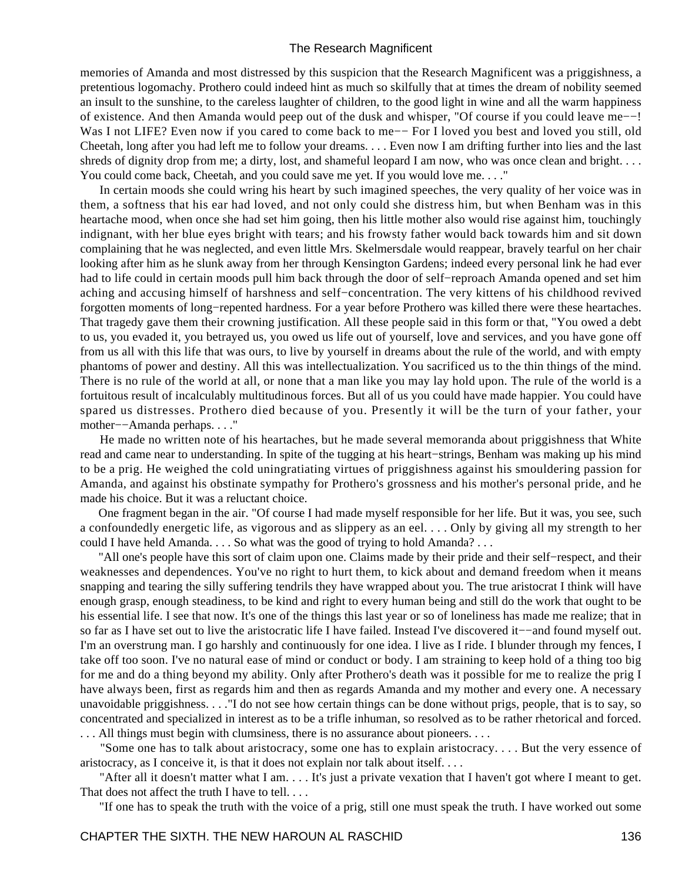memories of Amanda and most distressed by this suspicion that the Research Magnificent was a priggishness, a pretentious logomachy. Prothero could indeed hint as much so skilfully that at times the dream of nobility seemed an insult to the sunshine, to the careless laughter of children, to the good light in wine and all the warm happiness of existence. And then Amanda would peep out of the dusk and whisper, "Of course if you could leave me−−! Was I not LIFE? Even now if you cared to come back to me−− For I loved you best and loved you still, old Cheetah, long after you had left me to follow your dreams. . . . Even now I am drifting further into lies and the last shreds of dignity drop from me; a dirty, lost, and shameful leopard I am now, who was once clean and bright. . . . You could come back, Cheetah, and you could save me yet. If you would love me. . . ."

In certain moods she could wring his heart by such imagined speeches, the very quality of her voice was in them, a softness that his ear had loved, and not only could she distress him, but when Benham was in this heartache mood, when once she had set him going, then his little mother also would rise against him, touchingly indignant, with her blue eyes bright with tears; and his frowsty father would back towards him and sit down complaining that he was neglected, and even little Mrs. Skelmersdale would reappear, bravely tearful on her chair looking after him as he slunk away from her through Kensington Gardens; indeed every personal link he had ever had to life could in certain moods pull him back through the door of self−reproach Amanda opened and set him aching and accusing himself of harshness and self−concentration. The very kittens of his childhood revived forgotten moments of long−repented hardness. For a year before Prothero was killed there were these heartaches. That tragedy gave them their crowning justification. All these people said in this form or that, "You owed a debt to us, you evaded it, you betrayed us, you owed us life out of yourself, love and services, and you have gone off from us all with this life that was ours, to live by yourself in dreams about the rule of the world, and with empty phantoms of power and destiny. All this was intellectualization. You sacrificed us to the thin things of the mind. There is no rule of the world at all, or none that a man like you may lay hold upon. The rule of the world is a fortuitous result of incalculably multitudinous forces. But all of us you could have made happier. You could have spared us distresses. Prothero died because of you. Presently it will be the turn of your father, your mother−−Amanda perhaps. . . ."

He made no written note of his heartaches, but he made several memoranda about priggishness that White read and came near to understanding. In spite of the tugging at his heart−strings, Benham was making up his mind to be a prig. He weighed the cold uningratiating virtues of priggishness against his smouldering passion for Amanda, and against his obstinate sympathy for Prothero's grossness and his mother's personal pride, and he made his choice. But it was a reluctant choice.

One fragment began in the air. "Of course I had made myself responsible for her life. But it was, you see, such a confoundedly energetic life, as vigorous and as slippery as an eel. . . . Only by giving all my strength to her could I have held Amanda. . . . So what was the good of trying to hold Amanda? . . .

"All one's people have this sort of claim upon one. Claims made by their pride and their self−respect, and their weaknesses and dependences. You've no right to hurt them, to kick about and demand freedom when it means snapping and tearing the silly suffering tendrils they have wrapped about you. The true aristocrat I think will have enough grasp, enough steadiness, to be kind and right to every human being and still do the work that ought to be his essential life. I see that now. It's one of the things this last year or so of loneliness has made me realize; that in so far as I have set out to live the aristocratic life I have failed. Instead I've discovered it−−and found myself out. I'm an overstrung man. I go harshly and continuously for one idea. I live as I ride. I blunder through my fences, I take off too soon. I've no natural ease of mind or conduct or body. I am straining to keep hold of a thing too big for me and do a thing beyond my ability. Only after Prothero's death was it possible for me to realize the prig I have always been, first as regards him and then as regards Amanda and my mother and every one. A necessary unavoidable priggishness. . . ."I do not see how certain things can be done without prigs, people, that is to say, so concentrated and specialized in interest as to be a trifle inhuman, so resolved as to be rather rhetorical and forced. . . . All things must begin with clumsiness, there is no assurance about pioneers. . . .

"Some one has to talk about aristocracy, some one has to explain aristocracy. . . . But the very essence of aristocracy, as I conceive it, is that it does not explain nor talk about itself. . . .

"After all it doesn't matter what I am. . . . It's just a private vexation that I haven't got where I meant to get. That does not affect the truth I have to tell. . . .

"If one has to speak the truth with the voice of a prig, still one must speak the truth. I have worked out some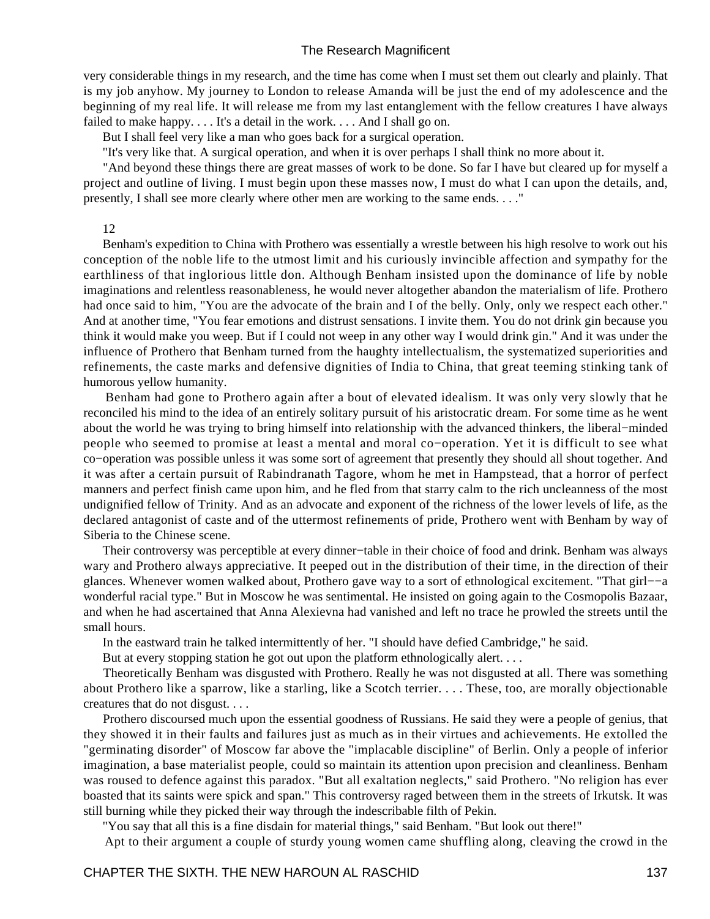very considerable things in my research, and the time has come when I must set them out clearly and plainly. That is my job anyhow. My journey to London to release Amanda will be just the end of my adolescence and the beginning of my real life. It will release me from my last entanglement with the fellow creatures I have always failed to make happy. . . . It's a detail in the work. . . . And I shall go on.

But I shall feel very like a man who goes back for a surgical operation.

"It's very like that. A surgical operation, and when it is over perhaps I shall think no more about it.

"And beyond these things there are great masses of work to be done. So far I have but cleared up for myself a project and outline of living. I must begin upon these masses now, I must do what I can upon the details, and, presently, I shall see more clearly where other men are working to the same ends. . . ."

## 12

Benham's expedition to China with Prothero was essentially a wrestle between his high resolve to work out his conception of the noble life to the utmost limit and his curiously invincible affection and sympathy for the earthliness of that inglorious little don. Although Benham insisted upon the dominance of life by noble imaginations and relentless reasonableness, he would never altogether abandon the materialism of life. Prothero had once said to him, "You are the advocate of the brain and I of the belly. Only, only we respect each other." And at another time, "You fear emotions and distrust sensations. I invite them. You do not drink gin because you think it would make you weep. But if I could not weep in any other way I would drink gin." And it was under the influence of Prothero that Benham turned from the haughty intellectualism, the systematized superiorities and refinements, the caste marks and defensive dignities of India to China, that great teeming stinking tank of humorous yellow humanity.

Benham had gone to Prothero again after a bout of elevated idealism. It was only very slowly that he reconciled his mind to the idea of an entirely solitary pursuit of his aristocratic dream. For some time as he went about the world he was trying to bring himself into relationship with the advanced thinkers, the liberal-minded people who seemed to promise at least a mental and moral co-operation. Yet it is difficult to see what co-operation was possible unless it was some sort of agreement that presently they should all shout together. And it was after a certain pursuit of Rabindranath Tagore, whom he met in Hampstead, that a horror of perfect manners and perfect finish came upon him, and he fled from that starry calm to the rich uncleanness of the most undignified fellow of Trinity. And as an advocate and exponent of the richness of the lower levels of life, as the declared antagonist of caste and of the uttermost refinements of pride, Prothero went with Benham by way of Siberia to the Chinese scene.

Their controversy was perceptible at every dinner-table in their choice of food and drink. Benham was always wary and Prothero always appreciative. It peeped out in the distribution of their time, in the direction of their glances. Whenever women walked about, Prothero gave way to a sort of ethnological excitement. "That girl--a wonderful racial type." But in Moscow he was sentimental. He insisted on going again to the Cosmopolis Bazaar, and when he had ascertained that Anna Alexievna had vanished and left no trace he prowled the streets until the small hours.

In the eastward train he talked intermittently of her. "I should have defied Cambridge," he said.

But at every stopping station he got out upon the platform ethnologically alert. . . .

Theoretically Benham was disgusted with Prothero. Really he was not disgusted at all. There was something about Prothero like a sparrow, like a starling, like a Scotch terrier. . . . These, too, are morally objectionable creatures that do not disgust. . . .

Prothero discoursed much upon the essential goodness of Russians. He said they were a people of genius, that they showed it in their faults and failures just as much as in their virtues and achievements. He extolled the "germinating disorder" of Moscow far above the "implacable discipline" of Berlin. Only a people of inferior imagination, a base materialist people, could so maintain its attention upon precision and cleanliness. Benham was roused to defence against this paradox. "But all exaltation neglects," said Prothero. "No religion has ever boasted that its saints were spick and span." This controversy raged between them in the streets of Irkutsk. It was still burning while they picked their way through the indescribable filth of Pekin.

"You say that all this is a fine disdain for material things," said Benham. "But look out there!"

Apt to their argument a couple of sturdy young women came shuffling along, cleaving the crowd in the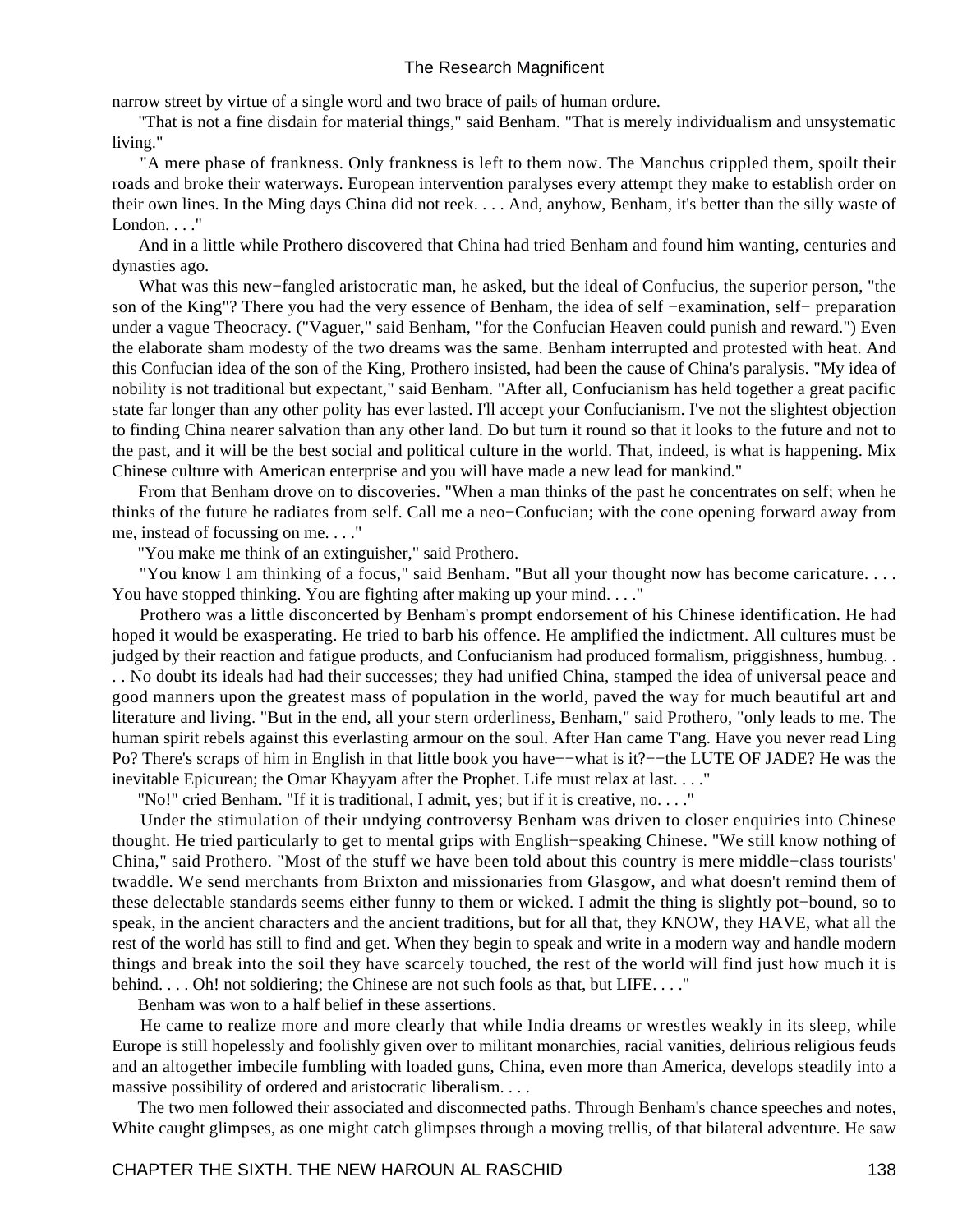narrow street by virtue of a single word and two brace of pails of human ordure.

"That is not a fine disdain for material things," said Benham. "That is merely individualism and unsystematic living."

"A mere phase of frankness. Only frankness is left to them now. The Manchus crippled them, spoilt their roads and broke their waterways. European intervention paralyses every attempt they make to establish order on their own lines. In the Ming days China did not reek. . . . And, anyhow, Benham, it's better than the silly waste of London. . . ."

And in a little while Prothero discovered that China had tried Benham and found him wanting, centuries and dynasties ago.

What was this new−fangled aristocratic man, he asked, but the ideal of Confucius, the superior person, "the son of the King"? There you had the very essence of Benham, the idea of self −examination, self− preparation under a vague Theocracy. ("Vaguer," said Benham, "for the Confucian Heaven could punish and reward.") Even the elaborate sham modesty of the two dreams was the same. Benham interrupted and protested with heat. And this Confucian idea of the son of the King, Prothero insisted, had been the cause of China's paralysis. "My idea of nobility is not traditional but expectant," said Benham. "After all, Confucianism has held together a great pacific state far longer than any other polity has ever lasted. I'll accept your Confucianism. I've not the slightest objection to finding China nearer salvation than any other land. Do but turn it round so that it looks to the future and not to the past, and it will be the best social and political culture in the world. That, indeed, is what is happening. Mix Chinese culture with American enterprise and you will have made a new lead for mankind."

From that Benham drove on to discoveries. "When a man thinks of the past he concentrates on self; when he thinks of the future he radiates from self. Call me a neo−Confucian; with the cone opening forward away from me, instead of focussing on me. . . ."

"You make me think of an extinguisher," said Prothero.

"You know I am thinking of a focus," said Benham. "But all your thought now has become caricature. . . . You have stopped thinking. You are fighting after making up your mind. . . ."

Prothero was a little disconcerted by Benham's prompt endorsement of his Chinese identification. He had hoped it would be exasperating. He tried to barb his offence. He amplified the indictment. All cultures must be judged by their reaction and fatigue products, and Confucianism had produced formalism, priggishness, humbug. . . . No doubt its ideals had had their successes; they had unified China, stamped the idea of universal peace and good manners upon the greatest mass of population in the world, paved the way for much beautiful art and literature and living. "But in the end, all your stern orderliness, Benham," said Prothero, "only leads to me. The human spirit rebels against this everlasting armour on the soul. After Han came T'ang. Have you never read Ling Po? There's scraps of him in English in that little book you have−−what is it?−−the LUTE OF JADE? He was the inevitable Epicurean; the Omar Khayyam after the Prophet. Life must relax at last. . . ."

"No!" cried Benham. "If it is traditional, I admit, yes; but if it is creative, no. . . ."

Under the stimulation of their undying controversy Benham was driven to closer enquiries into Chinese thought. He tried particularly to get to mental grips with English−speaking Chinese. "We still know nothing of China," said Prothero. "Most of the stuff we have been told about this country is mere middle−class tourists' twaddle. We send merchants from Brixton and missionaries from Glasgow, and what doesn't remind them of these delectable standards seems either funny to them or wicked. I admit the thing is slightly pot−bound, so to speak, in the ancient characters and the ancient traditions, but for all that, they KNOW, they HAVE, what all the rest of the world has still to find and get. When they begin to speak and write in a modern way and handle modern things and break into the soil they have scarcely touched, the rest of the world will find just how much it is behind. . . . Oh! not soldiering; the Chinese are not such fools as that, but LIFE. . . ."

Benham was won to a half belief in these assertions.

He came to realize more and more clearly that while India dreams or wrestles weakly in its sleep, while Europe is still hopelessly and foolishly given over to militant monarchies, racial vanities, delirious religious feuds and an altogether imbecile fumbling with loaded guns, China, even more than America, develops steadily into a massive possibility of ordered and aristocratic liberalism. . . .

The two men followed their associated and disconnected paths. Through Benham's chance speeches and notes, White caught glimpses, as one might catch glimpses through a moving trellis, of that bilateral adventure. He saw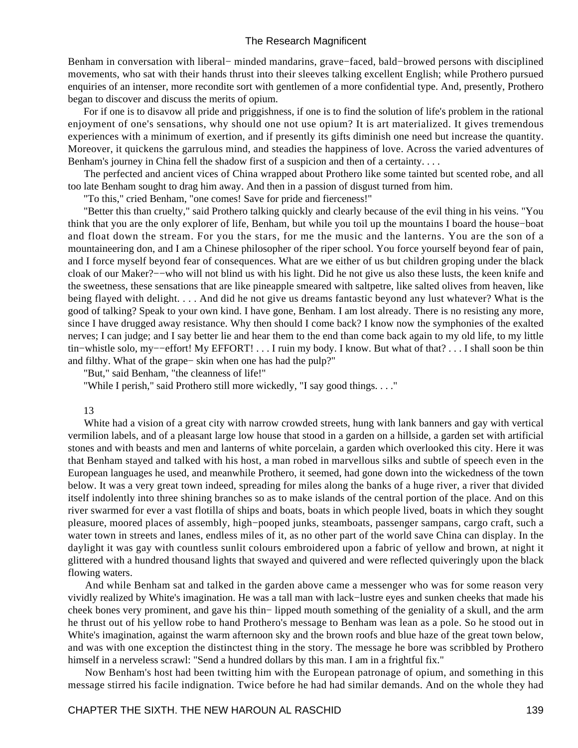Benham in conversation with liberal− minded mandarins, grave−faced, bald−browed persons with disciplined movements, who sat with their hands thrust into their sleeves talking excellent English; while Prothero pursued enquiries of an intenser, more recondite sort with gentlemen of a more confidential type. And, presently, Prothero began to discover and discuss the merits of opium.

For if one is to disavow all pride and priggishness, if one is to find the solution of life's problem in the rational enjoyment of one's sensations, why should one not use opium? It is art materialized. It gives tremendous experiences with a minimum of exertion, and if presently its gifts diminish one need but increase the quantity. Moreover, it quickens the garrulous mind, and steadies the happiness of love. Across the varied adventures of Benham's journey in China fell the shadow first of a suspicion and then of a certainty. . . .

The perfected and ancient vices of China wrapped about Prothero like some tainted but scented robe, and all too late Benham sought to drag him away. And then in a passion of disgust turned from him.

"To this," cried Benham, "one comes! Save for pride and fierceness!"

"Better this than cruelty," said Prothero talking quickly and clearly because of the evil thing in his veins. "You think that you are the only explorer of life, Benham, but while you toil up the mountains I board the house−boat and float down the stream. For you the stars, for me the music and the lanterns. You are the son of a mountaineering don, and I am a Chinese philosopher of the riper school. You force yourself beyond fear of pain, and I force myself beyond fear of consequences. What are we either of us but children groping under the black cloak of our Maker?−−who will not blind us with his light. Did he not give us also these lusts, the keen knife and the sweetness, these sensations that are like pineapple smeared with saltpetre, like salted olives from heaven, like being flayed with delight. . . . And did he not give us dreams fantastic beyond any lust whatever? What is the good of talking? Speak to your own kind. I have gone, Benham. I am lost already. There is no resisting any more, since I have drugged away resistance. Why then should I come back? I know now the symphonies of the exalted nerves; I can judge; and I say better lie and hear them to the end than come back again to my old life, to my little tin−whistle solo, my−−effort! My EFFORT! . . . I ruin my body. I know. But what of that? . . . I shall soon be thin and filthy. What of the grape− skin when one has had the pulp?"

"But," said Benham, "the cleanness of life!"

"While I perish," said Prothero still more wickedly, "I say good things. . . ."

13

White had a vision of a great city with narrow crowded streets, hung with lank banners and gay with vertical vermilion labels, and of a pleasant large low house that stood in a garden on a hillside, a garden set with artificial stones and with beasts and men and lanterns of white porcelain, a garden which overlooked this city. Here it was that Benham stayed and talked with his host, a man robed in marvellous silks and subtle of speech even in the European languages he used, and meanwhile Prothero, it seemed, had gone down into the wickedness of the town below. It was a very great town indeed, spreading for miles along the banks of a huge river, a river that divided itself indolently into three shining branches so as to make islands of the central portion of the place. And on this river swarmed for ever a vast flotilla of ships and boats, boats in which people lived, boats in which they sought pleasure, moored places of assembly, high−pooped junks, steamboats, passenger sampans, cargo craft, such a water town in streets and lanes, endless miles of it, as no other part of the world save China can display. In the daylight it was gay with countless sunlit colours embroidered upon a fabric of yellow and brown, at night it glittered with a hundred thousand lights that swayed and quivered and were reflected quiveringly upon the black flowing waters.

And while Benham sat and talked in the garden above came a messenger who was for some reason very vividly realized by White's imagination. He was a tall man with lack−lustre eyes and sunken cheeks that made his cheek bones very prominent, and gave his thin− lipped mouth something of the geniality of a skull, and the arm he thrust out of his yellow robe to hand Prothero's message to Benham was lean as a pole. So he stood out in White's imagination, against the warm afternoon sky and the brown roofs and blue haze of the great town below, and was with one exception the distinctest thing in the story. The message he bore was scribbled by Prothero himself in a nerveless scrawl: "Send a hundred dollars by this man. I am in a frightful fix."

Now Benham's host had been twitting him with the European patronage of opium, and something in this message stirred his facile indignation. Twice before he had had similar demands. And on the whole they had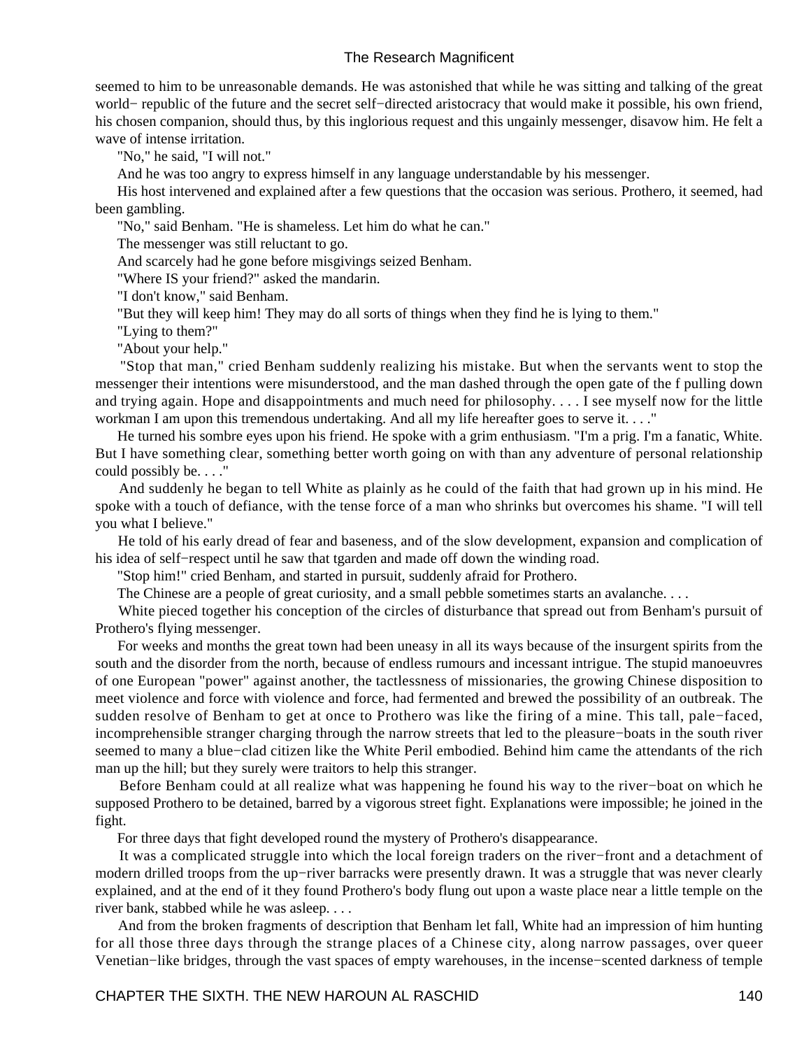seemed to him to be unreasonable demands. He was astonished that while he was sitting and talking of the great world− republic of the future and the secret self−directed aristocracy that would make it possible, his own friend, his chosen companion, should thus, by this inglorious request and this ungainly messenger, disavow him. He felt a wave of intense irritation.

"No," he said, "I will not."

And he was too angry to express himself in any language understandable by his messenger.

His host intervened and explained after a few questions that the occasion was serious. Prothero, it seemed, had been gambling.

"No," said Benham. "He is shameless. Let him do what he can."

The messenger was still reluctant to go.

And scarcely had he gone before misgivings seized Benham.

"Where IS your friend?" asked the mandarin.

"I don't know," said Benham.

"But they will keep him! They may do all sorts of things when they find he is lying to them."

"Lying to them?"

"About your help."

"Stop that man," cried Benham suddenly realizing his mistake. But when the servants went to stop the messenger their intentions were misunderstood, and the man dashed through the open gate of the f pulling down and trying again. Hope and disappointments and much need for philosophy. . . . I see myself now for the little workman I am upon this tremendous undertaking. And all my life hereafter goes to serve it. . . ."

He turned his sombre eyes upon his friend. He spoke with a grim enthusiasm. "I'm a prig. I'm a fanatic, White. But I have something clear, something better worth going on with than any adventure of personal relationship could possibly be. . . ."

And suddenly he began to tell White as plainly as he could of the faith that had grown up in his mind. He spoke with a touch of defiance, with the tense force of a man who shrinks but overcomes his shame. "I will tell you what I believe."

He told of his early dread of fear and baseness, and of the slow development, expansion and complication of his idea of self−respect until he saw that tgarden and made off down the winding road.

"Stop him!" cried Benham, and started in pursuit, suddenly afraid for Prothero.

The Chinese are a people of great curiosity, and a small pebble sometimes starts an avalanche. . . .

White pieced together his conception of the circles of disturbance that spread out from Benham's pursuit of Prothero's flying messenger.

For weeks and months the great town had been uneasy in all its ways because of the insurgent spirits from the south and the disorder from the north, because of endless rumours and incessant intrigue. The stupid manoeuvres of one European "power" against another, the tactlessness of missionaries, the growing Chinese disposition to meet violence and force with violence and force, had fermented and brewed the possibility of an outbreak. The sudden resolve of Benham to get at once to Prothero was like the firing of a mine. This tall, pale−faced, incomprehensible stranger charging through the narrow streets that led to the pleasure−boats in the south river seemed to many a blue−clad citizen like the White Peril embodied. Behind him came the attendants of the rich man up the hill; but they surely were traitors to help this stranger.

Before Benham could at all realize what was happening he found his way to the river−boat on which he supposed Prothero to be detained, barred by a vigorous street fight. Explanations were impossible; he joined in the fight.

For three days that fight developed round the mystery of Prothero's disappearance.

It was a complicated struggle into which the local foreign traders on the river−front and a detachment of modern drilled troops from the up−river barracks were presently drawn. It was a struggle that was never clearly explained, and at the end of it they found Prothero's body flung out upon a waste place near a little temple on the river bank, stabbed while he was asleep. . . .

And from the broken fragments of description that Benham let fall, White had an impression of him hunting for all those three days through the strange places of a Chinese city, along narrow passages, over queer Venetian−like bridges, through the vast spaces of empty warehouses, in the incense−scented darkness of temple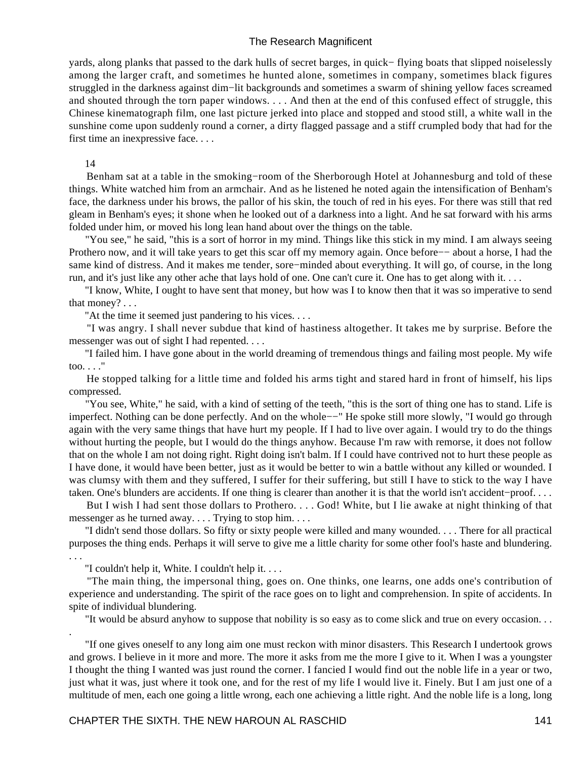yards, along planks that passed to the dark hulls of secret barges, in quick− flying boats that slipped noiselessly among the larger craft, and sometimes he hunted alone, sometimes in company, sometimes black figures struggled in the darkness against dim−lit backgrounds and sometimes a swarm of shining yellow faces screamed and shouted through the torn paper windows. . . . And then at the end of this confused effect of struggle, this Chinese kinematograph film, one last picture jerked into place and stopped and stood still, a white wall in the sunshine come upon suddenly round a corner, a dirty flagged passage and a stiff crumpled body that had for the first time an inexpressive face. . . .

14

Benham sat at a table in the smoking−room of the Sherborough Hotel at Johannesburg and told of these things. White watched him from an armchair. And as he listened he noted again the intensification of Benham's face, the darkness under his brows, the pallor of his skin, the touch of red in his eyes. For there was still that red gleam in Benham's eyes; it shone when he looked out of a darkness into a light. And he sat forward with his arms folded under him, or moved his long lean hand about over the things on the table.

"You see," he said, "this is a sort of horror in my mind. Things like this stick in my mind. I am always seeing Prothero now, and it will take years to get this scar off my memory again. Once before−− about a horse, I had the same kind of distress. And it makes me tender, sore−minded about everything. It will go, of course, in the long run, and it's just like any other ache that lays hold of one. One can't cure it. One has to get along with it. . . .

"I know, White, I ought to have sent that money, but how was I to know then that it was so imperative to send that money? . . .

"At the time it seemed just pandering to his vices. . . .

"I was angry. I shall never subdue that kind of hastiness altogether. It takes me by surprise. Before the messenger was out of sight I had repented. . . .

"I failed him. I have gone about in the world dreaming of tremendous things and failing most people. My wife too. . . ."

He stopped talking for a little time and folded his arms tight and stared hard in front of himself, his lips compressed.

"You see, White," he said, with a kind of setting of the teeth, "this is the sort of thing one has to stand. Life is imperfect. Nothing can be done perfectly. And on the whole−−" He spoke still more slowly, "I would go through again with the very same things that have hurt my people. If I had to live over again. I would try to do the things without hurting the people, but I would do the things anyhow. Because I'm raw with remorse, it does not follow that on the whole I am not doing right. Right doing isn't balm. If I could have contrived not to hurt these people as I have done, it would have been better, just as it would be better to win a battle without any killed or wounded. I was clumsy with them and they suffered, I suffer for their suffering, but still I have to stick to the way I have taken. One's blunders are accidents. If one thing is clearer than another it is that the world isn't accident−proof. . . .

But I wish I had sent those dollars to Prothero. . . . God! White, but I lie awake at night thinking of that messenger as he turned away. . . . Trying to stop him. . . .

"I didn't send those dollars. So fifty or sixty people were killed and many wounded. . . . There for all practical purposes the thing ends. Perhaps it will serve to give me a little charity for some other fool's haste and blundering. . . .

"I couldn't help it, White. I couldn't help it. . . .

"The main thing, the impersonal thing, goes on. One thinks, one learns, one adds one's contribution of experience and understanding. The spirit of the race goes on to light and comprehension. In spite of accidents. In spite of individual blundering.

"It would be absurd anyhow to suppose that nobility is so easy as to come slick and true on every occasion. . . .

"If one gives oneself to any long aim one must reckon with minor disasters. This Research I undertook grows and grows. I believe in it more and more. The more it asks from me the more I give to it. When I was a youngster I thought the thing I wanted was just round the corner. I fancied I would find out the noble life in a year or two, just what it was, just where it took one, and for the rest of my life I would live it. Finely. But I am just one of a multitude of men, each one going a little wrong, each one achieving a little right. And the noble life is a long, long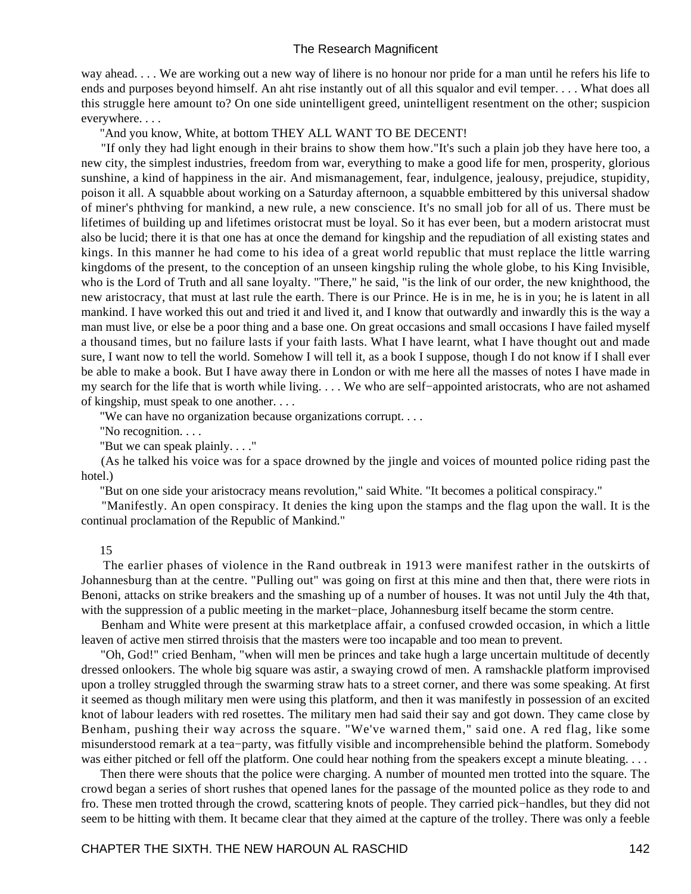way ahead. . . . We are working out a new way of lihere is no honour nor pride for a man until he refers his life to ends and purposes beyond himself. An aht rise instantly out of all this squalor and evil temper. . . . What does all this struggle here amount to? On one side unintelligent greed, unintelligent resentment on the other; suspicion everywhere. . . .

"And you know, White, at bottom THEY ALL WANT TO BE DECENT!

"If only they had light enough in their brains to show them how."It's such a plain job they have here too, a new city, the simplest industries, freedom from war, everything to make a good life for men, prosperity, glorious sunshine, a kind of happiness in the air. And mismanagement, fear, indulgence, jealousy, prejudice, stupidity, poison it all. A squabble about working on a Saturday afternoon, a squabble embittered by this universal shadow of miner's phthving for mankind, a new rule, a new conscience. It's no small job for all of us. There must be lifetimes of building up and lifetimes oristocrat must be loyal. So it has ever been, but a modern aristocrat must also be lucid; there it is that one has at once the demand for kingship and the repudiation of all existing states and kings. In this manner he had come to his idea of a great world republic that must replace the little warring kingdoms of the present, to the conception of an unseen kingship ruling the whole globe, to his King Invisible, who is the Lord of Truth and all sane loyalty. "There," he said, "is the link of our order, the new knighthood, the new aristocracy, that must at last rule the earth. There is our Prince. He is in me, he is in you; he is latent in all mankind. I have worked this out and tried it and lived it, and I know that outwardly and inwardly this is the way a man must live, or else be a poor thing and a base one. On great occasions and small occasions I have failed myself a thousand times, but no failure lasts if your faith lasts. What I have learnt, what I have thought out and made sure, I want now to tell the world. Somehow I will tell it, as a book I suppose, though I do not know if I shall ever be able to make a book. But I have away there in London or with me here all the masses of notes I have made in my search for the life that is worth while living. . . . We who are self−appointed aristocrats, who are not ashamed of kingship, must speak to one another. . . .

"We can have no organization because organizations corrupt. . . .

"No recognition. . . .

"But we can speak plainly. . . ."

(As he talked his voice was for a space drowned by the jingle and voices of mounted police riding past the hotel.)

"But on one side your aristocracy means revolution," said White. "It becomes a political conspiracy."

"Manifestly. An open conspiracy. It denies the king upon the stamps and the flag upon the wall. It is the continual proclamation of the Republic of Mankind."

15

The earlier phases of violence in the Rand outbreak in 1913 were manifest rather in the outskirts of Johannesburg than at the centre. "Pulling out" was going on first at this mine and then that, there were riots in Benoni, attacks on strike breakers and the smashing up of a number of houses. It was not until July the 4th that, with the suppression of a public meeting in the market−place, Johannesburg itself became the storm centre.

Benham and White were present at this marketplace affair, a confused crowded occasion, in which a little leaven of active men stirred throisis that the masters were too incapable and too mean to prevent.

"Oh, God!" cried Benham, "when will men be princes and take hugh a large uncertain multitude of decently dressed onlookers. The whole big square was astir, a swaying crowd of men. A ramshackle platform improvised upon a trolley struggled through the swarming straw hats to a street corner, and there was some speaking. At first it seemed as though military men were using this platform, and then it was manifestly in possession of an excited knot of labour leaders with red rosettes. The military men had said their say and got down. They came close by Benham, pushing their way across the square. "We've warned them," said one. A red flag, like some misunderstood remark at a tea−party, was fitfully visible and incomprehensible behind the platform. Somebody was either pitched or fell off the platform. One could hear nothing from the speakers except a minute bleating. . . .

Then there were shouts that the police were charging. A number of mounted men trotted into the square. The crowd began a series of short rushes that opened lanes for the passage of the mounted police as they rode to and fro. These men trotted through the crowd, scattering knots of people. They carried pick−handles, but they did not seem to be hitting with them. It became clear that they aimed at the capture of the trolley. There was only a feeble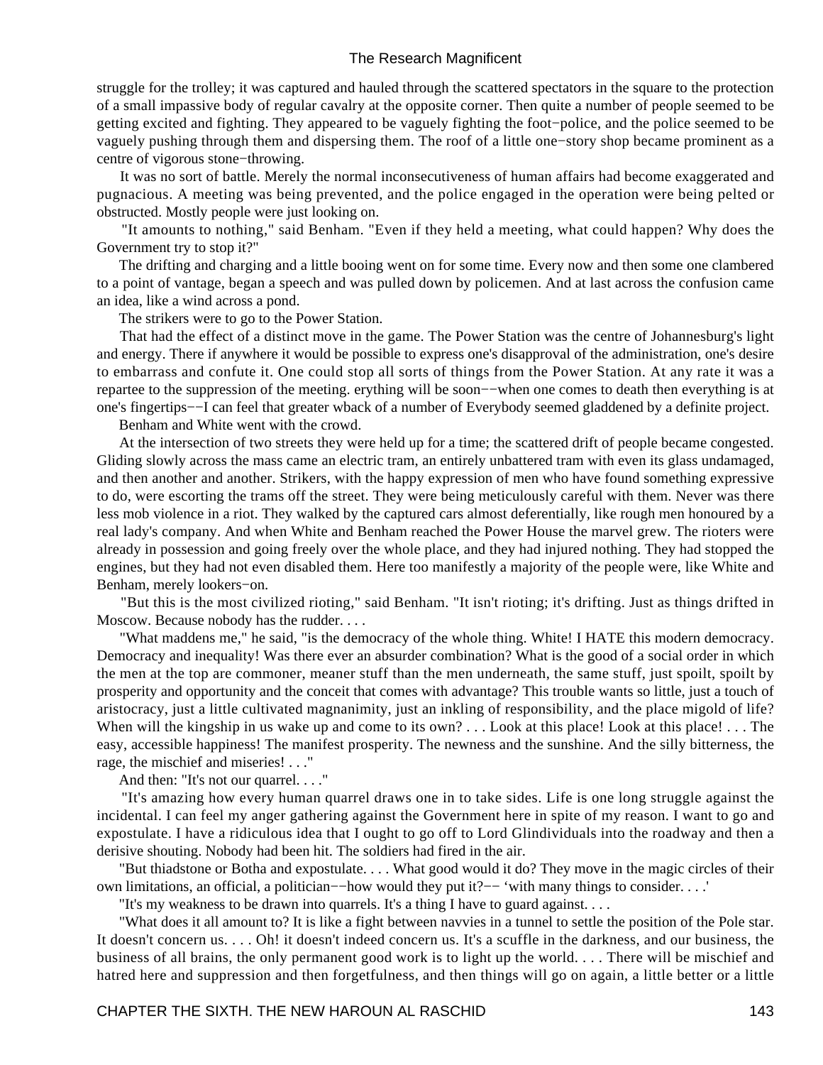struggle for the trolley; it was captured and hauled through the scattered spectators in the square to the protection of a small impassive body of regular cavalry at the opposite corner. Then quite a number of people seemed to be getting excited and fighting. They appeared to be vaguely fighting the foot−police, and the police seemed to be vaguely pushing through them and dispersing them. The roof of a little one−story shop became prominent as a centre of vigorous stone−throwing.

It was no sort of battle. Merely the normal inconsecutiveness of human affairs had become exaggerated and pugnacious. A meeting was being prevented, and the police engaged in the operation were being pelted or obstructed. Mostly people were just looking on.

"It amounts to nothing," said Benham. "Even if they held a meeting, what could happen? Why does the Government try to stop it?"

The drifting and charging and a little booing went on for some time. Every now and then some one clambered to a point of vantage, began a speech and was pulled down by policemen. And at last across the confusion came an idea, like a wind across a pond.

The strikers were to go to the Power Station.

That had the effect of a distinct move in the game. The Power Station was the centre of Johannesburg's light and energy. There if anywhere it would be possible to express one's disapproval of the administration, one's desire to embarrass and confute it. One could stop all sorts of things from the Power Station. At any rate it was a repartee to the suppression of the meeting. erything will be soon−−when one comes to death then everything is at one's fingertips−−I can feel that greater wback of a number of Everybody seemed gladdened by a definite project.

Benham and White went with the crowd.

At the intersection of two streets they were held up for a time; the scattered drift of people became congested. Gliding slowly across the mass came an electric tram, an entirely unbattered tram with even its glass undamaged, and then another and another. Strikers, with the happy expression of men who have found something expressive to do, were escorting the trams off the street. They were being meticulously careful with them. Never was there less mob violence in a riot. They walked by the captured cars almost deferentially, like rough men honoured by a real lady's company. And when White and Benham reached the Power House the marvel grew. The rioters were already in possession and going freely over the whole place, and they had injured nothing. They had stopped the engines, but they had not even disabled them. Here too manifestly a majority of the people were, like White and Benham, merely lookers−on.

"But this is the most civilized rioting," said Benham. "It isn't rioting; it's drifting. Just as things drifted in Moscow. Because nobody has the rudder. . . .

"What maddens me," he said, "is the democracy of the whole thing. White! I HATE this modern democracy. Democracy and inequality! Was there ever an absurder combination? What is the good of a social order in which the men at the top are commoner, meaner stuff than the men underneath, the same stuff, just spoilt, spoilt by prosperity and opportunity and the conceit that comes with advantage? This trouble wants so little, just a touch of aristocracy, just a little cultivated magnanimity, just an inkling of responsibility, and the place migold of life? When will the kingship in us wake up and come to its own? . . . Look at this place! Look at this place! . . . The easy, accessible happiness! The manifest prosperity. The newness and the sunshine. And the silly bitterness, the rage, the mischief and miseries! . . ."

And then: "It's not our quarrel. . . ."

"It's amazing how every human quarrel draws one in to take sides. Life is one long struggle against the incidental. I can feel my anger gathering against the Government here in spite of my reason. I want to go and expostulate. I have a ridiculous idea that I ought to go off to Lord Glindividuals into the roadway and then a derisive shouting. Nobody had been hit. The soldiers had fired in the air.

"But thiadstone or Botha and expostulate. . . . What good would it do? They move in the magic circles of their own limitations, an official, a politician−−how would they put it?−− 'with many things to consider. . . .'

"It's my weakness to be drawn into quarrels. It's a thing I have to guard against. . . .

"What does it all amount to? It is like a fight between navvies in a tunnel to settle the position of the Pole star. It doesn't concern us. . . . Oh! it doesn't indeed concern us. It's a scuffle in the darkness, and our business, the business of all brains, the only permanent good work is to light up the world. . . . There will be mischief and hatred here and suppression and then forgetfulness, and then things will go on again, a little better or a little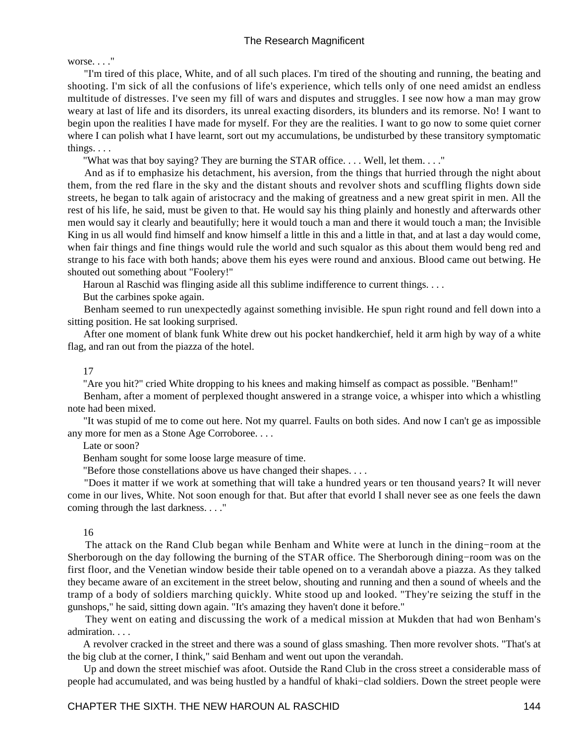worse. . . ."

"I'm tired of this place, White, and of all such places. I'm tired of the shouting and running, the beating and shooting. I'm sick of all the confusions of life's experience, which tells only of one need amidst an endless multitude of distresses. I've seen my fill of wars and disputes and struggles. I see now how a man may grow weary at last of life and its disorders, its unreal exacting disorders, its blunders and its remorse. No! I want to begin upon the realities I have made for myself. For they are the realities. I want to go now to some quiet corner where I can polish what I have learnt, sort out my accumulations, be undisturbed by these transitory symptomatic things. . . .

"What was that boy saying? They are burning the STAR office. . . . Well, let them. . . ."

And as if to emphasize his detachment, his aversion, from the things that hurried through the night about them, from the red flare in the sky and the distant shouts and revolver shots and scuffling flights down side streets, he began to talk again of aristocracy and the making of greatness and a new great spirit in men. All the rest of his life, he said, must be given to that. He would say his thing plainly and honestly and afterwards other men would say it clearly and beautifully; here it would touch a man and there it would touch a man; the Invisible King in us all would find himself and know himself a little in this and a little in that, and at last a day would come, when fair things and fine things would rule the world and such squalor as this about them would beng red and strange to his face with both hands; above them his eyes were round and anxious. Blood came out betwing. He shouted out something about "Foolery!"

Haroun al Raschid was flinging aside all this sublime indifference to current things. . . .

But the carbines spoke again.

Benham seemed to run unexpectedly against something invisible. He spun right round and fell down into a sitting position. He sat looking surprised.

After one moment of blank funk White drew out his pocket handkerchief, held it arm high by way of a white flag, and ran out from the piazza of the hotel.

17

"Are you hit?" cried White dropping to his knees and making himself as compact as possible. "Benham!"

Benham, after a moment of perplexed thought answered in a strange voice, a whisper into which a whistling note had been mixed.

"It was stupid of me to come out here. Not my quarrel. Faults on both sides. And now I can't ge as impossible any more for men as a Stone Age Corroboree. . . .

Late or soon?

Benham sought for some loose large measure of time.

"Before those constellations above us have changed their shapes. . . .

"Does it matter if we work at something that will take a hundred years or ten thousand years? It will never come in our lives, White. Not soon enough for that. But after that evorld I shall never see as one feels the dawn coming through the last darkness. . . ."

16

The attack on the Rand Club began while Benham and White were at lunch in the dining−room at the Sherborough on the day following the burning of the STAR office. The Sherborough dining−room was on the first floor, and the Venetian window beside their table opened on to a verandah above a piazza. As they talked they became aware of an excitement in the street below, shouting and running and then a sound of wheels and the tramp of a body of soldiers marching quickly. White stood up and looked. "They're seizing the stuff in the gunshops," he said, sitting down again. "It's amazing they haven't done it before."

They went on eating and discussing the work of a medical mission at Mukden that had won Benham's admiration. . . .

A revolver cracked in the street and there was a sound of glass smashing. Then more revolver shots. "That's at the big club at the corner, I think," said Benham and went out upon the verandah.

Up and down the street mischief was afoot. Outside the Rand Club in the cross street a considerable mass of people had accumulated, and was being hustled by a handful of khaki−clad soldiers. Down the street people were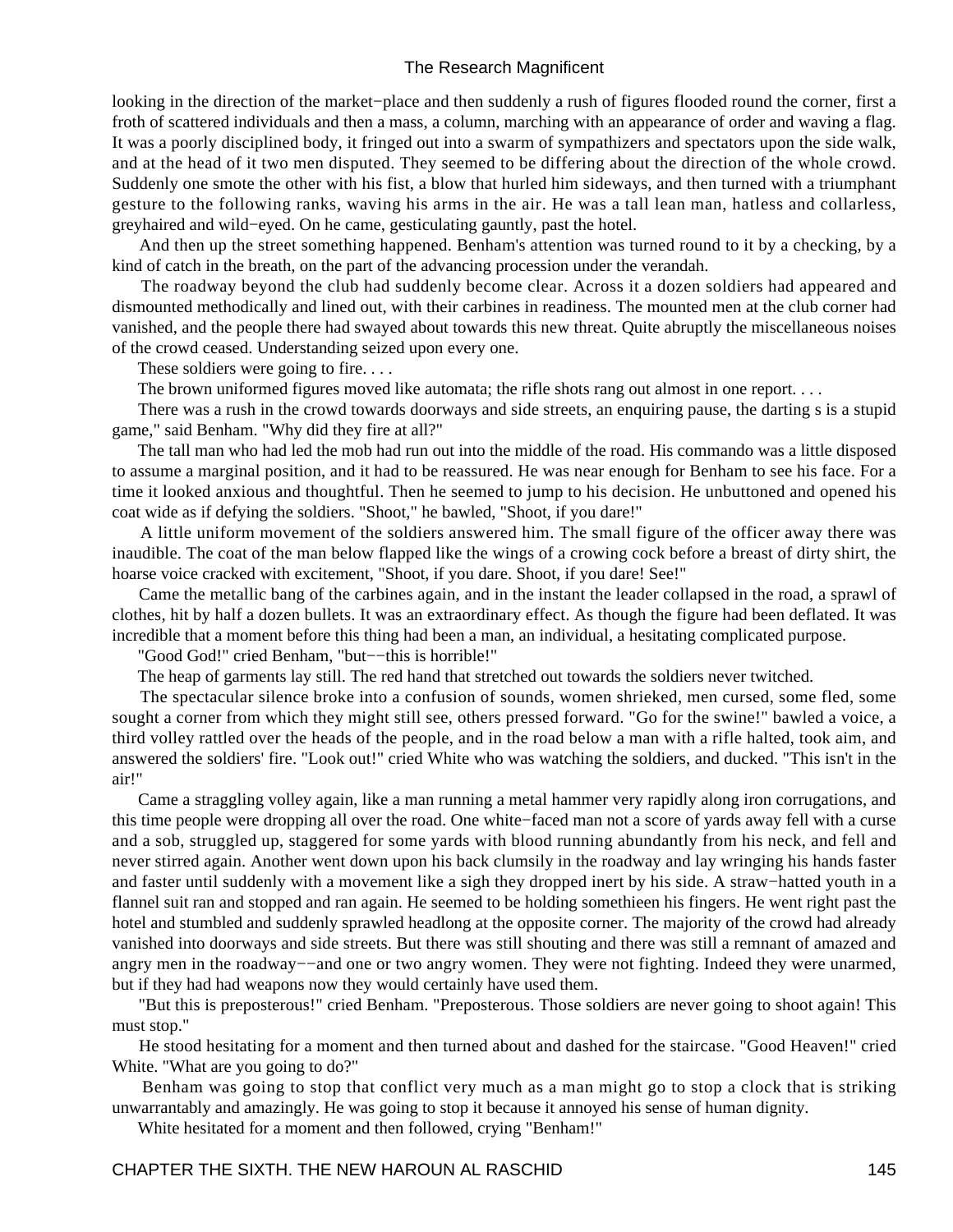looking in the direction of the market−place and then suddenly a rush of figures flooded round the corner, first a froth of scattered individuals and then a mass, a column, marching with an appearance of order and waving a flag. It was a poorly disciplined body, it fringed out into a swarm of sympathizers and spectators upon the side walk, and at the head of it two men disputed. They seemed to be differing about the direction of the whole crowd. Suddenly one smote the other with his fist, a blow that hurled him sideways, and then turned with a triumphant gesture to the following ranks, waving his arms in the air. He was a tall lean man, hatless and collarless, greyhaired and wild−eyed. On he came, gesticulating gauntly, past the hotel.

And then up the street something happened. Benham's attention was turned round to it by a checking, by a kind of catch in the breath, on the part of the advancing procession under the verandah.

The roadway beyond the club had suddenly become clear. Across it a dozen soldiers had appeared and dismounted methodically and lined out, with their carbines in readiness. The mounted men at the club corner had vanished, and the people there had swayed about towards this new threat. Quite abruptly the miscellaneous noises of the crowd ceased. Understanding seized upon every one.

These soldiers were going to fire. . . .

The brown uniformed figures moved like automata; the rifle shots rang out almost in one report. . . .

There was a rush in the crowd towards doorways and side streets, an enquiring pause, the darting s is a stupid game," said Benham. "Why did they fire at all?"

The tall man who had led the mob had run out into the middle of the road. His commando was a little disposed to assume a marginal position, and it had to be reassured. He was near enough for Benham to see his face. For a time it looked anxious and thoughtful. Then he seemed to jump to his decision. He unbuttoned and opened his coat wide as if defying the soldiers. "Shoot," he bawled, "Shoot, if you dare!"

A little uniform movement of the soldiers answered him. The small figure of the officer away there was inaudible. The coat of the man below flapped like the wings of a crowing cock before a breast of dirty shirt, the hoarse voice cracked with excitement, "Shoot, if you dare. Shoot, if you dare! See!"

Came the metallic bang of the carbines again, and in the instant the leader collapsed in the road, a sprawl of clothes, hit by half a dozen bullets. It was an extraordinary effect. As though the figure had been deflated. It was incredible that a moment before this thing had been a man, an individual, a hesitating complicated purpose.

"Good God!" cried Benham, "but−−this is horrible!"

The heap of garments lay still. The red hand that stretched out towards the soldiers never twitched.

The spectacular silence broke into a confusion of sounds, women shrieked, men cursed, some fled, some sought a corner from which they might still see, others pressed forward. "Go for the swine!" bawled a voice, a third volley rattled over the heads of the people, and in the road below a man with a rifle halted, took aim, and answered the soldiers' fire. "Look out!" cried White who was watching the soldiers, and ducked. "This isn't in the air!"

Came a straggling volley again, like a man running a metal hammer very rapidly along iron corrugations, and this time people were dropping all over the road. One white−faced man not a score of yards away fell with a curse and a sob, struggled up, staggered for some yards with blood running abundantly from his neck, and fell and never stirred again. Another went down upon his back clumsily in the roadway and lay wringing his hands faster and faster until suddenly with a movement like a sigh they dropped inert by his side. A straw−hatted youth in a flannel suit ran and stopped and ran again. He seemed to be holding somethieen his fingers. He went right past the hotel and stumbled and suddenly sprawled headlong at the opposite corner. The majority of the crowd had already vanished into doorways and side streets. But there was still shouting and there was still a remnant of amazed and angry men in the roadway−−and one or two angry women. They were not fighting. Indeed they were unarmed, but if they had had weapons now they would certainly have used them.

"But this is preposterous!" cried Benham. "Preposterous. Those soldiers are never going to shoot again! This must stop."

He stood hesitating for a moment and then turned about and dashed for the staircase. "Good Heaven!" cried White. "What are you going to do?"

Benham was going to stop that conflict very much as a man might go to stop a clock that is striking unwarrantably and amazingly. He was going to stop it because it annoyed his sense of human dignity.

White hesitated for a moment and then followed, crying "Benham!"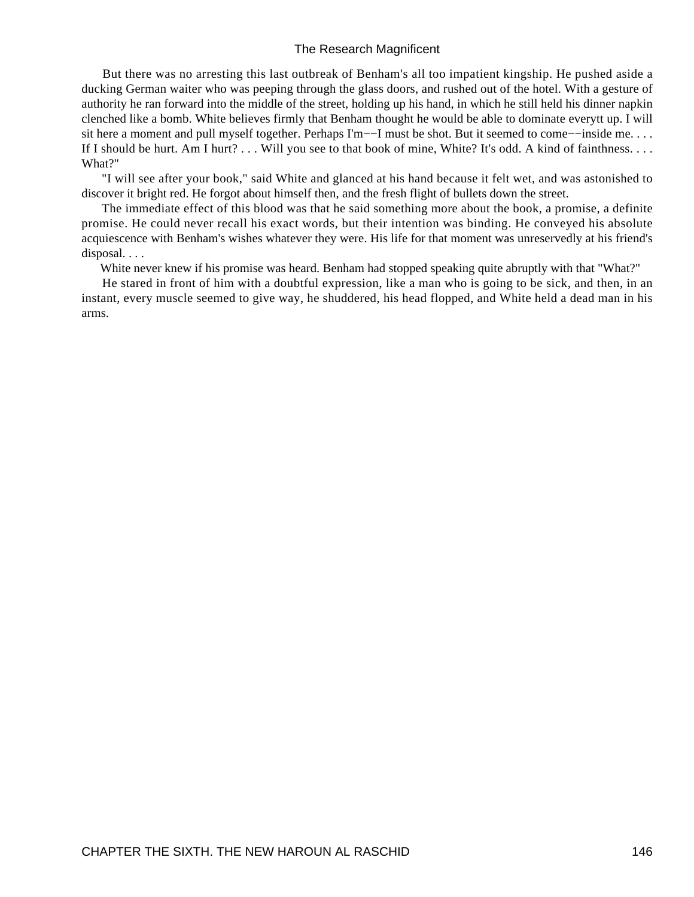But there was no arresting this last outbreak of Benham's all too impatient kingship. He pushed aside a ducking German waiter who was peeping through the glass doors, and rushed out of the hotel. With a gesture of authority he ran forward into the middle of the street, holding up his hand, in which he still held his dinner napkin clenched like a bomb. White believes firmly that Benham thought he would be able to dominate everytt up. I will sit here a moment and pull myself together. Perhaps I'm−−I must be shot. But it seemed to come−−inside me. . . . If I should be hurt. Am I hurt? . . . Will you see to that book of mine, White? It's odd. A kind of faintness. . . . What?"

"I will see after your book," said White and glanced at his hand because it felt wet, and was astonished to discover it bright red. He forgot about himself then, and the fresh flight of bullets down the street.

The immediate effect of this blood was that he said something more about the book, a promise, a definite promise. He could never recall his exact words, but their intention was binding. He conveyed his absolute acquiescence with Benham's wishes whatever they were. His life for that moment was unreservedly at his friend's disposal. . . .

White never knew if his promise was heard. Benham had stopped speaking quite abruptly with that "What?"

He stared in front of him with a doubtful expression, like a man who is going to be sick, and then, in an instant, every muscle seemed to give way, he shuddered, his head flopped, and White held a dead man in his arms.